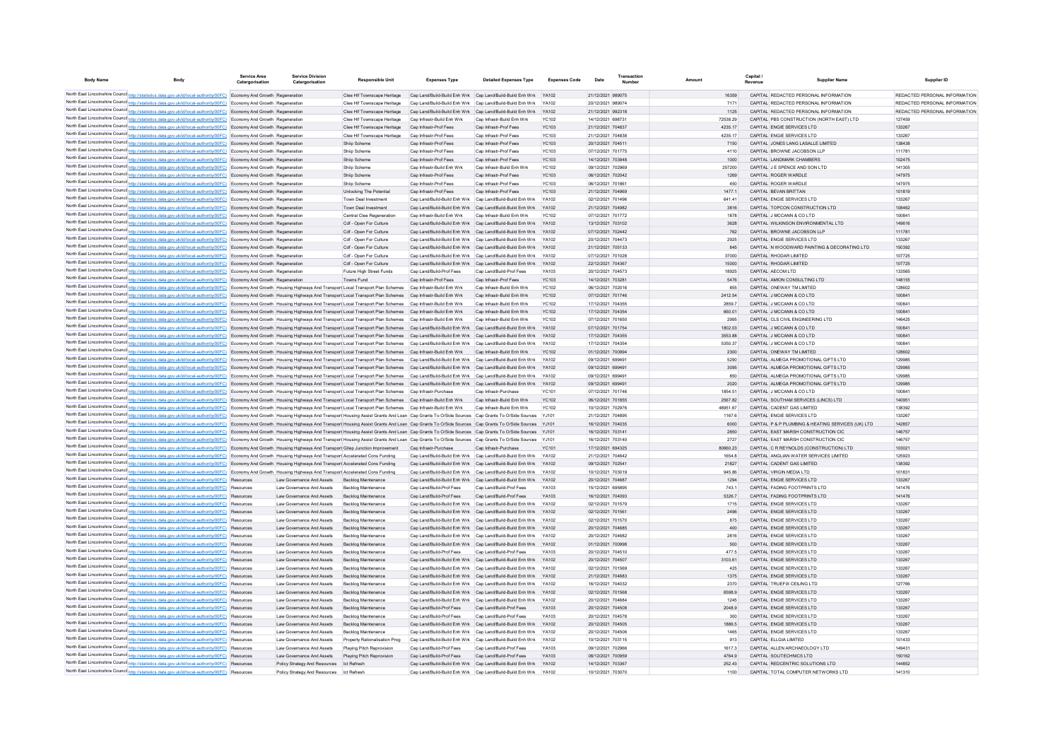| Body Name | Body | Service Area Catergorisation | Service Division Catergorisation | Responsible Unit | Expenses Type | Detailed Expenses Type | Expenses Code | Date | Transaction Number | Amount | Capital / Revenue | Supplier Name | Supplier ID |
|---|---|---|---|---|---|---|---|---|---|---|---|---|---|
| North East Lincolnshire Council | http://statistics.data.gov.uk/id/local-authority/00FC) | Economy And Growth | Regeneration | Clee Hlf Townscape Heritage | Cap Land/Build-Build Enh Wrk | Cap Land/Build-Build Enh Wrk | YA102 | 21/12/2021 | 989075 | 16359 | CAPITAL | REDACTED PERSONAL INFORMATION | REDACTED PERSONAL INFORMATION |
| North East Lincolnshire Council | http://statistics.data.gov.uk/id/local-authority/00FC) | Economy And Growth | Regeneration | Clee Hlf Townscape Heritage | Cap Land/Build-Build Enh Wrk | Cap Land/Build-Build Enh Wrk | YA102 | 20/12/2021 | 989074 | 7171 | CAPITAL | REDACTED PERSONAL INFORMATION | REDACTED PERSONAL INFORMATION |
| North East Lincolnshire Council | http://statistics.data.gov.uk/id/local-authority/00FC) | Economy And Growth | Regeneration | Clee Hlf Townscape Heritage | Cap Land/Build-Build Enh Wrk | Cap Land/Build-Build Enh Wrk | YA102 | 21/12/2021 | 992318 | 1125 | CAPITAL | REDACTED PERSONAL INFORMATION | REDACTED PERSONAL INFORMATION |
| North East Lincolnshire Council | http://statistics.data.gov.uk/id/local-authority/00FC) | Economy And Growth | Regeneration | Clee Hlf Townscape Heritage | Cap Infrastr-Build Enh Wrk | Cap Infrastr-Build Enh Wrk | YC102 | 14/12/2021 | 698731 | 72538.29 | CAPITAL | PBS CONSTRUCTION (NORTH EAST) LTD | 127459 |
| North East Lincolnshire Council | http://statistics.data.gov.uk/id/local-authority/00FC) | Economy And Growth | Regeneration | Clee Hlf Townscape Heritage | Cap Infrastr-Prof Fees | Cap Infrastr-Prof Fees | YC103 | 21/12/2021 | 704837 | 4235.17 | CAPITAL | ENGIE SERVICES LTD | 133267 |
| North East Lincolnshire Council | http://statistics.data.gov.uk/id/local-authority/00FC) | Economy And Growth | Regeneration | Clee Hlf Townscape Heritage | Cap Infrastr-Prof Fees | Cap Infrastr-Prof Fees | YC103 | 21/12/2021 | 704838 | 4235.17 | CAPITAL | ENGIE SERVICES LTD | 133267 |
| North East Lincolnshire Council | http://statistics.data.gov.uk/id/local-authority/00FC) | Economy And Growth | Regeneration | Shiip Scheme | Cap Infrastr-Prof Fees | Cap Infrastr-Prof Fees | YC103 | 20/12/2021 | 704511 | 7150 | CAPITAL | JONES LANG LASALLE LIMITED | 138438 |
| North East Lincolnshire Council | http://statistics.data.gov.uk/id/local-authority/00FC) | Economy And Growth | Regeneration | Shiip Scheme | Cap Infrastr-Prof Fees | Cap Infrastr-Prof Fees | YC103 | 07/12/2021 | 701775 | 4110 | CAPITAL | BROWNE JACOBSON LLP | 111781 |
| North East Lincolnshire Council | http://statistics.data.gov.uk/id/local-authority/00FC) | Economy And Growth | Regeneration | Shiip Scheme | Cap Infrastr-Prof Fees | Cap Infrastr-Prof Fees | YC103 | 14/12/2021 | 703948 | 1000 | CAPITAL | LANDMARK CHAMBERS | 102475 |
| North East Lincolnshire Council | http://statistics.data.gov.uk/id/local-authority/00FC) | Economy And Growth | Regeneration | Shiip Scheme | Cap Infrastr-Build Enh Wrk | Cap Infrastr-Build Enh Wrk | YC102 | 09/12/2021 | 702969 | 257200 | CAPITAL | J E SPENCE AND SON LTD | 141305 |
| North East Lincolnshire Council | http://statistics.data.gov.uk/id/local-authority/00FC) | Economy And Growth | Regeneration | Shiip Scheme | Cap Infrastr-Prof Fees | Cap Infrastr-Prof Fees | YC103 | 06/12/2021 | 702042 | 1269 | CAPITAL | ROGER WARDLE | 147975 |
| North East Lincolnshire Council | http://statistics.data.gov.uk/id/local-authority/00FC) | Economy And Growth | Regeneration | Shiip Scheme | Cap Infrastr-Prof Fees | Cap Infrastr-Prof Fees | YC103 | 06/12/2021 | 701861 | 450 | CAPITAL | ROGER WARDLE | 147975 |
| North East Lincolnshire Council | http://statistics.data.gov.uk/id/local-authority/00FC) | Economy And Growth | Regeneration | Unlocking The Potential | Cap Infrastr-Prof Fees | Cap Infrastr-Prof Fees | YC103 | 21/12/2021 | 704969 | 1477.1 | CAPITAL | BEVAN BRITTAN | 101819 |
| North East Lincolnshire Council | http://statistics.data.gov.uk/id/local-authority/00FC) | Economy And Growth | Regeneration | Town Deal Investment | Cap Land/Build-Build Enh Wrk | Cap Land/Build-Build Enh Wrk | YA102 | 02/12/2021 | 701496 | 641.41 | CAPITAL | ENGIE SERVICES LTD | 133267 |
| North East Lincolnshire Council | http://statistics.data.gov.uk/id/local-authority/00FC) | Economy And Growth | Regeneration | Town Deal Investment | Cap Land/Build-Build Enh Wrk | Cap Land/Build-Build Enh Wrk | YA102 | 21/12/2021 | 704982 | 3816 | CAPITAL | TOPCON CONSTRUCTION LTD | 108462 |
| North East Lincolnshire Council | http://statistics.data.gov.uk/id/local-authority/00FC) | Economy And Growth | Regeneration | Central Clee Regeneration | Cap Infrastr-Build Enh Wrk | Cap Infrastr-Build Enh Wrk | YC102 | 07/12/2021 | 701772 | 1878 | CAPITAL | J MCCANN & CO LTD | 100841 |
| North East Lincolnshire Council | http://statistics.data.gov.uk/id/local-authority/00FC) | Economy And Growth | Regeneration | Cdf - Open For Culture | Cap Land/Build-Build Enh Wrk | Cap Land/Build-Build Enh Wrk | YA102 | 13/12/2021 | 703102 | 3628 | CAPITAL | WILKINSON ENVIRONMENTAL LTD | 149616 |
| North East Lincolnshire Council | http://statistics.data.gov.uk/id/local-authority/00FC) | Economy And Growth | Regeneration | Cdf - Open For Culture | Cap Land/Build-Build Enh Wrk | Cap Land/Build-Build Enh Wrk | YA102 | 07/12/2021 | 702442 | 762 | CAPITAL | BROWNE JACOBSON LLP | 111781 |
| North East Lincolnshire Council | http://statistics.data.gov.uk/id/local-authority/00FC) | Economy And Growth | Regeneration | Cdf - Open For Culture | Cap Land/Build-Build Enh Wrk | Cap Land/Build-Build Enh Wrk | YA102 | 20/12/2021 | 704473 | 2925 | CAPITAL | ENGIE SERVICES LTD | 133267 |
| North East Lincolnshire Council | http://statistics.data.gov.uk/id/local-authority/00FC) | Economy And Growth | Regeneration | Cdf - Open For Culture | Cap Land/Build-Build Enh Wrk | Cap Land/Build-Build Enh Wrk | YA102 | 21/12/2021 | 705133 | 845 | CAPITAL | N WOODWARD PAINTING & DECORATING LTD | 150392 |
| North East Lincolnshire Council | http://statistics.data.gov.uk/id/local-authority/00FC) | Economy And Growth | Regeneration | Cdf - Open For Culture | Cap Land/Build-Build Enh Wrk | Cap Land/Build-Build Enh Wrk | YA102 | 07/12/2021 | 701028 | 37000 | CAPITAL | RHODAR LIMITED | 107725 |
| North East Lincolnshire Council | http://statistics.data.gov.uk/id/local-authority/00FC) | Economy And Growth | Regeneration | Cdf - Open For Culture | Cap Land/Build-Build Enh Wrk | Cap Land/Build-Build Enh Wrk | YA102 | 22/12/2021 | 704367 | 15000 | CAPITAL | RHODAR LIMITED | 107725 |
| North East Lincolnshire Council | http://statistics.data.gov.uk/id/local-authority/00FC) | Economy And Growth | Regeneration | Future High Street Funds | Cap Land/Build-Prof Fees | Cap Land/Build-Prof Fees | YA103 | 20/12/2021 | 704573 | 18925 | CAPITAL | AECOM LTD | 133565 |
| North East Lincolnshire Council | http://statistics.data.gov.uk/id/local-authority/00FC) | Economy And Growth | Regeneration | Towns Fund | Cap Infrastr-Prof Fees | Cap Infrastr-Prof Fees | YC103 | 14/12/2021 | 703281 | 5476 | CAPITAL | AMION CONSULTING LTD | 148155 |
| North East Lincolnshire Council | http://statistics.data.gov.uk/id/local-authority/00FC) | Economy And Growth | Housing Highways And Transport | Local Transport Plan Schemes | Cap Infrastr-Build Enh Wrk | Cap Infrastr-Build Enh Wrk | YC102 | 06/12/2021 | 702016 | 855 | CAPITAL | ONEWAY TM LIMITED | 128602 |
| North East Lincolnshire Council | http://statistics.data.gov.uk/id/local-authority/00FC) | Economy And Growth | Housing Highways And Transport | Local Transport Plan Schemes | Cap Infrastr-Build Enh Wrk | Cap Infrastr-Build Enh Wrk | YC102 | 07/12/2021 | 701748 | 2412.54 | CAPITAL | J MCCANN & CO LTD | 100841 |
| North East Lincolnshire Council | http://statistics.data.gov.uk/id/local-authority/00FC) | Economy And Growth | Housing Highways And Transport | Local Transport Plan Schemes | Cap Infrastr-Build Enh Wrk | Cap Infrastr-Build Enh Wrk | YC102 | 17/12/2021 | 704355 | 2859.7 | CAPITAL | J MCCANN & CO LTD | 100841 |
| North East Lincolnshire Council | http://statistics.data.gov.uk/id/local-authority/00FC) | Economy And Growth | Housing Highways And Transport | Local Transport Plan Schemes | Cap Infrastr-Build Enh Wrk | Cap Infrastr-Build Enh Wrk | YC102 | 17/12/2021 | 704354 | 660.01 | CAPITAL | J MCCANN & CO LTD | 100841 |
| North East Lincolnshire Council | http://statistics.data.gov.uk/id/local-authority/00FC) | Economy And Growth | Housing Highways And Transport | Local Transport Plan Schemes | Cap Infrastr-Build Enh Wrk | Cap Infrastr-Build Enh Wrk | YC102 | 07/12/2021 | 701650 | 2995 | CAPITAL | CLS CIVIL ENGINEERING LTD | 146425 |
| North East Lincolnshire Council | http://statistics.data.gov.uk/id/local-authority/00FC) | Economy And Growth | Housing Highways And Transport | Local Transport Plan Schemes | Cap Land/Build-Build Enh Wrk | Cap Land/Build-Build Enh Wrk | YA102 | 07/12/2021 | 701754 | 1802.03 | CAPITAL | J MCCANN & CO LTD | 100841 |
| North East Lincolnshire Council | http://statistics.data.gov.uk/id/local-authority/00FC) | Economy And Growth | Housing Highways And Transport | Local Transport Plan Schemes | Cap Land/Build-Build Enh Wrk | Cap Land/Build-Build Enh Wrk | YA102 | 17/12/2021 | 704355 | 3553.88 | CAPITAL | J MCCANN & CO LTD | 100841 |
| North East Lincolnshire Council | http://statistics.data.gov.uk/id/local-authority/00FC) | Economy And Growth | Housing Highways And Transport | Local Transport Plan Schemes | Cap Land/Build-Build Enh Wrk | Cap Land/Build-Build Enh Wrk | YA102 | 17/12/2021 | 704354 | 5350.37 | CAPITAL | J MCCANN & CO LTD | 100841 |
| North East Lincolnshire Council | http://statistics.data.gov.uk/id/local-authority/00FC) | Economy And Growth | Housing Highways And Transport | Local Transport Plan Schemes | Cap Infrastr-Build Enh Wrk | Cap Infrastr-Build Enh Wrk | YC102 | 01/12/2021 | 700994 | 2300 | CAPITAL | ONEWAY TM LIMITED | 128602 |
| North East Lincolnshire Council | http://statistics.data.gov.uk/id/local-authority/00FC) | Economy And Growth | Housing Highways And Transport | Local Transport Plan Schemes | Cap Land/Build-Build Enh Wrk | Cap Land/Build-Build Enh Wrk | YA102 | 09/12/2021 | 699491 | 5290 | CAPITAL | ALMEGA PROMOTIONAL GIFTS LTD | 129985 |
| North East Lincolnshire Council | http://statistics.data.gov.uk/id/local-authority/00FC) | Economy And Growth | Housing Highways And Transport | Local Transport Plan Schemes | Cap Land/Build-Build Enh Wrk | Cap Land/Build-Build Enh Wrk | YA102 | 09/12/2021 | 699491 | 3095 | CAPITAL | ALMEGA PROMOTIONAL GIFTS LTD | 129985 |
| North East Lincolnshire Council | http://statistics.data.gov.uk/id/local-authority/00FC) | Economy And Growth | Housing Highways And Transport | Local Transport Plan Schemes | Cap Land/Build-Build Enh Wrk | Cap Land/Build-Build Enh Wrk | YA102 | 09/12/2021 | 699491 | 850 | CAPITAL | ALMEGA PROMOTIONAL GIFTS LTD | 129985 |
| North East Lincolnshire Council | http://statistics.data.gov.uk/id/local-authority/00FC) | Economy And Growth | Housing Highways And Transport | Local Transport Plan Schemes | Cap Land/Build-Build Enh Wrk | Cap Land/Build-Build Enh Wrk | YA102 | 09/12/2021 | 699491 | 2020 | CAPITAL | ALMEGA PROMOTIONAL GIFTS LTD | 129985 |
| North East Lincolnshire Council | http://statistics.data.gov.uk/id/local-authority/00FC) | Economy And Growth | Housing Highways And Transport | Local Transport Plan Schemes | Cap Infrastr-Purchase | Cap Infrastr-Purchase | YC101 | 07/12/2021 | 701746 | 1854.51 | CAPITAL | J MCCANN & CO LTD | 100841 |
| North East Lincolnshire Council | http://statistics.data.gov.uk/id/local-authority/00FC) | Economy And Growth | Housing Highways And Transport | Local Transport Plan Schemes | Cap Infrastr-Build Enh Wrk | Cap Infrastr-Build Enh Wrk | YC102 | 06/12/2021 | 701855 | 2567.82 | CAPITAL | SOUTHAM SERVICES (LINCS) LTD | 140951 |
| North East Lincolnshire Council | http://statistics.data.gov.uk/id/local-authority/00FC) | Economy And Growth | Housing Highways And Transport | Local Transport Plan Schemes | Cap Infrastr-Build Enh Wrk | Cap Infrastr-Build Enh Wrk | YC102 | 10/12/2021 | 702976 | 48951.67 | CAPITAL | CADENT GAS LIMITED | 138392 |
| North East Lincolnshire Council | http://statistics.data.gov.uk/id/local-authority/00FC) | Economy And Growth | Housing Highways And Transport | Housing Assist Grants And Loan | Cap Grants To O/Side Sources | Cap Grants To O/Side Sources | YJ101 | 21/12/2021 | 704895 | 1167.6 | CAPITAL | ENGIE SERVICES LTD | 133267 |
| North East Lincolnshire Council | http://statistics.data.gov.uk/id/local-authority/00FC) | Economy And Growth | Housing Highways And Transport | Housing Assist Grants And Loan | Cap Grants To O/Side Sources | Cap Grants To O/Side Sources | YJ101 | 16/12/2021 | 704035 | 6000 | CAPITAL | P & P PLUMBING & HEATING SERVICES (UK) LTD | 142857 |
| North East Lincolnshire Council | http://statistics.data.gov.uk/id/local-authority/00FC) | Economy And Growth | Housing Highways And Transport | Housing Assist Grants And Loan | Cap Grants To O/Side Sources | Cap Grants To O/Side Sources | YJ101 | 16/12/2021 | 703141 | 2850 | CAPITAL | EAST MARSH CONSTRUCTION CIC | 146757 |
| North East Lincolnshire Council | http://statistics.data.gov.uk/id/local-authority/00FC) | Economy And Growth | Housing Highways And Transport | Housing Assist Grants And Loan | Cap Grants To O/Side Sources | Cap Grants To O/Side Sources | YJ101 | 16/12/2021 | 703140 | 2727 | CAPITAL | EAST MARSH CONSTRUCTION CIC | 146757 |
| North East Lincolnshire Council | http://statistics.data.gov.uk/id/local-authority/00FC) | Economy And Growth | Housing Highways And Transport | Gllep Junction Improvement | Cap Infrastr-Purchase | Cap Infrastr-Purchase | YC101 | 17/12/2021 | 694325 | 80660.23 | CAPITAL | C R REYNOLDS (CONSTRUCTION) LTD | 103021 |
| North East Lincolnshire Council | http://statistics.data.gov.uk/id/local-authority/00FC) | Economy And Growth | Housing Highways And Transport | Accelerated Cons Funding | Cap Land/Build-Build Enh Wrk | Cap Land/Build-Build Enh Wrk | YA102 | 21/12/2021 | 704642 | 1654.8 | CAPITAL | ANGLIAN WATER SERVICES LIMITED | 125923 |
| North East Lincolnshire Council | http://statistics.data.gov.uk/id/local-authority/00FC) | Economy And Growth | Housing Highways And Transport | Accelerated Cons Funding | Cap Land/Build-Build Enh Wrk | Cap Land/Build-Build Enh Wrk | YA102 | 09/12/2021 | 702541 | 21827 | CAPITAL | CADENT GAS LIMITED | 138392 |
| North East Lincolnshire Council | http://statistics.data.gov.uk/id/local-authority/00FC) | Economy And Growth | Housing Highways And Transport | Accelerated Cons Funding | Cap Land/Build-Build Enh Wrk | Cap Land/Build-Build Enh Wrk | YA102 | 10/12/2021 | 703019 | 945.86 | CAPITAL | VIRGIN MEDIA LTD | 101831 |
| North East Lincolnshire Council | http://statistics.data.gov.uk/id/local-authority/00FC) | Resources | Law Governance And Assets | Backlog Maintenance | Cap Land/Build-Build Enh Wrk | Cap Land/Build-Build Enh Wrk | YA102 | 20/12/2021 | 704687 | 1294 | CAPITAL | ENGIE SERVICES LTD | 133267 |
| North East Lincolnshire Council | http://statistics.data.gov.uk/id/local-authority/00FC) | Resources | Law Governance And Assets | Backlog Maintenance | Cap Land/Build-Prof Fees | Cap Land/Build-Prof Fees | YA103 | 15/12/2021 | 695895 | 743.1 | CAPITAL | FADING FOOTPRINTS LTD | 141476 |
| North East Lincolnshire Council | http://statistics.data.gov.uk/id/local-authority/00FC) | Resources | Law Governance And Assets | Backlog Maintenance | Cap Land/Build-Prof Fees | Cap Land/Build-Prof Fees | YA103 | 16/12/2021 | 704093 | 5326.7 | CAPITAL | FADING FOOTPRINTS LTD | 141476 |
| North East Lincolnshire Council | http://statistics.data.gov.uk/id/local-authority/00FC) | Resources | Law Governance And Assets | Backlog Maintenance | Cap Land/Build-Build Enh Wrk | Cap Land/Build-Build Enh Wrk | YA102 | 02/12/2021 | 701579 | 1715 | CAPITAL | ENGIE SERVICES LTD | 133267 |
| North East Lincolnshire Council | http://statistics.data.gov.uk/id/local-authority/00FC) | Resources | Law Governance And Assets | Backlog Maintenance | Cap Land/Build-Build Enh Wrk | Cap Land/Build-Build Enh Wrk | YA102 | 02/12/2021 | 701561 | 2496 | CAPITAL | ENGIE SERVICES LTD | 133267 |
| North East Lincolnshire Council | http://statistics.data.gov.uk/id/local-authority/00FC) | Resources | Law Governance And Assets | Backlog Maintenance | Cap Land/Build-Build Enh Wrk | Cap Land/Build-Build Enh Wrk | YA102 | 02/12/2021 | 701570 | 875 | CAPITAL | ENGIE SERVICES LTD | 133267 |
| North East Lincolnshire Council | http://statistics.data.gov.uk/id/local-authority/00FC) | Resources | Law Governance And Assets | Backlog Maintenance | Cap Land/Build-Build Enh Wrk | Cap Land/Build-Build Enh Wrk | YA102 | 20/12/2021 | 704685 | 400 | CAPITAL | ENGIE SERVICES LTD | 133267 |
| North East Lincolnshire Council | http://statistics.data.gov.uk/id/local-authority/00FC) | Resources | Law Governance And Assets | Backlog Maintenance | Cap Land/Build-Build Enh Wrk | Cap Land/Build-Build Enh Wrk | YA102 | 20/12/2021 | 704682 | 2816 | CAPITAL | ENGIE SERVICES LTD | 133267 |
| North East Lincolnshire Council | http://statistics.data.gov.uk/id/local-authority/00FC) | Resources | Law Governance And Assets | Backlog Maintenance | Cap Land/Build-Build Enh Wrk | Cap Land/Build-Build Enh Wrk | YA102 | 01/12/2021 | 700998 | 500 | CAPITAL | ENGIE SERVICES LTD | 133267 |
| North East Lincolnshire Council | http://statistics.data.gov.uk/id/local-authority/00FC) | Resources | Law Governance And Assets | Backlog Maintenance | Cap Land/Build-Prof Fees | Cap Land/Build-Prof Fees | YA103 | 20/12/2021 | 704510 | 477.5 | CAPITAL | ENGIE SERVICES LTD | 133267 |
| North East Lincolnshire Council | http://statistics.data.gov.uk/id/local-authority/00FC) | Resources | Law Governance And Assets | Backlog Maintenance | Cap Land/Build-Build Enh Wrk | Cap Land/Build-Build Enh Wrk | YA102 | 20/12/2021 | 704507 | 3103.61 | CAPITAL | ENGIE SERVICES LTD | 133267 |
| North East Lincolnshire Council | http://statistics.data.gov.uk/id/local-authority/00FC) | Resources | Law Governance And Assets | Backlog Maintenance | Cap Land/Build-Build Enh Wrk | Cap Land/Build-Build Enh Wrk | YA102 | 02/12/2021 | 701569 | 425 | CAPITAL | ENGIE SERVICES LTD | 133267 |
| North East Lincolnshire Council | http://statistics.data.gov.uk/id/local-authority/00FC) | Resources | Law Governance And Assets | Backlog Maintenance | Cap Land/Build-Build Enh Wrk | Cap Land/Build-Build Enh Wrk | YA102 | 21/12/2021 | 704683 | 1375 | CAPITAL | ENGIE SERVICES LTD | 133267 |
| North East Lincolnshire Council | http://statistics.data.gov.uk/id/local-authority/00FC) | Resources | Law Governance And Assets | Backlog Maintenance | Cap Land/Build-Build Enh Wrk | Cap Land/Build-Build Enh Wrk | YA102 | 16/12/2021 | 704032 | 2370 | CAPITAL | TRUEFIX CEILING LTD | 127786 |
| North East Lincolnshire Council | http://statistics.data.gov.uk/id/local-authority/00FC) | Resources | Law Governance And Assets | Backlog Maintenance | Cap Land/Build-Build Enh Wrk | Cap Land/Build-Build Enh Wrk | YA102 | 02/12/2021 | 701568 | 6598.9 | CAPITAL | ENGIE SERVICES LTD | 133267 |
| North East Lincolnshire Council | http://statistics.data.gov.uk/id/local-authority/00FC) | Resources | Law Governance And Assets | Backlog Maintenance | Cap Land/Build-Build Enh Wrk | Cap Land/Build-Build Enh Wrk | YA102 | 20/12/2021 | 704684 | 1245 | CAPITAL | ENGIE SERVICES LTD | 133267 |
| North East Lincolnshire Council | http://statistics.data.gov.uk/id/local-authority/00FC) | Resources | Law Governance And Assets | Backlog Maintenance | Cap Land/Build-Prof Fees | Cap Land/Build-Prof Fees | YA103 | 20/12/2021 | 704508 | 2048.9 | CAPITAL | ENGIE SERVICES LTD | 133267 |
| North East Lincolnshire Council | http://statistics.data.gov.uk/id/local-authority/00FC) | Resources | Law Governance And Assets | Backlog Maintenance | Cap Land/Build-Prof Fees | Cap Land/Build-Prof Fees | YA103 | 20/12/2021 | 704578 | 300 | CAPITAL | ENGIE SERVICES LTD | 133267 |
| North East Lincolnshire Council | http://statistics.data.gov.uk/id/local-authority/00FC) | Resources | Law Governance And Assets | Backlog Maintenance | Cap Land/Build-Build Enh Wrk | Cap Land/Build-Build Enh Wrk | YA102 | 20/12/2021 | 704505 | 1886.5 | CAPITAL | ENGIE SERVICES LTD | 133267 |
| North East Lincolnshire Council | http://statistics.data.gov.uk/id/local-authority/00FC) | Resources | Law Governance And Assets | Backlog Maintenance | Cap Land/Build-Build Enh Wrk | Cap Land/Build-Build Enh Wrk | YA102 | 20/12/2021 | 704506 | 1465 | CAPITAL | ENGIE SERVICES LTD | 133267 |
| North East Lincolnshire Council | http://statistics.data.gov.uk/id/local-authority/00FC) | Resources | Law Governance And Assets | Property Rationalisation Prog | Cap Land/Build-Build Enh Wrk | Cap Land/Build-Build Enh Wrk | YA102 | 10/12/2021 | 703115 | 913 | CAPITAL | ELLGIA LIMITED | 101433 |
| North East Lincolnshire Council | http://statistics.data.gov.uk/id/local-authority/00FC) | Resources | Law Governance And Assets | Playing Pitch Reprovision | Cap Land/Build-Prof Fees | Cap Land/Build-Prof Fees | YA103 | 09/12/2021 | 702966 | 1617.3 | CAPITAL | ALLEN ARCHAEOLOGY LTD | 149431 |
| North East Lincolnshire Council | http://statistics.data.gov.uk/id/local-authority/00FC) | Resources | Law Governance And Assets | Playing Pitch Reprovision | Cap Land/Build-Prof Fees | Cap Land/Build-Prof Fees | YA103 | 08/12/2021 | 700959 | 4764.9 | CAPITAL | SOLITECHNICS LTD | 150162 |
| North East Lincolnshire Council | http://statistics.data.gov.uk/id/local-authority/00FC) | Resources | Policy Strategy And Resources | Ict Refresh | Cap Land/Build-Build Enh Wrk | Cap Land/Build-Build Enh Wrk | YA102 | 14/12/2021 | 703367 | 252.43 | CAPITAL | REDCENTRIC SOLUTIONS LTD | 144852 |
| North East Lincolnshire Council | http://statistics.data.gov.uk/id/local-authority/00FC) | Resources | Policy Strategy And Resources | Ict Refresh | Cap Land/Build-Build Enh Wrk | Cap Land/Build-Build Enh Wrk | YA102 | 10/12/2021 | 703070 | 1100 | CAPITAL | TOTAL COMPUTER NETWORKS LTD | 141310 |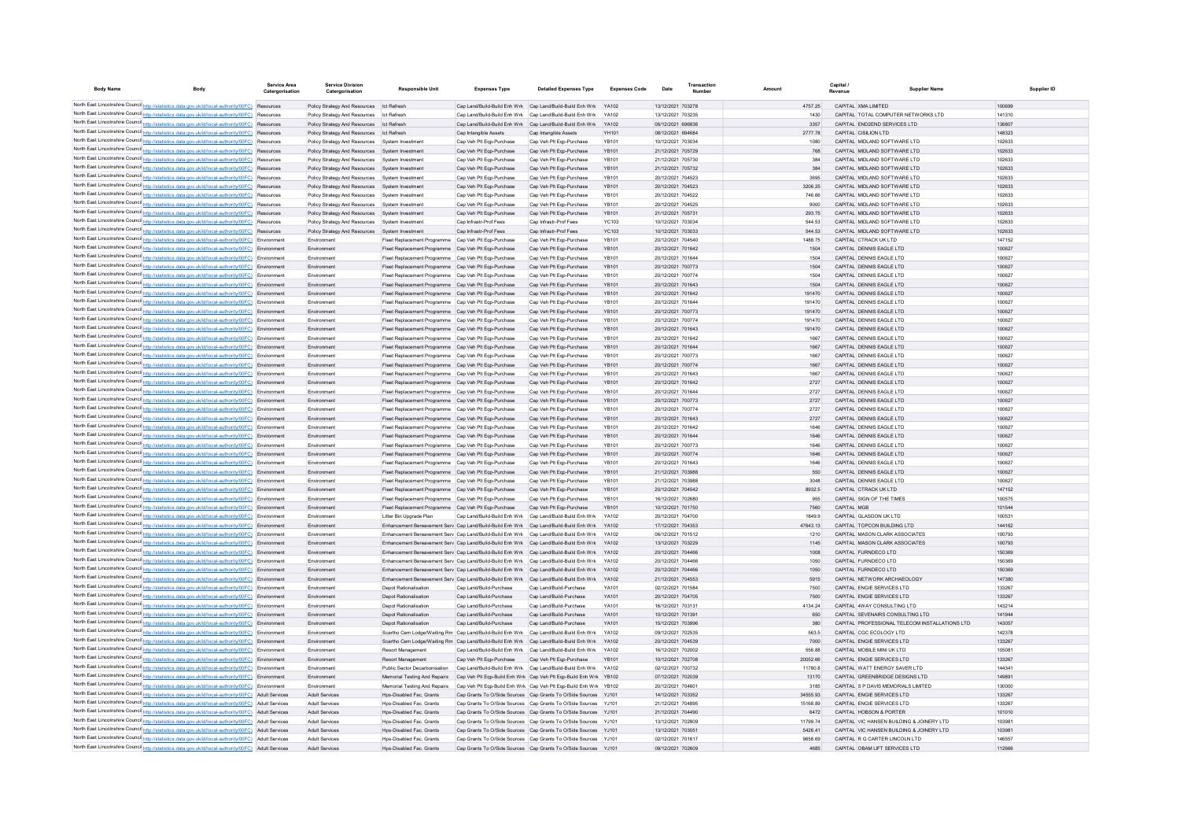| Body Name | Body | Service Area Catergorisation | Service Division Catergorisation | Responsible Unit | Expenses Type | Detailed Expenses Type | Expenses Code | Date | Transaction Number | Amount | Capital / Revenue | Supplier Name | Supplier ID |
|---|---|---|---|---|---|---|---|---|---|---|---|---|---|
| North East Lincolnshire Council | http://statistics.data.gov.uk/id/local-authority/00FC) | Resources | Policy Strategy And Resources | Ict Refresh | Cap Land/Build-Build Enh Wrk | Cap Land/Build-Build Enh Wrk | YA102 | 13/12/2021 | 703278 | 4757.25 | CAPITAL | XMA LIMITED | 100699 |
| North East Lincolnshire Council | http://statistics.data.gov.uk/id/local-authority/00FC) | Resources | Policy Strategy And Resources | Ict Refresh | Cap Land/Build-Build Enh Wrk | Cap Land/Build-Build Enh Wrk | YA102 | 13/12/2021 | 703235 | 1430 | CAPITAL | TOTAL COMPUTER NETWORKS LTD | 141310 |
| North East Lincolnshire Council | http://statistics.data.gov.uk/id/local-authority/00FC) | Resources | Policy Strategy And Resources | Ict Refresh | Cap Land/Build-Build Enh Wrk | Cap Land/Build-Build Enh Wrk | YA102 | 06/12/2021 | 696836 | 3357 | CAPITAL | END2END SERVICES LTD | 136807 |
| North East Lincolnshire Council | http://statistics.data.gov.uk/id/local-authority/00FC) | Resources | Policy Strategy And Resources | Ict Refresh | Cap Intangible Assets | Cap Intangible Assets | YH101 | 08/12/2021 | 694684 | 2777.78 | CAPITAL | CISILION LTD | 148323 |
| North East Lincolnshire Council | http://statistics.data.gov.uk/id/local-authority/00FC) | Resources | Policy Strategy And Resources | System Investment | Cap Veh Plt Eqp-Purchase | Cap Veh Plt Eqp-Purchase | YB101 | 10/12/2021 | 703034 | 1080 | CAPITAL | MIDLAND SOFTWARE LTD | 102633 |
| North East Lincolnshire Council | http://statistics.data.gov.uk/id/local-authority/00FC) | Resources | Policy Strategy And Resources | System Investment | Cap Veh Plt Eqp-Purchase | Cap Veh Plt Eqp-Purchase | YB101 | 21/12/2021 | 705729 | 768 | CAPITAL | MIDLAND SOFTWARE LTD | 102633 |
| North East Lincolnshire Council | http://statistics.data.gov.uk/id/local-authority/00FC) | Resources | Policy Strategy And Resources | System Investment | Cap Veh Plt Eqp-Purchase | Cap Veh Plt Eqp-Purchase | YB101 | 21/12/2021 | 705730 | 384 | CAPITAL | MIDLAND SOFTWARE LTD | 102633 |
| North East Lincolnshire Council | http://statistics.data.gov.uk/id/local-authority/00FC) | Resources | Policy Strategy And Resources | System Investment | Cap Veh Plt Eqp-Purchase | Cap Veh Plt Eqp-Purchase | YB101 | 21/12/2021 | 705732 | 384 | CAPITAL | MIDLAND SOFTWARE LTD | 102633 |
| North East Lincolnshire Council | http://statistics.data.gov.uk/id/local-authority/00FC) | Resources | Policy Strategy And Resources | System Investment | Cap Veh Plt Eqp-Purchase | Cap Veh Plt Eqp-Purchase | YB101 | 20/12/2021 | 704523 | 3695 | CAPITAL | MIDLAND SOFTWARE LTD | 102633 |
| North East Lincolnshire Council | http://statistics.data.gov.uk/id/local-authority/00FC) | Resources | Policy Strategy And Resources | System Investment | Cap Veh Plt Eqp-Purchase | Cap Veh Plt Eqp-Purchase | YB101 | 20/12/2021 | 704523 | 3206.25 | CAPITAL | MIDLAND SOFTWARE LTD | 102633 |
| North East Lincolnshire Council | http://statistics.data.gov.uk/id/local-authority/00FC) | Resources | Policy Strategy And Resources | System Investment | Cap Veh Plt Eqp-Purchase | Cap Veh Plt Eqp-Purchase | YB101 | 20/12/2021 | 704522 | 746.66 | CAPITAL | MIDLAND SOFTWARE LTD | 102633 |
| North East Lincolnshire Council | http://statistics.data.gov.uk/id/local-authority/00FC) | Resources | Policy Strategy And Resources | System Investment | Cap Veh Plt Eqp-Purchase | Cap Veh Plt Eqp-Purchase | YB101 | 20/12/2021 | 704525 | 9000 | CAPITAL | MIDLAND SOFTWARE LTD | 102633 |
| North East Lincolnshire Council | http://statistics.data.gov.uk/id/local-authority/00FC) | Resources | Policy Strategy And Resources | System Investment | Cap Veh Plt Eqp-Purchase | Cap Veh Plt Eqp-Purchase | YB101 | 21/12/2021 | 705731 | 293.75 | CAPITAL | MIDLAND SOFTWARE LTD | 102633 |
| North East Lincolnshire Council | http://statistics.data.gov.uk/id/local-authority/00FC) | Resources | Policy Strategy And Resources | System Investment | Cap Infrastr-Prof Fees | Cap Infrastr-Prof Fees | YC103 | 10/12/2021 | 703034 | 544.53 | CAPITAL | MIDLAND SOFTWARE LTD | 102633 |
| North East Lincolnshire Council | http://statistics.data.gov.uk/id/local-authority/00FC) | Resources | Policy Strategy And Resources | System Investment | Cap Infrastr-Prof Fees | Cap Infrastr-Prof Fees | YC103 | 10/12/2021 | 703033 | 544.53 | CAPITAL | MIDLAND SOFTWARE LTD | 102633 |
| North East Lincolnshire Council | http://statistics.data.gov.uk/id/local-authority/00FC) | Environment | Environment | Fleet Replacement Programme | Cap Veh Plt Eqp-Purchase | Cap Veh Plt Eqp-Purchase | YB101 | 20/12/2021 | 704540 | 1488.75 | CAPITAL | CTRACK UK LTD | 147152 |
| North East Lincolnshire Council | http://statistics.data.gov.uk/id/local-authority/00FC) | Environment | Environment | Fleet Replacement Programme | Cap Veh Plt Eqp-Purchase | Cap Veh Plt Eqp-Purchase | YB101 | 20/12/2021 | 701642 | 1504 | CAPITAL | DENNIS EAGLE LTD | 100627 |
| North East Lincolnshire Council | http://statistics.data.gov.uk/id/local-authority/00FC) | Environment | Environment | Fleet Replacement Programme | Cap Veh Plt Eqp-Purchase | Cap Veh Plt Eqp-Purchase | YB101 | 20/12/2021 | 701644 | 1504 | CAPITAL | DENNIS EAGLE LTD | 100627 |
| North East Lincolnshire Council | http://statistics.data.gov.uk/id/local-authority/00FC) | Environment | Environment | Fleet Replacement Programme | Cap Veh Plt Eqp-Purchase | Cap Veh Plt Eqp-Purchase | YB101 | 20/12/2021 | 700773 | 1504 | CAPITAL | DENNIS EAGLE LTD | 100627 |
| North East Lincolnshire Council | http://statistics.data.gov.uk/id/local-authority/00FC) | Environment | Environment | Fleet Replacement Programme | Cap Veh Plt Eqp-Purchase | Cap Veh Plt Eqp-Purchase | YB101 | 20/12/2021 | 700774 | 1504 | CAPITAL | DENNIS EAGLE LTD | 100627 |
| North East Lincolnshire Council | http://statistics.data.gov.uk/id/local-authority/00FC) | Environment | Environment | Fleet Replacement Programme | Cap Veh Plt Eqp-Purchase | Cap Veh Plt Eqp-Purchase | YB101 | 20/12/2021 | 701643 | 1504 | CAPITAL | DENNIS EAGLE LTD | 100627 |
| North East Lincolnshire Council | http://statistics.data.gov.uk/id/local-authority/00FC) | Environment | Environment | Fleet Replacement Programme | Cap Veh Plt Eqp-Purchase | Cap Veh Plt Eqp-Purchase | YB101 | 20/12/2021 | 701642 | 191470 | CAPITAL | DENNIS EAGLE LTD | 100627 |
| North East Lincolnshire Council | http://statistics.data.gov.uk/id/local-authority/00FC) | Environment | Environment | Fleet Replacement Programme | Cap Veh Plt Eqp-Purchase | Cap Veh Plt Eqp-Purchase | YB101 | 20/12/2021 | 701644 | 191470 | CAPITAL | DENNIS EAGLE LTD | 100627 |
| North East Lincolnshire Council | http://statistics.data.gov.uk/id/local-authority/00FC) | Environment | Environment | Fleet Replacement Programme | Cap Veh Plt Eqp-Purchase | Cap Veh Plt Eqp-Purchase | YB101 | 20/12/2021 | 700773 | 191470 | CAPITAL | DENNIS EAGLE LTD | 100627 |
| North East Lincolnshire Council | http://statistics.data.gov.uk/id/local-authority/00FC) | Environment | Environment | Fleet Replacement Programme | Cap Veh Plt Eqp-Purchase | Cap Veh Plt Eqp-Purchase | YB101 | 20/12/2021 | 700774 | 191470 | CAPITAL | DENNIS EAGLE LTD | 100627 |
| North East Lincolnshire Council | http://statistics.data.gov.uk/id/local-authority/00FC) | Environment | Environment | Fleet Replacement Programme | Cap Veh Plt Eqp-Purchase | Cap Veh Plt Eqp-Purchase | YB101 | 20/12/2021 | 701643 | 191470 | CAPITAL | DENNIS EAGLE LTD | 100627 |
| North East Lincolnshire Council | http://statistics.data.gov.uk/id/local-authority/00FC) | Environment | Environment | Fleet Replacement Programme | Cap Veh Plt Eqp-Purchase | Cap Veh Plt Eqp-Purchase | YB101 | 20/12/2021 | 701642 | 1667 | CAPITAL | DENNIS EAGLE LTD | 100627 |
| North East Lincolnshire Council | http://statistics.data.gov.uk/id/local-authority/00FC) | Environment | Environment | Fleet Replacement Programme | Cap Veh Plt Eqp-Purchase | Cap Veh Plt Eqp-Purchase | YB101 | 20/12/2021 | 701644 | 1667 | CAPITAL | DENNIS EAGLE LTD | 100627 |
| North East Lincolnshire Council | http://statistics.data.gov.uk/id/local-authority/00FC) | Environment | Environment | Fleet Replacement Programme | Cap Veh Plt Eqp-Purchase | Cap Veh Plt Eqp-Purchase | YB101 | 20/12/2021 | 700773 | 1667 | CAPITAL | DENNIS EAGLE LTD | 100627 |
| North East Lincolnshire Council | http://statistics.data.gov.uk/id/local-authority/00FC) | Environment | Environment | Fleet Replacement Programme | Cap Veh Plt Eqp-Purchase | Cap Veh Plt Eqp-Purchase | YB101 | 20/12/2021 | 700774 | 1667 | CAPITAL | DENNIS EAGLE LTD | 100627 |
| North East Lincolnshire Council | http://statistics.data.gov.uk/id/local-authority/00FC) | Environment | Environment | Fleet Replacement Programme | Cap Veh Plt Eqp-Purchase | Cap Veh Plt Eqp-Purchase | YB101 | 20/12/2021 | 701643 | 1667 | CAPITAL | DENNIS EAGLE LTD | 100627 |
| North East Lincolnshire Council | http://statistics.data.gov.uk/id/local-authority/00FC) | Environment | Environment | Fleet Replacement Programme | Cap Veh Plt Eqp-Purchase | Cap Veh Plt Eqp-Purchase | YB101 | 20/12/2021 | 701642 | 2727 | CAPITAL | DENNIS EAGLE LTD | 100627 |
| North East Lincolnshire Council | http://statistics.data.gov.uk/id/local-authority/00FC) | Environment | Environment | Fleet Replacement Programme | Cap Veh Plt Eqp-Purchase | Cap Veh Plt Eqp-Purchase | YB101 | 20/12/2021 | 701644 | 2727 | CAPITAL | DENNIS EAGLE LTD | 100627 |
| North East Lincolnshire Council | http://statistics.data.gov.uk/id/local-authority/00FC) | Environment | Environment | Fleet Replacement Programme | Cap Veh Plt Eqp-Purchase | Cap Veh Plt Eqp-Purchase | YB101 | 20/12/2021 | 700773 | 2727 | CAPITAL | DENNIS EAGLE LTD | 100627 |
| North East Lincolnshire Council | http://statistics.data.gov.uk/id/local-authority/00FC) | Environment | Environment | Fleet Replacement Programme | Cap Veh Plt Eqp-Purchase | Cap Veh Plt Eqp-Purchase | YB101 | 20/12/2021 | 700774 | 2727 | CAPITAL | DENNIS EAGLE LTD | 100627 |
| North East Lincolnshire Council | http://statistics.data.gov.uk/id/local-authority/00FC) | Environment | Environment | Fleet Replacement Programme | Cap Veh Plt Eqp-Purchase | Cap Veh Plt Eqp-Purchase | YB101 | 20/12/2021 | 701643 | 2727 | CAPITAL | DENNIS EAGLE LTD | 100627 |
| North East Lincolnshire Council | http://statistics.data.gov.uk/id/local-authority/00FC) | Environment | Environment | Fleet Replacement Programme | Cap Veh Plt Eqp-Purchase | Cap Veh Plt Eqp-Purchase | YB101 | 20/12/2021 | 701642 | 1646 | CAPITAL | DENNIS EAGLE LTD | 100627 |
| North East Lincolnshire Council | http://statistics.data.gov.uk/id/local-authority/00FC) | Environment | Environment | Fleet Replacement Programme | Cap Veh Plt Eqp-Purchase | Cap Veh Plt Eqp-Purchase | YB101 | 20/12/2021 | 701644 | 1646 | CAPITAL | DENNIS EAGLE LTD | 100627 |
| North East Lincolnshire Council | http://statistics.data.gov.uk/id/local-authority/00FC) | Environment | Environment | Fleet Replacement Programme | Cap Veh Plt Eqp-Purchase | Cap Veh Plt Eqp-Purchase | YB101 | 20/12/2021 | 700773 | 1646 | CAPITAL | DENNIS EAGLE LTD | 100627 |
| North East Lincolnshire Council | http://statistics.data.gov.uk/id/local-authority/00FC) | Environment | Environment | Fleet Replacement Programme | Cap Veh Plt Eqp-Purchase | Cap Veh Plt Eqp-Purchase | YB101 | 20/12/2021 | 700774 | 1646 | CAPITAL | DENNIS EAGLE LTD | 100627 |
| North East Lincolnshire Council | http://statistics.data.gov.uk/id/local-authority/00FC) | Environment | Environment | Fleet Replacement Programme | Cap Veh Plt Eqp-Purchase | Cap Veh Plt Eqp-Purchase | YB101 | 20/12/2021 | 701643 | 1646 | CAPITAL | DENNIS EAGLE LTD | 100627 |
| North East Lincolnshire Council | http://statistics.data.gov.uk/id/local-authority/00FC) | Environment | Environment | Fleet Replacement Programme | Cap Veh Plt Eqp-Purchase | Cap Veh Plt Eqp-Purchase | YB101 | 21/12/2021 | 703988 | 550 | CAPITAL | DENNIS EAGLE LTD | 100627 |
| North East Lincolnshire Council | http://statistics.data.gov.uk/id/local-authority/00FC) | Environment | Environment | Fleet Replacement Programme | Cap Veh Plt Eqp-Purchase | Cap Veh Plt Eqp-Purchase | YB101 | 21/12/2021 | 703988 | 3048 | CAPITAL | DENNIS EAGLE LTD | 100627 |
| North East Lincolnshire Council | http://statistics.data.gov.uk/id/local-authority/00FC) | Environment | Environment | Fleet Replacement Programme | Cap Veh Plt Eqp-Purchase | Cap Veh Plt Eqp-Purchase | YB101 | 20/12/2021 | 704542 | 8932.5 | CAPITAL | CTRACK UK LTD | 147152 |
| North East Lincolnshire Council | http://statistics.data.gov.uk/id/local-authority/00FC) | Environment | Environment | Fleet Replacement Programme | Cap Veh Plt Eqp-Purchase | Cap Veh Plt Eqp-Purchase | YB101 | 16/12/2021 | 702680 | 955 | CAPITAL | SIGN OF THE TIMES | 100575 |
| North East Lincolnshire Council | http://statistics.data.gov.uk/id/local-authority/00FC) | Environment | Environment | Fleet Replacement Programme | Cap Veh Plt Eqp-Purchase | Cap Veh Plt Eqp-Purchase | YB101 | 10/12/2021 | 701750 | 7560 | CAPITAL | MGB | 101544 |
| North East Lincolnshire Council | http://statistics.data.gov.uk/id/local-authority/00FC) | Environment | Environment | Litter Bin Upgrade Plan | Cap Land/Build-Build Enh Wrk | Cap Land/Build-Build Enh Wrk | YA102 | 20/12/2021 | 704700 | 1849.9 | CAPITAL | GLASDON UK LTD | 100531 |
| North East Lincolnshire Council | http://statistics.data.gov.uk/id/local-authority/00FC) | Environment | Environment | Enhancement Bereavement Serv | Cap Land/Build-Build Enh Wrk | Cap Land/Build-Build Enh Wrk | YA102 | 17/12/2021 | 704353 | 47643.13 | CAPITAL | TOPCON BUILDING LTD | 144162 |
| North East Lincolnshire Council | http://statistics.data.gov.uk/id/local-authority/00FC) | Environment | Environment | Enhancement Bereavement Serv | Cap Land/Build-Build Enh Wrk | Cap Land/Build-Build Enh Wrk | YA102 | 06/12/2021 | 701512 | 1210 | CAPITAL | MASON CLARK ASSOCIATES | 100793 |
| North East Lincolnshire Council | http://statistics.data.gov.uk/id/local-authority/00FC) | Environment | Environment | Enhancement Bereavement Serv | Cap Land/Build-Build Enh Wrk | Cap Land/Build-Build Enh Wrk | YA102 | 13/12/2021 | 703229 | 1145 | CAPITAL | MASON CLARK ASSOCIATES | 100793 |
| North East Lincolnshire Council | http://statistics.data.gov.uk/id/local-authority/00FC) | Environment | Environment | Enhancement Bereavement Serv | Cap Land/Build-Build Enh Wrk | Cap Land/Build-Build Enh Wrk | YA102 | 20/12/2021 | 704466 | 1008 | CAPITAL | FURNDECO LTD | 150369 |
| North East Lincolnshire Council | http://statistics.data.gov.uk/id/local-authority/00FC) | Environment | Environment | Enhancement Bereavement Serv | Cap Land/Build-Build Enh Wrk | Cap Land/Build-Build Enh Wrk | YA102 | 20/12/2021 | 704466 | 1050 | CAPITAL | FURNDECO LTD | 150369 |
| North East Lincolnshire Council | http://statistics.data.gov.uk/id/local-authority/00FC) | Environment | Environment | Enhancement Bereavement Serv | Cap Land/Build-Build Enh Wrk | Cap Land/Build-Build Enh Wrk | YA102 | 20/12/2021 | 704466 | 1050 | CAPITAL | FURNDECO LTD | 150369 |
| North East Lincolnshire Council | http://statistics.data.gov.uk/id/local-authority/00FC) | Environment | Environment | Enhancement Bereavement Serv | Cap Land/Build-Build Enh Wrk | Cap Land/Build-Build Enh Wrk | YA102 | 21/12/2021 | 704553 | 5915 | CAPITAL | NETWORK ARCHAEOLOGY | 147380 |
| North East Lincolnshire Council | http://statistics.data.gov.uk/id/local-authority/00FC) | Environment | Environment | Depot Rationalisation | Cap Land/Build-Purchase | Cap Land/Build-Purchase | YA101 | 02/12/2021 | 701584 | 7500 | CAPITAL | ENGIE SERVICES LTD | 133267 |
| North East Lincolnshire Council | http://statistics.data.gov.uk/id/local-authority/00FC) | Environment | Environment | Depot Rationalisation | Cap Land/Build-Purchase | Cap Land/Build-Purchase | YA101 | 20/12/2021 | 704705 | 7500 | CAPITAL | ENGIE SERVICES LTD | 133267 |
| North East Lincolnshire Council | http://statistics.data.gov.uk/id/local-authority/00FC) | Environment | Environment | Depot Rationalisation | Cap Land/Build-Purchase | Cap Land/Build-Purchase | YA101 | 16/12/2021 | 703131 | 4134.24 | CAPITAL | 4WAY CONSULTING LTD | 143214 |
| North East Lincolnshire Council | http://statistics.data.gov.uk/id/local-authority/00FC) | Environment | Environment | Depot Rationalisation | Cap Land/Build-Purchase | Cap Land/Build-Purchase | YA101 | 10/12/2021 | 701391 | 650 | CAPITAL | SEVENAIRS CONSULTING LTD | 141944 |
| North East Lincolnshire Council | http://statistics.data.gov.uk/id/local-authority/00FC) | Environment | Environment | Depot Rationalisation | Cap Land/Build-Purchase | Cap Land/Build-Purchase | YA101 | 15/12/2021 | 703996 | 380 | CAPITAL | PROFESSIONAL TELECOM INSTALLATIONS LTD | 143057 |
| North East Lincolnshire Council | http://statistics.data.gov.uk/id/local-authority/00FC) | Environment | Environment | Scartho Cem Lodge/Waiting Rm | Cap Land/Build-Build Enh Wrk | Cap Land/Build-Build Enh Wrk | YA102 | 09/12/2021 | 702535 | 563.5 | CAPITAL | CGC ECOLOGY LTD | 142378 |
| North East Lincolnshire Council | http://statistics.data.gov.uk/id/local-authority/00FC) | Environment | Environment | Scartho Cem Lodge/Waiting Rm | Cap Land/Build-Build Enh Wrk | Cap Land/Build-Build Enh Wrk | YA102 | 20/12/2021 | 704539 | 7000 | CAPITAL | ENGIE SERVICES LTD | 133267 |
| North East Lincolnshire Council | http://statistics.data.gov.uk/id/local-authority/00FC) | Environment | Environment | Resort Management | Cap Land/Build-Build Enh Wrk | Cap Land/Build-Build Enh Wrk | YA102 | 16/12/2021 | 702002 | 556.88 | CAPITAL | MOBILE MINI UK LTD | 105081 |
| North East Lincolnshire Council | http://statistics.data.gov.uk/id/local-authority/00FC) | Environment | Environment | Resort Management | Cap Veh Plt Eqp-Purchase | Cap Veh Plt Eqp-Purchase | YB101 | 10/12/2021 | 702708 | 20052.66 | CAPITAL | ENGIE SERVICES LTD | 133267 |
| North East Lincolnshire Council | http://statistics.data.gov.uk/id/local-authority/00FC) | Environment | Environment | Public Sector Decarbonisation | Cap Land/Build-Build Enh Wrk | Cap Land/Build-Build Enh Wrk | YA102 | 02/12/2021 | 700732 | 11780.8 | CAPITAL | WATT ENERGY SAVER LTD | 144341 |
| North East Lincolnshire Council | http://statistics.data.gov.uk/id/local-authority/00FC) | Environment | Environment | Memorial Testing And Repairs | Cap Veh Plt Eqp-Build Enh Wrk | Cap Veh Plt Eqp-Build Enh Wrk | YB102 | 07/12/2021 | 702039 | 13170 | CAPITAL | GREENBRIDGE DESIGNS LTD | 149891 |
| North East Lincolnshire Council | http://statistics.data.gov.uk/id/local-authority/00FC) | Environment | Environment | Memorial Testing And Repairs | Cap Veh Plt Eqp-Build Enh Wrk | Cap Veh Plt Eqp-Build Enh Wrk | YB102 | 20/12/2021 | 704601 | 3185 | CAPITAL | S P DAVIS MEMORIALS LIMITED | 130000 |
| North East Lincolnshire Council | http://statistics.data.gov.uk/id/local-authority/00FC) | Adult Services | Adult Services | Hps-Disabled Fac. Grants | Cap Grants To O/Side Sources | Cap Grants To O/Side Sources | YJ101 | 14/12/2021 | 703352 | 34555.93 | CAPITAL | ENGIE SERVICES LTD | 133267 |
| North East Lincolnshire Council | http://statistics.data.gov.uk/id/local-authority/00FC) | Adult Services | Adult Services | Hps-Disabled Fac. Grants | Cap Grants To O/Side Sources | Cap Grants To O/Side Sources | YJ101 | 21/12/2021 | 704895 | 15168.89 | CAPITAL | ENGIE SERVICES LTD | 133267 |
| North East Lincolnshire Council | http://statistics.data.gov.uk/id/local-authority/00FC) | Adult Services | Adult Services | Hps-Disabled Fac. Grants | Cap Grants To O/Side Sources | Cap Grants To O/Side Sources | YJ101 | 21/12/2021 | 704490 | 6472 | CAPITAL | HOBSON & PORTER | 101010 |
| North East Lincolnshire Council | http://statistics.data.gov.uk/id/local-authority/00FC) | Adult Services | Adult Services | Hps-Disabled Fac. Grants | Cap Grants To O/Side Sources | Cap Grants To O/Side Sources | YJ101 | 13/12/2021 | 702809 | 11799.74 | CAPITAL | VIC HANSEN BUILDING & JOINERY LTD | 103981 |
| North East Lincolnshire Council | http://statistics.data.gov.uk/id/local-authority/00FC) | Adult Services | Adult Services | Hps-Disabled Fac. Grants | Cap Grants To O/Side Sources | Cap Grants To O/Side Sources | YJ101 | 13/12/2021 | 703051 | 5426.41 | CAPITAL | VIC HANSEN BUILDING & JOINERY LTD | 103981 |
| North East Lincolnshire Council | http://statistics.data.gov.uk/id/local-authority/00FC) | Adult Services | Adult Services | Hps-Disabled Fac. Grants | Cap Grants To O/Side Sources | Cap Grants To O/Side Sources | YJ101 | 02/12/2021 | 701617 | 9658.69 | CAPITAL | R G CARTER LINCOLN LTD | 146557 |
| North East Lincolnshire Council | http://statistics.data.gov.uk/id/local-authority/00FC) | Adult Services | Adult Services | Hps-Disabled Fac. Grants | Cap Grants To O/Side Sources | Cap Grants To O/Side Sources | YJ101 | 09/12/2021 | 702609 | 4685 | CAPITAL | OBAM LIFT SERVICES LTD | 112666 |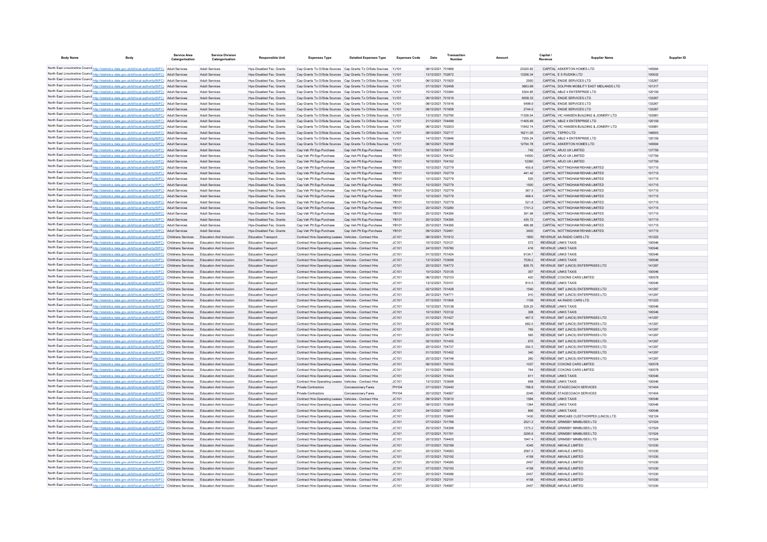| Body Name | Body | Service Area Catergorisation | Service Division Catergorisation | Responsible Unit | Expenses Type | Detailed Expenses Type | Expenses Code | Date | Transaction Number | Amount | Capital / Revenue | Supplier Name | Supplier ID |
|---|---|---|---|---|---|---|---|---|---|---|---|---|---|
| North East Lincolnshire Council | http://statistics.data.gov.uk/id/local-authority/00FC) | Adult Services | Adult Services | Hps-Disabled Fac. Grants | Cap Grants To O/Side Sources | Cap Grants To O/Side Sources | YJ101 | 06/12/2021 | 701866 | 23320.82 | CAPITAL | ASKERTON HOMES LTD | 145694 |
| North East Lincolnshire Council | http://statistics.data.gov.uk/id/local-authority/00FC) | Adult Services | Adult Services | Hps-Disabled Fac. Grants | Cap Grants To O/Side Sources | Cap Grants To O/Side Sources | YJ101 | 13/12/2021 | 702972 | 13356.34 | CAPITAL | E S RUDKIN LTD | 100632 |
| North East Lincolnshire Council | http://statistics.data.gov.uk/id/local-authority/00FC) | Adult Services | Adult Services | Hps-Disabled Fac. Grants | Cap Grants To O/Side Sources | Cap Grants To O/Side Sources | YJ101 | 06/12/2021 | 701920 | 2550 | CAPITAL | ENGIE SERVICES LTD | 133267 |
| North East Lincolnshire Council | http://statistics.data.gov.uk/id/local-authority/00FC) | Adult Services | Adult Services | Hps-Disabled Fac. Grants | Cap Grants To O/Side Sources | Cap Grants To O/Side Sources | YJ101 | 07/12/2021 | 702458 | 3663.69 | CAPITAL | DOLPHIN MOBILITY EAST MIDLANDS LTD | 101317 |
| North East Lincolnshire Council | http://statistics.data.gov.uk/id/local-authority/00FC) | Adult Services | Adult Services | Hps-Disabled Fac. Grants | Cap Grants To O/Side Sources | Cap Grants To O/Side Sources | YJ101 | 15/12/2021 | 703384 | 5304.85 | CAPITAL | ABLE 4 ENTERPRISE LTD | 120159 |
| North East Lincolnshire Council | http://statistics.data.gov.uk/id/local-authority/00FC) | Adult Services | Adult Services | Hps-Disabled Fac. Grants | Cap Grants To O/Side Sources | Cap Grants To O/Side Sources | YJ101 | 06/12/2021 | 701919 | 6558.33 | CAPITAL | ENGIE SERVICES LTD | 133267 |
| North East Lincolnshire Council | http://statistics.data.gov.uk/id/local-authority/00FC) | Adult Services | Adult Services | Hps-Disabled Fac. Grants | Cap Grants To O/Side Sources | Cap Grants To O/Side Sources | YJ101 | 06/12/2021 | 701916 | 5498.9 | CAPITAL | ENGIE SERVICES LTD | 133267 |
| North East Lincolnshire Council | http://statistics.data.gov.uk/id/local-authority/00FC) | Adult Services | Adult Services | Hps-Disabled Fac. Grants | Cap Grants To O/Side Sources | Cap Grants To O/Side Sources | YJ101 | 06/12/2021 | 701858 | 2744.5 | CAPITAL | ENGIE SERVICES LTD | 133267 |
| North East Lincolnshire Council | http://statistics.data.gov.uk/id/local-authority/00FC) | Adult Services | Adult Services | Hps-Disabled Fac. Grants | Cap Grants To O/Side Sources | Cap Grants To O/Side Sources | YJ101 | 13/12/2021 | 702790 | 11326.54 | CAPITAL | VIC HANSEN BUILDING & JOINERY LTD | 103981 |
| North East Lincolnshire Council | http://statistics.data.gov.uk/id/local-authority/00FC) | Adult Services | Adult Services | Hps-Disabled Fac. Grants | Cap Grants To O/Side Sources | Cap Grants To O/Side Sources | YJ101 | 21/12/2021 | 704499 | 11405.69 | CAPITAL | ABLE 4 ENTERPRISE LTD | 120159 |
| North East Lincolnshire Council | http://statistics.data.gov.uk/id/local-authority/00FC) | Adult Services | Adult Services | Hps-Disabled Fac. Grants | Cap Grants To O/Side Sources | Cap Grants To O/Side Sources | YJ101 | 08/12/2021 | 702203 | 11642.74 | CAPITAL | VIC HANSEN BUILDING & JOINERY LTD | 103981 |
| North East Lincolnshire Council | http://statistics.data.gov.uk/id/local-authority/00FC) | Adult Services | Adult Services | Hps-Disabled Fac. Grants | Cap Grants To O/Side Sources | Cap Grants To O/Side Sources | YJ101 | 09/12/2021 | 702717 | 16211.05 | CAPITAL | TSPRO LTD | 146603 |
| North East Lincolnshire Council | http://statistics.data.gov.uk/id/local-authority/00FC) | Adult Services | Adult Services | Hps-Disabled Fac. Grants | Cap Grants To O/Side Sources | Cap Grants To O/Side Sources | YJ101 | 14/12/2021 | 703946 | 7255.24 | CAPITAL | ABLE 4 ENTERPRISE LTD | 120159 |
| North East Lincolnshire Council | http://statistics.data.gov.uk/id/local-authority/00FC) | Adult Services | Adult Services | Hps-Disabled Fac. Grants | Cap Grants To O/Side Sources | Cap Grants To O/Side Sources | YJ101 | 08/12/2021 | 702188 | 12794.78 | CAPITAL | ASKERTON HOMES LTD | 145694 |
| North East Lincolnshire Council | http://statistics.data.gov.uk/id/local-authority/00FC) | Adult Services | Adult Services | Hps-Disabled Fac. Grants | Cap Veh Plt Eqp-Purchase | Cap Veh Plt Eqp-Purchase | YB101 | 16/12/2021 | 704167 | 742 | CAPITAL | ARJO UK LIMITED | 137759 |
| North East Lincolnshire Council | http://statistics.data.gov.uk/id/local-authority/00FC) | Adult Services | Adult Services | Hps-Disabled Fac. Grants | Cap Veh Plt Eqp-Purchase | Cap Veh Plt Eqp-Purchase | YB101 | 16/12/2021 | 704162 | 14500 | CAPITAL | ARJO UK LIMITED | 137759 |
| North East Lincolnshire Council | http://statistics.data.gov.uk/id/local-authority/00FC) | Adult Services | Adult Services | Hps-Disabled Fac. Grants | Cap Veh Plt Eqp-Purchase | Cap Veh Plt Eqp-Purchase | YB101 | 16/12/2021 | 704162 | 12360 | CAPITAL | ARJO UK LIMITED | 137759 |
| North East Lincolnshire Council | http://statistics.data.gov.uk/id/local-authority/00FC) | Adult Services | Adult Services | Hps-Disabled Fac. Grants | Cap Veh Plt Eqp-Purchase | Cap Veh Plt Eqp-Purchase | YB101 | 10/12/2021 | 702779 | 455.8 | CAPITAL | NOTTINGHAM REHAB LIMITED | 101715 |
| North East Lincolnshire Council | http://statistics.data.gov.uk/id/local-authority/00FC) | Adult Services | Adult Services | Hps-Disabled Fac. Grants | Cap Veh Plt Eqp-Purchase | Cap Veh Plt Eqp-Purchase | YB101 | 10/12/2021 | 702779 | 441.42 | CAPITAL | NOTTINGHAM REHAB LIMITED | 101715 |
| North East Lincolnshire Council | http://statistics.data.gov.uk/id/local-authority/00FC) | Adult Services | Adult Services | Hps-Disabled Fac. Grants | Cap Veh Plt Eqp-Purchase | Cap Veh Plt Eqp-Purchase | YB101 | 10/12/2021 | 702779 | 525 | CAPITAL | NOTTINGHAM REHAB LIMITED | 101715 |
| North East Lincolnshire Council | http://statistics.data.gov.uk/id/local-authority/00FC) | Adult Services | Adult Services | Hps-Disabled Fac. Grants | Cap Veh Plt Eqp-Purchase | Cap Veh Plt Eqp-Purchase | YB101 | 10/12/2021 | 702779 | 1500 | CAPITAL | NOTTINGHAM REHAB LIMITED | 101715 |
| North East Lincolnshire Council | http://statistics.data.gov.uk/id/local-authority/00FC) | Adult Services | Adult Services | Hps-Disabled Fac. Grants | Cap Veh Plt Eqp-Purchase | Cap Veh Plt Eqp-Purchase | YB101 | 10/12/2021 | 702779 | 367.5 | CAPITAL | NOTTINGHAM REHAB LIMITED | 101715 |
| North East Lincolnshire Council | http://statistics.data.gov.uk/id/local-authority/00FC) | Adult Services | Adult Services | Hps-Disabled Fac. Grants | Cap Veh Plt Eqp-Purchase | Cap Veh Plt Eqp-Purchase | YB101 | 10/12/2021 | 702779 | 468.4 | CAPITAL | NOTTINGHAM REHAB LIMITED | 101715 |
| North East Lincolnshire Council | http://statistics.data.gov.uk/id/local-authority/00FC) | Adult Services | Adult Services | Hps-Disabled Fac. Grants | Cap Veh Plt Eqp-Purchase | Cap Veh Plt Eqp-Purchase | YB101 | 10/12/2021 | 702779 | 521.8 | CAPITAL | NOTTINGHAM REHAB LIMITED | 101715 |
| North East Lincolnshire Council | http://statistics.data.gov.uk/id/local-authority/00FC) | Adult Services | Adult Services | Hps-Disabled Fac. Grants | Cap Veh Plt Eqp-Purchase | Cap Veh Plt Eqp-Purchase | YB101 | 20/12/2021 | 703280 | 1741.2 | CAPITAL | NOTTINGHAM REHAB LIMITED | 101715 |
| North East Lincolnshire Council | http://statistics.data.gov.uk/id/local-authority/00FC) | Adult Services | Adult Services | Hps-Disabled Fac. Grants | Cap Veh Plt Eqp-Purchase | Cap Veh Plt Eqp-Purchase | YB101 | 20/12/2021 | 704395 | 391.98 | CAPITAL | NOTTINGHAM REHAB LIMITED | 101715 |
| North East Lincolnshire Council | http://statistics.data.gov.uk/id/local-authority/00FC) | Adult Services | Adult Services | Hps-Disabled Fac. Grants | Cap Veh Plt Eqp-Purchase | Cap Veh Plt Eqp-Purchase | YB101 | 20/12/2021 | 704395 | 435.72 | CAPITAL | NOTTINGHAM REHAB LIMITED | 101715 |
| North East Lincolnshire Council | http://statistics.data.gov.uk/id/local-authority/00FC) | Adult Services | Adult Services | Hps-Disabled Fac. Grants | Cap Veh Plt Eqp-Purchase | Cap Veh Plt Eqp-Purchase | YB101 | 20/12/2021 | 704395 | 496.98 | CAPITAL | NOTTINGHAM REHAB LIMITED | 101715 |
| North East Lincolnshire Council | http://statistics.data.gov.uk/id/local-authority/00FC) | Adult Services | Adult Services | Hps-Disabled Fac. Grants | Cap Veh Plt Eqp-Purchase | Cap Veh Plt Eqp-Purchase | YB101 | 09/12/2021 | 702461 | 3400 | CAPITAL | NOTTINGHAM REHAB LIMITED | 101715 |
| North East Lincolnshire Council | http://statistics.data.gov.uk/id/local-authority/00FC) | Childrens Services | Education And Inclusion | Education Transport | Contract Hire-Operating Leases | Vehicles - Contract Hire | JC101 | 06/12/2021 | 701912 | 1800 | REVENUE | AA RADIO CARS LTD | 101222 |
| North East Lincolnshire Council | http://statistics.data.gov.uk/id/local-authority/00FC) | Childrens Services | Education And Inclusion | Education Transport | Contract Hire-Operating Leases | Vehicles - Contract Hire | JC101 | 10/12/2021 | 703121 | 572 | REVENUE | LINKS TAXIS | 100546 |
| North East Lincolnshire Council | http://statistics.data.gov.uk/id/local-authority/00FC) | Childrens Services | Education And Inclusion | Education Transport | Contract Hire-Operating Leases | Vehicles - Contract Hire | JC101 | 24/12/2021 | 705780 | 416 | REVENUE | LINKS TAXIS | 100546 |
| North East Lincolnshire Council | http://statistics.data.gov.uk/id/local-authority/00FC) | Childrens Services | Education And Inclusion | Education Transport | Contract Hire-Operating Leases | Vehicles - Contract Hire | JC101 | 01/12/2021 | 701424 | 9134.7 | REVENUE | LINKS TAXIS | 100546 |
| North East Lincolnshire Council | http://statistics.data.gov.uk/id/local-authority/00FC) | Childrens Services | Education And Inclusion | Education Transport | Contract Hire-Operating Leases | Vehicles - Contract Hire | JC101 | 13/12/2021 | 703099 | 7539.2 | REVENUE | LINKS TAXIS | 100546 |
| North East Lincolnshire Council | http://statistics.data.gov.uk/id/local-authority/00FC) | Childrens Services | Education And Inclusion | Education Transport | Contract Hire-Operating Leases | Vehicles - Contract Hire | JC101 | 20/12/2021 | 704772 | 828.75 | REVENUE | SMT (LINCS) ENTERPRISES LTD | 141297 |
| North East Lincolnshire Council | http://statistics.data.gov.uk/id/local-authority/00FC) | Childrens Services | Education And Inclusion | Education Transport | Contract Hire-Operating Leases | Vehicles - Contract Hire | JC101 | 10/12/2021 | 703135 | 357 | REVENUE | LINKS TAXIS | 100546 |
| North East Lincolnshire Council | http://statistics.data.gov.uk/id/local-authority/00FC) | Childrens Services | Education And Inclusion | Education Transport | Contract Hire-Operating Leases | Vehicles - Contract Hire | JC101 | 06/12/2021 | 702103 | 420 | REVENUE | COXONS CARS LIMITED | 100578 |
| North East Lincolnshire Council | http://statistics.data.gov.uk/id/local-authority/00FC) | Childrens Services | Education And Inclusion | Education Transport | Contract Hire-Operating Leases | Vehicles - Contract Hire | JC101 | 13/12/2021 | 703101 | 810.5 | REVENUE | LINKS TAXIS | 100546 |
| North East Lincolnshire Council | http://statistics.data.gov.uk/id/local-authority/00FC) | Childrens Services | Education And Inclusion | Education Transport | Contract Hire-Operating Leases | Vehicles - Contract Hire | JC101 | 02/12/2021 | 701428 | 1540 | REVENUE | SMT (LINCS) ENTERPRISES LTD | 141297 |
| North East Lincolnshire Council | http://statistics.data.gov.uk/id/local-authority/00FC) | Childrens Services | Education And Inclusion | Education Transport | Contract Hire-Operating Leases | Vehicles - Contract Hire | JC101 | 20/12/2021 | 704771 | 910 | REVENUE | SMT (LINCS) ENTERPRISES LTD | 141297 |
| North East Lincolnshire Council | http://statistics.data.gov.uk/id/local-authority/00FC) | Childrens Services | Education And Inclusion | Education Transport | Contract Hire-Operating Leases | Vehicles - Contract Hire | JC101 | 07/12/2021 | 701906 | 1159 | REVENUE | AA RADIO CARS LTD | 101222 |
| North East Lincolnshire Council | http://statistics.data.gov.uk/id/local-authority/00FC) | Childrens Services | Education And Inclusion | Education Transport | Contract Hire-Operating Leases | Vehicles - Contract Hire | JC101 | 10/12/2021 | 703138 | 529.25 | REVENUE | LINKS TAXIS | 100546 |
| North East Lincolnshire Council | http://statistics.data.gov.uk/id/local-authority/00FC) | Childrens Services | Education And Inclusion | Education Transport | Contract Hire-Operating Leases | Vehicles - Contract Hire | JC101 | 10/12/2021 | 703132 | 308 | REVENUE | LINKS TAXIS | 100546 |
| North East Lincolnshire Council | http://statistics.data.gov.uk/id/local-authority/00FC) | Childrens Services | Education And Inclusion | Education Transport | Contract Hire-Operating Leases | Vehicles - Contract Hire | JC101 | 01/12/2021 | 701427 | 467.5 | REVENUE | SMT (LINCS) ENTERPRISES LTD | 141297 |
| North East Lincolnshire Council | http://statistics.data.gov.uk/id/local-authority/00FC) | Childrens Services | Education And Inclusion | Education Transport | Contract Hire-Operating Leases | Vehicles - Contract Hire | JC101 | 20/12/2021 | 704738 | 682.5 | REVENUE | SMT (LINCS) ENTERPRISES LTD | 141297 |
| North East Lincolnshire Council | http://statistics.data.gov.uk/id/local-authority/00FC) | Childrens Services | Education And Inclusion | Education Transport | Contract Hire-Operating Leases | Vehicles - Contract Hire | JC101 | 02/12/2021 | 701466 | 765 | REVENUE | SMT (LINCS) ENTERPRISES LTD | 141297 |
| North East Lincolnshire Council | http://statistics.data.gov.uk/id/local-authority/00FC) | Childrens Services | Education And Inclusion | Education Transport | Contract Hire-Operating Leases | Vehicles - Contract Hire | JC101 | 20/12/2021 | 704734 | 585 | REVENUE | SMT (LINCS) ENTERPRISES LTD | 141297 |
| North East Lincolnshire Council | http://statistics.data.gov.uk/id/local-authority/00FC) | Childrens Services | Education And Inclusion | Education Transport | Contract Hire-Operating Leases | Vehicles - Contract Hire | JC101 | 02/12/2021 | 701455 | 675 | REVENUE | SMT (LINCS) ENTERPRISES LTD | 141297 |
| North East Lincolnshire Council | http://statistics.data.gov.uk/id/local-authority/00FC) | Childrens Services | Education And Inclusion | Education Transport | Contract Hire-Operating Leases | Vehicles - Contract Hire | JC101 | 20/12/2021 | 704737 | 292.5 | REVENUE | SMT (LINCS) ENTERPRISES LTD | 141297 |
| North East Lincolnshire Council | http://statistics.data.gov.uk/id/local-authority/00FC) | Childrens Services | Education And Inclusion | Education Transport | Contract Hire-Operating Leases | Vehicles - Contract Hire | JC101 | 01/12/2021 | 701452 | 340 | REVENUE | SMT (LINCS) ENTERPRISES LTD | 141297 |
| North East Lincolnshire Council | http://statistics.data.gov.uk/id/local-authority/00FC) | Childrens Services | Education And Inclusion | Education Transport | Contract Hire-Operating Leases | Vehicles - Contract Hire | JC101 | 20/12/2021 | 704748 | 260 | REVENUE | SMT (LINCS) ENTERPRISES LTD | 141297 |
| North East Lincolnshire Council | http://statistics.data.gov.uk/id/local-authority/00FC) | Childrens Services | Education And Inclusion | Education Transport | Contract Hire-Operating Leases | Vehicles - Contract Hire | JC101 | 06/12/2021 | 702105 | 1037 | REVENUE | COXONS CARS LIMITED | 100578 |
| North East Lincolnshire Council | http://statistics.data.gov.uk/id/local-authority/00FC) | Childrens Services | Education And Inclusion | Education Transport | Contract Hire-Operating Leases | Vehicles - Contract Hire | JC101 | 21/12/2021 | 704800 | 764 | REVENUE | COXONS CARS LIMITED | 100578 |
| North East Lincolnshire Council | http://statistics.data.gov.uk/id/local-authority/00FC) | Childrens Services | Education And Inclusion | Education Transport | Contract Hire-Operating Leases | Vehicles - Contract Hire | JC101 | 01/12/2021 | 701424 | 611 | REVENUE | LINKS TAXIS | 100546 |
| North East Lincolnshire Council | http://statistics.data.gov.uk/id/local-authority/00FC) | Childrens Services | Education And Inclusion | Education Transport | Contract Hire-Operating Leases | Vehicles - Contract Hire | JC101 | 13/12/2021 | 703099 | 658 | REVENUE | LINKS TAXIS | 100546 |
| North East Lincolnshire Council | http://statistics.data.gov.uk/id/local-authority/00FC) | Childrens Services | Education And Inclusion | Education Transport | Private Contractors | Concessionary Fares | PH104 | 07/12/2021 | 702440 | 788.8 | REVENUE | STAGECOACH SERVICES | 101404 |
| North East Lincolnshire Council | http://statistics.data.gov.uk/id/local-authority/00FC) | Childrens Services | Education And Inclusion | Education Transport | Private Contractors | Concessionary Fares | PH104 | 20/12/2021 | 704567 | 2045 | REVENUE | STAGECOACH SERVICES | 101404 |
| North East Lincolnshire Council | http://statistics.data.gov.uk/id/local-authority/00FC) | Childrens Services | Education And Inclusion | Education Transport | Contract Hire-Operating Leases | Vehicles - Contract Hire | JC101 | 09/12/2021 | 703010 | 1584 | REVENUE | LINKS TAXIS | 100546 |
| North East Lincolnshire Council | http://statistics.data.gov.uk/id/local-authority/00FC) | Childrens Services | Education And Inclusion | Education Transport | Contract Hire-Operating Leases | Vehicles - Contract Hire | JC101 | 09/12/2021 | 703008 | 1364 | REVENUE | LINKS TAXIS | 100546 |
| North East Lincolnshire Council | http://statistics.data.gov.uk/id/local-authority/00FC) | Childrens Services | Education And Inclusion | Education Transport | Contract Hire-Operating Leases | Vehicles - Contract Hire | JC101 | 24/12/2021 | 705877 | 806 | REVENUE | LINKS TAXIS | 100546 |
| North East Lincolnshire Council | http://statistics.data.gov.uk/id/local-authority/00FC) | Childrens Services | Education And Inclusion | Education Transport | Contract Hire-Operating Leases | Vehicles - Contract Hire | JC101 | 07/12/2021 | 702480 | 1430 | REVENUE | MINICABS CLEETHORPES (LINCS) LTD | 102124 |
| North East Lincolnshire Council | http://statistics.data.gov.uk/id/local-authority/00FC) | Childrens Services | Education And Inclusion | Education Transport | Contract Hire-Operating Leases | Vehicles - Contract Hire | JC101 | 07/12/2021 | 701768 | 2521.2 | REVENUE | GRIMSBY MINIBUSES LTD | 121524 |
| North East Lincolnshire Council | http://statistics.data.gov.uk/id/local-authority/00FC) | Childrens Services | Education And Inclusion | Education Transport | Contract Hire-Operating Leases | Vehicles - Contract Hire | JC101 | 20/12/2021 | 704399 | 1375.2 | REVENUE | GRIMSBY MINIBUSES LTD | 121524 |
| North East Lincolnshire Council | http://statistics.data.gov.uk/id/local-authority/00FC) | Childrens Services | Education And Inclusion | Education Transport | Contract Hire-Operating Leases | Vehicles - Contract Hire | JC101 | 07/12/2021 | 701761 | 3295.6 | REVENUE | GRIMSBY MINIBUSES LTD | 121524 |
| North East Lincolnshire Council | http://statistics.data.gov.uk/id/local-authority/00FC) | Childrens Services | Education And Inclusion | Education Transport | Contract Hire-Operating Leases | Vehicles - Contract Hire | JC101 | 20/12/2021 | 704400 | 1947.4 | REVENUE | GRIMSBY MINIBUSES LTD | 121524 |
| North East Lincolnshire Council | http://statistics.data.gov.uk/id/local-authority/00FC) | Childrens Services | Education And Inclusion | Education Transport | Contract Hire-Operating Leases | Vehicles - Contract Hire | JC101 | 07/12/2021 | 702189 | 4345 | REVENUE | AMVALE LIMITED | 101030 |
| North East Lincolnshire Council | http://statistics.data.gov.uk/id/local-authority/00FC) | Childrens Services | Education And Inclusion | Education Transport | Contract Hire-Operating Leases | Vehicles - Contract Hire | JC101 | 20/12/2021 | 704583 | 2567.5 | REVENUE | AMVALE LIMITED | 101030 |
| North East Lincolnshire Council | http://statistics.data.gov.uk/id/local-authority/00FC) | Childrens Services | Education And Inclusion | Education Transport | Contract Hire-Operating Leases | Vehicles - Contract Hire | JC101 | 07/12/2021 | 702192 | 4158 | REVENUE | AMVALE LIMITED | 101030 |
| North East Lincolnshire Council | http://statistics.data.gov.uk/id/local-authority/00FC) | Childrens Services | Education And Inclusion | Education Transport | Contract Hire-Operating Leases | Vehicles - Contract Hire | JC101 | 20/12/2021 | 704585 | 2457 | REVENUE | AMVALE LIMITED | 101030 |
| North East Lincolnshire Council | http://statistics.data.gov.uk/id/local-authority/00FC) | Childrens Services | Education And Inclusion | Education Transport | Contract Hire-Operating Leases | Vehicles - Contract Hire | JC101 | 07/12/2021 | 702193 | 4158 | REVENUE | AMVALE LIMITED | 101030 |
| North East Lincolnshire Council | http://statistics.data.gov.uk/id/local-authority/00FC) | Childrens Services | Education And Inclusion | Education Transport | Contract Hire-Operating Leases | Vehicles - Contract Hire | JC101 | 20/12/2021 | 704586 | 2457 | REVENUE | AMVALE LIMITED | 101030 |
| North East Lincolnshire Council | http://statistics.data.gov.uk/id/local-authority/00FC) | Childrens Services | Education And Inclusion | Education Transport | Contract Hire-Operating Leases | Vehicles - Contract Hire | JC101 | 07/12/2021 | 702191 | 4158 | REVENUE | AMVALE LIMITED | 101030 |
| North East Lincolnshire Council | http://statistics.data.gov.uk/id/local-authority/00FC) | Childrens Services | Education And Inclusion | Education Transport | Contract Hire-Operating Leases | Vehicles - Contract Hire | JC101 | 20/12/2021 | 704587 | 2457 | REVENUE | AMVALE LIMITED | 101030 |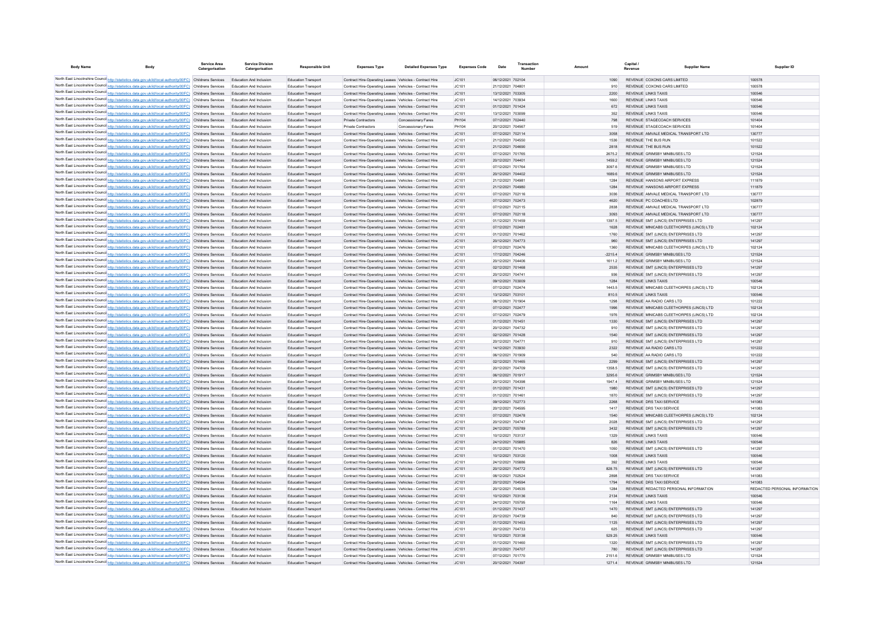| Body Name | Body | Service Area Catergorisation | Service Division Catergorisation | Responsible Unit | Expenses Type | Detailed Expenses Type | Expenses Code | Date | Transaction Number | Amount | Capital / Revenue | Supplier Name | Supplier ID |
|---|---|---|---|---|---|---|---|---|---|---|---|---|---|
| North East Lincolnshire Council | http://statistics.data.gov.uk/id/local-authority/00FC) | Childrens Services | Education And Inclusion | Education Transport | Contract Hire-Operating Leases | Vehicles - Contract Hire | JC101 | 06/12/2021 | 702104 | 1090 | REVENUE | COXONS CARS LIMITED | 100578 |
| North East Lincolnshire Council | http://statistics.data.gov.uk/id/local-authority/00FC) | Childrens Services | Education And Inclusion | Education Transport | Contract Hire-Operating Leases | Vehicles - Contract Hire | JC101 | 21/12/2021 | 704801 | 910 | REVENUE | COXONS CARS LIMITED | 100578 |
| North East Lincolnshire Council | http://statistics.data.gov.uk/id/local-authority/00FC) | Childrens Services | Education And Inclusion | Education Transport | Contract Hire-Operating Leases | Vehicles - Contract Hire | JC101 | 13/12/2021 | 703305 | 2200 | REVENUE | LINKS TAXIS | 100546 |
| North East Lincolnshire Council | http://statistics.data.gov.uk/id/local-authority/00FC) | Childrens Services | Education And Inclusion | Education Transport | Contract Hire-Operating Leases | Vehicles - Contract Hire | JC101 | 14/12/2021 | 703934 | 1600 | REVENUE | LINKS TAXIS | 100546 |
| North East Lincolnshire Council | http://statistics.data.gov.uk/id/local-authority/00FC) | Childrens Services | Education And Inclusion | Education Transport | Contract Hire-Operating Leases | Vehicles - Contract Hire | JC101 | 01/12/2021 | 701424 | 672 | REVENUE | LINKS TAXIS | 100546 |
| North East Lincolnshire Council | http://statistics.data.gov.uk/id/local-authority/00FC) | Childrens Services | Education And Inclusion | Education Transport | Contract Hire-Operating Leases | Vehicles - Contract Hire | JC101 | 13/12/2021 | 703099 | 352 | REVENUE | LINKS TAXIS | 100546 |
| North East Lincolnshire Council | http://statistics.data.gov.uk/id/local-authority/00FC) | Childrens Services | Education And Inclusion | Education Transport | Private Contractors | Concessionary Fares | PH104 | 07/12/2021 | 702440 | 798 | REVENUE | STAGECOACH SERVICES | 101404 |
| North East Lincolnshire Council | http://statistics.data.gov.uk/id/local-authority/00FC) | Childrens Services | Education And Inclusion | Education Transport | Private Contractors | Concessionary Fares | PH104 | 20/12/2021 | 704567 | 519 | REVENUE | STAGECOACH SERVICES | 101404 |
| North East Lincolnshire Council | http://statistics.data.gov.uk/id/local-authority/00FC) | Childrens Services | Education And Inclusion | Education Transport | Contract Hire-Operating Leases | Vehicles - Contract Hire | JC101 | 07/12/2021 | 702114 | 3058 | REVENUE | AMVALE MEDICAL TRANSPORT LTD | 130777 |
| North East Lincolnshire Council | http://statistics.data.gov.uk/id/local-authority/00FC) | Childrens Services | Education And Inclusion | Education Transport | Contract Hire-Operating Leases | Vehicles - Contract Hire | JC101 | 21/12/2021 | 704650 | 1536 | REVENUE | THE BUS RUN | 101522 |
| North East Lincolnshire Council | http://statistics.data.gov.uk/id/local-authority/00FC) | Childrens Services | Education And Inclusion | Education Transport | Contract Hire-Operating Leases | Vehicles - Contract Hire | JC101 | 21/12/2021 | 704690 | 2818 | REVENUE | THE BUS RUN | 101522 |
| North East Lincolnshire Council | http://statistics.data.gov.uk/id/local-authority/00FC) | Childrens Services | Education And Inclusion | Education Transport | Contract Hire-Operating Leases | Vehicles - Contract Hire | JC101 | 07/12/2021 | 701765 | 2675.2 | REVENUE | GRIMSBY MINIBUSES LTD | 121524 |
| North East Lincolnshire Council | http://statistics.data.gov.uk/id/local-authority/00FC) | Childrens Services | Education And Inclusion | Education Transport | Contract Hire-Operating Leases | Vehicles - Contract Hire | JC101 | 20/12/2021 | 704401 | 1459.2 | REVENUE | GRIMSBY MINIBUSES LTD | 121524 |
| North East Lincolnshire Council | http://statistics.data.gov.uk/id/local-authority/00FC) | Childrens Services | Education And Inclusion | Education Transport | Contract Hire-Operating Leases | Vehicles - Contract Hire | JC101 | 07/12/2021 | 701764 | 3097.6 | REVENUE | GRIMSBY MINIBUSES LTD | 121524 |
| North East Lincolnshire Council | http://statistics.data.gov.uk/id/local-authority/00FC) | Childrens Services | Education And Inclusion | Education Transport | Contract Hire-Operating Leases | Vehicles - Contract Hire | JC101 | 20/12/2021 | 704402 | 1689.6 | REVENUE | GRIMSBY MINIBUSES LTD | 121524 |
| North East Lincolnshire Council | http://statistics.data.gov.uk/id/local-authority/00FC) | Childrens Services | Education And Inclusion | Education Transport | Contract Hire-Operating Leases | Vehicles - Contract Hire | JC101 | 21/12/2021 | 704981 | 1284 | REVENUE | HANSONS AIRPORT EXPRESS | 111879 |
| North East Lincolnshire Council | http://statistics.data.gov.uk/id/local-authority/00FC) | Childrens Services | Education And Inclusion | Education Transport | Contract Hire-Operating Leases | Vehicles - Contract Hire | JC101 | 21/12/2021 | 704980 | 1284 | REVENUE | HANSONS AIRPORT EXPRESS | 111879 |
| North East Lincolnshire Council | http://statistics.data.gov.uk/id/local-authority/00FC) | Childrens Services | Education And Inclusion | Education Transport | Contract Hire-Operating Leases | Vehicles - Contract Hire | JC101 | 07/12/2021 | 702116 | 3036 | REVENUE | AMVALE MEDICAL TRANSPORT LTD | 130777 |
| North East Lincolnshire Council | http://statistics.data.gov.uk/id/local-authority/00FC) | Childrens Services | Education And Inclusion | Education Transport | Contract Hire-Operating Leases | Vehicles - Contract Hire | JC101 | 07/12/2021 | 702473 | 4620 | REVENUE | PC COACHES LTD | 102879 |
| North East Lincolnshire Council | http://statistics.data.gov.uk/id/local-authority/00FC) | Childrens Services | Education And Inclusion | Education Transport | Contract Hire-Operating Leases | Vehicles - Contract Hire | JC101 | 07/12/2021 | 702115 | 2838 | REVENUE | AMVALE MEDICAL TRANSPORT LTD | 130777 |
| North East Lincolnshire Council | http://statistics.data.gov.uk/id/local-authority/00FC) | Childrens Services | Education And Inclusion | Education Transport | Contract Hire-Operating Leases | Vehicles - Contract Hire | JC101 | 07/12/2021 | 702118 | 3093 | REVENUE | AMVALE MEDICAL TRANSPORT LTD | 130777 |
| North East Lincolnshire Council | http://statistics.data.gov.uk/id/local-authority/00FC) | Childrens Services | Education And Inclusion | Education Transport | Contract Hire-Operating Leases | Vehicles - Contract Hire | JC101 | 01/12/2021 | 701459 | 1397.5 | REVENUE | SMT (LINCS) ENTERPRISES LTD | 141297 |
| North East Lincolnshire Council | http://statistics.data.gov.uk/id/local-authority/00FC) | Childrens Services | Education And Inclusion | Education Transport | Contract Hire-Operating Leases | Vehicles - Contract Hire | JC101 | 07/12/2021 | 702481 | 1628 | REVENUE | MINICABS CLEETHORPES (LINCS) LTD | 102124 |
| North East Lincolnshire Council | http://statistics.data.gov.uk/id/local-authority/00FC) | Childrens Services | Education And Inclusion | Education Transport | Contract Hire-Operating Leases | Vehicles - Contract Hire | JC101 | 01/12/2021 | 701462 | 1760 | REVENUE | SMT (LINCS) ENTERPRISES LTD | 141297 |
| North East Lincolnshire Council | http://statistics.data.gov.uk/id/local-authority/00FC) | Childrens Services | Education And Inclusion | Education Transport | Contract Hire-Operating Leases | Vehicles - Contract Hire | JC101 | 20/12/2021 | 704773 | 960 | REVENUE | SMT (LINCS) ENTERPRISES LTD | 141297 |
| North East Lincolnshire Council | http://statistics.data.gov.uk/id/local-authority/00FC) | Childrens Services | Education And Inclusion | Education Transport | Contract Hire-Operating Leases | Vehicles - Contract Hire | JC101 | 07/12/2021 | 702476 | 1360 | REVENUE | MINICABS CLEETHORPES (LINCS) LTD | 102124 |
| North East Lincolnshire Council | http://statistics.data.gov.uk/id/local-authority/00FC) | Childrens Services | Education And Inclusion | Education Transport | Contract Hire-Operating Leases | Vehicles - Contract Hire | JC101 | 17/12/2021 | 704246 | -2215.4 | REVENUE | GRIMSBY MINIBUSES LTD | 121524 |
| North East Lincolnshire Council | http://statistics.data.gov.uk/id/local-authority/00FC) | Childrens Services | Education And Inclusion | Education Transport | Contract Hire-Operating Leases | Vehicles - Contract Hire | JC101 | 20/12/2021 | 704406 | 1611.2 | REVENUE | GRIMSBY MINIBUSES LTD | 121524 |
| North East Lincolnshire Council | http://statistics.data.gov.uk/id/local-authority/00FC) | Childrens Services | Education And Inclusion | Education Transport | Contract Hire-Operating Leases | Vehicles - Contract Hire | JC101 | 02/12/2021 | 701468 | 2535 | REVENUE | SMT (LINCS) ENTERPRISES LTD | 141297 |
| North East Lincolnshire Council | http://statistics.data.gov.uk/id/local-authority/00FC) | Childrens Services | Education And Inclusion | Education Transport | Contract Hire-Operating Leases | Vehicles - Contract Hire | JC101 | 20/12/2021 | 704741 | 936 | REVENUE | SMT (LINCS) ENTERPRISES LTD | 141297 |
| North East Lincolnshire Council | http://statistics.data.gov.uk/id/local-authority/00FC) | Childrens Services | Education And Inclusion | Education Transport | Contract Hire-Operating Leases | Vehicles - Contract Hire | JC101 | 09/12/2021 | 703009 | 1284 | REVENUE | LINKS TAXIS | 100546 |
| North East Lincolnshire Council | http://statistics.data.gov.uk/id/local-authority/00FC) | Childrens Services | Education And Inclusion | Education Transport | Contract Hire-Operating Leases | Vehicles - Contract Hire | JC101 | 07/12/2021 | 702474 | 1443.5 | REVENUE | MINICABS CLEETHORPES (LINCS) LTD | 102124 |
| North East Lincolnshire Council | http://statistics.data.gov.uk/id/local-authority/00FC) | Childrens Services | Education And Inclusion | Education Transport | Contract Hire-Operating Leases | Vehicles - Contract Hire | JC101 | 13/12/2021 | 703101 | 810.5 | REVENUE | LINKS TAXIS | 100546 |
| North East Lincolnshire Council | http://statistics.data.gov.uk/id/local-authority/00FC) | Childrens Services | Education And Inclusion | Education Transport | Contract Hire-Operating Leases | Vehicles - Contract Hire | JC101 | 06/12/2021 | 701904 | 1298 | REVENUE | AA RADIO CARS LTD | 101222 |
| North East Lincolnshire Council | http://statistics.data.gov.uk/id/local-authority/00FC) | Childrens Services | Education And Inclusion | Education Transport | Contract Hire-Operating Leases | Vehicles - Contract Hire | JC101 | 07/12/2021 | 702477 | 1996 | REVENUE | MINICABS CLEETHORPES (LINCS) LTD | 102124 |
| North East Lincolnshire Council | http://statistics.data.gov.uk/id/local-authority/00FC) | Childrens Services | Education And Inclusion | Education Transport | Contract Hire-Operating Leases | Vehicles - Contract Hire | JC101 | 07/12/2021 | 702479 | 1976 | REVENUE | MINICABS CLEETHORPES (LINCS) LTD | 102124 |
| North East Lincolnshire Council | http://statistics.data.gov.uk/id/local-authority/00FC) | Childrens Services | Education And Inclusion | Education Transport | Contract Hire-Operating Leases | Vehicles - Contract Hire | JC101 | 01/12/2021 | 701451 | 1330 | REVENUE | SMT (LINCS) ENTERPRISES LTD | 141297 |
| North East Lincolnshire Council | http://statistics.data.gov.uk/id/local-authority/00FC) | Childrens Services | Education And Inclusion | Education Transport | Contract Hire-Operating Leases | Vehicles - Contract Hire | JC101 | 20/12/2021 | 704732 | 910 | REVENUE | SMT (LINCS) ENTERPRISES LTD | 141297 |
| North East Lincolnshire Council | http://statistics.data.gov.uk/id/local-authority/00FC) | Childrens Services | Education And Inclusion | Education Transport | Contract Hire-Operating Leases | Vehicles - Contract Hire | JC101 | 02/12/2021 | 701428 | 1540 | REVENUE | SMT (LINCS) ENTERPRISES LTD | 141297 |
| North East Lincolnshire Council | http://statistics.data.gov.uk/id/local-authority/00FC) | Childrens Services | Education And Inclusion | Education Transport | Contract Hire-Operating Leases | Vehicles - Contract Hire | JC101 | 20/12/2021 | 704771 | 910 | REVENUE | SMT (LINCS) ENTERPRISES LTD | 141297 |
| North East Lincolnshire Council | http://statistics.data.gov.uk/id/local-authority/00FC) | Childrens Services | Education And Inclusion | Education Transport | Contract Hire-Operating Leases | Vehicles - Contract Hire | JC101 | 14/12/2021 | 703930 | 2322 | REVENUE | AA RADIO CARS LTD | 101222 |
| North East Lincolnshire Council | http://statistics.data.gov.uk/id/local-authority/00FC) | Childrens Services | Education And Inclusion | Education Transport | Contract Hire-Operating Leases | Vehicles - Contract Hire | JC101 | 06/12/2021 | 701909 | 540 | REVENUE | AA RADIO CARS LTD | 101222 |
| North East Lincolnshire Council | http://statistics.data.gov.uk/id/local-authority/00FC) | Childrens Services | Education And Inclusion | Education Transport | Contract Hire-Operating Leases | Vehicles - Contract Hire | JC101 | 02/12/2021 | 701465 | 2299 | REVENUE | SMT (LINCS) ENTERPRISES LTD | 141297 |
| North East Lincolnshire Council | http://statistics.data.gov.uk/id/local-authority/00FC) | Childrens Services | Education And Inclusion | Education Transport | Contract Hire-Operating Leases | Vehicles - Contract Hire | JC101 | 20/12/2021 | 704709 | 1358.5 | REVENUE | SMT (LINCS) ENTERPRISES LTD | 141297 |
| North East Lincolnshire Council | http://statistics.data.gov.uk/id/local-authority/00FC) | Childrens Services | Education And Inclusion | Education Transport | Contract Hire-Operating Leases | Vehicles - Contract Hire | JC101 | 06/12/2021 | 701917 | 3295.6 | REVENUE | GRIMSBY MINIBUSES LTD | 121524 |
| North East Lincolnshire Council | http://statistics.data.gov.uk/id/local-authority/00FC) | Childrens Services | Education And Inclusion | Education Transport | Contract Hire-Operating Leases | Vehicles - Contract Hire | JC101 | 20/12/2021 | 704398 | 1947.4 | REVENUE | GRIMSBY MINIBUSES LTD | 121524 |
| North East Lincolnshire Council | http://statistics.data.gov.uk/id/local-authority/00FC) | Childrens Services | Education And Inclusion | Education Transport | Contract Hire-Operating Leases | Vehicles - Contract Hire | JC101 | 01/12/2021 | 701431 | 1980 | REVENUE | SMT (LINCS) ENTERPRISES LTD | 141297 |
| North East Lincolnshire Council | http://statistics.data.gov.uk/id/local-authority/00FC) | Childrens Services | Education And Inclusion | Education Transport | Contract Hire-Operating Leases | Vehicles - Contract Hire | JC101 | 01/12/2021 | 701461 | 1870 | REVENUE | SMT (LINCS) ENTERPRISES LTD | 141297 |
| North East Lincolnshire Council | http://statistics.data.gov.uk/id/local-authority/00FC) | Childrens Services | Education And Inclusion | Education Transport | Contract Hire-Operating Leases | Vehicles - Contract Hire | JC101 | 09/12/2021 | 702773 | 2288 | REVENUE | DRS TAXI SERVICE | 141083 |
| North East Lincolnshire Council | http://statistics.data.gov.uk/id/local-authority/00FC) | Childrens Services | Education And Inclusion | Education Transport | Contract Hire-Operating Leases | Vehicles - Contract Hire | JC101 | 20/12/2021 | 704595 | 1417 | REVENUE | DRS TAXI SERVICE | 141083 |
| North East Lincolnshire Council | http://statistics.data.gov.uk/id/local-authority/00FC) | Childrens Services | Education And Inclusion | Education Transport | Contract Hire-Operating Leases | Vehicles - Contract Hire | JC101 | 07/12/2021 | 702478 | 1540 | REVENUE | MINICABS CLEETHORPES (LINCS) LTD | 102124 |
| North East Lincolnshire Council | http://statistics.data.gov.uk/id/local-authority/00FC) | Childrens Services | Education And Inclusion | Education Transport | Contract Hire-Operating Leases | Vehicles - Contract Hire | JC101 | 20/12/2021 | 704747 | 2028 | REVENUE | SMT (LINCS) ENTERPRISES LTD | 141297 |
| North East Lincolnshire Council | http://statistics.data.gov.uk/id/local-authority/00FC) | Childrens Services | Education And Inclusion | Education Transport | Contract Hire-Operating Leases | Vehicles - Contract Hire | JC101 | 24/12/2021 | 705789 | 3432 | REVENUE | SMT (LINCS) ENTERPRISES LTD | 141297 |
| North East Lincolnshire Council | http://statistics.data.gov.uk/id/local-authority/00FC) | Childrens Services | Education And Inclusion | Education Transport | Contract Hire-Operating Leases | Vehicles - Contract Hire | JC101 | 10/12/2021 | 703137 | 1329 | REVENUE | LINKS TAXIS | 100546 |
| North East Lincolnshire Council | http://statistics.data.gov.uk/id/local-authority/00FC) | Childrens Services | Education And Inclusion | Education Transport | Contract Hire-Operating Leases | Vehicles - Contract Hire | JC101 | 24/12/2021 | 705885 | 826 | REVENUE | LINKS TAXIS | 100546 |
| North East Lincolnshire Council | http://statistics.data.gov.uk/id/local-authority/00FC) | Childrens Services | Education And Inclusion | Education Transport | Contract Hire-Operating Leases | Vehicles - Contract Hire | JC101 | 01/12/2021 | 701470 | 1050 | REVENUE | SMT (LINCS) ENTERPRISES LTD | 141297 |
| North East Lincolnshire Council | http://statistics.data.gov.uk/id/local-authority/00FC) | Childrens Services | Education And Inclusion | Education Transport | Contract Hire-Operating Leases | Vehicles - Contract Hire | JC101 | 10/12/2021 | 703120 | 1008 | REVENUE | LINKS TAXIS | 100546 |
| North East Lincolnshire Council | http://statistics.data.gov.uk/id/local-authority/00FC) | Childrens Services | Education And Inclusion | Education Transport | Contract Hire-Operating Leases | Vehicles - Contract Hire | JC101 | 24/12/2021 | 705886 | 392 | REVENUE | LINKS TAXIS | 100546 |
| North East Lincolnshire Council | http://statistics.data.gov.uk/id/local-authority/00FC) | Childrens Services | Education And Inclusion | Education Transport | Contract Hire-Operating Leases | Vehicles - Contract Hire | JC101 | 20/12/2021 | 704772 | 828.75 | REVENUE | SMT (LINCS) ENTERPRISES LTD | 141297 |
| North East Lincolnshire Council | http://statistics.data.gov.uk/id/local-authority/00FC) | Childrens Services | Education And Inclusion | Education Transport | Contract Hire-Operating Leases | Vehicles - Contract Hire | JC101 | 08/12/2021 | 702524 | 2898 | REVENUE | DRS TAXI SERVICE | 141083 |
| North East Lincolnshire Council | http://statistics.data.gov.uk/id/local-authority/00FC) | Childrens Services | Education And Inclusion | Education Transport | Contract Hire-Operating Leases | Vehicles - Contract Hire | JC101 | 20/12/2021 | 704594 | 1794 | REVENUE | DRS TAXI SERVICE | 141083 |
| North East Lincolnshire Council | http://statistics.data.gov.uk/id/local-authority/00FC) | Childrens Services | Education And Inclusion | Education Transport | Contract Hire-Operating Leases | Vehicles - Contract Hire | JC101 | 20/12/2021 | 704535 | 1284 | REVENUE | REDACTED PERSONAL INFORMATION | REDACTED PERSONAL INFORMATION |
| North East Lincolnshire Council | http://statistics.data.gov.uk/id/local-authority/00FC) | Childrens Services | Education And Inclusion | Education Transport | Contract Hire-Operating Leases | Vehicles - Contract Hire | JC101 | 10/12/2021 | 703136 | 2134 | REVENUE | LINKS TAXIS | 100546 |
| North East Lincolnshire Council | http://statistics.data.gov.uk/id/local-authority/00FC) | Childrens Services | Education And Inclusion | Education Transport | Contract Hire-Operating Leases | Vehicles - Contract Hire | JC101 | 24/12/2021 | 705795 | 1164 | REVENUE | LINKS TAXIS | 100546 |
| North East Lincolnshire Council | http://statistics.data.gov.uk/id/local-authority/00FC) | Childrens Services | Education And Inclusion | Education Transport | Contract Hire-Operating Leases | Vehicles - Contract Hire | JC101 | 01/12/2021 | 701437 | 1470 | REVENUE | SMT (LINCS) ENTERPRISES LTD | 141297 |
| North East Lincolnshire Council | http://statistics.data.gov.uk/id/local-authority/00FC) | Childrens Services | Education And Inclusion | Education Transport | Contract Hire-Operating Leases | Vehicles - Contract Hire | JC101 | 20/12/2021 | 704739 | 840 | REVENUE | SMT (LINCS) ENTERPRISES LTD | 141297 |
| North East Lincolnshire Council | http://statistics.data.gov.uk/id/local-authority/00FC) | Childrens Services | Education And Inclusion | Education Transport | Contract Hire-Operating Leases | Vehicles - Contract Hire | JC101 | 01/12/2021 | 701453 | 1125 | REVENUE | SMT (LINCS) ENTERPRISES LTD | 141297 |
| North East Lincolnshire Council | http://statistics.data.gov.uk/id/local-authority/00FC) | Childrens Services | Education And Inclusion | Education Transport | Contract Hire-Operating Leases | Vehicles - Contract Hire | JC101 | 20/12/2021 | 704733 | 625 | REVENUE | SMT (LINCS) ENTERPRISES LTD | 141297 |
| North East Lincolnshire Council | http://statistics.data.gov.uk/id/local-authority/00FC) | Childrens Services | Education And Inclusion | Education Transport | Contract Hire-Operating Leases | Vehicles - Contract Hire | JC101 | 10/12/2021 | 703138 | 529.25 | REVENUE | LINKS TAXIS | 100546 |
| North East Lincolnshire Council | http://statistics.data.gov.uk/id/local-authority/00FC) | Childrens Services | Education And Inclusion | Education Transport | Contract Hire-Operating Leases | Vehicles - Contract Hire | JC101 | 01/12/2021 | 701460 | 1320 | REVENUE | SMT (LINCS) ENTERPRISES LTD | 141297 |
| North East Lincolnshire Council | http://statistics.data.gov.uk/id/local-authority/00FC) | Childrens Services | Education And Inclusion | Education Transport | Contract Hire-Operating Leases | Vehicles - Contract Hire | JC101 | 20/12/2021 | 704707 | 780 | REVENUE | SMT (LINCS) ENTERPRISES LTD | 141297 |
| North East Lincolnshire Council | http://statistics.data.gov.uk/id/local-authority/00FC) | Childrens Services | Education And Inclusion | Education Transport | Contract Hire-Operating Leases | Vehicles - Contract Hire | JC101 | 07/12/2021 | 701770 | 2151.6 | REVENUE | GRIMSBY MINIBUSES LTD | 121524 |
| North East Lincolnshire Council | http://statistics.data.gov.uk/id/local-authority/00FC) | Childrens Services | Education And Inclusion | Education Transport | Contract Hire-Operating Leases | Vehicles - Contract Hire | JC101 | 20/12/2021 | 704397 | 1271.4 | REVENUE | GRIMSBY MINIBUSES LTD | 121524 |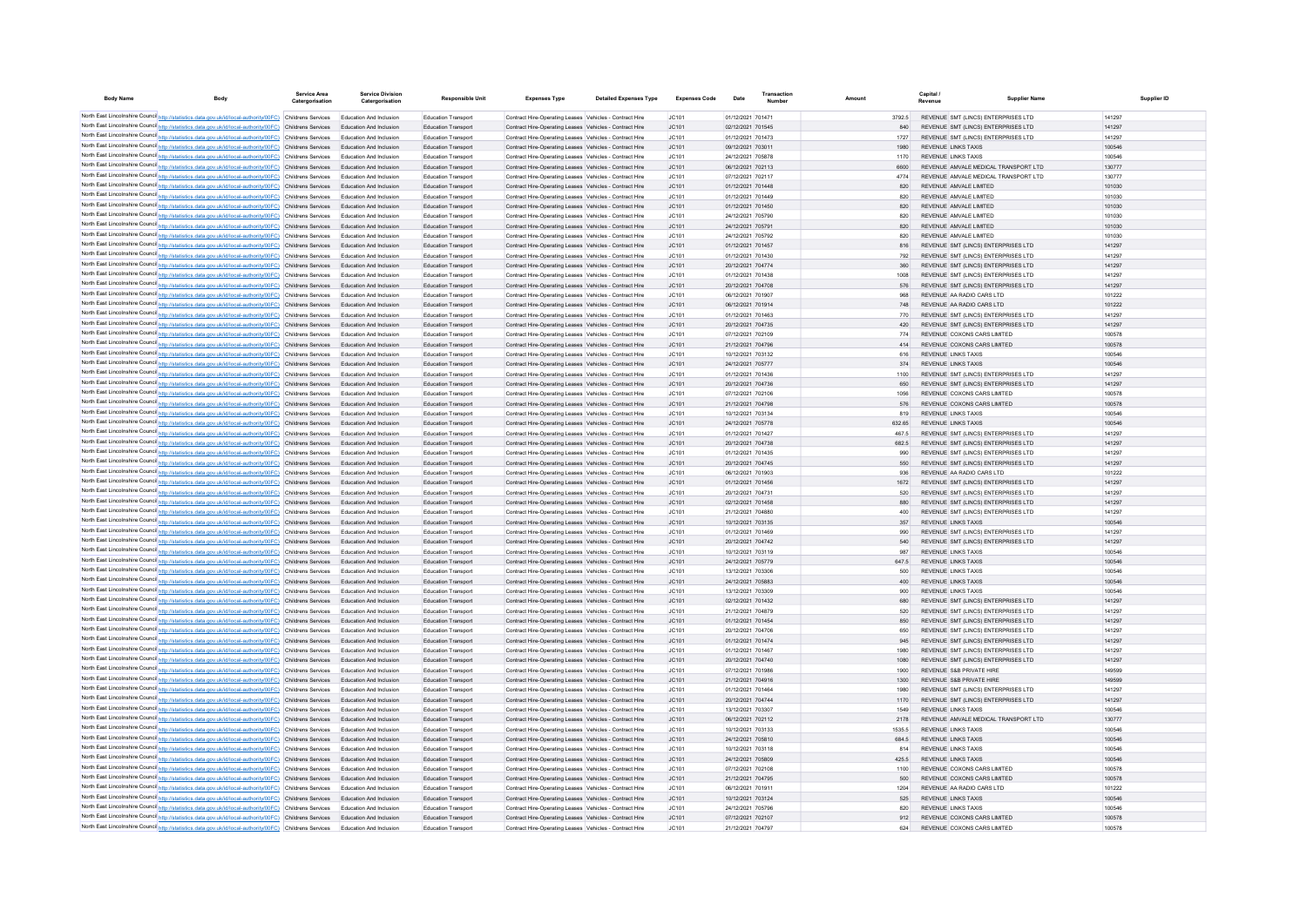| Body Name | Body | Service Area Catergorisation | Service Division Catergorisation | Responsible Unit | Expenses Type | Detailed Expenses Type | Expenses Code | Date | Transaction Number | Amount | Capital / Revenue | Supplier Name | Supplier ID |
|---|---|---|---|---|---|---|---|---|---|---|---|---|---|
| North East Lincolnshire Council | http://statistics.data.gov.uk/id/local-authority/00FC) | Childrens Services | Education And Inclusion | Education Transport | Contract Hire-Operating Leases | Vehicles - Contract Hire | JC101 | 01/12/2021 | 701471 | 3792.5 | REVENUE | SMT (LINCS) ENTERPRISES LTD | 141297 |
| North East Lincolnshire Council | http://statistics.data.gov.uk/id/local-authority/00FC) | Childrens Services | Education And Inclusion | Education Transport | Contract Hire-Operating Leases | Vehicles - Contract Hire | JC101 | 02/12/2021 | 701545 | 840 | REVENUE | SMT (LINCS) ENTERPRISES LTD | 141297 |
| North East Lincolnshire Council | http://statistics.data.gov.uk/id/local-authority/00FC) | Childrens Services | Education And Inclusion | Education Transport | Contract Hire-Operating Leases | Vehicles - Contract Hire | JC101 | 01/12/2021 | 701473 | 1727 | REVENUE | SMT (LINCS) ENTERPRISES LTD | 141297 |
| North East Lincolnshire Council | http://statistics.data.gov.uk/id/local-authority/00FC) | Childrens Services | Education And Inclusion | Education Transport | Contract Hire-Operating Leases | Vehicles - Contract Hire | JC101 | 09/12/2021 | 703011 | 1980 | REVENUE | LINKS TAXIS | 100546 |
| North East Lincolnshire Council | http://statistics.data.gov.uk/id/local-authority/00FC) | Childrens Services | Education And Inclusion | Education Transport | Contract Hire-Operating Leases | Vehicles - Contract Hire | JC101 | 24/12/2021 | 705878 | 1170 | REVENUE | LINKS TAXIS | 100546 |
| North East Lincolnshire Council | http://statistics.data.gov.uk/id/local-authority/00FC) | Childrens Services | Education And Inclusion | Education Transport | Contract Hire-Operating Leases | Vehicles - Contract Hire | JC101 | 06/12/2021 | 702113 | 6600 | REVENUE | AMVALE MEDICAL TRANSPORT LTD | 130777 |
| North East Lincolnshire Council | http://statistics.data.gov.uk/id/local-authority/00FC) | Childrens Services | Education And Inclusion | Education Transport | Contract Hire-Operating Leases | Vehicles - Contract Hire | JC101 | 07/12/2021 | 702117 | 4774 | REVENUE | AMVALE MEDICAL TRANSPORT LTD | 130777 |
| North East Lincolnshire Council | http://statistics.data.gov.uk/id/local-authority/00FC) | Childrens Services | Education And Inclusion | Education Transport | Contract Hire-Operating Leases | Vehicles - Contract Hire | JC101 | 01/12/2021 | 701448 | 820 | REVENUE | AMVALE LIMITED | 101030 |
| North East Lincolnshire Council | http://statistics.data.gov.uk/id/local-authority/00FC) | Childrens Services | Education And Inclusion | Education Transport | Contract Hire-Operating Leases | Vehicles - Contract Hire | JC101 | 01/12/2021 | 701449 | 820 | REVENUE | AMVALE LIMITED | 101030 |
| North East Lincolnshire Council | http://statistics.data.gov.uk/id/local-authority/00FC) | Childrens Services | Education And Inclusion | Education Transport | Contract Hire-Operating Leases | Vehicles - Contract Hire | JC101 | 01/12/2021 | 701450 | 820 | REVENUE | AMVALE LIMITED | 101030 |
| North East Lincolnshire Council | http://statistics.data.gov.uk/id/local-authority/00FC) | Childrens Services | Education And Inclusion | Education Transport | Contract Hire-Operating Leases | Vehicles - Contract Hire | JC101 | 24/12/2021 | 705790 | 820 | REVENUE | AMVALE LIMITED | 101030 |
| North East Lincolnshire Council | http://statistics.data.gov.uk/id/local-authority/00FC) | Childrens Services | Education And Inclusion | Education Transport | Contract Hire-Operating Leases | Vehicles - Contract Hire | JC101 | 24/12/2021 | 705791 | 820 | REVENUE | AMVALE LIMITED | 101030 |
| North East Lincolnshire Council | http://statistics.data.gov.uk/id/local-authority/00FC) | Childrens Services | Education And Inclusion | Education Transport | Contract Hire-Operating Leases | Vehicles - Contract Hire | JC101 | 24/12/2021 | 705792 | 820 | REVENUE | AMVALE LIMITED | 101030 |
| North East Lincolnshire Council | http://statistics.data.gov.uk/id/local-authority/00FC) | Childrens Services | Education And Inclusion | Education Transport | Contract Hire-Operating Leases | Vehicles - Contract Hire | JC101 | 01/12/2021 | 701457 | 816 | REVENUE | SMT (LINCS) ENTERPRISES LTD | 141297 |
| North East Lincolnshire Council | http://statistics.data.gov.uk/id/local-authority/00FC) | Childrens Services | Education And Inclusion | Education Transport | Contract Hire-Operating Leases | Vehicles - Contract Hire | JC101 | 01/12/2021 | 701430 | 792 | REVENUE | SMT (LINCS) ENTERPRISES LTD | 141297 |
| North East Lincolnshire Council | http://statistics.data.gov.uk/id/local-authority/00FC) | Childrens Services | Education And Inclusion | Education Transport | Contract Hire-Operating Leases | Vehicles - Contract Hire | JC101 | 20/12/2021 | 704774 | 360 | REVENUE | SMT (LINCS) ENTERPRISES LTD | 141297 |
| North East Lincolnshire Council | http://statistics.data.gov.uk/id/local-authority/00FC) | Childrens Services | Education And Inclusion | Education Transport | Contract Hire-Operating Leases | Vehicles - Contract Hire | JC101 | 01/12/2021 | 701438 | 1008 | REVENUE | SMT (LINCS) ENTERPRISES LTD | 141297 |
| North East Lincolnshire Council | http://statistics.data.gov.uk/id/local-authority/00FC) | Childrens Services | Education And Inclusion | Education Transport | Contract Hire-Operating Leases | Vehicles - Contract Hire | JC101 | 20/12/2021 | 704708 | 576 | REVENUE | SMT (LINCS) ENTERPRISES LTD | 141297 |
| North East Lincolnshire Council | http://statistics.data.gov.uk/id/local-authority/00FC) | Childrens Services | Education And Inclusion | Education Transport | Contract Hire-Operating Leases | Vehicles - Contract Hire | JC101 | 06/12/2021 | 701907 | 968 | REVENUE | AA RADIO CARS LTD | 101222 |
| North East Lincolnshire Council | http://statistics.data.gov.uk/id/local-authority/00FC) | Childrens Services | Education And Inclusion | Education Transport | Contract Hire-Operating Leases | Vehicles - Contract Hire | JC101 | 06/12/2021 | 701914 | 748 | REVENUE | AA RADIO CARS LTD | 101222 |
| North East Lincolnshire Council | http://statistics.data.gov.uk/id/local-authority/00FC) | Childrens Services | Education And Inclusion | Education Transport | Contract Hire-Operating Leases | Vehicles - Contract Hire | JC101 | 01/12/2021 | 701463 | 770 | REVENUE | SMT (LINCS) ENTERPRISES LTD | 141297 |
| North East Lincolnshire Council | http://statistics.data.gov.uk/id/local-authority/00FC) | Childrens Services | Education And Inclusion | Education Transport | Contract Hire-Operating Leases | Vehicles - Contract Hire | JC101 | 20/12/2021 | 704735 | 420 | REVENUE | SMT (LINCS) ENTERPRISES LTD | 141297 |
| North East Lincolnshire Council | http://statistics.data.gov.uk/id/local-authority/00FC) | Childrens Services | Education And Inclusion | Education Transport | Contract Hire-Operating Leases | Vehicles - Contract Hire | JC101 | 07/12/2021 | 702109 | 774 | REVENUE | COXONS CARS LIMITED | 100578 |
| North East Lincolnshire Council | http://statistics.data.gov.uk/id/local-authority/00FC) | Childrens Services | Education And Inclusion | Education Transport | Contract Hire-Operating Leases | Vehicles - Contract Hire | JC101 | 21/12/2021 | 704796 | 414 | REVENUE | COXONS CARS LIMITED | 100578 |
| North East Lincolnshire Council | http://statistics.data.gov.uk/id/local-authority/00FC) | Childrens Services | Education And Inclusion | Education Transport | Contract Hire-Operating Leases | Vehicles - Contract Hire | JC101 | 10/12/2021 | 703132 | 616 | REVENUE | LINKS TAXIS | 100546 |
| North East Lincolnshire Council | http://statistics.data.gov.uk/id/local-authority/00FC) | Childrens Services | Education And Inclusion | Education Transport | Contract Hire-Operating Leases | Vehicles - Contract Hire | JC101 | 24/12/2021 | 705777 | 374 | REVENUE | LINKS TAXIS | 100546 |
| North East Lincolnshire Council | http://statistics.data.gov.uk/id/local-authority/00FC) | Childrens Services | Education And Inclusion | Education Transport | Contract Hire-Operating Leases | Vehicles - Contract Hire | JC101 | 01/12/2021 | 701436 | 1100 | REVENUE | SMT (LINCS) ENTERPRISES LTD | 141297 |
| North East Lincolnshire Council | http://statistics.data.gov.uk/id/local-authority/00FC) | Childrens Services | Education And Inclusion | Education Transport | Contract Hire-Operating Leases | Vehicles - Contract Hire | JC101 | 20/12/2021 | 704736 | 650 | REVENUE | SMT (LINCS) ENTERPRISES LTD | 141297 |
| North East Lincolnshire Council | http://statistics.data.gov.uk/id/local-authority/00FC) | Childrens Services | Education And Inclusion | Education Transport | Contract Hire-Operating Leases | Vehicles - Contract Hire | JC101 | 07/12/2021 | 702106 | 1056 | REVENUE | COXONS CARS LIMITED | 100578 |
| North East Lincolnshire Council | http://statistics.data.gov.uk/id/local-authority/00FC) | Childrens Services | Education And Inclusion | Education Transport | Contract Hire-Operating Leases | Vehicles - Contract Hire | JC101 | 21/12/2021 | 704798 | 576 | REVENUE | COXONS CARS LIMITED | 100578 |
| North East Lincolnshire Council | http://statistics.data.gov.uk/id/local-authority/00FC) | Childrens Services | Education And Inclusion | Education Transport | Contract Hire-Operating Leases | Vehicles - Contract Hire | JC101 | 10/12/2021 | 703134 | 819 | REVENUE | LINKS TAXIS | 100546 |
| North East Lincolnshire Council | http://statistics.data.gov.uk/id/local-authority/00FC) | Childrens Services | Education And Inclusion | Education Transport | Contract Hire-Operating Leases | Vehicles - Contract Hire | JC101 | 24/12/2021 | 705778 | 632.65 | REVENUE | LINKS TAXIS | 100546 |
| North East Lincolnshire Council | http://statistics.data.gov.uk/id/local-authority/00FC) | Childrens Services | Education And Inclusion | Education Transport | Contract Hire-Operating Leases | Vehicles - Contract Hire | JC101 | 01/12/2021 | 701427 | 467.5 | REVENUE | SMT (LINCS) ENTERPRISES LTD | 141297 |
| North East Lincolnshire Council | http://statistics.data.gov.uk/id/local-authority/00FC) | Childrens Services | Education And Inclusion | Education Transport | Contract Hire-Operating Leases | Vehicles - Contract Hire | JC101 | 20/12/2021 | 704738 | 682.5 | REVENUE | SMT (LINCS) ENTERPRISES LTD | 141297 |
| North East Lincolnshire Council | http://statistics.data.gov.uk/id/local-authority/00FC) | Childrens Services | Education And Inclusion | Education Transport | Contract Hire-Operating Leases | Vehicles - Contract Hire | JC101 | 01/12/2021 | 701435 | 990 | REVENUE | SMT (LINCS) ENTERPRISES LTD | 141297 |
| North East Lincolnshire Council | http://statistics.data.gov.uk/id/local-authority/00FC) | Childrens Services | Education And Inclusion | Education Transport | Contract Hire-Operating Leases | Vehicles - Contract Hire | JC101 | 20/12/2021 | 704745 | 550 | REVENUE | SMT (LINCS) ENTERPRISES LTD | 141297 |
| North East Lincolnshire Council | http://statistics.data.gov.uk/id/local-authority/00FC) | Childrens Services | Education And Inclusion | Education Transport | Contract Hire-Operating Leases | Vehicles - Contract Hire | JC101 | 06/12/2021 | 701903 | 936 | REVENUE | AA RADIO CARS LTD | 101222 |
| North East Lincolnshire Council | http://statistics.data.gov.uk/id/local-authority/00FC) | Childrens Services | Education And Inclusion | Education Transport | Contract Hire-Operating Leases | Vehicles - Contract Hire | JC101 | 01/12/2021 | 701456 | 1672 | REVENUE | SMT (LINCS) ENTERPRISES LTD | 141297 |
| North East Lincolnshire Council | http://statistics.data.gov.uk/id/local-authority/00FC) | Childrens Services | Education And Inclusion | Education Transport | Contract Hire-Operating Leases | Vehicles - Contract Hire | JC101 | 20/12/2021 | 704731 | 520 | REVENUE | SMT (LINCS) ENTERPRISES LTD | 141297 |
| North East Lincolnshire Council | http://statistics.data.gov.uk/id/local-authority/00FC) | Childrens Services | Education And Inclusion | Education Transport | Contract Hire-Operating Leases | Vehicles - Contract Hire | JC101 | 02/12/2021 | 701458 | 880 | REVENUE | SMT (LINCS) ENTERPRISES LTD | 141297 |
| North East Lincolnshire Council | http://statistics.data.gov.uk/id/local-authority/00FC) | Childrens Services | Education And Inclusion | Education Transport | Contract Hire-Operating Leases | Vehicles - Contract Hire | JC101 | 21/12/2021 | 704880 | 400 | REVENUE | SMT (LINCS) ENTERPRISES LTD | 141297 |
| North East Lincolnshire Council | http://statistics.data.gov.uk/id/local-authority/00FC) | Childrens Services | Education And Inclusion | Education Transport | Contract Hire-Operating Leases | Vehicles - Contract Hire | JC101 | 10/12/2021 | 703135 | 357 | REVENUE | LINKS TAXIS | 100546 |
| North East Lincolnshire Council | http://statistics.data.gov.uk/id/local-authority/00FC) | Childrens Services | Education And Inclusion | Education Transport | Contract Hire-Operating Leases | Vehicles - Contract Hire | JC101 | 01/12/2021 | 701469 | 990 | REVENUE | SMT (LINCS) ENTERPRISES LTD | 141297 |
| North East Lincolnshire Council | http://statistics.data.gov.uk/id/local-authority/00FC) | Childrens Services | Education And Inclusion | Education Transport | Contract Hire-Operating Leases | Vehicles - Contract Hire | JC101 | 20/12/2021 | 704742 | 540 | REVENUE | SMT (LINCS) ENTERPRISES LTD | 141297 |
| North East Lincolnshire Council | http://statistics.data.gov.uk/id/local-authority/00FC) | Childrens Services | Education And Inclusion | Education Transport | Contract Hire-Operating Leases | Vehicles - Contract Hire | JC101 | 10/12/2021 | 703119 | 987 | REVENUE | LINKS TAXIS | 100546 |
| North East Lincolnshire Council | http://statistics.data.gov.uk/id/local-authority/00FC) | Childrens Services | Education And Inclusion | Education Transport | Contract Hire-Operating Leases | Vehicles - Contract Hire | JC101 | 24/12/2021 | 705779 | 647.5 | REVENUE | LINKS TAXIS | 100546 |
| North East Lincolnshire Council | http://statistics.data.gov.uk/id/local-authority/00FC) | Childrens Services | Education And Inclusion | Education Transport | Contract Hire-Operating Leases | Vehicles - Contract Hire | JC101 | 13/12/2021 | 703306 | 500 | REVENUE | LINKS TAXIS | 100546 |
| North East Lincolnshire Council | http://statistics.data.gov.uk/id/local-authority/00FC) | Childrens Services | Education And Inclusion | Education Transport | Contract Hire-Operating Leases | Vehicles - Contract Hire | JC101 | 24/12/2021 | 705883 | 400 | REVENUE | LINKS TAXIS | 100546 |
| North East Lincolnshire Council | http://statistics.data.gov.uk/id/local-authority/00FC) | Childrens Services | Education And Inclusion | Education Transport | Contract Hire-Operating Leases | Vehicles - Contract Hire | JC101 | 13/12/2021 | 703309 | 900 | REVENUE | LINKS TAXIS | 100546 |
| North East Lincolnshire Council | http://statistics.data.gov.uk/id/local-authority/00FC) | Childrens Services | Education And Inclusion | Education Transport | Contract Hire-Operating Leases | Vehicles - Contract Hire | JC101 | 02/12/2021 | 701432 | 680 | REVENUE | SMT (LINCS) ENTERPRISES LTD | 141297 |
| North East Lincolnshire Council | http://statistics.data.gov.uk/id/local-authority/00FC) | Childrens Services | Education And Inclusion | Education Transport | Contract Hire-Operating Leases | Vehicles - Contract Hire | JC101 | 21/12/2021 | 704879 | 520 | REVENUE | SMT (LINCS) ENTERPRISES LTD | 141297 |
| North East Lincolnshire Council | http://statistics.data.gov.uk/id/local-authority/00FC) | Childrens Services | Education And Inclusion | Education Transport | Contract Hire-Operating Leases | Vehicles - Contract Hire | JC101 | 01/12/2021 | 701454 | 850 | REVENUE | SMT (LINCS) ENTERPRISES LTD | 141297 |
| North East Lincolnshire Council | http://statistics.data.gov.uk/id/local-authority/00FC) | Childrens Services | Education And Inclusion | Education Transport | Contract Hire-Operating Leases | Vehicles - Contract Hire | JC101 | 20/12/2021 | 704706 | 650 | REVENUE | SMT (LINCS) ENTERPRISES LTD | 141297 |
| North East Lincolnshire Council | http://statistics.data.gov.uk/id/local-authority/00FC) | Childrens Services | Education And Inclusion | Education Transport | Contract Hire-Operating Leases | Vehicles - Contract Hire | JC101 | 01/12/2021 | 701474 | 945 | REVENUE | SMT (LINCS) ENTERPRISES LTD | 141297 |
| North East Lincolnshire Council | http://statistics.data.gov.uk/id/local-authority/00FC) | Childrens Services | Education And Inclusion | Education Transport | Contract Hire-Operating Leases | Vehicles - Contract Hire | JC101 | 01/12/2021 | 701467 | 1980 | REVENUE | SMT (LINCS) ENTERPRISES LTD | 141297 |
| North East Lincolnshire Council | http://statistics.data.gov.uk/id/local-authority/00FC) | Childrens Services | Education And Inclusion | Education Transport | Contract Hire-Operating Leases | Vehicles - Contract Hire | JC101 | 20/12/2021 | 704740 | 1080 | REVENUE | SMT (LINCS) ENTERPRISES LTD | 141297 |
| North East Lincolnshire Council | http://statistics.data.gov.uk/id/local-authority/00FC) | Childrens Services | Education And Inclusion | Education Transport | Contract Hire-Operating Leases | Vehicles - Contract Hire | JC101 | 07/12/2021 | 701986 | 1900 | REVENUE | S&B PRIVATE HIRE | 149599 |
| North East Lincolnshire Council | http://statistics.data.gov.uk/id/local-authority/00FC) | Childrens Services | Education And Inclusion | Education Transport | Contract Hire-Operating Leases | Vehicles - Contract Hire | JC101 | 21/12/2021 | 704916 | 1300 | REVENUE | S&B PRIVATE HIRE | 149599 |
| North East Lincolnshire Council | http://statistics.data.gov.uk/id/local-authority/00FC) | Childrens Services | Education And Inclusion | Education Transport | Contract Hire-Operating Leases | Vehicles - Contract Hire | JC101 | 01/12/2021 | 701464 | 1980 | REVENUE | SMT (LINCS) ENTERPRISES LTD | 141297 |
| North East Lincolnshire Council | http://statistics.data.gov.uk/id/local-authority/00FC) | Childrens Services | Education And Inclusion | Education Transport | Contract Hire-Operating Leases | Vehicles - Contract Hire | JC101 | 20/12/2021 | 704744 | 1170 | REVENUE | SMT (LINCS) ENTERPRISES LTD | 141297 |
| North East Lincolnshire Council | http://statistics.data.gov.uk/id/local-authority/00FC) | Childrens Services | Education And Inclusion | Education Transport | Contract Hire-Operating Leases | Vehicles - Contract Hire | JC101 | 13/12/2021 | 703307 | 1549 | REVENUE | LINKS TAXIS | 100546 |
| North East Lincolnshire Council | http://statistics.data.gov.uk/id/local-authority/00FC) | Childrens Services | Education And Inclusion | Education Transport | Contract Hire-Operating Leases | Vehicles - Contract Hire | JC101 | 06/12/2021 | 702112 | 2178 | REVENUE | AMVALE MEDICAL TRANSPORT LTD | 130777 |
| North East Lincolnshire Council | http://statistics.data.gov.uk/id/local-authority/00FC) | Childrens Services | Education And Inclusion | Education Transport | Contract Hire-Operating Leases | Vehicles - Contract Hire | JC101 | 10/12/2021 | 703133 | 1535.5 | REVENUE | LINKS TAXIS | 100546 |
| North East Lincolnshire Council | http://statistics.data.gov.uk/id/local-authority/00FC) | Childrens Services | Education And Inclusion | Education Transport | Contract Hire-Operating Leases | Vehicles - Contract Hire | JC101 | 24/12/2021 | 705810 | 684.5 | REVENUE | LINKS TAXIS | 100546 |
| North East Lincolnshire Council | http://statistics.data.gov.uk/id/local-authority/00FC) | Childrens Services | Education And Inclusion | Education Transport | Contract Hire-Operating Leases | Vehicles - Contract Hire | JC101 | 10/12/2021 | 703118 | 814 | REVENUE | LINKS TAXIS | 100546 |
| North East Lincolnshire Council | http://statistics.data.gov.uk/id/local-authority/00FC) | Childrens Services | Education And Inclusion | Education Transport | Contract Hire-Operating Leases | Vehicles - Contract Hire | JC101 | 24/12/2021 | 705809 | 425.5 | REVENUE | LINKS TAXIS | 100546 |
| North East Lincolnshire Council | http://statistics.data.gov.uk/id/local-authority/00FC) | Childrens Services | Education And Inclusion | Education Transport | Contract Hire-Operating Leases | Vehicles - Contract Hire | JC101 | 07/12/2021 | 702108 | 1100 | REVENUE | COXONS CARS LIMITED | 100578 |
| North East Lincolnshire Council | http://statistics.data.gov.uk/id/local-authority/00FC) | Childrens Services | Education And Inclusion | Education Transport | Contract Hire-Operating Leases | Vehicles - Contract Hire | JC101 | 21/12/2021 | 704795 | 500 | REVENUE | COXONS CARS LIMITED | 100578 |
| North East Lincolnshire Council | http://statistics.data.gov.uk/id/local-authority/00FC) | Childrens Services | Education And Inclusion | Education Transport | Contract Hire-Operating Leases | Vehicles - Contract Hire | JC101 | 06/12/2021 | 701911 | 1204 | REVENUE | AA RADIO CARS LTD | 101222 |
| North East Lincolnshire Council | http://statistics.data.gov.uk/id/local-authority/00FC) | Childrens Services | Education And Inclusion | Education Transport | Contract Hire-Operating Leases | Vehicles - Contract Hire | JC101 | 10/12/2021 | 703124 | 525 | REVENUE | LINKS TAXIS | 100546 |
| North East Lincolnshire Council | http://statistics.data.gov.uk/id/local-authority/00FC) | Childrens Services | Education And Inclusion | Education Transport | Contract Hire-Operating Leases | Vehicles - Contract Hire | JC101 | 24/12/2021 | 705796 | 820 | REVENUE | LINKS TAXIS | 100546 |
| North East Lincolnshire Council | http://statistics.data.gov.uk/id/local-authority/00FC) | Childrens Services | Education And Inclusion | Education Transport | Contract Hire-Operating Leases | Vehicles - Contract Hire | JC101 | 07/12/2021 | 702107 | 912 | REVENUE | COXONS CARS LIMITED | 100578 |
| North East Lincolnshire Council | http://statistics.data.gov.uk/id/local-authority/00FC) | Childrens Services | Education And Inclusion | Education Transport | Contract Hire-Operating Leases | Vehicles - Contract Hire | JC101 | 21/12/2021 | 704797 | 624 | REVENUE | COXONS CARS LIMITED | 100578 |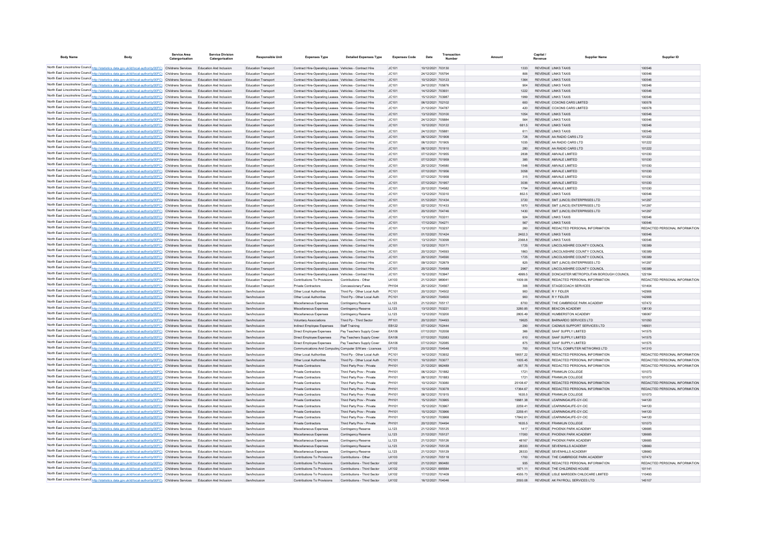| Body Name | Body | Service Area Catergorisation | Service Division Catergorisation | Responsible Unit | Expenses Type | Detailed Expenses Type | Expenses Code | Date | Transaction Number | Amount | Capital / Revenue | Supplier Name | Supplier ID |
|---|---|---|---|---|---|---|---|---|---|---|---|---|---|
| North East Lincolnshire Council | http://statistics.data.gov.uk/id/local-authority/00FC) | Childrens Services | Education And Inclusion | Education Transport | Contract Hire-Operating Leases | Vehicles - Contract Hire | JC101 | 10/12/2021 | 703130 | 1333 | REVENUE | LINKS TAXIS | 100546 |
| North East Lincolnshire Council | http://statistics.data.gov.uk/id/local-authority/00FC) | Childrens Services | Education And Inclusion | Education Transport | Contract Hire-Operating Leases | Vehicles - Contract Hire | JC101 | 24/12/2021 | 705794 | 806 | REVENUE | LINKS TAXIS | 100546 |
| North East Lincolnshire Council | http://statistics.data.gov.uk/id/local-authority/00FC) | Childrens Services | Education And Inclusion | Education Transport | Contract Hire-Operating Leases | Vehicles - Contract Hire | JC101 | 10/12/2021 | 703123 | 1364 | REVENUE | LINKS TAXIS | 100546 |
| North East Lincolnshire Council | http://statistics.data.gov.uk/id/local-authority/00FC) | Childrens Services | Education And Inclusion | Education Transport | Contract Hire-Operating Leases | Vehicles - Contract Hire | JC101 | 24/12/2021 | 705876 | 904 | REVENUE | LINKS TAXIS | 100546 |
| North East Lincolnshire Council | http://statistics.data.gov.uk/id/local-authority/00FC) | Childrens Services | Education And Inclusion | Education Transport | Contract Hire-Operating Leases | Vehicles - Contract Hire | JC101 | 14/12/2021 | 703931 | 1222 | REVENUE | LINKS TAXIS | 100546 |
| North East Lincolnshire Council | http://statistics.data.gov.uk/id/local-authority/00FC) | Childrens Services | Education And Inclusion | Education Transport | Contract Hire-Operating Leases | Vehicles - Contract Hire | JC101 | 15/12/2021 | 703987 | 1999 | REVENUE | LINKS TAXIS | 100546 |
| North East Lincolnshire Council | http://statistics.data.gov.uk/id/local-authority/00FC) | Childrens Services | Education And Inclusion | Education Transport | Contract Hire-Operating Leases | Vehicles - Contract Hire | JC101 | 06/12/2021 | 702102 | 600 | REVENUE | COXONS CARS LIMITED | 100578 |
| North East Lincolnshire Council | http://statistics.data.gov.uk/id/local-authority/00FC) | Childrens Services | Education And Inclusion | Education Transport | Contract Hire-Operating Leases | Vehicles - Contract Hire | JC101 | 21/12/2021 | 704787 | 420 | REVENUE | COXONS CARS LIMITED | 100578 |
| North East Lincolnshire Council | http://statistics.data.gov.uk/id/local-authority/00FC) | Childrens Services | Education And Inclusion | Education Transport | Contract Hire-Operating Leases | Vehicles - Contract Hire | JC101 | 13/12/2021 | 703100 | 1054 | REVENUE | LINKS TAXIS | 100546 |
| North East Lincolnshire Council | http://statistics.data.gov.uk/id/local-authority/00FC) | Childrens Services | Education And Inclusion | Education Transport | Contract Hire-Operating Leases | Vehicles - Contract Hire | JC101 | 24/12/2021 | 705884 | 564 | REVENUE | LINKS TAXIS | 100546 |
| North East Lincolnshire Council | http://statistics.data.gov.uk/id/local-authority/00FC) | Childrens Services | Education And Inclusion | Education Transport | Contract Hire-Operating Leases | Vehicles - Contract Hire | JC101 | 10/12/2021 | 703122 | 681.5 | REVENUE | LINKS TAXIS | 100546 |
| North East Lincolnshire Council | http://statistics.data.gov.uk/id/local-authority/00FC) | Childrens Services | Education And Inclusion | Education Transport | Contract Hire-Operating Leases | Vehicles - Contract Hire | JC101 | 24/12/2021 | 705881 | 611 | REVENUE | LINKS TAXIS | 100546 |
| North East Lincolnshire Council | http://statistics.data.gov.uk/id/local-authority/00FC) | Childrens Services | Education And Inclusion | Education Transport | Contract Hire-Operating Leases | Vehicles - Contract Hire | JC101 | 06/12/2021 | 701908 | 728 | REVENUE | AA RADIO CARS LTD | 101222 |
| North East Lincolnshire Council | http://statistics.data.gov.uk/id/local-authority/00FC) | Childrens Services | Education And Inclusion | Education Transport | Contract Hire-Operating Leases | Vehicles - Contract Hire | JC101 | 06/12/2021 | 701905 | 1035 | REVENUE | AA RADIO CARS LTD | 101222 |
| North East Lincolnshire Council | http://statistics.data.gov.uk/id/local-authority/00FC) | Childrens Services | Education And Inclusion | Education Transport | Contract Hire-Operating Leases | Vehicles - Contract Hire | JC101 | 06/12/2021 | 701910 | 280 | REVENUE | AA RADIO CARS LTD | 101222 |
| North East Lincolnshire Council | http://statistics.data.gov.uk/id/local-authority/00FC) | Childrens Services | Education And Inclusion | Education Transport | Contract Hire-Operating Leases | Vehicles - Contract Hire | JC101 | 07/12/2021 | 701955 | 2838 | REVENUE | AMVALE LIMITED | 101030 |
| North East Lincolnshire Council | http://statistics.data.gov.uk/id/local-authority/00FC) | Childrens Services | Education And Inclusion | Education Transport | Contract Hire-Operating Leases | Vehicles - Contract Hire | JC101 | 07/12/2021 | 701959 | 385 | REVENUE | AMVALE LIMITED | 101030 |
| North East Lincolnshire Council | http://statistics.data.gov.uk/id/local-authority/00FC) | Childrens Services | Education And Inclusion | Education Transport | Contract Hire-Operating Leases | Vehicles - Contract Hire | JC101 | 20/12/2021 | 704580 | 1548 | REVENUE | AMVALE LIMITED | 101030 |
| North East Lincolnshire Council | http://statistics.data.gov.uk/id/local-authority/00FC) | Childrens Services | Education And Inclusion | Education Transport | Contract Hire-Operating Leases | Vehicles - Contract Hire | JC101 | 07/12/2021 | 701956 | 3058 | REVENUE | AMVALE LIMITED | 101030 |
| North East Lincolnshire Council | http://statistics.data.gov.uk/id/local-authority/00FC) | Childrens Services | Education And Inclusion | Education Transport | Contract Hire-Operating Leases | Vehicles - Contract Hire | JC101 | 07/12/2021 | 701958 | 315 | REVENUE | AMVALE LIMITED | 101030 |
| North East Lincolnshire Council | http://statistics.data.gov.uk/id/local-authority/00FC) | Childrens Services | Education And Inclusion | Education Transport | Contract Hire-Operating Leases | Vehicles - Contract Hire | JC101 | 07/12/2021 | 701957 | 3036 | REVENUE | AMVALE LIMITED | 101030 |
| North East Lincolnshire Council | http://statistics.data.gov.uk/id/local-authority/00FC) | Childrens Services | Education And Inclusion | Education Transport | Contract Hire-Operating Leases | Vehicles - Contract Hire | JC101 | 20/12/2021 | 704582 | 1794 | REVENUE | AMVALE LIMITED | 101030 |
| North East Lincolnshire Council | http://statistics.data.gov.uk/id/local-authority/00FC) | Childrens Services | Education And Inclusion | Education Transport | Contract Hire-Operating Leases | Vehicles - Contract Hire | JC101 | 13/12/2021 | 703310 | 852.5 | REVENUE | LINKS TAXIS | 100546 |
| North East Lincolnshire Council | http://statistics.data.gov.uk/id/local-authority/00FC) | Childrens Services | Education And Inclusion | Education Transport | Contract Hire-Operating Leases | Vehicles - Contract Hire | JC101 | 01/12/2021 | 701434 | 3720 | REVENUE | SMT (LINCS) ENTERPRISES LTD | 141297 |
| North East Lincolnshire Council | http://statistics.data.gov.uk/id/local-authority/00FC) | Childrens Services | Education And Inclusion | Education Transport | Contract Hire-Operating Leases | Vehicles - Contract Hire | JC101 | 02/12/2021 | 701433 | 1870 | REVENUE | SMT (LINCS) ENTERPRISES LTD | 141297 |
| North East Lincolnshire Council | http://statistics.data.gov.uk/id/local-authority/00FC) | Childrens Services | Education And Inclusion | Education Transport | Contract Hire-Operating Leases | Vehicles - Contract Hire | JC101 | 20/12/2021 | 704748 | 1430 | REVENUE | SMT (LINCS) ENTERPRISES LTD | 141297 |
| North East Lincolnshire Council | http://statistics.data.gov.uk/id/local-authority/00FC) | Childrens Services | Education And Inclusion | Education Transport | Contract Hire-Operating Leases | Vehicles - Contract Hire | JC101 | 13/12/2021 | 703311 | 924 | REVENUE | LINKS TAXIS | 100546 |
| North East Lincolnshire Council | http://statistics.data.gov.uk/id/local-authority/00FC) | Childrens Services | Education And Inclusion | Education Transport | Contract Hire-Operating Leases | Vehicles - Contract Hire | JC101 | 17/12/2021 | 704271 | 567 | REVENUE | LINKS TAXIS | 100546 |
| North East Lincolnshire Council | http://statistics.data.gov.uk/id/local-authority/00FC) | Childrens Services | Education And Inclusion | Education Transport | Contract Hire-Operating Leases | Vehicles - Contract Hire | JC101 | 13/12/2021 | 703237 | 260 | REVENUE | REDACTED PERSONAL INFORMATION | REDACTED PERSONAL INFORMATION |
| North East Lincolnshire Council | http://statistics.data.gov.uk/id/local-authority/00FC) | Childrens Services | Education And Inclusion | Education Transport | Contract Hire-Operating Leases | Vehicles - Contract Hire | JC101 | 01/12/2021 | 701424 | 2402.3 | REVENUE | LINKS TAXIS | 100546 |
| North East Lincolnshire Council | http://statistics.data.gov.uk/id/local-authority/00FC) | Childrens Services | Education And Inclusion | Education Transport | Contract Hire-Operating Leases | Vehicles - Contract Hire | JC101 | 13/12/2021 | 703099 | 2368.8 | REVENUE | LINKS TAXIS | 100546 |
| North East Lincolnshire Council | http://statistics.data.gov.uk/id/local-authority/00FC) | Childrens Services | Education And Inclusion | Education Transport | Contract Hire-Operating Leases | Vehicles - Contract Hire | JC101 | 13/12/2021 | 703171 | 1725 | REVENUE | LINCOLNSHIRE COUNTY COUNCIL | 100389 |
| North East Lincolnshire Council | http://statistics.data.gov.uk/id/local-authority/00FC) | Childrens Services | Education And Inclusion | Education Transport | Contract Hire-Operating Leases | Vehicles - Contract Hire | JC101 | 20/12/2021 | 704593 | 1863 | REVENUE | LINCOLNSHIRE COUNTY COUNCIL | 100389 |
| North East Lincolnshire Council | http://statistics.data.gov.uk/id/local-authority/00FC) | Childrens Services | Education And Inclusion | Education Transport | Contract Hire-Operating Leases | Vehicles - Contract Hire | JC101 | 20/12/2021 | 704590 | 1725 | REVENUE | LINCOLNSHIRE COUNTY COUNCIL | 100389 |
| North East Lincolnshire Council | http://statistics.data.gov.uk/id/local-authority/00FC) | Childrens Services | Education And Inclusion | Education Transport | Contract Hire-Operating Leases | Vehicles - Contract Hire | JC101 | 09/12/2021 | 702679 | 825 | REVENUE | SMT (LINCS) ENTERPRISES LTD | 141297 |
| North East Lincolnshire Council | http://statistics.data.gov.uk/id/local-authority/00FC) | Childrens Services | Education And Inclusion | Education Transport | Contract Hire-Operating Leases | Vehicles - Contract Hire | JC101 | 20/12/2021 | 704589 | 2967 | REVENUE | LINCOLNSHIRE COUNTY COUNCIL | 100389 |
| North East Lincolnshire Council | http://statistics.data.gov.uk/id/local-authority/00FC) | Childrens Services | Education And Inclusion | Education Transport | Contract Hire-Operating Leases | Vehicles - Contract Hire | JC101 | 15/12/2021 | 703947 | 4999.5 | REVENUE | DONCASTER METROPOLITAN BOROUGH COUNCIL | 122184 |
| North East Lincolnshire Council | http://statistics.data.gov.uk/id/local-authority/00FC) | Childrens Services | Education And Inclusion | Education Transport | Contributions To Provisions | Contributions - Other | LK103 | 21/12/2021 | 980041 | 1009.06 | REVENUE | REDACTED PERSONAL INFORMATION | REDACTED PERSONAL INFORMATION |
| North East Lincolnshire Council | http://statistics.data.gov.uk/id/local-authority/00FC) | Childrens Services | Education And Inclusion | Education Transport | Private Contractors | Concessionary Fares | PH104 | 20/12/2021 | 704567 | 306 | REVENUE | STAGECOACH SERVICES | 101404 |
| North East Lincolnshire Council | http://statistics.data.gov.uk/id/local-authority/00FC) | Childrens Services | Education And Inclusion | Sen/Inclusion | Other Local Authorities | Third Pp - Other Local Auth | PC101 | 20/12/2021 | 704502 | 900 | REVENUE | R Y FIDLER | 142906 |
| North East Lincolnshire Council | http://statistics.data.gov.uk/id/local-authority/00FC) | Childrens Services | Education And Inclusion | Sen/Inclusion | Other Local Authorities | Third Pp - Other Local Auth | PC101 | 20/12/2021 | 704500 | 900 | REVENUE | R Y FIDLER | 142906 |
| North East Lincolnshire Council | http://statistics.data.gov.uk/id/local-authority/00FC) | Childrens Services | Education And Inclusion | Sen/Inclusion | Miscellaneous Expenses | Contingency Reserve | LL123 | 21/12/2021 | 705117 | 8700 | REVENUE | THE CAMBRIDGE PARK ACADEMY | 107472 |
| North East Lincolnshire Council | http://statistics.data.gov.uk/id/local-authority/00FC) | Childrens Services | Education And Inclusion | Sen/Inclusion | Miscellaneous Expenses | Contingency Reserve | LL123 | 13/12/2021 | 703221 | 3280.85 | REVENUE | BEACON ACADEMY | 138130 |
| North East Lincolnshire Council | http://statistics.data.gov.uk/id/local-authority/00FC) | Childrens Services | Education And Inclusion | Sen/Inclusion | Miscellaneous Expenses | Contingency Reserve | LL123 | 13/12/2021 | 703200 | 2805.49 | REVENUE | HUMBERSTON ACADEMY | 106067 |
| North East Lincolnshire Council | http://statistics.data.gov.uk/id/local-authority/00FC) | Childrens Services | Education And Inclusion | Sen/Inclusion | Voluntary Associations | Third Pp - Third Sector | PF101 | 20/12/2021 | 704493 | 19625 | REVENUE | BARNARDO SERVICES LTD | 101050 |
| North East Lincolnshire Council | http://statistics.data.gov.uk/id/local-authority/00FC) | Childrens Services | Education And Inclusion | Sen/Inclusion | Indirect Employee Expenses | Staff Training | EB122 | 07/12/2021 | 702444 | 290 | REVENUE | CADMUS SUPPORT SERVICES LTD | 149931 |
| North East Lincolnshire Council | http://statistics.data.gov.uk/id/local-authority/00FC) | Childrens Services | Education And Inclusion | Sen/Inclusion | Direct Employee Expenses | Pay Teachers Supply Cover | EA106 | 07/12/2021 | 702058 | 366 | REVENUE | SAAF SUPPLY LIMITED | 141575 |
| North East Lincolnshire Council | http://statistics.data.gov.uk/id/local-authority/00FC) | Childrens Services | Education And Inclusion | Sen/Inclusion | Direct Employee Expenses | Pay Teachers Supply Cover | EA106 | 07/12/2021 | 702083 | 610 | REVENUE | SAAF SUPPLY LIMITED | 141575 |
| North East Lincolnshire Council | http://statistics.data.gov.uk/id/local-authority/00FC) | Childrens Services | Education And Inclusion | Sen/Inclusion | Direct Employee Expenses | Pay Teachers Supply Cover | EA106 | 07/12/2021 | 702085 | 875 | REVENUE | SAAF SUPPLY LIMITED | 141575 |
| North East Lincolnshire Council | http://statistics.data.gov.uk/id/local-authority/00FC) | Childrens Services | Education And Inclusion | Sen/Inclusion | Communications And Computing | Computer S/Ware - Licences | LF103 | 20/12/2021 | 704548 | 700 | REVENUE | TOTAL COMPUTER NETWORKS LTD | 141310 |
| North East Lincolnshire Council | http://statistics.data.gov.uk/id/local-authority/00FC) | Childrens Services | Education And Inclusion | Sen/Inclusion | Other Local Authorities | Third Pp - Other Local Auth | PC101 | 14/12/2021 | 703932 | 19057.22 | REVENUE | REDACTED PERSONAL INFORMATION | REDACTED PERSONAL INFORMATION |
| North East Lincolnshire Council | http://statistics.data.gov.uk/id/local-authority/00FC) | Childrens Services | Education And Inclusion | Sen/Inclusion | Other Local Authorities | Third Pp - Other Local Auth | PC101 | 10/12/2021 | 703077 | 1005.45 | REVENUE | REDACTED PERSONAL INFORMATION | REDACTED PERSONAL INFORMATION |
| North East Lincolnshire Council | http://statistics.data.gov.uk/id/local-authority/00FC) | Childrens Services | Education And Inclusion | Sen/Inclusion | Private Contractors | Third Party Prov - Private | PH101 | 21/12/2021 | 992489 | -567.75 | REVENUE | REDACTED PERSONAL INFORMATION | REDACTED PERSONAL INFORMATION |
| North East Lincolnshire Council | http://statistics.data.gov.uk/id/local-authority/00FC) | Childrens Services | Education And Inclusion | Sen/Inclusion | Private Contractors | Third Party Prov - Private | PH101 | 06/12/2021 | 701882 | 1721 | REVENUE | FRANKLIN COLLEGE | 101073 |
| North East Lincolnshire Council | http://statistics.data.gov.uk/id/local-authority/00FC) | Childrens Services | Education And Inclusion | Sen/Inclusion | Private Contractors | Third Party Prov - Private | PH101 | 06/12/2021 | 701883 | 1721 | REVENUE | FRANKLIN COLLEGE | 101073 |
| North East Lincolnshire Council | http://statistics.data.gov.uk/id/local-authority/00FC) | Childrens Services | Education And Inclusion | Sen/Inclusion | Private Contractors | Third Party Prov - Private | PH101 | 10/12/2021 | 703080 | 25108.67 | REVENUE | REDACTED PERSONAL INFORMATION | REDACTED PERSONAL INFORMATION |
| North East Lincolnshire Council | http://statistics.data.gov.uk/id/local-authority/00FC) | Childrens Services | Education And Inclusion | Sen/Inclusion | Private Contractors | Third Party Prov - Private | PH101 | 10/12/2021 | 703078 | 17364.67 | REVENUE | REDACTED PERSONAL INFORMATION | REDACTED PERSONAL INFORMATION |
| North East Lincolnshire Council | http://statistics.data.gov.uk/id/local-authority/00FC) | Childrens Services | Education And Inclusion | Sen/Inclusion | Private Contractors | Third Party Prov - Private | PH101 | 06/12/2021 | 701915 | 1635.5 | REVENUE | FRANKLIN COLLEGE | 101073 |
| North East Lincolnshire Council | http://statistics.data.gov.uk/id/local-authority/00FC) | Childrens Services | Education And Inclusion | Sen/Inclusion | Private Contractors | Third Party Prov - Private | PH101 | 15/12/2021 | 703965 | 19981.38 | REVENUE | LEARNING4LIFE-GY-CIC | 144120 |
| North East Lincolnshire Council | http://statistics.data.gov.uk/id/local-authority/00FC) | Childrens Services | Education And Inclusion | Sen/Inclusion | Private Contractors | Third Party Prov - Private | PH101 | 15/12/2021 | 703967 | 2259.41 | REVENUE | LEARNING4LIFE-GY-CIC | 144120 |
| North East Lincolnshire Council | http://statistics.data.gov.uk/id/local-authority/00FC) | Childrens Services | Education And Inclusion | Sen/Inclusion | Private Contractors | Third Party Prov - Private | PH101 | 15/12/2021 | 703966 | 2259.41 | REVENUE | LEARNING4LIFE-GY-CIC | 144120 |
| North East Lincolnshire Council | http://statistics.data.gov.uk/id/local-authority/00FC) | Childrens Services | Education And Inclusion | Sen/Inclusion | Private Contractors | Third Party Prov - Private | PH101 | 15/12/2021 | 703968 | 17842.61 | REVENUE | LEARNING4LIFE-GY-CIC | 144120 |
| North East Lincolnshire Council | http://statistics.data.gov.uk/id/local-authority/00FC) | Childrens Services | Education And Inclusion | Sen/Inclusion | Private Contractors | Third Party Prov - Private | PH101 | 20/12/2021 | 704494 | 1635.5 | REVENUE | FRANKLIN COLLEGE | 101073 |
| North East Lincolnshire Council | http://statistics.data.gov.uk/id/local-authority/00FC) | Childrens Services | Education And Inclusion | Sen/Inclusion | Miscellaneous Expenses | Contingency Reserve | LL123 | 21/12/2021 | 705125 | 1417 | REVENUE | PHOENIX PARK ACADEMY | 126685 |
| North East Lincolnshire Council | http://statistics.data.gov.uk/id/local-authority/00FC) | Childrens Services | Education And Inclusion | Sen/Inclusion | Miscellaneous Expenses | Contingency Reserve | LL123 | 21/12/2021 | 705127 | 17000 | REVENUE | PHOENIX PARK ACADEMY | 126685 |
| North East Lincolnshire Council | http://statistics.data.gov.uk/id/local-authority/00FC) | Childrens Services | Education And Inclusion | Sen/Inclusion | Miscellaneous Expenses | Contingency Reserve | LL123 | 21/12/2021 | 705126 | 48167 | REVENUE | PHOENIX PARK ACADEMY | 126685 |
| North East Lincolnshire Council | http://statistics.data.gov.uk/id/local-authority/00FC) | Childrens Services | Education And Inclusion | Sen/Inclusion | Miscellaneous Expenses | Contingency Reserve | LL123 | 21/12/2021 | 705128 | 28333 | REVENUE | SEVENHILLS ACADEMY | 128660 |
| North East Lincolnshire Council | http://statistics.data.gov.uk/id/local-authority/00FC) | Childrens Services | Education And Inclusion | Sen/Inclusion | Miscellaneous Expenses | Contingency Reserve | LL123 | 21/12/2021 | 705129 | 28333 | REVENUE | SEVENHILLS ACADEMY | 128660 |
| North East Lincolnshire Council | http://statistics.data.gov.uk/id/local-authority/00FC) | Childrens Services | Education And Inclusion | Sen/Inclusion | Contributions To Provisions | Contributions - Other | LK103 | 21/12/2021 | 705118 | 1700 | REVENUE | THE CAMBRIDGE PARK ACADEMY | 107472 |
| North East Lincolnshire Council | http://statistics.data.gov.uk/id/local-authority/00FC) | Childrens Services | Education And Inclusion | Sen/Inclusion | Contributions To Provisions | Contributions - Third Sector | LK102 | 21/12/2021 | 990480 | 935 | REVENUE | REDACTED PERSONAL INFORMATION | REDACTED PERSONAL INFORMATION |
| North East Lincolnshire Council | http://statistics.data.gov.uk/id/local-authority/00FC) | Childrens Services | Education And Inclusion | Sen/Inclusion | Contributions To Provisions | Contributions - Third Sector | LK102 | 01/12/2021 | 695584 | 1871.11 | REVENUE | THE CHILDRENS HOUSE | 101141 |
| North East Lincolnshire Council | http://statistics.data.gov.uk/id/local-authority/00FC) | Childrens Services | Education And Inclusion | Sen/Inclusion | Contributions To Provisions | Contributions - Third Sector | LK102 | 17/12/2021 | 701409 | 4555.73 | REVENUE | LISLE MARSDEN CHILDCARE LIMITED | 110493 |
| North East Lincolnshire Council | http://statistics.data.gov.uk/id/local-authority/00FC) | Childrens Services | Education And Inclusion | Sen/Inclusion | Contributions To Provisions | Contributions - Third Sector | LK102 | 16/12/2021 | 704046 | 2093.08 | REVENUE | AK PAYROLL SERVICES LTD | 145107 |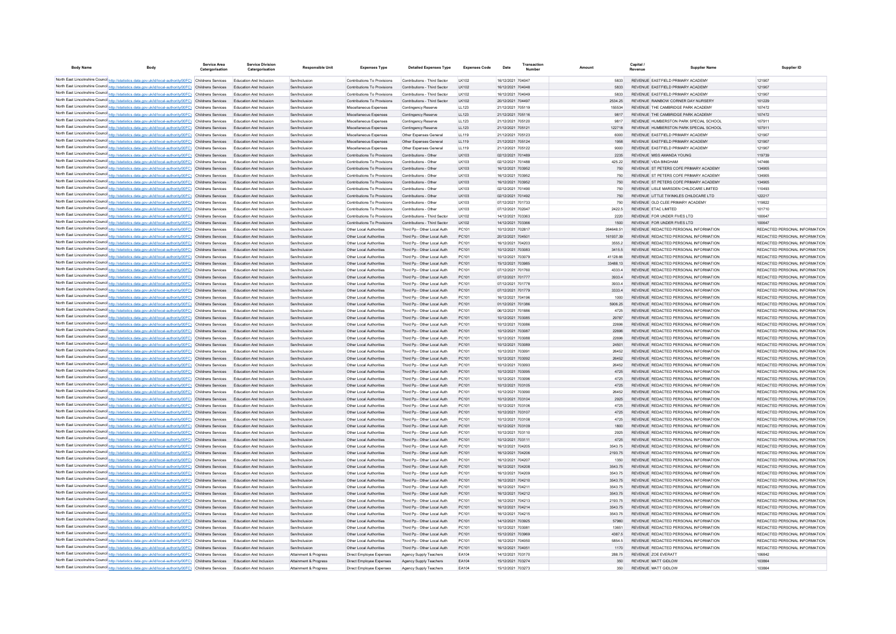| Body Name | Body | Service Area Catergorisation | Service Division Catergorisation | Responsible Unit | Expenses Type | Detailed Expenses Type | Expenses Code | Date | Transaction Number | Amount | Capital / Revenue | Supplier Name | Supplier ID |
|---|---|---|---|---|---|---|---|---|---|---|---|---|---|
| North East Lincolnshire Council | http://statistics.data.gov.uk/id/local-authority/00FC) | Childrens Services | Education And Inclusion | Sen/Inclusion | Contributions To Provisions | Contributions - Third Sector | LK102 | 16/12/2021 | 704047 | 5833 | REVENUE | EASTFIELD PRIMARY ACADEMY | 121907 |
| North East Lincolnshire Council | http://statistics.data.gov.uk/id/local-authority/00FC) | Childrens Services | Education And Inclusion | Sen/Inclusion | Contributions To Provisions | Contributions - Third Sector | LK102 | 16/12/2021 | 704048 | 5833 | REVENUE | EASTFIELD PRIMARY ACADEMY | 121907 |
| North East Lincolnshire Council | http://statistics.data.gov.uk/id/local-authority/00FC) | Childrens Services | Education And Inclusion | Sen/Inclusion | Contributions To Provisions | Contributions - Third Sector | LK102 | 16/12/2021 | 704049 | 5833 | REVENUE | EASTFIELD PRIMARY ACADEMY | 121907 |
| North East Lincolnshire Council | http://statistics.data.gov.uk/id/local-authority/00FC) | Childrens Services | Education And Inclusion | Sen/Inclusion | Contributions To Provisions | Contributions - Third Sector | LK102 | 20/12/2021 | 704497 | 2534.25 | REVENUE | RAINBOW CORNER DAY NURSERY | 101229 |
| North East Lincolnshire Council | http://statistics.data.gov.uk/id/local-authority/00FC) | Childrens Services | Education And Inclusion | Sen/Inclusion | Miscellaneous Expenses | Contingency Reserve | LL123 | 21/12/2021 | 705119 | 155534 | REVENUE | THE CAMBRIDGE PARK ACADEMY | 107472 |
| North East Lincolnshire Council | http://statistics.data.gov.uk/id/local-authority/00FC) | Childrens Services | Education And Inclusion | Sen/Inclusion | Miscellaneous Expenses | Contingency Reserve | LL123 | 21/12/2021 | 705116 | 9817 | REVENUE | THE CAMBRIDGE PARK ACADEMY | 107472 |
| North East Lincolnshire Council | http://statistics.data.gov.uk/id/local-authority/00FC) | Childrens Services | Education And Inclusion | Sen/Inclusion | Miscellaneous Expenses | Contingency Reserve | LL123 | 21/12/2021 | 705120 | 9817 | REVENUE | HUMBERSTON PARK SPECIAL SCHOOL | 107911 |
| North East Lincolnshire Council | http://statistics.data.gov.uk/id/local-authority/00FC) | Childrens Services | Education And Inclusion | Sen/Inclusion | Miscellaneous Expenses | Contingency Reserve | LL123 | 21/12/2021 | 705121 | 122718 | REVENUE | HUMBERSTON PARK SPECIAL SCHOOL | 107911 |
| North East Lincolnshire Council | http://statistics.data.gov.uk/id/local-authority/00FC) | Childrens Services | Education And Inclusion | Sen/Inclusion | Miscellaneous Expenses | Other Expenses General | LL119 | 21/12/2021 | 705123 | 6000 | REVENUE | EASTFIELD PRIMARY ACADEMY | 121907 |
| North East Lincolnshire Council | http://statistics.data.gov.uk/id/local-authority/00FC) | Childrens Services | Education And Inclusion | Sen/Inclusion | Miscellaneous Expenses | Other Expenses General | LL119 | 21/12/2021 | 705124 | 1958 | REVENUE | EASTFIELD PRIMARY ACADEMY | 121907 |
| North East Lincolnshire Council | http://statistics.data.gov.uk/id/local-authority/00FC) | Childrens Services | Education And Inclusion | Sen/Inclusion | Miscellaneous Expenses | Other Expenses General | LL119 | 21/12/2021 | 705122 | 9000 | REVENUE | EASTFIELD PRIMARY ACADEMY | 121907 |
| North East Lincolnshire Council | http://statistics.data.gov.uk/id/local-authority/00FC) | Childrens Services | Education And Inclusion | Sen/Inclusion | Contributions To Provisions | Contributions - Other | LK103 | 02/12/2021 | 701489 | 2235 | REVENUE | MISS AMANDA YOUNG | 119739 |
| North East Lincolnshire Council | http://statistics.data.gov.uk/id/local-authority/00FC) | Childrens Services | Education And Inclusion | Sen/Inclusion | Contributions To Provisions | Contributions - Other | LK103 | 02/12/2021 | 701488 | 425.22 | REVENUE | VIDA BINGHAM | 147466 |
| North East Lincolnshire Council | http://statistics.data.gov.uk/id/local-authority/00FC) | Childrens Services | Education And Inclusion | Sen/Inclusion | Contributions To Provisions | Contributions - Other | LK103 | 16/12/2021 | 703952 | 750 | REVENUE | ST PETERS COFE PRIMARY ACADEMY | 134905 |
| North East Lincolnshire Council | http://statistics.data.gov.uk/id/local-authority/00FC) | Childrens Services | Education And Inclusion | Sen/Inclusion | Contributions To Provisions | Contributions - Other | LK103 | 16/12/2021 | 703952 | 750 | REVENUE | ST PETERS COFE PRIMARY ACADEMY | 134905 |
| North East Lincolnshire Council | http://statistics.data.gov.uk/id/local-authority/00FC) | Childrens Services | Education And Inclusion | Sen/Inclusion | Contributions To Provisions | Contributions - Other | LK103 | 16/12/2021 | 703952 | 750 | REVENUE | ST PETERS COFE PRIMARY ACADEMY | 134905 |
| North East Lincolnshire Council | http://statistics.data.gov.uk/id/local-authority/00FC) | Childrens Services | Education And Inclusion | Sen/Inclusion | Contributions To Provisions | Contributions - Other | LK103 | 02/12/2021 | 701490 | 750 | REVENUE | LISLE MARSDEN CHILDCARE LIMITED | 110493 |
| North East Lincolnshire Council | http://statistics.data.gov.uk/id/local-authority/00FC) | Childrens Services | Education And Inclusion | Sen/Inclusion | Contributions To Provisions | Contributions - Other | LK103 | 02/12/2021 | 701492 | 750 | REVENUE | LITTLE TWINKLES CHILDCARE LTD | 122217 |
| North East Lincolnshire Council | http://statistics.data.gov.uk/id/local-authority/00FC) | Childrens Services | Education And Inclusion | Sen/Inclusion | Contributions To Provisions | Contributions - Other | LK103 | 07/12/2021 | 701733 | 750 | REVENUE | OLD CLEE PRIMARY ACADEMY | 119822 |
| North East Lincolnshire Council | http://statistics.data.gov.uk/id/local-authority/00FC) | Childrens Services | Education And Inclusion | Sen/Inclusion | Contributions To Provisions | Contributions - Other | LK103 | 07/12/2021 | 702047 | 2422.5 | REVENUE | ETAC LIMITED | 101710 |
| North East Lincolnshire Council | http://statistics.data.gov.uk/id/local-authority/00FC) | Childrens Services | Education And Inclusion | Sen/Inclusion | Contributions To Provisions | Contributions - Third Sector | LK102 | 14/12/2021 | 703363 | 2220 | REVENUE | FOR UNDER FIVES LTD | 100647 |
| North East Lincolnshire Council | http://statistics.data.gov.uk/id/local-authority/00FC) | Childrens Services | Education And Inclusion | Sen/Inclusion | Contributions To Provisions | Contributions - Third Sector | LK102 | 14/12/2021 | 703366 | 1500 | REVENUE | FOR UNDER FIVES LTD | 100647 |
| North East Lincolnshire Council | http://statistics.data.gov.uk/id/local-authority/00FC) | Childrens Services | Education And Inclusion | Sen/Inclusion | Other Local Authorities | Third Pp - Other Local Auth | PC101 | 10/12/2021 | 702817 | 264648.51 | REVENUE | REDACTED PERSONAL INFORMATION | REDACTED PERSONAL INFORMATION |
| North East Lincolnshire Council | http://statistics.data.gov.uk/id/local-authority/00FC) | Childrens Services | Education And Inclusion | Sen/Inclusion | Other Local Authorities | Third Pp - Other Local Auth | PC101 | 20/12/2021 | 704501 | 161937.39 | REVENUE | REDACTED PERSONAL INFORMATION | REDACTED PERSONAL INFORMATION |
| North East Lincolnshire Council | http://statistics.data.gov.uk/id/local-authority/00FC) | Childrens Services | Education And Inclusion | Sen/Inclusion | Other Local Authorities | Third Pp - Other Local Auth | PC101 | 16/12/2021 | 704203 | 3555.2 | REVENUE | REDACTED PERSONAL INFORMATION | REDACTED PERSONAL INFORMATION |
| North East Lincolnshire Council | http://statistics.data.gov.uk/id/local-authority/00FC) | Childrens Services | Education And Inclusion | Sen/Inclusion | Other Local Authorities | Third Pp - Other Local Auth | PC101 | 10/12/2021 | 703083 | 3415.5 | REVENUE | REDACTED PERSONAL INFORMATION | REDACTED PERSONAL INFORMATION |
| North East Lincolnshire Council | http://statistics.data.gov.uk/id/local-authority/00FC) | Childrens Services | Education And Inclusion | Sen/Inclusion | Other Local Authorities | Third Pp - Other Local Auth | PC101 | 10/12/2021 | 703079 | 41128.66 | REVENUE | REDACTED PERSONAL INFORMATION | REDACTED PERSONAL INFORMATION |
| North East Lincolnshire Council | http://statistics.data.gov.uk/id/local-authority/00FC) | Childrens Services | Education And Inclusion | Sen/Inclusion | Other Local Authorities | Third Pp - Other Local Auth | PC101 | 15/12/2021 | 703985 | 33488.13 | REVENUE | REDACTED PERSONAL INFORMATION | REDACTED PERSONAL INFORMATION |
| North East Lincolnshire Council | http://statistics.data.gov.uk/id/local-authority/00FC) | Childrens Services | Education And Inclusion | Sen/Inclusion | Other Local Authorities | Third Pp - Other Local Auth | PC101 | 07/12/2021 | 701760 | 4333.4 | REVENUE | REDACTED PERSONAL INFORMATION | REDACTED PERSONAL INFORMATION |
| North East Lincolnshire Council | http://statistics.data.gov.uk/id/local-authority/00FC) | Childrens Services | Education And Inclusion | Sen/Inclusion | Other Local Authorities | Third Pp - Other Local Auth | PC101 | 07/12/2021 | 701777 | 3933.4 | REVENUE | REDACTED PERSONAL INFORMATION | REDACTED PERSONAL INFORMATION |
| North East Lincolnshire Council | http://statistics.data.gov.uk/id/local-authority/00FC) | Childrens Services | Education And Inclusion | Sen/Inclusion | Other Local Authorities | Third Pp - Other Local Auth | PC101 | 07/12/2021 | 701778 | 3933.4 | REVENUE | REDACTED PERSONAL INFORMATION | REDACTED PERSONAL INFORMATION |
| North East Lincolnshire Council | http://statistics.data.gov.uk/id/local-authority/00FC) | Childrens Services | Education And Inclusion | Sen/Inclusion | Other Local Authorities | Third Pp - Other Local Auth | PC101 | 07/12/2021 | 701779 | 3333.4 | REVENUE | REDACTED PERSONAL INFORMATION | REDACTED PERSONAL INFORMATION |
| North East Lincolnshire Council | http://statistics.data.gov.uk/id/local-authority/00FC) | Childrens Services | Education And Inclusion | Sen/Inclusion | Other Local Authorities | Third Pp - Other Local Auth | PC101 | 16/12/2021 | 704196 | 1000 | REVENUE | REDACTED PERSONAL INFORMATION | REDACTED PERSONAL INFORMATION |
| North East Lincolnshire Council | http://statistics.data.gov.uk/id/local-authority/00FC) | Childrens Services | Education And Inclusion | Sen/Inclusion | Other Local Authorities | Third Pp - Other Local Auth | PC101 | 01/12/2021 | 701386 | 5906.25 | REVENUE | REDACTED PERSONAL INFORMATION | REDACTED PERSONAL INFORMATION |
| North East Lincolnshire Council | http://statistics.data.gov.uk/id/local-authority/00FC) | Childrens Services | Education And Inclusion | Sen/Inclusion | Other Local Authorities | Third Pp - Other Local Auth | PC101 | 06/12/2021 | 701686 | 4725 | REVENUE | REDACTED PERSONAL INFORMATION | REDACTED PERSONAL INFORMATION |
| North East Lincolnshire Council | http://statistics.data.gov.uk/id/local-authority/00FC) | Childrens Services | Education And Inclusion | Sen/Inclusion | Other Local Authorities | Third Pp - Other Local Auth | PC101 | 10/12/2021 | 703085 | 29787 | REVENUE | REDACTED PERSONAL INFORMATION | REDACTED PERSONAL INFORMATION |
| North East Lincolnshire Council | http://statistics.data.gov.uk/id/local-authority/00FC) | Childrens Services | Education And Inclusion | Sen/Inclusion | Other Local Authorities | Third Pp - Other Local Auth | PC101 | 10/12/2021 | 703086 | 22696 | REVENUE | REDACTED PERSONAL INFORMATION | REDACTED PERSONAL INFORMATION |
| North East Lincolnshire Council | http://statistics.data.gov.uk/id/local-authority/00FC) | Childrens Services | Education And Inclusion | Sen/Inclusion | Other Local Authorities | Third Pp - Other Local Auth | PC101 | 10/12/2021 | 703087 | 22696 | REVENUE | REDACTED PERSONAL INFORMATION | REDACTED PERSONAL INFORMATION |
| North East Lincolnshire Council | http://statistics.data.gov.uk/id/local-authority/00FC) | Childrens Services | Education And Inclusion | Sen/Inclusion | Other Local Authorities | Third Pp - Other Local Auth | PC101 | 10/12/2021 | 703088 | 22696 | REVENUE | REDACTED PERSONAL INFORMATION | REDACTED PERSONAL INFORMATION |
| North East Lincolnshire Council | http://statistics.data.gov.uk/id/local-authority/00FC) | Childrens Services | Education And Inclusion | Sen/Inclusion | Other Local Authorities | Third Pp - Other Local Auth | PC101 | 10/12/2021 | 703089 | 24501 | REVENUE | REDACTED PERSONAL INFORMATION | REDACTED PERSONAL INFORMATION |
| North East Lincolnshire Council | http://statistics.data.gov.uk/id/local-authority/00FC) | Childrens Services | Education And Inclusion | Sen/Inclusion | Other Local Authorities | Third Pp - Other Local Auth | PC101 | 10/12/2021 | 703091 | 26452 | REVENUE | REDACTED PERSONAL INFORMATION | REDACTED PERSONAL INFORMATION |
| North East Lincolnshire Council | http://statistics.data.gov.uk/id/local-authority/00FC) | Childrens Services | Education And Inclusion | Sen/Inclusion | Other Local Authorities | Third Pp - Other Local Auth | PC101 | 10/12/2021 | 703092 | 26452 | REVENUE | REDACTED PERSONAL INFORMATION | REDACTED PERSONAL INFORMATION |
| North East Lincolnshire Council | http://statistics.data.gov.uk/id/local-authority/00FC) | Childrens Services | Education And Inclusion | Sen/Inclusion | Other Local Authorities | Third Pp - Other Local Auth | PC101 | 10/12/2021 | 703093 | 26452 | REVENUE | REDACTED PERSONAL INFORMATION | REDACTED PERSONAL INFORMATION |
| North East Lincolnshire Council | http://statistics.data.gov.uk/id/local-authority/00FC) | Childrens Services | Education And Inclusion | Sen/Inclusion | Other Local Authorities | Third Pp - Other Local Auth | PC101 | 10/12/2021 | 703095 | 4725 | REVENUE | REDACTED PERSONAL INFORMATION | REDACTED PERSONAL INFORMATION |
| North East Lincolnshire Council | http://statistics.data.gov.uk/id/local-authority/00FC) | Childrens Services | Education And Inclusion | Sen/Inclusion | Other Local Authorities | Third Pp - Other Local Auth | PC101 | 10/12/2021 | 703096 | 4725 | REVENUE | REDACTED PERSONAL INFORMATION | REDACTED PERSONAL INFORMATION |
| North East Lincolnshire Council | http://statistics.data.gov.uk/id/local-authority/00FC) | Childrens Services | Education And Inclusion | Sen/Inclusion | Other Local Authorities | Third Pp - Other Local Auth | PC101 | 10/12/2021 | 703105 | 4725 | REVENUE | REDACTED PERSONAL INFORMATION | REDACTED PERSONAL INFORMATION |
| North East Lincolnshire Council | http://statistics.data.gov.uk/id/local-authority/00FC) | Childrens Services | Education And Inclusion | Sen/Inclusion | Other Local Authorities | Third Pp - Other Local Auth | PC101 | 10/12/2021 | 703090 | 26452 | REVENUE | REDACTED PERSONAL INFORMATION | REDACTED PERSONAL INFORMATION |
| North East Lincolnshire Council | http://statistics.data.gov.uk/id/local-authority/00FC) | Childrens Services | Education And Inclusion | Sen/Inclusion | Other Local Authorities | Third Pp - Other Local Auth | PC101 | 10/12/2021 | 703104 | 2925 | REVENUE | REDACTED PERSONAL INFORMATION | REDACTED PERSONAL INFORMATION |
| North East Lincolnshire Council | http://statistics.data.gov.uk/id/local-authority/00FC) | Childrens Services | Education And Inclusion | Sen/Inclusion | Other Local Authorities | Third Pp - Other Local Auth | PC101 | 10/12/2021 | 703106 | 4725 | REVENUE | REDACTED PERSONAL INFORMATION | REDACTED PERSONAL INFORMATION |
| North East Lincolnshire Council | http://statistics.data.gov.uk/id/local-authority/00FC) | Childrens Services | Education And Inclusion | Sen/Inclusion | Other Local Authorities | Third Pp - Other Local Auth | PC101 | 10/12/2021 | 703107 | 4725 | REVENUE | REDACTED PERSONAL INFORMATION | REDACTED PERSONAL INFORMATION |
| North East Lincolnshire Council | http://statistics.data.gov.uk/id/local-authority/00FC) | Childrens Services | Education And Inclusion | Sen/Inclusion | Other Local Authorities | Third Pp - Other Local Auth | PC101 | 10/12/2021 | 703108 | 4725 | REVENUE | REDACTED PERSONAL INFORMATION | REDACTED PERSONAL INFORMATION |
| North East Lincolnshire Council | http://statistics.data.gov.uk/id/local-authority/00FC) | Childrens Services | Education And Inclusion | Sen/Inclusion | Other Local Authorities | Third Pp - Other Local Auth | PC101 | 10/12/2021 | 703109 | 1800 | REVENUE | REDACTED PERSONAL INFORMATION | REDACTED PERSONAL INFORMATION |
| North East Lincolnshire Council | http://statistics.data.gov.uk/id/local-authority/00FC) | Childrens Services | Education And Inclusion | Sen/Inclusion | Other Local Authorities | Third Pp - Other Local Auth | PC101 | 10/12/2021 | 703110 | 2925 | REVENUE | REDACTED PERSONAL INFORMATION | REDACTED PERSONAL INFORMATION |
| North East Lincolnshire Council | http://statistics.data.gov.uk/id/local-authority/00FC) | Childrens Services | Education And Inclusion | Sen/Inclusion | Other Local Authorities | Third Pp - Other Local Auth | PC101 | 10/12/2021 | 703111 | 4725 | REVENUE | REDACTED PERSONAL INFORMATION | REDACTED PERSONAL INFORMATION |
| North East Lincolnshire Council | http://statistics.data.gov.uk/id/local-authority/00FC) | Childrens Services | Education And Inclusion | Sen/Inclusion | Other Local Authorities | Third Pp - Other Local Auth | PC101 | 16/12/2021 | 704205 | 3543.75 | REVENUE | REDACTED PERSONAL INFORMATION | REDACTED PERSONAL INFORMATION |
| North East Lincolnshire Council | http://statistics.data.gov.uk/id/local-authority/00FC) | Childrens Services | Education And Inclusion | Sen/Inclusion | Other Local Authorities | Third Pp - Other Local Auth | PC101 | 16/12/2021 | 704206 | 2193.75 | REVENUE | REDACTED PERSONAL INFORMATION | REDACTED PERSONAL INFORMATION |
| North East Lincolnshire Council | http://statistics.data.gov.uk/id/local-authority/00FC) | Childrens Services | Education And Inclusion | Sen/Inclusion | Other Local Authorities | Third Pp - Other Local Auth | PC101 | 16/12/2021 | 704207 | 1350 | REVENUE | REDACTED PERSONAL INFORMATION | REDACTED PERSONAL INFORMATION |
| North East Lincolnshire Council | http://statistics.data.gov.uk/id/local-authority/00FC) | Childrens Services | Education And Inclusion | Sen/Inclusion | Other Local Authorities | Third Pp - Other Local Auth | PC101 | 16/12/2021 | 704208 | 3543.75 | REVENUE | REDACTED PERSONAL INFORMATION | REDACTED PERSONAL INFORMATION |
| North East Lincolnshire Council | http://statistics.data.gov.uk/id/local-authority/00FC) | Childrens Services | Education And Inclusion | Sen/Inclusion | Other Local Authorities | Third Pp - Other Local Auth | PC101 | 16/12/2021 | 704209 | 3543.75 | REVENUE | REDACTED PERSONAL INFORMATION | REDACTED PERSONAL INFORMATION |
| North East Lincolnshire Council | http://statistics.data.gov.uk/id/local-authority/00FC) | Childrens Services | Education And Inclusion | Sen/Inclusion | Other Local Authorities | Third Pp - Other Local Auth | PC101 | 16/12/2021 | 704210 | 3543.75 | REVENUE | REDACTED PERSONAL INFORMATION | REDACTED PERSONAL INFORMATION |
| North East Lincolnshire Council | http://statistics.data.gov.uk/id/local-authority/00FC) | Childrens Services | Education And Inclusion | Sen/Inclusion | Other Local Authorities | Third Pp - Other Local Auth | PC101 | 16/12/2021 | 704211 | 3543.75 | REVENUE | REDACTED PERSONAL INFORMATION | REDACTED PERSONAL INFORMATION |
| North East Lincolnshire Council | http://statistics.data.gov.uk/id/local-authority/00FC) | Childrens Services | Education And Inclusion | Sen/Inclusion | Other Local Authorities | Third Pp - Other Local Auth | PC101 | 16/12/2021 | 704212 | 3543.75 | REVENUE | REDACTED PERSONAL INFORMATION | REDACTED PERSONAL INFORMATION |
| North East Lincolnshire Council | http://statistics.data.gov.uk/id/local-authority/00FC) | Childrens Services | Education And Inclusion | Sen/Inclusion | Other Local Authorities | Third Pp - Other Local Auth | PC101 | 16/12/2021 | 704213 | 2193.75 | REVENUE | REDACTED PERSONAL INFORMATION | REDACTED PERSONAL INFORMATION |
| North East Lincolnshire Council | http://statistics.data.gov.uk/id/local-authority/00FC) | Childrens Services | Education And Inclusion | Sen/Inclusion | Other Local Authorities | Third Pp - Other Local Auth | PC101 | 16/12/2021 | 704214 | 3543.75 | REVENUE | REDACTED PERSONAL INFORMATION | REDACTED PERSONAL INFORMATION |
| North East Lincolnshire Council | http://statistics.data.gov.uk/id/local-authority/00FC) | Childrens Services | Education And Inclusion | Sen/Inclusion | Other Local Authorities | Third Pp - Other Local Auth | PC101 | 16/12/2021 | 704215 | 3543.75 | REVENUE | REDACTED PERSONAL INFORMATION | REDACTED PERSONAL INFORMATION |
| North East Lincolnshire Council | http://statistics.data.gov.uk/id/local-authority/00FC) | Childrens Services | Education And Inclusion | Sen/Inclusion | Other Local Authorities | Third Pp - Other Local Auth | PC101 | 14/12/2021 | 703925 | 57960 | REVENUE | REDACTED PERSONAL INFORMATION | REDACTED PERSONAL INFORMATION |
| North East Lincolnshire Council | http://statistics.data.gov.uk/id/local-authority/00FC) | Childrens Services | Education And Inclusion | Sen/Inclusion | Other Local Authorities | Third Pp - Other Local Auth | PC101 | 10/12/2021 | 703081 | 13651 | REVENUE | REDACTED PERSONAL INFORMATION | REDACTED PERSONAL INFORMATION |
| North East Lincolnshire Council | http://statistics.data.gov.uk/id/local-authority/00FC) | Childrens Services | Education And Inclusion | Sen/Inclusion | Other Local Authorities | Third Pp - Other Local Auth | PC101 | 15/12/2021 | 703969 | 4387.5 | REVENUE | REDACTED PERSONAL INFORMATION | REDACTED PERSONAL INFORMATION |
| North East Lincolnshire Council | http://statistics.data.gov.uk/id/local-authority/00FC) | Childrens Services | Education And Inclusion | Sen/Inclusion | Other Local Authorities | Third Pp - Other Local Auth | PC101 | 16/12/2021 | 704050 | 5854.5 | REVENUE | REDACTED PERSONAL INFORMATION | REDACTED PERSONAL INFORMATION |
| North East Lincolnshire Council | http://statistics.data.gov.uk/id/local-authority/00FC) | Childrens Services | Education And Inclusion | Sen/Inclusion | Other Local Authorities | Third Pp - Other Local Auth | PC101 | 16/12/2021 | 704051 | 1170 | REVENUE | REDACTED PERSONAL INFORMATION | REDACTED PERSONAL INFORMATION |
| North East Lincolnshire Council | http://statistics.data.gov.uk/id/local-authority/00FC) | Childrens Services | Education And Inclusion | Attainment & Progress | Direct Employee Expenses | Agency Supply Teachers | EA104 | 14/12/2021 | 703170 | 288.75 | REVENUE | ZOE EVERATT | 106842 |
| North East Lincolnshire Council | http://statistics.data.gov.uk/id/local-authority/00FC) | Childrens Services | Education And Inclusion | Attainment & Progress | Direct Employee Expenses | Agency Supply Teachers | EA104 | 15/12/2021 | 703274 | 350 | REVENUE | MATT GIDLOW | 103864 |
| North East Lincolnshire Council | http://statistics.data.gov.uk/id/local-authority/00FC) | Childrens Services | Education And Inclusion | Attainment & Progress | Direct Employee Expenses | Agency Supply Teachers | EA104 | 15/12/2021 | 703273 | 350 | REVENUE | MATT GIDLOW | 103864 |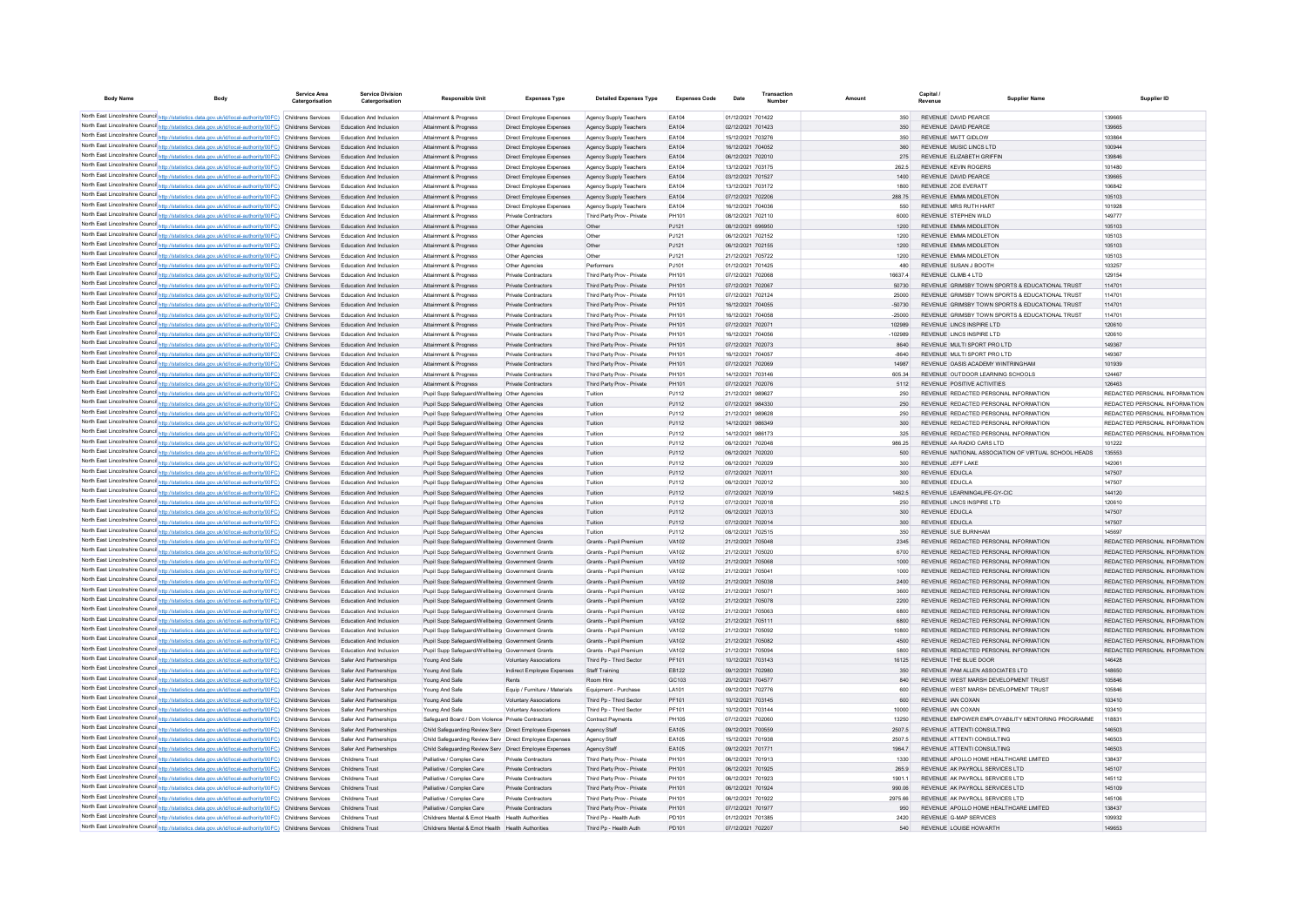| Body Name | Body | Service Area Catergorisation | Service Division Catergorisation | Responsible Unit | Expenses Type | Detailed Expenses Type | Expenses Code | Date | Transaction Number | Amount | Capital / Revenue | Supplier Name | Supplier ID |
|---|---|---|---|---|---|---|---|---|---|---|---|---|---|
| North East Lincolnshire Council | http://statistics.data.gov.uk/id/local-authority/00FC) | Childrens Services | Education And Inclusion | Attainment & Progress | Direct Employee Expenses | Agency Supply Teachers | EA104 | 01/12/2021 | 701422 | 350 | REVENUE | DAVID PEARCE | 139665 |
| North East Lincolnshire Council | http://statistics.data.gov.uk/id/local-authority/00FC) | Childrens Services | Education And Inclusion | Attainment & Progress | Direct Employee Expenses | Agency Supply Teachers | EA104 | 02/12/2021 | 701423 | 350 | REVENUE | DAVID PEARCE | 139665 |
| North East Lincolnshire Council | http://statistics.data.gov.uk/id/local-authority/00FC) | Childrens Services | Education And Inclusion | Attainment & Progress | Direct Employee Expenses | Agency Supply Teachers | EA104 | 15/12/2021 | 703276 | 350 | REVENUE | MATT GIDLOW | 103864 |
| North East Lincolnshire Council | http://statistics.data.gov.uk/id/local-authority/00FC) | Childrens Services | Education And Inclusion | Attainment & Progress | Direct Employee Expenses | Agency Supply Teachers | EA104 | 16/12/2021 | 704052 | 360 | REVENUE | MUSIC LINCS LTD | 100944 |
| North East Lincolnshire Council | http://statistics.data.gov.uk/id/local-authority/00FC) | Childrens Services | Education And Inclusion | Attainment & Progress | Direct Employee Expenses | Agency Supply Teachers | EA104 | 06/12/2021 | 702010 | 275 | REVENUE | ELIZABETH GRIFFIN | 139846 |
| North East Lincolnshire Council | http://statistics.data.gov.uk/id/local-authority/00FC) | Childrens Services | Education And Inclusion | Attainment & Progress | Direct Employee Expenses | Agency Supply Teachers | EA104 | 13/12/2021 | 703175 | 262.5 | REVENUE | KEVIN ROGERS | 101480 |
| North East Lincolnshire Council | http://statistics.data.gov.uk/id/local-authority/00FC) | Childrens Services | Education And Inclusion | Attainment & Progress | Direct Employee Expenses | Agency Supply Teachers | EA104 | 03/12/2021 | 701527 | 1400 | REVENUE | DAVID PEARCE | 139665 |
| North East Lincolnshire Council | http://statistics.data.gov.uk/id/local-authority/00FC) | Childrens Services | Education And Inclusion | Attainment & Progress | Direct Employee Expenses | Agency Supply Teachers | EA104 | 13/12/2021 | 703172 | 1800 | REVENUE | ZOE EVERATT | 106842 |
| North East Lincolnshire Council | http://statistics.data.gov.uk/id/local-authority/00FC) | Childrens Services | Education And Inclusion | Attainment & Progress | Direct Employee Expenses | Agency Supply Teachers | EA104 | 07/12/2021 | 702206 | 288.75 | REVENUE | EMMA MIDDLETON | 105103 |
| North East Lincolnshire Council | http://statistics.data.gov.uk/id/local-authority/00FC) | Childrens Services | Education And Inclusion | Attainment & Progress | Direct Employee Expenses | Agency Supply Teachers | EA104 | 16/12/2021 | 704036 | 550 | REVENUE | MRS RUTH HART | 101928 |
| North East Lincolnshire Council | http://statistics.data.gov.uk/id/local-authority/00FC) | Childrens Services | Education And Inclusion | Attainment & Progress | Private Contractors | Third Party Prov - Private | PH101 | 06/12/2021 | 702110 | 6000 | REVENUE | STEPHEN WILD | 149777 |
| North East Lincolnshire Council | http://statistics.data.gov.uk/id/local-authority/00FC) | Childrens Services | Education And Inclusion | Attainment & Progress | Other Agencies | Other | PJ121 | 08/12/2021 | 698950 | 1200 | REVENUE | EMMA MIDDLETON | 105103 |
| North East Lincolnshire Council | http://statistics.data.gov.uk/id/local-authority/00FC) | Childrens Services | Education And Inclusion | Attainment & Progress | Other Agencies | Other | PJ121 | 06/12/2021 | 702152 | 1200 | REVENUE | EMMA MIDDLETON | 105103 |
| North East Lincolnshire Council | http://statistics.data.gov.uk/id/local-authority/00FC) | Childrens Services | Education And Inclusion | Attainment & Progress | Other Agencies | Other | PJ121 | 06/12/2021 | 702155 | 1200 | REVENUE | EMMA MIDDLETON | 105103 |
| North East Lincolnshire Council | http://statistics.data.gov.uk/id/local-authority/00FC) | Childrens Services | Education And Inclusion | Attainment & Progress | Other Agencies | Other | PJ121 | 21/12/2021 | 705722 | 1200 | REVENUE | EMMA MIDDLETON | 105103 |
| North East Lincolnshire Council | http://statistics.data.gov.uk/id/local-authority/00FC) | Childrens Services | Education And Inclusion | Attainment & Progress | Other Agencies | Performers | PJ101 | 01/12/2021 | 701425 | 480 | REVENUE | SUSAN J BOOTH | 103257 |
| North East Lincolnshire Council | http://statistics.data.gov.uk/id/local-authority/00FC) | Childrens Services | Education And Inclusion | Attainment & Progress | Private Contractors | Third Party Prov - Private | PH101 | 07/12/2021 | 702068 | 16637.4 | REVENUE | CLIMB 4 LTD | 129154 |
| North East Lincolnshire Council | http://statistics.data.gov.uk/id/local-authority/00FC) | Childrens Services | Education And Inclusion | Attainment & Progress | Private Contractors | Third Party Prov - Private | PH101 | 07/12/2021 | 702067 | 50730 | REVENUE | GRIMSBY TOWN SPORTS & EDUCATIONAL TRUST | 114701 |
| North East Lincolnshire Council | http://statistics.data.gov.uk/id/local-authority/00FC) | Childrens Services | Education And Inclusion | Attainment & Progress | Private Contractors | Third Party Prov - Private | PH101 | 07/12/2021 | 702124 | 25000 | REVENUE | GRIMSBY TOWN SPORTS & EDUCATIONAL TRUST | 114701 |
| North East Lincolnshire Council | http://statistics.data.gov.uk/id/local-authority/00FC) | Childrens Services | Education And Inclusion | Attainment & Progress | Private Contractors | Third Party Prov - Private | PH101 | 16/12/2021 | 704055 | -50730 | REVENUE | GRIMSBY TOWN SPORTS & EDUCATIONAL TRUST | 114701 |
| North East Lincolnshire Council | http://statistics.data.gov.uk/id/local-authority/00FC) | Childrens Services | Education And Inclusion | Attainment & Progress | Private Contractors | Third Party Prov - Private | PH101 | 16/12/2021 | 704058 | -25000 | REVENUE | GRIMSBY TOWN SPORTS & EDUCATIONAL TRUST | 114701 |
| North East Lincolnshire Council | http://statistics.data.gov.uk/id/local-authority/00FC) | Childrens Services | Education And Inclusion | Attainment & Progress | Private Contractors | Third Party Prov - Private | PH101 | 07/12/2021 | 702071 | 102989 | REVENUE | LINCS INSPIRE LTD | 120610 |
| North East Lincolnshire Council | http://statistics.data.gov.uk/id/local-authority/00FC) | Childrens Services | Education And Inclusion | Attainment & Progress | Private Contractors | Third Party Prov - Private | PH101 | 16/12/2021 | 704056 | -102989 | REVENUE | LINCS INSPIRE LTD | 120610 |
| North East Lincolnshire Council | http://statistics.data.gov.uk/id/local-authority/00FC) | Childrens Services | Education And Inclusion | Attainment & Progress | Private Contractors | Third Party Prov - Private | PH101 | 07/12/2021 | 702073 | 8640 | REVENUE | MULTI SPORT PRO LTD | 149367 |
| North East Lincolnshire Council | http://statistics.data.gov.uk/id/local-authority/00FC) | Childrens Services | Education And Inclusion | Attainment & Progress | Private Contractors | Third Party Prov - Private | PH101 | 16/12/2021 | 704057 | -8640 | REVENUE | MULTI SPORT PRO LTD | 149367 |
| North East Lincolnshire Council | http://statistics.data.gov.uk/id/local-authority/00FC) | Childrens Services | Education And Inclusion | Attainment & Progress | Private Contractors | Third Party Prov - Private | PH101 | 07/12/2021 | 702069 | 14987 | REVENUE | OASIS ACADEMY WINTRINGHAM | 101939 |
| North East Lincolnshire Council | http://statistics.data.gov.uk/id/local-authority/00FC) | Childrens Services | Education And Inclusion | Attainment & Progress | Private Contractors | Third Party Prov - Private | PH101 | 14/12/2021 | 703146 | 605.34 | REVENUE | OUTDOOR LEARNING SCHOOLS | 124467 |
| North East Lincolnshire Council | http://statistics.data.gov.uk/id/local-authority/00FC) | Childrens Services | Education And Inclusion | Attainment & Progress | Private Contractors | Third Party Prov - Private | PH101 | 07/12/2021 | 702076 | 5112 | REVENUE | POSITIVE ACTIVITIES | 126463 |
| North East Lincolnshire Council | http://statistics.data.gov.uk/id/local-authority/00FC) | Childrens Services | Education And Inclusion | Pupil Supp Safeguard/Wellbeing | Other Agencies | Tuition | PJ112 | 21/12/2021 | 989627 | 250 | REVENUE | REDACTED PERSONAL INFORMATION | REDACTED PERSONAL INFORMATION |
| North East Lincolnshire Council | http://statistics.data.gov.uk/id/local-authority/00FC) | Childrens Services | Education And Inclusion | Pupil Supp Safeguard/Wellbeing | Other Agencies | Tuition | PJ112 | 07/12/2021 | 984330 | 250 | REVENUE | REDACTED PERSONAL INFORMATION | REDACTED PERSONAL INFORMATION |
| North East Lincolnshire Council | http://statistics.data.gov.uk/id/local-authority/00FC) | Childrens Services | Education And Inclusion | Pupil Supp Safeguard/Wellbeing | Other Agencies | Tuition | PJ112 | 21/12/2021 | 989628 | 250 | REVENUE | REDACTED PERSONAL INFORMATION | REDACTED PERSONAL INFORMATION |
| North East Lincolnshire Council | http://statistics.data.gov.uk/id/local-authority/00FC) | Childrens Services | Education And Inclusion | Pupil Supp Safeguard/Wellbeing | Other Agencies | Tuition | PJ112 | 14/12/2021 | 986349 | 300 | REVENUE | REDACTED PERSONAL INFORMATION | REDACTED PERSONAL INFORMATION |
| North East Lincolnshire Council | http://statistics.data.gov.uk/id/local-authority/00FC) | Childrens Services | Education And Inclusion | Pupil Supp Safeguard/Wellbeing | Other Agencies | Tuition | PJ112 | 14/12/2021 | 986173 | 325 | REVENUE | REDACTED PERSONAL INFORMATION | REDACTED PERSONAL INFORMATION |
| North East Lincolnshire Council | http://statistics.data.gov.uk/id/local-authority/00FC) | Childrens Services | Education And Inclusion | Pupil Supp Safeguard/Wellbeing | Other Agencies | Tuition | PJ112 | 06/12/2021 | 702048 | 986.25 | REVENUE | AA RADIO CARS LTD | 101222 |
| North East Lincolnshire Council | http://statistics.data.gov.uk/id/local-authority/00FC) | Childrens Services | Education And Inclusion | Pupil Supp Safeguard/Wellbeing | Other Agencies | Tuition | PJ112 | 06/12/2021 | 702020 | 500 | REVENUE | NATIONAL ASSOCIATION OF VIRTUAL SCHOOL HEADS | 135553 |
| North East Lincolnshire Council | http://statistics.data.gov.uk/id/local-authority/00FC) | Childrens Services | Education And Inclusion | Pupil Supp Safeguard/Wellbeing | Other Agencies | Tuition | PJ112 | 06/12/2021 | 702029 | 300 | REVENUE | JEFF LAKE | 142061 |
| North East Lincolnshire Council | http://statistics.data.gov.uk/id/local-authority/00FC) | Childrens Services | Education And Inclusion | Pupil Supp Safeguard/Wellbeing | Other Agencies | Tuition | PJ112 | 07/12/2021 | 702011 | 300 | REVENUE | EDUCLA | 147507 |
| North East Lincolnshire Council | http://statistics.data.gov.uk/id/local-authority/00FC) | Childrens Services | Education And Inclusion | Pupil Supp Safeguard/Wellbeing | Other Agencies | Tuition | PJ112 | 06/12/2021 | 702012 | 300 | REVENUE | EDUCLA | 147507 |
| North East Lincolnshire Council | http://statistics.data.gov.uk/id/local-authority/00FC) | Childrens Services | Education And Inclusion | Pupil Supp Safeguard/Wellbeing | Other Agencies | Tuition | PJ112 | 07/12/2021 | 702019 | 1462.5 | REVENUE | LEARNING4LIFE-GY-CIC | 144120 |
| North East Lincolnshire Council | http://statistics.data.gov.uk/id/local-authority/00FC) | Childrens Services | Education And Inclusion | Pupil Supp Safeguard/Wellbeing | Other Agencies | Tuition | PJ112 | 07/12/2021 | 702018 | 250 | REVENUE | LINCS INSPIRE LTD | 120610 |
| North East Lincolnshire Council | http://statistics.data.gov.uk/id/local-authority/00FC) | Childrens Services | Education And Inclusion | Pupil Supp Safeguard/Wellbeing | Other Agencies | Tuition | PJ112 | 06/12/2021 | 702013 | 300 | REVENUE | EDUCLA | 147507 |
| North East Lincolnshire Council | http://statistics.data.gov.uk/id/local-authority/00FC) | Childrens Services | Education And Inclusion | Pupil Supp Safeguard/Wellbeing | Other Agencies | Tuition | PJ112 | 07/12/2021 | 702014 | 300 | REVENUE | EDUCLA | 147507 |
| North East Lincolnshire Council | http://statistics.data.gov.uk/id/local-authority/00FC) | Childrens Services | Education And Inclusion | Pupil Supp Safeguard/Wellbeing | Other Agencies | Tuition | PJ112 | 08/12/2021 | 702515 | 350 | REVENUE | SUE BURNHAM | 145697 |
| North East Lincolnshire Council | http://statistics.data.gov.uk/id/local-authority/00FC) | Childrens Services | Education And Inclusion | Pupil Supp Safeguard/Wellbeing | Government Grants | Grants - Pupil Premium | VA102 | 21/12/2021 | 705048 | 2345 | REVENUE | REDACTED PERSONAL INFORMATION | REDACTED PERSONAL INFORMATION |
| North East Lincolnshire Council | http://statistics.data.gov.uk/id/local-authority/00FC) | Childrens Services | Education And Inclusion | Pupil Supp Safeguard/Wellbeing | Government Grants | Grants - Pupil Premium | VA102 | 21/12/2021 | 705020 | 6700 | REVENUE | REDACTED PERSONAL INFORMATION | REDACTED PERSONAL INFORMATION |
| North East Lincolnshire Council | http://statistics.data.gov.uk/id/local-authority/00FC) | Childrens Services | Education And Inclusion | Pupil Supp Safeguard/Wellbeing | Government Grants | Grants - Pupil Premium | VA102 | 21/12/2021 | 705068 | 1000 | REVENUE | REDACTED PERSONAL INFORMATION | REDACTED PERSONAL INFORMATION |
| North East Lincolnshire Council | http://statistics.data.gov.uk/id/local-authority/00FC) | Childrens Services | Education And Inclusion | Pupil Supp Safeguard/Wellbeing | Government Grants | Grants - Pupil Premium | VA102 | 21/12/2021 | 705041 | 1000 | REVENUE | REDACTED PERSONAL INFORMATION | REDACTED PERSONAL INFORMATION |
| North East Lincolnshire Council | http://statistics.data.gov.uk/id/local-authority/00FC) | Childrens Services | Education And Inclusion | Pupil Supp Safeguard/Wellbeing | Government Grants | Grants - Pupil Premium | VA102 | 21/12/2021 | 705038 | 2400 | REVENUE | REDACTED PERSONAL INFORMATION | REDACTED PERSONAL INFORMATION |
| North East Lincolnshire Council | http://statistics.data.gov.uk/id/local-authority/00FC) | Childrens Services | Education And Inclusion | Pupil Supp Safeguard/Wellbeing | Government Grants | Grants - Pupil Premium | VA102 | 21/12/2021 | 705071 | 3600 | REVENUE | REDACTED PERSONAL INFORMATION | REDACTED PERSONAL INFORMATION |
| North East Lincolnshire Council | http://statistics.data.gov.uk/id/local-authority/00FC) | Childrens Services | Education And Inclusion | Pupil Supp Safeguard/Wellbeing | Government Grants | Grants - Pupil Premium | VA102 | 21/12/2021 | 705078 | 2200 | REVENUE | REDACTED PERSONAL INFORMATION | REDACTED PERSONAL INFORMATION |
| North East Lincolnshire Council | http://statistics.data.gov.uk/id/local-authority/00FC) | Childrens Services | Education And Inclusion | Pupil Supp Safeguard/Wellbeing | Government Grants | Grants - Pupil Premium | VA102 | 21/12/2021 | 705063 | 6800 | REVENUE | REDACTED PERSONAL INFORMATION | REDACTED PERSONAL INFORMATION |
| North East Lincolnshire Council | http://statistics.data.gov.uk/id/local-authority/00FC) | Childrens Services | Education And Inclusion | Pupil Supp Safeguard/Wellbeing | Government Grants | Grants - Pupil Premium | VA102 | 21/12/2021 | 705111 | 6800 | REVENUE | REDACTED PERSONAL INFORMATION | REDACTED PERSONAL INFORMATION |
| North East Lincolnshire Council | http://statistics.data.gov.uk/id/local-authority/00FC) | Childrens Services | Education And Inclusion | Pupil Supp Safeguard/Wellbeing | Government Grants | Grants - Pupil Premium | VA102 | 21/12/2021 | 705092 | 10800 | REVENUE | REDACTED PERSONAL INFORMATION | REDACTED PERSONAL INFORMATION |
| North East Lincolnshire Council | http://statistics.data.gov.uk/id/local-authority/00FC) | Childrens Services | Education And Inclusion | Pupil Supp Safeguard/Wellbeing | Government Grants | Grants - Pupil Premium | VA102 | 21/12/2021 | 705082 | 4500 | REVENUE | REDACTED PERSONAL INFORMATION | REDACTED PERSONAL INFORMATION |
| North East Lincolnshire Council | http://statistics.data.gov.uk/id/local-authority/00FC) | Childrens Services | Education And Inclusion | Pupil Supp Safeguard/Wellbeing | Government Grants | Grants - Pupil Premium | VA102 | 21/12/2021 | 705094 | 5800 | REVENUE | REDACTED PERSONAL INFORMATION | REDACTED PERSONAL INFORMATION |
| North East Lincolnshire Council | http://statistics.data.gov.uk/id/local-authority/00FC) | Childrens Services | Safer And Partnerships | Young And Safe | Voluntary Associations | Third Pp - Third Sector | PF101 | 10/12/2021 | 703143 | 16125 | REVENUE | THE BLUE DOOR | 146428 |
| North East Lincolnshire Council | http://statistics.data.gov.uk/id/local-authority/00FC) | Childrens Services | Safer And Partnerships | Young And Safe | Indirect Employee Expenses | Staff Training | EB122 | 09/12/2021 | 702980 | 350 | REVENUE | PAM ALLEN ASSOCIATES LTD | 148650 |
| North East Lincolnshire Council | http://statistics.data.gov.uk/id/local-authority/00FC) | Childrens Services | Safer And Partnerships | Young And Safe | Rents | Room Hire | GC103 | 20/12/2021 | 704577 | 840 | REVENUE | WEST MARSH DEVELOPMENT TRUST | 105846 |
| North East Lincolnshire Council | http://statistics.data.gov.uk/id/local-authority/00FC) | Childrens Services | Safer And Partnerships | Young And Safe | Equip / Furniture / Materials | Equipment - Purchase | LA101 | 09/12/2021 | 702776 | 600 | REVENUE | WEST MARSH DEVELOPMENT TRUST | 105846 |
| North East Lincolnshire Council | http://statistics.data.gov.uk/id/local-authority/00FC) | Childrens Services | Safer And Partnerships | Young And Safe | Voluntary Associations | Third Pp - Third Sector | PF101 | 10/12/2021 | 703145 | 600 | REVENUE | IAN COXAN | 103410 |
| North East Lincolnshire Council | http://statistics.data.gov.uk/id/local-authority/00FC) | Childrens Services | Safer And Partnerships | Young And Safe | Voluntary Associations | Third Pp - Third Sector | PF101 | 10/12/2021 | 703144 | 10000 | REVENUE | IAN COXAN | 103410 |
| North East Lincolnshire Council | http://statistics.data.gov.uk/id/local-authority/00FC) | Childrens Services | Safer And Partnerships | Safeguard Board / Dom Violence | Private Contractors | Contract Payments | PH105 | 07/12/2021 | 702060 | 13250 | REVENUE | EMPOWER EMPLOYABILITY MENTORING PROGRAMME | 118831 |
| North East Lincolnshire Council | http://statistics.data.gov.uk/id/local-authority/00FC) | Childrens Services | Safer And Partnerships | Child Safeguarding Review Serv | Direct Employee Expenses | Agency Staff | EA105 | 09/12/2021 | 700559 | 2507.5 | REVENUE | ATTENTI CONSULTING | 146503 |
| North East Lincolnshire Council | http://statistics.data.gov.uk/id/local-authority/00FC) | Childrens Services | Safer And Partnerships | Child Safeguarding Review Serv | Direct Employee Expenses | Agency Staff | EA105 | 15/12/2021 | 701938 | 2507.5 | REVENUE | ATTENTI CONSULTING | 146503 |
| North East Lincolnshire Council | http://statistics.data.gov.uk/id/local-authority/00FC) | Childrens Services | Safer And Partnerships | Child Safeguarding Review Serv | Direct Employee Expenses | Agency Staff | EA105 | 09/12/2021 | 701771 | 1964.7 | REVENUE | ATTENTI CONSULTING | 146503 |
| North East Lincolnshire Council | http://statistics.data.gov.uk/id/local-authority/00FC) | Childrens Services | Childrens Trust | Palliative / Complex Care | Private Contractors | Third Party Prov - Private | PH101 | 06/12/2021 | 701913 | 1330 | REVENUE | APOLLO HOME HEALTHCARE LIMITED | 138437 |
| North East Lincolnshire Council | http://statistics.data.gov.uk/id/local-authority/00FC) | Childrens Services | Childrens Trust | Palliative / Complex Care | Private Contractors | Third Party Prov - Private | PH101 | 06/12/2021 | 701925 | 265.9 | REVENUE | AK PAYROLL SERVICES LTD | 145107 |
| North East Lincolnshire Council | http://statistics.data.gov.uk/id/local-authority/00FC) | Childrens Services | Childrens Trust | Palliative / Complex Care | Private Contractors | Third Party Prov - Private | PH101 | 06/12/2021 | 701923 | 1901.1 | REVENUE | AK PAYROLL SERVICES LTD | 145112 |
| North East Lincolnshire Council | http://statistics.data.gov.uk/id/local-authority/00FC) | Childrens Services | Childrens Trust | Palliative / Complex Care | Private Contractors | Third Party Prov - Private | PH101 | 06/12/2021 | 701924 | 990.06 | REVENUE | AK PAYROLL SERVICES LTD | 145109 |
| North East Lincolnshire Council | http://statistics.data.gov.uk/id/local-authority/00FC) | Childrens Services | Childrens Trust | Palliative / Complex Care | Private Contractors | Third Party Prov - Private | PH101 | 06/12/2021 | 701922 | 2975.66 | REVENUE | AK PAYROLL SERVICES LTD | 145106 |
| North East Lincolnshire Council | http://statistics.data.gov.uk/id/local-authority/00FC) | Childrens Services | Childrens Trust | Palliative / Complex Care | Private Contractors | Third Party Prov - Private | PH101 | 07/12/2021 | 701977 | 950 | REVENUE | APOLLO HOME HEALTHCARE LIMITED | 138437 |
| North East Lincolnshire Council | http://statistics.data.gov.uk/id/local-authority/00FC) | Childrens Services | Childrens Trust | Childrens Mental & Emot Health | Health Authorities | Third Pp - Health Auth | PD101 | 01/12/2021 | 701385 | 2420 | REVENUE | G-MAP SERVICES | 109932 |
| North East Lincolnshire Council | http://statistics.data.gov.uk/id/local-authority/00FC) | Childrens Services | Childrens Trust | Childrens Mental & Emot Health | Health Authorities | Third Pp - Health Auth | PD101 | 07/12/2021 | 702207 | 540 | REVENUE | LOUISE HOWARTH | 149653 |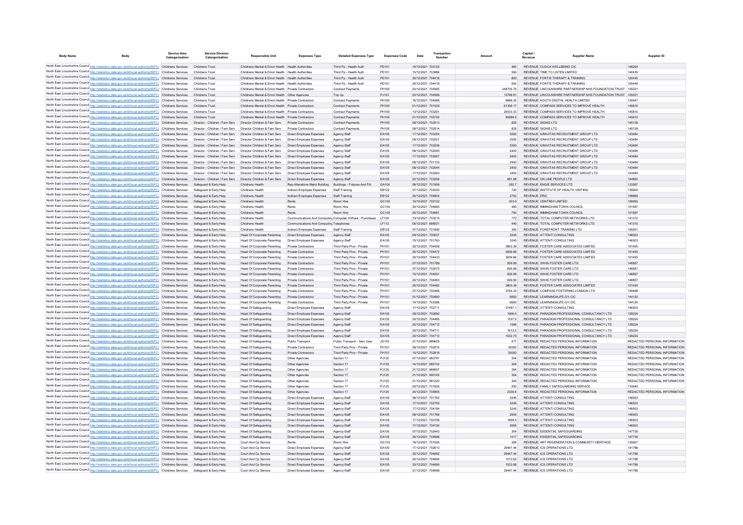| Body Name | Body | Service Area Catergorisation | Service Division Catergorisation | Responsible Unit | Expenses Type | Detailed Expenses Type | Expenses Code | Date | Transaction Number | Amount | Capital / Revenue | Supplier Name | Supplier ID |
|---|---|---|---|---|---|---|---|---|---|---|---|---|---|
| North East Lincolnshire Council | http://statistics.data.gov.uk/id/local-authority/00FC) | Childrens Services | Childrens Trust | Childrens Mental & Emot Health | Health Authorities | Third Pp - Health Auth | PD101 | 10/12/2021 | 703125 | 360 | REVENUE | CUDOX WELLBEING CIC | 148254 |
| North East Lincolnshire Council | http://statistics.data.gov.uk/id/local-authority/00FC) | Childrens Services | Childrens Trust | Childrens Mental & Emot Health | Health Authorities | Third Pp - Health Auth | PD101 | 15/12/2021 | 703986 | 590 | REVENUE | TIME TO LISTEN LIMITED | 140435 |
| North East Lincolnshire Council | http://statistics.data.gov.uk/id/local-authority/00FC) | Childrens Services | Childrens Trust | Childrens Mental & Emot Health | Health Authorities | Third Pp - Health Auth | PD101 | 20/12/2021 | 704418 | 800 | REVENUE | FORTIS THERAPY & TRAINING | 120445 |
| North East Lincolnshire Council | http://statistics.data.gov.uk/id/local-authority/00FC) | Childrens Services | Childrens Trust | Childrens Mental & Emot Health | Health Authorities | Third Pp - Health Auth | PD101 | 20/12/2021 | 704419 | 500 | REVENUE | FORTIS THERAPY & TRAINING | 120445 |
| North East Lincolnshire Council | http://statistics.data.gov.uk/id/local-authority/00FC) | Childrens Services | Childrens Trust | Childrens Mental & Emot Health | Private Contractors | Contract Payments | PH105 | 20/12/2021 | 704565 | 248705.75 | REVENUE | LINCOLNSHIRE PARTNERSHIP NHS FOUNDATION TRUST | 105021 |
| North East Lincolnshire Council | http://statistics.data.gov.uk/id/local-authority/00FC) | Childrens Services | Childrens Trust | Childrens Mental & Emot Health | Other Agencies | Top Up | PJ123 | 20/12/2021 | 704566 | 13799.91 | REVENUE | LINCOLNSHIRE PARTNERSHIP NHS FOUNDATION TRUST | 105021 |
| North East Lincolnshire Council | http://statistics.data.gov.uk/id/local-authority/00FC) | Childrens Services | Childrens Trust | Childrens Mental & Emot Health | Private Contractors | Contract Payments | PH105 | 16/12/2021 | 704088 | 6666.35 | REVENUE | KOOTH DIGITAL HEALTH LIMITED | 135941 |
| North East Lincolnshire Council | http://statistics.data.gov.uk/id/local-authority/00FC) | Childrens Services | Childrens Trust | Childrens Mental & Emot Health | Private Contractors | Contract Payments | PH105 | 01/12/2021 | 701529 | 61356.17 | REVENUE | COMPASS SERVICES TO IMPROVE HEALTH | 145810 |
| North East Lincolnshire Council | http://statistics.data.gov.uk/id/local-authority/00FC) | Childrens Services | Childrens Trust | Childrens Mental & Emot Health | Private Contractors | Contract Payments | PH105 | 13/12/2021 | 703291 | 29333.33 | REVENUE | COMPASS SERVICES TO IMPROVE HEALTH | 145810 |
| North East Lincolnshire Council | http://statistics.data.gov.uk/id/local-authority/00FC) | Childrens Services | Childrens Trust | Childrens Mental & Emot Health | Private Contractors | Contract Payments | PH105 | 21/12/2021 | 705750 | 90689.5 | REVENUE | COMPASS SERVICES TO IMPROVE HEALTH | 145810 |
| North East Lincolnshire Council | http://statistics.data.gov.uk/id/local-authority/00FC) | Childrens Services | Director - Children / Fam Serv | Director Children & Fam Serv | Private Contractors | Contract Payments | PH105 | 09/12/2021 | 702513 | 825 | REVENUE | SIGNIS LTD | 145139 |
| North East Lincolnshire Council | http://statistics.data.gov.uk/id/local-authority/00FC) | Childrens Services | Director - Children / Fam Serv | Director Children & Fam Serv | Private Contractors | Contract Payments | PH105 | 09/12/2021 | 702514 | 825 | REVENUE | SIGNIS LTD | 145139 |
| North East Lincolnshire Council | http://statistics.data.gov.uk/id/local-authority/00FC) | Childrens Services | Director - Children / Fam Serv | Director Children & Fam Serv | Direct Employee Expenses | Agency Staff | EA105 | 17/12/2021 | 703254 | 5500 | REVENUE | GRAVITAS RECRUITMENT GROUP LTD | 143484 |
| North East Lincolnshire Council | http://statistics.data.gov.uk/id/local-authority/00FC) | Childrens Services | Director - Children / Fam Serv | Director Children & Fam Serv | Direct Employee Expenses | Agency Staff | EA105 | 08/12/2021 | 702021 | 2500 | REVENUE | GRAVITAS RECRUITMENT GROUP LTD | 143484 |
| North East Lincolnshire Council | http://statistics.data.gov.uk/id/local-authority/00FC) | Childrens Services | Director - Children / Fam Serv | Director Children & Fam Serv | Direct Employee Expenses | Agency Staff | EA105 | 17/12/2021 | 703236 | 2500 | REVENUE | GRAVITAS RECRUITMENT GROUP LTD | 143484 |
| North East Lincolnshire Council | http://statistics.data.gov.uk/id/local-authority/00FC) | Childrens Services | Director - Children / Fam Serv | Director Children & Fam Serv | Direct Employee Expenses | Agency Staff | EA105 | 08/12/2021 | 702045 | 2400 | REVENUE | GRAVITAS RECRUITMENT GROUP LTD | 143484 |
| North East Lincolnshire Council | http://statistics.data.gov.uk/id/local-authority/00FC) | Childrens Services | Director - Children / Fam Serv | Director Children & Fam Serv | Direct Employee Expenses | Agency Staff | EA105 | 17/12/2021 | 703267 | 2400 | REVENUE | GRAVITAS RECRUITMENT GROUP LTD | 143484 |
| North East Lincolnshire Council | http://statistics.data.gov.uk/id/local-authority/00FC) | Childrens Services | Director - Children / Fam Serv | Director Children & Fam Serv | Direct Employee Expenses | Agency Staff | EA105 | 08/12/2021 | 701103 | 2400 | REVENUE | GRAVITAS RECRUITMENT GROUP LTD | 143484 |
| North East Lincolnshire Council | http://statistics.data.gov.uk/id/local-authority/00FC) | Childrens Services | Director - Children / Fam Serv | Director Children & Fam Serv | Direct Employee Expenses | Agency Staff | EA105 | 08/12/2021 | 702044 | 2400 | REVENUE | GRAVITAS RECRUITMENT GROUP LTD | 143484 |
| North East Lincolnshire Council | http://statistics.data.gov.uk/id/local-authority/00FC) | Childrens Services | Director - Children / Fam Serv | Director Children & Fam Serv | Direct Employee Expenses | Agency Staff | EA105 | 17/12/2021 | 703263 | 2400 | REVENUE | GRAVITAS RECRUITMENT GROUP LTD | 143484 |
| North East Lincolnshire Council | http://statistics.data.gov.uk/id/local-authority/00FC) | Childrens Services | Director - Children / Fam Serv | Director Children & Fam Serv | Direct Employee Expenses | Agency Staff | EA105 | 22/12/2021 | 703259 | 891.98 | REVENUE | ON LINE PEOPLE LTD | 144850 |
| North East Lincolnshire Council | http://statistics.data.gov.uk/id/local-authority/00FC) | Childrens Services | Safeguard & Early Help | Childrens Health | Rep Alterations Maint Building | Buildings - Fixtures And Fitt | GA104 | 06/12/2021 | 701859 | 292.7 | REVENUE | ENGIE SERVICES LTD | 133267 |
| North East Lincolnshire Council | http://statistics.data.gov.uk/id/local-authority/00FC) | Childrens Services | Safeguard & Early Help | Childrens Health | Indirect Employee Expenses | Staff Training | EB122 | 07/12/2021 | 702040 | 720 | REVENUE | INSTITUTE OF HEALTH VISITING | 135605 |
| North East Lincolnshire Council | http://statistics.data.gov.uk/id/local-authority/00FC) | Childrens Services | Safeguard & Early Help | Childrens Health | Indirect Employee Expenses | Staff Training | EB122 | 20/12/2021 | 704604 | 2700 | REVENUE | ERIC | 108869 |
| North East Lincolnshire Council | http://statistics.data.gov.uk/id/local-authority/00FC) | Childrens Services | Safeguard & Early Help | Childrens Health | Rents | Room Hire | GC103 | 15/12/2021 | 702122 | 303.5 | REVENUE | CENTRE4 LIMITED | 126893 |
| North East Lincolnshire Council | http://statistics.data.gov.uk/id/local-authority/00FC) | Childrens Services | Safeguard & Early Help | Childrens Health | Rents | Room Hire | GC103 | 20/12/2021 | 704680 | 480 | REVENUE | IMMINGHAM TOWN COUNCIL | 101597 |
| North East Lincolnshire Council | http://statistics.data.gov.uk/id/local-authority/00FC) | Childrens Services | Safeguard & Early Help | Childrens Health | Rents | Room Hire | GC103 | 20/12/2021 | 704681 | 750 | REVENUE | IMMINGHAM TOWN COUNCIL | 101597 |
| North East Lincolnshire Council | http://statistics.data.gov.uk/id/local-authority/00FC) | Childrens Services | Safeguard & Early Help | Childrens Health | Communications And Computing | Computer H/Ware - Purchases | LF105 | 13/12/2021 | 703214 | 770 | REVENUE | TOTAL COMPUTER NETWORKS LTD | 141310 |
| North East Lincolnshire Council | http://statistics.data.gov.uk/id/local-authority/00FC) | Childrens Services | Safeguard & Early Help | Childrens Health | Communications And Computing | Telephones | LF112 | 06/12/2021 | 688021 | 440 | REVENUE | TOTAL COMPUTER NETWORKS LTD | 141310 |
| North East Lincolnshire Council | http://statistics.data.gov.uk/id/local-authority/00FC) | Childrens Services | Safeguard & Early Help | Childrens Health | Indirect Employee Expenses | Staff Training | EB122 | 07/12/2021 | 701890 | 350 | REVENUE | FOREFRONT TRAINING LTD | 105501 |
| North East Lincolnshire Council | http://statistics.data.gov.uk/id/local-authority/00FC) | Childrens Services | Safeguard & Early Help | Head Of Corporate Parenting | Direct Employee Expenses | Agency Staff | EA105 | 09/12/2021 | 700657 | 3245 | REVENUE | ATTENTI CONSULTING | 146503 |
| North East Lincolnshire Council | http://statistics.data.gov.uk/id/local-authority/00FC) | Childrens Services | Safeguard & Early Help | Head Of Corporate Parenting | Direct Employee Expenses | Agency Staff | EA105 | 15/12/2021 | 701763 | 3245 | REVENUE | ATTENTI CONSULTING | 146503 |
| North East Lincolnshire Council | http://statistics.data.gov.uk/id/local-authority/00FC) | Childrens Services | Safeguard & Early Help | Head Of Corporate Parenting | Private Contractors | Third Party Prov - Private | PH101 | 20/12/2021 | 704458 | 3803.39 | REVENUE | FOSTER CARE ASSOCIATES LIMITED | 101455 |
| North East Lincolnshire Council | http://statistics.data.gov.uk/id/local-authority/00FC) | Childrens Services | Safeguard & Early Help | Head Of Corporate Parenting | Private Contractors | Third Party Prov - Private | PH101 | 20/12/2021 | 704472 | 3839.66 | REVENUE | FOSTER CARE ASSOCIATES LIMITED | 101455 |
| North East Lincolnshire Council | http://statistics.data.gov.uk/id/local-authority/00FC) | Childrens Services | Safeguard & Early Help | Head Of Corporate Parenting | Private Contractors | Third Party Prov - Private | PH101 | 20/12/2021 | 704433 | 3839.66 | REVENUE | FOSTER CARE ASSOCIATES LIMITED | 101455 |
| North East Lincolnshire Council | http://statistics.data.gov.uk/id/local-authority/00FC) | Childrens Services | Safeguard & Early Help | Head Of Corporate Parenting | Private Contractors | Third Party Prov - Private | PH101 | 07/12/2021 | 701789 | 829.99 | REVENUE | SWIIS FOSTER CARE LTD | 146857 |
| North East Lincolnshire Council | http://statistics.data.gov.uk/id/local-authority/00FC) | Childrens Services | Safeguard & Early Help | Head Of Corporate Parenting | Private Contractors | Third Party Prov - Private | PH101 | 07/12/2021 | 702070 | 829.99 | REVENUE | SWIIS FOSTER CARE LTD | 146857 |
| North East Lincolnshire Council | http://statistics.data.gov.uk/id/local-authority/00FC) | Childrens Services | Safeguard & Early Help | Head Of Corporate Parenting | Private Contractors | Third Party Prov - Private | PH101 | 15/12/2021 | 704001 | 829.99 | REVENUE | SWIIS FOSTER CARE LTD | 146857 |
| North East Lincolnshire Council | http://statistics.data.gov.uk/id/local-authority/00FC) | Childrens Services | Safeguard & Early Help | Head Of Corporate Parenting | Private Contractors | Third Party Prov - Private | PH101 | 20/12/2021 | 704463 | 829.99 | REVENUE | SWIIS FOSTER CARE LTD | 146857 |
| North East Lincolnshire Council | http://statistics.data.gov.uk/id/local-authority/00FC) | Childrens Services | Safeguard & Early Help | Head Of Corporate Parenting | Private Contractors | Third Party Prov - Private | PH101 | 20/12/2021 | 704462 | 3803.39 | REVENUE | FOSTER CARE ASSOCIATES LIMITED | 101455 |
| North East Lincolnshire Council | http://statistics.data.gov.uk/id/local-authority/00FC) | Childrens Services | Safeguard & Early Help | Head Of Corporate Parenting | Private Contractors | Third Party Prov - Private | PH101 | 07/12/2021 | 702486 | 3764.33 | REVENUE | COMPASS FOSTERING LONDON LTD | 149498 |
| North East Lincolnshire Council | http://statistics.data.gov.uk/id/local-authority/00FC) | Childrens Services | Safeguard & Early Help | Head Of Corporate Parenting | Private Contractors | Third Party Prov - Private | PH101 | 01/12/2021 | 700990 | 6650 | REVENUE | LEARNING4LIFE-GY-CIC | 144120 |
| North East Lincolnshire Council | http://statistics.data.gov.uk/id/local-authority/00FC) | Childrens Services | Safeguard & Early Help | Head Of Corporate Parenting | Private Contractors | Third Party Prov - Private | PH101 | 14/12/2021 | 703386 | 6650 | REVENUE | LEARNING4LIFE-GY-CIC | 144120 |
| North East Lincolnshire Council | http://statistics.data.gov.uk/id/local-authority/00FC) | Childrens Services | Safeguard & Early Help | Head Of Safeguarding | Direct Employee Expenses | Agency Staff | EA105 | 17/12/2021 | 702711 | 27487.1 | REVENUE | ATTENTI CONSULTING | 146503 |
| North East Lincolnshire Council | http://statistics.data.gov.uk/id/local-authority/00FC) | Childrens Services | Safeguard & Early Help | Head Of Safeguarding | Direct Employee Expenses | Agency Staff | EA105 | 09/12/2021 | 702690 | 1906.5 | REVENUE | PARADIGM PROFESSIONAL CONSULTANCY LTD | 129224 |
| North East Lincolnshire Council | http://statistics.data.gov.uk/id/local-authority/00FC) | Childrens Services | Safeguard & Early Help | Head Of Safeguarding | Direct Employee Expenses | Agency Staff | EA105 | 20/12/2021 | 704485 | 1537.5 | REVENUE | PARADIGM PROFESSIONAL CONSULTANCY LTD | 129224 |
| North East Lincolnshire Council | http://statistics.data.gov.uk/id/local-authority/00FC) | Childrens Services | Safeguard & Early Help | Head Of Safeguarding | Direct Employee Expenses | Agency Staff | EA105 | 20/12/2021 | 704712 | 1586 | REVENUE | PARADIGM PROFESSIONAL CONSULTANCY LTD | 129224 |
| North East Lincolnshire Council | http://statistics.data.gov.uk/id/local-authority/00FC) | Childrens Services | Safeguard & Early Help | Head Of Safeguarding | Direct Employee Expenses | Agency Staff | EA105 | 20/12/2021 | 704711 | 1612.5 | REVENUE | PARADIGM PROFESSIONAL CONSULTANCY LTD | 129224 |
| North East Lincolnshire Council | http://statistics.data.gov.uk/id/local-authority/00FC) | Childrens Services | Safeguard & Early Help | Head Of Safeguarding | Direct Employee Expenses | Agency Staff | EA105 | 20/12/2021 | 704710 | 1632.75 | REVENUE | PARADIGM PROFESSIONAL CONSULTANCY LTD | 129224 |
| North East Lincolnshire Council | http://statistics.data.gov.uk/id/local-authority/00FC) | Childrens Services | Safeguard & Early Help | Head Of Safeguarding | Public Transport | Public Transport - Serv User | JD102 | 21/12/2021 | 989629 | 577 | REVENUE | REDACTED PERSONAL INFORMATION | REDACTED PERSONAL INFORMATION |
| North East Lincolnshire Council | http://statistics.data.gov.uk/id/local-authority/00FC) | Childrens Services | Safeguard & Early Help | Head Of Safeguarding | Private Contractors | Third Party Prov - Private | PH101 | 09/12/2021 | 702815 | 35000 | REVENUE | REDACTED PERSONAL INFORMATION | REDACTED PERSONAL INFORMATION |
| North East Lincolnshire Council | http://statistics.data.gov.uk/id/local-authority/00FC) | Childrens Services | Safeguard & Early Help | Head Of Safeguarding | Private Contractors | Third Party Prov - Private | PH101 | 10/12/2021 | 702816 | 20000 | REVENUE | REDACTED PERSONAL INFORMATION | REDACTED PERSONAL INFORMATION |
| North East Lincolnshire Council | http://statistics.data.gov.uk/id/local-authority/00FC) | Childrens Services | Safeguard & Early Help | Head Of Safeguarding | Other Agencies | Section 17 | PJ125 | 07/12/2021 | 983791 | 304 | REVENUE | REDACTED PERSONAL INFORMATION | REDACTED PERSONAL INFORMATION |
| North East Lincolnshire Council | http://statistics.data.gov.uk/id/local-authority/00FC) | Childrens Services | Safeguard & Early Help | Head Of Safeguarding | Other Agencies | Section 17 | PJ125 | 14/12/2021 | 985734 | 304 | REVENUE | REDACTED PERSONAL INFORMATION | REDACTED PERSONAL INFORMATION |
| North East Lincolnshire Council | http://statistics.data.gov.uk/id/local-authority/00FC) | Childrens Services | Safeguard & Early Help | Head Of Safeguarding | Other Agencies | Section 17 | PJ125 | 21/12/2021 | 989097 | 304 | REVENUE | REDACTED PERSONAL INFORMATION | REDACTED PERSONAL INFORMATION |
| North East Lincolnshire Council | http://statistics.data.gov.uk/id/local-authority/00FC) | Childrens Services | Safeguard & Early Help | Head Of Safeguarding | Other Agencies | Section 17 | PJ125 | 21/12/2021 | 990165 | 304 | REVENUE | REDACTED PERSONAL INFORMATION | REDACTED PERSONAL INFORMATION |
| North East Lincolnshire Council | http://statistics.data.gov.uk/id/local-authority/00FC) | Childrens Services | Safeguard & Early Help | Head Of Safeguarding | Other Agencies | Section 17 | PJ125 | 21/12/2021 | 991220 | 304 | REVENUE | REDACTED PERSONAL INFORMATION | REDACTED PERSONAL INFORMATION |
| North East Lincolnshire Council | http://statistics.data.gov.uk/id/local-authority/00FC) | Childrens Services | Safeguard & Early Help | Head Of Safeguarding | Other Agencies | Section 17 | PJ125 | 02/12/2021 | 701620 | 250 | REVENUE | FAMILY SAFEGUARDING SERVICE | 110640 |
| North East Lincolnshire Council | http://statistics.data.gov.uk/id/local-authority/00FC) | Childrens Services | Safeguard & Early Help | Head Of Safeguarding | Other Agencies | Section 17 | PJ125 | 24/12/2021 | 705955 | 2339.4 | REVENUE | REDACTED PERSONAL INFORMATION | REDACTED PERSONAL INFORMATION |
| North East Lincolnshire Council | http://statistics.data.gov.uk/id/local-authority/00FC) | Childrens Services | Safeguard & Early Help | Head Of Safeguarding | Direct Employee Expenses | Agency Staff | EA105 | 08/12/2021 | 701762 | 3245 | REVENUE | ATTENTI CONSULTING | 146503 |
| North East Lincolnshire Council | http://statistics.data.gov.uk/id/local-authority/00FC) | Childrens Services | Safeguard & Early Help | Head Of Safeguarding | Direct Employee Expenses | Agency Staff | EA105 | 17/12/2021 | 702705 | 3245 | REVENUE | ATTENTI CONSULTING | 146503 |
| North East Lincolnshire Council | http://statistics.data.gov.uk/id/local-authority/00FC) | Childrens Services | Safeguard & Early Help | Head Of Safeguarding | Direct Employee Expenses | Agency Staff | EA105 | 17/12/2021 | 704194 | 3245 | REVENUE | ATTENTI CONSULTING | 146503 |
| North East Lincolnshire Council | http://statistics.data.gov.uk/id/local-authority/00FC) | Childrens Services | Safeguard & Early Help | Head Of Safeguarding | Direct Employee Expenses | Agency Staff | EA105 | 08/12/2021 | 701766 | 2655 | REVENUE | ATTENTI CONSULTING | 146503 |
| North East Lincolnshire Council | http://statistics.data.gov.uk/id/local-authority/00FC) | Childrens Services | Safeguard & Early Help | Head Of Safeguarding | Direct Employee Expenses | Agency Staff | EA105 | 17/12/2021 | 702706 | 1858.5 | REVENUE | ATTENTI CONSULTING | 146503 |
| North East Lincolnshire Council | http://statistics.data.gov.uk/id/local-authority/00FC) | Childrens Services | Safeguard & Early Help | Head Of Safeguarding | Direct Employee Expenses | Agency Staff | EA105 | 17/12/2021 | 704190 | 2655 | REVENUE | ATTENTI CONSULTING | 146503 |
| North East Lincolnshire Council | http://statistics.data.gov.uk/id/local-authority/00FC) | Childrens Services | Safeguard & Early Help | Head Of Safeguarding | Direct Employee Expenses | Agency Staff | EA105 | 07/12/2021 | 702443 | 304 | REVENUE | ESSENTIAL SAFEGUARDING | 147739 |
| North East Lincolnshire Council | http://statistics.data.gov.uk/id/local-authority/00FC) | Childrens Services | Safeguard & Early Help | Head Of Safeguarding | Direct Employee Expenses | Agency Staff | EA105 | 20/12/2021 | 704696 | 1517 | REVENUE | ESSENTIAL SAFEGUARDING | 147739 |
| North East Lincolnshire Council | http://statistics.data.gov.uk/id/local-authority/00FC) | Childrens Services | Safeguard & Early Help | Court And Cp Service | Rents | Room Hire | GC103 | 16/12/2021 | 701526 | 306 | REVENUE | ART REGENERATION & COMMUNITY HERITAGE | 135607 |
| North East Lincolnshire Council | http://statistics.data.gov.uk/id/local-authority/00FC) | Childrens Services | Safeguard & Early Help | Court And Cp Service | Direct Employee Expenses | Agency Staff | EA105 | 17/12/2021 | 702613 | 29447.44 | REVENUE | ICS OPERATIONS LTD | 141788 |
| North East Lincolnshire Council | http://statistics.data.gov.uk/id/local-authority/00FC) | Childrens Services | Safeguard & Early Help | Court And Cp Service | Direct Employee Expenses | Agency Staff | EA105 | 20/12/2021 | 704692 | 29447.44 | REVENUE | ICS OPERATIONS LTD | 141788 |
| North East Lincolnshire Council | http://statistics.data.gov.uk/id/local-authority/00FC) | Childrens Services | Safeguard & Early Help | Court And Cp Service | Direct Employee Expenses | Agency Staff | EA105 | 20/12/2021 | 704694 | 1013.63 | REVENUE | ICS OPERATIONS LTD | 141788 |
| North East Lincolnshire Council | http://statistics.data.gov.uk/id/local-authority/00FC) | Childrens Services | Safeguard & Early Help | Court And Cp Service | Direct Employee Expenses | Agency Staff | EA105 | 20/12/2021 | 704695 | 1023.98 | REVENUE | ICS OPERATIONS LTD | 141788 |
| North East Lincolnshire Council | http://statistics.data.gov.uk/id/local-authority/00FC) | Childrens Services | Safeguard & Early Help | Court And Cp Service | Direct Employee Expenses | Agency Staff | EA105 | 21/12/2021 | 704698 | 29447.44 | REVENUE | ICS OPERATIONS LTD | 141788 |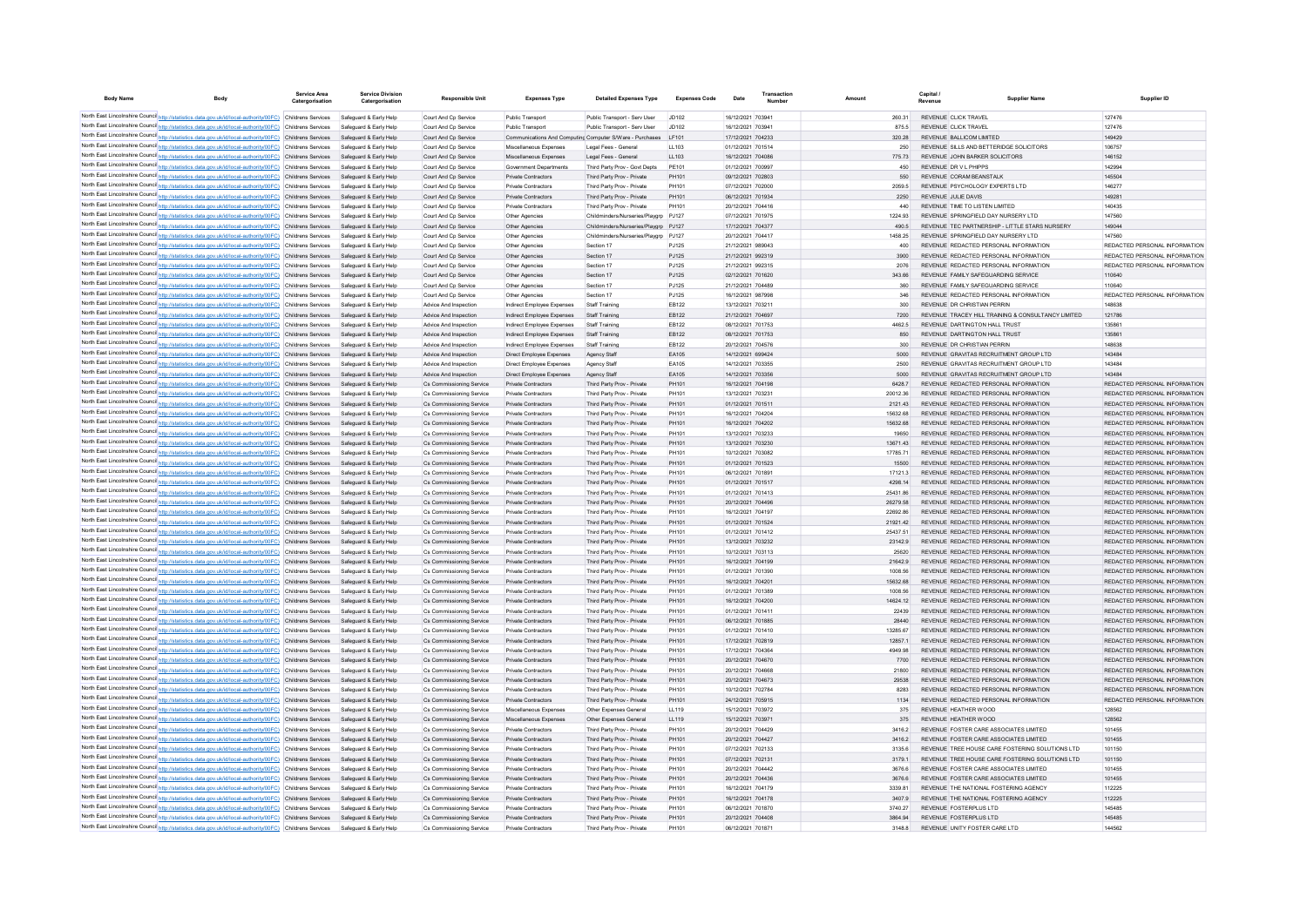| Body Name | Body | Service Area Catergorisation | Service Division Catergorisation | Responsible Unit | Expenses Type | Detailed Expenses Type | Expenses Code | Date | Transaction Number | Amount | Capital / Revenue | Supplier Name | Supplier ID |
|---|---|---|---|---|---|---|---|---|---|---|---|---|---|
| North East Lincolnshire Council | http://statistics.data.gov.uk/id/local-authority/00FC) | Childrens Services | Safeguard & Early Help | Court And Cp Service | Public Transport | Public Transport - Serv User | JD102 | 16/12/2021 | 703941 | 260.31 | REVENUE | CLICK TRAVEL | 127476 |
| North East Lincolnshire Council | http://statistics.data.gov.uk/id/local-authority/00FC) | Childrens Services | Safeguard & Early Help | Court And Cp Service | Public Transport | Public Transport - Serv User | JD102 | 16/12/2021 | 703941 | 875.5 | REVENUE | CLICK TRAVEL | 127476 |
| North East Lincolnshire Council | http://statistics.data.gov.uk/id/local-authority/00FC) | Childrens Services | Safeguard & Early Help | Court And Cp Service | Communications And Computing | Computer S/Ware - Purchases | LF101 | 17/12/2021 | 704233 | 320.28 | REVENUE | BALLICOM LIMITED | 149429 |
| North East Lincolnshire Council | http://statistics.data.gov.uk/id/local-authority/00FC) | Childrens Services | Safeguard & Early Help | Court And Cp Service | Miscellaneous Expenses | Legal Fees - General | LL103 | 01/12/2021 | 701514 | 250 | REVENUE | SILLS AND BETTERIDGE SOLICITORS | 106757 |
| North East Lincolnshire Council | http://statistics.data.gov.uk/id/local-authority/00FC) | Childrens Services | Safeguard & Early Help | Court And Cp Service | Miscellaneous Expenses | Legal Fees - General | LL103 | 16/12/2021 | 704086 | 775.73 | REVENUE | JOHN BARKER SOLICITORS | 146152 |
| North East Lincolnshire Council | http://statistics.data.gov.uk/id/local-authority/00FC) | Childrens Services | Safeguard & Early Help | Court And Cp Service | Government Departments | Third Party Prov - Govt Depts | PE101 | 01/12/2021 | 700997 | 450 | REVENUE | DR V L PHIPPS | 142994 |
| North East Lincolnshire Council | http://statistics.data.gov.uk/id/local-authority/00FC) | Childrens Services | Safeguard & Early Help | Court And Cp Service | Private Contractors | Third Party Prov - Private | PH101 | 09/12/2021 | 702803 | 550 | REVENUE | CORAM BEANSTALK | 145504 |
| North East Lincolnshire Council | http://statistics.data.gov.uk/id/local-authority/00FC) | Childrens Services | Safeguard & Early Help | Court And Cp Service | Private Contractors | Third Party Prov - Private | PH101 | 07/12/2021 | 702000 | 2059.5 | REVENUE | PSYCHOLOGY EXPERTS LTD | 146277 |
| North East Lincolnshire Council | http://statistics.data.gov.uk/id/local-authority/00FC) | Childrens Services | Safeguard & Early Help | Court And Cp Service | Private Contractors | Third Party Prov - Private | PH101 | 06/12/2021 | 701934 | 2250 | REVENUE | JULIE DAVIS | 149281 |
| North East Lincolnshire Council | http://statistics.data.gov.uk/id/local-authority/00FC) | Childrens Services | Safeguard & Early Help | Court And Cp Service | Private Contractors | Third Party Prov - Private | PH101 | 20/12/2021 | 704416 | 440 | REVENUE | TIME TO LISTEN LIMITED | 140435 |
| North East Lincolnshire Council | http://statistics.data.gov.uk/id/local-authority/00FC) | Childrens Services | Safeguard & Early Help | Court And Cp Service | Other Agencies | Childminders/Nurseries/Playgrp | PJ127 | 07/12/2021 | 701975 | 1224.93 | REVENUE | SPRINGFIELD DAY NURSERY LTD | 147560 |
| North East Lincolnshire Council | http://statistics.data.gov.uk/id/local-authority/00FC) | Childrens Services | Safeguard & Early Help | Court And Cp Service | Other Agencies | Childminders/Nurseries/Playgrp | PJ127 | 17/12/2021 | 704377 | 490.5 | REVENUE | TEC PARTNERSHIP - LITTLE STARS NURSERY | 149044 |
| North East Lincolnshire Council | http://statistics.data.gov.uk/id/local-authority/00FC) | Childrens Services | Safeguard & Early Help | Court And Cp Service | Other Agencies | Childminders/Nurseries/Playgrp | PJ127 | 20/12/2021 | 704417 | 1458.25 | REVENUE | SPRINGFIELD DAY NURSERY LTD | 147560 |
| North East Lincolnshire Council | http://statistics.data.gov.uk/id/local-authority/00FC) | Childrens Services | Safeguard & Early Help | Court And Cp Service | Other Agencies | Section 17 | PJ125 | 21/12/2021 | 989043 | 400 | REVENUE | REDACTED PERSONAL INFORMATION | REDACTED PERSONAL INFORMATION |
| North East Lincolnshire Council | http://statistics.data.gov.uk/id/local-authority/00FC) | Childrens Services | Safeguard & Early Help | Court And Cp Service | Other Agencies | Section 17 | PJ125 | 21/12/2021 | 992319 | 3900 | REVENUE | REDACTED PERSONAL INFORMATION | REDACTED PERSONAL INFORMATION |
| North East Lincolnshire Council | http://statistics.data.gov.uk/id/local-authority/00FC) | Childrens Services | Safeguard & Early Help | Court And Cp Service | Other Agencies | Section 17 | PJ125 | 21/12/2021 | 992315 | 2076 | REVENUE | REDACTED PERSONAL INFORMATION | REDACTED PERSONAL INFORMATION |
| North East Lincolnshire Council | http://statistics.data.gov.uk/id/local-authority/00FC) | Childrens Services | Safeguard & Early Help | Court And Cp Service | Other Agencies | Section 17 | PJ125 | 02/12/2021 | 701620 | 343.66 | REVENUE | FAMILY SAFEGUARDING SERVICE | 110640 |
| North East Lincolnshire Council | http://statistics.data.gov.uk/id/local-authority/00FC) | Childrens Services | Safeguard & Early Help | Court And Cp Service | Other Agencies | Section 17 | PJ125 | 21/12/2021 | 704489 | 360 | REVENUE | FAMILY SAFEGUARDING SERVICE | 110640 |
| North East Lincolnshire Council | http://statistics.data.gov.uk/id/local-authority/00FC) | Childrens Services | Safeguard & Early Help | Court And Cp Service | Other Agencies | Section 17 | PJ125 | 16/12/2021 | 987998 | 346 | REVENUE | REDACTED PERSONAL INFORMATION | REDACTED PERSONAL INFORMATION |
| North East Lincolnshire Council | http://statistics.data.gov.uk/id/local-authority/00FC) | Childrens Services | Safeguard & Early Help | Advice And Inspection | Indirect Employee Expenses | Staff Training | EB122 | 13/12/2021 | 703211 | 300 | REVENUE | DR CHRISTIAN PERRIN | 148638 |
| North East Lincolnshire Council | http://statistics.data.gov.uk/id/local-authority/00FC) | Childrens Services | Safeguard & Early Help | Advice And Inspection | Indirect Employee Expenses | Staff Training | EB122 | 21/12/2021 | 704697 | 7200 | REVENUE | TRACEY HILL TRAINING & CONSULTANCY LIMITED | 121786 |
| North East Lincolnshire Council | http://statistics.data.gov.uk/id/local-authority/00FC) | Childrens Services | Safeguard & Early Help | Advice And Inspection | Indirect Employee Expenses | Staff Training | EB122 | 06/12/2021 | 701753 | 4462.5 | REVENUE | DARTINGTON HALL TRUST | 135861 |
| North East Lincolnshire Council | http://statistics.data.gov.uk/id/local-authority/00FC) | Childrens Services | Safeguard & Early Help | Advice And Inspection | Indirect Employee Expenses | Staff Training | EB122 | 06/12/2021 | 701753 | 850 | REVENUE | DARTINGTON HALL TRUST | 135861 |
| North East Lincolnshire Council | http://statistics.data.gov.uk/id/local-authority/00FC) | Childrens Services | Safeguard & Early Help | Advice And Inspection | Indirect Employee Expenses | Staff Training | EB122 | 20/12/2021 | 704576 | 300 | REVENUE | DR CHRISTIAN PERRIN | 148638 |
| North East Lincolnshire Council | http://statistics.data.gov.uk/id/local-authority/00FC) | Childrens Services | Safeguard & Early Help | Advice And Inspection | Direct Employee Expenses | Agency Staff | EA105 | 14/12/2021 | 699424 | 5000 | REVENUE | GRAVITAS RECRUITMENT GROUP LTD | 143484 |
| North East Lincolnshire Council | http://statistics.data.gov.uk/id/local-authority/00FC) | Childrens Services | Safeguard & Early Help | Advice And Inspection | Direct Employee Expenses | Agency Staff | EA105 | 14/12/2021 | 703355 | 2500 | REVENUE | GRAVITAS RECRUITMENT GROUP LTD | 143484 |
| North East Lincolnshire Council | http://statistics.data.gov.uk/id/local-authority/00FC) | Childrens Services | Safeguard & Early Help | Advice And Inspection | Direct Employee Expenses | Agency Staff | EA105 | 14/12/2021 | 703356 | 5000 | REVENUE | GRAVITAS RECRUITMENT GROUP LTD | 143484 |
| North East Lincolnshire Council | http://statistics.data.gov.uk/id/local-authority/00FC) | Childrens Services | Safeguard & Early Help | Cs Commissioning Service | Private Contractors | Third Party Prov - Private | PH101 | 16/12/2021 | 704198 | 6428.7 | REVENUE | REDACTED PERSONAL INFORMATION | REDACTED PERSONAL INFORMATION |
| North East Lincolnshire Council | http://statistics.data.gov.uk/id/local-authority/00FC) | Childrens Services | Safeguard & Early Help | Cs Commissioning Service | Private Contractors | Third Party Prov - Private | PH101 | 13/12/2021 | 703231 | 20012.36 | REVENUE | REDACTED PERSONAL INFORMATION | REDACTED PERSONAL INFORMATION |
| North East Lincolnshire Council | http://statistics.data.gov.uk/id/local-authority/00FC) | Childrens Services | Safeguard & Early Help | Cs Commissioning Service | Private Contractors | Third Party Prov - Private | PH101 | 01/12/2021 | 701511 | 2121.43 | REVENUE | REDACTED PERSONAL INFORMATION | REDACTED PERSONAL INFORMATION |
| North East Lincolnshire Council | http://statistics.data.gov.uk/id/local-authority/00FC) | Childrens Services | Safeguard & Early Help | Cs Commissioning Service | Private Contractors | Third Party Prov - Private | PH101 | 16/12/2021 | 704204 | 15632.68 | REVENUE | REDACTED PERSONAL INFORMATION | REDACTED PERSONAL INFORMATION |
| North East Lincolnshire Council | http://statistics.data.gov.uk/id/local-authority/00FC) | Childrens Services | Safeguard & Early Help | Cs Commissioning Service | Private Contractors | Third Party Prov - Private | PH101 | 16/12/2021 | 704202 | 15632.68 | REVENUE | REDACTED PERSONAL INFORMATION | REDACTED PERSONAL INFORMATION |
| North East Lincolnshire Council | http://statistics.data.gov.uk/id/local-authority/00FC) | Childrens Services | Safeguard & Early Help | Cs Commissioning Service | Private Contractors | Third Party Prov - Private | PH101 | 13/12/2021 | 703233 | 19650 | REVENUE | REDACTED PERSONAL INFORMATION | REDACTED PERSONAL INFORMATION |
| North East Lincolnshire Council | http://statistics.data.gov.uk/id/local-authority/00FC) | Childrens Services | Safeguard & Early Help | Cs Commissioning Service | Private Contractors | Third Party Prov - Private | PH101 | 13/12/2021 | 703230 | 13671.43 | REVENUE | REDACTED PERSONAL INFORMATION | REDACTED PERSONAL INFORMATION |
| North East Lincolnshire Council | http://statistics.data.gov.uk/id/local-authority/00FC) | Childrens Services | Safeguard & Early Help | Cs Commissioning Service | Private Contractors | Third Party Prov - Private | PH101 | 10/12/2021 | 703082 | 17785.71 | REVENUE | REDACTED PERSONAL INFORMATION | REDACTED PERSONAL INFORMATION |
| North East Lincolnshire Council | http://statistics.data.gov.uk/id/local-authority/00FC) | Childrens Services | Safeguard & Early Help | Cs Commissioning Service | Private Contractors | Third Party Prov - Private | PH101 | 01/12/2021 | 701523 | 15500 | REVENUE | REDACTED PERSONAL INFORMATION | REDACTED PERSONAL INFORMATION |
| North East Lincolnshire Council | http://statistics.data.gov.uk/id/local-authority/00FC) | Childrens Services | Safeguard & Early Help | Cs Commissioning Service | Private Contractors | Third Party Prov - Private | PH101 | 06/12/2021 | 701891 | 17121.3 | REVENUE | REDACTED PERSONAL INFORMATION | REDACTED PERSONAL INFORMATION |
| North East Lincolnshire Council | http://statistics.data.gov.uk/id/local-authority/00FC) | Childrens Services | Safeguard & Early Help | Cs Commissioning Service | Private Contractors | Third Party Prov - Private | PH101 | 01/12/2021 | 701517 | 4298.14 | REVENUE | REDACTED PERSONAL INFORMATION | REDACTED PERSONAL INFORMATION |
| North East Lincolnshire Council | http://statistics.data.gov.uk/id/local-authority/00FC) | Childrens Services | Safeguard & Early Help | Cs Commissioning Service | Private Contractors | Third Party Prov - Private | PH101 | 01/12/2021 | 701413 | 25431.86 | REVENUE | REDACTED PERSONAL INFORMATION | REDACTED PERSONAL INFORMATION |
| North East Lincolnshire Council | http://statistics.data.gov.uk/id/local-authority/00FC) | Childrens Services | Safeguard & Early Help | Cs Commissioning Service | Private Contractors | Third Party Prov - Private | PH101 | 20/12/2021 | 704496 | 26279.58 | REVENUE | REDACTED PERSONAL INFORMATION | REDACTED PERSONAL INFORMATION |
| North East Lincolnshire Council | http://statistics.data.gov.uk/id/local-authority/00FC) | Childrens Services | Safeguard & Early Help | Cs Commissioning Service | Private Contractors | Third Party Prov - Private | PH101 | 16/12/2021 | 704197 | 22692.86 | REVENUE | REDACTED PERSONAL INFORMATION | REDACTED PERSONAL INFORMATION |
| North East Lincolnshire Council | http://statistics.data.gov.uk/id/local-authority/00FC) | Childrens Services | Safeguard & Early Help | Cs Commissioning Service | Private Contractors | Third Party Prov - Private | PH101 | 01/12/2021 | 701524 | 21921.42 | REVENUE | REDACTED PERSONAL INFORMATION | REDACTED PERSONAL INFORMATION |
| North East Lincolnshire Council | http://statistics.data.gov.uk/id/local-authority/00FC) | Childrens Services | Safeguard & Early Help | Cs Commissioning Service | Private Contractors | Third Party Prov - Private | PH101 | 01/12/2021 | 701412 | 25437.51 | REVENUE | REDACTED PERSONAL INFORMATION | REDACTED PERSONAL INFORMATION |
| North East Lincolnshire Council | http://statistics.data.gov.uk/id/local-authority/00FC) | Childrens Services | Safeguard & Early Help | Cs Commissioning Service | Private Contractors | Third Party Prov - Private | PH101 | 13/12/2021 | 703232 | 23142.9 | REVENUE | REDACTED PERSONAL INFORMATION | REDACTED PERSONAL INFORMATION |
| North East Lincolnshire Council | http://statistics.data.gov.uk/id/local-authority/00FC) | Childrens Services | Safeguard & Early Help | Cs Commissioning Service | Private Contractors | Third Party Prov - Private | PH101 | 10/12/2021 | 703113 | 25620 | REVENUE | REDACTED PERSONAL INFORMATION | REDACTED PERSONAL INFORMATION |
| North East Lincolnshire Council | http://statistics.data.gov.uk/id/local-authority/00FC) | Childrens Services | Safeguard & Early Help | Cs Commissioning Service | Private Contractors | Third Party Prov - Private | PH101 | 16/12/2021 | 704199 | 21642.9 | REVENUE | REDACTED PERSONAL INFORMATION | REDACTED PERSONAL INFORMATION |
| North East Lincolnshire Council | http://statistics.data.gov.uk/id/local-authority/00FC) | Childrens Services | Safeguard & Early Help | Cs Commissioning Service | Private Contractors | Third Party Prov - Private | PH101 | 01/12/2021 | 701390 | 1008.56 | REVENUE | REDACTED PERSONAL INFORMATION | REDACTED PERSONAL INFORMATION |
| North East Lincolnshire Council | http://statistics.data.gov.uk/id/local-authority/00FC) | Childrens Services | Safeguard & Early Help | Cs Commissioning Service | Private Contractors | Third Party Prov - Private | PH101 | 16/12/2021 | 704201 | 15632.68 | REVENUE | REDACTED PERSONAL INFORMATION | REDACTED PERSONAL INFORMATION |
| North East Lincolnshire Council | http://statistics.data.gov.uk/id/local-authority/00FC) | Childrens Services | Safeguard & Early Help | Cs Commissioning Service | Private Contractors | Third Party Prov - Private | PH101 | 01/12/2021 | 701389 | 1008.56 | REVENUE | REDACTED PERSONAL INFORMATION | REDACTED PERSONAL INFORMATION |
| North East Lincolnshire Council | http://statistics.data.gov.uk/id/local-authority/00FC) | Childrens Services | Safeguard & Early Help | Cs Commissioning Service | Private Contractors | Third Party Prov - Private | PH101 | 16/12/2021 | 704200 | 14624.12 | REVENUE | REDACTED PERSONAL INFORMATION | REDACTED PERSONAL INFORMATION |
| North East Lincolnshire Council | http://statistics.data.gov.uk/id/local-authority/00FC) | Childrens Services | Safeguard & Early Help | Cs Commissioning Service | Private Contractors | Third Party Prov - Private | PH101 | 01/12/2021 | 701411 | 22439 | REVENUE | REDACTED PERSONAL INFORMATION | REDACTED PERSONAL INFORMATION |
| North East Lincolnshire Council | http://statistics.data.gov.uk/id/local-authority/00FC) | Childrens Services | Safeguard & Early Help | Cs Commissioning Service | Private Contractors | Third Party Prov - Private | PH101 | 06/12/2021 | 701885 | 28440 | REVENUE | REDACTED PERSONAL INFORMATION | REDACTED PERSONAL INFORMATION |
| North East Lincolnshire Council | http://statistics.data.gov.uk/id/local-authority/00FC) | Childrens Services | Safeguard & Early Help | Cs Commissioning Service | Private Contractors | Third Party Prov - Private | PH101 | 01/12/2021 | 701410 | 13285.67 | REVENUE | REDACTED PERSONAL INFORMATION | REDACTED PERSONAL INFORMATION |
| North East Lincolnshire Council | http://statistics.data.gov.uk/id/local-authority/00FC) | Childrens Services | Safeguard & Early Help | Cs Commissioning Service | Private Contractors | Third Party Prov - Private | PH101 | 17/12/2021 | 702819 | 12857.1 | REVENUE | REDACTED PERSONAL INFORMATION | REDACTED PERSONAL INFORMATION |
| North East Lincolnshire Council | http://statistics.data.gov.uk/id/local-authority/00FC) | Childrens Services | Safeguard & Early Help | Cs Commissioning Service | Private Contractors | Third Party Prov - Private | PH101 | 17/12/2021 | 704364 | 4949.98 | REVENUE | REDACTED PERSONAL INFORMATION | REDACTED PERSONAL INFORMATION |
| North East Lincolnshire Council | http://statistics.data.gov.uk/id/local-authority/00FC) | Childrens Services | Safeguard & Early Help | Cs Commissioning Service | Private Contractors | Third Party Prov - Private | PH101 | 20/12/2021 | 704670 | 7700 | REVENUE | REDACTED PERSONAL INFORMATION | REDACTED PERSONAL INFORMATION |
| North East Lincolnshire Council | http://statistics.data.gov.uk/id/local-authority/00FC) | Childrens Services | Safeguard & Early Help | Cs Commissioning Service | Private Contractors | Third Party Prov - Private | PH101 | 20/12/2021 | 704668 | 21800 | REVENUE | REDACTED PERSONAL INFORMATION | REDACTED PERSONAL INFORMATION |
| North East Lincolnshire Council | http://statistics.data.gov.uk/id/local-authority/00FC) | Childrens Services | Safeguard & Early Help | Cs Commissioning Service | Private Contractors | Third Party Prov - Private | PH101 | 20/12/2021 | 704673 | 29538 | REVENUE | REDACTED PERSONAL INFORMATION | REDACTED PERSONAL INFORMATION |
| North East Lincolnshire Council | http://statistics.data.gov.uk/id/local-authority/00FC) | Childrens Services | Safeguard & Early Help | Cs Commissioning Service | Private Contractors | Third Party Prov - Private | PH101 | 10/12/2021 | 702784 | 8283 | REVENUE | REDACTED PERSONAL INFORMATION | REDACTED PERSONAL INFORMATION |
| North East Lincolnshire Council | http://statistics.data.gov.uk/id/local-authority/00FC) | Childrens Services | Safeguard & Early Help | Cs Commissioning Service | Private Contractors | Third Party Prov - Private | PH101 | 24/12/2021 | 705915 | 1134 | REVENUE | REDACTED PERSONAL INFORMATION | REDACTED PERSONAL INFORMATION |
| North East Lincolnshire Council | http://statistics.data.gov.uk/id/local-authority/00FC) | Childrens Services | Safeguard & Early Help | Cs Commissioning Service | Miscellaneous Expenses | Other Expenses General | LL119 | 15/12/2021 | 703972 | 375 | REVENUE | HEATHER WOOD | 128562 |
| North East Lincolnshire Council | http://statistics.data.gov.uk/id/local-authority/00FC) | Childrens Services | Safeguard & Early Help | Cs Commissioning Service | Miscellaneous Expenses | Other Expenses General | LL119 | 15/12/2021 | 703971 | 375 | REVENUE | HEATHER WOOD | 128562 |
| North East Lincolnshire Council | http://statistics.data.gov.uk/id/local-authority/00FC) | Childrens Services | Safeguard & Early Help | Cs Commissioning Service | Private Contractors | Third Party Prov - Private | PH101 | 20/12/2021 | 704429 | 3416.2 | REVENUE | FOSTER CARE ASSOCIATES LIMITED | 101455 |
| North East Lincolnshire Council | http://statistics.data.gov.uk/id/local-authority/00FC) | Childrens Services | Safeguard & Early Help | Cs Commissioning Service | Private Contractors | Third Party Prov - Private | PH101 | 20/12/2021 | 704427 | 3416.2 | REVENUE | FOSTER CARE ASSOCIATES LIMITED | 101455 |
| North East Lincolnshire Council | http://statistics.data.gov.uk/id/local-authority/00FC) | Childrens Services | Safeguard & Early Help | Cs Commissioning Service | Private Contractors | Third Party Prov - Private | PH101 | 07/12/2021 | 702133 | 3135.6 | REVENUE | TREE HOUSE CARE FOSTERING SOLUTIONS LTD | 101150 |
| North East Lincolnshire Council | http://statistics.data.gov.uk/id/local-authority/00FC) | Childrens Services | Safeguard & Early Help | Cs Commissioning Service | Private Contractors | Third Party Prov - Private | PH101 | 07/12/2021 | 702131 | 3179.1 | REVENUE | TREE HOUSE CARE FOSTERING SOLUTIONS LTD | 101150 |
| North East Lincolnshire Council | http://statistics.data.gov.uk/id/local-authority/00FC) | Childrens Services | Safeguard & Early Help | Cs Commissioning Service | Private Contractors | Third Party Prov - Private | PH101 | 20/12/2021 | 704442 | 3676.6 | REVENUE | FOSTER CARE ASSOCIATES LIMITED | 101455 |
| North East Lincolnshire Council | http://statistics.data.gov.uk/id/local-authority/00FC) | Childrens Services | Safeguard & Early Help | Cs Commissioning Service | Private Contractors | Third Party Prov - Private | PH101 | 20/12/2021 | 704436 | 3676.6 | REVENUE | FOSTER CARE ASSOCIATES LIMITED | 101455 |
| North East Lincolnshire Council | http://statistics.data.gov.uk/id/local-authority/00FC) | Childrens Services | Safeguard & Early Help | Cs Commissioning Service | Private Contractors | Third Party Prov - Private | PH101 | 16/12/2021 | 704179 | 3339.81 | REVENUE | THE NATIONAL FOSTERING AGENCY | 112225 |
| North East Lincolnshire Council | http://statistics.data.gov.uk/id/local-authority/00FC) | Childrens Services | Safeguard & Early Help | Cs Commissioning Service | Private Contractors | Third Party Prov - Private | PH101 | 16/12/2021 | 704178 | 3407.9 | REVENUE | THE NATIONAL FOSTERING AGENCY | 112225 |
| North East Lincolnshire Council | http://statistics.data.gov.uk/id/local-authority/00FC) | Childrens Services | Safeguard & Early Help | Cs Commissioning Service | Private Contractors | Third Party Prov - Private | PH101 | 06/12/2021 | 701870 | 3740.27 | REVENUE | FOSTERPLUS LTD | 145485 |
| North East Lincolnshire Council | http://statistics.data.gov.uk/id/local-authority/00FC) | Childrens Services | Safeguard & Early Help | Cs Commissioning Service | Private Contractors | Third Party Prov - Private | PH101 | 20/12/2021 | 704408 | 3864.94 | REVENUE | FOSTERPLUS LTD | 145485 |
| North East Lincolnshire Council | http://statistics.data.gov.uk/id/local-authority/00FC) | Childrens Services | Safeguard & Early Help | Cs Commissioning Service | Private Contractors | Third Party Prov - Private | PH101 | 06/12/2021 | 701871 | 3148.8 | REVENUE | UNITY FOSTER CARE LTD | 144562 |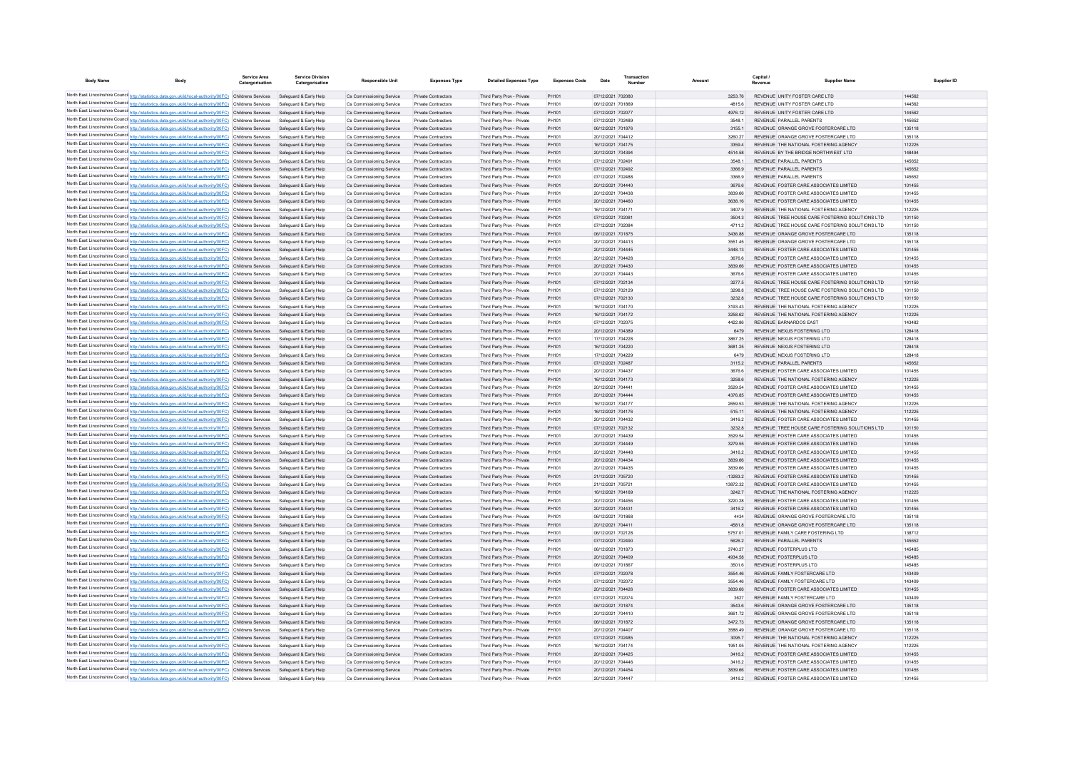| Body Name | Body | Service Area Catergorisation | Service Division Catergorisation | Responsible Unit | Expenses Type | Detailed Expenses Type | Expenses Code | Date | Transaction Number | Amount | Capital / Revenue | Supplier Name | Supplier ID |
|---|---|---|---|---|---|---|---|---|---|---|---|---|---|
| North East Lincolnshire Council | http://statistics.data.gov.uk/id/local-authority/00FC) | Childrens Services | Safeguard & Early Help | Cs Commissioning Service | Private Contractors | Third Party Prov - Private | PH101 | 07/12/2021 | 702080 | 3253.76 | REVENUE | UNITY FOSTER CARE LTD | 144562 |
| North East Lincolnshire Council | http://statistics.data.gov.uk/id/local-authority/00FC) | Childrens Services | Safeguard & Early Help | Cs Commissioning Service | Private Contractors | Third Party Prov - Private | PH101 | 06/12/2021 | 701869 | 4815.6 | REVENUE | UNITY FOSTER CARE LTD | 144562 |
| North East Lincolnshire Council | http://statistics.data.gov.uk/id/local-authority/00FC) | Childrens Services | Safeguard & Early Help | Cs Commissioning Service | Private Contractors | Third Party Prov - Private | PH101 | 07/12/2021 | 702077 | 4976.12 | REVENUE | UNITY FOSTER CARE LTD | 144562 |
| North East Lincolnshire Council | http://statistics.data.gov.uk/id/local-authority/00FC) | Childrens Services | Safeguard & Early Help | Cs Commissioning Service | Private Contractors | Third Party Prov - Private | PH101 | 07/12/2021 | 702489 | 3548.1 | REVENUE | PARALLEL PARENTS | 145652 |
| North East Lincolnshire Council | http://statistics.data.gov.uk/id/local-authority/00FC) | Childrens Services | Safeguard & Early Help | Cs Commissioning Service | Private Contractors | Third Party Prov - Private | PH101 | 06/12/2021 | 701876 | 3155.1 | REVENUE | ORANGE GROVE FOSTERCARE LTD | 135118 |
| North East Lincolnshire Council | http://statistics.data.gov.uk/id/local-authority/00FC) | Childrens Services | Safeguard & Early Help | Cs Commissioning Service | Private Contractors | Third Party Prov - Private | PH101 | 20/12/2021 | 704412 | 3260.27 | REVENUE | ORANGE GROVE FOSTERCARE LTD | 135118 |
| North East Lincolnshire Council | http://statistics.data.gov.uk/id/local-authority/00FC) | Childrens Services | Safeguard & Early Help | Cs Commissioning Service | Private Contractors | Third Party Prov - Private | PH101 | 16/12/2021 | 704175 | 3359.4 | REVENUE | THE NATIONAL FOSTERING AGENCY | 112225 |
| North East Lincolnshire Council | http://statistics.data.gov.uk/id/local-authority/00FC) | Childrens Services | Safeguard & Early Help | Cs Commissioning Service | Private Contractors | Third Party Prov - Private | PH101 | 20/12/2021 | 704394 | 4514.58 | REVENUE | BY THE BRIDGE NORTHWEST LTD | 148494 |
| North East Lincolnshire Council | http://statistics.data.gov.uk/id/local-authority/00FC) | Childrens Services | Safeguard & Early Help | Cs Commissioning Service | Private Contractors | Third Party Prov - Private | PH101 | 07/12/2021 | 702491 | 3548.1 | REVENUE | PARALLEL PARENTS | 145652 |
| North East Lincolnshire Council | http://statistics.data.gov.uk/id/local-authority/00FC) | Childrens Services | Safeguard & Early Help | Cs Commissioning Service | Private Contractors | Third Party Prov - Private | PH101 | 07/12/2021 | 702492 | 3366.9 | REVENUE | PARALLEL PARENTS | 145652 |
| North East Lincolnshire Council | http://statistics.data.gov.uk/id/local-authority/00FC) | Childrens Services | Safeguard & Early Help | Cs Commissioning Service | Private Contractors | Third Party Prov - Private | PH101 | 07/12/2021 | 702488 | 3366.9 | REVENUE | PARALLEL PARENTS | 145652 |
| North East Lincolnshire Council | http://statistics.data.gov.uk/id/local-authority/00FC) | Childrens Services | Safeguard & Early Help | Cs Commissioning Service | Private Contractors | Third Party Prov - Private | PH101 | 20/12/2021 | 704440 | 3676.6 | REVENUE | FOSTER CARE ASSOCIATES LIMITED | 101455 |
| North East Lincolnshire Council | http://statistics.data.gov.uk/id/local-authority/00FC) | Childrens Services | Safeguard & Early Help | Cs Commissioning Service | Private Contractors | Third Party Prov - Private | PH101 | 20/12/2021 | 704438 | 3839.66 | REVENUE | FOSTER CARE ASSOCIATES LIMITED | 101455 |
| North East Lincolnshire Council | http://statistics.data.gov.uk/id/local-authority/00FC) | Childrens Services | Safeguard & Early Help | Cs Commissioning Service | Private Contractors | Third Party Prov - Private | PH101 | 20/12/2021 | 704460 | 3638.16 | REVENUE | FOSTER CARE ASSOCIATES LIMITED | 101455 |
| North East Lincolnshire Council | http://statistics.data.gov.uk/id/local-authority/00FC) | Childrens Services | Safeguard & Early Help | Cs Commissioning Service | Private Contractors | Third Party Prov - Private | PH101 | 16/12/2021 | 704171 | 3407.9 | REVENUE | THE NATIONAL FOSTERING AGENCY | 112225 |
| North East Lincolnshire Council | http://statistics.data.gov.uk/id/local-authority/00FC) | Childrens Services | Safeguard & Early Help | Cs Commissioning Service | Private Contractors | Third Party Prov - Private | PH101 | 07/12/2021 | 702081 | 3504.3 | REVENUE | TREE HOUSE CARE FOSTERING SOLUTIONS LTD | 101150 |
| North East Lincolnshire Council | http://statistics.data.gov.uk/id/local-authority/00FC) | Childrens Services | Safeguard & Early Help | Cs Commissioning Service | Private Contractors | Third Party Prov - Private | PH101 | 07/12/2021 | 702084 | 4711.2 | REVENUE | TREE HOUSE CARE FOSTERING SOLUTIONS LTD | 101150 |
| North East Lincolnshire Council | http://statistics.data.gov.uk/id/local-authority/00FC) | Childrens Services | Safeguard & Early Help | Cs Commissioning Service | Private Contractors | Third Party Prov - Private | PH101 | 06/12/2021 | 701875 | 3436.88 | REVENUE | ORANGE GROVE FOSTERCARE LTD | 135118 |
| North East Lincolnshire Council | http://statistics.data.gov.uk/id/local-authority/00FC) | Childrens Services | Safeguard & Early Help | Cs Commissioning Service | Private Contractors | Third Party Prov - Private | PH101 | 20/12/2021 | 704413 | 3551.45 | REVENUE | ORANGE GROVE FOSTERCARE LTD | 135118 |
| North East Lincolnshire Council | http://statistics.data.gov.uk/id/local-authority/00FC) | Childrens Services | Safeguard & Early Help | Cs Commissioning Service | Private Contractors | Third Party Prov - Private | PH101 | 20/12/2021 | 704445 | 3448.13 | REVENUE | FOSTER CARE ASSOCIATES LIMITED | 101455 |
| North East Lincolnshire Council | http://statistics.data.gov.uk/id/local-authority/00FC) | Childrens Services | Safeguard & Early Help | Cs Commissioning Service | Private Contractors | Third Party Prov - Private | PH101 | 20/12/2021 | 704428 | 3676.6 | REVENUE | FOSTER CARE ASSOCIATES LIMITED | 101455 |
| North East Lincolnshire Council | http://statistics.data.gov.uk/id/local-authority/00FC) | Childrens Services | Safeguard & Early Help | Cs Commissioning Service | Private Contractors | Third Party Prov - Private | PH101 | 20/12/2021 | 704430 | 3839.66 | REVENUE | FOSTER CARE ASSOCIATES LIMITED | 101455 |
| North East Lincolnshire Council | http://statistics.data.gov.uk/id/local-authority/00FC) | Childrens Services | Safeguard & Early Help | Cs Commissioning Service | Private Contractors | Third Party Prov - Private | PH101 | 20/12/2021 | 704443 | 3676.6 | REVENUE | FOSTER CARE ASSOCIATES LIMITED | 101455 |
| North East Lincolnshire Council | http://statistics.data.gov.uk/id/local-authority/00FC) | Childrens Services | Safeguard & Early Help | Cs Commissioning Service | Private Contractors | Third Party Prov - Private | PH101 | 07/12/2021 | 702134 | 3277.5 | REVENUE | TREE HOUSE CARE FOSTERING SOLUTIONS LTD | 101150 |
| North East Lincolnshire Council | http://statistics.data.gov.uk/id/local-authority/00FC) | Childrens Services | Safeguard & Early Help | Cs Commissioning Service | Private Contractors | Third Party Prov - Private | PH101 | 07/12/2021 | 702129 | 3298.8 | REVENUE | TREE HOUSE CARE FOSTERING SOLUTIONS LTD | 101150 |
| North East Lincolnshire Council | http://statistics.data.gov.uk/id/local-authority/00FC) | Childrens Services | Safeguard & Early Help | Cs Commissioning Service | Private Contractors | Third Party Prov - Private | PH101 | 07/12/2021 | 702130 | 3232.8 | REVENUE | TREE HOUSE CARE FOSTERING SOLUTIONS LTD | 101150 |
| North East Lincolnshire Council | http://statistics.data.gov.uk/id/local-authority/00FC) | Childrens Services | Safeguard & Early Help | Cs Commissioning Service | Private Contractors | Third Party Prov - Private | PH101 | 16/12/2021 | 704170 | 3193.43 | REVENUE | THE NATIONAL FOSTERING AGENCY | 112225 |
| North East Lincolnshire Council | http://statistics.data.gov.uk/id/local-authority/00FC) | Childrens Services | Safeguard & Early Help | Cs Commissioning Service | Private Contractors | Third Party Prov - Private | PH101 | 16/12/2021 | 704172 | 3258.62 | REVENUE | THE NATIONAL FOSTERING AGENCY | 112225 |
| North East Lincolnshire Council | http://statistics.data.gov.uk/id/local-authority/00FC) | Childrens Services | Safeguard & Early Help | Cs Commissioning Service | Private Contractors | Third Party Prov - Private | PH101 | 07/12/2021 | 702075 | 4422.86 | REVENUE | BARNARDOS EAST | 143482 |
| North East Lincolnshire Council | http://statistics.data.gov.uk/id/local-authority/00FC) | Childrens Services | Safeguard & Early Help | Cs Commissioning Service | Private Contractors | Third Party Prov - Private | PH101 | 20/12/2021 | 704389 | 6479 | REVENUE | NEXUS FOSTERING LTD | 128418 |
| North East Lincolnshire Council | http://statistics.data.gov.uk/id/local-authority/00FC) | Childrens Services | Safeguard & Early Help | Cs Commissioning Service | Private Contractors | Third Party Prov - Private | PH101 | 17/12/2021 | 704228 | 3867.25 | REVENUE | NEXUS FOSTERING LTD | 128418 |
| North East Lincolnshire Council | http://statistics.data.gov.uk/id/local-authority/00FC) | Childrens Services | Safeguard & Early Help | Cs Commissioning Service | Private Contractors | Third Party Prov - Private | PH101 | 16/12/2021 | 704220 | 3881.25 | REVENUE | NEXUS FOSTERING LTD | 128418 |
| North East Lincolnshire Council | http://statistics.data.gov.uk/id/local-authority/00FC) | Childrens Services | Safeguard & Early Help | Cs Commissioning Service | Private Contractors | Third Party Prov - Private | PH101 | 17/12/2021 | 704229 | 6479 | REVENUE | NEXUS FOSTERING LTD | 128418 |
| North East Lincolnshire Council | http://statistics.data.gov.uk/id/local-authority/00FC) | Childrens Services | Safeguard & Early Help | Cs Commissioning Service | Private Contractors | Third Party Prov - Private | PH101 | 07/12/2021 | 702487 | 3115.2 | REVENUE | PARALLEL PARENTS | 145652 |
| North East Lincolnshire Council | http://statistics.data.gov.uk/id/local-authority/00FC) | Childrens Services | Safeguard & Early Help | Cs Commissioning Service | Private Contractors | Third Party Prov - Private | PH101 | 20/12/2021 | 704437 | 3676.6 | REVENUE | FOSTER CARE ASSOCIATES LIMITED | 101455 |
| North East Lincolnshire Council | http://statistics.data.gov.uk/id/local-authority/00FC) | Childrens Services | Safeguard & Early Help | Cs Commissioning Service | Private Contractors | Third Party Prov - Private | PH101 | 16/12/2021 | 704173 | 3258.6 | REVENUE | THE NATIONAL FOSTERING AGENCY | 112225 |
| North East Lincolnshire Council | http://statistics.data.gov.uk/id/local-authority/00FC) | Childrens Services | Safeguard & Early Help | Cs Commissioning Service | Private Contractors | Third Party Prov - Private | PH101 | 20/12/2021 | 704441 | 3529.54 | REVENUE | FOSTER CARE ASSOCIATES LIMITED | 101455 |
| North East Lincolnshire Council | http://statistics.data.gov.uk/id/local-authority/00FC) | Childrens Services | Safeguard & Early Help | Cs Commissioning Service | Private Contractors | Third Party Prov - Private | PH101 | 20/12/2021 | 704444 | 4376.85 | REVENUE | FOSTER CARE ASSOCIATES LIMITED | 101455 |
| North East Lincolnshire Council | http://statistics.data.gov.uk/id/local-authority/00FC) | Childrens Services | Safeguard & Early Help | Cs Commissioning Service | Private Contractors | Third Party Prov - Private | PH101 | 16/12/2021 | 704177 | 2659.53 | REVENUE | THE NATIONAL FOSTERING AGENCY | 112225 |
| North East Lincolnshire Council | http://statistics.data.gov.uk/id/local-authority/00FC) | Childrens Services | Safeguard & Early Help | Cs Commissioning Service | Private Contractors | Third Party Prov - Private | PH101 | 16/12/2021 | 704176 | 515.11 | REVENUE | THE NATIONAL FOSTERING AGENCY | 112225 |
| North East Lincolnshire Council | http://statistics.data.gov.uk/id/local-authority/00FC) | Childrens Services | Safeguard & Early Help | Cs Commissioning Service | Private Contractors | Third Party Prov - Private | PH101 | 20/12/2021 | 704432 | 3416.2 | REVENUE | FOSTER CARE ASSOCIATES LIMITED | 101455 |
| North East Lincolnshire Council | http://statistics.data.gov.uk/id/local-authority/00FC) | Childrens Services | Safeguard & Early Help | Cs Commissioning Service | Private Contractors | Third Party Prov - Private | PH101 | 07/12/2021 | 702132 | 3232.8 | REVENUE | TREE HOUSE CARE FOSTERING SOLUTIONS LTD | 101150 |
| North East Lincolnshire Council | http://statistics.data.gov.uk/id/local-authority/00FC) | Childrens Services | Safeguard & Early Help | Cs Commissioning Service | Private Contractors | Third Party Prov - Private | PH101 | 20/12/2021 | 704439 | 3529.54 | REVENUE | FOSTER CARE ASSOCIATES LIMITED | 101455 |
| North East Lincolnshire Council | http://statistics.data.gov.uk/id/local-authority/00FC) | Childrens Services | Safeguard & Early Help | Cs Commissioning Service | Private Contractors | Third Party Prov - Private | PH101 | 20/12/2021 | 704449 | 3279.55 | REVENUE | FOSTER CARE ASSOCIATES LIMITED | 101455 |
| North East Lincolnshire Council | http://statistics.data.gov.uk/id/local-authority/00FC) | Childrens Services | Safeguard & Early Help | Cs Commissioning Service | Private Contractors | Third Party Prov - Private | PH101 | 20/12/2021 | 704448 | 3416.2 | REVENUE | FOSTER CARE ASSOCIATES LIMITED | 101455 |
| North East Lincolnshire Council | http://statistics.data.gov.uk/id/local-authority/00FC) | Childrens Services | Safeguard & Early Help | Cs Commissioning Service | Private Contractors | Third Party Prov - Private | PH101 | 20/12/2021 | 704434 | 3839.66 | REVENUE | FOSTER CARE ASSOCIATES LIMITED | 101455 |
| North East Lincolnshire Council | http://statistics.data.gov.uk/id/local-authority/00FC) | Childrens Services | Safeguard & Early Help | Cs Commissioning Service | Private Contractors | Third Party Prov - Private | PH101 | 20/12/2021 | 704435 | 3839.66 | REVENUE | FOSTER CARE ASSOCIATES LIMITED | 101455 |
| North East Lincolnshire Council | http://statistics.data.gov.uk/id/local-authority/00FC) | Childrens Services | Safeguard & Early Help | Cs Commissioning Service | Private Contractors | Third Party Prov - Private | PH101 | 21/12/2021 | 705720 | -13283.2 | REVENUE | FOSTER CARE ASSOCIATES LIMITED | 101455 |
| North East Lincolnshire Council | http://statistics.data.gov.uk/id/local-authority/00FC) | Childrens Services | Safeguard & Early Help | Cs Commissioning Service | Private Contractors | Third Party Prov - Private | PH101 | 21/12/2021 | 705721 | 13872.32 | REVENUE | FOSTER CARE ASSOCIATES LIMITED | 101455 |
| North East Lincolnshire Council | http://statistics.data.gov.uk/id/local-authority/00FC) | Childrens Services | Safeguard & Early Help | Cs Commissioning Service | Private Contractors | Third Party Prov - Private | PH101 | 16/12/2021 | 704169 | 3242.7 | REVENUE | THE NATIONAL FOSTERING AGENCY | 112225 |
| North East Lincolnshire Council | http://statistics.data.gov.uk/id/local-authority/00FC) | Childrens Services | Safeguard & Early Help | Cs Commissioning Service | Private Contractors | Third Party Prov - Private | PH101 | 20/12/2021 | 704456 | 3220.28 | REVENUE | FOSTER CARE ASSOCIATES LIMITED | 101455 |
| North East Lincolnshire Council | http://statistics.data.gov.uk/id/local-authority/00FC) | Childrens Services | Safeguard & Early Help | Cs Commissioning Service | Private Contractors | Third Party Prov - Private | PH101 | 20/12/2021 | 704431 | 3416.2 | REVENUE | FOSTER CARE ASSOCIATES LIMITED | 101455 |
| North East Lincolnshire Council | http://statistics.data.gov.uk/id/local-authority/00FC) | Childrens Services | Safeguard & Early Help | Cs Commissioning Service | Private Contractors | Third Party Prov - Private | PH101 | 06/12/2021 | 701868 | 4434 | REVENUE | ORANGE GROVE FOSTERCARE LTD | 135118 |
| North East Lincolnshire Council | http://statistics.data.gov.uk/id/local-authority/00FC) | Childrens Services | Safeguard & Early Help | Cs Commissioning Service | Private Contractors | Third Party Prov - Private | PH101 | 20/12/2021 | 704411 | 4581.8 | REVENUE | ORANGE GROVE FOSTERCARE LTD | 135118 |
| North East Lincolnshire Council | http://statistics.data.gov.uk/id/local-authority/00FC) | Childrens Services | Safeguard & Early Help | Cs Commissioning Service | Private Contractors | Third Party Prov - Private | PH101 | 06/12/2021 | 702128 | 5757.01 | REVENUE | FAMILY CARE FOSTERING LTD | 138712 |
| North East Lincolnshire Council | http://statistics.data.gov.uk/id/local-authority/00FC) | Childrens Services | Safeguard & Early Help | Cs Commissioning Service | Private Contractors | Third Party Prov - Private | PH101 | 07/12/2021 | 702490 | 5626.2 | REVENUE | PARALLEL PARENTS | 145652 |
| North East Lincolnshire Council | http://statistics.data.gov.uk/id/local-authority/00FC) | Childrens Services | Safeguard & Early Help | Cs Commissioning Service | Private Contractors | Third Party Prov - Private | PH101 | 06/12/2021 | 701873 | 3740.27 | REVENUE | FOSTERPLUS LTD | 145485 |
| North East Lincolnshire Council | http://statistics.data.gov.uk/id/local-authority/00FC) | Childrens Services | Safeguard & Early Help | Cs Commissioning Service | Private Contractors | Third Party Prov - Private | PH101 | 20/12/2021 | 704409 | 4934.58 | REVENUE | FOSTERPLUS LTD | 145485 |
| North East Lincolnshire Council | http://statistics.data.gov.uk/id/local-authority/00FC) | Childrens Services | Safeguard & Early Help | Cs Commissioning Service | Private Contractors | Third Party Prov - Private | PH101 | 06/12/2021 | 701867 | 3501.6 | REVENUE | FOSTERPLUS LTD | 145485 |
| North East Lincolnshire Council | http://statistics.data.gov.uk/id/local-authority/00FC) | Childrens Services | Safeguard & Early Help | Cs Commissioning Service | Private Contractors | Third Party Prov - Private | PH101 | 07/12/2021 | 702078 | 3554.46 | REVENUE | FAMILY FOSTERCARE LTD | 143409 |
| North East Lincolnshire Council | http://statistics.data.gov.uk/id/local-authority/00FC) | Childrens Services | Safeguard & Early Help | Cs Commissioning Service | Private Contractors | Third Party Prov - Private | PH101 | 07/12/2021 | 702072 | 3554.46 | REVENUE | FAMILY FOSTERCARE LTD | 143409 |
| North East Lincolnshire Council | http://statistics.data.gov.uk/id/local-authority/00FC) | Childrens Services | Safeguard & Early Help | Cs Commissioning Service | Private Contractors | Third Party Prov - Private | PH101 | 20/12/2021 | 704426 | 3839.66 | REVENUE | FOSTER CARE ASSOCIATES LIMITED | 101455 |
| North East Lincolnshire Council | http://statistics.data.gov.uk/id/local-authority/00FC) | Childrens Services | Safeguard & Early Help | Cs Commissioning Service | Private Contractors | Third Party Prov - Private | PH101 | 07/12/2021 | 702074 | 3627 | REVENUE | FAMILY FOSTERCARE LTD | 143409 |
| North East Lincolnshire Council | http://statistics.data.gov.uk/id/local-authority/00FC) | Childrens Services | Safeguard & Early Help | Cs Commissioning Service | Private Contractors | Third Party Prov - Private | PH101 | 06/12/2021 | 701874 | 3543.6 | REVENUE | ORANGE GROVE FOSTERCARE LTD | 135118 |
| North East Lincolnshire Council | http://statistics.data.gov.uk/id/local-authority/00FC) | Childrens Services | Safeguard & Early Help | Cs Commissioning Service | Private Contractors | Third Party Prov - Private | PH101 | 20/12/2021 | 704410 | 3661.72 | REVENUE | ORANGE GROVE FOSTERCARE LTD | 135118 |
| North East Lincolnshire Council | http://statistics.data.gov.uk/id/local-authority/00FC) | Childrens Services | Safeguard & Early Help | Cs Commissioning Service | Private Contractors | Third Party Prov - Private | PH101 | 06/12/2021 | 701872 | 3472.73 | REVENUE | ORANGE GROVE FOSTERCARE LTD | 135118 |
| North East Lincolnshire Council | http://statistics.data.gov.uk/id/local-authority/00FC) | Childrens Services | Safeguard & Early Help | Cs Commissioning Service | Private Contractors | Third Party Prov - Private | PH101 | 20/12/2021 | 704407 | 3588.49 | REVENUE | ORANGE GROVE FOSTERCARE LTD | 135118 |
| North East Lincolnshire Council | http://statistics.data.gov.uk/id/local-authority/00FC) | Childrens Services | Safeguard & Early Help | Cs Commissioning Service | Private Contractors | Third Party Prov - Private | PH101 | 07/12/2021 | 702485 | 3095.7 | REVENUE | THE NATIONAL FOSTERING AGENCY | 112225 |
| North East Lincolnshire Council | http://statistics.data.gov.uk/id/local-authority/00FC) | Childrens Services | Safeguard & Early Help | Cs Commissioning Service | Private Contractors | Third Party Prov - Private | PH101 | 16/12/2021 | 704174 | 1951.05 | REVENUE | THE NATIONAL FOSTERING AGENCY | 112225 |
| North East Lincolnshire Council | http://statistics.data.gov.uk/id/local-authority/00FC) | Childrens Services | Safeguard & Early Help | Cs Commissioning Service | Private Contractors | Third Party Prov - Private | PH101 | 20/12/2021 | 704425 | 3416.2 | REVENUE | FOSTER CARE ASSOCIATES LIMITED | 101455 |
| North East Lincolnshire Council | http://statistics.data.gov.uk/id/local-authority/00FC) | Childrens Services | Safeguard & Early Help | Cs Commissioning Service | Private Contractors | Third Party Prov - Private | PH101 | 20/12/2021 | 704446 | 3416.2 | REVENUE | FOSTER CARE ASSOCIATES LIMITED | 101455 |
| North East Lincolnshire Council | http://statistics.data.gov.uk/id/local-authority/00FC) | Childrens Services | Safeguard & Early Help | Cs Commissioning Service | Private Contractors | Third Party Prov - Private | PH101 | 20/12/2021 | 704454 | 3839.66 | REVENUE | FOSTER CARE ASSOCIATES LIMITED | 101455 |
| North East Lincolnshire Council | http://statistics.data.gov.uk/id/local-authority/00FC) | Childrens Services | Safeguard & Early Help | Cs Commissioning Service | Private Contractors | Third Party Prov - Private | PH101 | 20/12/2021 | 704447 | 3416.2 | REVENUE | FOSTER CARE ASSOCIATES LIMITED | 101455 |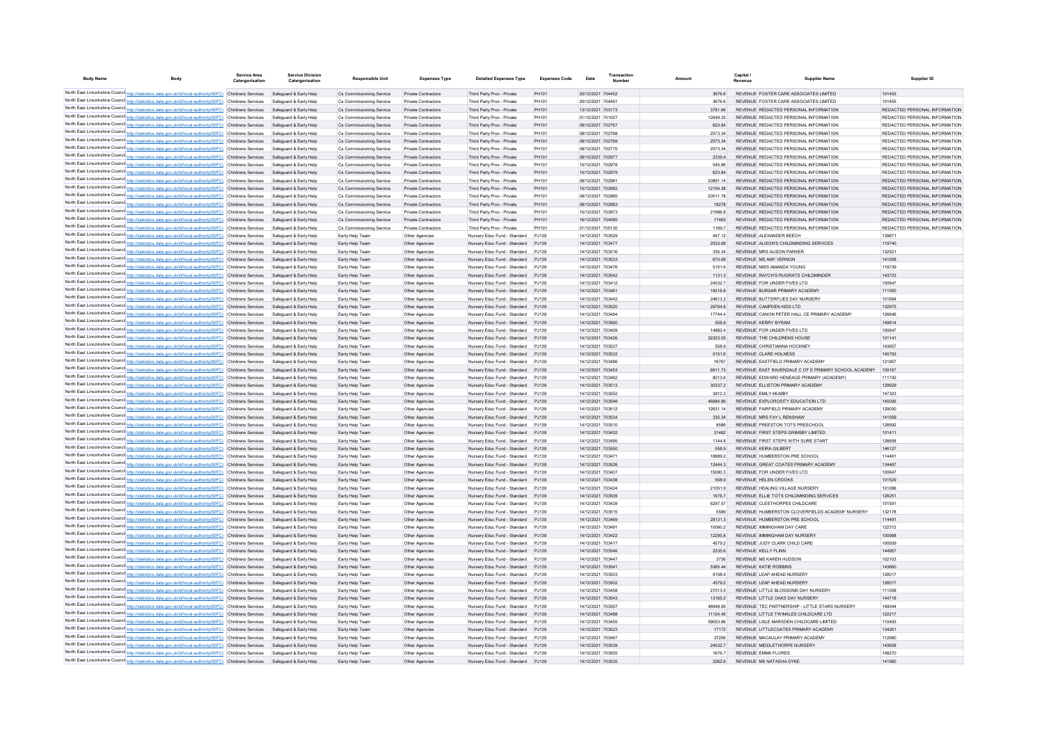| Body Name | Body | Service Area Catergorisation | Service Division Catergorisation | Responsible Unit | Expenses Type | Detailed Expenses Type | Expenses Code | Date | Transaction Number | Amount | Capital / Revenue | Supplier Name | Supplier ID |
|---|---|---|---|---|---|---|---|---|---|---|---|---|---|
| North East Lincolnshire Council | http://statistics.data.gov.uk/id/local-authority/00FC) | Childrens Services | Safeguard & Early Help | Cs Commissioning Service | Private Contractors | Third Party Prov - Private | PH101 | 20/12/2021 | 704452 | 3676.6 | REVENUE | FOSTER CARE ASSOCIATES LIMITED | 101455 |
| North East Lincolnshire Council | http://statistics.data.gov.uk/id/local-authority/00FC) | Childrens Services | Safeguard & Early Help | Cs Commissioning Service | Private Contractors | Third Party Prov - Private | PH101 | 20/12/2021 | 704451 | 3676.6 | REVENUE | FOSTER CARE ASSOCIATES LIMITED | 101455 |
| North East Lincolnshire Council | http://statistics.data.gov.uk/id/local-authority/00FC) | Childrens Services | Safeguard & Early Help | Cs Commissioning Service | Private Contractors | Third Party Prov - Private | PH101 | 13/12/2021 | 703173 | 3781.66 | REVENUE | REDACTED PERSONAL INFORMATION | REDACTED PERSONAL INFORMATION |
| North East Lincolnshire Council | http://statistics.data.gov.uk/id/local-authority/00FC) | Childrens Services | Safeguard & Early Help | Cs Commissioning Service | Private Contractors | Third Party Prov - Private | PH101 | 01/12/2021 | 701027 | 12649.33 | REVENUE | REDACTED PERSONAL INFORMATION | REDACTED PERSONAL INFORMATION |
| North East Lincolnshire Council | http://statistics.data.gov.uk/id/local-authority/00FC) | Childrens Services | Safeguard & Early Help | Cs Commissioning Service | Private Contractors | Third Party Prov - Private | PH101 | 09/12/2021 | 702767 | 623.84 | REVENUE | REDACTED PERSONAL INFORMATION | REDACTED PERSONAL INFORMATION |
| North East Lincolnshire Council | http://statistics.data.gov.uk/id/local-authority/00FC) | Childrens Services | Safeguard & Early Help | Cs Commissioning Service | Private Contractors | Third Party Prov - Private | PH101 | 09/12/2021 | 702768 | 2573.34 | REVENUE | REDACTED PERSONAL INFORMATION | REDACTED PERSONAL INFORMATION |
| North East Lincolnshire Council | http://statistics.data.gov.uk/id/local-authority/00FC) | Childrens Services | Safeguard & Early Help | Cs Commissioning Service | Private Contractors | Third Party Prov - Private | PH101 | 09/12/2021 | 702769 | 2573.34 | REVENUE | REDACTED PERSONAL INFORMATION | REDACTED PERSONAL INFORMATION |
| North East Lincolnshire Council | http://statistics.data.gov.uk/id/local-authority/00FC) | Childrens Services | Safeguard & Early Help | Cs Commissioning Service | Private Contractors | Third Party Prov - Private | PH101 | 09/12/2021 | 702770 | 2573.34 | REVENUE | REDACTED PERSONAL INFORMATION | REDACTED PERSONAL INFORMATION |
| North East Lincolnshire Council | http://statistics.data.gov.uk/id/local-authority/00FC) | Childrens Services | Safeguard & Early Help | Cs Commissioning Service | Private Contractors | Third Party Prov - Private | PH101 | 09/12/2021 | 702977 | 2339.4 | REVENUE | REDACTED PERSONAL INFORMATION | REDACTED PERSONAL INFORMATION |
| North East Lincolnshire Council | http://statistics.data.gov.uk/id/local-authority/00FC) | Childrens Services | Safeguard & Early Help | Cs Commissioning Service | Private Contractors | Third Party Prov - Private | PH101 | 10/12/2021 | 702978 | 545.86 | REVENUE | REDACTED PERSONAL INFORMATION | REDACTED PERSONAL INFORMATION |
| North East Lincolnshire Council | http://statistics.data.gov.uk/id/local-authority/00FC) | Childrens Services | Safeguard & Early Help | Cs Commissioning Service | Private Contractors | Third Party Prov - Private | PH101 | 10/12/2021 | 702979 | 623.84 | REVENUE | REDACTED PERSONAL INFORMATION | REDACTED PERSONAL INFORMATION |
| North East Lincolnshire Council | http://statistics.data.gov.uk/id/local-authority/00FC) | Childrens Services | Safeguard & Early Help | Cs Commissioning Service | Private Contractors | Third Party Prov - Private | PH101 | 09/12/2021 | 702981 | 20891.14 | REVENUE | REDACTED PERSONAL INFORMATION | REDACTED PERSONAL INFORMATION |
| North East Lincolnshire Council | http://statistics.data.gov.uk/id/local-authority/00FC) | Childrens Services | Safeguard & Early Help | Cs Commissioning Service | Private Contractors | Third Party Prov - Private | PH101 | 10/12/2021 | 702982 | 12154.38 | REVENUE | REDACTED PERSONAL INFORMATION | REDACTED PERSONAL INFORMATION |
| North East Lincolnshire Council | http://statistics.data.gov.uk/id/local-authority/00FC) | Childrens Services | Safeguard & Early Help | Cs Commissioning Service | Private Contractors | Third Party Prov - Private | PH101 | 09/12/2021 | 702985 | 20511.78 | REVENUE | REDACTED PERSONAL INFORMATION | REDACTED PERSONAL INFORMATION |
| North East Lincolnshire Council | http://statistics.data.gov.uk/id/local-authority/00FC) | Childrens Services | Safeguard & Early Help | Cs Commissioning Service | Private Contractors | Third Party Prov - Private | PH101 | 09/12/2021 | 702983 | 18278 | REVENUE | REDACTED PERSONAL INFORMATION | REDACTED PERSONAL INFORMATION |
| North East Lincolnshire Council | http://statistics.data.gov.uk/id/local-authority/00FC) | Childrens Services | Safeguard & Early Help | Cs Commissioning Service | Private Contractors | Third Party Prov - Private | PH101 | 15/12/2021 | 703973 | 21996.8 | REVENUE | REDACTED PERSONAL INFORMATION | REDACTED PERSONAL INFORMATION |
| North East Lincolnshire Council | http://statistics.data.gov.uk/id/local-authority/00FC) | Childrens Services | Safeguard & Early Help | Cs Commissioning Service | Private Contractors | Third Party Prov - Private | PH101 | 16/12/2021 | 704085 | 17463 | REVENUE | REDACTED PERSONAL INFORMATION | REDACTED PERSONAL INFORMATION |
| North East Lincolnshire Council | http://statistics.data.gov.uk/id/local-authority/00FC) | Childrens Services | Safeguard & Early Help | Cs Commissioning Service | Private Contractors | Third Party Prov - Private | PH101 | 21/12/2021 | 705130 | 1169.7 | REVENUE | REDACTED PERSONAL INFORMATION | REDACTED PERSONAL INFORMATION |
| North East Lincolnshire Council | http://statistics.data.gov.uk/id/local-authority/00FC) | Childrens Services | Safeguard & Early Help | Early Help Team | Other Agencies | Nursery Educ Fund - Standard | PJ139 | 14/12/2021 | 703529 | 447.12 | REVENUE | ALEXANDER BEECH | 139871 |
| North East Lincolnshire Council | http://statistics.data.gov.uk/id/local-authority/00FC) | Childrens Services | Safeguard & Early Help | Early Help Team | Other Agencies | Nursery Educ Fund - Standard | PJ139 | 14/12/2021 | 703477 | 2533.68 | REVENUE | ALISON'S CHILDMINDING SERVICES | 119740 |
| North East Lincolnshire Council | http://statistics.data.gov.uk/id/local-authority/00FC) | Childrens Services | Safeguard & Early Help | Early Help Team | Other Agencies | Nursery Educ Fund - Standard | PJ139 | 14/12/2021 | 703516 | 335.34 | REVENUE | MRS ALISON PARKER | 132521 |
| North East Lincolnshire Council | http://statistics.data.gov.uk/id/local-authority/00FC) | Childrens Services | Safeguard & Early Help | Early Help Team | Other Agencies | Nursery Educ Fund - Standard | PJ139 | 14/12/2021 | 703533 | 670.68 | REVENUE | MS AMY VERNON | 141558 |
| North East Lincolnshire Council | http://statistics.data.gov.uk/id/local-authority/00FC) | Childrens Services | Safeguard & Early Help | Early Help Team | Other Agencies | Nursery Educ Fund - Standard | PJ139 | 14/12/2021 | 703476 | 5151.6 | REVENUE | MISS AMANDA YOUNG | 119739 |
| North East Lincolnshire Council | http://statistics.data.gov.uk/id/local-authority/00FC) | Childrens Services | Safeguard & Early Help | Early Help Team | Other Agencies | Nursery Educ Fund - Standard | PJ139 | 14/12/2021 | 703542 | 1131.3 | REVENUE | RAYCH'S RUGRATS CHILDMINDER | 143723 |
| North East Lincolnshire Council | http://statistics.data.gov.uk/id/local-authority/00FC) | Childrens Services | Safeguard & Early Help | Early Help Team | Other Agencies | Nursery Educ Fund - Standard | PJ139 | 14/12/2021 | 703412 | 24032.7 | REVENUE | FOR UNDER FIVES LTD | 100647 |
| North East Lincolnshire Council | http://statistics.data.gov.uk/id/local-authority/00FC) | Childrens Services | Safeguard & Early Help | Early Help Team | Other Agencies | Nursery Educ Fund - Standard | PJ139 | 14/12/2021 | 703461 | 18316.8 | REVENUE | BURSAR PRIMARY ACADEMY | 111550 |
| North East Lincolnshire Council | http://statistics.data.gov.uk/id/local-authority/00FC) | Childrens Services | Safeguard & Early Help | Early Help Team | Other Agencies | Nursery Educ Fund - Standard | PJ139 | 14/12/2021 | 703442 | 24613.2 | REVENUE | BUTTERFLIES DAY NURSERY | 101694 |
| North East Lincolnshire Council | http://statistics.data.gov.uk/id/local-authority/00FC) | Childrens Services | Safeguard & Early Help | Early Help Team | Other Agencies | Nursery Educ Fund - Standard | PJ139 | 14/12/2021 | 703520 | 29764.8 | REVENUE | CAMPDEN KIDS LTD | 132975 |
| North East Lincolnshire Council | http://statistics.data.gov.uk/id/local-authority/00FC) | Childrens Services | Safeguard & Early Help | Early Help Team | Other Agencies | Nursery Educ Fund - Standard | PJ139 | 14/12/2021 | 703494 | 17744.4 | REVENUE | CANON PETER HALL CE PRIMARY ACADEMY | 126646 |
| North East Lincolnshire Council | http://statistics.data.gov.uk/id/local-authority/00FC) | Childrens Services | Safeguard & Early Help | Early Help Team | Other Agencies | Nursery Educ Fund - Standard | PJ139 | 14/12/2021 | 703560 | 558.9 | REVENUE | KERRY BYRAM | 149814 |
| North East Lincolnshire Council | http://statistics.data.gov.uk/id/local-authority/00FC) | Childrens Services | Safeguard & Early Help | Early Help Team | Other Agencies | Nursery Educ Fund - Standard | PJ139 | 14/12/2021 | 703409 | 14882.4 | REVENUE | FOR UNDER FIVES LTD | 100647 |
| North East Lincolnshire Council | http://statistics.data.gov.uk/id/local-authority/00FC) | Childrens Services | Safeguard & Early Help | Early Help Team | Other Agencies | Nursery Educ Fund - Standard | PJ139 | 14/12/2021 | 703426 | 32323.05 | REVENUE | THE CHILDRENS HOUSE | 101141 |
| North East Lincolnshire Council | http://statistics.data.gov.uk/id/local-authority/00FC) | Childrens Services | Safeguard & Early Help | Early Help Team | Other Agencies | Nursery Educ Fund - Standard | PJ139 | 14/12/2021 | 703537 | 558.9 | REVENUE | CHRISTIANNA HOCKNEY | 143657 |
| North East Lincolnshire Council | http://statistics.data.gov.uk/id/local-authority/00FC) | Childrens Services | Safeguard & Early Help | Early Help Team | Other Agencies | Nursery Educ Fund - Standard | PJ139 | 14/12/2021 | 703532 | 5151.6 | REVENUE | CLARE HOLNESS | 140793 |
| North East Lincolnshire Council | http://statistics.data.gov.uk/id/local-authority/00FC) | Childrens Services | Safeguard & Early Help | Early Help Team | Other Agencies | Nursery Educ Fund - Standard | PJ139 | 14/12/2021 | 703486 | 16767 | REVENUE | EASTFIELD PRIMARY ACADEMY | 121907 |
| North East Lincolnshire Council | http://statistics.data.gov.uk/id/local-authority/00FC) | Childrens Services | Safeguard & Early Help | Early Help Team | Other Agencies | Nursery Educ Fund - Standard | PJ139 | 14/12/2021 | 703453 | 6911.73 | REVENUE | EAST RAVENDALE C OF E PRIMARY SCHOOL ACADEMY | 109167 |
| North East Lincolnshire Council | http://statistics.data.gov.uk/id/local-authority/00FC) | Childrens Services | Safeguard & Early Help | Early Help Team | Other Agencies | Nursery Educ Fund - Standard | PJ139 | 14/12/2021 | 703462 | 8013.6 | REVENUE | EDWARD HENEAGE PRIMARY (ACADEMY) | 111742 |
| North East Lincolnshire Council | http://statistics.data.gov.uk/id/local-authority/00FC) | Childrens Services | Safeguard & Early Help | Early Help Team | Other Agencies | Nursery Educ Fund - Standard | PJ139 | 14/12/2021 | 703513 | 30337.2 | REVENUE | ELLISTON PRIMARY ACADEMY | 129629 |
| North East Lincolnshire Council | http://statistics.data.gov.uk/id/local-authority/00FC) | Childrens Services | Safeguard & Early Help | Early Help Team | Other Agencies | Nursery Educ Fund - Standard | PJ139 | 14/12/2021 | 703552 | 3912.3 | REVENUE | EMILY MUMBY | 147323 |
| North East Lincolnshire Council | http://statistics.data.gov.uk/id/local-authority/00FC) | Childrens Services | Safeguard & Early Help | Early Help Team | Other Agencies | Nursery Educ Fund - Standard | PJ139 | 14/12/2021 | 703548 | 46984.86 | REVENUE | EXPLOROSITY EDUCATION LTD | 145026 |
| North East Lincolnshire Council | http://statistics.data.gov.uk/id/local-authority/00FC) | Childrens Services | Safeguard & Early Help | Early Help Team | Other Agencies | Nursery Educ Fund - Standard | PJ139 | 14/12/2021 | 703512 | 12831.14 | REVENUE | FAIRFIELD PRIMARY ACADEMY | 129030 |
| North East Lincolnshire Council | http://statistics.data.gov.uk/id/local-authority/00FC) | Childrens Services | Safeguard & Early Help | Early Help Team | Other Agencies | Nursery Educ Fund - Standard | PJ139 | 14/12/2021 | 703534 | 335.34 | REVENUE | MRS FAY L RENSHAW | 141559 |
| North East Lincolnshire Council | http://statistics.data.gov.uk/id/local-authority/00FC) | Childrens Services | Safeguard & Early Help | Early Help Team | Other Agencies | Nursery Educ Fund - Standard | PJ139 | 14/12/2021 | 703510 | 8586 | REVENUE | FREESTON TOTS PRESCHOOL | 128592 |
| North East Lincolnshire Council | http://statistics.data.gov.uk/id/local-authority/00FC) | Childrens Services | Safeguard & Early Help | Early Help Team | Other Agencies | Nursery Educ Fund - Standard | PJ139 | 14/12/2021 | 703432 | 31482 | REVENUE | FIRST STEPS GRIMSBY LIMITED | 101411 |
| North East Lincolnshire Council | http://statistics.data.gov.uk/id/local-authority/00FC) | Childrens Services | Safeguard & Early Help | Early Help Team | Other Agencies | Nursery Educ Fund - Standard | PJ139 | 14/12/2021 | 703495 | 1144.8 | REVENUE | FIRST STEPS WITH SURE START | 126658 |
| North East Lincolnshire Council | http://statistics.data.gov.uk/id/local-authority/00FC) | Childrens Services | Safeguard & Early Help | Early Help Team | Other Agencies | Nursery Educ Fund - Standard | PJ139 | 14/12/2021 | 703550 | 558.9 | REVENUE | KEIRA GILBERT | 146127 |
| North East Lincolnshire Council | http://statistics.data.gov.uk/id/local-authority/00FC) | Childrens Services | Safeguard & Early Help | Early Help Team | Other Agencies | Nursery Educ Fund - Standard | PJ139 | 14/12/2021 | 703471 | 18889.2 | REVENUE | HUMBERSTON PRE SCHOOL | 114491 |
| North East Lincolnshire Council | http://statistics.data.gov.uk/id/local-authority/00FC) | Childrens Services | Safeguard & Early Help | Early Help Team | Other Agencies | Nursery Educ Fund - Standard | PJ139 | 14/12/2021 | 703526 | 12444.3 | REVENUE | GREAT COATES PRIMARY ACADEMY | 134467 |
| North East Lincolnshire Council | http://statistics.data.gov.uk/id/local-authority/00FC) | Childrens Services | Safeguard & Early Help | Early Help Team | Other Agencies | Nursery Educ Fund - Standard | PJ139 | 14/12/2021 | 703407 | 15090.3 | REVENUE | FOR UNDER FIVES LTD | 100647 |
| North East Lincolnshire Council | http://statistics.data.gov.uk/id/local-authority/00FC) | Childrens Services | Safeguard & Early Help | Early Help Team | Other Agencies | Nursery Educ Fund - Standard | PJ139 | 14/12/2021 | 703438 | 558.9 | REVENUE | HELEN CROOKS | 101529 |
| North East Lincolnshire Council | http://statistics.data.gov.uk/id/local-authority/00FC) | Childrens Services | Safeguard & Early Help | Early Help Team | Other Agencies | Nursery Educ Fund - Standard | PJ139 | 14/12/2021 | 703424 | 21051.9 | REVENUE | HEALING VILLAGE NURSERY | 101096 |
| North East Lincolnshire Council | http://statistics.data.gov.uk/id/local-authority/00FC) | Childrens Services | Safeguard & Early Help | Early Help Team | Other Agencies | Nursery Educ Fund - Standard | PJ139 | 14/12/2021 | 703509 | 1676.7 | REVENUE | ELLIE TOTS CHILDMINDING SERVICES | 128251 |
| North East Lincolnshire Council | http://statistics.data.gov.uk/id/local-authority/00FC) | Childrens Services | Safeguard & Early Help | Early Help Team | Other Agencies | Nursery Educ Fund - Standard | PJ139 | 14/12/2021 | 703439 | 6297.57 | REVENUE | CLEETHORPES CHILDCARE | 101591 |
| North East Lincolnshire Council | http://statistics.data.gov.uk/id/local-authority/00FC) | Childrens Services | Safeguard & Early Help | Early Help Team | Other Agencies | Nursery Educ Fund - Standard | PJ139 | 14/12/2021 | 703515 | 5589 | REVENUE | HUMBERSTON CLOVERFIELDS ACADEMY NURSERY | 132178 |
| North East Lincolnshire Council | http://statistics.data.gov.uk/id/local-authority/00FC) | Childrens Services | Safeguard & Early Help | Early Help Team | Other Agencies | Nursery Educ Fund - Standard | PJ139 | 14/12/2021 | 703469 | 28131.3 | REVENUE | HUMBERSTON PRE SCHOOL | 114491 |
| North East Lincolnshire Council | http://statistics.data.gov.uk/id/local-authority/00FC) | Childrens Services | Safeguard & Early Help | Early Help Team | Other Agencies | Nursery Educ Fund - Standard | PJ139 | 14/12/2021 | 703491 | 10060.2 | REVENUE | IMMINGHAM DAY CARE | 122312 |
| North East Lincolnshire Council | http://statistics.data.gov.uk/id/local-authority/00FC) | Childrens Services | Safeguard & Early Help | Early Help Team | Other Agencies | Nursery Educ Fund - Standard | PJ139 | 14/12/2021 | 703422 | 12295.8 | REVENUE | IMMINGHAM DAY NURSERY | 100998 |
| North East Lincolnshire Council | http://statistics.data.gov.uk/id/local-authority/00FC) | Childrens Services | Safeguard & Early Help | Early Help Team | Other Agencies | Nursery Educ Fund - Standard | PJ139 | 14/12/2021 | 703417 | 4579.2 | REVENUE | JUDY CLARK CHILD CARE | 100939 |
| North East Lincolnshire Council | http://statistics.data.gov.uk/id/local-authority/00FC) | Childrens Services | Safeguard & Early Help | Early Help Team | Other Agencies | Nursery Educ Fund - Standard | PJ139 | 14/12/2021 | 703546 | 2235.6 | REVENUE | KELLY FLINN | 144957 |
| North East Lincolnshire Council | http://statistics.data.gov.uk/id/local-authority/00FC) | Childrens Services | Safeguard & Early Help | Early Help Team | Other Agencies | Nursery Educ Fund - Standard | PJ139 | 14/12/2021 | 703447 | 3726 | REVENUE | MS KAREN HUDSON | 102103 |
| North East Lincolnshire Council | http://statistics.data.gov.uk/id/local-authority/00FC) | Childrens Services | Safeguard & Early Help | Early Help Team | Other Agencies | Nursery Educ Fund - Standard | PJ139 | 14/12/2021 | 703541 | 5365.44 | REVENUE | KATIE ROBBINS | 143660 |
| North East Lincolnshire Council | http://statistics.data.gov.uk/id/local-authority/00FC) | Childrens Services | Safeguard & Early Help | Early Help Team | Other Agencies | Nursery Educ Fund - Standard | PJ139 | 14/12/2021 | 703503 | 9158.4 | REVENUE | LEAP AHEAD NURSERY | 128017 |
| North East Lincolnshire Council | http://statistics.data.gov.uk/id/local-authority/00FC) | Childrens Services | Safeguard & Early Help | Early Help Team | Other Agencies | Nursery Educ Fund - Standard | PJ139 | 14/12/2021 | 703502 | 4579.2 | REVENUE | LEAP AHEAD NURSERY | 128017 |
| North East Lincolnshire Council | http://statistics.data.gov.uk/id/local-authority/00FC) | Childrens Services | Safeguard & Early Help | Early Help Team | Other Agencies | Nursery Educ Fund - Standard | PJ139 | 14/12/2021 | 703458 | 27013.5 | REVENUE | LITTLE BLOSSOMS DAY NURSERY | 111058 |
| North East Lincolnshire Council | http://statistics.data.gov.uk/id/local-authority/00FC) | Childrens Services | Safeguard & Early Help | Early Help Team | Other Agencies | Nursery Educ Fund - Standard | PJ139 | 14/12/2021 | 703543 | 13165.2 | REVENUE | LITTLE OAKS DAY NURSERY | 144718 |
| North East Lincolnshire Council | http://statistics.data.gov.uk/id/local-authority/00FC) | Childrens Services | Safeguard & Early Help | Early Help Team | Other Agencies | Nursery Educ Fund - Standard | PJ139 | 14/12/2021 | 703557 | 46948.95 | REVENUE | TEC PARTNERSHIP - LITTLE STARS NURSERY | 149044 |
| North East Lincolnshire Council | http://statistics.data.gov.uk/id/local-authority/00FC) | Childrens Services | Safeguard & Early Help | Early Help Team | Other Agencies | Nursery Educ Fund - Standard | PJ139 | 14/12/2021 | 703488 | 11124.45 | REVENUE | LITTLE TWINKLES CHILDCARE LTD | 122217 |
| North East Lincolnshire Council | http://statistics.data.gov.uk/id/local-authority/00FC) | Childrens Services | Safeguard & Early Help | Early Help Team | Other Agencies | Nursery Educ Fund - Standard | PJ139 | 14/12/2021 | 703455 | 59053.86 | REVENUE | LISLE MARSDEN CHILDCARE LIMITED | 110493 |
| North East Lincolnshire Council | http://statistics.data.gov.uk/id/local-authority/00FC) | Childrens Services | Safeguard & Early Help | Early Help Team | Other Agencies | Nursery Educ Fund - Standard | PJ139 | 14/12/2021 | 703523 | 17172 | REVENUE | LITTLECOATES PRIMARY ACADEMY | 134261 |
| North East Lincolnshire Council | http://statistics.data.gov.uk/id/local-authority/00FC) | Childrens Services | Safeguard & Early Help | Early Help Team | Other Agencies | Nursery Educ Fund - Standard | PJ139 | 14/12/2021 | 703467 | 37206 | REVENUE | MACAULAY PRIMARY ACADEMY | 112680 |
| North East Lincolnshire Council | http://statistics.data.gov.uk/id/local-authority/00FC) | Childrens Services | Safeguard & Early Help | Early Help Team | Other Agencies | Nursery Educ Fund - Standard | PJ139 | 14/12/2021 | 703539 | 24032.7 | REVENUE | MIDDLETHORPE NURSERY | 143658 |
| North East Lincolnshire Council | http://statistics.data.gov.uk/id/local-authority/00FC) | Childrens Services | Safeguard & Early Help | Early Help Team | Other Agencies | Nursery Educ Fund - Standard | PJ139 | 14/12/2021 | 703555 | 1676.7 | REVENUE | EMMA FLORES | 148270 |
| North East Lincolnshire Council | http://statistics.data.gov.uk/id/local-authority/00FC) | Childrens Services | Safeguard & Early Help | Early Help Team | Other Agencies | Nursery Educ Fund - Standard | PJ139 | 14/12/2021 | 703535 | 2262.6 | REVENUE | MS NATASHA DYKE | 141560 |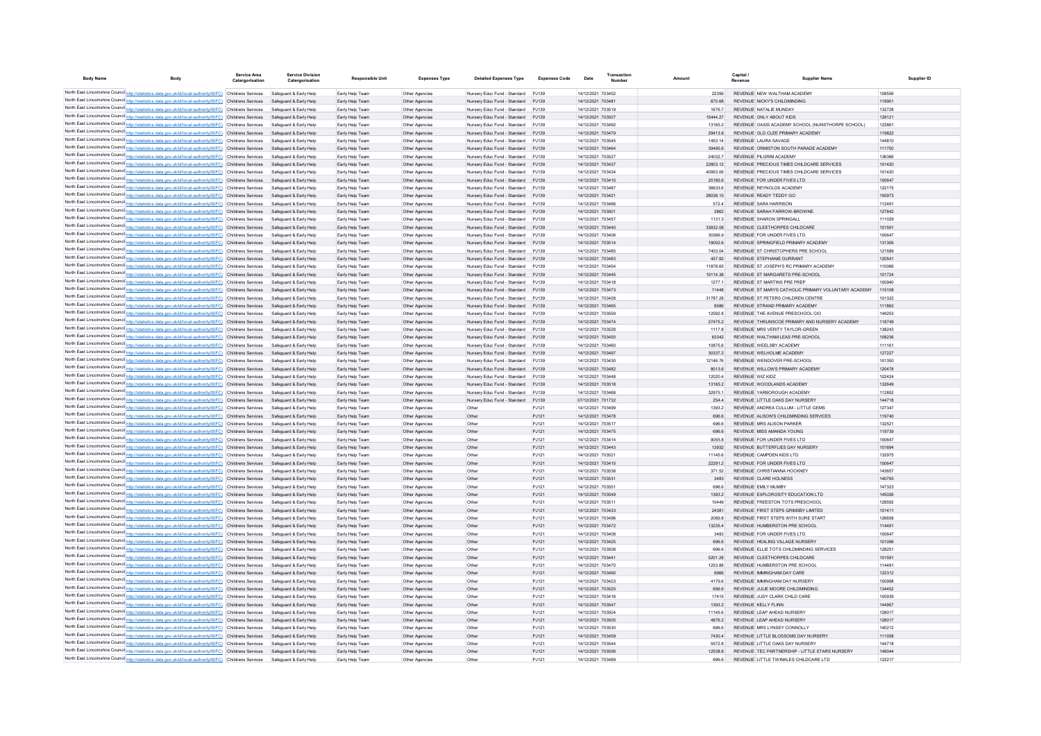| Body Name | Body | Service Area Catergorisation | Service Division Catergorisation | Responsible Unit | Expenses Type | Detailed Expenses Type | Expenses Code | Date | Transaction Number | Amount | Capital / Revenue | Supplier Name | Supplier ID |
|---|---|---|---|---|---|---|---|---|---|---|---|---|---|
| North East Lincolnshire Council | http://statistics.data.gov.uk/id/local-authority/00FC) | Childrens Services | Safeguard & Early Help | Early Help Team | Other Agencies | Nursery Educ Fund - Standard | PJ139 | 14/12/2021 | 703452 | 22356 | REVENUE | NEW WALTHAM ACADEMY | 108556 |
| North East Lincolnshire Council | http://statistics.data.gov.uk/id/local-authority/00FC) | Childrens Services | Safeguard & Early Help | Early Help Team | Other Agencies | Nursery Educ Fund - Standard | PJ139 | 14/12/2021 | 703481 | 670.68 | REVENUE | NICKY'S CHILDMINDING | 119901 |
| North East Lincolnshire Council | http://statistics.data.gov.uk/id/local-authority/00FC) | Childrens Services | Safeguard & Early Help | Early Help Team | Other Agencies | Nursery Educ Fund - Standard | PJ139 | 14/12/2021 | 703519 | 1676.7 | REVENUE | NATALIE MUNDAY | 132728 |
| North East Lincolnshire Council | http://statistics.data.gov.uk/id/local-authority/00FC) | Childrens Services | Safeguard & Early Help | Early Help Team | Other Agencies | Nursery Educ Fund - Standard | PJ139 | 14/12/2021 | 703507 | 15444.27 | REVENUE | ONLY ABOUT KIDS | 128121 |
| North East Lincolnshire Council | http://statistics.data.gov.uk/id/local-authority/00FC) | Childrens Services | Safeguard & Early Help | Early Help Team | Other Agencies | Nursery Educ Fund - Standard | PJ139 | 14/12/2021 | 703492 | 13165.2 | REVENUE | OASIS ACADEMY SCHOOL (NUNSTHORPE SCHOOL) | 122861 |
| North East Lincolnshire Council | http://statistics.data.gov.uk/id/local-authority/00FC) | Childrens Services | Safeguard & Early Help | Early Help Team | Other Agencies | Nursery Educ Fund - Standard | PJ139 | 14/12/2021 | 703479 | 29413.8 | REVENUE | OLD CLEE PRIMARY ACADEMY | 119822 |
| North East Lincolnshire Council | http://statistics.data.gov.uk/id/local-authority/00FC) | Childrens Services | Safeguard & Early Help | Early Help Team | Other Agencies | Nursery Educ Fund - Standard | PJ139 | 14/12/2021 | 703545 | 1453.14 | REVENUE | LAURA SAVAGE | 144810 |
| North East Lincolnshire Council | http://statistics.data.gov.uk/id/local-authority/00FC) | Childrens Services | Safeguard & Early Help | Early Help Team | Other Agencies | Nursery Educ Fund - Standard | PJ139 | 14/12/2021 | 703464 | 39495.6 | REVENUE | ORMISTON SOUTH PARADE ACADEMY | 111750 |
| North East Lincolnshire Council | http://statistics.data.gov.uk/id/local-authority/00FC) | Childrens Services | Safeguard & Early Help | Early Help Team | Other Agencies | Nursery Educ Fund - Standard | PJ139 | 14/12/2021 | 703527 | 24032.7 | REVENUE | PILGRIM ACADEMY | 136366 |
| North East Lincolnshire Council | http://statistics.data.gov.uk/id/local-authority/00FC) | Childrens Services | Safeguard & Early Help | Early Help Team | Other Agencies | Nursery Educ Fund - Standard | PJ139 | 14/12/2021 | 703437 | 22803.12 | REVENUE | PRECIOUS TIMES CHILDCARE SERVICES | 101420 |
| North East Lincolnshire Council | http://statistics.data.gov.uk/id/local-authority/00FC) | Childrens Services | Safeguard & Early Help | Early Help Team | Other Agencies | Nursery Educ Fund - Standard | PJ139 | 14/12/2021 | 703434 | 40953.06 | REVENUE | PRECIOUS TIMES CHILDCARE SERVICES | 101420 |
| North East Lincolnshire Council | http://statistics.data.gov.uk/id/local-authority/00FC) | Childrens Services | Safeguard & Early Help | Early Help Team | Other Agencies | Nursery Educ Fund - Standard | PJ139 | 14/12/2021 | 703410 | 25185.6 | REVENUE | FOR UNDER FIVES LTD | 100647 |
| North East Lincolnshire Council | http://statistics.data.gov.uk/id/local-authority/00FC) | Childrens Services | Safeguard & Early Help | Early Help Team | Other Agencies | Nursery Educ Fund - Standard | PJ139 | 14/12/2021 | 703487 | 36633.6 | REVENUE | REYNOLDS ACADEMY | 122175 |
| North East Lincolnshire Council | http://statistics.data.gov.uk/id/local-authority/00FC) | Childrens Services | Safeguard & Early Help | Early Help Team | Other Agencies | Nursery Educ Fund - Standard | PJ139 | 14/12/2021 | 703421 | 28038.15 | REVENUE | READY TEDDY GO | 100973 |
| North East Lincolnshire Council | http://statistics.data.gov.uk/id/local-authority/00FC) | Childrens Services | Safeguard & Early Help | Early Help Team | Other Agencies | Nursery Educ Fund - Standard | PJ139 | 14/12/2021 | 703466 | 572.4 | REVENUE | SARA HARRISON | 112491 |
| North East Lincolnshire Council | http://statistics.data.gov.uk/id/local-authority/00FC) | Childrens Services | Safeguard & Early Help | Early Help Team | Other Agencies | Nursery Educ Fund - Standard | PJ139 | 14/12/2021 | 703501 | 2862 | REVENUE | SARAH FARROW-BROWNE | 127842 |
| North East Lincolnshire Council | http://statistics.data.gov.uk/id/local-authority/00FC) | Childrens Services | Safeguard & Early Help | Early Help Team | Other Agencies | Nursery Educ Fund - Standard | PJ139 | 14/12/2021 | 703457 | 1131.3 | REVENUE | SHARON SPRINGALL | 111029 |
| North East Lincolnshire Council | http://statistics.data.gov.uk/id/local-authority/00FC) | Childrens Services | Safeguard & Early Help | Early Help Team | Other Agencies | Nursery Educ Fund - Standard | PJ139 | 14/12/2021 | 703440 | 33832.08 | REVENUE | CLEETHORPES CHILDCARE | 101591 |
| North East Lincolnshire Council | http://statistics.data.gov.uk/id/local-authority/00FC) | Childrens Services | Safeguard & Early Help | Early Help Team | Other Agencies | Nursery Educ Fund - Standard | PJ139 | 14/12/2021 | 703406 | 30366.9 | REVENUE | FOR UNDER FIVES LTD | 100647 |
| North East Lincolnshire Council | http://statistics.data.gov.uk/id/local-authority/00FC) | Childrens Services | Safeguard & Early Help | Early Help Team | Other Agencies | Nursery Educ Fund - Standard | PJ139 | 14/12/2021 | 703514 | 19002.6 | REVENUE | SPRINGFIELD PRIMARY ACADEMY | 131306 |
| North East Lincolnshire Council | http://statistics.data.gov.uk/id/local-authority/00FC) | Childrens Services | Safeguard & Early Help | Early Help Team | Other Agencies | Nursery Educ Fund - Standard | PJ139 | 14/12/2021 | 703485 | 7403.04 | REVENUE | ST CHRISTOPHERS PRE SCHOOL | 121589 |
| North East Lincolnshire Council | http://statistics.data.gov.uk/id/local-authority/00FC) | Childrens Services | Safeguard & Early Help | Early Help Team | Other Agencies | Nursery Educ Fund - Standard | PJ139 | 14/12/2021 | 703483 | 457.92 | REVENUE | STEPHANIE DURRANT | 120541 |
| North East Lincolnshire Council | http://statistics.data.gov.uk/id/local-authority/00FC) | Childrens Services | Safeguard & Early Help | Early Help Team | Other Agencies | Nursery Educ Fund - Standard | PJ139 | 14/12/2021 | 703454 | 11878.65 | REVENUE | ST JOSEPH'S RC PRIMARY ACADEMY | 110066 |
| North East Lincolnshire Council | http://statistics.data.gov.uk/id/local-authority/00FC) | Childrens Services | Safeguard & Early Help | Early Help Team | Other Agencies | Nursery Educ Fund - Standard | PJ139 | 14/12/2021 | 703445 | 19114.38 | REVENUE | ST MARGARETS PRE-SCHOOL | 101724 |
| North East Lincolnshire Council | http://statistics.data.gov.uk/id/local-authority/00FC) | Childrens Services | Safeguard & Early Help | Early Help Team | Other Agencies | Nursery Educ Fund - Standard | PJ139 | 14/12/2021 | 703418 | 1277.1 | REVENUE | ST MARTINS PRE PREP | 100940 |
| North East Lincolnshire Council | http://statistics.data.gov.uk/id/local-authority/00FC) | Childrens Services | Safeguard & Early Help | Early Help Team | Other Agencies | Nursery Educ Fund - Standard | PJ139 | 14/12/2021 | 703473 | 11448 | REVENUE | ST MARYS CATHOLIC PRIMARY VOLUNTARY ACADEMY | 115108 |
| North East Lincolnshire Council | http://statistics.data.gov.uk/id/local-authority/00FC) | Childrens Services | Safeguard & Early Help | Early Help Team | Other Agencies | Nursery Educ Fund - Standard | PJ139 | 14/12/2021 | 703428 | 31787.28 | REVENUE | ST PETERS CHILDREN CENTRE | 101322 |
| North East Lincolnshire Council | http://statistics.data.gov.uk/id/local-authority/00FC) | Childrens Services | Safeguard & Early Help | Early Help Team | Other Agencies | Nursery Educ Fund - Standard | PJ139 | 14/12/2021 | 703465 | 8586 | REVENUE | STRAND PRIMARY ACADEMY | 111862 |
| North East Lincolnshire Council | http://statistics.data.gov.uk/id/local-authority/00FC) | Childrens Services | Safeguard & Early Help | Early Help Team | Other Agencies | Nursery Educ Fund - Standard | PJ139 | 14/12/2021 | 703559 | 12592.8 | REVENUE | THE AVENUE PRESCHOOL CIO | 149253 |
| North East Lincolnshire Council | http://statistics.data.gov.uk/id/local-authority/00FC) | Childrens Services | Safeguard & Early Help | Early Help Team | Other Agencies | Nursery Educ Fund - Standard | PJ139 | 14/12/2021 | 703474 | 27475.2 | REVENUE | THRUNSCOE PRIMARY AND NURSERY ACADEMY | 118749 |
| North East Lincolnshire Council | http://statistics.data.gov.uk/id/local-authority/00FC) | Childrens Services | Safeguard & Early Help | Early Help Team | Other Agencies | Nursery Educ Fund - Standard | PJ139 | 14/12/2021 | 703528 | 1117.8 | REVENUE | MRS VERITY TAYLOR-GREEN | 138243 |
| North East Lincolnshire Council | http://statistics.data.gov.uk/id/local-authority/00FC) | Childrens Services | Safeguard & Early Help | Early Help Team | Other Agencies | Nursery Educ Fund - Standard | PJ139 | 14/12/2021 | 703450 | 63342 | REVENUE | WALTHAM LEAS PRE-SCHOOL | 108236 |
| North East Lincolnshire Council | http://statistics.data.gov.uk/id/local-authority/00FC) | Childrens Services | Safeguard & Early Help | Early Help Team | Other Agencies | Nursery Educ Fund - Standard | PJ139 | 14/12/2021 | 703460 | 10875.6 | REVENUE | WEELSBY ACADEMY | 111161 |
| North East Lincolnshire Council | http://statistics.data.gov.uk/id/local-authority/00FC) | Childrens Services | Safeguard & Early Help | Early Help Team | Other Agencies | Nursery Educ Fund - Standard | PJ139 | 14/12/2021 | 703497 | 30337.2 | REVENUE | WELHOLME ACADEMY | 127227 |
| North East Lincolnshire Council | http://statistics.data.gov.uk/id/local-authority/00FC) | Childrens Services | Safeguard & Early Help | Early Help Team | Other Agencies | Nursery Educ Fund - Standard | PJ139 | 14/12/2021 | 703430 | 12146.76 | REVENUE | WENDOVER PRE-SCHOOL | 101350 |
| North East Lincolnshire Council | http://statistics.data.gov.uk/id/local-authority/00FC) | Childrens Services | Safeguard & Early Help | Early Help Team | Other Agencies | Nursery Educ Fund - Standard | PJ139 | 14/12/2021 | 703482 | 8013.6 | REVENUE | WILLOWS PRIMARY ACADEMY | 120478 |
| North East Lincolnshire Council | http://statistics.data.gov.uk/id/local-authority/00FC) | Childrens Services | Safeguard & Early Help | Early Help Team | Other Agencies | Nursery Educ Fund - Standard | PJ139 | 14/12/2021 | 703448 | 12020.4 | REVENUE | WIZ KIDZ | 102424 |
| North East Lincolnshire Council | http://statistics.data.gov.uk/id/local-authority/00FC) | Childrens Services | Safeguard & Early Help | Early Help Team | Other Agencies | Nursery Educ Fund - Standard | PJ139 | 14/12/2021 | 703518 | 13165.2 | REVENUE | WOODLANDS ACADEMY | 132649 |
| North East Lincolnshire Council | http://statistics.data.gov.uk/id/local-authority/00FC) | Childrens Services | Safeguard & Early Help | Early Help Team | Other Agencies | Nursery Educ Fund - Standard | PJ139 | 14/12/2021 | 703468 | 32975.1 | REVENUE | YARBOROUGH ACADEMY | 112852 |
| North East Lincolnshire Council | http://statistics.data.gov.uk/id/local-authority/00FC) | Childrens Services | Safeguard & Early Help | Early Help Team | Other Agencies | Nursery Educ Fund - Standard | PJ139 | 07/12/2021 | 701732 | 254.4 | REVENUE | LITTLE OAKS DAY NURSERY | 144718 |
| North East Lincolnshire Council | http://statistics.data.gov.uk/id/local-authority/00FC) | Childrens Services | Safeguard & Early Help | Early Help Team | Other Agencies | Other | PJ121 | 14/12/2021 | 703499 | 1393.2 | REVENUE | ANDREA CULLUM - LITTLE GEMS | 127347 |
| North East Lincolnshire Council | http://statistics.data.gov.uk/id/local-authority/00FC) | Childrens Services | Safeguard & Early Help | Early Help Team | Other Agencies | Other | PJ121 | 14/12/2021 | 703478 | 696.6 | REVENUE | ALISON'S CHILDMINDING SERVICES | 119740 |
| North East Lincolnshire Council | http://statistics.data.gov.uk/id/local-authority/00FC) | Childrens Services | Safeguard & Early Help | Early Help Team | Other Agencies | Other | PJ121 | 14/12/2021 | 703517 | 696.6 | REVENUE | MRS ALISON PARKER | 132521 |
| North East Lincolnshire Council | http://statistics.data.gov.uk/id/local-authority/00FC) | Childrens Services | Safeguard & Early Help | Early Help Team | Other Agencies | Other | PJ121 | 14/12/2021 | 703475 | 696.6 | REVENUE | MISS AMANDA YOUNG | 119739 |
| North East Lincolnshire Council | http://statistics.data.gov.uk/id/local-authority/00FC) | Childrens Services | Safeguard & Early Help | Early Help Team | Other Agencies | Other | PJ121 | 14/12/2021 | 703414 | 9055.8 | REVENUE | FOR UNDER FIVES LTD | 100647 |
| North East Lincolnshire Council | http://statistics.data.gov.uk/id/local-authority/00FC) | Childrens Services | Safeguard & Early Help | Early Help Team | Other Agencies | Other | PJ121 | 14/12/2021 | 703443 | 13932 | REVENUE | BUTTERFLIES DAY NURSERY | 101694 |
| North East Lincolnshire Council | http://statistics.data.gov.uk/id/local-authority/00FC) | Childrens Services | Safeguard & Early Help | Early Help Team | Other Agencies | Other | PJ121 | 14/12/2021 | 703521 | 11145.6 | REVENUE | CAMPDEN KIDS LTD | 132975 |
| North East Lincolnshire Council | http://statistics.data.gov.uk/id/local-authority/00FC) | Childrens Services | Safeguard & Early Help | Early Help Team | Other Agencies | Other | PJ121 | 14/12/2021 | 703415 | 22291.2 | REVENUE | FOR UNDER FIVES LTD | 100647 |
| North East Lincolnshire Council | http://statistics.data.gov.uk/id/local-authority/00FC) | Childrens Services | Safeguard & Early Help | Early Help Team | Other Agencies | Other | PJ121 | 14/12/2021 | 703538 | 371.52 | REVENUE | CHRISTIANNA HOCKNEY | 143657 |
| North East Lincolnshire Council | http://statistics.data.gov.uk/id/local-authority/00FC) | Childrens Services | Safeguard & Early Help | Early Help Team | Other Agencies | Other | PJ121 | 14/12/2021 | 703531 | 3483 | REVENUE | CLARE HOLNESS | 140793 |
| North East Lincolnshire Council | http://statistics.data.gov.uk/id/local-authority/00FC) | Childrens Services | Safeguard & Early Help | Early Help Team | Other Agencies | Other | PJ121 | 14/12/2021 | 703551 | 696.6 | REVENUE | EMILY MUMBY | 147323 |
| North East Lincolnshire Council | http://statistics.data.gov.uk/id/local-authority/00FC) | Childrens Services | Safeguard & Early Help | Early Help Team | Other Agencies | Other | PJ121 | 14/12/2021 | 703549 | 1393.2 | REVENUE | EXPLOROSITY EDUCATION LTD | 145026 |
| North East Lincolnshire Council | http://statistics.data.gov.uk/id/local-authority/00FC) | Childrens Services | Safeguard & Early Help | Early Help Team | Other Agencies | Other | PJ121 | 14/12/2021 | 703511 | 10449 | REVENUE | FREESTON TOTS PRESCHOOL | 128592 |
| North East Lincolnshire Council | http://statistics.data.gov.uk/id/local-authority/00FC) | Childrens Services | Safeguard & Early Help | Early Help Team | Other Agencies | Other | PJ121 | 14/12/2021 | 703433 | 24381 | REVENUE | FIRST STEPS GRIMSBY LIMITED | 101411 |
| North East Lincolnshire Council | http://statistics.data.gov.uk/id/local-authority/00FC) | Childrens Services | Safeguard & Early Help | Early Help Team | Other Agencies | Other | PJ121 | 14/12/2021 | 703496 | 2089.8 | REVENUE | FIRST STEPS WITH SURE START | 126658 |
| North East Lincolnshire Council | http://statistics.data.gov.uk/id/local-authority/00FC) | Childrens Services | Safeguard & Early Help | Early Help Team | Other Agencies | Other | PJ121 | 14/12/2021 | 703472 | 13235.4 | REVENUE | HUMBERSTON PRE SCHOOL | 114491 |
| North East Lincolnshire Council | http://statistics.data.gov.uk/id/local-authority/00FC) | Childrens Services | Safeguard & Early Help | Early Help Team | Other Agencies | Other | PJ121 | 14/12/2021 | 703408 | 3483 | REVENUE | FOR UNDER FIVES LTD | 100647 |
| North East Lincolnshire Council | http://statistics.data.gov.uk/id/local-authority/00FC) | Childrens Services | Safeguard & Early Help | Early Help Team | Other Agencies | Other | PJ121 | 14/12/2021 | 703425 | 696.6 | REVENUE | HEALING VILLAGE NURSERY | 101096 |
| North East Lincolnshire Council | http://statistics.data.gov.uk/id/local-authority/00FC) | Childrens Services | Safeguard & Early Help | Early Help Team | Other Agencies | Other | PJ121 | 14/12/2021 | 703508 | 696.6 | REVENUE | ELLIE TOTS CHILDMINDING SERVICES | 128251 |
| North East Lincolnshire Council | http://statistics.data.gov.uk/id/local-authority/00FC) | Childrens Services | Safeguard & Early Help | Early Help Team | Other Agencies | Other | PJ121 | 14/12/2021 | 703441 | 5201.28 | REVENUE | CLEETHORPES CHILDCARE | 101591 |
| North East Lincolnshire Council | http://statistics.data.gov.uk/id/local-authority/00FC) | Childrens Services | Safeguard & Early Help | Early Help Team | Other Agencies | Other | PJ121 | 14/12/2021 | 703470 | 1253.88 | REVENUE | HUMBERSTON PRE SCHOOL | 114491 |
| North East Lincolnshire Council | http://statistics.data.gov.uk/id/local-authority/00FC) | Childrens Services | Safeguard & Early Help | Early Help Team | Other Agencies | Other | PJ121 | 14/12/2021 | 703490 | 6966 | REVENUE | IMMINGHAM DAY CARE | 122312 |
| North East Lincolnshire Council | http://statistics.data.gov.uk/id/local-authority/00FC) | Childrens Services | Safeguard & Early Help | Early Help Team | Other Agencies | Other | PJ121 | 14/12/2021 | 703423 | 4179.6 | REVENUE | IMMINGHAM DAY NURSERY | 100998 |
| North East Lincolnshire Council | http://statistics.data.gov.uk/id/local-authority/00FC) | Childrens Services | Safeguard & Early Help | Early Help Team | Other Agencies | Other | PJ121 | 14/12/2021 | 703525 | 696.6 | REVENUE | JULIE MOORE CHILDMINDING | 134452 |
| North East Lincolnshire Council | http://statistics.data.gov.uk/id/local-authority/00FC) | Childrens Services | Safeguard & Early Help | Early Help Team | Other Agencies | Other | PJ121 | 14/12/2021 | 703416 | 17415 | REVENUE | JUDY CLARK CHILD CARE | 100939 |
| North East Lincolnshire Council | http://statistics.data.gov.uk/id/local-authority/00FC) | Childrens Services | Safeguard & Early Help | Early Help Team | Other Agencies | Other | PJ121 | 14/12/2021 | 703547 | 1393.2 | REVENUE | KELLY FLINN | 144957 |
| North East Lincolnshire Council | http://statistics.data.gov.uk/id/local-authority/00FC) | Childrens Services | Safeguard & Early Help | Early Help Team | Other Agencies | Other | PJ121 | 14/12/2021 | 703504 | 11145.6 | REVENUE | LEAP AHEAD NURSERY | 128017 |
| North East Lincolnshire Council | http://statistics.data.gov.uk/id/local-authority/00FC) | Childrens Services | Safeguard & Early Help | Early Help Team | Other Agencies | Other | PJ121 | 14/12/2021 | 703505 | 4876.2 | REVENUE | LEAP AHEAD NURSERY | 128017 |
| North East Lincolnshire Council | http://statistics.data.gov.uk/id/local-authority/00FC) | Childrens Services | Safeguard & Early Help | Early Help Team | Other Agencies | Other | PJ121 | 14/12/2021 | 703530 | 696.6 | REVENUE | MRS LYNSEY CONNOLLY | 140212 |
| North East Lincolnshire Council | http://statistics.data.gov.uk/id/local-authority/00FC) | Childrens Services | Safeguard & Early Help | Early Help Team | Other Agencies | Other | PJ121 | 14/12/2021 | 703459 | 7430.4 | REVENUE | LITTLE BLOSSOMS DAY NURSERY | 111058 |
| North East Lincolnshire Council | http://statistics.data.gov.uk/id/local-authority/00FC) | Childrens Services | Safeguard & Early Help | Early Help Team | Other Agencies | Other | PJ121 | 14/12/2021 | 703544 | 5572.8 | REVENUE | LITTLE OAKS DAY NURSERY | 144718 |
| North East Lincolnshire Council | http://statistics.data.gov.uk/id/local-authority/00FC) | Childrens Services | Safeguard & Early Help | Early Help Team | Other Agencies | Other | PJ121 | 14/12/2021 | 703556 | 12538.8 | REVENUE | TEC PARTNERSHIP - LITTLE STARS NURSERY | 149044 |
| North East Lincolnshire Council | http://statistics.data.gov.uk/id/local-authority/00FC) | Childrens Services | Safeguard & Early Help | Early Help Team | Other Agencies | Other | PJ121 | 14/12/2021 | 703489 | 696.6 | REVENUE | LITTLE TWINKLES CHILDCARE LTD | 122217 |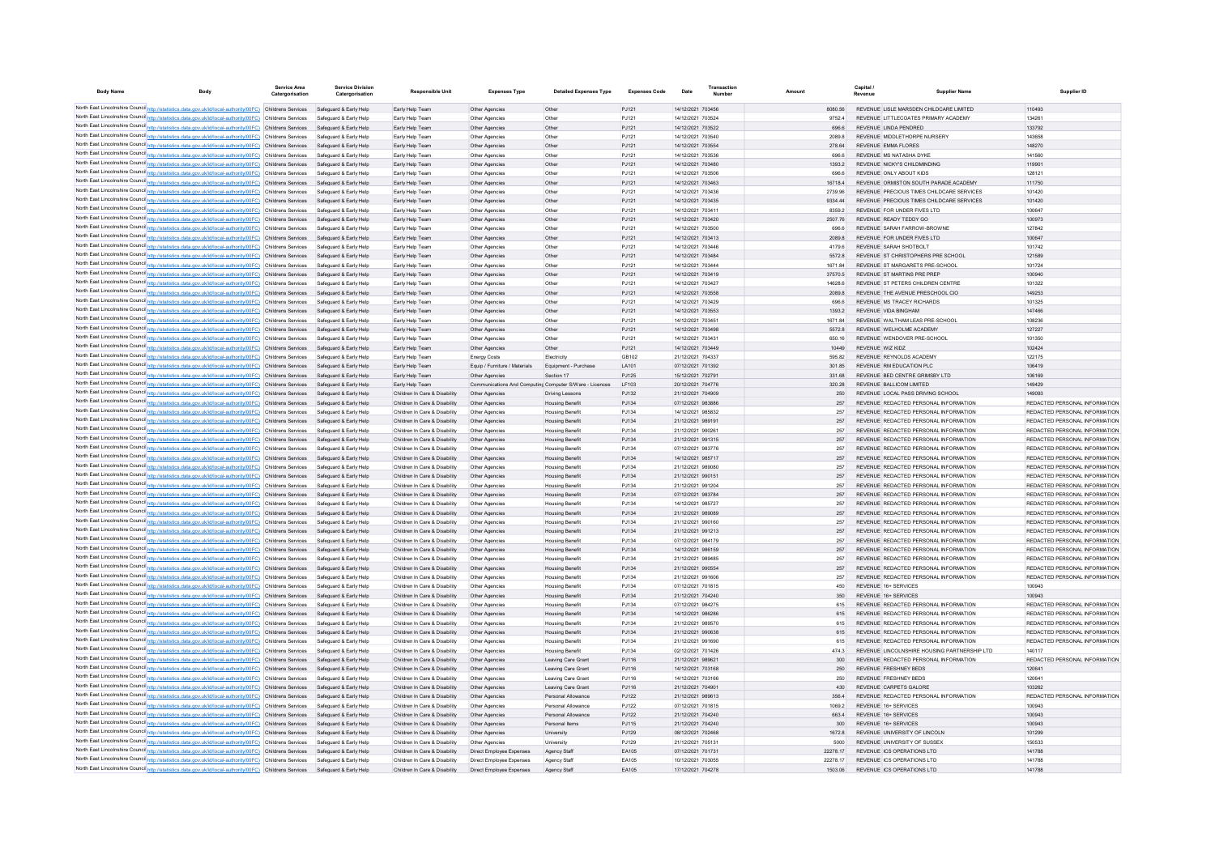| Body Name | Body | Service Area Catergorisation | Service Division Catergorisation | Responsible Unit | Expenses Type | Detailed Expenses Type | Expenses Code | Date | Transaction Number | Amount | Capital / Revenue | Supplier Name | Supplier ID |
|---|---|---|---|---|---|---|---|---|---|---|---|---|---|
| North East Lincolnshire Council | http://statistics.data.gov.uk/id/local-authority/00FC) | Childrens Services | Safeguard & Early Help | Early Help Team | Other Agencies | Other | PJ121 | 14/12/2021 | 703456 | 8080.56 | REVENUE | LISLE MARSDEN CHILDCARE LIMITED | 110493 |
| North East Lincolnshire Council | http://statistics.data.gov.uk/id/local-authority/00FC) | Childrens Services | Safeguard & Early Help | Early Help Team | Other Agencies | Other | PJ121 | 14/12/2021 | 703524 | 9752.4 | REVENUE | LITTLECOATES PRIMARY ACADEMY | 134261 |
| North East Lincolnshire Council | http://statistics.data.gov.uk/id/local-authority/00FC) | Childrens Services | Safeguard & Early Help | Early Help Team | Other Agencies | Other | PJ121 | 14/12/2021 | 703522 | 696.6 | REVENUE | LINDA PENDRED | 133792 |
| North East Lincolnshire Council | http://statistics.data.gov.uk/id/local-authority/00FC) | Childrens Services | Safeguard & Early Help | Early Help Team | Other Agencies | Other | PJ121 | 14/12/2021 | 703540 | 2089.8 | REVENUE | MIDDLETHORPE NURSERY | 143658 |
| North East Lincolnshire Council | http://statistics.data.gov.uk/id/local-authority/00FC) | Childrens Services | Safeguard & Early Help | Early Help Team | Other Agencies | Other | PJ121 | 14/12/2021 | 703554 | 278.64 | REVENUE | EMMA FLORES | 148270 |
| North East Lincolnshire Council | http://statistics.data.gov.uk/id/local-authority/00FC) | Childrens Services | Safeguard & Early Help | Early Help Team | Other Agencies | Other | PJ121 | 14/12/2021 | 703536 | 696.6 | REVENUE | MS NATASHA DYKE | 141560 |
| North East Lincolnshire Council | http://statistics.data.gov.uk/id/local-authority/00FC) | Childrens Services | Safeguard & Early Help | Early Help Team | Other Agencies | Other | PJ121 | 14/12/2021 | 703480 | 1393.2 | REVENUE | NICKY'S CHILDMINDING | 119901 |
| North East Lincolnshire Council | http://statistics.data.gov.uk/id/local-authority/00FC) | Childrens Services | Safeguard & Early Help | Early Help Team | Other Agencies | Other | PJ121 | 14/12/2021 | 703506 | 696.6 | REVENUE | ONLY ABOUT KIDS | 128121 |
| North East Lincolnshire Council | http://statistics.data.gov.uk/id/local-authority/00FC) | Childrens Services | Safeguard & Early Help | Early Help Team | Other Agencies | Other | PJ121 | 14/12/2021 | 703463 | 16718.4 | REVENUE | ORMISTON SOUTH PARADE ACADEMY | 111750 |
| North East Lincolnshire Council | http://statistics.data.gov.uk/id/local-authority/00FC) | Childrens Services | Safeguard & Early Help | Early Help Team | Other Agencies | Other | PJ121 | 14/12/2021 | 703436 | 2739.96 | REVENUE | PRECIOUS TIMES CHILDCARE SERVICES | 101420 |
| North East Lincolnshire Council | http://statistics.data.gov.uk/id/local-authority/00FC) | Childrens Services | Safeguard & Early Help | Early Help Team | Other Agencies | Other | PJ121 | 14/12/2021 | 703435 | 9334.44 | REVENUE | PRECIOUS TIMES CHILDCARE SERVICES | 101420 |
| North East Lincolnshire Council | http://statistics.data.gov.uk/id/local-authority/00FC) | Childrens Services | Safeguard & Early Help | Early Help Team | Other Agencies | Other | PJ121 | 14/12/2021 | 703411 | 8359.2 | REVENUE | FOR UNDER FIVES LTD | 100647 |
| North East Lincolnshire Council | http://statistics.data.gov.uk/id/local-authority/00FC) | Childrens Services | Safeguard & Early Help | Early Help Team | Other Agencies | Other | PJ121 | 14/12/2021 | 703420 | 2507.76 | REVENUE | READY TEDDY GO | 100973 |
| North East Lincolnshire Council | http://statistics.data.gov.uk/id/local-authority/00FC) | Childrens Services | Safeguard & Early Help | Early Help Team | Other Agencies | Other | PJ121 | 14/12/2021 | 703500 | 696.6 | REVENUE | SARAH FARROW-BROWNE | 127842 |
| North East Lincolnshire Council | http://statistics.data.gov.uk/id/local-authority/00FC) | Childrens Services | Safeguard & Early Help | Early Help Team | Other Agencies | Other | PJ121 | 14/12/2021 | 703413 | 2089.8 | REVENUE | FOR UNDER FIVES LTD | 100647 |
| North East Lincolnshire Council | http://statistics.data.gov.uk/id/local-authority/00FC) | Childrens Services | Safeguard & Early Help | Early Help Team | Other Agencies | Other | PJ121 | 14/12/2021 | 703446 | 4179.6 | REVENUE | SARAH SHOTBOLT | 101742 |
| North East Lincolnshire Council | http://statistics.data.gov.uk/id/local-authority/00FC) | Childrens Services | Safeguard & Early Help | Early Help Team | Other Agencies | Other | PJ121 | 14/12/2021 | 703484 | 5572.8 | REVENUE | ST CHRISTOPHERS PRE SCHOOL | 121589 |
| North East Lincolnshire Council | http://statistics.data.gov.uk/id/local-authority/00FC) | Childrens Services | Safeguard & Early Help | Early Help Team | Other Agencies | Other | PJ121 | 14/12/2021 | 703444 | 1671.84 | REVENUE | ST MARGARETS PRE-SCHOOL | 101724 |
| North East Lincolnshire Council | http://statistics.data.gov.uk/id/local-authority/00FC) | Childrens Services | Safeguard & Early Help | Early Help Team | Other Agencies | Other | PJ121 | 14/12/2021 | 703419 | 37570.5 | REVENUE | ST MARTINS PRE PREP | 100940 |
| North East Lincolnshire Council | http://statistics.data.gov.uk/id/local-authority/00FC) | Childrens Services | Safeguard & Early Help | Early Help Team | Other Agencies | Other | PJ121 | 14/12/2021 | 703427 | 14628.6 | REVENUE | ST PETERS CHILDREN CENTRE | 101322 |
| North East Lincolnshire Council | http://statistics.data.gov.uk/id/local-authority/00FC) | Childrens Services | Safeguard & Early Help | Early Help Team | Other Agencies | Other | PJ121 | 14/12/2021 | 703558 | 2089.8 | REVENUE | THE AVENUE PRESCHOOL CIO | 149253 |
| North East Lincolnshire Council | http://statistics.data.gov.uk/id/local-authority/00FC) | Childrens Services | Safeguard & Early Help | Early Help Team | Other Agencies | Other | PJ121 | 14/12/2021 | 703429 | 696.6 | REVENUE | MS TRACEY RICHARDS | 101325 |
| North East Lincolnshire Council | http://statistics.data.gov.uk/id/local-authority/00FC) | Childrens Services | Safeguard & Early Help | Early Help Team | Other Agencies | Other | PJ121 | 14/12/2021 | 703553 | 1393.2 | REVENUE | VIDA BINGHAM | 147466 |
| North East Lincolnshire Council | http://statistics.data.gov.uk/id/local-authority/00FC) | Childrens Services | Safeguard & Early Help | Early Help Team | Other Agencies | Other | PJ121 | 14/12/2021 | 703451 | 1671.84 | REVENUE | WALTHAM LEAS PRE-SCHOOL | 108236 |
| North East Lincolnshire Council | http://statistics.data.gov.uk/id/local-authority/00FC) | Childrens Services | Safeguard & Early Help | Early Help Team | Other Agencies | Other | PJ121 | 14/12/2021 | 703498 | 5572.8 | REVENUE | WELHOLME ACADEMY | 127227 |
| North East Lincolnshire Council | http://statistics.data.gov.uk/id/local-authority/00FC) | Childrens Services | Safeguard & Early Help | Early Help Team | Other Agencies | Other | PJ121 | 14/12/2021 | 703431 | 650.16 | REVENUE | WENDOVER PRE-SCHOOL | 101350 |
| North East Lincolnshire Council | http://statistics.data.gov.uk/id/local-authority/00FC) | Childrens Services | Safeguard & Early Help | Early Help Team | Other Agencies | Other | PJ121 | 14/12/2021 | 703449 | 10449 | REVENUE | WIZ KIDZ | 102424 |
| North East Lincolnshire Council | http://statistics.data.gov.uk/id/local-authority/00FC) | Childrens Services | Safeguard & Early Help | Early Help Team | Energy Costs | Electricity | GB102 | 21/12/2021 | 704337 | 595.82 | REVENUE | REYNOLDS ACADEMY | 122175 |
| North East Lincolnshire Council | http://statistics.data.gov.uk/id/local-authority/00FC) | Childrens Services | Safeguard & Early Help | Early Help Team | Equip / Furniture / Materials | Equipment - Purchase | LA101 | 07/12/2021 | 701392 | 301.85 | REVENUE | RM EDUCATION PLC | 106419 |
| North East Lincolnshire Council | http://statistics.data.gov.uk/id/local-authority/00FC) | Childrens Services | Safeguard & Early Help | Early Help Team | Other Agencies | Section 17 | PJ125 | 15/12/2021 | 702791 | 331.68 | REVENUE | BED CENTRE GRIMSBY LTD | 106169 |
| North East Lincolnshire Council | http://statistics.data.gov.uk/id/local-authority/00FC) | Childrens Services | Safeguard & Early Help | Early Help Team | Communications And Computing | Computer S/Ware - Licences | LF103 | 20/12/2021 | 704778 | 320.28 | REVENUE | BALLICOM LIMITED | 149429 |
| North East Lincolnshire Council | http://statistics.data.gov.uk/id/local-authority/00FC) | Childrens Services | Safeguard & Early Help | Children In Care & Disability | Other Agencies | Driving Lessons | PJ132 | 21/12/2021 | 704909 | 250 | REVENUE | LOCAL PASS DRIVING SCHOOL | 149093 |
| North East Lincolnshire Council | http://statistics.data.gov.uk/id/local-authority/00FC) | Childrens Services | Safeguard & Early Help | Children In Care & Disability | Other Agencies | Housing Benefit | PJ134 | 07/12/2021 | 983886 | 257 | REVENUE | REDACTED PERSONAL INFORMATION | REDACTED PERSONAL INFORMATION |
| North East Lincolnshire Council | http://statistics.data.gov.uk/id/local-authority/00FC) | Childrens Services | Safeguard & Early Help | Children In Care & Disability | Other Agencies | Housing Benefit | PJ134 | 14/12/2021 | 985832 | 257 | REVENUE | REDACTED PERSONAL INFORMATION | REDACTED PERSONAL INFORMATION |
| North East Lincolnshire Council | http://statistics.data.gov.uk/id/local-authority/00FC) | Childrens Services | Safeguard & Early Help | Children In Care & Disability | Other Agencies | Housing Benefit | PJ134 | 21/12/2021 | 989191 | 257 | REVENUE | REDACTED PERSONAL INFORMATION | REDACTED PERSONAL INFORMATION |
| North East Lincolnshire Council | http://statistics.data.gov.uk/id/local-authority/00FC) | Childrens Services | Safeguard & Early Help | Children In Care & Disability | Other Agencies | Housing Benefit | PJ134 | 21/12/2021 | 990261 | 257 | REVENUE | REDACTED PERSONAL INFORMATION | REDACTED PERSONAL INFORMATION |
| North East Lincolnshire Council | http://statistics.data.gov.uk/id/local-authority/00FC) | Childrens Services | Safeguard & Early Help | Children In Care & Disability | Other Agencies | Housing Benefit | PJ134 | 21/12/2021 | 991315 | 257 | REVENUE | REDACTED PERSONAL INFORMATION | REDACTED PERSONAL INFORMATION |
| North East Lincolnshire Council | http://statistics.data.gov.uk/id/local-authority/00FC) | Childrens Services | Safeguard & Early Help | Children In Care & Disability | Other Agencies | Housing Benefit | PJ134 | 07/12/2021 | 983776 | 257 | REVENUE | REDACTED PERSONAL INFORMATION | REDACTED PERSONAL INFORMATION |
| North East Lincolnshire Council | http://statistics.data.gov.uk/id/local-authority/00FC) | Childrens Services | Safeguard & Early Help | Children In Care & Disability | Other Agencies | Housing Benefit | PJ134 | 14/12/2021 | 985717 | 257 | REVENUE | REDACTED PERSONAL INFORMATION | REDACTED PERSONAL INFORMATION |
| North East Lincolnshire Council | http://statistics.data.gov.uk/id/local-authority/00FC) | Childrens Services | Safeguard & Early Help | Children In Care & Disability | Other Agencies | Housing Benefit | PJ134 | 21/12/2021 | 989080 | 257 | REVENUE | REDACTED PERSONAL INFORMATION | REDACTED PERSONAL INFORMATION |
| North East Lincolnshire Council | http://statistics.data.gov.uk/id/local-authority/00FC) | Childrens Services | Safeguard & Early Help | Children In Care & Disability | Other Agencies | Housing Benefit | PJ134 | 21/12/2021 | 990151 | 257 | REVENUE | REDACTED PERSONAL INFORMATION | REDACTED PERSONAL INFORMATION |
| North East Lincolnshire Council | http://statistics.data.gov.uk/id/local-authority/00FC) | Childrens Services | Safeguard & Early Help | Children In Care & Disability | Other Agencies | Housing Benefit | PJ134 | 21/12/2021 | 991204 | 257 | REVENUE | REDACTED PERSONAL INFORMATION | REDACTED PERSONAL INFORMATION |
| North East Lincolnshire Council | http://statistics.data.gov.uk/id/local-authority/00FC) | Childrens Services | Safeguard & Early Help | Children In Care & Disability | Other Agencies | Housing Benefit | PJ134 | 07/12/2021 | 983784 | 257 | REVENUE | REDACTED PERSONAL INFORMATION | REDACTED PERSONAL INFORMATION |
| North East Lincolnshire Council | http://statistics.data.gov.uk/id/local-authority/00FC) | Childrens Services | Safeguard & Early Help | Children In Care & Disability | Other Agencies | Housing Benefit | PJ134 | 14/12/2021 | 985727 | 257 | REVENUE | REDACTED PERSONAL INFORMATION | REDACTED PERSONAL INFORMATION |
| North East Lincolnshire Council | http://statistics.data.gov.uk/id/local-authority/00FC) | Childrens Services | Safeguard & Early Help | Children In Care & Disability | Other Agencies | Housing Benefit | PJ134 | 21/12/2021 | 989089 | 257 | REVENUE | REDACTED PERSONAL INFORMATION | REDACTED PERSONAL INFORMATION |
| North East Lincolnshire Council | http://statistics.data.gov.uk/id/local-authority/00FC) | Childrens Services | Safeguard & Early Help | Children In Care & Disability | Other Agencies | Housing Benefit | PJ134 | 21/12/2021 | 990160 | 257 | REVENUE | REDACTED PERSONAL INFORMATION | REDACTED PERSONAL INFORMATION |
| North East Lincolnshire Council | http://statistics.data.gov.uk/id/local-authority/00FC) | Childrens Services | Safeguard & Early Help | Children In Care & Disability | Other Agencies | Housing Benefit | PJ134 | 21/12/2021 | 991213 | 257 | REVENUE | REDACTED PERSONAL INFORMATION | REDACTED PERSONAL INFORMATION |
| North East Lincolnshire Council | http://statistics.data.gov.uk/id/local-authority/00FC) | Childrens Services | Safeguard & Early Help | Children In Care & Disability | Other Agencies | Housing Benefit | PJ134 | 07/12/2021 | 984179 | 257 | REVENUE | REDACTED PERSONAL INFORMATION | REDACTED PERSONAL INFORMATION |
| North East Lincolnshire Council | http://statistics.data.gov.uk/id/local-authority/00FC) | Childrens Services | Safeguard & Early Help | Children In Care & Disability | Other Agencies | Housing Benefit | PJ134 | 14/12/2021 | 986159 | 257 | REVENUE | REDACTED PERSONAL INFORMATION | REDACTED PERSONAL INFORMATION |
| North East Lincolnshire Council | http://statistics.data.gov.uk/id/local-authority/00FC) | Childrens Services | Safeguard & Early Help | Children In Care & Disability | Other Agencies | Housing Benefit | PJ134 | 21/12/2021 | 989485 | 257 | REVENUE | REDACTED PERSONAL INFORMATION | REDACTED PERSONAL INFORMATION |
| North East Lincolnshire Council | http://statistics.data.gov.uk/id/local-authority/00FC) | Childrens Services | Safeguard & Early Help | Children In Care & Disability | Other Agencies | Housing Benefit | PJ134 | 21/12/2021 | 990554 | 257 | REVENUE | REDACTED PERSONAL INFORMATION | REDACTED PERSONAL INFORMATION |
| North East Lincolnshire Council | http://statistics.data.gov.uk/id/local-authority/00FC) | Childrens Services | Safeguard & Early Help | Children In Care & Disability | Other Agencies | Housing Benefit | PJ134 | 21/12/2021 | 991606 | 257 | REVENUE | REDACTED PERSONAL INFORMATION | REDACTED PERSONAL INFORMATION |
| North East Lincolnshire Council | http://statistics.data.gov.uk/id/local-authority/00FC) | Childrens Services | Safeguard & Early Help | Children In Care & Disability | Other Agencies | Housing Benefit | PJ134 | 07/12/2021 | 701815 | 450 | REVENUE | 16+ SERVICES | 100943 |
| North East Lincolnshire Council | http://statistics.data.gov.uk/id/local-authority/00FC) | Childrens Services | Safeguard & Early Help | Children In Care & Disability | Other Agencies | Housing Benefit | PJ134 | 21/12/2021 | 704240 | 350 | REVENUE | 16+ SERVICES | 100943 |
| North East Lincolnshire Council | http://statistics.data.gov.uk/id/local-authority/00FC) | Childrens Services | Safeguard & Early Help | Children In Care & Disability | Other Agencies | Housing Benefit | PJ134 | 07/12/2021 | 984275 | 615 | REVENUE | REDACTED PERSONAL INFORMATION | REDACTED PERSONAL INFORMATION |
| North East Lincolnshire Council | http://statistics.data.gov.uk/id/local-authority/00FC) | Childrens Services | Safeguard & Early Help | Children In Care & Disability | Other Agencies | Housing Benefit | PJ134 | 14/12/2021 | 986286 | 615 | REVENUE | REDACTED PERSONAL INFORMATION | REDACTED PERSONAL INFORMATION |
| North East Lincolnshire Council | http://statistics.data.gov.uk/id/local-authority/00FC) | Childrens Services | Safeguard & Early Help | Children In Care & Disability | Other Agencies | Housing Benefit | PJ134 | 21/12/2021 | 989570 | 615 | REVENUE | REDACTED PERSONAL INFORMATION | REDACTED PERSONAL INFORMATION |
| North East Lincolnshire Council | http://statistics.data.gov.uk/id/local-authority/00FC) | Childrens Services | Safeguard & Early Help | Children In Care & Disability | Other Agencies | Housing Benefit | PJ134 | 21/12/2021 | 990638 | 615 | REVENUE | REDACTED PERSONAL INFORMATION | REDACTED PERSONAL INFORMATION |
| North East Lincolnshire Council | http://statistics.data.gov.uk/id/local-authority/00FC) | Childrens Services | Safeguard & Early Help | Children In Care & Disability | Other Agencies | Housing Benefit | PJ134 | 21/12/2021 | 991690 | 615 | REVENUE | REDACTED PERSONAL INFORMATION | REDACTED PERSONAL INFORMATION |
| North East Lincolnshire Council | http://statistics.data.gov.uk/id/local-authority/00FC) | Childrens Services | Safeguard & Early Help | Children In Care & Disability | Other Agencies | Housing Benefit | PJ134 | 02/12/2021 | 701426 | 474.3 | REVENUE | LINCOLNSHIRE HOUSING PARTNERSHIP LTD | 140117 |
| North East Lincolnshire Council | http://statistics.data.gov.uk/id/local-authority/00FC) | Childrens Services | Safeguard & Early Help | Children In Care & Disability | Other Agencies | Leaving Care Grant | PJ116 | 21/12/2021 | 989621 | 300 | REVENUE | REDACTED PERSONAL INFORMATION | REDACTED PERSONAL INFORMATION |
| North East Lincolnshire Council | http://statistics.data.gov.uk/id/local-authority/00FC) | Childrens Services | Safeguard & Early Help | Children In Care & Disability | Other Agencies | Leaving Care Grant | PJ116 | 14/12/2021 | 703168 | 250 | REVENUE | FRESHNEY BEDS | 120641 |
| North East Lincolnshire Council | http://statistics.data.gov.uk/id/local-authority/00FC) | Childrens Services | Safeguard & Early Help | Children In Care & Disability | Other Agencies | Leaving Care Grant | PJ116 | 14/12/2021 | 703166 | 250 | REVENUE | FRESHNEY BEDS | 120641 |
| North East Lincolnshire Council | http://statistics.data.gov.uk/id/local-authority/00FC) | Childrens Services | Safeguard & Early Help | Children In Care & Disability | Other Agencies | Leaving Care Grant | PJ116 | 21/12/2021 | 704901 | 430 | REVENUE | CARPETS GALORE | 103262 |
| North East Lincolnshire Council | http://statistics.data.gov.uk/id/local-authority/00FC) | Childrens Services | Safeguard & Early Help | Children In Care & Disability | Other Agencies | Personal Allowance | PJ122 | 21/12/2021 | 989613 | 356.4 | REVENUE | REDACTED PERSONAL INFORMATION | REDACTED PERSONAL INFORMATION |
| North East Lincolnshire Council | http://statistics.data.gov.uk/id/local-authority/00FC) | Childrens Services | Safeguard & Early Help | Children In Care & Disability | Other Agencies | Personal Allowance | PJ122 | 07/12/2021 | 701815 | 1069.2 | REVENUE | 16+ SERVICES | 100943 |
| North East Lincolnshire Council | http://statistics.data.gov.uk/id/local-authority/00FC) | Childrens Services | Safeguard & Early Help | Children In Care & Disability | Other Agencies | Personal Allowance | PJ122 | 21/12/2021 | 704240 | 663.4 | REVENUE | 16+ SERVICES | 100943 |
| North East Lincolnshire Council | http://statistics.data.gov.uk/id/local-authority/00FC) | Childrens Services | Safeguard & Early Help | Children In Care & Disability | Other Agencies | Personal Items | PJ115 | 21/12/2021 | 704240 | 300 | REVENUE | 16+ SERVICES | 100943 |
| North East Lincolnshire Council | http://statistics.data.gov.uk/id/local-authority/00FC) | Childrens Services | Safeguard & Early Help | Children In Care & Disability | Other Agencies | University | PJ129 | 08/12/2021 | 702468 | 1672.8 | REVENUE | UNIVERSITY OF LINCOLN | 101299 |
| North East Lincolnshire Council | http://statistics.data.gov.uk/id/local-authority/00FC) | Childrens Services | Safeguard & Early Help | Children In Care & Disability | Other Agencies | University | PJ129 | 21/12/2021 | 705131 | 5000 | REVENUE | UNIVERSITY OF SUSSEX | 150533 |
| North East Lincolnshire Council | http://statistics.data.gov.uk/id/local-authority/00FC) | Childrens Services | Safeguard & Early Help | Children In Care & Disability | Direct Employee Expenses | Agency Staff | EA105 | 07/12/2021 | 701731 | 22278.17 | REVENUE | ICS OPERATIONS LTD | 141788 |
| North East Lincolnshire Council | http://statistics.data.gov.uk/id/local-authority/00FC) | Childrens Services | Safeguard & Early Help | Children In Care & Disability | Direct Employee Expenses | Agency Staff | EA105 | 10/12/2021 | 703055 | 22278.17 | REVENUE | ICS OPERATIONS LTD | 141788 |
| North East Lincolnshire Council | http://statistics.data.gov.uk/id/local-authority/00FC) | Childrens Services | Safeguard & Early Help | Children In Care & Disability | Direct Employee Expenses | Agency Staff | EA105 | 17/12/2021 | 704278 | 1503.06 | REVENUE | ICS OPERATIONS LTD | 141788 |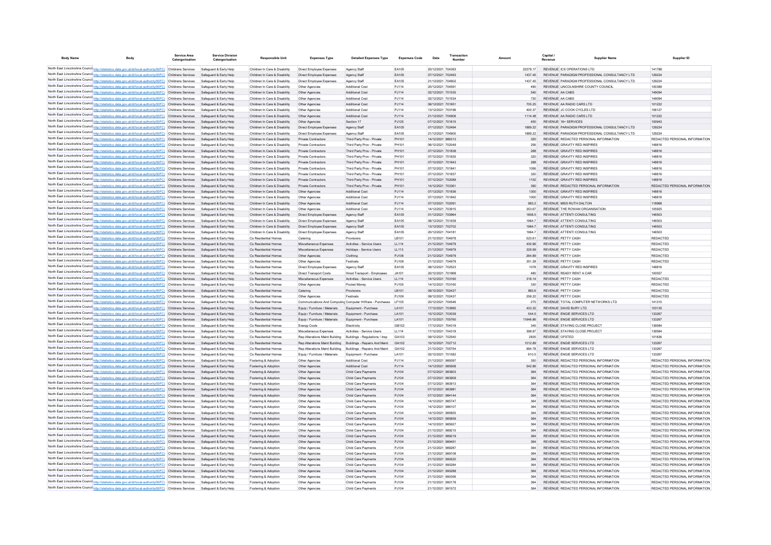| Body Name | Body | Service Area Catergorisation | Service Division Catergorisation | Responsible Unit | Expenses Type | Detailed Expenses Type | Expenses Code | Date | Transaction Number | Amount | Capital / Revenue | Supplier Name | Supplier ID |
|---|---|---|---|---|---|---|---|---|---|---|---|---|---|
| North East Lincolnshire Council | http://statistics.data.gov.uk/id/local-authority/00FC) | Childrens Services | Safeguard & Early Help | Children In Care & Disability | Direct Employee Expenses | Agency Staff | EA105 | 20/12/2021 | 704393 | 22278.17 | REVENUE | ICS OPERATIONS LTD | 141788 |
| North East Lincolnshire Council | http://statistics.data.gov.uk/id/local-authority/00FC) | Childrens Services | Safeguard & Early Help | Children In Care & Disability | Direct Employee Expenses | Agency Staff | EA105 | 07/12/2021 | 702493 | 1437.45 | REVENUE | PARADIGM PROFESSIONAL CONSULTANCY LTD | 129224 |
| North East Lincolnshire Council | http://statistics.data.gov.uk/id/local-authority/00FC) | Childrens Services | Safeguard & Early Help | Children In Care & Disability | Direct Employee Expenses | Agency Staff | EA105 | 21/12/2021 | 704902 | 1437.45 | REVENUE | PARADIGM PROFESSIONAL CONSULTANCY LTD | 129224 |
| North East Lincolnshire Council | http://statistics.data.gov.uk/id/local-authority/00FC) | Childrens Services | Safeguard & Early Help | Children In Care & Disability | Other Agencies | Additional Cost | PJ114 | 20/12/2021 | 704591 | 490 | REVENUE | LINCOLNSHIRE COUNTY COUNCIL | 100389 |
| North East Lincolnshire Council | http://statistics.data.gov.uk/id/local-authority/00FC) | Childrens Services | Safeguard & Early Help | Children In Care & Disability | Other Agencies | Additional Cost | PJ114 | 02/12/2021 | 701535 | 540 | REVENUE | AA CABS | 149094 |
| North East Lincolnshire Council | http://statistics.data.gov.uk/id/local-authority/00FC) | Childrens Services | Safeguard & Early Help | Children In Care & Disability | Other Agencies | Additional Cost | PJ114 | 02/12/2021 | 701534 | 720 | REVENUE | AA CABS | 149094 |
| North East Lincolnshire Council | http://statistics.data.gov.uk/id/local-authority/00FC) | Childrens Services | Safeguard & Early Help | Children In Care & Disability | Other Agencies | Additional Cost | PJ114 | 06/12/2021 | 701651 | 705.25 | REVENUE | AA RADIO CARS LTD | 101222 |
| North East Lincolnshire Council | http://statistics.data.gov.uk/id/local-authority/00FC) | Childrens Services | Safeguard & Early Help | Children In Care & Disability | Other Agencies | Additional Cost | PJ114 | 13/12/2021 | 703196 | 400.37 | REVENUE | JC COOK CYCLES LTD | 106127 |
| North East Lincolnshire Council | http://statistics.data.gov.uk/id/local-authority/00FC) | Childrens Services | Safeguard & Early Help | Children In Care & Disability | Other Agencies | Additional Cost | PJ114 | 21/12/2021 | 704906 | 1114.48 | REVENUE | AA RADIO CARS LTD | 101222 |
| North East Lincolnshire Council | http://statistics.data.gov.uk/id/local-authority/00FC) | Childrens Services | Safeguard & Early Help | Children In Care & Disability | Other Agencies | Section 17 | PJ125 | 07/12/2021 | 701815 | 450 | REVENUE | 16+ SERVICES | 100943 |
| North East Lincolnshire Council | http://statistics.data.gov.uk/id/local-authority/00FC) | Childrens Services | Safeguard & Early Help | Children In Care & Disability | Direct Employee Expenses | Agency Staff | EA105 | 07/12/2021 | 702494 | 1889.22 | REVENUE | PARADIGM PROFESSIONAL CONSULTANCY LTD | 129224 |
| North East Lincolnshire Council | http://statistics.data.gov.uk/id/local-authority/00FC) | Childrens Services | Safeguard & Early Help | Children In Care & Disability | Direct Employee Expenses | Agency Staff | EA105 | 21/12/2021 | 704900 | 1889.22 | REVENUE | PARADIGM PROFESSIONAL CONSULTANCY LTD | 129224 |
| North East Lincolnshire Council | http://statistics.data.gov.uk/id/local-authority/00FC) | Childrens Services | Safeguard & Early Help | Children In Care & Disability | Private Contractors | Third Party Prov - Private | PH101 | 14/12/2021 | 986313 | 320 | REVENUE | REDACTED PERSONAL INFORMATION | REDACTED PERSONAL INFORMATION |
| North East Lincolnshire Council | http://statistics.data.gov.uk/id/local-authority/00FC) | Childrens Services | Safeguard & Early Help | Children In Care & Disability | Private Contractors | Third Party Prov - Private | PH101 | 06/12/2021 | 702049 | 256 | REVENUE | GRAVITY RED INSPIRES | 148816 |
| North East Lincolnshire Council | http://statistics.data.gov.uk/id/local-authority/00FC) | Childrens Services | Safeguard & Early Help | Children In Care & Disability | Private Contractors | Third Party Prov - Private | PH101 | 07/12/2021 | 701838 | 288 | REVENUE | GRAVITY RED INSPIRES | 148816 |
| North East Lincolnshire Council | http://statistics.data.gov.uk/id/local-authority/00FC) | Childrens Services | Safeguard & Early Help | Children In Care & Disability | Private Contractors | Third Party Prov - Private | PH101 | 07/12/2021 | 701835 | 320 | REVENUE | GRAVITY RED INSPIRES | 148816 |
| North East Lincolnshire Council | http://statistics.data.gov.uk/id/local-authority/00FC) | Childrens Services | Safeguard & Early Help | Children In Care & Disability | Private Contractors | Third Party Prov - Private | PH101 | 07/12/2021 | 701843 | 288 | REVENUE | GRAVITY RED INSPIRES | 148816 |
| North East Lincolnshire Council | http://statistics.data.gov.uk/id/local-authority/00FC) | Childrens Services | Safeguard & Early Help | Children In Care & Disability | Private Contractors | Third Party Prov - Private | PH101 | 07/12/2021 | 701841 | 1056 | REVENUE | GRAVITY RED INSPIRES | 148816 |
| North East Lincolnshire Council | http://statistics.data.gov.uk/id/local-authority/00FC) | Childrens Services | Safeguard & Early Help | Children In Care & Disability | Private Contractors | Third Party Prov - Private | PH101 | 07/12/2021 | 701837 | 320 | REVENUE | GRAVITY RED INSPIRES | 148816 |
| North East Lincolnshire Council | http://statistics.data.gov.uk/id/local-authority/00FC) | Childrens Services | Safeguard & Early Help | Children In Care & Disability | Private Contractors | Third Party Prov - Private | PH101 | 07/12/2021 | 702089 | 1152 | REVENUE | GRAVITY RED INSPIRES | 148816 |
| North East Lincolnshire Council | http://statistics.data.gov.uk/id/local-authority/00FC) | Childrens Services | Safeguard & Early Help | Children In Care & Disability | Private Contractors | Third Party Prov - Private | PH101 | 14/12/2021 | 703361 | 390 | REVENUE | REDACTED PERSONAL INFORMATION | REDACTED PERSONAL INFORMATION |
| North East Lincolnshire Council | http://statistics.data.gov.uk/id/local-authority/00FC) | Childrens Services | Safeguard & Early Help | Children In Care & Disability | Other Agencies | Additional Cost | PJ114 | 07/12/2021 | 701836 | 1300 | REVENUE | GRAVITY RED INSPIRES | 148816 |
| North East Lincolnshire Council | http://statistics.data.gov.uk/id/local-authority/00FC) | Childrens Services | Safeguard & Early Help | Children In Care & Disability | Other Agencies | Additional Cost | PJ114 | 07/12/2021 | 701842 | 1000 | REVENUE | GRAVITY RED INSPIRES | 148816 |
| North East Lincolnshire Council | http://statistics.data.gov.uk/id/local-authority/00FC) | Childrens Services | Safeguard & Early Help | Children In Care & Disability | Other Agencies | Additional Cost | PJ114 | 07/12/2021 | 702091 | 983.2 | REVENUE | MISS RUTH DALTON | 118968 |
| North East Lincolnshire Council | http://statistics.data.gov.uk/id/local-authority/00FC) | Childrens Services | Safeguard & Early Help | Children In Care & Disability | Other Agencies | Additional Cost | PJ114 | 14/12/2021 | 703915 | 353.67 | REVENUE | THE ROWAN ORGANISATION | 105925 |
| North East Lincolnshire Council | http://statistics.data.gov.uk/id/local-authority/00FC) | Childrens Services | Safeguard & Early Help | Children In Care & Disability | Direct Employee Expenses | Agency Staff | EA105 | 01/12/2021 | 700964 | 1858.5 | REVENUE | ATTENTI CONSULTING | 146503 |
| North East Lincolnshire Council | http://statistics.data.gov.uk/id/local-authority/00FC) | Childrens Services | Safeguard & Early Help | Children In Care & Disability | Direct Employee Expenses | Agency Staff | EA105 | 06/12/2021 | 701939 | 1964.7 | REVENUE | ATTENTI CONSULTING | 146503 |
| North East Lincolnshire Council | http://statistics.data.gov.uk/id/local-authority/00FC) | Childrens Services | Safeguard & Early Help | Children In Care & Disability | Direct Employee Expenses | Agency Staff | EA105 | 13/12/2021 | 702702 | 1964.7 | REVENUE | ATTENTI CONSULTING | 146503 |
| North East Lincolnshire Council | http://statistics.data.gov.uk/id/local-authority/00FC) | Childrens Services | Safeguard & Early Help | Children In Care & Disability | Direct Employee Expenses | Agency Staff | EA105 | 20/12/2021 | 704181 | 1964.7 | REVENUE | ATTENTI CONSULTING | 146503 |
| North East Lincolnshire Council | http://statistics.data.gov.uk/id/local-authority/00FC) | Childrens Services | Safeguard & Early Help | Cs Residential Homes | Catering | Provisions | LB101 | 21/12/2021 | 704978 | 523.61 | REVENUE | PETTY CASH | REDACTED |
| North East Lincolnshire Council | http://statistics.data.gov.uk/id/local-authority/00FC) | Childrens Services | Safeguard & Early Help | Cs Residential Homes | Miscellaneous Expenses | Activities - Service Users | LL114 | 21/12/2021 | 704978 | 430.98 | REVENUE | PETTY CASH | REDACTED |
| North East Lincolnshire Council | http://statistics.data.gov.uk/id/local-authority/00FC) | Childrens Services | Safeguard & Early Help | Cs Residential Homes | Miscellaneous Expenses | Holidays - Service Users | LL113 | 21/12/2021 | 704978 | 329.99 | REVENUE | PETTY CASH | REDACTED |
| North East Lincolnshire Council | http://statistics.data.gov.uk/id/local-authority/00FC) | Childrens Services | Safeguard & Early Help | Cs Residential Homes | Other Agencies | Clothing | PJ106 | 21/12/2021 | 704978 | 264.89 | REVENUE | PETTY CASH | REDACTED |
| North East Lincolnshire Council | http://statistics.data.gov.uk/id/local-authority/00FC) | Childrens Services | Safeguard & Early Help | Cs Residential Homes | Other Agencies | Festivals | PJ109 | 21/12/2021 | 704978 | 351.28 | REVENUE | PETTY CASH | REDACTED |
| North East Lincolnshire Council | http://statistics.data.gov.uk/id/local-authority/00FC) | Childrens Services | Safeguard & Early Help | Cs Residential Homes | Direct Employee Expenses | Agency Staff | EA105 | 08/12/2021 | 702523 | 1078 | REVENUE | GRAVITY RED INSPIRES | 148816 |
| North East Lincolnshire Council | http://statistics.data.gov.uk/id/local-authority/00FC) | Childrens Services | Safeguard & Early Help | Cs Residential Homes | Direct Transport Costs | Hired Transport - Employees | JA101 | 20/12/2021 | 701968 | 480 | REVENUE | READY RENT A CAR | 100557 |
| North East Lincolnshire Council | http://statistics.data.gov.uk/id/local-authority/00FC) | Childrens Services | Safeguard & Early Help | Cs Residential Homes | Miscellaneous Expenses | Activities - Service Users | LL114 | 14/12/2021 | 703160 | 318.14 | REVENUE | PETTY CASH | REDACTED |
| North East Lincolnshire Council | http://statistics.data.gov.uk/id/local-authority/00FC) | Childrens Services | Safeguard & Early Help | Cs Residential Homes | Other Agencies | Pocket Money | PJ105 | 14/12/2021 | 703160 | 330 | REVENUE | PETTY CASH | REDACTED |
| North East Lincolnshire Council | http://statistics.data.gov.uk/id/local-authority/00FC) | Childrens Services | Safeguard & Early Help | Cs Residential Homes | Catering | Provisions | LB101 | 09/12/2021 | 702437 | 883.6 | REVENUE | PETTY CASH | REDACTED |
| North East Lincolnshire Council | http://statistics.data.gov.uk/id/local-authority/00FC) | Childrens Services | Safeguard & Early Help | Cs Residential Homes | Other Agencies | Festivals | PJ109 | 09/12/2021 | 702437 | 258.22 | REVENUE | PETTY CASH | REDACTED |
| North East Lincolnshire Council | http://statistics.data.gov.uk/id/local-authority/00FC) | Childrens Services | Safeguard & Early Help | Cs Residential Homes | Communications And Computing | Computer H/Ware - Purchases | LF105 | 20/12/2021 | 704546 | 275 | REVENUE | TOTAL COMPUTER NETWORKS LTD | 141310 |
| North East Lincolnshire Council | http://statistics.data.gov.uk/id/local-authority/00FC) | Childrens Services | Safeguard & Early Help | Cs Residential Homes | Equip / Furniture / Materials | Equipment - Purchase | LA101 | 17/12/2021 | 703995 | 433.32 | REVENUE | DAVID BURY LTD | 103135 |
| North East Lincolnshire Council | http://statistics.data.gov.uk/id/local-authority/00FC) | Childrens Services | Safeguard & Early Help | Cs Residential Homes | Equip / Furniture / Materials | Equipment - Purchase | LA101 | 10/12/2021 | 703039 | 544.5 | REVENUE | ENGIE SERVICES LTD | 133267 |
| North East Lincolnshire Council | http://statistics.data.gov.uk/id/local-authority/00FC) | Childrens Services | Safeguard & Early Help | Cs Residential Homes | Equip / Furniture / Materials | Equipment - Purchase | LA101 | 21/12/2021 | 705760 | 11646.86 | REVENUE | ENGIE SERVICES LTD | 133267 |
| North East Lincolnshire Council | http://statistics.data.gov.uk/id/local-authority/00FC) | Childrens Services | Safeguard & Early Help | Cs Residential Homes | Energy Costs | Electricity | GB102 | 17/12/2021 | 704319 | 345 | REVENUE | STAYING CLOSE PROJECT | 139584 |
| North East Lincolnshire Council | http://statistics.data.gov.uk/id/local-authority/00FC) | Childrens Services | Safeguard & Early Help | Cs Residential Homes | Miscellaneous Expenses | Activities - Service Users | LL114 | 17/12/2021 | 704319 | 398.87 | REVENUE | STAYING CLOSE PROJECT | 139584 |
| North East Lincolnshire Council | http://statistics.data.gov.uk/id/local-authority/00FC) | Childrens Services | Safeguard & Early Help | Cs Residential Homes | Rep Alterations Maint Building | Buildings - Regulations / Insp | GA103 | 09/12/2021 | 702540 | 2835 | REVENUE | OFSTED | 101836 |
| North East Lincolnshire Council | http://statistics.data.gov.uk/id/local-authority/00FC) | Childrens Services | Safeguard & Early Help | Cs Residential Homes | Rep Alterations Maint Building | Buildings - Repairs And Maint | GA102 | 10/12/2021 | 702712 | 1012.89 | REVENUE | ENGIE SERVICES LTD | 133267 |
| North East Lincolnshire Council | http://statistics.data.gov.uk/id/local-authority/00FC) | Childrens Services | Safeguard & Early Help | Cs Residential Homes | Rep Alterations Maint Building | Buildings - Repairs And Maint | GA102 | 21/12/2021 | 705754 | 994.78 | REVENUE | ENGIE SERVICES LTD | 133267 |
| North East Lincolnshire Council | http://statistics.data.gov.uk/id/local-authority/00FC) | Childrens Services | Safeguard & Early Help | Cs Residential Homes | Equip / Furniture / Materials | Equipment - Purchase | LA101 | 02/12/2021 | 701582 | 610.5 | REVENUE | ENGIE SERVICES LTD | 133267 |
| North East Lincolnshire Council | http://statistics.data.gov.uk/id/local-authority/00FC) | Childrens Services | Safeguard & Early Help | Fostering & Adoption | Other Agencies | Additional Cost | PJ114 | 21/12/2021 | 989397 | 350 | REVENUE | REDACTED PERSONAL INFORMATION | REDACTED PERSONAL INFORMATION |
| North East Lincolnshire Council | http://statistics.data.gov.uk/id/local-authority/00FC) | Childrens Services | Safeguard & Early Help | Fostering & Adoption | Other Agencies | Additional Cost | PJ114 | 14/12/2021 | 985958 | 542.86 | REVENUE | REDACTED PERSONAL INFORMATION | REDACTED PERSONAL INFORMATION |
| North East Lincolnshire Council | http://statistics.data.gov.uk/id/local-authority/00FC) | Childrens Services | Safeguard & Early Help | Fostering & Adoption | Other Agencies | Child Care Payments | PJ104 | 07/12/2021 | 983803 | 364 | REVENUE | REDACTED PERSONAL INFORMATION | REDACTED PERSONAL INFORMATION |
| North East Lincolnshire Council | http://statistics.data.gov.uk/id/local-authority/00FC) | Childrens Services | Safeguard & Early Help | Fostering & Adoption | Other Agencies | Child Care Payments | PJ104 | 07/12/2021 | 983909 | 364 | REVENUE | REDACTED PERSONAL INFORMATION | REDACTED PERSONAL INFORMATION |
| North East Lincolnshire Council | http://statistics.data.gov.uk/id/local-authority/00FC) | Childrens Services | Safeguard & Early Help | Fostering & Adoption | Other Agencies | Child Care Payments | PJ104 | 07/12/2021 | 983913 | 364 | REVENUE | REDACTED PERSONAL INFORMATION | REDACTED PERSONAL INFORMATION |
| North East Lincolnshire Council | http://statistics.data.gov.uk/id/local-authority/00FC) | Childrens Services | Safeguard & Early Help | Fostering & Adoption | Other Agencies | Child Care Payments | PJ104 | 07/12/2021 | 983981 | 364 | REVENUE | REDACTED PERSONAL INFORMATION | REDACTED PERSONAL INFORMATION |
| North East Lincolnshire Council | http://statistics.data.gov.uk/id/local-authority/00FC) | Childrens Services | Safeguard & Early Help | Fostering & Adoption | Other Agencies | Child Care Payments | PJ104 | 07/12/2021 | 984144 | 364 | REVENUE | REDACTED PERSONAL INFORMATION | REDACTED PERSONAL INFORMATION |
| North East Lincolnshire Council | http://statistics.data.gov.uk/id/local-authority/00FC) | Childrens Services | Safeguard & Early Help | Fostering & Adoption | Other Agencies | Child Care Payments | PJ104 | 14/12/2021 | 985747 | 364 | REVENUE | REDACTED PERSONAL INFORMATION | REDACTED PERSONAL INFORMATION |
| North East Lincolnshire Council | http://statistics.data.gov.uk/id/local-authority/00FC) | Childrens Services | Safeguard & Early Help | Fostering & Adoption | Other Agencies | Child Care Payments | PJ104 | 14/12/2021 | 986107 | 364 | REVENUE | REDACTED PERSONAL INFORMATION | REDACTED PERSONAL INFORMATION |
| North East Lincolnshire Council | http://statistics.data.gov.uk/id/local-authority/00FC) | Childrens Services | Safeguard & Early Help | Fostering & Adoption | Other Agencies | Child Care Payments | PJ104 | 14/12/2021 | 985855 | 364 | REVENUE | REDACTED PERSONAL INFORMATION | REDACTED PERSONAL INFORMATION |
| North East Lincolnshire Council | http://statistics.data.gov.uk/id/local-authority/00FC) | Childrens Services | Safeguard & Early Help | Fostering & Adoption | Other Agencies | Child Care Payments | PJ104 | 14/12/2021 | 985859 | 364 | REVENUE | REDACTED PERSONAL INFORMATION | REDACTED PERSONAL INFORMATION |
| North East Lincolnshire Council | http://statistics.data.gov.uk/id/local-authority/00FC) | Childrens Services | Safeguard & Early Help | Fostering & Adoption | Other Agencies | Child Care Payments | PJ104 | 14/12/2021 | 985927 | 364 | REVENUE | REDACTED PERSONAL INFORMATION | REDACTED PERSONAL INFORMATION |
| North East Lincolnshire Council | http://statistics.data.gov.uk/id/local-authority/00FC) | Childrens Services | Safeguard & Early Help | Fostering & Adoption | Other Agencies | Child Care Payments | PJ104 | 21/12/2021 | 989215 | 364 | REVENUE | REDACTED PERSONAL INFORMATION | REDACTED PERSONAL INFORMATION |
| North East Lincolnshire Council | http://statistics.data.gov.uk/id/local-authority/00FC) | Childrens Services | Safeguard & Early Help | Fostering & Adoption | Other Agencies | Child Care Payments | PJ104 | 21/12/2021 | 989219 | 364 | REVENUE | REDACTED PERSONAL INFORMATION | REDACTED PERSONAL INFORMATION |
| North East Lincolnshire Council | http://statistics.data.gov.uk/id/local-authority/00FC) | Childrens Services | Safeguard & Early Help | Fostering & Adoption | Other Agencies | Child Care Payments | PJ104 | 21/12/2021 | 989451 | 364 | REVENUE | REDACTED PERSONAL INFORMATION | REDACTED PERSONAL INFORMATION |
| North East Lincolnshire Council | http://statistics.data.gov.uk/id/local-authority/00FC) | Childrens Services | Safeguard & Early Help | Fostering & Adoption | Other Agencies | Child Care Payments | PJ104 | 21/12/2021 | 989287 | 364 | REVENUE | REDACTED PERSONAL INFORMATION | REDACTED PERSONAL INFORMATION |
| North East Lincolnshire Council | http://statistics.data.gov.uk/id/local-authority/00FC) | Childrens Services | Safeguard & Early Help | Fostering & Adoption | Other Agencies | Child Care Payments | PJ104 | 21/12/2021 | 989108 | 364 | REVENUE | REDACTED PERSONAL INFORMATION | REDACTED PERSONAL INFORMATION |
| North East Lincolnshire Council | http://statistics.data.gov.uk/id/local-authority/00FC) | Childrens Services | Safeguard & Early Help | Fostering & Adoption | Other Agencies | Child Care Payments | PJ104 | 21/12/2021 | 990520 | 364 | REVENUE | REDACTED PERSONAL INFORMATION | REDACTED PERSONAL INFORMATION |
| North East Lincolnshire Council | http://statistics.data.gov.uk/id/local-authority/00FC) | Childrens Services | Safeguard & Early Help | Fostering & Adoption | Other Agencies | Child Care Payments | PJ104 | 21/12/2021 | 990264 | 364 | REVENUE | REDACTED PERSONAL INFORMATION | REDACTED PERSONAL INFORMATION |
| North East Lincolnshire Council | http://statistics.data.gov.uk/id/local-authority/00FC) | Childrens Services | Safeguard & Early Help | Fostering & Adoption | Other Agencies | Child Care Payments | PJ104 | 21/12/2021 | 990288 | 364 | REVENUE | REDACTED PERSONAL INFORMATION | REDACTED PERSONAL INFORMATION |
| North East Lincolnshire Council | http://statistics.data.gov.uk/id/local-authority/00FC) | Childrens Services | Safeguard & Early Help | Fostering & Adoption | Other Agencies | Child Care Payments | PJ104 | 21/12/2021 | 990356 | 364 | REVENUE | REDACTED PERSONAL INFORMATION | REDACTED PERSONAL INFORMATION |
| North East Lincolnshire Council | http://statistics.data.gov.uk/id/local-authority/00FC) | Childrens Services | Safeguard & Early Help | Fostering & Adoption | Other Agencies | Child Care Payments | PJ104 | 21/12/2021 | 990178 | 364 | REVENUE | REDACTED PERSONAL INFORMATION | REDACTED PERSONAL INFORMATION |
| North East Lincolnshire Council | http://statistics.data.gov.uk/id/local-authority/00FC) | Childrens Services | Safeguard & Early Help | Fostering & Adoption | Other Agencies | Child Care Payments | PJ104 | 21/12/2021 | 991572 | 364 | REVENUE | REDACTED PERSONAL INFORMATION | REDACTED PERSONAL INFORMATION |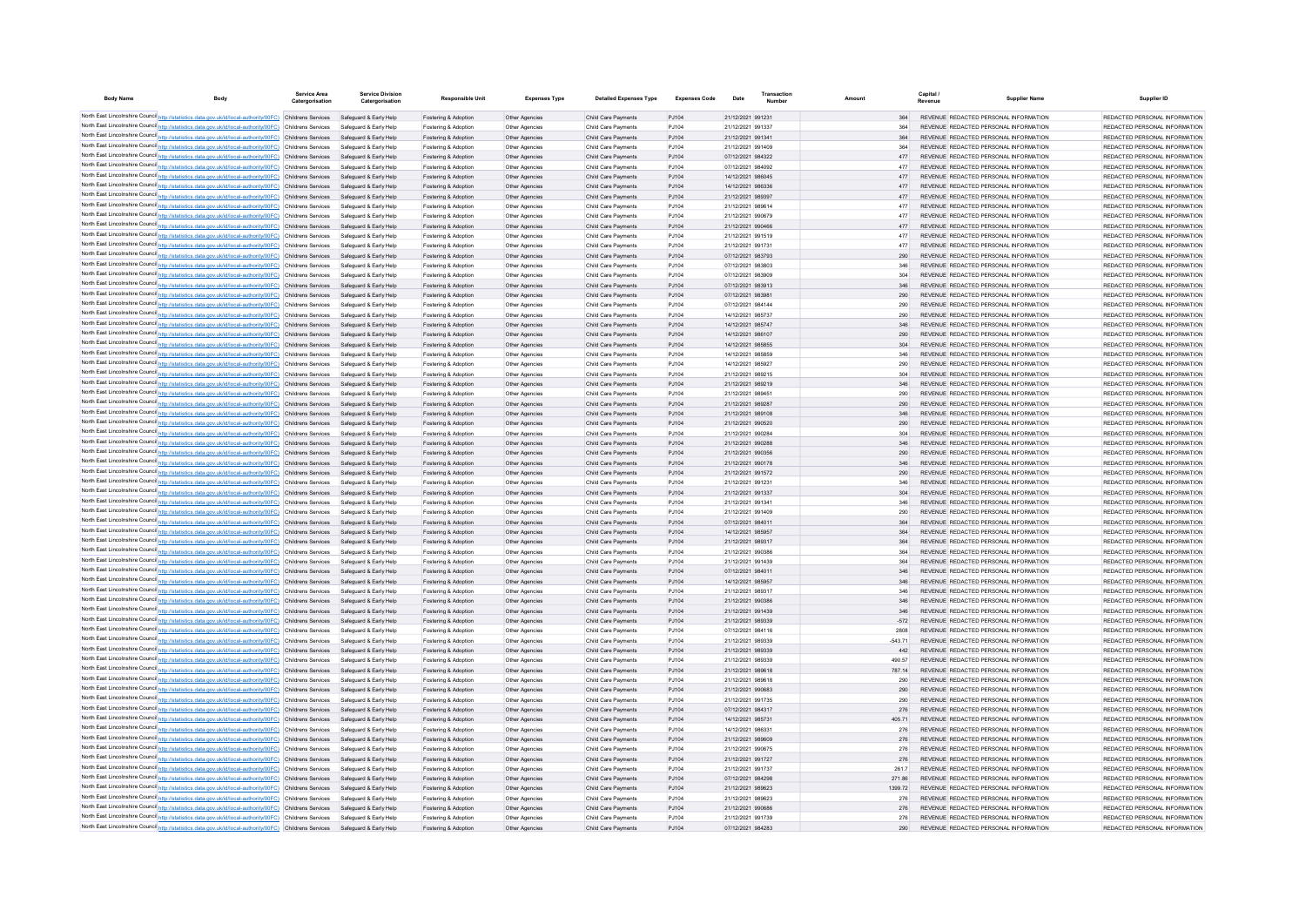| Body Name | Body | Service Area Catergorisation | Service Division Catergorisation | Responsible Unit | Expenses Type | Detailed Expenses Type | Expenses Code | Date | Transaction Number | Amount | Capital / Revenue | Supplier Name | Supplier ID |
|---|---|---|---|---|---|---|---|---|---|---|---|---|---|
| North East Lincolnshire Council | http://statistics.data.gov.uk/id/local-authority/00FC) | Childrens Services | Safeguard & Early Help | Fostering & Adoption | Other Agencies | Child Care Payments | PJ104 | 21/12/2021 | 991231 | 364 | REVENUE | REDACTED PERSONAL INFORMATION | REDACTED PERSONAL INFORMATION |
| North East Lincolnshire Council | http://statistics.data.gov.uk/id/local-authority/00FC) | Childrens Services | Safeguard & Early Help | Fostering & Adoption | Other Agencies | Child Care Payments | PJ104 | 21/12/2021 | 991337 | 364 | REVENUE | REDACTED PERSONAL INFORMATION | REDACTED PERSONAL INFORMATION |
| North East Lincolnshire Council | http://statistics.data.gov.uk/id/local-authority/00FC) | Childrens Services | Safeguard & Early Help | Fostering & Adoption | Other Agencies | Child Care Payments | PJ104 | 21/12/2021 | 991341 | 364 | REVENUE | REDACTED PERSONAL INFORMATION | REDACTED PERSONAL INFORMATION |
| North East Lincolnshire Council | http://statistics.data.gov.uk/id/local-authority/00FC) | Childrens Services | Safeguard & Early Help | Fostering & Adoption | Other Agencies | Child Care Payments | PJ104 | 21/12/2021 | 991409 | 364 | REVENUE | REDACTED PERSONAL INFORMATION | REDACTED PERSONAL INFORMATION |
| North East Lincolnshire Council | http://statistics.data.gov.uk/id/local-authority/00FC) | Childrens Services | Safeguard & Early Help | Fostering & Adoption | Other Agencies | Child Care Payments | PJ104 | 07/12/2021 | 984322 | 477 | REVENUE | REDACTED PERSONAL INFORMATION | REDACTED PERSONAL INFORMATION |
| North East Lincolnshire Council | http://statistics.data.gov.uk/id/local-authority/00FC) | Childrens Services | Safeguard & Early Help | Fostering & Adoption | Other Agencies | Child Care Payments | PJ104 | 07/12/2021 | 984092 | 477 | REVENUE | REDACTED PERSONAL INFORMATION | REDACTED PERSONAL INFORMATION |
| North East Lincolnshire Council | http://statistics.data.gov.uk/id/local-authority/00FC) | Childrens Services | Safeguard & Early Help | Fostering & Adoption | Other Agencies | Child Care Payments | PJ104 | 14/12/2021 | 986045 | 477 | REVENUE | REDACTED PERSONAL INFORMATION | REDACTED PERSONAL INFORMATION |
| North East Lincolnshire Council | http://statistics.data.gov.uk/id/local-authority/00FC) | Childrens Services | Safeguard & Early Help | Fostering & Adoption | Other Agencies | Child Care Payments | PJ104 | 14/12/2021 | 986336 | 477 | REVENUE | REDACTED PERSONAL INFORMATION | REDACTED PERSONAL INFORMATION |
| North East Lincolnshire Council | http://statistics.data.gov.uk/id/local-authority/00FC) | Childrens Services | Safeguard & Early Help | Fostering & Adoption | Other Agencies | Child Care Payments | PJ104 | 21/12/2021 | 989097 | 477 | REVENUE | REDACTED PERSONAL INFORMATION | REDACTED PERSONAL INFORMATION |
| North East Lincolnshire Council | http://statistics.data.gov.uk/id/local-authority/00FC) | Childrens Services | Safeguard & Early Help | Fostering & Adoption | Other Agencies | Child Care Payments | PJ104 | 21/12/2021 | 989614 | 477 | REVENUE | REDACTED PERSONAL INFORMATION | REDACTED PERSONAL INFORMATION |
| North East Lincolnshire Council | http://statistics.data.gov.uk/id/local-authority/00FC) | Childrens Services | Safeguard & Early Help | Fostering & Adoption | Other Agencies | Child Care Payments | PJ104 | 21/12/2021 | 990679 | 477 | REVENUE | REDACTED PERSONAL INFORMATION | REDACTED PERSONAL INFORMATION |
| North East Lincolnshire Council | http://statistics.data.gov.uk/id/local-authority/00FC) | Childrens Services | Safeguard & Early Help | Fostering & Adoption | Other Agencies | Child Care Payments | PJ104 | 21/12/2021 | 990466 | 477 | REVENUE | REDACTED PERSONAL INFORMATION | REDACTED PERSONAL INFORMATION |
| North East Lincolnshire Council | http://statistics.data.gov.uk/id/local-authority/00FC) | Childrens Services | Safeguard & Early Help | Fostering & Adoption | Other Agencies | Child Care Payments | PJ104 | 21/12/2021 | 991519 | 477 | REVENUE | REDACTED PERSONAL INFORMATION | REDACTED PERSONAL INFORMATION |
| North East Lincolnshire Council | http://statistics.data.gov.uk/id/local-authority/00FC) | Childrens Services | Safeguard & Early Help | Fostering & Adoption | Other Agencies | Child Care Payments | PJ104 | 21/12/2021 | 991731 | 477 | REVENUE | REDACTED PERSONAL INFORMATION | REDACTED PERSONAL INFORMATION |
| North East Lincolnshire Council | http://statistics.data.gov.uk/id/local-authority/00FC) | Childrens Services | Safeguard & Early Help | Fostering & Adoption | Other Agencies | Child Care Payments | PJ104 | 07/12/2021 | 983793 | 290 | REVENUE | REDACTED PERSONAL INFORMATION | REDACTED PERSONAL INFORMATION |
| North East Lincolnshire Council | http://statistics.data.gov.uk/id/local-authority/00FC) | Childrens Services | Safeguard & Early Help | Fostering & Adoption | Other Agencies | Child Care Payments | PJ104 | 07/12/2021 | 983803 | 346 | REVENUE | REDACTED PERSONAL INFORMATION | REDACTED PERSONAL INFORMATION |
| North East Lincolnshire Council | http://statistics.data.gov.uk/id/local-authority/00FC) | Childrens Services | Safeguard & Early Help | Fostering & Adoption | Other Agencies | Child Care Payments | PJ104 | 07/12/2021 | 983909 | 304 | REVENUE | REDACTED PERSONAL INFORMATION | REDACTED PERSONAL INFORMATION |
| North East Lincolnshire Council | http://statistics.data.gov.uk/id/local-authority/00FC) | Childrens Services | Safeguard & Early Help | Fostering & Adoption | Other Agencies | Child Care Payments | PJ104 | 07/12/2021 | 983913 | 346 | REVENUE | REDACTED PERSONAL INFORMATION | REDACTED PERSONAL INFORMATION |
| North East Lincolnshire Council | http://statistics.data.gov.uk/id/local-authority/00FC) | Childrens Services | Safeguard & Early Help | Fostering & Adoption | Other Agencies | Child Care Payments | PJ104 | 07/12/2021 | 983981 | 290 | REVENUE | REDACTED PERSONAL INFORMATION | REDACTED PERSONAL INFORMATION |
| North East Lincolnshire Council | http://statistics.data.gov.uk/id/local-authority/00FC) | Childrens Services | Safeguard & Early Help | Fostering & Adoption | Other Agencies | Child Care Payments | PJ104 | 07/12/2021 | 984144 | 290 | REVENUE | REDACTED PERSONAL INFORMATION | REDACTED PERSONAL INFORMATION |
| North East Lincolnshire Council | http://statistics.data.gov.uk/id/local-authority/00FC) | Childrens Services | Safeguard & Early Help | Fostering & Adoption | Other Agencies | Child Care Payments | PJ104 | 14/12/2021 | 985737 | 290 | REVENUE | REDACTED PERSONAL INFORMATION | REDACTED PERSONAL INFORMATION |
| North East Lincolnshire Council | http://statistics.data.gov.uk/id/local-authority/00FC) | Childrens Services | Safeguard & Early Help | Fostering & Adoption | Other Agencies | Child Care Payments | PJ104 | 14/12/2021 | 985747 | 346 | REVENUE | REDACTED PERSONAL INFORMATION | REDACTED PERSONAL INFORMATION |
| North East Lincolnshire Council | http://statistics.data.gov.uk/id/local-authority/00FC) | Childrens Services | Safeguard & Early Help | Fostering & Adoption | Other Agencies | Child Care Payments | PJ104 | 14/12/2021 | 986107 | 290 | REVENUE | REDACTED PERSONAL INFORMATION | REDACTED PERSONAL INFORMATION |
| North East Lincolnshire Council | http://statistics.data.gov.uk/id/local-authority/00FC) | Childrens Services | Safeguard & Early Help | Fostering & Adoption | Other Agencies | Child Care Payments | PJ104 | 14/12/2021 | 985855 | 304 | REVENUE | REDACTED PERSONAL INFORMATION | REDACTED PERSONAL INFORMATION |
| North East Lincolnshire Council | http://statistics.data.gov.uk/id/local-authority/00FC) | Childrens Services | Safeguard & Early Help | Fostering & Adoption | Other Agencies | Child Care Payments | PJ104 | 14/12/2021 | 985859 | 346 | REVENUE | REDACTED PERSONAL INFORMATION | REDACTED PERSONAL INFORMATION |
| North East Lincolnshire Council | http://statistics.data.gov.uk/id/local-authority/00FC) | Childrens Services | Safeguard & Early Help | Fostering & Adoption | Other Agencies | Child Care Payments | PJ104 | 14/12/2021 | 985927 | 290 | REVENUE | REDACTED PERSONAL INFORMATION | REDACTED PERSONAL INFORMATION |
| North East Lincolnshire Council | http://statistics.data.gov.uk/id/local-authority/00FC) | Childrens Services | Safeguard & Early Help | Fostering & Adoption | Other Agencies | Child Care Payments | PJ104 | 21/12/2021 | 989215 | 304 | REVENUE | REDACTED PERSONAL INFORMATION | REDACTED PERSONAL INFORMATION |
| North East Lincolnshire Council | http://statistics.data.gov.uk/id/local-authority/00FC) | Childrens Services | Safeguard & Early Help | Fostering & Adoption | Other Agencies | Child Care Payments | PJ104 | 21/12/2021 | 989219 | 346 | REVENUE | REDACTED PERSONAL INFORMATION | REDACTED PERSONAL INFORMATION |
| North East Lincolnshire Council | http://statistics.data.gov.uk/id/local-authority/00FC) | Childrens Services | Safeguard & Early Help | Fostering & Adoption | Other Agencies | Child Care Payments | PJ104 | 21/12/2021 | 989451 | 290 | REVENUE | REDACTED PERSONAL INFORMATION | REDACTED PERSONAL INFORMATION |
| North East Lincolnshire Council | http://statistics.data.gov.uk/id/local-authority/00FC) | Childrens Services | Safeguard & Early Help | Fostering & Adoption | Other Agencies | Child Care Payments | PJ104 | 21/12/2021 | 989287 | 290 | REVENUE | REDACTED PERSONAL INFORMATION | REDACTED PERSONAL INFORMATION |
| North East Lincolnshire Council | http://statistics.data.gov.uk/id/local-authority/00FC) | Childrens Services | Safeguard & Early Help | Fostering & Adoption | Other Agencies | Child Care Payments | PJ104 | 21/12/2021 | 989108 | 346 | REVENUE | REDACTED PERSONAL INFORMATION | REDACTED PERSONAL INFORMATION |
| North East Lincolnshire Council | http://statistics.data.gov.uk/id/local-authority/00FC) | Childrens Services | Safeguard & Early Help | Fostering & Adoption | Other Agencies | Child Care Payments | PJ104 | 21/12/2021 | 990520 | 290 | REVENUE | REDACTED PERSONAL INFORMATION | REDACTED PERSONAL INFORMATION |
| North East Lincolnshire Council | http://statistics.data.gov.uk/id/local-authority/00FC) | Childrens Services | Safeguard & Early Help | Fostering & Adoption | Other Agencies | Child Care Payments | PJ104 | 21/12/2021 | 990284 | 304 | REVENUE | REDACTED PERSONAL INFORMATION | REDACTED PERSONAL INFORMATION |
| North East Lincolnshire Council | http://statistics.data.gov.uk/id/local-authority/00FC) | Childrens Services | Safeguard & Early Help | Fostering & Adoption | Other Agencies | Child Care Payments | PJ104 | 21/12/2021 | 990288 | 346 | REVENUE | REDACTED PERSONAL INFORMATION | REDACTED PERSONAL INFORMATION |
| North East Lincolnshire Council | http://statistics.data.gov.uk/id/local-authority/00FC) | Childrens Services | Safeguard & Early Help | Fostering & Adoption | Other Agencies | Child Care Payments | PJ104 | 21/12/2021 | 990356 | 290 | REVENUE | REDACTED PERSONAL INFORMATION | REDACTED PERSONAL INFORMATION |
| North East Lincolnshire Council | http://statistics.data.gov.uk/id/local-authority/00FC) | Childrens Services | Safeguard & Early Help | Fostering & Adoption | Other Agencies | Child Care Payments | PJ104 | 21/12/2021 | 990178 | 346 | REVENUE | REDACTED PERSONAL INFORMATION | REDACTED PERSONAL INFORMATION |
| North East Lincolnshire Council | http://statistics.data.gov.uk/id/local-authority/00FC) | Childrens Services | Safeguard & Early Help | Fostering & Adoption | Other Agencies | Child Care Payments | PJ104 | 21/12/2021 | 991572 | 290 | REVENUE | REDACTED PERSONAL INFORMATION | REDACTED PERSONAL INFORMATION |
| North East Lincolnshire Council | http://statistics.data.gov.uk/id/local-authority/00FC) | Childrens Services | Safeguard & Early Help | Fostering & Adoption | Other Agencies | Child Care Payments | PJ104 | 21/12/2021 | 991231 | 346 | REVENUE | REDACTED PERSONAL INFORMATION | REDACTED PERSONAL INFORMATION |
| North East Lincolnshire Council | http://statistics.data.gov.uk/id/local-authority/00FC) | Childrens Services | Safeguard & Early Help | Fostering & Adoption | Other Agencies | Child Care Payments | PJ104 | 21/12/2021 | 991337 | 304 | REVENUE | REDACTED PERSONAL INFORMATION | REDACTED PERSONAL INFORMATION |
| North East Lincolnshire Council | http://statistics.data.gov.uk/id/local-authority/00FC) | Childrens Services | Safeguard & Early Help | Fostering & Adoption | Other Agencies | Child Care Payments | PJ104 | 21/12/2021 | 991341 | 346 | REVENUE | REDACTED PERSONAL INFORMATION | REDACTED PERSONAL INFORMATION |
| North East Lincolnshire Council | http://statistics.data.gov.uk/id/local-authority/00FC) | Childrens Services | Safeguard & Early Help | Fostering & Adoption | Other Agencies | Child Care Payments | PJ104 | 21/12/2021 | 991409 | 290 | REVENUE | REDACTED PERSONAL INFORMATION | REDACTED PERSONAL INFORMATION |
| North East Lincolnshire Council | http://statistics.data.gov.uk/id/local-authority/00FC) | Childrens Services | Safeguard & Early Help | Fostering & Adoption | Other Agencies | Child Care Payments | PJ104 | 07/12/2021 | 984011 | 364 | REVENUE | REDACTED PERSONAL INFORMATION | REDACTED PERSONAL INFORMATION |
| North East Lincolnshire Council | http://statistics.data.gov.uk/id/local-authority/00FC) | Childrens Services | Safeguard & Early Help | Fostering & Adoption | Other Agencies | Child Care Payments | PJ104 | 14/12/2021 | 985957 | 364 | REVENUE | REDACTED PERSONAL INFORMATION | REDACTED PERSONAL INFORMATION |
| North East Lincolnshire Council | http://statistics.data.gov.uk/id/local-authority/00FC) | Childrens Services | Safeguard & Early Help | Fostering & Adoption | Other Agencies | Child Care Payments | PJ104 | 21/12/2021 | 989317 | 364 | REVENUE | REDACTED PERSONAL INFORMATION | REDACTED PERSONAL INFORMATION |
| North East Lincolnshire Council | http://statistics.data.gov.uk/id/local-authority/00FC) | Childrens Services | Safeguard & Early Help | Fostering & Adoption | Other Agencies | Child Care Payments | PJ104 | 21/12/2021 | 990386 | 364 | REVENUE | REDACTED PERSONAL INFORMATION | REDACTED PERSONAL INFORMATION |
| North East Lincolnshire Council | http://statistics.data.gov.uk/id/local-authority/00FC) | Childrens Services | Safeguard & Early Help | Fostering & Adoption | Other Agencies | Child Care Payments | PJ104 | 21/12/2021 | 991439 | 364 | REVENUE | REDACTED PERSONAL INFORMATION | REDACTED PERSONAL INFORMATION |
| North East Lincolnshire Council | http://statistics.data.gov.uk/id/local-authority/00FC) | Childrens Services | Safeguard & Early Help | Fostering & Adoption | Other Agencies | Child Care Payments | PJ104 | 07/12/2021 | 984011 | 346 | REVENUE | REDACTED PERSONAL INFORMATION | REDACTED PERSONAL INFORMATION |
| North East Lincolnshire Council | http://statistics.data.gov.uk/id/local-authority/00FC) | Childrens Services | Safeguard & Early Help | Fostering & Adoption | Other Agencies | Child Care Payments | PJ104 | 14/12/2021 | 985957 | 346 | REVENUE | REDACTED PERSONAL INFORMATION | REDACTED PERSONAL INFORMATION |
| North East Lincolnshire Council | http://statistics.data.gov.uk/id/local-authority/00FC) | Childrens Services | Safeguard & Early Help | Fostering & Adoption | Other Agencies | Child Care Payments | PJ104 | 21/12/2021 | 989317 | 346 | REVENUE | REDACTED PERSONAL INFORMATION | REDACTED PERSONAL INFORMATION |
| North East Lincolnshire Council | http://statistics.data.gov.uk/id/local-authority/00FC) | Childrens Services | Safeguard & Early Help | Fostering & Adoption | Other Agencies | Child Care Payments | PJ104 | 21/12/2021 | 990386 | 346 | REVENUE | REDACTED PERSONAL INFORMATION | REDACTED PERSONAL INFORMATION |
| North East Lincolnshire Council | http://statistics.data.gov.uk/id/local-authority/00FC) | Childrens Services | Safeguard & Early Help | Fostering & Adoption | Other Agencies | Child Care Payments | PJ104 | 21/12/2021 | 991439 | 346 | REVENUE | REDACTED PERSONAL INFORMATION | REDACTED PERSONAL INFORMATION |
| North East Lincolnshire Council | http://statistics.data.gov.uk/id/local-authority/00FC) | Childrens Services | Safeguard & Early Help | Fostering & Adoption | Other Agencies | Child Care Payments | PJ104 | 21/12/2021 | 989339 | -572 | REVENUE | REDACTED PERSONAL INFORMATION | REDACTED PERSONAL INFORMATION |
| North East Lincolnshire Council | http://statistics.data.gov.uk/id/local-authority/00FC) | Childrens Services | Safeguard & Early Help | Fostering & Adoption | Other Agencies | Child Care Payments | PJ104 | 07/12/2021 | 984116 | 2808 | REVENUE | REDACTED PERSONAL INFORMATION | REDACTED PERSONAL INFORMATION |
| North East Lincolnshire Council | http://statistics.data.gov.uk/id/local-authority/00FC) | Childrens Services | Safeguard & Early Help | Fostering & Adoption | Other Agencies | Child Care Payments | PJ104 | 21/12/2021 | 989339 | -543.71 | REVENUE | REDACTED PERSONAL INFORMATION | REDACTED PERSONAL INFORMATION |
| North East Lincolnshire Council | http://statistics.data.gov.uk/id/local-authority/00FC) | Childrens Services | Safeguard & Early Help | Fostering & Adoption | Other Agencies | Child Care Payments | PJ104 | 21/12/2021 | 989339 | 442 | REVENUE | REDACTED PERSONAL INFORMATION | REDACTED PERSONAL INFORMATION |
| North East Lincolnshire Council | http://statistics.data.gov.uk/id/local-authority/00FC) | Childrens Services | Safeguard & Early Help | Fostering & Adoption | Other Agencies | Child Care Payments | PJ104 | 21/12/2021 | 989339 | 490.57 | REVENUE | REDACTED PERSONAL INFORMATION | REDACTED PERSONAL INFORMATION |
| North East Lincolnshire Council | http://statistics.data.gov.uk/id/local-authority/00FC) | Childrens Services | Safeguard & Early Help | Fostering & Adoption | Other Agencies | Child Care Payments | PJ104 | 21/12/2021 | 989618 | 787.14 | REVENUE | REDACTED PERSONAL INFORMATION | REDACTED PERSONAL INFORMATION |
| North East Lincolnshire Council | http://statistics.data.gov.uk/id/local-authority/00FC) | Childrens Services | Safeguard & Early Help | Fostering & Adoption | Other Agencies | Child Care Payments | PJ104 | 21/12/2021 | 989618 | 290 | REVENUE | REDACTED PERSONAL INFORMATION | REDACTED PERSONAL INFORMATION |
| North East Lincolnshire Council | http://statistics.data.gov.uk/id/local-authority/00FC) | Childrens Services | Safeguard & Early Help | Fostering & Adoption | Other Agencies | Child Care Payments | PJ104 | 21/12/2021 | 990683 | 290 | REVENUE | REDACTED PERSONAL INFORMATION | REDACTED PERSONAL INFORMATION |
| North East Lincolnshire Council | http://statistics.data.gov.uk/id/local-authority/00FC) | Childrens Services | Safeguard & Early Help | Fostering & Adoption | Other Agencies | Child Care Payments | PJ104 | 21/12/2021 | 991735 | 290 | REVENUE | REDACTED PERSONAL INFORMATION | REDACTED PERSONAL INFORMATION |
| North East Lincolnshire Council | http://statistics.data.gov.uk/id/local-authority/00FC) | Childrens Services | Safeguard & Early Help | Fostering & Adoption | Other Agencies | Child Care Payments | PJ104 | 07/12/2021 | 984317 | 276 | REVENUE | REDACTED PERSONAL INFORMATION | REDACTED PERSONAL INFORMATION |
| North East Lincolnshire Council | http://statistics.data.gov.uk/id/local-authority/00FC) | Childrens Services | Safeguard & Early Help | Fostering & Adoption | Other Agencies | Child Care Payments | PJ104 | 14/12/2021 | 985731 | 405.71 | REVENUE | REDACTED PERSONAL INFORMATION | REDACTED PERSONAL INFORMATION |
| North East Lincolnshire Council | http://statistics.data.gov.uk/id/local-authority/00FC) | Childrens Services | Safeguard & Early Help | Fostering & Adoption | Other Agencies | Child Care Payments | PJ104 | 14/12/2021 | 986331 | 276 | REVENUE | REDACTED PERSONAL INFORMATION | REDACTED PERSONAL INFORMATION |
| North East Lincolnshire Council | http://statistics.data.gov.uk/id/local-authority/00FC) | Childrens Services | Safeguard & Early Help | Fostering & Adoption | Other Agencies | Child Care Payments | PJ104 | 21/12/2021 | 989609 | 276 | REVENUE | REDACTED PERSONAL INFORMATION | REDACTED PERSONAL INFORMATION |
| North East Lincolnshire Council | http://statistics.data.gov.uk/id/local-authority/00FC) | Childrens Services | Safeguard & Early Help | Fostering & Adoption | Other Agencies | Child Care Payments | PJ104 | 21/12/2021 | 990675 | 276 | REVENUE | REDACTED PERSONAL INFORMATION | REDACTED PERSONAL INFORMATION |
| North East Lincolnshire Council | http://statistics.data.gov.uk/id/local-authority/00FC) | Childrens Services | Safeguard & Early Help | Fostering & Adoption | Other Agencies | Child Care Payments | PJ104 | 21/12/2021 | 991727 | 276 | REVENUE | REDACTED PERSONAL INFORMATION | REDACTED PERSONAL INFORMATION |
| North East Lincolnshire Council | http://statistics.data.gov.uk/id/local-authority/00FC) | Childrens Services | Safeguard & Early Help | Fostering & Adoption | Other Agencies | Child Care Payments | PJ104 | 21/12/2021 | 991737 | 261.7 | REVENUE | REDACTED PERSONAL INFORMATION | REDACTED PERSONAL INFORMATION |
| North East Lincolnshire Council | http://statistics.data.gov.uk/id/local-authority/00FC) | Childrens Services | Safeguard & Early Help | Fostering & Adoption | Other Agencies | Child Care Payments | PJ104 | 07/12/2021 | 984298 | 271.86 | REVENUE | REDACTED PERSONAL INFORMATION | REDACTED PERSONAL INFORMATION |
| North East Lincolnshire Council | http://statistics.data.gov.uk/id/local-authority/00FC) | Childrens Services | Safeguard & Early Help | Fostering & Adoption | Other Agencies | Child Care Payments | PJ104 | 21/12/2021 | 989623 | 1399.72 | REVENUE | REDACTED PERSONAL INFORMATION | REDACTED PERSONAL INFORMATION |
| North East Lincolnshire Council | http://statistics.data.gov.uk/id/local-authority/00FC) | Childrens Services | Safeguard & Early Help | Fostering & Adoption | Other Agencies | Child Care Payments | PJ104 | 21/12/2021 | 989623 | 276 | REVENUE | REDACTED PERSONAL INFORMATION | REDACTED PERSONAL INFORMATION |
| North East Lincolnshire Council | http://statistics.data.gov.uk/id/local-authority/00FC) | Childrens Services | Safeguard & Early Help | Fostering & Adoption | Other Agencies | Child Care Payments | PJ104 | 21/12/2021 | 990686 | 276 | REVENUE | REDACTED PERSONAL INFORMATION | REDACTED PERSONAL INFORMATION |
| North East Lincolnshire Council | http://statistics.data.gov.uk/id/local-authority/00FC) | Childrens Services | Safeguard & Early Help | Fostering & Adoption | Other Agencies | Child Care Payments | PJ104 | 21/12/2021 | 991739 | 276 | REVENUE | REDACTED PERSONAL INFORMATION | REDACTED PERSONAL INFORMATION |
| North East Lincolnshire Council | http://statistics.data.gov.uk/id/local-authority/00FC) | Childrens Services | Safeguard & Early Help | Fostering & Adoption | Other Agencies | Child Care Payments | PJ104 | 07/12/2021 | 984283 | 290 | REVENUE | REDACTED PERSONAL INFORMATION | REDACTED PERSONAL INFORMATION |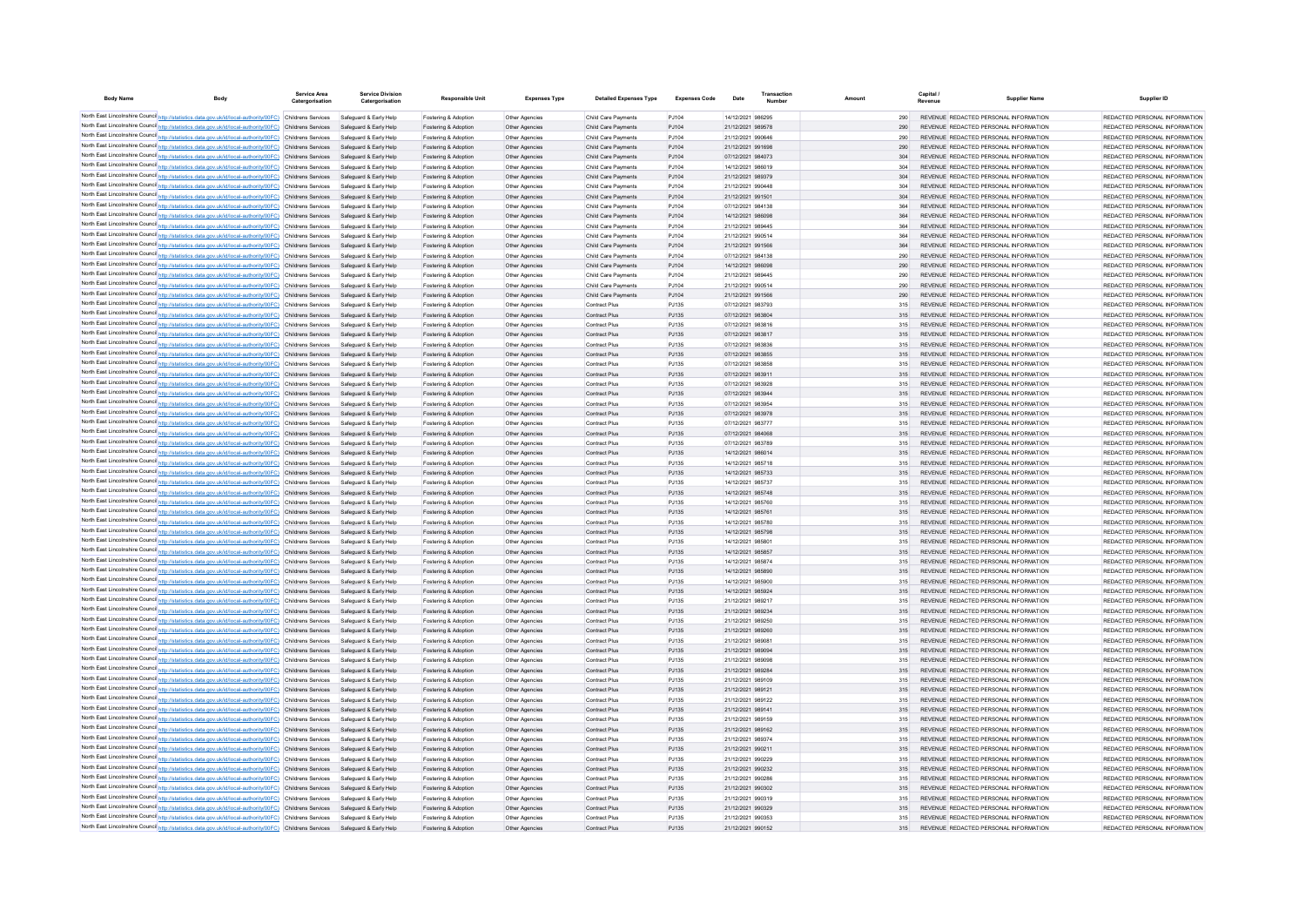| Body Name | Body | Service Area Catergorisation | Service Division Catergorisation | Responsible Unit | Expenses Type | Detailed Expenses Type | Expenses Code | Date | Transaction Number | Amount | Capital / Revenue | Supplier Name | Supplier ID |
|---|---|---|---|---|---|---|---|---|---|---|---|---|---|
| North East Lincolnshire Council | http://statistics.data.gov.uk/id/local-authority/00FC) | Childrens Services | Safeguard & Early Help | Fostering & Adoption | Other Agencies | Child Care Payments | PJ104 | 14/12/2021 | 986295 | 290 | REVENUE | REDACTED PERSONAL INFORMATION | REDACTED PERSONAL INFORMATION |
| North East Lincolnshire Council | http://statistics.data.gov.uk/id/local-authority/00FC) | Childrens Services | Safeguard & Early Help | Fostering & Adoption | Other Agencies | Child Care Payments | PJ104 | 21/12/2021 | 989578 | 290 | REVENUE | REDACTED PERSONAL INFORMATION | REDACTED PERSONAL INFORMATION |
| North East Lincolnshire Council | http://statistics.data.gov.uk/id/local-authority/00FC) | Childrens Services | Safeguard & Early Help | Fostering & Adoption | Other Agencies | Child Care Payments | PJ104 | 21/12/2021 | 990646 | 290 | REVENUE | REDACTED PERSONAL INFORMATION | REDACTED PERSONAL INFORMATION |
| North East Lincolnshire Council | http://statistics.data.gov.uk/id/local-authority/00FC) | Childrens Services | Safeguard & Early Help | Fostering & Adoption | Other Agencies | Child Care Payments | PJ104 | 21/12/2021 | 991698 | 290 | REVENUE | REDACTED PERSONAL INFORMATION | REDACTED PERSONAL INFORMATION |
| North East Lincolnshire Council | http://statistics.data.gov.uk/id/local-authority/00FC) | Childrens Services | Safeguard & Early Help | Fostering & Adoption | Other Agencies | Child Care Payments | PJ104 | 07/12/2021 | 984073 | 304 | REVENUE | REDACTED PERSONAL INFORMATION | REDACTED PERSONAL INFORMATION |
| North East Lincolnshire Council | http://statistics.data.gov.uk/id/local-authority/00FC) | Childrens Services | Safeguard & Early Help | Fostering & Adoption | Other Agencies | Child Care Payments | PJ104 | 14/12/2021 | 986019 | 304 | REVENUE | REDACTED PERSONAL INFORMATION | REDACTED PERSONAL INFORMATION |
| North East Lincolnshire Council | http://statistics.data.gov.uk/id/local-authority/00FC) | Childrens Services | Safeguard & Early Help | Fostering & Adoption | Other Agencies | Child Care Payments | PJ104 | 21/12/2021 | 989379 | 304 | REVENUE | REDACTED PERSONAL INFORMATION | REDACTED PERSONAL INFORMATION |
| North East Lincolnshire Council | http://statistics.data.gov.uk/id/local-authority/00FC) | Childrens Services | Safeguard & Early Help | Fostering & Adoption | Other Agencies | Child Care Payments | PJ104 | 21/12/2021 | 990448 | 304 | REVENUE | REDACTED PERSONAL INFORMATION | REDACTED PERSONAL INFORMATION |
| North East Lincolnshire Council | http://statistics.data.gov.uk/id/local-authority/00FC) | Childrens Services | Safeguard & Early Help | Fostering & Adoption | Other Agencies | Child Care Payments | PJ104 | 21/12/2021 | 991501 | 304 | REVENUE | REDACTED PERSONAL INFORMATION | REDACTED PERSONAL INFORMATION |
| North East Lincolnshire Council | http://statistics.data.gov.uk/id/local-authority/00FC) | Childrens Services | Safeguard & Early Help | Fostering & Adoption | Other Agencies | Child Care Payments | PJ104 | 07/12/2021 | 984138 | 364 | REVENUE | REDACTED PERSONAL INFORMATION | REDACTED PERSONAL INFORMATION |
| North East Lincolnshire Council | http://statistics.data.gov.uk/id/local-authority/00FC) | Childrens Services | Safeguard & Early Help | Fostering & Adoption | Other Agencies | Child Care Payments | PJ104 | 14/12/2021 | 986098 | 364 | REVENUE | REDACTED PERSONAL INFORMATION | REDACTED PERSONAL INFORMATION |
| North East Lincolnshire Council | http://statistics.data.gov.uk/id/local-authority/00FC) | Childrens Services | Safeguard & Early Help | Fostering & Adoption | Other Agencies | Child Care Payments | PJ104 | 21/12/2021 | 989445 | 364 | REVENUE | REDACTED PERSONAL INFORMATION | REDACTED PERSONAL INFORMATION |
| North East Lincolnshire Council | http://statistics.data.gov.uk/id/local-authority/00FC) | Childrens Services | Safeguard & Early Help | Fostering & Adoption | Other Agencies | Child Care Payments | PJ104 | 21/12/2021 | 990514 | 364 | REVENUE | REDACTED PERSONAL INFORMATION | REDACTED PERSONAL INFORMATION |
| North East Lincolnshire Council | http://statistics.data.gov.uk/id/local-authority/00FC) | Childrens Services | Safeguard & Early Help | Fostering & Adoption | Other Agencies | Child Care Payments | PJ104 | 21/12/2021 | 991566 | 364 | REVENUE | REDACTED PERSONAL INFORMATION | REDACTED PERSONAL INFORMATION |
| North East Lincolnshire Council | http://statistics.data.gov.uk/id/local-authority/00FC) | Childrens Services | Safeguard & Early Help | Fostering & Adoption | Other Agencies | Child Care Payments | PJ104 | 07/12/2021 | 984138 | 290 | REVENUE | REDACTED PERSONAL INFORMATION | REDACTED PERSONAL INFORMATION |
| North East Lincolnshire Council | http://statistics.data.gov.uk/id/local-authority/00FC) | Childrens Services | Safeguard & Early Help | Fostering & Adoption | Other Agencies | Child Care Payments | PJ104 | 14/12/2021 | 986098 | 290 | REVENUE | REDACTED PERSONAL INFORMATION | REDACTED PERSONAL INFORMATION |
| North East Lincolnshire Council | http://statistics.data.gov.uk/id/local-authority/00FC) | Childrens Services | Safeguard & Early Help | Fostering & Adoption | Other Agencies | Child Care Payments | PJ104 | 21/12/2021 | 989445 | 290 | REVENUE | REDACTED PERSONAL INFORMATION | REDACTED PERSONAL INFORMATION |
| North East Lincolnshire Council | http://statistics.data.gov.uk/id/local-authority/00FC) | Childrens Services | Safeguard & Early Help | Fostering & Adoption | Other Agencies | Child Care Payments | PJ104 | 21/12/2021 | 990514 | 290 | REVENUE | REDACTED PERSONAL INFORMATION | REDACTED PERSONAL INFORMATION |
| North East Lincolnshire Council | http://statistics.data.gov.uk/id/local-authority/00FC) | Childrens Services | Safeguard & Early Help | Fostering & Adoption | Other Agencies | Child Care Payments | PJ104 | 21/12/2021 | 991566 | 290 | REVENUE | REDACTED PERSONAL INFORMATION | REDACTED PERSONAL INFORMATION |
| North East Lincolnshire Council | http://statistics.data.gov.uk/id/local-authority/00FC) | Childrens Services | Safeguard & Early Help | Fostering & Adoption | Other Agencies | Contract Plus | PJ135 | 07/12/2021 | 983793 | 315 | REVENUE | REDACTED PERSONAL INFORMATION | REDACTED PERSONAL INFORMATION |
| North East Lincolnshire Council | http://statistics.data.gov.uk/id/local-authority/00FC) | Childrens Services | Safeguard & Early Help | Fostering & Adoption | Other Agencies | Contract Plus | PJ135 | 07/12/2021 | 983804 | 315 | REVENUE | REDACTED PERSONAL INFORMATION | REDACTED PERSONAL INFORMATION |
| North East Lincolnshire Council | http://statistics.data.gov.uk/id/local-authority/00FC) | Childrens Services | Safeguard & Early Help | Fostering & Adoption | Other Agencies | Contract Plus | PJ135 | 07/12/2021 | 983816 | 315 | REVENUE | REDACTED PERSONAL INFORMATION | REDACTED PERSONAL INFORMATION |
| North East Lincolnshire Council | http://statistics.data.gov.uk/id/local-authority/00FC) | Childrens Services | Safeguard & Early Help | Fostering & Adoption | Other Agencies | Contract Plus | PJ135 | 07/12/2021 | 983817 | 315 | REVENUE | REDACTED PERSONAL INFORMATION | REDACTED PERSONAL INFORMATION |
| North East Lincolnshire Council | http://statistics.data.gov.uk/id/local-authority/00FC) | Childrens Services | Safeguard & Early Help | Fostering & Adoption | Other Agencies | Contract Plus | PJ135 | 07/12/2021 | 983836 | 315 | REVENUE | REDACTED PERSONAL INFORMATION | REDACTED PERSONAL INFORMATION |
| North East Lincolnshire Council | http://statistics.data.gov.uk/id/local-authority/00FC) | Childrens Services | Safeguard & Early Help | Fostering & Adoption | Other Agencies | Contract Plus | PJ135 | 07/12/2021 | 983855 | 315 | REVENUE | REDACTED PERSONAL INFORMATION | REDACTED PERSONAL INFORMATION |
| North East Lincolnshire Council | http://statistics.data.gov.uk/id/local-authority/00FC) | Childrens Services | Safeguard & Early Help | Fostering & Adoption | Other Agencies | Contract Plus | PJ135 | 07/12/2021 | 983858 | 315 | REVENUE | REDACTED PERSONAL INFORMATION | REDACTED PERSONAL INFORMATION |
| North East Lincolnshire Council | http://statistics.data.gov.uk/id/local-authority/00FC) | Childrens Services | Safeguard & Early Help | Fostering & Adoption | Other Agencies | Contract Plus | PJ135 | 07/12/2021 | 983911 | 315 | REVENUE | REDACTED PERSONAL INFORMATION | REDACTED PERSONAL INFORMATION |
| North East Lincolnshire Council | http://statistics.data.gov.uk/id/local-authority/00FC) | Childrens Services | Safeguard & Early Help | Fostering & Adoption | Other Agencies | Contract Plus | PJ135 | 07/12/2021 | 983928 | 315 | REVENUE | REDACTED PERSONAL INFORMATION | REDACTED PERSONAL INFORMATION |
| North East Lincolnshire Council | http://statistics.data.gov.uk/id/local-authority/00FC) | Childrens Services | Safeguard & Early Help | Fostering & Adoption | Other Agencies | Contract Plus | PJ135 | 07/12/2021 | 983944 | 315 | REVENUE | REDACTED PERSONAL INFORMATION | REDACTED PERSONAL INFORMATION |
| North East Lincolnshire Council | http://statistics.data.gov.uk/id/local-authority/00FC) | Childrens Services | Safeguard & Early Help | Fostering & Adoption | Other Agencies | Contract Plus | PJ135 | 07/12/2021 | 983954 | 315 | REVENUE | REDACTED PERSONAL INFORMATION | REDACTED PERSONAL INFORMATION |
| North East Lincolnshire Council | http://statistics.data.gov.uk/id/local-authority/00FC) | Childrens Services | Safeguard & Early Help | Fostering & Adoption | Other Agencies | Contract Plus | PJ135 | 07/12/2021 | 983978 | 315 | REVENUE | REDACTED PERSONAL INFORMATION | REDACTED PERSONAL INFORMATION |
| North East Lincolnshire Council | http://statistics.data.gov.uk/id/local-authority/00FC) | Childrens Services | Safeguard & Early Help | Fostering & Adoption | Other Agencies | Contract Plus | PJ135 | 07/12/2021 | 983777 | 315 | REVENUE | REDACTED PERSONAL INFORMATION | REDACTED PERSONAL INFORMATION |
| North East Lincolnshire Council | http://statistics.data.gov.uk/id/local-authority/00FC) | Childrens Services | Safeguard & Early Help | Fostering & Adoption | Other Agencies | Contract Plus | PJ135 | 07/12/2021 | 984068 | 315 | REVENUE | REDACTED PERSONAL INFORMATION | REDACTED PERSONAL INFORMATION |
| North East Lincolnshire Council | http://statistics.data.gov.uk/id/local-authority/00FC) | Childrens Services | Safeguard & Early Help | Fostering & Adoption | Other Agencies | Contract Plus | PJ135 | 07/12/2021 | 983789 | 315 | REVENUE | REDACTED PERSONAL INFORMATION | REDACTED PERSONAL INFORMATION |
| North East Lincolnshire Council | http://statistics.data.gov.uk/id/local-authority/00FC) | Childrens Services | Safeguard & Early Help | Fostering & Adoption | Other Agencies | Contract Plus | PJ135 | 14/12/2021 | 986014 | 315 | REVENUE | REDACTED PERSONAL INFORMATION | REDACTED PERSONAL INFORMATION |
| North East Lincolnshire Council | http://statistics.data.gov.uk/id/local-authority/00FC) | Childrens Services | Safeguard & Early Help | Fostering & Adoption | Other Agencies | Contract Plus | PJ135 | 14/12/2021 | 985718 | 315 | REVENUE | REDACTED PERSONAL INFORMATION | REDACTED PERSONAL INFORMATION |
| North East Lincolnshire Council | http://statistics.data.gov.uk/id/local-authority/00FC) | Childrens Services | Safeguard & Early Help | Fostering & Adoption | Other Agencies | Contract Plus | PJ135 | 14/12/2021 | 985733 | 315 | REVENUE | REDACTED PERSONAL INFORMATION | REDACTED PERSONAL INFORMATION |
| North East Lincolnshire Council | http://statistics.data.gov.uk/id/local-authority/00FC) | Childrens Services | Safeguard & Early Help | Fostering & Adoption | Other Agencies | Contract Plus | PJ135 | 14/12/2021 | 985737 | 315 | REVENUE | REDACTED PERSONAL INFORMATION | REDACTED PERSONAL INFORMATION |
| North East Lincolnshire Council | http://statistics.data.gov.uk/id/local-authority/00FC) | Childrens Services | Safeguard & Early Help | Fostering & Adoption | Other Agencies | Contract Plus | PJ135 | 14/12/2021 | 985748 | 315 | REVENUE | REDACTED PERSONAL INFORMATION | REDACTED PERSONAL INFORMATION |
| North East Lincolnshire Council | http://statistics.data.gov.uk/id/local-authority/00FC) | Childrens Services | Safeguard & Early Help | Fostering & Adoption | Other Agencies | Contract Plus | PJ135 | 14/12/2021 | 985760 | 315 | REVENUE | REDACTED PERSONAL INFORMATION | REDACTED PERSONAL INFORMATION |
| North East Lincolnshire Council | http://statistics.data.gov.uk/id/local-authority/00FC) | Childrens Services | Safeguard & Early Help | Fostering & Adoption | Other Agencies | Contract Plus | PJ135 | 14/12/2021 | 985761 | 315 | REVENUE | REDACTED PERSONAL INFORMATION | REDACTED PERSONAL INFORMATION |
| North East Lincolnshire Council | http://statistics.data.gov.uk/id/local-authority/00FC) | Childrens Services | Safeguard & Early Help | Fostering & Adoption | Other Agencies | Contract Plus | PJ135 | 14/12/2021 | 985780 | 315 | REVENUE | REDACTED PERSONAL INFORMATION | REDACTED PERSONAL INFORMATION |
| North East Lincolnshire Council | http://statistics.data.gov.uk/id/local-authority/00FC) | Childrens Services | Safeguard & Early Help | Fostering & Adoption | Other Agencies | Contract Plus | PJ135 | 14/12/2021 | 985798 | 315 | REVENUE | REDACTED PERSONAL INFORMATION | REDACTED PERSONAL INFORMATION |
| North East Lincolnshire Council | http://statistics.data.gov.uk/id/local-authority/00FC) | Childrens Services | Safeguard & Early Help | Fostering & Adoption | Other Agencies | Contract Plus | PJ135 | 14/12/2021 | 985801 | 315 | REVENUE | REDACTED PERSONAL INFORMATION | REDACTED PERSONAL INFORMATION |
| North East Lincolnshire Council | http://statistics.data.gov.uk/id/local-authority/00FC) | Childrens Services | Safeguard & Early Help | Fostering & Adoption | Other Agencies | Contract Plus | PJ135 | 14/12/2021 | 985857 | 315 | REVENUE | REDACTED PERSONAL INFORMATION | REDACTED PERSONAL INFORMATION |
| North East Lincolnshire Council | http://statistics.data.gov.uk/id/local-authority/00FC) | Childrens Services | Safeguard & Early Help | Fostering & Adoption | Other Agencies | Contract Plus | PJ135 | 14/12/2021 | 985874 | 315 | REVENUE | REDACTED PERSONAL INFORMATION | REDACTED PERSONAL INFORMATION |
| North East Lincolnshire Council | http://statistics.data.gov.uk/id/local-authority/00FC) | Childrens Services | Safeguard & Early Help | Fostering & Adoption | Other Agencies | Contract Plus | PJ135 | 14/12/2021 | 985890 | 315 | REVENUE | REDACTED PERSONAL INFORMATION | REDACTED PERSONAL INFORMATION |
| North East Lincolnshire Council | http://statistics.data.gov.uk/id/local-authority/00FC) | Childrens Services | Safeguard & Early Help | Fostering & Adoption | Other Agencies | Contract Plus | PJ135 | 14/12/2021 | 985900 | 315 | REVENUE | REDACTED PERSONAL INFORMATION | REDACTED PERSONAL INFORMATION |
| North East Lincolnshire Council | http://statistics.data.gov.uk/id/local-authority/00FC) | Childrens Services | Safeguard & Early Help | Fostering & Adoption | Other Agencies | Contract Plus | PJ135 | 14/12/2021 | 985924 | 315 | REVENUE | REDACTED PERSONAL INFORMATION | REDACTED PERSONAL INFORMATION |
| North East Lincolnshire Council | http://statistics.data.gov.uk/id/local-authority/00FC) | Childrens Services | Safeguard & Early Help | Fostering & Adoption | Other Agencies | Contract Plus | PJ135 | 21/12/2021 | 989217 | 315 | REVENUE | REDACTED PERSONAL INFORMATION | REDACTED PERSONAL INFORMATION |
| North East Lincolnshire Council | http://statistics.data.gov.uk/id/local-authority/00FC) | Childrens Services | Safeguard & Early Help | Fostering & Adoption | Other Agencies | Contract Plus | PJ135 | 21/12/2021 | 989234 | 315 | REVENUE | REDACTED PERSONAL INFORMATION | REDACTED PERSONAL INFORMATION |
| North East Lincolnshire Council | http://statistics.data.gov.uk/id/local-authority/00FC) | Childrens Services | Safeguard & Early Help | Fostering & Adoption | Other Agencies | Contract Plus | PJ135 | 21/12/2021 | 989250 | 315 | REVENUE | REDACTED PERSONAL INFORMATION | REDACTED PERSONAL INFORMATION |
| North East Lincolnshire Council | http://statistics.data.gov.uk/id/local-authority/00FC) | Childrens Services | Safeguard & Early Help | Fostering & Adoption | Other Agencies | Contract Plus | PJ135 | 21/12/2021 | 989260 | 315 | REVENUE | REDACTED PERSONAL INFORMATION | REDACTED PERSONAL INFORMATION |
| North East Lincolnshire Council | http://statistics.data.gov.uk/id/local-authority/00FC) | Childrens Services | Safeguard & Early Help | Fostering & Adoption | Other Agencies | Contract Plus | PJ135 | 21/12/2021 | 989081 | 315 | REVENUE | REDACTED PERSONAL INFORMATION | REDACTED PERSONAL INFORMATION |
| North East Lincolnshire Council | http://statistics.data.gov.uk/id/local-authority/00FC) | Childrens Services | Safeguard & Early Help | Fostering & Adoption | Other Agencies | Contract Plus | PJ135 | 21/12/2021 | 989094 | 315 | REVENUE | REDACTED PERSONAL INFORMATION | REDACTED PERSONAL INFORMATION |
| North East Lincolnshire Council | http://statistics.data.gov.uk/id/local-authority/00FC) | Childrens Services | Safeguard & Early Help | Fostering & Adoption | Other Agencies | Contract Plus | PJ135 | 21/12/2021 | 989098 | 315 | REVENUE | REDACTED PERSONAL INFORMATION | REDACTED PERSONAL INFORMATION |
| North East Lincolnshire Council | http://statistics.data.gov.uk/id/local-authority/00FC) | Childrens Services | Safeguard & Early Help | Fostering & Adoption | Other Agencies | Contract Plus | PJ135 | 21/12/2021 | 989284 | 315 | REVENUE | REDACTED PERSONAL INFORMATION | REDACTED PERSONAL INFORMATION |
| North East Lincolnshire Council | http://statistics.data.gov.uk/id/local-authority/00FC) | Childrens Services | Safeguard & Early Help | Fostering & Adoption | Other Agencies | Contract Plus | PJ135 | 21/12/2021 | 989109 | 315 | REVENUE | REDACTED PERSONAL INFORMATION | REDACTED PERSONAL INFORMATION |
| North East Lincolnshire Council | http://statistics.data.gov.uk/id/local-authority/00FC) | Childrens Services | Safeguard & Early Help | Fostering & Adoption | Other Agencies | Contract Plus | PJ135 | 21/12/2021 | 989121 | 315 | REVENUE | REDACTED PERSONAL INFORMATION | REDACTED PERSONAL INFORMATION |
| North East Lincolnshire Council | http://statistics.data.gov.uk/id/local-authority/00FC) | Childrens Services | Safeguard & Early Help | Fostering & Adoption | Other Agencies | Contract Plus | PJ135 | 21/12/2021 | 989122 | 315 | REVENUE | REDACTED PERSONAL INFORMATION | REDACTED PERSONAL INFORMATION |
| North East Lincolnshire Council | http://statistics.data.gov.uk/id/local-authority/00FC) | Childrens Services | Safeguard & Early Help | Fostering & Adoption | Other Agencies | Contract Plus | PJ135 | 21/12/2021 | 989141 | 315 | REVENUE | REDACTED PERSONAL INFORMATION | REDACTED PERSONAL INFORMATION |
| North East Lincolnshire Council | http://statistics.data.gov.uk/id/local-authority/00FC) | Childrens Services | Safeguard & Early Help | Fostering & Adoption | Other Agencies | Contract Plus | PJ135 | 21/12/2021 | 989159 | 315 | REVENUE | REDACTED PERSONAL INFORMATION | REDACTED PERSONAL INFORMATION |
| North East Lincolnshire Council | http://statistics.data.gov.uk/id/local-authority/00FC) | Childrens Services | Safeguard & Early Help | Fostering & Adoption | Other Agencies | Contract Plus | PJ135 | 21/12/2021 | 989162 | 315 | REVENUE | REDACTED PERSONAL INFORMATION | REDACTED PERSONAL INFORMATION |
| North East Lincolnshire Council | http://statistics.data.gov.uk/id/local-authority/00FC) | Childrens Services | Safeguard & Early Help | Fostering & Adoption | Other Agencies | Contract Plus | PJ135 | 21/12/2021 | 989374 | 315 | REVENUE | REDACTED PERSONAL INFORMATION | REDACTED PERSONAL INFORMATION |
| North East Lincolnshire Council | http://statistics.data.gov.uk/id/local-authority/00FC) | Childrens Services | Safeguard & Early Help | Fostering & Adoption | Other Agencies | Contract Plus | PJ135 | 21/12/2021 | 990211 | 315 | REVENUE | REDACTED PERSONAL INFORMATION | REDACTED PERSONAL INFORMATION |
| North East Lincolnshire Council | http://statistics.data.gov.uk/id/local-authority/00FC) | Childrens Services | Safeguard & Early Help | Fostering & Adoption | Other Agencies | Contract Plus | PJ135 | 21/12/2021 | 990229 | 315 | REVENUE | REDACTED PERSONAL INFORMATION | REDACTED PERSONAL INFORMATION |
| North East Lincolnshire Council | http://statistics.data.gov.uk/id/local-authority/00FC) | Childrens Services | Safeguard & Early Help | Fostering & Adoption | Other Agencies | Contract Plus | PJ135 | 21/12/2021 | 990232 | 315 | REVENUE | REDACTED PERSONAL INFORMATION | REDACTED PERSONAL INFORMATION |
| North East Lincolnshire Council | http://statistics.data.gov.uk/id/local-authority/00FC) | Childrens Services | Safeguard & Early Help | Fostering & Adoption | Other Agencies | Contract Plus | PJ135 | 21/12/2021 | 990286 | 315 | REVENUE | REDACTED PERSONAL INFORMATION | REDACTED PERSONAL INFORMATION |
| North East Lincolnshire Council | http://statistics.data.gov.uk/id/local-authority/00FC) | Childrens Services | Safeguard & Early Help | Fostering & Adoption | Other Agencies | Contract Plus | PJ135 | 21/12/2021 | 990302 | 315 | REVENUE | REDACTED PERSONAL INFORMATION | REDACTED PERSONAL INFORMATION |
| North East Lincolnshire Council | http://statistics.data.gov.uk/id/local-authority/00FC) | Childrens Services | Safeguard & Early Help | Fostering & Adoption | Other Agencies | Contract Plus | PJ135 | 21/12/2021 | 990319 | 315 | REVENUE | REDACTED PERSONAL INFORMATION | REDACTED PERSONAL INFORMATION |
| North East Lincolnshire Council | http://statistics.data.gov.uk/id/local-authority/00FC) | Childrens Services | Safeguard & Early Help | Fostering & Adoption | Other Agencies | Contract Plus | PJ135 | 21/12/2021 | 990329 | 315 | REVENUE | REDACTED PERSONAL INFORMATION | REDACTED PERSONAL INFORMATION |
| North East Lincolnshire Council | http://statistics.data.gov.uk/id/local-authority/00FC) | Childrens Services | Safeguard & Early Help | Fostering & Adoption | Other Agencies | Contract Plus | PJ135 | 21/12/2021 | 990353 | 315 | REVENUE | REDACTED PERSONAL INFORMATION | REDACTED PERSONAL INFORMATION |
| North East Lincolnshire Council | http://statistics.data.gov.uk/id/local-authority/00FC) | Childrens Services | Safeguard & Early Help | Fostering & Adoption | Other Agencies | Contract Plus | PJ135 | 21/12/2021 | 990152 | 315 | REVENUE | REDACTED PERSONAL INFORMATION | REDACTED PERSONAL INFORMATION |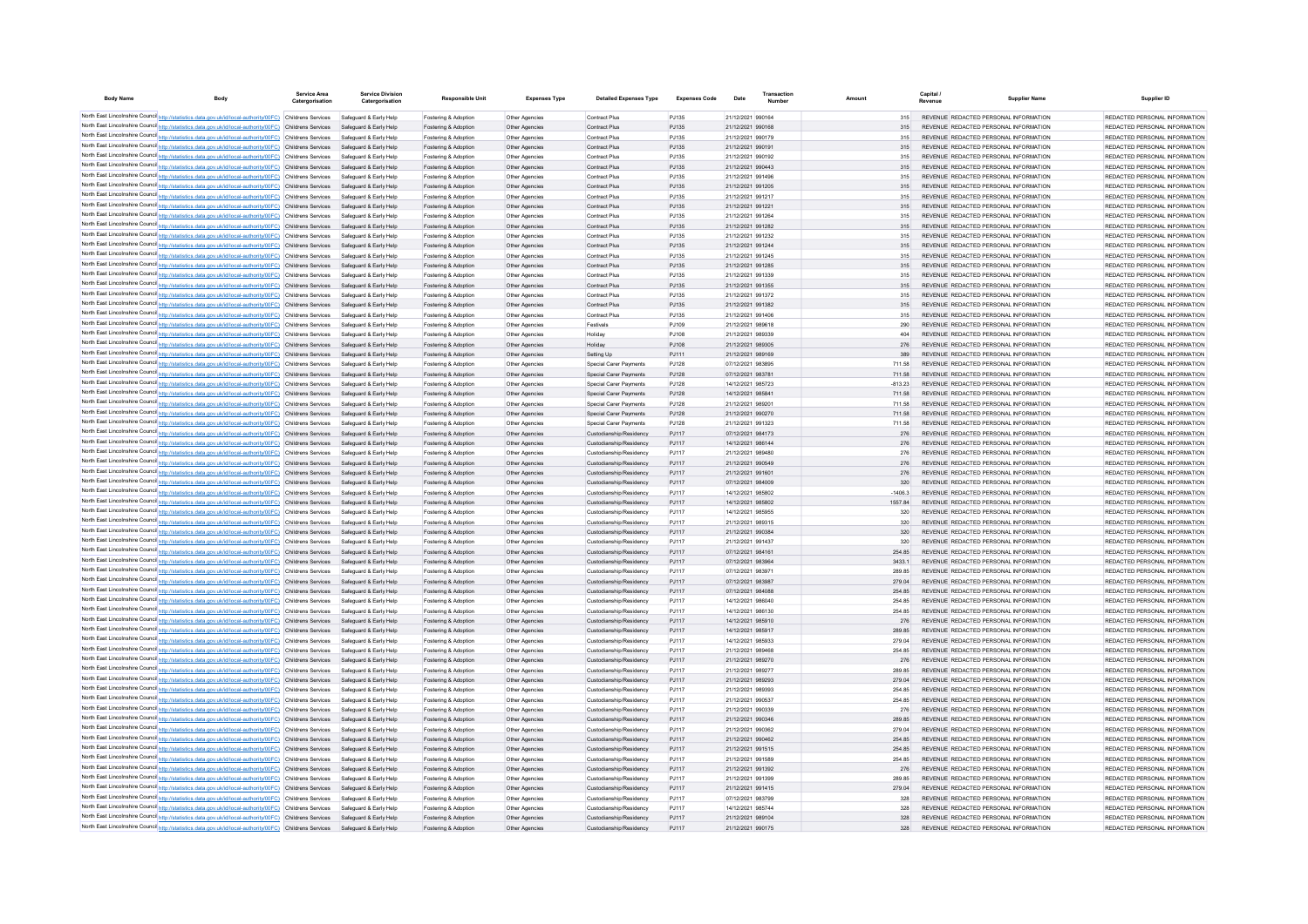| Body Name | Body | Service Area Catergorisation | Service Division Catergorisation | Responsible Unit | Expenses Type | Detailed Expenses Type | Expenses Code | Date | Transaction Number | Amount | Capital / Revenue | Supplier Name | Supplier ID |
|---|---|---|---|---|---|---|---|---|---|---|---|---|---|
| North East Lincolnshire Council | http://statistics.data.gov.uk/id/local-authority/00FC) | Childrens Services | Safeguard & Early Help | Fostering & Adoption | Other Agencies | Contract Plus | PJ135 | 21/12/2021 | 990164 | 315 | REVENUE | REDACTED PERSONAL INFORMATION | REDACTED PERSONAL INFORMATION |
| North East Lincolnshire Council | http://statistics.data.gov.uk/id/local-authority/00FC) | Childrens Services | Safeguard & Early Help | Fostering & Adoption | Other Agencies | Contract Plus | PJ135 | 21/12/2021 | 990168 | 315 | REVENUE | REDACTED PERSONAL INFORMATION | REDACTED PERSONAL INFORMATION |
| North East Lincolnshire Council | http://statistics.data.gov.uk/id/local-authority/00FC) | Childrens Services | Safeguard & Early Help | Fostering & Adoption | Other Agencies | Contract Plus | PJ135 | 21/12/2021 | 990179 | 315 | REVENUE | REDACTED PERSONAL INFORMATION | REDACTED PERSONAL INFORMATION |
| North East Lincolnshire Council | http://statistics.data.gov.uk/id/local-authority/00FC) | Childrens Services | Safeguard & Early Help | Fostering & Adoption | Other Agencies | Contract Plus | PJ135 | 21/12/2021 | 990191 | 315 | REVENUE | REDACTED PERSONAL INFORMATION | REDACTED PERSONAL INFORMATION |
| North East Lincolnshire Council | http://statistics.data.gov.uk/id/local-authority/00FC) | Childrens Services | Safeguard & Early Help | Fostering & Adoption | Other Agencies | Contract Plus | PJ135 | 21/12/2021 | 990192 | 315 | REVENUE | REDACTED PERSONAL INFORMATION | REDACTED PERSONAL INFORMATION |
| North East Lincolnshire Council | http://statistics.data.gov.uk/id/local-authority/00FC) | Childrens Services | Safeguard & Early Help | Fostering & Adoption | Other Agencies | Contract Plus | PJ135 | 21/12/2021 | 990443 | 315 | REVENUE | REDACTED PERSONAL INFORMATION | REDACTED PERSONAL INFORMATION |
| North East Lincolnshire Council | http://statistics.data.gov.uk/id/local-authority/00FC) | Childrens Services | Safeguard & Early Help | Fostering & Adoption | Other Agencies | Contract Plus | PJ135 | 21/12/2021 | 991496 | 315 | REVENUE | REDACTED PERSONAL INFORMATION | REDACTED PERSONAL INFORMATION |
| North East Lincolnshire Council | http://statistics.data.gov.uk/id/local-authority/00FC) | Childrens Services | Safeguard & Early Help | Fostering & Adoption | Other Agencies | Contract Plus | PJ135 | 21/12/2021 | 991205 | 315 | REVENUE | REDACTED PERSONAL INFORMATION | REDACTED PERSONAL INFORMATION |
| North East Lincolnshire Council | http://statistics.data.gov.uk/id/local-authority/00FC) | Childrens Services | Safeguard & Early Help | Fostering & Adoption | Other Agencies | Contract Plus | PJ135 | 21/12/2021 | 991217 | 315 | REVENUE | REDACTED PERSONAL INFORMATION | REDACTED PERSONAL INFORMATION |
| North East Lincolnshire Council | http://statistics.data.gov.uk/id/local-authority/00FC) | Childrens Services | Safeguard & Early Help | Fostering & Adoption | Other Agencies | Contract Plus | PJ135 | 21/12/2021 | 991221 | 315 | REVENUE | REDACTED PERSONAL INFORMATION | REDACTED PERSONAL INFORMATION |
| North East Lincolnshire Council | http://statistics.data.gov.uk/id/local-authority/00FC) | Childrens Services | Safeguard & Early Help | Fostering & Adoption | Other Agencies | Contract Plus | PJ135 | 21/12/2021 | 991264 | 315 | REVENUE | REDACTED PERSONAL INFORMATION | REDACTED PERSONAL INFORMATION |
| North East Lincolnshire Council | http://statistics.data.gov.uk/id/local-authority/00FC) | Childrens Services | Safeguard & Early Help | Fostering & Adoption | Other Agencies | Contract Plus | PJ135 | 21/12/2021 | 991282 | 315 | REVENUE | REDACTED PERSONAL INFORMATION | REDACTED PERSONAL INFORMATION |
| North East Lincolnshire Council | http://statistics.data.gov.uk/id/local-authority/00FC) | Childrens Services | Safeguard & Early Help | Fostering & Adoption | Other Agencies | Contract Plus | PJ135 | 21/12/2021 | 991232 | 315 | REVENUE | REDACTED PERSONAL INFORMATION | REDACTED PERSONAL INFORMATION |
| North East Lincolnshire Council | http://statistics.data.gov.uk/id/local-authority/00FC) | Childrens Services | Safeguard & Early Help | Fostering & Adoption | Other Agencies | Contract Plus | PJ135 | 21/12/2021 | 991244 | 315 | REVENUE | REDACTED PERSONAL INFORMATION | REDACTED PERSONAL INFORMATION |
| North East Lincolnshire Council | http://statistics.data.gov.uk/id/local-authority/00FC) | Childrens Services | Safeguard & Early Help | Fostering & Adoption | Other Agencies | Contract Plus | PJ135 | 21/12/2021 | 991245 | 315 | REVENUE | REDACTED PERSONAL INFORMATION | REDACTED PERSONAL INFORMATION |
| North East Lincolnshire Council | http://statistics.data.gov.uk/id/local-authority/00FC) | Childrens Services | Safeguard & Early Help | Fostering & Adoption | Other Agencies | Contract Plus | PJ135 | 21/12/2021 | 991285 | 315 | REVENUE | REDACTED PERSONAL INFORMATION | REDACTED PERSONAL INFORMATION |
| North East Lincolnshire Council | http://statistics.data.gov.uk/id/local-authority/00FC) | Childrens Services | Safeguard & Early Help | Fostering & Adoption | Other Agencies | Contract Plus | PJ135 | 21/12/2021 | 991339 | 315 | REVENUE | REDACTED PERSONAL INFORMATION | REDACTED PERSONAL INFORMATION |
| North East Lincolnshire Council | http://statistics.data.gov.uk/id/local-authority/00FC) | Childrens Services | Safeguard & Early Help | Fostering & Adoption | Other Agencies | Contract Plus | PJ135 | 21/12/2021 | 991355 | 315 | REVENUE | REDACTED PERSONAL INFORMATION | REDACTED PERSONAL INFORMATION |
| North East Lincolnshire Council | http://statistics.data.gov.uk/id/local-authority/00FC) | Childrens Services | Safeguard & Early Help | Fostering & Adoption | Other Agencies | Contract Plus | PJ135 | 21/12/2021 | 991372 | 315 | REVENUE | REDACTED PERSONAL INFORMATION | REDACTED PERSONAL INFORMATION |
| North East Lincolnshire Council | http://statistics.data.gov.uk/id/local-authority/00FC) | Childrens Services | Safeguard & Early Help | Fostering & Adoption | Other Agencies | Contract Plus | PJ135 | 21/12/2021 | 991382 | 315 | REVENUE | REDACTED PERSONAL INFORMATION | REDACTED PERSONAL INFORMATION |
| North East Lincolnshire Council | http://statistics.data.gov.uk/id/local-authority/00FC) | Childrens Services | Safeguard & Early Help | Fostering & Adoption | Other Agencies | Contract Plus | PJ135 | 21/12/2021 | 991406 | 315 | REVENUE | REDACTED PERSONAL INFORMATION | REDACTED PERSONAL INFORMATION |
| North East Lincolnshire Council | http://statistics.data.gov.uk/id/local-authority/00FC) | Childrens Services | Safeguard & Early Help | Fostering & Adoption | Other Agencies | Festivals | PJ109 | 21/12/2021 | 989618 | 290 | REVENUE | REDACTED PERSONAL INFORMATION | REDACTED PERSONAL INFORMATION |
| North East Lincolnshire Council | http://statistics.data.gov.uk/id/local-authority/00FC) | Childrens Services | Safeguard & Early Help | Fostering & Adoption | Other Agencies | Holiday | PJ108 | 21/12/2021 | 989339 | 404 | REVENUE | REDACTED PERSONAL INFORMATION | REDACTED PERSONAL INFORMATION |
| North East Lincolnshire Council | http://statistics.data.gov.uk/id/local-authority/00FC) | Childrens Services | Safeguard & Early Help | Fostering & Adoption | Other Agencies | Holiday | PJ108 | 21/12/2021 | 989905 | 276 | REVENUE | REDACTED PERSONAL INFORMATION | REDACTED PERSONAL INFORMATION |
| North East Lincolnshire Council | http://statistics.data.gov.uk/id/local-authority/00FC) | Childrens Services | Safeguard & Early Help | Fostering & Adoption | Other Agencies | Setting Up | PJ111 | 21/12/2021 | 989169 | 389 | REVENUE | REDACTED PERSONAL INFORMATION | REDACTED PERSONAL INFORMATION |
| North East Lincolnshire Council | http://statistics.data.gov.uk/id/local-authority/00FC) | Childrens Services | Safeguard & Early Help | Fostering & Adoption | Other Agencies | Special Carer Payments | PJ128 | 07/12/2021 | 983895 | 711.58 | REVENUE | REDACTED PERSONAL INFORMATION | REDACTED PERSONAL INFORMATION |
| North East Lincolnshire Council | http://statistics.data.gov.uk/id/local-authority/00FC) | Childrens Services | Safeguard & Early Help | Fostering & Adoption | Other Agencies | Special Carer Payments | PJ128 | 07/12/2021 | 983781 | 711.58 | REVENUE | REDACTED PERSONAL INFORMATION | REDACTED PERSONAL INFORMATION |
| North East Lincolnshire Council | http://statistics.data.gov.uk/id/local-authority/00FC) | Childrens Services | Safeguard & Early Help | Fostering & Adoption | Other Agencies | Special Carer Payments | PJ128 | 14/12/2021 | 985723 | -813.23 | REVENUE | REDACTED PERSONAL INFORMATION | REDACTED PERSONAL INFORMATION |
| North East Lincolnshire Council | http://statistics.data.gov.uk/id/local-authority/00FC) | Childrens Services | Safeguard & Early Help | Fostering & Adoption | Other Agencies | Special Carer Payments | PJ128 | 14/12/2021 | 985841 | 711.58 | REVENUE | REDACTED PERSONAL INFORMATION | REDACTED PERSONAL INFORMATION |
| North East Lincolnshire Council | http://statistics.data.gov.uk/id/local-authority/00FC) | Childrens Services | Safeguard & Early Help | Fostering & Adoption | Other Agencies | Special Carer Payments | PJ128 | 21/12/2021 | 989201 | 711.58 | REVENUE | REDACTED PERSONAL INFORMATION | REDACTED PERSONAL INFORMATION |
| North East Lincolnshire Council | http://statistics.data.gov.uk/id/local-authority/00FC) | Childrens Services | Safeguard & Early Help | Fostering & Adoption | Other Agencies | Special Carer Payments | PJ128 | 21/12/2021 | 990270 | 711.58 | REVENUE | REDACTED PERSONAL INFORMATION | REDACTED PERSONAL INFORMATION |
| North East Lincolnshire Council | http://statistics.data.gov.uk/id/local-authority/00FC) | Childrens Services | Safeguard & Early Help | Fostering & Adoption | Other Agencies | Special Carer Payments | PJ128 | 21/12/2021 | 991323 | 711.58 | REVENUE | REDACTED PERSONAL INFORMATION | REDACTED PERSONAL INFORMATION |
| North East Lincolnshire Council | http://statistics.data.gov.uk/id/local-authority/00FC) | Childrens Services | Safeguard & Early Help | Fostering & Adoption | Other Agencies | Custodianship/Residency | PJ117 | 07/12/2021 | 984173 | 276 | REVENUE | REDACTED PERSONAL INFORMATION | REDACTED PERSONAL INFORMATION |
| North East Lincolnshire Council | http://statistics.data.gov.uk/id/local-authority/00FC) | Childrens Services | Safeguard & Early Help | Fostering & Adoption | Other Agencies | Custodianship/Residency | PJ117 | 14/12/2021 | 986144 | 276 | REVENUE | REDACTED PERSONAL INFORMATION | REDACTED PERSONAL INFORMATION |
| North East Lincolnshire Council | http://statistics.data.gov.uk/id/local-authority/00FC) | Childrens Services | Safeguard & Early Help | Fostering & Adoption | Other Agencies | Custodianship/Residency | PJ117 | 21/12/2021 | 989480 | 276 | REVENUE | REDACTED PERSONAL INFORMATION | REDACTED PERSONAL INFORMATION |
| North East Lincolnshire Council | http://statistics.data.gov.uk/id/local-authority/00FC) | Childrens Services | Safeguard & Early Help | Fostering & Adoption | Other Agencies | Custodianship/Residency | PJ117 | 21/12/2021 | 990549 | 276 | REVENUE | REDACTED PERSONAL INFORMATION | REDACTED PERSONAL INFORMATION |
| North East Lincolnshire Council | http://statistics.data.gov.uk/id/local-authority/00FC) | Childrens Services | Safeguard & Early Help | Fostering & Adoption | Other Agencies | Custodianship/Residency | PJ117 | 21/12/2021 | 991601 | 276 | REVENUE | REDACTED PERSONAL INFORMATION | REDACTED PERSONAL INFORMATION |
| North East Lincolnshire Council | http://statistics.data.gov.uk/id/local-authority/00FC) | Childrens Services | Safeguard & Early Help | Fostering & Adoption | Other Agencies | Custodianship/Residency | PJ117 | 07/12/2021 | 984009 | 320 | REVENUE | REDACTED PERSONAL INFORMATION | REDACTED PERSONAL INFORMATION |
| North East Lincolnshire Council | http://statistics.data.gov.uk/id/local-authority/00FC) | Childrens Services | Safeguard & Early Help | Fostering & Adoption | Other Agencies | Custodianship/Residency | PJ117 | 14/12/2021 | 985802 | -1406.3 | REVENUE | REDACTED PERSONAL INFORMATION | REDACTED PERSONAL INFORMATION |
| North East Lincolnshire Council | http://statistics.data.gov.uk/id/local-authority/00FC) | Childrens Services | Safeguard & Early Help | Fostering & Adoption | Other Agencies | Custodianship/Residency | PJ117 | 14/12/2021 | 985802 | 1557.84 | REVENUE | REDACTED PERSONAL INFORMATION | REDACTED PERSONAL INFORMATION |
| North East Lincolnshire Council | http://statistics.data.gov.uk/id/local-authority/00FC) | Childrens Services | Safeguard & Early Help | Fostering & Adoption | Other Agencies | Custodianship/Residency | PJ117 | 14/12/2021 | 985955 | 320 | REVENUE | REDACTED PERSONAL INFORMATION | REDACTED PERSONAL INFORMATION |
| North East Lincolnshire Council | http://statistics.data.gov.uk/id/local-authority/00FC) | Childrens Services | Safeguard & Early Help | Fostering & Adoption | Other Agencies | Custodianship/Residency | PJ117 | 21/12/2021 | 989315 | 320 | REVENUE | REDACTED PERSONAL INFORMATION | REDACTED PERSONAL INFORMATION |
| North East Lincolnshire Council | http://statistics.data.gov.uk/id/local-authority/00FC) | Childrens Services | Safeguard & Early Help | Fostering & Adoption | Other Agencies | Custodianship/Residency | PJ117 | 21/12/2021 | 990384 | 320 | REVENUE | REDACTED PERSONAL INFORMATION | REDACTED PERSONAL INFORMATION |
| North East Lincolnshire Council | http://statistics.data.gov.uk/id/local-authority/00FC) | Childrens Services | Safeguard & Early Help | Fostering & Adoption | Other Agencies | Custodianship/Residency | PJ117 | 21/12/2021 | 991437 | 320 | REVENUE | REDACTED PERSONAL INFORMATION | REDACTED PERSONAL INFORMATION |
| North East Lincolnshire Council | http://statistics.data.gov.uk/id/local-authority/00FC) | Childrens Services | Safeguard & Early Help | Fostering & Adoption | Other Agencies | Custodianship/Residency | PJ117 | 07/12/2021 | 984161 | 254.85 | REVENUE | REDACTED PERSONAL INFORMATION | REDACTED PERSONAL INFORMATION |
| North East Lincolnshire Council | http://statistics.data.gov.uk/id/local-authority/00FC) | Childrens Services | Safeguard & Early Help | Fostering & Adoption | Other Agencies | Custodianship/Residency | PJ117 | 07/12/2021 | 983964 | 3433.1 | REVENUE | REDACTED PERSONAL INFORMATION | REDACTED PERSONAL INFORMATION |
| North East Lincolnshire Council | http://statistics.data.gov.uk/id/local-authority/00FC) | Childrens Services | Safeguard & Early Help | Fostering & Adoption | Other Agencies | Custodianship/Residency | PJ117 | 07/12/2021 | 983971 | 289.85 | REVENUE | REDACTED PERSONAL INFORMATION | REDACTED PERSONAL INFORMATION |
| North East Lincolnshire Council | http://statistics.data.gov.uk/id/local-authority/00FC) | Childrens Services | Safeguard & Early Help | Fostering & Adoption | Other Agencies | Custodianship/Residency | PJ117 | 07/12/2021 | 983987 | 279.04 | REVENUE | REDACTED PERSONAL INFORMATION | REDACTED PERSONAL INFORMATION |
| North East Lincolnshire Council | http://statistics.data.gov.uk/id/local-authority/00FC) | Childrens Services | Safeguard & Early Help | Fostering & Adoption | Other Agencies | Custodianship/Residency | PJ117 | 07/12/2021 | 984088 | 254.85 | REVENUE | REDACTED PERSONAL INFORMATION | REDACTED PERSONAL INFORMATION |
| North East Lincolnshire Council | http://statistics.data.gov.uk/id/local-authority/00FC) | Childrens Services | Safeguard & Early Help | Fostering & Adoption | Other Agencies | Custodianship/Residency | PJ117 | 14/12/2021 | 986040 | 254.85 | REVENUE | REDACTED PERSONAL INFORMATION | REDACTED PERSONAL INFORMATION |
| North East Lincolnshire Council | http://statistics.data.gov.uk/id/local-authority/00FC) | Childrens Services | Safeguard & Early Help | Fostering & Adoption | Other Agencies | Custodianship/Residency | PJ117 | 14/12/2021 | 986130 | 254.85 | REVENUE | REDACTED PERSONAL INFORMATION | REDACTED PERSONAL INFORMATION |
| North East Lincolnshire Council | http://statistics.data.gov.uk/id/local-authority/00FC) | Childrens Services | Safeguard & Early Help | Fostering & Adoption | Other Agencies | Custodianship/Residency | PJ117 | 14/12/2021 | 985910 | 276 | REVENUE | REDACTED PERSONAL INFORMATION | REDACTED PERSONAL INFORMATION |
| North East Lincolnshire Council | http://statistics.data.gov.uk/id/local-authority/00FC) | Childrens Services | Safeguard & Early Help | Fostering & Adoption | Other Agencies | Custodianship/Residency | PJ117 | 14/12/2021 | 985917 | 289.85 | REVENUE | REDACTED PERSONAL INFORMATION | REDACTED PERSONAL INFORMATION |
| North East Lincolnshire Council | http://statistics.data.gov.uk/id/local-authority/00FC) | Childrens Services | Safeguard & Early Help | Fostering & Adoption | Other Agencies | Custodianship/Residency | PJ117 | 14/12/2021 | 985933 | 279.04 | REVENUE | REDACTED PERSONAL INFORMATION | REDACTED PERSONAL INFORMATION |
| North East Lincolnshire Council | http://statistics.data.gov.uk/id/local-authority/00FC) | Childrens Services | Safeguard & Early Help | Fostering & Adoption | Other Agencies | Custodianship/Residency | PJ117 | 21/12/2021 | 989468 | 254.85 | REVENUE | REDACTED PERSONAL INFORMATION | REDACTED PERSONAL INFORMATION |
| North East Lincolnshire Council | http://statistics.data.gov.uk/id/local-authority/00FC) | Childrens Services | Safeguard & Early Help | Fostering & Adoption | Other Agencies | Custodianship/Residency | PJ117 | 21/12/2021 | 989270 | 276 | REVENUE | REDACTED PERSONAL INFORMATION | REDACTED PERSONAL INFORMATION |
| North East Lincolnshire Council | http://statistics.data.gov.uk/id/local-authority/00FC) | Childrens Services | Safeguard & Early Help | Fostering & Adoption | Other Agencies | Custodianship/Residency | PJ117 | 21/12/2021 | 989277 | 289.85 | REVENUE | REDACTED PERSONAL INFORMATION | REDACTED PERSONAL INFORMATION |
| North East Lincolnshire Council | http://statistics.data.gov.uk/id/local-authority/00FC) | Childrens Services | Safeguard & Early Help | Fostering & Adoption | Other Agencies | Custodianship/Residency | PJ117 | 21/12/2021 | 989293 | 279.04 | REVENUE | REDACTED PERSONAL INFORMATION | REDACTED PERSONAL INFORMATION |
| North East Lincolnshire Council | http://statistics.data.gov.uk/id/local-authority/00FC) | Childrens Services | Safeguard & Early Help | Fostering & Adoption | Other Agencies | Custodianship/Residency | PJ117 | 21/12/2021 | 989393 | 254.85 | REVENUE | REDACTED PERSONAL INFORMATION | REDACTED PERSONAL INFORMATION |
| North East Lincolnshire Council | http://statistics.data.gov.uk/id/local-authority/00FC) | Childrens Services | Safeguard & Early Help | Fostering & Adoption | Other Agencies | Custodianship/Residency | PJ117 | 21/12/2021 | 990537 | 254.85 | REVENUE | REDACTED PERSONAL INFORMATION | REDACTED PERSONAL INFORMATION |
| North East Lincolnshire Council | http://statistics.data.gov.uk/id/local-authority/00FC) | Childrens Services | Safeguard & Early Help | Fostering & Adoption | Other Agencies | Custodianship/Residency | PJ117 | 21/12/2021 | 990339 | 276 | REVENUE | REDACTED PERSONAL INFORMATION | REDACTED PERSONAL INFORMATION |
| North East Lincolnshire Council | http://statistics.data.gov.uk/id/local-authority/00FC) | Childrens Services | Safeguard & Early Help | Fostering & Adoption | Other Agencies | Custodianship/Residency | PJ117 | 21/12/2021 | 990346 | 289.85 | REVENUE | REDACTED PERSONAL INFORMATION | REDACTED PERSONAL INFORMATION |
| North East Lincolnshire Council | http://statistics.data.gov.uk/id/local-authority/00FC) | Childrens Services | Safeguard & Early Help | Fostering & Adoption | Other Agencies | Custodianship/Residency | PJ117 | 21/12/2021 | 990362 | 279.04 | REVENUE | REDACTED PERSONAL INFORMATION | REDACTED PERSONAL INFORMATION |
| North East Lincolnshire Council | http://statistics.data.gov.uk/id/local-authority/00FC) | Childrens Services | Safeguard & Early Help | Fostering & Adoption | Other Agencies | Custodianship/Residency | PJ117 | 21/12/2021 | 990462 | 254.85 | REVENUE | REDACTED PERSONAL INFORMATION | REDACTED PERSONAL INFORMATION |
| North East Lincolnshire Council | http://statistics.data.gov.uk/id/local-authority/00FC) | Childrens Services | Safeguard & Early Help | Fostering & Adoption | Other Agencies | Custodianship/Residency | PJ117 | 21/12/2021 | 991515 | 254.85 | REVENUE | REDACTED PERSONAL INFORMATION | REDACTED PERSONAL INFORMATION |
| North East Lincolnshire Council | http://statistics.data.gov.uk/id/local-authority/00FC) | Childrens Services | Safeguard & Early Help | Fostering & Adoption | Other Agencies | Custodianship/Residency | PJ117 | 21/12/2021 | 991589 | 254.85 | REVENUE | REDACTED PERSONAL INFORMATION | REDACTED PERSONAL INFORMATION |
| North East Lincolnshire Council | http://statistics.data.gov.uk/id/local-authority/00FC) | Childrens Services | Safeguard & Early Help | Fostering & Adoption | Other Agencies | Custodianship/Residency | PJ117 | 21/12/2021 | 991392 | 276 | REVENUE | REDACTED PERSONAL INFORMATION | REDACTED PERSONAL INFORMATION |
| North East Lincolnshire Council | http://statistics.data.gov.uk/id/local-authority/00FC) | Childrens Services | Safeguard & Early Help | Fostering & Adoption | Other Agencies | Custodianship/Residency | PJ117 | 21/12/2021 | 991399 | 289.85 | REVENUE | REDACTED PERSONAL INFORMATION | REDACTED PERSONAL INFORMATION |
| North East Lincolnshire Council | http://statistics.data.gov.uk/id/local-authority/00FC) | Childrens Services | Safeguard & Early Help | Fostering & Adoption | Other Agencies | Custodianship/Residency | PJ117 | 21/12/2021 | 991415 | 279.04 | REVENUE | REDACTED PERSONAL INFORMATION | REDACTED PERSONAL INFORMATION |
| North East Lincolnshire Council | http://statistics.data.gov.uk/id/local-authority/00FC) | Childrens Services | Safeguard & Early Help | Fostering & Adoption | Other Agencies | Custodianship/Residency | PJ117 | 07/12/2021 | 983799 | 328 | REVENUE | REDACTED PERSONAL INFORMATION | REDACTED PERSONAL INFORMATION |
| North East Lincolnshire Council | http://statistics.data.gov.uk/id/local-authority/00FC) | Childrens Services | Safeguard & Early Help | Fostering & Adoption | Other Agencies | Custodianship/Residency | PJ117 | 14/12/2021 | 985744 | 328 | REVENUE | REDACTED PERSONAL INFORMATION | REDACTED PERSONAL INFORMATION |
| North East Lincolnshire Council | http://statistics.data.gov.uk/id/local-authority/00FC) | Childrens Services | Safeguard & Early Help | Fostering & Adoption | Other Agencies | Custodianship/Residency | PJ117 | 21/12/2021 | 989104 | 328 | REVENUE | REDACTED PERSONAL INFORMATION | REDACTED PERSONAL INFORMATION |
| North East Lincolnshire Council | http://statistics.data.gov.uk/id/local-authority/00FC) | Childrens Services | Safeguard & Early Help | Fostering & Adoption | Other Agencies | Custodianship/Residency | PJ117 | 21/12/2021 | 990175 | 328 | REVENUE | REDACTED PERSONAL INFORMATION | REDACTED PERSONAL INFORMATION |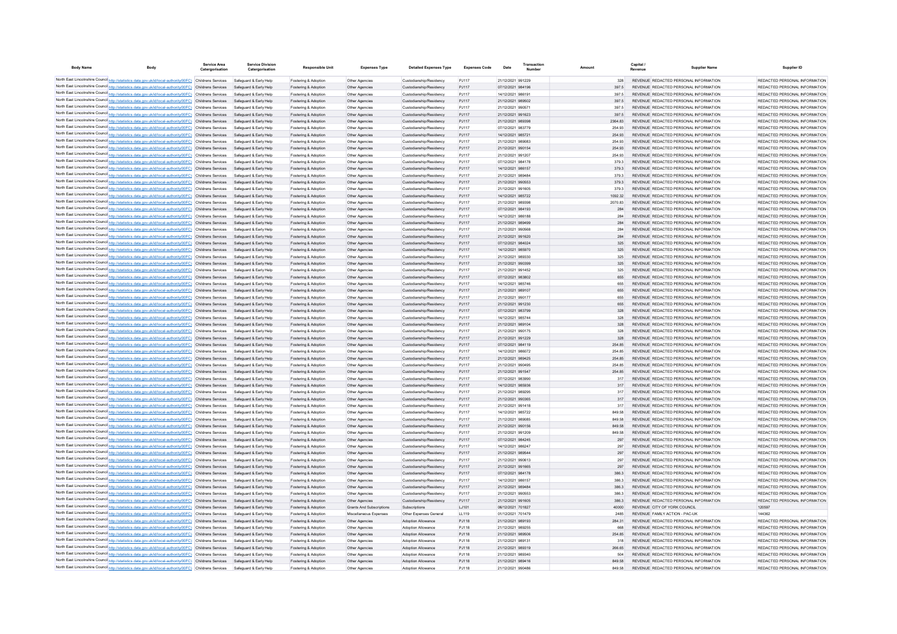| Body Name | Body | Service Area Catergorisation | Service Division Catergorisation | Responsible Unit | Expenses Type | Detailed Expenses Type | Expenses Code | Date | Transaction Number | Amount | Capital / Revenue | Supplier Name | Supplier ID |
|---|---|---|---|---|---|---|---|---|---|---|---|---|---|
| North East Lincolnshire Council | http://statistics.data.gov.uk/id/local-authority/00FC) | Childrens Services | Safeguard & Early Help | Fostering & Adoption | Other Agencies | Custodianship/Residency | PJ117 | 21/12/2021 | 991229 | 328 | REVENUE | REDACTED PERSONAL INFORMATION | REDACTED PERSONAL INFORMATION |
| North East Lincolnshire Council | http://statistics.data.gov.uk/id/local-authority/00FC) | Childrens Services | Safeguard & Early Help | Fostering & Adoption | Other Agencies | Custodianship/Residency | PJ117 | 07/12/2021 | 984196 | 397.5 | REVENUE | REDACTED PERSONAL INFORMATION | REDACTED PERSONAL INFORMATION |
| North East Lincolnshire Council | http://statistics.data.gov.uk/id/local-authority/00FC) | Childrens Services | Safeguard & Early Help | Fostering & Adoption | Other Agencies | Custodianship/Residency | PJ117 | 14/12/2021 | 986191 | 397.5 | REVENUE | REDACTED PERSONAL INFORMATION | REDACTED PERSONAL INFORMATION |
| North East Lincolnshire Council | http://statistics.data.gov.uk/id/local-authority/00FC) | Childrens Services | Safeguard & Early Help | Fostering & Adoption | Other Agencies | Custodianship/Residency | PJ117 | 21/12/2021 | 989502 | 397.5 | REVENUE | REDACTED PERSONAL INFORMATION | REDACTED PERSONAL INFORMATION |
| North East Lincolnshire Council | http://statistics.data.gov.uk/id/local-authority/00FC) | Childrens Services | Safeguard & Early Help | Fostering & Adoption | Other Agencies | Custodianship/Residency | PJ117 | 21/12/2021 | 990571 | 397.5 | REVENUE | REDACTED PERSONAL INFORMATION | REDACTED PERSONAL INFORMATION |
| North East Lincolnshire Council | http://statistics.data.gov.uk/id/local-authority/00FC) | Childrens Services | Safeguard & Early Help | Fostering & Adoption | Other Agencies | Custodianship/Residency | PJ117 | 21/12/2021 | 991623 | 397.5 | REVENUE | REDACTED PERSONAL INFORMATION | REDACTED PERSONAL INFORMATION |
| North East Lincolnshire Council | http://statistics.data.gov.uk/id/local-authority/00FC) | Childrens Services | Safeguard & Early Help | Fostering & Adoption | Other Agencies | Custodianship/Residency | PJ117 | 21/12/2021 | 989398 | 2364.83 | REVENUE | REDACTED PERSONAL INFORMATION | REDACTED PERSONAL INFORMATION |
| North East Lincolnshire Council | http://statistics.data.gov.uk/id/local-authority/00FC) | Childrens Services | Safeguard & Early Help | Fostering & Adoption | Other Agencies | Custodianship/Residency | PJ117 | 07/12/2021 | 983779 | 254.93 | REVENUE | REDACTED PERSONAL INFORMATION | REDACTED PERSONAL INFORMATION |
| North East Lincolnshire Council | http://statistics.data.gov.uk/id/local-authority/00FC) | Childrens Services | Safeguard & Early Help | Fostering & Adoption | Other Agencies | Custodianship/Residency | PJ117 | 14/12/2021 | 985721 | 254.93 | REVENUE | REDACTED PERSONAL INFORMATION | REDACTED PERSONAL INFORMATION |
| North East Lincolnshire Council | http://statistics.data.gov.uk/id/local-authority/00FC) | Childrens Services | Safeguard & Early Help | Fostering & Adoption | Other Agencies | Custodianship/Residency | PJ117 | 21/12/2021 | 989083 | 254.93 | REVENUE | REDACTED PERSONAL INFORMATION | REDACTED PERSONAL INFORMATION |
| North East Lincolnshire Council | http://statistics.data.gov.uk/id/local-authority/00FC) | Childrens Services | Safeguard & Early Help | Fostering & Adoption | Other Agencies | Custodianship/Residency | PJ117 | 21/12/2021 | 990154 | 254.93 | REVENUE | REDACTED PERSONAL INFORMATION | REDACTED PERSONAL INFORMATION |
| North East Lincolnshire Council | http://statistics.data.gov.uk/id/local-authority/00FC) | Childrens Services | Safeguard & Early Help | Fostering & Adoption | Other Agencies | Custodianship/Residency | PJ117 | 21/12/2021 | 991207 | 254.93 | REVENUE | REDACTED PERSONAL INFORMATION | REDACTED PERSONAL INFORMATION |
| North East Lincolnshire Council | http://statistics.data.gov.uk/id/local-authority/00FC) | Childrens Services | Safeguard & Early Help | Fostering & Adoption | Other Agencies | Custodianship/Residency | PJ117 | 07/12/2021 | 984178 | 379.3 | REVENUE | REDACTED PERSONAL INFORMATION | REDACTED PERSONAL INFORMATION |
| North East Lincolnshire Council | http://statistics.data.gov.uk/id/local-authority/00FC) | Childrens Services | Safeguard & Early Help | Fostering & Adoption | Other Agencies | Custodianship/Residency | PJ117 | 14/12/2021 | 986157 | 379.3 | REVENUE | REDACTED PERSONAL INFORMATION | REDACTED PERSONAL INFORMATION |
| North East Lincolnshire Council | http://statistics.data.gov.uk/id/local-authority/00FC) | Childrens Services | Safeguard & Early Help | Fostering & Adoption | Other Agencies | Custodianship/Residency | PJ117 | 21/12/2021 | 989484 | 379.3 | REVENUE | REDACTED PERSONAL INFORMATION | REDACTED PERSONAL INFORMATION |
| North East Lincolnshire Council | http://statistics.data.gov.uk/id/local-authority/00FC) | Childrens Services | Safeguard & Early Help | Fostering & Adoption | Other Agencies | Custodianship/Residency | PJ117 | 21/12/2021 | 990553 | 379.3 | REVENUE | REDACTED PERSONAL INFORMATION | REDACTED PERSONAL INFORMATION |
| North East Lincolnshire Council | http://statistics.data.gov.uk/id/local-authority/00FC) | Childrens Services | Safeguard & Early Help | Fostering & Adoption | Other Agencies | Custodianship/Residency | PJ117 | 21/12/2021 | 991605 | 379.3 | REVENUE | REDACTED PERSONAL INFORMATION | REDACTED PERSONAL INFORMATION |
| North East Lincolnshire Council | http://statistics.data.gov.uk/id/local-authority/00FC) | Childrens Services | Safeguard & Early Help | Fostering & Adoption | Other Agencies | Custodianship/Residency | PJ117 | 14/12/2021 | 985722 | 1092.32 | REVENUE | REDACTED PERSONAL INFORMATION | REDACTED PERSONAL INFORMATION |
| North East Lincolnshire Council | http://statistics.data.gov.uk/id/local-authority/00FC) | Childrens Services | Safeguard & Early Help | Fostering & Adoption | Other Agencies | Custodianship/Residency | PJ117 | 21/12/2021 | 989398 | 2070.83 | REVENUE | REDACTED PERSONAL INFORMATION | REDACTED PERSONAL INFORMATION |
| North East Lincolnshire Council | http://statistics.data.gov.uk/id/local-authority/00FC) | Childrens Services | Safeguard & Early Help | Fostering & Adoption | Other Agencies | Custodianship/Residency | PJ117 | 07/12/2021 | 984193 | 284 | REVENUE | REDACTED PERSONAL INFORMATION | REDACTED PERSONAL INFORMATION |
| North East Lincolnshire Council | http://statistics.data.gov.uk/id/local-authority/00FC) | Childrens Services | Safeguard & Early Help | Fostering & Adoption | Other Agencies | Custodianship/Residency | PJ117 | 14/12/2021 | 986188 | 284 | REVENUE | REDACTED PERSONAL INFORMATION | REDACTED PERSONAL INFORMATION |
| North East Lincolnshire Council | http://statistics.data.gov.uk/id/local-authority/00FC) | Childrens Services | Safeguard & Early Help | Fostering & Adoption | Other Agencies | Custodianship/Residency | PJ117 | 21/12/2021 | 989499 | 284 | REVENUE | REDACTED PERSONAL INFORMATION | REDACTED PERSONAL INFORMATION |
| North East Lincolnshire Council | http://statistics.data.gov.uk/id/local-authority/00FC) | Childrens Services | Safeguard & Early Help | Fostering & Adoption | Other Agencies | Custodianship/Residency | PJ117 | 21/12/2021 | 990568 | 284 | REVENUE | REDACTED PERSONAL INFORMATION | REDACTED PERSONAL INFORMATION |
| North East Lincolnshire Council | http://statistics.data.gov.uk/id/local-authority/00FC) | Childrens Services | Safeguard & Early Help | Fostering & Adoption | Other Agencies | Custodianship/Residency | PJ117 | 21/12/2021 | 991620 | 284 | REVENUE | REDACTED PERSONAL INFORMATION | REDACTED PERSONAL INFORMATION |
| North East Lincolnshire Council | http://statistics.data.gov.uk/id/local-authority/00FC) | Childrens Services | Safeguard & Early Help | Fostering & Adoption | Other Agencies | Custodianship/Residency | PJ117 | 07/12/2021 | 984024 | 325 | REVENUE | REDACTED PERSONAL INFORMATION | REDACTED PERSONAL INFORMATION |
| North East Lincolnshire Council | http://statistics.data.gov.uk/id/local-authority/00FC) | Childrens Services | Safeguard & Early Help | Fostering & Adoption | Other Agencies | Custodianship/Residency | PJ117 | 14/12/2021 | 985970 | 325 | REVENUE | REDACTED PERSONAL INFORMATION | REDACTED PERSONAL INFORMATION |
| North East Lincolnshire Council | http://statistics.data.gov.uk/id/local-authority/00FC) | Childrens Services | Safeguard & Early Help | Fostering & Adoption | Other Agencies | Custodianship/Residency | PJ117 | 21/12/2021 | 989330 | 325 | REVENUE | REDACTED PERSONAL INFORMATION | REDACTED PERSONAL INFORMATION |
| North East Lincolnshire Council | http://statistics.data.gov.uk/id/local-authority/00FC) | Childrens Services | Safeguard & Early Help | Fostering & Adoption | Other Agencies | Custodianship/Residency | PJ117 | 21/12/2021 | 990399 | 325 | REVENUE | REDACTED PERSONAL INFORMATION | REDACTED PERSONAL INFORMATION |
| North East Lincolnshire Council | http://statistics.data.gov.uk/id/local-authority/00FC) | Childrens Services | Safeguard & Early Help | Fostering & Adoption | Other Agencies | Custodianship/Residency | PJ117 | 21/12/2021 | 991452 | 325 | REVENUE | REDACTED PERSONAL INFORMATION | REDACTED PERSONAL INFORMATION |
| North East Lincolnshire Council | http://statistics.data.gov.uk/id/local-authority/00FC) | Childrens Services | Safeguard & Early Help | Fostering & Adoption | Other Agencies | Custodianship/Residency | PJ117 | 07/12/2021 | 983802 | 655 | REVENUE | REDACTED PERSONAL INFORMATION | REDACTED PERSONAL INFORMATION |
| North East Lincolnshire Council | http://statistics.data.gov.uk/id/local-authority/00FC) | Childrens Services | Safeguard & Early Help | Fostering & Adoption | Other Agencies | Custodianship/Residency | PJ117 | 14/12/2021 | 985746 | 655 | REVENUE | REDACTED PERSONAL INFORMATION | REDACTED PERSONAL INFORMATION |
| North East Lincolnshire Council | http://statistics.data.gov.uk/id/local-authority/00FC) | Childrens Services | Safeguard & Early Help | Fostering & Adoption | Other Agencies | Custodianship/Residency | PJ117 | 21/12/2021 | 989107 | 655 | REVENUE | REDACTED PERSONAL INFORMATION | REDACTED PERSONAL INFORMATION |
| North East Lincolnshire Council | http://statistics.data.gov.uk/id/local-authority/00FC) | Childrens Services | Safeguard & Early Help | Fostering & Adoption | Other Agencies | Custodianship/Residency | PJ117 | 21/12/2021 | 990177 | 655 | REVENUE | REDACTED PERSONAL INFORMATION | REDACTED PERSONAL INFORMATION |
| North East Lincolnshire Council | http://statistics.data.gov.uk/id/local-authority/00FC) | Childrens Services | Safeguard & Early Help | Fostering & Adoption | Other Agencies | Custodianship/Residency | PJ117 | 21/12/2021 | 991230 | 655 | REVENUE | REDACTED PERSONAL INFORMATION | REDACTED PERSONAL INFORMATION |
| North East Lincolnshire Council | http://statistics.data.gov.uk/id/local-authority/00FC) | Childrens Services | Safeguard & Early Help | Fostering & Adoption | Other Agencies | Custodianship/Residency | PJ117 | 07/12/2021 | 983799 | 328 | REVENUE | REDACTED PERSONAL INFORMATION | REDACTED PERSONAL INFORMATION |
| North East Lincolnshire Council | http://statistics.data.gov.uk/id/local-authority/00FC) | Childrens Services | Safeguard & Early Help | Fostering & Adoption | Other Agencies | Custodianship/Residency | PJ117 | 14/12/2021 | 985744 | 328 | REVENUE | REDACTED PERSONAL INFORMATION | REDACTED PERSONAL INFORMATION |
| North East Lincolnshire Council | http://statistics.data.gov.uk/id/local-authority/00FC) | Childrens Services | Safeguard & Early Help | Fostering & Adoption | Other Agencies | Custodianship/Residency | PJ117 | 21/12/2021 | 989104 | 328 | REVENUE | REDACTED PERSONAL INFORMATION | REDACTED PERSONAL INFORMATION |
| North East Lincolnshire Council | http://statistics.data.gov.uk/id/local-authority/00FC) | Childrens Services | Safeguard & Early Help | Fostering & Adoption | Other Agencies | Custodianship/Residency | PJ117 | 21/12/2021 | 990175 | 328 | REVENUE | REDACTED PERSONAL INFORMATION | REDACTED PERSONAL INFORMATION |
| North East Lincolnshire Council | http://statistics.data.gov.uk/id/local-authority/00FC) | Childrens Services | Safeguard & Early Help | Fostering & Adoption | Other Agencies | Custodianship/Residency | PJ117 | 21/12/2021 | 991229 | 328 | REVENUE | REDACTED PERSONAL INFORMATION | REDACTED PERSONAL INFORMATION |
| North East Lincolnshire Council | http://statistics.data.gov.uk/id/local-authority/00FC) | Childrens Services | Safeguard & Early Help | Fostering & Adoption | Other Agencies | Custodianship/Residency | PJ117 | 07/12/2021 | 984119 | 254.85 | REVENUE | REDACTED PERSONAL INFORMATION | REDACTED PERSONAL INFORMATION |
| North East Lincolnshire Council | http://statistics.data.gov.uk/id/local-authority/00FC) | Childrens Services | Safeguard & Early Help | Fostering & Adoption | Other Agencies | Custodianship/Residency | PJ117 | 14/12/2021 | 986072 | 254.85 | REVENUE | REDACTED PERSONAL INFORMATION | REDACTED PERSONAL INFORMATION |
| North East Lincolnshire Council | http://statistics.data.gov.uk/id/local-authority/00FC) | Childrens Services | Safeguard & Early Help | Fostering & Adoption | Other Agencies | Custodianship/Residency | PJ117 | 21/12/2021 | 989425 | 254.85 | REVENUE | REDACTED PERSONAL INFORMATION | REDACTED PERSONAL INFORMATION |
| North East Lincolnshire Council | http://statistics.data.gov.uk/id/local-authority/00FC) | Childrens Services | Safeguard & Early Help | Fostering & Adoption | Other Agencies | Custodianship/Residency | PJ117 | 21/12/2021 | 990495 | 254.85 | REVENUE | REDACTED PERSONAL INFORMATION | REDACTED PERSONAL INFORMATION |
| North East Lincolnshire Council | http://statistics.data.gov.uk/id/local-authority/00FC) | Childrens Services | Safeguard & Early Help | Fostering & Adoption | Other Agencies | Custodianship/Residency | PJ117 | 21/12/2021 | 991547 | 254.85 | REVENUE | REDACTED PERSONAL INFORMATION | REDACTED PERSONAL INFORMATION |
| North East Lincolnshire Council | http://statistics.data.gov.uk/id/local-authority/00FC) | Childrens Services | Safeguard & Early Help | Fostering & Adoption | Other Agencies | Custodianship/Residency | PJ117 | 07/12/2021 | 983990 | 317 | REVENUE | REDACTED PERSONAL INFORMATION | REDACTED PERSONAL INFORMATION |
| North East Lincolnshire Council | http://statistics.data.gov.uk/id/local-authority/00FC) | Childrens Services | Safeguard & Early Help | Fostering & Adoption | Other Agencies | Custodianship/Residency | PJ117 | 14/12/2021 | 985936 | 317 | REVENUE | REDACTED PERSONAL INFORMATION | REDACTED PERSONAL INFORMATION |
| North East Lincolnshire Council | http://statistics.data.gov.uk/id/local-authority/00FC) | Childrens Services | Safeguard & Early Help | Fostering & Adoption | Other Agencies | Custodianship/Residency | PJ117 | 21/12/2021 | 989295 | 317 | REVENUE | REDACTED PERSONAL INFORMATION | REDACTED PERSONAL INFORMATION |
| North East Lincolnshire Council | http://statistics.data.gov.uk/id/local-authority/00FC) | Childrens Services | Safeguard & Early Help | Fostering & Adoption | Other Agencies | Custodianship/Residency | PJ117 | 21/12/2021 | 990365 | 317 | REVENUE | REDACTED PERSONAL INFORMATION | REDACTED PERSONAL INFORMATION |
| North East Lincolnshire Council | http://statistics.data.gov.uk/id/local-authority/00FC) | Childrens Services | Safeguard & Early Help | Fostering & Adoption | Other Agencies | Custodianship/Residency | PJ117 | 21/12/2021 | 991418 | 317 | REVENUE | REDACTED PERSONAL INFORMATION | REDACTED PERSONAL INFORMATION |
| North East Lincolnshire Council | http://statistics.data.gov.uk/id/local-authority/00FC) | Childrens Services | Safeguard & Early Help | Fostering & Adoption | Other Agencies | Custodianship/Residency | PJ117 | 14/12/2021 | 985722 | 849.58 | REVENUE | REDACTED PERSONAL INFORMATION | REDACTED PERSONAL INFORMATION |
| North East Lincolnshire Council | http://statistics.data.gov.uk/id/local-authority/00FC) | Childrens Services | Safeguard & Early Help | Fostering & Adoption | Other Agencies | Custodianship/Residency | PJ117 | 21/12/2021 | 989085 | 849.58 | REVENUE | REDACTED PERSONAL INFORMATION | REDACTED PERSONAL INFORMATION |
| North East Lincolnshire Council | http://statistics.data.gov.uk/id/local-authority/00FC) | Childrens Services | Safeguard & Early Help | Fostering & Adoption | Other Agencies | Custodianship/Residency | PJ117 | 21/12/2021 | 990156 | 849.58 | REVENUE | REDACTED PERSONAL INFORMATION | REDACTED PERSONAL INFORMATION |
| North East Lincolnshire Council | http://statistics.data.gov.uk/id/local-authority/00FC) | Childrens Services | Safeguard & Early Help | Fostering & Adoption | Other Agencies | Custodianship/Residency | PJ117 | 21/12/2021 | 991209 | 849.58 | REVENUE | REDACTED PERSONAL INFORMATION | REDACTED PERSONAL INFORMATION |
| North East Lincolnshire Council | http://statistics.data.gov.uk/id/local-authority/00FC) | Childrens Services | Safeguard & Early Help | Fostering & Adoption | Other Agencies | Custodianship/Residency | PJ117 | 07/12/2021 | 984245 | 297 | REVENUE | REDACTED PERSONAL INFORMATION | REDACTED PERSONAL INFORMATION |
| North East Lincolnshire Council | http://statistics.data.gov.uk/id/local-authority/00FC) | Childrens Services | Safeguard & Early Help | Fostering & Adoption | Other Agencies | Custodianship/Residency | PJ117 | 14/12/2021 | 986247 | 297 | REVENUE | REDACTED PERSONAL INFORMATION | REDACTED PERSONAL INFORMATION |
| North East Lincolnshire Council | http://statistics.data.gov.uk/id/local-authority/00FC) | Childrens Services | Safeguard & Early Help | Fostering & Adoption | Other Agencies | Custodianship/Residency | PJ117 | 21/12/2021 | 989544 | 297 | REVENUE | REDACTED PERSONAL INFORMATION | REDACTED PERSONAL INFORMATION |
| North East Lincolnshire Council | http://statistics.data.gov.uk/id/local-authority/00FC) | Childrens Services | Safeguard & Early Help | Fostering & Adoption | Other Agencies | Custodianship/Residency | PJ117 | 21/12/2021 | 990613 | 297 | REVENUE | REDACTED PERSONAL INFORMATION | REDACTED PERSONAL INFORMATION |
| North East Lincolnshire Council | http://statistics.data.gov.uk/id/local-authority/00FC) | Childrens Services | Safeguard & Early Help | Fostering & Adoption | Other Agencies | Custodianship/Residency | PJ117 | 21/12/2021 | 991665 | 297 | REVENUE | REDACTED PERSONAL INFORMATION | REDACTED PERSONAL INFORMATION |
| North East Lincolnshire Council | http://statistics.data.gov.uk/id/local-authority/00FC) | Childrens Services | Safeguard & Early Help | Fostering & Adoption | Other Agencies | Custodianship/Residency | PJ117 | 07/12/2021 | 984178 | 386.3 | REVENUE | REDACTED PERSONAL INFORMATION | REDACTED PERSONAL INFORMATION |
| North East Lincolnshire Council | http://statistics.data.gov.uk/id/local-authority/00FC) | Childrens Services | Safeguard & Early Help | Fostering & Adoption | Other Agencies | Custodianship/Residency | PJ117 | 14/12/2021 | 986157 | 386.3 | REVENUE | REDACTED PERSONAL INFORMATION | REDACTED PERSONAL INFORMATION |
| North East Lincolnshire Council | http://statistics.data.gov.uk/id/local-authority/00FC) | Childrens Services | Safeguard & Early Help | Fostering & Adoption | Other Agencies | Custodianship/Residency | PJ117 | 21/12/2021 | 989484 | 386.3 | REVENUE | REDACTED PERSONAL INFORMATION | REDACTED PERSONAL INFORMATION |
| North East Lincolnshire Council | http://statistics.data.gov.uk/id/local-authority/00FC) | Childrens Services | Safeguard & Early Help | Fostering & Adoption | Other Agencies | Custodianship/Residency | PJ117 | 21/12/2021 | 990553 | 386.3 | REVENUE | REDACTED PERSONAL INFORMATION | REDACTED PERSONAL INFORMATION |
| North East Lincolnshire Council | http://statistics.data.gov.uk/id/local-authority/00FC) | Childrens Services | Safeguard & Early Help | Fostering & Adoption | Other Agencies | Custodianship/Residency | PJ117 | 21/12/2021 | 991605 | 386.3 | REVENUE | REDACTED PERSONAL INFORMATION | REDACTED PERSONAL INFORMATION |
| North East Lincolnshire Council | http://statistics.data.gov.uk/id/local-authority/00FC) | Childrens Services | Safeguard & Early Help | Fostering & Adoption | Grants And Subscriptions | Subscriptions | LJ101 | 06/12/2021 | 701827 | 40000 | REVENUE | CITY OF YORK COUNCIL | 120597 |
| North East Lincolnshire Council | http://statistics.data.gov.uk/id/local-authority/00FC) | Childrens Services | Safeguard & Early Help | Fostering & Adoption | Miscellaneous Expenses | Other Expenses General | LL119 | 01/12/2021 | 701479 | 2485 | REVENUE | FAMILY ACTION - PAC-UK | 144362 |
| North East Lincolnshire Council | http://statistics.data.gov.uk/id/local-authority/00FC) | Childrens Services | Safeguard & Early Help | Fostering & Adoption | Other Agencies | Adoption Allowance | PJ118 | 21/12/2021 | 989193 | 284.31 | REVENUE | REDACTED PERSONAL INFORMATION | REDACTED PERSONAL INFORMATION |
| North East Lincolnshire Council | http://statistics.data.gov.uk/id/local-authority/00FC) | Childrens Services | Safeguard & Early Help | Fostering & Adoption | Other Agencies | Adoption Allowance | PJ118 | 21/12/2021 | 989255 | 688 | REVENUE | REDACTED PERSONAL INFORMATION | REDACTED PERSONAL INFORMATION |
| North East Lincolnshire Council | http://statistics.data.gov.uk/id/local-authority/00FC) | Childrens Services | Safeguard & Early Help | Fostering & Adoption | Other Agencies | Adoption Allowance | PJ118 | 21/12/2021 | 989506 | 254.85 | REVENUE | REDACTED PERSONAL INFORMATION | REDACTED PERSONAL INFORMATION |
| North East Lincolnshire Council | http://statistics.data.gov.uk/id/local-authority/00FC) | Childrens Services | Safeguard & Early Help | Fostering & Adoption | Other Agencies | Adoption Allowance | PJ118 | 21/12/2021 | 989131 | 318 | REVENUE | REDACTED PERSONAL INFORMATION | REDACTED PERSONAL INFORMATION |
| North East Lincolnshire Council | http://statistics.data.gov.uk/id/local-authority/00FC) | Childrens Services | Safeguard & Early Help | Fostering & Adoption | Other Agencies | Adoption Allowance | PJ118 | 21/12/2021 | 989319 | 266.65 | REVENUE | REDACTED PERSONAL INFORMATION | REDACTED PERSONAL INFORMATION |
| North East Lincolnshire Council | http://statistics.data.gov.uk/id/local-authority/00FC) | Childrens Services | Safeguard & Early Help | Fostering & Adoption | Other Agencies | Adoption Allowance | PJ118 | 21/12/2021 | 989340 | 504 | REVENUE | REDACTED PERSONAL INFORMATION | REDACTED PERSONAL INFORMATION |
| North East Lincolnshire Council | http://statistics.data.gov.uk/id/local-authority/00FC) | Childrens Services | Safeguard & Early Help | Fostering & Adoption | Other Agencies | Adoption Allowance | PJ118 | 21/12/2021 | 989416 | 849.58 | REVENUE | REDACTED PERSONAL INFORMATION | REDACTED PERSONAL INFORMATION |
| North East Lincolnshire Council | http://statistics.data.gov.uk/id/local-authority/00FC) | Childrens Services | Safeguard & Early Help | Fostering & Adoption | Other Agencies | Adoption Allowance | PJ118 | 21/12/2021 | 990486 | 849.58 | REVENUE | REDACTED PERSONAL INFORMATION | REDACTED PERSONAL INFORMATION |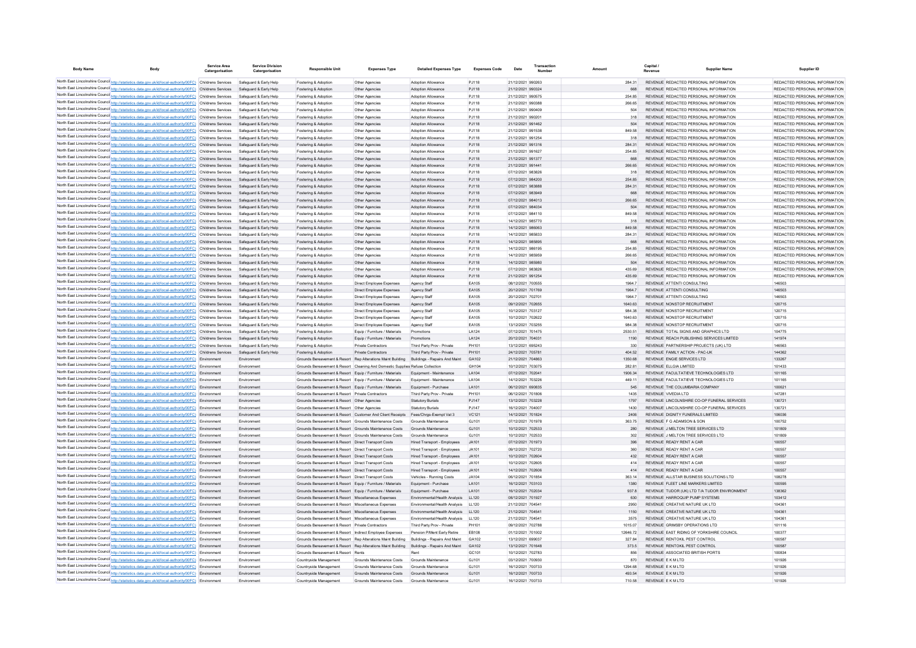| Body Name | Body | Service Area Catergorisation | Service Division Catergorisation | Responsible Unit | Expenses Type | Detailed Expenses Type | Expenses Code | Date | Transaction Number | Amount | Capital / Revenue | Supplier Name | Supplier ID |
|---|---|---|---|---|---|---|---|---|---|---|---|---|---|
| North East Lincolnshire Council | http://statistics.data.gov.uk/id/local-authority/00FC) | Childrens Services | Safeguard & Early Help | Fostering & Adoption | Other Agencies | Adoption Allowance | PJ118 | 21/12/2021 | 990263 | 284.31 | REVENUE | REDACTED PERSONAL INFORMATION | REDACTED PERSONAL INFORMATION |
| North East Lincolnshire Council | http://statistics.data.gov.uk/id/local-authority/00FC) | Childrens Services | Safeguard & Early Help | Fostering & Adoption | Other Agencies | Adoption Allowance | PJ118 | 21/12/2021 | 990324 | 668 | REVENUE | REDACTED PERSONAL INFORMATION | REDACTED PERSONAL INFORMATION |
| North East Lincolnshire Council | http://statistics.data.gov.uk/id/local-authority/00FC) | Childrens Services | Safeguard & Early Help | Fostering & Adoption | Other Agencies | Adoption Allowance | PJ118 | 21/12/2021 | 990575 | 254.85 | REVENUE | REDACTED PERSONAL INFORMATION | REDACTED PERSONAL INFORMATION |
| North East Lincolnshire Council | http://statistics.data.gov.uk/id/local-authority/00FC) | Childrens Services | Safeguard & Early Help | Fostering & Adoption | Other Agencies | Adoption Allowance | PJ118 | 21/12/2021 | 990388 | 266.65 | REVENUE | REDACTED PERSONAL INFORMATION | REDACTED PERSONAL INFORMATION |
| North East Lincolnshire Council | http://statistics.data.gov.uk/id/local-authority/00FC) | Childrens Services | Safeguard & Early Help | Fostering & Adoption | Other Agencies | Adoption Allowance | PJ118 | 21/12/2021 | 990409 | 504 | REVENUE | REDACTED PERSONAL INFORMATION | REDACTED PERSONAL INFORMATION |
| North East Lincolnshire Council | http://statistics.data.gov.uk/id/local-authority/00FC) | Childrens Services | Safeguard & Early Help | Fostering & Adoption | Other Agencies | Adoption Allowance | PJ118 | 21/12/2021 | 990201 | 318 | REVENUE | REDACTED PERSONAL INFORMATION | REDACTED PERSONAL INFORMATION |
| North East Lincolnshire Council | http://statistics.data.gov.uk/id/local-authority/00FC) | Childrens Services | Safeguard & Early Help | Fostering & Adoption | Other Agencies | Adoption Allowance | PJ118 | 21/12/2021 | 991462 | 504 | REVENUE | REDACTED PERSONAL INFORMATION | REDACTED PERSONAL INFORMATION |
| North East Lincolnshire Council | http://statistics.data.gov.uk/id/local-authority/00FC) | Childrens Services | Safeguard & Early Help | Fostering & Adoption | Other Agencies | Adoption Allowance | PJ118 | 21/12/2021 | 991538 | 849.58 | REVENUE | REDACTED PERSONAL INFORMATION | REDACTED PERSONAL INFORMATION |
| North East Lincolnshire Council | http://statistics.data.gov.uk/id/local-authority/00FC) | Childrens Services | Safeguard & Early Help | Fostering & Adoption | Other Agencies | Adoption Allowance | PJ118 | 21/12/2021 | 991254 | 318 | REVENUE | REDACTED PERSONAL INFORMATION | REDACTED PERSONAL INFORMATION |
| North East Lincolnshire Council | http://statistics.data.gov.uk/id/local-authority/00FC) | Childrens Services | Safeguard & Early Help | Fostering & Adoption | Other Agencies | Adoption Allowance | PJ118 | 21/12/2021 | 991316 | 284.31 | REVENUE | REDACTED PERSONAL INFORMATION | REDACTED PERSONAL INFORMATION |
| North East Lincolnshire Council | http://statistics.data.gov.uk/id/local-authority/00FC) | Childrens Services | Safeguard & Early Help | Fostering & Adoption | Other Agencies | Adoption Allowance | PJ118 | 21/12/2021 | 991627 | 254.85 | REVENUE | REDACTED PERSONAL INFORMATION | REDACTED PERSONAL INFORMATION |
| North East Lincolnshire Council | http://statistics.data.gov.uk/id/local-authority/00FC) | Childrens Services | Safeguard & Early Help | Fostering & Adoption | Other Agencies | Adoption Allowance | PJ118 | 21/12/2021 | 991377 | 668 | REVENUE | REDACTED PERSONAL INFORMATION | REDACTED PERSONAL INFORMATION |
| North East Lincolnshire Council | http://statistics.data.gov.uk/id/local-authority/00FC) | Childrens Services | Safeguard & Early Help | Fostering & Adoption | Other Agencies | Adoption Allowance | PJ118 | 21/12/2021 | 991441 | 266.65 | REVENUE | REDACTED PERSONAL INFORMATION | REDACTED PERSONAL INFORMATION |
| North East Lincolnshire Council | http://statistics.data.gov.uk/id/local-authority/00FC) | Childrens Services | Safeguard & Early Help | Fostering & Adoption | Other Agencies | Adoption Allowance | PJ118 | 07/12/2021 | 983826 | 318 | REVENUE | REDACTED PERSONAL INFORMATION | REDACTED PERSONAL INFORMATION |
| North East Lincolnshire Council | http://statistics.data.gov.uk/id/local-authority/00FC) | Childrens Services | Safeguard & Early Help | Fostering & Adoption | Other Agencies | Adoption Allowance | PJ118 | 07/12/2021 | 984200 | 254.85 | REVENUE | REDACTED PERSONAL INFORMATION | REDACTED PERSONAL INFORMATION |
| North East Lincolnshire Council | http://statistics.data.gov.uk/id/local-authority/00FC) | Childrens Services | Safeguard & Early Help | Fostering & Adoption | Other Agencies | Adoption Allowance | PJ118 | 07/12/2021 | 983888 | 284.31 | REVENUE | REDACTED PERSONAL INFORMATION | REDACTED PERSONAL INFORMATION |
| North East Lincolnshire Council | http://statistics.data.gov.uk/id/local-authority/00FC) | Childrens Services | Safeguard & Early Help | Fostering & Adoption | Other Agencies | Adoption Allowance | PJ118 | 07/12/2021 | 983949 | 668 | REVENUE | REDACTED PERSONAL INFORMATION | REDACTED PERSONAL INFORMATION |
| North East Lincolnshire Council | http://statistics.data.gov.uk/id/local-authority/00FC) | Childrens Services | Safeguard & Early Help | Fostering & Adoption | Other Agencies | Adoption Allowance | PJ118 | 07/12/2021 | 984013 | 266.65 | REVENUE | REDACTED PERSONAL INFORMATION | REDACTED PERSONAL INFORMATION |
| North East Lincolnshire Council | http://statistics.data.gov.uk/id/local-authority/00FC) | Childrens Services | Safeguard & Early Help | Fostering & Adoption | Other Agencies | Adoption Allowance | PJ118 | 07/12/2021 | 984034 | 504 | REVENUE | REDACTED PERSONAL INFORMATION | REDACTED PERSONAL INFORMATION |
| North East Lincolnshire Council | http://statistics.data.gov.uk/id/local-authority/00FC) | Childrens Services | Safeguard & Early Help | Fostering & Adoption | Other Agencies | Adoption Allowance | PJ118 | 07/12/2021 | 984110 | 849.58 | REVENUE | REDACTED PERSONAL INFORMATION | REDACTED PERSONAL INFORMATION |
| North East Lincolnshire Council | http://statistics.data.gov.uk/id/local-authority/00FC) | Childrens Services | Safeguard & Early Help | Fostering & Adoption | Other Agencies | Adoption Allowance | PJ118 | 14/12/2021 | 985770 | 318 | REVENUE | REDACTED PERSONAL INFORMATION | REDACTED PERSONAL INFORMATION |
| North East Lincolnshire Council | http://statistics.data.gov.uk/id/local-authority/00FC) | Childrens Services | Safeguard & Early Help | Fostering & Adoption | Other Agencies | Adoption Allowance | PJ118 | 14/12/2021 | 986063 | 849.58 | REVENUE | REDACTED PERSONAL INFORMATION | REDACTED PERSONAL INFORMATION |
| North East Lincolnshire Council | http://statistics.data.gov.uk/id/local-authority/00FC) | Childrens Services | Safeguard & Early Help | Fostering & Adoption | Other Agencies | Adoption Allowance | PJ118 | 14/12/2021 | 985833 | 284.31 | REVENUE | REDACTED PERSONAL INFORMATION | REDACTED PERSONAL INFORMATION |
| North East Lincolnshire Council | http://statistics.data.gov.uk/id/local-authority/00FC) | Childrens Services | Safeguard & Early Help | Fostering & Adoption | Other Agencies | Adoption Allowance | PJ118 | 14/12/2021 | 985895 | 668 | REVENUE | REDACTED PERSONAL INFORMATION | REDACTED PERSONAL INFORMATION |
| North East Lincolnshire Council | http://statistics.data.gov.uk/id/local-authority/00FC) | Childrens Services | Safeguard & Early Help | Fostering & Adoption | Other Agencies | Adoption Allowance | PJ118 | 14/12/2021 | 986105 | 254.85 | REVENUE | REDACTED PERSONAL INFORMATION | REDACTED PERSONAL INFORMATION |
| North East Lincolnshire Council | http://statistics.data.gov.uk/id/local-authority/00FC) | Childrens Services | Safeguard & Early Help | Fostering & Adoption | Other Agencies | Adoption Allowance | PJ118 | 14/12/2021 | 985959 | 266.65 | REVENUE | REDACTED PERSONAL INFORMATION | REDACTED PERSONAL INFORMATION |
| North East Lincolnshire Council | http://statistics.data.gov.uk/id/local-authority/00FC) | Childrens Services | Safeguard & Early Help | Fostering & Adoption | Other Agencies | Adoption Allowance | PJ118 | 14/12/2021 | 985980 | 504 | REVENUE | REDACTED PERSONAL INFORMATION | REDACTED PERSONAL INFORMATION |
| North East Lincolnshire Council | http://statistics.data.gov.uk/id/local-authority/00FC) | Childrens Services | Safeguard & Early Help | Fostering & Adoption | Other Agencies | Adoption Allowance | PJ118 | 07/12/2021 | 983826 | 435.69 | REVENUE | REDACTED PERSONAL INFORMATION | REDACTED PERSONAL INFORMATION |
| North East Lincolnshire Council | http://statistics.data.gov.uk/id/local-authority/00FC) | Childrens Services | Safeguard & Early Help | Fostering & Adoption | Other Agencies | Adoption Allowance | PJ118 | 21/12/2021 | 991254 | 435.69 | REVENUE | REDACTED PERSONAL INFORMATION | REDACTED PERSONAL INFORMATION |
| North East Lincolnshire Council | http://statistics.data.gov.uk/id/local-authority/00FC) | Childrens Services | Safeguard & Early Help | Fostering & Adoption | Direct Employee Expenses | Agency Staff | EA105 | 08/12/2021 | 700555 | 1964.7 | REVENUE | ATTENTI CONSULTING | 146503 |
| North East Lincolnshire Council | http://statistics.data.gov.uk/id/local-authority/00FC) | Childrens Services | Safeguard & Early Help | Fostering & Adoption | Direct Employee Expenses | Agency Staff | EA105 | 20/12/2021 | 701769 | 1964.7 | REVENUE | ATTENTI CONSULTING | 146503 |
| North East Lincolnshire Council | http://statistics.data.gov.uk/id/local-authority/00FC) | Childrens Services | Safeguard & Early Help | Fostering & Adoption | Direct Employee Expenses | Agency Staff | EA105 | 20/12/2021 | 702701 | 1964.7 | REVENUE | ATTENTI CONSULTING | 146503 |
| North East Lincolnshire Council | http://statistics.data.gov.uk/id/local-authority/00FC) | Childrens Services | Safeguard & Early Help | Fostering & Adoption | Direct Employee Expenses | Agency Staff | EA105 | 09/12/2021 | 702655 | 1640.63 | REVENUE | NONSTOP RECRUITMENT | 120715 |
| North East Lincolnshire Council | http://statistics.data.gov.uk/id/local-authority/00FC) | Childrens Services | Safeguard & Early Help | Fostering & Adoption | Direct Employee Expenses | Agency Staff | EA105 | 10/12/2021 | 703127 | 984.38 | REVENUE | NONSTOP RECRUITMENT | 120715 |
| North East Lincolnshire Council | http://statistics.data.gov.uk/id/local-authority/00FC) | Childrens Services | Safeguard & Early Help | Fostering & Adoption | Direct Employee Expenses | Agency Staff | EA105 | 10/12/2021 | 702622 | 1640.63 | REVENUE | NONSTOP RECRUITMENT | 120715 |
| North East Lincolnshire Council | http://statistics.data.gov.uk/id/local-authority/00FC) | Childrens Services | Safeguard & Early Help | Fostering & Adoption | Direct Employee Expenses | Agency Staff | EA105 | 13/12/2021 | 703255 | 984.38 | REVENUE | NONSTOP RECRUITMENT | 120715 |
| North East Lincolnshire Council | http://statistics.data.gov.uk/id/local-authority/00FC) | Childrens Services | Safeguard & Early Help | Fostering & Adoption | Equip / Furniture / Materials | Promotions | LA124 | 07/12/2021 | 701475 | 2530.51 | REVENUE | TOTAL SIGNS AND GRAPHICS LTD | 104775 |
| North East Lincolnshire Council | http://statistics.data.gov.uk/id/local-authority/00FC) | Childrens Services | Safeguard & Early Help | Fostering & Adoption | Equip / Furniture / Materials | Promotions | LA124 | 20/12/2021 | 704031 | 1190 | REVENUE | REACH PUBLISHING SERVICES LIMITED | 141974 |
| North East Lincolnshire Council | http://statistics.data.gov.uk/id/local-authority/00FC) | Childrens Services | Safeguard & Early Help | Fostering & Adoption | Private Contractors | Third Party Prov - Private | PH101 | 13/12/2021 | 695243 | 330 | REVENUE | PARTNERSHIP PROJECTS (UK) LTD | 146563 |
| North East Lincolnshire Council | http://statistics.data.gov.uk/id/local-authority/00FC) | Childrens Services | Safeguard & Early Help | Fostering & Adoption | Private Contractors | Third Party Prov - Private | PH101 | 24/12/2021 | 705781 | 404.52 | REVENUE | FAMILY ACTION - PAC-UK | 144362 |
| North East Lincolnshire Council | http://statistics.data.gov.uk/id/local-authority/00FC) | Environment | Environment | Grounds Bereavement & Resort | Rep Alterations Maint Building | Buildings - Repairs And Maint | GA102 | 21/12/2021 | 704863 | 1350.68 | REVENUE | ENGIE SERVICES LTD | 133267 |
| North East Lincolnshire Council | http://statistics.data.gov.uk/id/local-authority/00FC) | Environment | Environment | Grounds Bereavement & Resort | Cleaning And Domestic Supplies | Refuse Collection | GH104 | 10/12/2021 | 703075 | 282.81 | REVENUE | ELLGIA LIMITED | 101433 |
| North East Lincolnshire Council | http://statistics.data.gov.uk/id/local-authority/00FC) | Environment | Environment | Grounds Bereavement & Resort | Equip / Furniture / Materials | Equipment - Maintenance | LA104 | 07/12/2021 | 702041 | 1906.34 | REVENUE | FACULTATIEVE TECHNOLOGIES LTD | 101165 |
| North East Lincolnshire Council | http://statistics.data.gov.uk/id/local-authority/00FC) | Environment | Environment | Grounds Bereavement & Resort | Equip / Furniture / Materials | Equipment - Maintenance | LA104 | 14/12/2021 | 703226 | 449.11 | REVENUE | FACULTATIEVE TECHNOLOGIES LTD | 101165 |
| North East Lincolnshire Council | http://statistics.data.gov.uk/id/local-authority/00FC) | Environment | Environment | Grounds Bereavement & Resort | Equip / Furniture / Materials | Equipment - Purchase | LA101 | 06/12/2021 | 690835 | 545 | REVENUE | THE COLUMBARIA COMPANY | 100621 |
| North East Lincolnshire Council | http://statistics.data.gov.uk/id/local-authority/00FC) | Environment | Environment | Grounds Bereavement & Resort | Private Contractors | Third Party Prov - Private | PH101 | 06/12/2021 | 701806 | 1435 | REVENUE | VIVEDIA LTD | 147281 |
| North East Lincolnshire Council | http://statistics.data.gov.uk/id/local-authority/00FC) | Environment | Environment | Grounds Bereavement & Resort | Other Agencies | Statutory Burials | PJ147 | 13/12/2021 | 703228 | 1797 | REVENUE | LINCOLNSHIRE CO-OP FUNERAL SERVICES | 130721 |
| North East Lincolnshire Council | http://statistics.data.gov.uk/id/local-authority/00FC) | Environment | Environment | Grounds Bereavement & Resort | Other Agencies | Statutory Burials | PJ147 | 16/12/2021 | 704007 | 1430 | REVENUE | LINCOLNSHIRE CO-OP FUNERAL SERVICES | 130721 |
| North East Lincolnshire Council | http://statistics.data.gov.uk/id/local-authority/00FC) | Environment | Environment | Grounds Bereavement & Resort | Customer And Client Receipts | Fees/Chrgs-Exempt Vat 3 | VC121 | 14/12/2021 | 701824 | 2406 | REVENUE | DIGNITY FUNERALS LIMITED | 106036 |
| North East Lincolnshire Council | http://statistics.data.gov.uk/id/local-authority/00FC) | Environment | Environment | Grounds Bereavement & Resort | Grounds Maintenance Costs | Grounds Maintenance | GJ101 | 07/12/2021 | 701978 | 363.75 | REVENUE | F G ADAMSON & SON | 100752 |
| North East Lincolnshire Council | http://statistics.data.gov.uk/id/local-authority/00FC) | Environment | Environment | Grounds Bereavement & Resort | Grounds Maintenance Costs | Grounds Maintenance | GJ101 | 10/12/2021 | 702533 | 280 | REVENUE | J MELTON TREE SERVICES LTD | 101809 |
| North East Lincolnshire Council | http://statistics.data.gov.uk/id/local-authority/00FC) | Environment | Environment | Grounds Bereavement & Resort | Grounds Maintenance Costs | Grounds Maintenance | GJ101 | 10/12/2021 | 702533 | 302 | REVENUE | J MELTON TREE SERVICES LTD | 101809 |
| North East Lincolnshire Council | http://statistics.data.gov.uk/id/local-authority/00FC) | Environment | Environment | Grounds Bereavement & Resort | Direct Transport Costs | Hired Transport - Employees | JA101 | 07/12/2021 | 701973 | 396 | REVENUE | READY RENT A CAR | 100557 |
| North East Lincolnshire Council | http://statistics.data.gov.uk/id/local-authority/00FC) | Environment | Environment | Grounds Bereavement & Resort | Direct Transport Costs | Hired Transport - Employees | JA101 | 09/12/2021 | 702720 | 360 | REVENUE | READY RENT A CAR | 100557 |
| North East Lincolnshire Council | http://statistics.data.gov.uk/id/local-authority/00FC) | Environment | Environment | Grounds Bereavement & Resort | Direct Transport Costs | Hired Transport - Employees | JA101 | 10/12/2021 | 702604 | 432 | REVENUE | READY RENT A CAR | 100557 |
| North East Lincolnshire Council | http://statistics.data.gov.uk/id/local-authority/00FC) | Environment | Environment | Grounds Bereavement & Resort | Direct Transport Costs | Hired Transport - Employees | JA101 | 10/12/2021 | 702605 | 414 | REVENUE | READY RENT A CAR | 100557 |
| North East Lincolnshire Council | http://statistics.data.gov.uk/id/local-authority/00FC) | Environment | Environment | Grounds Bereavement & Resort | Direct Transport Costs | Hired Transport - Employees | JA101 | 14/12/2021 | 702606 | 414 | REVENUE | READY RENT A CAR | 100557 |
| North East Lincolnshire Council | http://statistics.data.gov.uk/id/local-authority/00FC) | Environment | Environment | Grounds Bereavement & Resort | Direct Transport Costs | Vehicles - Running Costs | JA104 | 06/12/2021 | 701854 | 363.14 | REVENUE | ALLSTAR BUSINESS SOLUTIONS LTD | 108278 |
| North East Lincolnshire Council | http://statistics.data.gov.uk/id/local-authority/00FC) | Environment | Environment | Grounds Bereavement & Resort | Equip / Furniture / Materials | Equipment - Purchase | LA101 | 16/12/2021 | 703103 | 1380 | REVENUE | FLEET LINE MARKERS LIMITED | 100595 |
| North East Lincolnshire Council | http://statistics.data.gov.uk/id/local-authority/00FC) | Environment | Environment | Grounds Bereavement & Resort | Equip / Furniture / Materials | Equipment - Purchase | LA101 | 16/12/2021 | 702034 | 937.8 | REVENUE | TUDOR (UK) LTD T/A TUDOR ENVIRONMENT | 138362 |
| North East Lincolnshire Council | http://statistics.data.gov.uk/id/local-authority/00FC) | Environment | Environment | Grounds Bereavement & Resort | Miscellaneous Expenses | Environmental/Health Analysis | LL120 | 08/12/2021 | 701927 | 630 | REVENUE | HARROQUIP PUMP SYSTEMS | 103412 |
| North East Lincolnshire Council | http://statistics.data.gov.uk/id/local-authority/00FC) | Environment | Environment | Grounds Bereavement & Resort | Miscellaneous Expenses | Environmental/Health Analysis | LL120 | 21/12/2021 | 704541 | 2950 | REVENUE | CREATIVE NATURE UK LTD | 104361 |
| North East Lincolnshire Council | http://statistics.data.gov.uk/id/local-authority/00FC) | Environment | Environment | Grounds Bereavement & Resort | Miscellaneous Expenses | Environmental/Health Analysis | LL120 | 21/12/2021 | 704541 | 1150 | REVENUE | CREATIVE NATURE UK LTD | 104361 |
| North East Lincolnshire Council | http://statistics.data.gov.uk/id/local-authority/00FC) | Environment | Environment | Grounds Bereavement & Resort | Miscellaneous Expenses | Environmental/Health Analysis | LL120 | 21/12/2021 | 704541 | 3575 | REVENUE | CREATIVE NATURE UK LTD | 104361 |
| North East Lincolnshire Council | http://statistics.data.gov.uk/id/local-authority/00FC) | Environment | Environment | Grounds Bereavement & Resort | Private Contractors | Third Party Prov - Private | PH101 | 09/12/2021 | 702788 | 1015.07 | REVENUE | GRIMSBY OPERATIONS LTD | 101116 |
| North East Lincolnshire Council | http://statistics.data.gov.uk/id/local-authority/00FC) | Environment | Environment | Grounds Bereavement & Resort | Indirect Employee Expenses | Pension P/Ment Early Retire | EB108 | 01/12/2021 | 701002 | 12646.72 | REVENUE | EAST RIDING OF YORKSHIRE COUNCIL | 100377 |
| North East Lincolnshire Council | http://statistics.data.gov.uk/id/local-authority/00FC) | Environment | Environment | Grounds Bereavement & Resort | Rep Alterations Maint Building | Buildings - Repairs And Maint | GA102 | 13/12/2021 | 699037 | 327.84 | REVENUE | RENTOKIL PEST CONTROL | 100587 |
| North East Lincolnshire Council | http://statistics.data.gov.uk/id/local-authority/00FC) | Environment | Environment | Grounds Bereavement & Resort | Rep Alterations Maint Building | Buildings - Repairs And Maint | GA102 | 13/12/2021 | 701648 | 373.5 | REVENUE | RENTOKIL PEST CONTROL | 100587 |
| North East Lincolnshire Council | http://statistics.data.gov.uk/id/local-authority/00FC) | Environment | Environment | Grounds Bereavement & Resort | Rents | Rent | GC101 | 10/12/2021 | 702783 | 856 | REVENUE | ASSOCIATED BRITISH PORTS | 100834 |
| North East Lincolnshire Council | http://statistics.data.gov.uk/id/local-authority/00FC) | Environment | Environment | Countryside Management | Grounds Maintenance Costs | Grounds Maintenance | GJ101 | 03/12/2021 | 700930 | 870 | REVENUE | E K M LTD | 101926 |
| North East Lincolnshire Council | http://statistics.data.gov.uk/id/local-authority/00FC) | Environment | Environment | Countryside Management | Grounds Maintenance Costs | Grounds Maintenance | GJ101 | 16/12/2021 | 700733 | 1294.68 | REVENUE | E K M LTD | 101926 |
| North East Lincolnshire Council | http://statistics.data.gov.uk/id/local-authority/00FC) | Environment | Environment | Countryside Management | Grounds Maintenance Costs | Grounds Maintenance | GJ101 | 16/12/2021 | 700733 | 493.54 | REVENUE | E K M LTD | 101926 |
| North East Lincolnshire Council | http://statistics.data.gov.uk/id/local-authority/00FC) | Environment | Environment | Countryside Management | Grounds Maintenance Costs | Grounds Maintenance | GJ101 | 16/12/2021 | 700733 | 710.58 | REVENUE | E K M LTD | 101926 |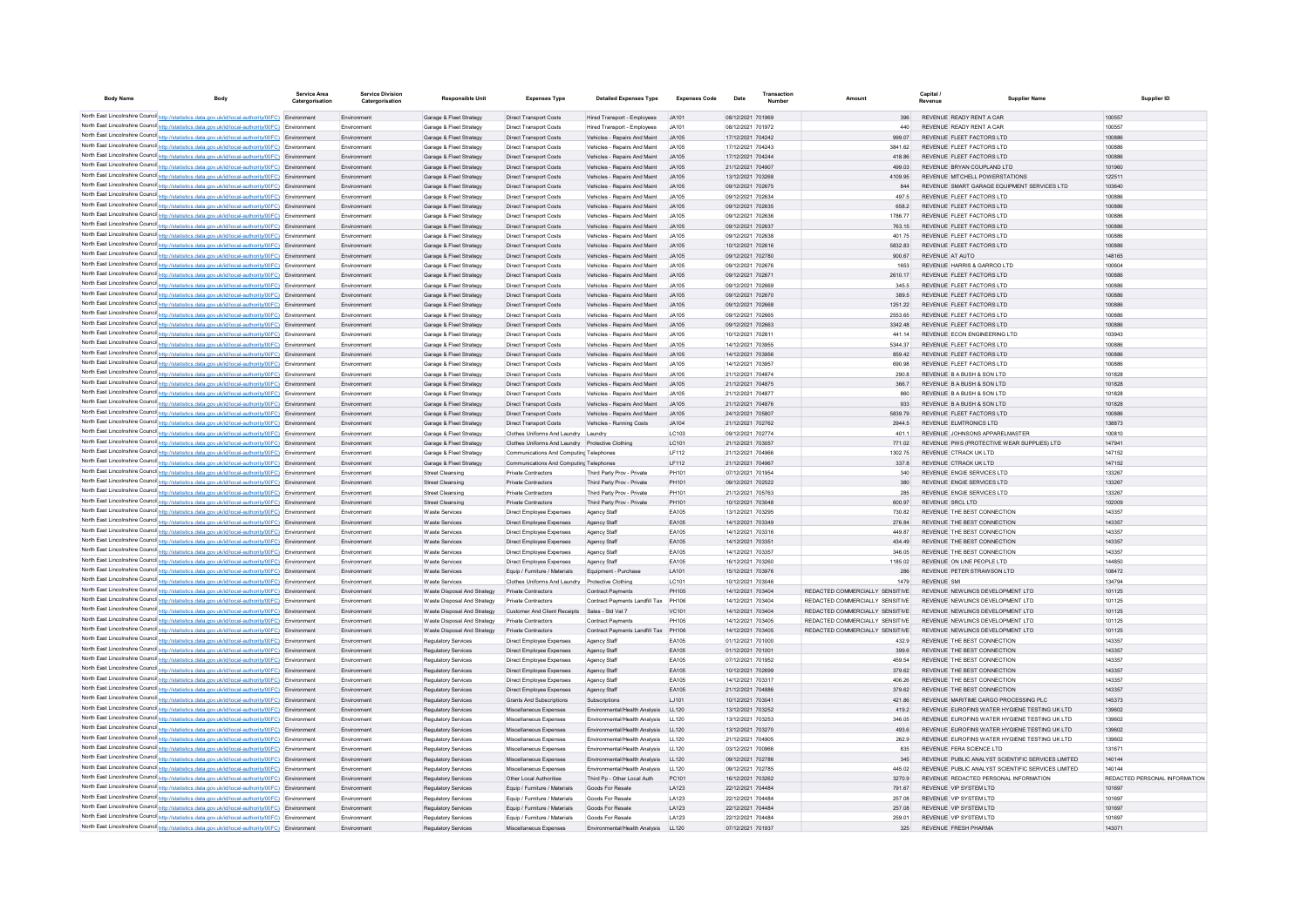| Body Name | Body | Service Area Catergorisation | Service Division Catergorisation | Responsible Unit | Expenses Type | Detailed Expenses Type | Expenses Code | Date | Transaction Number | Amount | Capital / Revenue | Supplier Name | Supplier ID |
|---|---|---|---|---|---|---|---|---|---|---|---|---|---|
| North East Lincolnshire Council | http://statistics.data.gov.uk/id/local-authority/00FC) | Environment | Environment | Garage & Fleet Strategy | Direct Transport Costs | Hired Transport - Employees | JA101 | 08/12/2021 | 701969 | 396 | REVENUE | READY RENT A CAR | 100557 |
| North East Lincolnshire Council | http://statistics.data.gov.uk/id/local-authority/00FC) | Environment | Environment | Garage & Fleet Strategy | Direct Transport Costs | Hired Transport - Employees | JA101 | 08/12/2021 | 701972 | 440 | REVENUE | READY RENT A CAR | 100557 |
| North East Lincolnshire Council | http://statistics.data.gov.uk/id/local-authority/00FC) | Environment | Environment | Garage & Fleet Strategy | Direct Transport Costs | Vehicles - Repairs And Maint | JA105 | 17/12/2021 | 704242 | 999.07 | REVENUE | FLEET FACTORS LTD | 100886 |
| North East Lincolnshire Council | http://statistics.data.gov.uk/id/local-authority/00FC) | Environment | Environment | Garage & Fleet Strategy | Direct Transport Costs | Vehicles - Repairs And Maint | JA105 | 17/12/2021 | 704243 | 3841.62 | REVENUE | FLEET FACTORS LTD | 100886 |
| North East Lincolnshire Council | http://statistics.data.gov.uk/id/local-authority/00FC) | Environment | Environment | Garage & Fleet Strategy | Direct Transport Costs | Vehicles - Repairs And Maint | JA105 | 17/12/2021 | 704244 | 418.86 | REVENUE | FLEET FACTORS LTD | 100886 |
| North East Lincolnshire Council | http://statistics.data.gov.uk/id/local-authority/00FC) | Environment | Environment | Garage & Fleet Strategy | Direct Transport Costs | Vehicles - Repairs And Maint | JA105 | 21/12/2021 | 704907 | 499.03 | REVENUE | BRYAN COUPLAND LTD | 101960 |
| North East Lincolnshire Council | http://statistics.data.gov.uk/id/local-authority/00FC) | Environment | Environment | Garage & Fleet Strategy | Direct Transport Costs | Vehicles - Repairs And Maint | JA105 | 13/12/2021 | 703268 | 4109.95 | REVENUE | MITCHELL POWERSTATIONS | 122511 |
| North East Lincolnshire Council | http://statistics.data.gov.uk/id/local-authority/00FC) | Environment | Environment | Garage & Fleet Strategy | Direct Transport Costs | Vehicles - Repairs And Maint | JA105 | 09/12/2021 | 702675 | 844 | REVENUE | SMART GARAGE EQUIPMENT SERVICES LTD | 103640 |
| North East Lincolnshire Council | http://statistics.data.gov.uk/id/local-authority/00FC) | Environment | Environment | Garage & Fleet Strategy | Direct Transport Costs | Vehicles - Repairs And Maint | JA105 | 09/12/2021 | 702634 | 497.5 | REVENUE | FLEET FACTORS LTD | 100886 |
| North East Lincolnshire Council | http://statistics.data.gov.uk/id/local-authority/00FC) | Environment | Environment | Garage & Fleet Strategy | Direct Transport Costs | Vehicles - Repairs And Maint | JA105 | 09/12/2021 | 702635 | 658.2 | REVENUE | FLEET FACTORS LTD | 100886 |
| North East Lincolnshire Council | http://statistics.data.gov.uk/id/local-authority/00FC) | Environment | Environment | Garage & Fleet Strategy | Direct Transport Costs | Vehicles - Repairs And Maint | JA105 | 09/12/2021 | 702636 | 1786.77 | REVENUE | FLEET FACTORS LTD | 100886 |
| North East Lincolnshire Council | http://statistics.data.gov.uk/id/local-authority/00FC) | Environment | Environment | Garage & Fleet Strategy | Direct Transport Costs | Vehicles - Repairs And Maint | JA105 | 09/12/2021 | 702637 | 763.15 | REVENUE | FLEET FACTORS LTD | 100886 |
| North East Lincolnshire Council | http://statistics.data.gov.uk/id/local-authority/00FC) | Environment | Environment | Garage & Fleet Strategy | Direct Transport Costs | Vehicles - Repairs And Maint | JA105 | 09/12/2021 | 702638 | 401.75 | REVENUE | FLEET FACTORS LTD | 100886 |
| North East Lincolnshire Council | http://statistics.data.gov.uk/id/local-authority/00FC) | Environment | Environment | Garage & Fleet Strategy | Direct Transport Costs | Vehicles - Repairs And Maint | JA105 | 10/12/2021 | 702616 | 5832.83 | REVENUE | FLEET FACTORS LTD | 100886 |
| North East Lincolnshire Council | http://statistics.data.gov.uk/id/local-authority/00FC) | Environment | Environment | Garage & Fleet Strategy | Direct Transport Costs | Vehicles - Repairs And Maint | JA105 | 09/12/2021 | 702780 | 900.67 | REVENUE | AT AUTO | 148165 |
| North East Lincolnshire Council | http://statistics.data.gov.uk/id/local-authority/00FC) | Environment | Environment | Garage & Fleet Strategy | Direct Transport Costs | Vehicles - Repairs And Maint | JA105 | 09/12/2021 | 702676 | 1853 | REVENUE | HARRIS & GARROD LTD | 100604 |
| North East Lincolnshire Council | http://statistics.data.gov.uk/id/local-authority/00FC) | Environment | Environment | Garage & Fleet Strategy | Direct Transport Costs | Vehicles - Repairs And Maint | JA105 | 09/12/2021 | 702671 | 2610.17 | REVENUE | FLEET FACTORS LTD | 100886 |
| North East Lincolnshire Council | http://statistics.data.gov.uk/id/local-authority/00FC) | Environment | Environment | Garage & Fleet Strategy | Direct Transport Costs | Vehicles - Repairs And Maint | JA105 | 09/12/2021 | 702669 | 345.5 | REVENUE | FLEET FACTORS LTD | 100886 |
| North East Lincolnshire Council | http://statistics.data.gov.uk/id/local-authority/00FC) | Environment | Environment | Garage & Fleet Strategy | Direct Transport Costs | Vehicles - Repairs And Maint | JA105 | 09/12/2021 | 702670 | 389.5 | REVENUE | FLEET FACTORS LTD | 100886 |
| North East Lincolnshire Council | http://statistics.data.gov.uk/id/local-authority/00FC) | Environment | Environment | Garage & Fleet Strategy | Direct Transport Costs | Vehicles - Repairs And Maint | JA105 | 09/12/2021 | 702668 | 1251.22 | REVENUE | FLEET FACTORS LTD | 100886 |
| North East Lincolnshire Council | http://statistics.data.gov.uk/id/local-authority/00FC) | Environment | Environment | Garage & Fleet Strategy | Direct Transport Costs | Vehicles - Repairs And Maint | JA105 | 09/12/2021 | 702665 | 2553.65 | REVENUE | FLEET FACTORS LTD | 100886 |
| North East Lincolnshire Council | http://statistics.data.gov.uk/id/local-authority/00FC) | Environment | Environment | Garage & Fleet Strategy | Direct Transport Costs | Vehicles - Repairs And Maint | JA105 | 09/12/2021 | 702663 | 3342.48 | REVENUE | FLEET FACTORS LTD | 100886 |
| North East Lincolnshire Council | http://statistics.data.gov.uk/id/local-authority/00FC) | Environment | Environment | Garage & Fleet Strategy | Direct Transport Costs | Vehicles - Repairs And Maint | JA105 | 10/12/2021 | 702811 | 441.14 | REVENUE | ECON ENGINEERING LTD | 103943 |
| North East Lincolnshire Council | http://statistics.data.gov.uk/id/local-authority/00FC) | Environment | Environment | Garage & Fleet Strategy | Direct Transport Costs | Vehicles - Repairs And Maint | JA105 | 14/12/2021 | 703955 | 5344.37 | REVENUE | FLEET FACTORS LTD | 100886 |
| North East Lincolnshire Council | http://statistics.data.gov.uk/id/local-authority/00FC) | Environment | Environment | Garage & Fleet Strategy | Direct Transport Costs | Vehicles - Repairs And Maint | JA105 | 14/12/2021 | 703956 | 859.42 | REVENUE | FLEET FACTORS LTD | 100886 |
| North East Lincolnshire Council | http://statistics.data.gov.uk/id/local-authority/00FC) | Environment | Environment | Garage & Fleet Strategy | Direct Transport Costs | Vehicles - Repairs And Maint | JA105 | 14/12/2021 | 703957 | 690.98 | REVENUE | FLEET FACTORS LTD | 100886 |
| North East Lincolnshire Council | http://statistics.data.gov.uk/id/local-authority/00FC) | Environment | Environment | Garage & Fleet Strategy | Direct Transport Costs | Vehicles - Repairs And Maint | JA105 | 21/12/2021 | 704874 | 290.8 | REVENUE | B A BUSH & SON LTD | 101828 |
| North East Lincolnshire Council | http://statistics.data.gov.uk/id/local-authority/00FC) | Environment | Environment | Garage & Fleet Strategy | Direct Transport Costs | Vehicles - Repairs And Maint | JA105 | 21/12/2021 | 704875 | 366.7 | REVENUE | B A BUSH & SON LTD | 101828 |
| North East Lincolnshire Council | http://statistics.data.gov.uk/id/local-authority/00FC) | Environment | Environment | Garage & Fleet Strategy | Direct Transport Costs | Vehicles - Repairs And Maint | JA105 | 21/12/2021 | 704877 | 660 | REVENUE | B A BUSH & SON LTD | 101828 |
| North East Lincolnshire Council | http://statistics.data.gov.uk/id/local-authority/00FC) | Environment | Environment | Garage & Fleet Strategy | Direct Transport Costs | Vehicles - Repairs And Maint | JA105 | 21/12/2021 | 704876 | 933 | REVENUE | B A BUSH & SON LTD | 101828 |
| North East Lincolnshire Council | http://statistics.data.gov.uk/id/local-authority/00FC) | Environment | Environment | Garage & Fleet Strategy | Direct Transport Costs | Vehicles - Repairs And Maint | JA105 | 24/12/2021 | 705807 | 5839.79 | REVENUE | FLEET FACTORS LTD | 100886 |
| North East Lincolnshire Council | http://statistics.data.gov.uk/id/local-authority/00FC) | Environment | Environment | Garage & Fleet Strategy | Direct Transport Costs | Vehicles - Running Costs | JA104 | 21/12/2021 | 702762 | 2944.5 | REVENUE | ELMTRONICS LTD | 138873 |
| North East Lincolnshire Council | http://statistics.data.gov.uk/id/local-authority/00FC) | Environment | Environment | Garage & Fleet Strategy | Clothes Uniforms And Laundry | Laundry | LC103 | 09/12/2021 | 702774 | 401.1 | REVENUE | JOHNSONS APPARELMASTER | 100810 |
| North East Lincolnshire Council | http://statistics.data.gov.uk/id/local-authority/00FC) | Environment | Environment | Garage & Fleet Strategy | Clothes Uniforms And Laundry | Protective Clothing | LC101 | 21/12/2021 | 703057 | 771.02 | REVENUE | PWS (PROTECTIVE WEAR SUPPLIES) LTD | 147941 |
| North East Lincolnshire Council | http://statistics.data.gov.uk/id/local-authority/00FC) | Environment | Environment | Garage & Fleet Strategy | Communications And Computing | Telephones | LF112 | 21/12/2021 | 704966 | 1302.75 | REVENUE | CTRACK UK LTD | 147152 |
| North East Lincolnshire Council | http://statistics.data.gov.uk/id/local-authority/00FC) | Environment | Environment | Garage & Fleet Strategy | Communications And Computing | Telephones | LF112 | 21/12/2021 | 704967 | 337.8 | REVENUE | CTRACK UK LTD | 147152 |
| North East Lincolnshire Council | http://statistics.data.gov.uk/id/local-authority/00FC) | Environment | Environment | Street Cleansing | Private Contractors | Third Party Prov - Private | PH101 | 07/12/2021 | 701954 | 340 | REVENUE | ENGIE SERVICES LTD | 133267 |
| North East Lincolnshire Council | http://statistics.data.gov.uk/id/local-authority/00FC) | Environment | Environment | Street Cleansing | Private Contractors | Third Party Prov - Private | PH101 | 09/12/2021 | 702522 | 380 | REVENUE | ENGIE SERVICES LTD | 133267 |
| North East Lincolnshire Council | http://statistics.data.gov.uk/id/local-authority/00FC) | Environment | Environment | Street Cleansing | Private Contractors | Third Party Prov - Private | PH101 | 21/12/2021 | 705763 | 285 | REVENUE | ENGIE SERVICES LTD | 133267 |
| North East Lincolnshire Council | http://statistics.data.gov.uk/id/local-authority/00FC) | Environment | Environment | Street Cleansing | Private Contractors | Third Party Prov - Private | PH101 | 10/12/2021 | 703048 | 600.97 | REVENUE | SRCL LTD | 102009 |
| North East Lincolnshire Council | http://statistics.data.gov.uk/id/local-authority/00FC) | Environment | Environment | Waste Services | Direct Employee Expenses | Agency Staff | EA105 | 13/12/2021 | 703295 | 730.82 | REVENUE | THE BEST CONNECTION | 143357 |
| North East Lincolnshire Council | http://statistics.data.gov.uk/id/local-authority/00FC) | Environment | Environment | Waste Services | Direct Employee Expenses | Agency Staff | EA105 | 14/12/2021 | 703349 | 276.84 | REVENUE | THE BEST CONNECTION | 143357 |
| North East Lincolnshire Council | http://statistics.data.gov.uk/id/local-authority/00FC) | Environment | Environment | Waste Services | Direct Employee Expenses | Agency Staff | EA105 | 14/12/2021 | 703316 | 449.87 | REVENUE | THE BEST CONNECTION | 143357 |
| North East Lincolnshire Council | http://statistics.data.gov.uk/id/local-authority/00FC) | Environment | Environment | Waste Services | Direct Employee Expenses | Agency Staff | EA105 | 14/12/2021 | 703351 | 434.49 | REVENUE | THE BEST CONNECTION | 143357 |
| North East Lincolnshire Council | http://statistics.data.gov.uk/id/local-authority/00FC) | Environment | Environment | Waste Services | Direct Employee Expenses | Agency Staff | EA105 | 14/12/2021 | 703357 | 346.05 | REVENUE | THE BEST CONNECTION | 143357 |
| North East Lincolnshire Council | http://statistics.data.gov.uk/id/local-authority/00FC) | Environment | Environment | Waste Services | Direct Employee Expenses | Agency Staff | EA105 | 16/12/2021 | 703260 | 1185.02 | REVENUE | ON LINE PEOPLE LTD | 144850 |
| North East Lincolnshire Council | http://statistics.data.gov.uk/id/local-authority/00FC) | Environment | Environment | Waste Services | Equip / Furniture / Materials | Equipment - Purchase | LA101 | 15/12/2021 | 703976 | 286 | REVENUE | PETER STRAWSON LTD | 108472 |
| North East Lincolnshire Council | http://statistics.data.gov.uk/id/local-authority/00FC) | Environment | Environment | Waste Services | Clothes Uniforms And Laundry | Protective Clothing | LC101 | 10/12/2021 | 703046 | 1479 | REVENUE | SMI | 134794 |
| North East Lincolnshire Council | http://statistics.data.gov.uk/id/local-authority/00FC) | Environment | Environment | Waste Disposal And Strategy | Private Contractors | Contract Payments | PH105 | 14/12/2021 | 703404 | REDACTED COMMERCIALLY SENSITIVE | REVENUE | NEWLINCS DEVELOPMENT LTD | 101125 |
| North East Lincolnshire Council | http://statistics.data.gov.uk/id/local-authority/00FC) | Environment | Environment | Waste Disposal And Strategy | Private Contractors | Contract Payments Landfill Tax | PH106 | 14/12/2021 | 703404 | REDACTED COMMERCIALLY SENSITIVE | REVENUE | NEWLINCS DEVELOPMENT LTD | 101125 |
| North East Lincolnshire Council | http://statistics.data.gov.uk/id/local-authority/00FC) | Environment | Environment | Waste Disposal And Strategy | Customer And Client Receipts | Sales - Std Vat 7 | VC101 | 14/12/2021 | 703404 | REDACTED COMMERCIALLY SENSITIVE | REVENUE | NEWLINCS DEVELOPMENT LTD | 101125 |
| North East Lincolnshire Council | http://statistics.data.gov.uk/id/local-authority/00FC) | Environment | Environment | Waste Disposal And Strategy | Private Contractors | Contract Payments | PH105 | 14/12/2021 | 703405 | REDACTED COMMERCIALLY SENSITIVE | REVENUE | NEWLINCS DEVELOPMENT LTD | 101125 |
| North East Lincolnshire Council | http://statistics.data.gov.uk/id/local-authority/00FC) | Environment | Environment | Waste Disposal And Strategy | Private Contractors | Contract Payments Landfill Tax | PH106 | 14/12/2021 | 703405 | REDACTED COMMERCIALLY SENSITIVE | REVENUE | NEWLINCS DEVELOPMENT LTD | 101125 |
| North East Lincolnshire Council | http://statistics.data.gov.uk/id/local-authority/00FC) | Environment | Environment | Regulatory Services | Direct Employee Expenses | Agency Staff | EA105 | 01/12/2021 | 701000 | 432.9 | REVENUE | THE BEST CONNECTION | 143357 |
| North East Lincolnshire Council | http://statistics.data.gov.uk/id/local-authority/00FC) | Environment | Environment | Regulatory Services | Direct Employee Expenses | Agency Staff | EA105 | 01/12/2021 | 701001 | 399.6 | REVENUE | THE BEST CONNECTION | 143357 |
| North East Lincolnshire Council | http://statistics.data.gov.uk/id/local-authority/00FC) | Environment | Environment | Regulatory Services | Direct Employee Expenses | Agency Staff | EA105 | 07/12/2021 | 701952 | 459.54 | REVENUE | THE BEST CONNECTION | 143357 |
| North East Lincolnshire Council | http://statistics.data.gov.uk/id/local-authority/00FC) | Environment | Environment | Regulatory Services | Direct Employee Expenses | Agency Staff | EA105 | 10/12/2021 | 702699 | 379.62 | REVENUE | THE BEST CONNECTION | 143357 |
| North East Lincolnshire Council | http://statistics.data.gov.uk/id/local-authority/00FC) | Environment | Environment | Regulatory Services | Direct Employee Expenses | Agency Staff | EA105 | 14/12/2021 | 703317 | 406.26 | REVENUE | THE BEST CONNECTION | 143357 |
| North East Lincolnshire Council | http://statistics.data.gov.uk/id/local-authority/00FC) | Environment | Environment | Regulatory Services | Direct Employee Expenses | Agency Staff | EA105 | 21/12/2021 | 704886 | 379.62 | REVENUE | THE BEST CONNECTION | 143357 |
| North East Lincolnshire Council | http://statistics.data.gov.uk/id/local-authority/00FC) | Environment | Environment | Regulatory Services | Grants And Subscriptions | Subscriptions | LJ101 | 10/12/2021 | 703041 | 421.86 | REVENUE | MARITIME CARGO PROCESSING PLC | 145373 |
| North East Lincolnshire Council | http://statistics.data.gov.uk/id/local-authority/00FC) | Environment | Environment | Regulatory Services | Miscellaneous Expenses | Environmental/Health Analysis | LL120 | 13/12/2021 | 703252 | 419.2 | REVENUE | EUROFINS WATER HYGIENE TESTING UK LTD | 139602 |
| North East Lincolnshire Council | http://statistics.data.gov.uk/id/local-authority/00FC) | Environment | Environment | Regulatory Services | Miscellaneous Expenses | Environmental/Health Analysis | LL120 | 13/12/2021 | 703253 | 346.05 | REVENUE | EUROFINS WATER HYGIENE TESTING UK LTD | 139602 |
| North East Lincolnshire Council | http://statistics.data.gov.uk/id/local-authority/00FC) | Environment | Environment | Regulatory Services | Miscellaneous Expenses | Environmental/Health Analysis | LL120 | 13/12/2021 | 703270 | 493.6 | REVENUE | EUROFINS WATER HYGIENE TESTING UK LTD | 139602 |
| North East Lincolnshire Council | http://statistics.data.gov.uk/id/local-authority/00FC) | Environment | Environment | Regulatory Services | Miscellaneous Expenses | Environmental/Health Analysis | LL120 | 21/12/2021 | 704905 | 262.9 | REVENUE | EUROFINS WATER HYGIENE TESTING UK LTD | 139602 |
| North East Lincolnshire Council | http://statistics.data.gov.uk/id/local-authority/00FC) | Environment | Environment | Regulatory Services | Miscellaneous Expenses | Environmental/Health Analysis | LL120 | 03/12/2021 | 700966 | 835 | REVENUE | FERA SCIENCE LTD | 131671 |
| North East Lincolnshire Council | http://statistics.data.gov.uk/id/local-authority/00FC) | Environment | Environment | Regulatory Services | Miscellaneous Expenses | Environmental/Health Analysis | LL120 | 09/12/2021 | 702786 | 345 | REVENUE | PUBLIC ANALYST SCIENTIFIC SERVICES LIMITED | 140144 |
| North East Lincolnshire Council | http://statistics.data.gov.uk/id/local-authority/00FC) | Environment | Environment | Regulatory Services | Miscellaneous Expenses | Environmental/Health Analysis | LL120 | 09/12/2021 | 702785 | 445.02 | REVENUE | PUBLIC ANALYST SCIENTIFIC SERVICES LIMITED | 140144 |
| North East Lincolnshire Council | http://statistics.data.gov.uk/id/local-authority/00FC) | Environment | Environment | Regulatory Services | Other Local Authorities | Third Pp - Other Local Auth | PC101 | 16/12/2021 | 703262 | 3270.9 | REVENUE | REDACTED PERSONAL INFORMATION | REDACTED PERSONAL INFORMATION |
| North East Lincolnshire Council | http://statistics.data.gov.uk/id/local-authority/00FC) | Environment | Environment | Regulatory Services | Equip / Furniture / Materials | Goods For Resale | LA123 | 22/12/2021 | 704484 | 791.67 | REVENUE | VIP SYSTEM LTD | 101697 |
| North East Lincolnshire Council | http://statistics.data.gov.uk/id/local-authority/00FC) | Environment | Environment | Regulatory Services | Equip / Furniture / Materials | Goods For Resale | LA123 | 22/12/2021 | 704484 | 257.08 | REVENUE | VIP SYSTEM LTD | 101697 |
| North East Lincolnshire Council | http://statistics.data.gov.uk/id/local-authority/00FC) | Environment | Environment | Regulatory Services | Equip / Furniture / Materials | Goods For Resale | LA123 | 22/12/2021 | 704484 | 257.08 | REVENUE | VIP SYSTEM LTD | 101697 |
| North East Lincolnshire Council | http://statistics.data.gov.uk/id/local-authority/00FC) | Environment | Environment | Regulatory Services | Equip / Furniture / Materials | Goods For Resale | LA123 | 22/12/2021 | 704484 | 259.01 | REVENUE | VIP SYSTEM LTD | 101697 |
| North East Lincolnshire Council | http://statistics.data.gov.uk/id/local-authority/00FC) | Environment | Environment | Regulatory Services | Miscellaneous Expenses | Environmental/Health Analysis | LL120 | 07/12/2021 | 701937 | 325 | REVENUE | FRESH PHARMA | 143071 |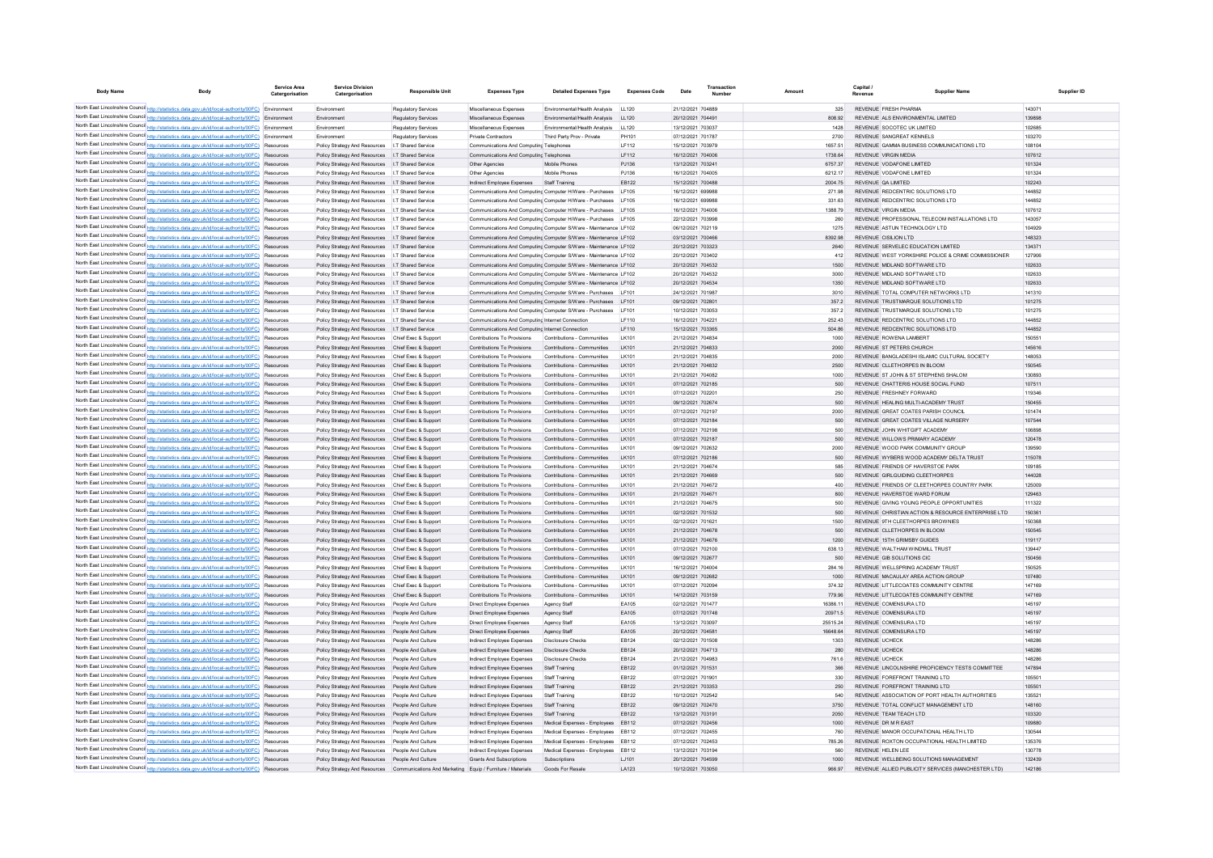| Body Name | Body | Service Area Catergorisation | Service Division Catergorisation | Responsible Unit | Expenses Type | Detailed Expenses Type | Expenses Code | Date | Transaction Number | Amount | Capital / Revenue | Supplier Name | Supplier ID |
|---|---|---|---|---|---|---|---|---|---|---|---|---|---|
| North East Lincolnshire Council | http://statistics.data.gov.uk/id/local-authority/00FC) | Environment | Environment | Regulatory Services | Miscellaneous Expenses | Environmental/Health Analysis | LL120 | 21/12/2021 | 704889 | 325 | REVENUE | FRESH PHARMA | 143071 |
| North East Lincolnshire Council | http://statistics.data.gov.uk/id/local-authority/00FC) | Environment | Environment | Regulatory Services | Miscellaneous Expenses | Environmental/Health Analysis | LL120 | 20/12/2021 | 704491 | 808.92 | REVENUE | ALS ENVIRONMENTAL LIMITED | 139898 |
| North East Lincolnshire Council | http://statistics.data.gov.uk/id/local-authority/00FC) | Environment | Environment | Regulatory Services | Miscellaneous Expenses | Environmental/Health Analysis | LL120 | 13/12/2021 | 703037 | 1428 | REVENUE | SOCOTEC UK LIMITED | 102685 |
| North East Lincolnshire Council | http://statistics.data.gov.uk/id/local-authority/00FC) | Environment | Environment | Regulatory Services | Private Contractors | Third Party Prov - Private | PH101 | 07/12/2021 | 701787 | 2700 | REVENUE | SANGREAT KENNELS | 103270 |
| North East Lincolnshire Council | http://statistics.data.gov.uk/id/local-authority/00FC) | Resources | Policy Strategy And Resources | I.T Shared Service | Communications And Computing | Telephones | LF112 | 15/12/2021 | 703979 | 1657.51 | REVENUE | GAMMA BUSINESS COMMUNICATIONS LTD | 108104 |
| North East Lincolnshire Council | http://statistics.data.gov.uk/id/local-authority/00FC) | Resources | Policy Strategy And Resources | I.T Shared Service | Communications And Computing | Telephones | LF112 | 16/12/2021 | 704006 | 1738.64 | REVENUE | VIRGIN MEDIA | 107612 |
| North East Lincolnshire Council | http://statistics.data.gov.uk/id/local-authority/00FC) | Resources | Policy Strategy And Resources | I.T Shared Service | Other Agencies | Mobile Phones | PJ136 | 13/12/2021 | 703241 | 6757.37 | REVENUE | VODAFONE LIMITED | 101324 |
| North East Lincolnshire Council | http://statistics.data.gov.uk/id/local-authority/00FC) | Resources | Policy Strategy And Resources | I.T Shared Service | Other Agencies | Mobile Phones | PJ136 | 16/12/2021 | 704005 | 6212.17 | REVENUE | VODAFONE LIMITED | 101324 |
| North East Lincolnshire Council | http://statistics.data.gov.uk/id/local-authority/00FC) | Resources | Policy Strategy And Resources | I.T Shared Service | Indirect Employee Expenses | Staff Training | EB122 | 15/12/2021 | 700488 | 2004.75 | REVENUE | QA LIMITED | 102243 |
| North East Lincolnshire Council | http://statistics.data.gov.uk/id/local-authority/00FC) | Resources | Policy Strategy And Resources | I.T Shared Service | Communications And Computing | Computer H/Ware - Purchases | LF105 | 16/12/2021 | 699988 | 271.98 | REVENUE | REDCENTRIC SOLUTIONS LTD | 144852 |
| North East Lincolnshire Council | http://statistics.data.gov.uk/id/local-authority/00FC) | Resources | Policy Strategy And Resources | I.T Shared Service | Communications And Computing | Computer H/Ware - Purchases | LF105 | 16/12/2021 | 699988 | 331.63 | REVENUE | REDCENTRIC SOLUTIONS LTD | 144852 |
| North East Lincolnshire Council | http://statistics.data.gov.uk/id/local-authority/00FC) | Resources | Policy Strategy And Resources | I.T Shared Service | Communications And Computing | Computer H/Ware - Purchases | LF105 | 16/12/2021 | 704006 | 1388.79 | REVENUE | VIRGIN MEDIA | 107612 |
| North East Lincolnshire Council | http://statistics.data.gov.uk/id/local-authority/00FC) | Resources | Policy Strategy And Resources | I.T Shared Service | Communications And Computing | Computer H/Ware - Purchases | LF105 | 22/12/2021 | 703998 | 260 | REVENUE | PROFESSIONAL TELECOM INSTALLATIONS LTD | 143057 |
| North East Lincolnshire Council | http://statistics.data.gov.uk/id/local-authority/00FC) | Resources | Policy Strategy And Resources | I.T Shared Service | Communications And Computing | Computer S/Ware - Maintenance | LF102 | 06/12/2021 | 702119 | 1275 | REVENUE | ASTUN TECHNOLOGY LTD | 104929 |
| North East Lincolnshire Council | http://statistics.data.gov.uk/id/local-authority/00FC) | Resources | Policy Strategy And Resources | I.T Shared Service | Communications And Computing | Computer S/Ware - Maintenance | LF102 | 03/12/2021 | 700466 | 8392.98 | REVENUE | CISILION LTD | 148323 |
| North East Lincolnshire Council | http://statistics.data.gov.uk/id/local-authority/00FC) | Resources | Policy Strategy And Resources | I.T Shared Service | Communications And Computing | Computer S/Ware - Maintenance | LF102 | 20/12/2021 | 703323 | 2640 | REVENUE | SERVELEC EDUCATION LIMITED | 134371 |
| North East Lincolnshire Council | http://statistics.data.gov.uk/id/local-authority/00FC) | Resources | Policy Strategy And Resources | I.T Shared Service | Communications And Computing | Computer S/Ware - Maintenance | LF102 | 20/12/2021 | 703402 | 412 | REVENUE | WEST YORKSHIRE POLICE & CRIME COMMISSIONER | 127906 |
| North East Lincolnshire Council | http://statistics.data.gov.uk/id/local-authority/00FC) | Resources | Policy Strategy And Resources | I.T Shared Service | Communications And Computing | Computer S/Ware - Maintenance | LF102 | 20/12/2021 | 704532 | 1500 | REVENUE | MIDLAND SOFTWARE LTD | 102633 |
| North East Lincolnshire Council | http://statistics.data.gov.uk/id/local-authority/00FC) | Resources | Policy Strategy And Resources | I.T Shared Service | Communications And Computing | Computer S/Ware - Maintenance | LF102 | 20/12/2021 | 704532 | 3000 | REVENUE | MIDLAND SOFTWARE LTD | 102633 |
| North East Lincolnshire Council | http://statistics.data.gov.uk/id/local-authority/00FC) | Resources | Policy Strategy And Resources | I.T Shared Service | Communications And Computing | Computer S/Ware - Maintenance | LF102 | 20/12/2021 | 704534 | 1350 | REVENUE | MIDLAND SOFTWARE LTD | 102633 |
| North East Lincolnshire Council | http://statistics.data.gov.uk/id/local-authority/00FC) | Resources | Policy Strategy And Resources | I.T Shared Service | Communications And Computing | Computer S/Ware - Purchases | LF101 | 24/12/2021 | 701987 | 3010 | REVENUE | TOTAL COMPUTER NETWORKS LTD | 141310 |
| North East Lincolnshire Council | http://statistics.data.gov.uk/id/local-authority/00FC) | Resources | Policy Strategy And Resources | I.T Shared Service | Communications And Computing | Computer S/Ware - Purchases | LF101 | 09/12/2021 | 702801 | 357.2 | REVENUE | TRUSTMARQUE SOLUTIONS LTD | 101275 |
| North East Lincolnshire Council | http://statistics.data.gov.uk/id/local-authority/00FC) | Resources | Policy Strategy And Resources | I.T Shared Service | Communications And Computing | Computer S/Ware - Purchases | LF101 | 10/12/2021 | 703053 | 357.2 | REVENUE | TRUSTMARQUE SOLUTIONS LTD | 101275 |
| North East Lincolnshire Council | http://statistics.data.gov.uk/id/local-authority/00FC) | Resources | Policy Strategy And Resources | I.T Shared Service | Communications And Computing | Internet Connection | LF110 | 16/12/2021 | 704221 | 252.43 | REVENUE | REDCENTRIC SOLUTIONS LTD | 144852 |
| North East Lincolnshire Council | http://statistics.data.gov.uk/id/local-authority/00FC) | Resources | Policy Strategy And Resources | I.T Shared Service | Communications And Computing | Internet Connection | LF110 | 15/12/2021 | 703365 | 504.86 | REVENUE | REDCENTRIC SOLUTIONS LTD | 144852 |
| North East Lincolnshire Council | http://statistics.data.gov.uk/id/local-authority/00FC) | Resources | Policy Strategy And Resources | Chief Exec & Support | Contributions To Provisions | Contributions - Communities | LK101 | 21/12/2021 | 704834 | 1000 | REVENUE | ROWENA LAMBERT | 150551 |
| North East Lincolnshire Council | http://statistics.data.gov.uk/id/local-authority/00FC) | Resources | Policy Strategy And Resources | Chief Exec & Support | Contributions To Provisions | Contributions - Communities | LK101 | 21/12/2021 | 704833 | 2000 | REVENUE | ST PETERS CHURCH | 145616 |
| North East Lincolnshire Council | http://statistics.data.gov.uk/id/local-authority/00FC) | Resources | Policy Strategy And Resources | Chief Exec & Support | Contributions To Provisions | Contributions - Communities | LK101 | 21/12/2021 | 704835 | 2000 | REVENUE | BANGLADESHI ISLAMIC CULTURAL SOCIETY | 148053 |
| North East Lincolnshire Council | http://statistics.data.gov.uk/id/local-authority/00FC) | Resources | Policy Strategy And Resources | Chief Exec & Support | Contributions To Provisions | Contributions - Communities | LK101 | 21/12/2021 | 704832 | 2500 | REVENUE | CLLETHORPES IN BLOOM | 150545 |
| North East Lincolnshire Council | http://statistics.data.gov.uk/id/local-authority/00FC) | Resources | Policy Strategy And Resources | Chief Exec & Support | Contributions To Provisions | Contributions - Communities | LK101 | 21/12/2021 | 704082 | 1000 | REVENUE | ST JOHN & ST STEPHENS SHALOM | 130893 |
| North East Lincolnshire Council | http://statistics.data.gov.uk/id/local-authority/00FC) | Resources | Policy Strategy And Resources | Chief Exec & Support | Contributions To Provisions | Contributions - Communities | LK101 | 07/12/2021 | 702185 | 500 | REVENUE | CHATTERIS HOUSE SOCIAL FUND | 107511 |
| North East Lincolnshire Council | http://statistics.data.gov.uk/id/local-authority/00FC) | Resources | Policy Strategy And Resources | Chief Exec & Support | Contributions To Provisions | Contributions - Communities | LK101 | 07/12/2021 | 702201 | 250 | REVENUE | FRESHNEY FORWARD | 119346 |
| North East Lincolnshire Council | http://statistics.data.gov.uk/id/local-authority/00FC) | Resources | Policy Strategy And Resources | Chief Exec & Support | Contributions To Provisions | Contributions - Communities | LK101 | 09/12/2021 | 702674 | 500 | REVENUE | HEALING MULTI-ACADEMY TRUST | 150455 |
| North East Lincolnshire Council | http://statistics.data.gov.uk/id/local-authority/00FC) | Resources | Policy Strategy And Resources | Chief Exec & Support | Contributions To Provisions | Contributions - Communities | LK101 | 07/12/2021 | 702197 | 2000 | REVENUE | GREAT COATES PARISH COUNCIL | 101474 |
| North East Lincolnshire Council | http://statistics.data.gov.uk/id/local-authority/00FC) | Resources | Policy Strategy And Resources | Chief Exec & Support | Contributions To Provisions | Contributions - Communities | LK101 | 07/12/2021 | 702184 | 500 | REVENUE | GREAT COATES VILLAGE NURSERY | 107544 |
| North East Lincolnshire Council | http://statistics.data.gov.uk/id/local-authority/00FC) | Resources | Policy Strategy And Resources | Chief Exec & Support | Contributions To Provisions | Contributions - Communities | LK101 | 07/12/2021 | 702198 | 500 | REVENUE | JOHN WHITGIFT ACADEMY | 106898 |
| North East Lincolnshire Council | http://statistics.data.gov.uk/id/local-authority/00FC) | Resources | Policy Strategy And Resources | Chief Exec & Support | Contributions To Provisions | Contributions - Communities | LK101 | 07/12/2021 | 702187 | 500 | REVENUE | WILLOWS PRIMARY ACADEMY | 120478 |
| North East Lincolnshire Council | http://statistics.data.gov.uk/id/local-authority/00FC) | Resources | Policy Strategy And Resources | Chief Exec & Support | Contributions To Provisions | Contributions - Communities | LK101 | 09/12/2021 | 702632 | 2000 | REVENUE | WOOD PARK COMMUNITY GROUP | 139590 |
| North East Lincolnshire Council | http://statistics.data.gov.uk/id/local-authority/00FC) | Resources | Policy Strategy And Resources | Chief Exec & Support | Contributions To Provisions | Contributions - Communities | LK101 | 07/12/2021 | 702186 | 500 | REVENUE | WYBERS WOOD ACADEMY DELTA TRUST | 115078 |
| North East Lincolnshire Council | http://statistics.data.gov.uk/id/local-authority/00FC) | Resources | Policy Strategy And Resources | Chief Exec & Support | Contributions To Provisions | Contributions - Communities | LK101 | 21/12/2021 | 704674 | 585 | REVENUE | FRIENDS OF HAVERSTOE PARK | 109185 |
| North East Lincolnshire Council | http://statistics.data.gov.uk/id/local-authority/00FC) | Resources | Policy Strategy And Resources | Chief Exec & Support | Contributions To Provisions | Contributions - Communities | LK101 | 21/12/2021 | 704669 | 500 | REVENUE | GIRLGUIDING CLEETHORPES | 144028 |
| North East Lincolnshire Council | http://statistics.data.gov.uk/id/local-authority/00FC) | Resources | Policy Strategy And Resources | Chief Exec & Support | Contributions To Provisions | Contributions - Communities | LK101 | 21/12/2021 | 704672 | 400 | REVENUE | FRIENDS OF CLEETHORPES COUNTRY PARK | 125009 |
| North East Lincolnshire Council | http://statistics.data.gov.uk/id/local-authority/00FC) | Resources | Policy Strategy And Resources | Chief Exec & Support | Contributions To Provisions | Contributions - Communities | LK101 | 21/12/2021 | 704671 | 800 | REVENUE | HAVERSTOE WARD FORUM | 129463 |
| North East Lincolnshire Council | http://statistics.data.gov.uk/id/local-authority/00FC) | Resources | Policy Strategy And Resources | Chief Exec & Support | Contributions To Provisions | Contributions - Communities | LK101 | 21/12/2021 | 704675 | 500 | REVENUE | GIVING YOUNG PEOPLE OPPORTUNITIES | 111322 |
| North East Lincolnshire Council | http://statistics.data.gov.uk/id/local-authority/00FC) | Resources | Policy Strategy And Resources | Chief Exec & Support | Contributions To Provisions | Contributions - Communities | LK101 | 02/12/2021 | 701532 | 500 | REVENUE | CHRISTIAN ACTION & RESOURCE ENTERPRISE LTD | 150361 |
| North East Lincolnshire Council | http://statistics.data.gov.uk/id/local-authority/00FC) | Resources | Policy Strategy And Resources | Chief Exec & Support | Contributions To Provisions | Contributions - Communities | LK101 | 02/12/2021 | 701621 | 1500 | REVENUE | 9TH CLEETHORPES BROWNIES | 150368 |
| North East Lincolnshire Council | http://statistics.data.gov.uk/id/local-authority/00FC) | Resources | Policy Strategy And Resources | Chief Exec & Support | Contributions To Provisions | Contributions - Communities | LK101 | 21/12/2021 | 704678 | 500 | REVENUE | CLLETHORPES IN BLOOM | 150545 |
| North East Lincolnshire Council | http://statistics.data.gov.uk/id/local-authority/00FC) | Resources | Policy Strategy And Resources | Chief Exec & Support | Contributions To Provisions | Contributions - Communities | LK101 | 21/12/2021 | 704676 | 1200 | REVENUE | 15TH GRIMSBY GUIDES | 119117 |
| North East Lincolnshire Council | http://statistics.data.gov.uk/id/local-authority/00FC) | Resources | Policy Strategy And Resources | Chief Exec & Support | Contributions To Provisions | Contributions - Communities | LK101 | 07/12/2021 | 702100 | 638.13 | REVENUE | WALTHAM WINDMILL TRUST | 139447 |
| North East Lincolnshire Council | http://statistics.data.gov.uk/id/local-authority/00FC) | Resources | Policy Strategy And Resources | Chief Exec & Support | Contributions To Provisions | Contributions - Communities | LK101 | 09/12/2021 | 702677 | 500 | REVENUE | GB SOLUTIONS CIC | 150456 |
| North East Lincolnshire Council | http://statistics.data.gov.uk/id/local-authority/00FC) | Resources | Policy Strategy And Resources | Chief Exec & Support | Contributions To Provisions | Contributions - Communities | LK101 | 16/12/2021 | 704004 | 284.16 | REVENUE | WELLSPRING ACADEMY TRUST | 150525 |
| North East Lincolnshire Council | http://statistics.data.gov.uk/id/local-authority/00FC) | Resources | Policy Strategy And Resources | Chief Exec & Support | Contributions To Provisions | Contributions - Communities | LK101 | 09/12/2021 | 702662 | 1000 | REVENUE | MACAULAY AREA ACTION GROUP | 107480 |
| North East Lincolnshire Council | http://statistics.data.gov.uk/id/local-authority/00FC) | Resources | Policy Strategy And Resources | Chief Exec & Support | Contributions To Provisions | Contributions - Communities | LK101 | 07/12/2021 | 702094 | 374.32 | REVENUE | LITTLECOATES COMMUNITY CENTRE | 147169 |
| North East Lincolnshire Council | http://statistics.data.gov.uk/id/local-authority/00FC) | Resources | Policy Strategy And Resources | Chief Exec & Support | Contributions To Provisions | Contributions - Communities | LK101 | 14/12/2021 | 703159 | 779.96 | REVENUE | LITTLECOATES COMMUNITY CENTRE | 147169 |
| North East Lincolnshire Council | http://statistics.data.gov.uk/id/local-authority/00FC) | Resources | Policy Strategy And Resources | People And Culture | Direct Employee Expenses | Agency Staff | EA105 | 02/12/2021 | 701477 | 16386.11 | REVENUE | COMENSURA LTD | 145197 |
| North East Lincolnshire Council | http://statistics.data.gov.uk/id/local-authority/00FC) | Resources | Policy Strategy And Resources | People And Culture | Direct Employee Expenses | Agency Staff | EA105 | 07/12/2021 | 701748 | 20971.5 | REVENUE | COMENSURA LTD | 145197 |
| North East Lincolnshire Council | http://statistics.data.gov.uk/id/local-authority/00FC) | Resources | Policy Strategy And Resources | People And Culture | Direct Employee Expenses | Agency Staff | EA105 | 13/12/2021 | 703097 | 25515.24 | REVENUE | COMENSURA LTD | 145197 |
| North East Lincolnshire Council | http://statistics.data.gov.uk/id/local-authority/00FC) | Resources | Policy Strategy And Resources | People And Culture | Direct Employee Expenses | Agency Staff | EA105 | 20/12/2021 | 704581 | 16648.64 | REVENUE | COMENSURA LTD | 145197 |
| North East Lincolnshire Council | http://statistics.data.gov.uk/id/local-authority/00FC) | Resources | Policy Strategy And Resources | People And Culture | Indirect Employee Expenses | Disclosure Checks | EB124 | 02/12/2021 | 701508 | 1303 | REVENUE | UCHECK | 148286 |
| North East Lincolnshire Council | http://statistics.data.gov.uk/id/local-authority/00FC) | Resources | Policy Strategy And Resources | People And Culture | Indirect Employee Expenses | Disclosure Checks | EB124 | 20/12/2021 | 704713 | 280 | REVENUE | UCHECK | 148286 |
| North East Lincolnshire Council | http://statistics.data.gov.uk/id/local-authority/00FC) | Resources | Policy Strategy And Resources | People And Culture | Indirect Employee Expenses | Disclosure Checks | EB124 | 21/12/2021 | 704983 | 761.6 | REVENUE | UCHECK | 148286 |
| North East Lincolnshire Council | http://statistics.data.gov.uk/id/local-authority/00FC) | Resources | Policy Strategy And Resources | People And Culture | Indirect Employee Expenses | Staff Training | EB122 | 01/12/2021 | 701531 | 366 | REVENUE | LINCOLNSHIRE PROFICIENCY TESTS COMMITTEE | 147894 |
| North East Lincolnshire Council | http://statistics.data.gov.uk/id/local-authority/00FC) | Resources | Policy Strategy And Resources | People And Culture | Indirect Employee Expenses | Staff Training | EB122 | 07/12/2021 | 701901 | 330 | REVENUE | FOREFRONT TRAINING LTD | 105501 |
| North East Lincolnshire Council | http://statistics.data.gov.uk/id/local-authority/00FC) | Resources | Policy Strategy And Resources | People And Culture | Indirect Employee Expenses | Staff Training | EB122 | 21/12/2021 | 703353 | 250 | REVENUE | FOREFRONT TRAINING LTD | 105501 |
| North East Lincolnshire Council | http://statistics.data.gov.uk/id/local-authority/00FC) | Resources | Policy Strategy And Resources | People And Culture | Indirect Employee Expenses | Staff Training | EB122 | 10/12/2021 | 702542 | 540 | REVENUE | ASSOCIATION OF PORT HEALTH AUTHORITIES | 135521 |
| North East Lincolnshire Council | http://statistics.data.gov.uk/id/local-authority/00FC) | Resources | Policy Strategy And Resources | People And Culture | Indirect Employee Expenses | Staff Training | EB122 | 09/12/2021 | 702470 | 3750 | REVENUE | TOTAL CONFLICT MANAGEMENT LTD | 148160 |
| North East Lincolnshire Council | http://statistics.data.gov.uk/id/local-authority/00FC) | Resources | Policy Strategy And Resources | People And Culture | Indirect Employee Expenses | Staff Training | EB122 | 13/12/2021 | 703191 | 2050 | REVENUE | TEAM TEACH LTD | 103320 |
| North East Lincolnshire Council | http://statistics.data.gov.uk/id/local-authority/00FC) | Resources | Policy Strategy And Resources | People And Culture | Indirect Employee Expenses | Medical Expenses - Employees | EB112 | 07/12/2021 | 702456 | 1000 | REVENUE | DR M R EAST | 109880 |
| North East Lincolnshire Council | http://statistics.data.gov.uk/id/local-authority/00FC) | Resources | Policy Strategy And Resources | People And Culture | Indirect Employee Expenses | Medical Expenses - Employees | EB112 | 07/12/2021 | 702455 | 760 | REVENUE | MANOR OCCUPATIONAL HEALTH LTD | 130544 |
| North East Lincolnshire Council | http://statistics.data.gov.uk/id/local-authority/00FC) | Resources | Policy Strategy And Resources | People And Culture | Indirect Employee Expenses | Medical Expenses - Employees | EB112 | 07/12/2021 | 702453 | 785.26 | REVENUE | ROXTON OCCUPATIONAL HEALTH LIMITED | 135376 |
| North East Lincolnshire Council | http://statistics.data.gov.uk/id/local-authority/00FC) | Resources | Policy Strategy And Resources | People And Culture | Indirect Employee Expenses | Medical Expenses - Employees | EB112 | 13/12/2021 | 703194 | 560 | REVENUE | HELEN LEE | 130778 |
| North East Lincolnshire Council | http://statistics.data.gov.uk/id/local-authority/00FC) | Resources | Policy Strategy And Resources | People And Culture | Grants And Subscriptions | Subscriptions | LJ101 | 20/12/2021 | 704599 | 1000 | REVENUE | WELLBEING SOLUTIONS MANAGEMENT | 132439 |
| North East Lincolnshire Council | http://statistics.data.gov.uk/id/local-authority/00FC) | Resources | Policy Strategy And Resources | Communications And Marketing | Equip / Furniture / Materials | Goods For Resale | LA123 | 10/12/2021 | 703050 | 966.97 | REVENUE | ALLIED PUBLICITY SERVICES (MANCHESTER LTD) | 142186 |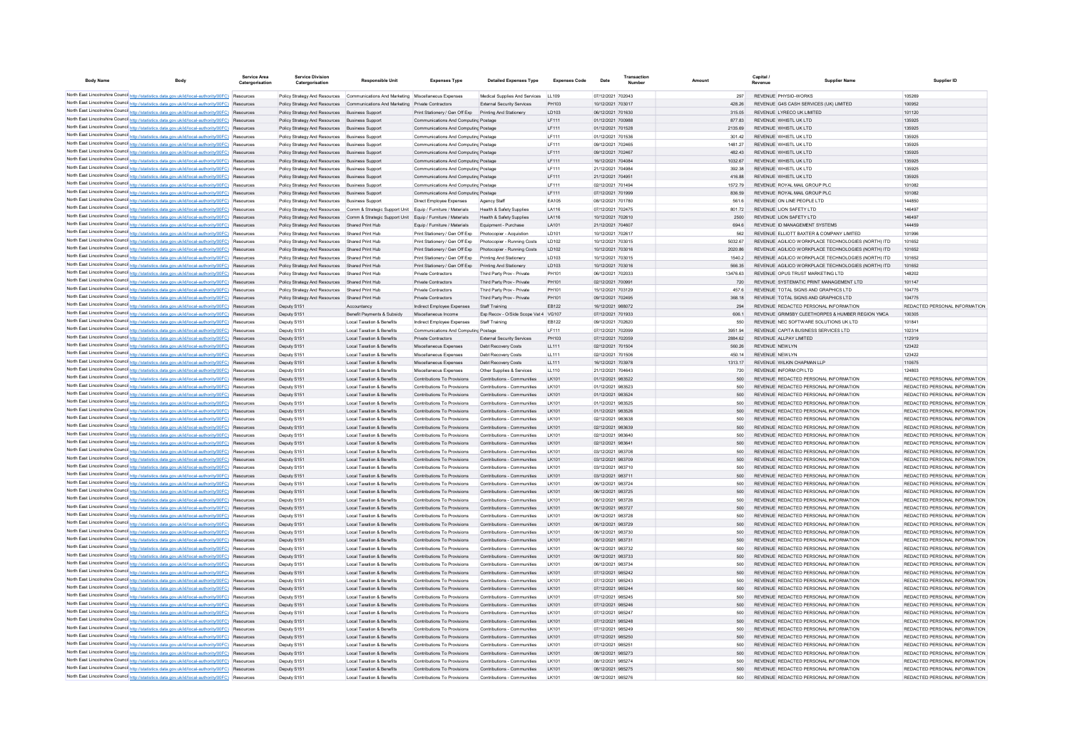| Body Name | Body | Service Area Catergorisation | Service Division Catergorisation | Responsible Unit | Expenses Type | Detailed Expenses Type | Expenses Code | Date | Transaction Number | Amount | Capital / Revenue | Supplier Name | Supplier ID |
|---|---|---|---|---|---|---|---|---|---|---|---|---|---|
| North East Lincolnshire Council | http://statistics.data.gov.uk/id/local-authority/00FC) | Resources | Policy Strategy And Resources | Communications And Marketing | Miscellaneous Expenses | Medical Supplies And Services | LL109 | 07/12/2021 | 702043 | 297 | REVENUE | PHYSIO-WORKS | 105269 |
| North East Lincolnshire Council | http://statistics.data.gov.uk/id/local-authority/00FC) | Resources | Policy Strategy And Resources | Communications And Marketing | Private Contractors | External Security Services | PH103 | 10/12/2021 | 703017 | 428.26 | REVENUE | G4S CASH SERVICES (UK) LIMITED | 100952 |
| North East Lincolnshire Council | http://statistics.data.gov.uk/id/local-authority/00FC) | Resources | Policy Strategy And Resources | Business Support | Print Stationery / Gen Off Exp | Printing And Stationery | LD103 | 06/12/2021 | 701630 | 315.05 | REVENUE | LYRECO UK LIMITED | 101120 |
| North East Lincolnshire Council | http://statistics.data.gov.uk/id/local-authority/00FC) | Resources | Policy Strategy And Resources | Business Support | Communications And Computing | Postage | LF111 | 01/12/2021 | 700988 | 877.83 | REVENUE | WHISTL UK LTD | 135925 |
| North East Lincolnshire Council | http://statistics.data.gov.uk/id/local-authority/00FC) | Resources | Policy Strategy And Resources | Business Support | Communications And Computing | Postage | LF111 | 01/12/2021 | 701528 | 2135.69 | REVENUE | WHISTL UK LTD | 135925 |
| North East Lincolnshire Council | http://statistics.data.gov.uk/id/local-authority/00FC) | Resources | Policy Strategy And Resources | Business Support | Communications And Computing | Postage | LF111 | 01/12/2021 | 701536 | 301.42 | REVENUE | WHISTL UK LTD | 135925 |
| North East Lincolnshire Council | http://statistics.data.gov.uk/id/local-authority/00FC) | Resources | Policy Strategy And Resources | Business Support | Communications And Computing | Postage | LF111 | 09/12/2021 | 702465 | 1481.27 | REVENUE | WHISTL UK LTD | 135925 |
| North East Lincolnshire Council | http://statistics.data.gov.uk/id/local-authority/00FC) | Resources | Policy Strategy And Resources | Business Support | Communications And Computing | Postage | LF111 | 09/12/2021 | 702467 | 482.43 | REVENUE | WHISTL UK LTD | 135925 |
| North East Lincolnshire Council | http://statistics.data.gov.uk/id/local-authority/00FC) | Resources | Policy Strategy And Resources | Business Support | Communications And Computing | Postage | LF111 | 16/12/2021 | 704084 | 1032.67 | REVENUE | WHISTL UK LTD | 135925 |
| North East Lincolnshire Council | http://statistics.data.gov.uk/id/local-authority/00FC) | Resources | Policy Strategy And Resources | Business Support | Communications And Computing | Postage | LF111 | 21/12/2021 | 704984 | 392.38 | REVENUE | WHISTL UK LTD | 135925 |
| North East Lincolnshire Council | http://statistics.data.gov.uk/id/local-authority/00FC) | Resources | Policy Strategy And Resources | Business Support | Communications And Computing | Postage | LF111 | 21/12/2021 | 704951 | 416.88 | REVENUE | WHISTL UK LTD | 135925 |
| North East Lincolnshire Council | http://statistics.data.gov.uk/id/local-authority/00FC) | Resources | Policy Strategy And Resources | Business Support | Communications And Computing | Postage | LF111 | 02/12/2021 | 701494 | 1572.79 | REVENUE | ROYAL MAIL GROUP PLC | 101082 |
| North East Lincolnshire Council | http://statistics.data.gov.uk/id/local-authority/00FC) | Resources | Policy Strategy And Resources | Business Support | Communications And Computing | Postage | LF111 | 07/12/2021 | 701999 | 836.59 | REVENUE | ROYAL MAIL GROUP PLC | 101082 |
| North East Lincolnshire Council | http://statistics.data.gov.uk/id/local-authority/00FC) | Resources | Policy Strategy And Resources | Business Support | Direct Employee Expenses | Agency Staff | EA105 | 08/12/2021 | 701780 | 561.6 | REVENUE | ON LINE PEOPLE LTD | 144850 |
| North East Lincolnshire Council | http://statistics.data.gov.uk/id/local-authority/00FC) | Resources | Policy Strategy And Resources | Comm & Strategic Support Unit | Equip / Furniture / Materials | Health & Safety Supplies | LA116 | 07/12/2021 | 702475 | 801.72 | REVENUE | LION SAFETY LTD | 146497 |
| North East Lincolnshire Council | http://statistics.data.gov.uk/id/local-authority/00FC) | Resources | Policy Strategy And Resources | Comm & Strategic Support Unit | Equip / Furniture / Materials | Health & Safety Supplies | LA116 | 10/12/2021 | 702610 | 2500 | REVENUE | LION SAFETY LTD | 146497 |
| North East Lincolnshire Council | http://statistics.data.gov.uk/id/local-authority/00FC) | Resources | Policy Strategy And Resources | Shared Print Hub | Equip / Furniture / Materials | Equipment - Purchase | LA101 | 21/12/2021 | 704607 | 694.6 | REVENUE | ID MANAGEMENT SYSTEMS | 144459 |
| North East Lincolnshire Council | http://statistics.data.gov.uk/id/local-authority/00FC) | Resources | Policy Strategy And Resources | Shared Print Hub | Print Stationery / Gen Off Exp | Photocopier - Acquistion | LD101 | 10/12/2021 | 702817 | 562 | REVENUE | ELLIOTT BAXTER & COMPANY LIMITED | 101996 |
| North East Lincolnshire Council | http://statistics.data.gov.uk/id/local-authority/00FC) | Resources | Policy Strategy And Resources | Shared Print Hub | Print Stationery / Gen Off Exp | Photocopier - Running Costs | LD102 | 10/12/2021 | 703015 | 5032.67 | REVENUE | AGILICO WORKPLACE TECHNOLOGIES (NORTH) ITD | 101652 |
| North East Lincolnshire Council | http://statistics.data.gov.uk/id/local-authority/00FC) | Resources | Policy Strategy And Resources | Shared Print Hub | Print Stationery / Gen Off Exp | Photocopier - Running Costs | LD102 | 10/12/2021 | 703016 | 2020.86 | REVENUE | AGILICO WORKPLACE TECHNOLOGIES (NORTH) ITD | 101652 |
| North East Lincolnshire Council | http://statistics.data.gov.uk/id/local-authority/00FC) | Resources | Policy Strategy And Resources | Shared Print Hub | Print Stationery / Gen Off Exp | Printing And Stationery | LD103 | 10/12/2021 | 703015 | 1540.2 | REVENUE | AGILICO WORKPLACE TECHNOLOGIES (NORTH) ITD | 101652 |
| North East Lincolnshire Council | http://statistics.data.gov.uk/id/local-authority/00FC) | Resources | Policy Strategy And Resources | Shared Print Hub | Print Stationery / Gen Off Exp | Printing And Stationery | LD103 | 10/12/2021 | 703016 | 566.35 | REVENUE | AGILICO WORKPLACE TECHNOLOGIES (NORTH) ITD | 101652 |
| North East Lincolnshire Council | http://statistics.data.gov.uk/id/local-authority/00FC) | Resources | Policy Strategy And Resources | Shared Print Hub | Private Contractors | Third Party Prov - Private | PH101 | 06/12/2021 | 702033 | 13476.63 | REVENUE | OPUS TRUST MARKETING LTD | 148202 |
| North East Lincolnshire Council | http://statistics.data.gov.uk/id/local-authority/00FC) | Resources | Policy Strategy And Resources | Shared Print Hub | Private Contractors | Third Party Prov - Private | PH101 | 02/12/2021 | 700991 | 720 | REVENUE | SYSTEMATIC PRINT MANAGEMENT LTD | 101147 |
| North East Lincolnshire Council | http://statistics.data.gov.uk/id/local-authority/00FC) | Resources | Policy Strategy And Resources | Shared Print Hub | Private Contractors | Third Party Prov - Private | PH101 | 15/12/2021 | 703129 | 457.6 | REVENUE | TOTAL SIGNS AND GRAPHICS LTD | 104775 |
| North East Lincolnshire Council | http://statistics.data.gov.uk/id/local-authority/00FC) | Resources | Policy Strategy And Resources | Shared Print Hub | Private Contractors | Third Party Prov - Private | PH101 | 09/12/2021 | 702495 | 368.18 | REVENUE | TOTAL SIGNS AND GRAPHICS LTD | 104775 |
| North East Lincolnshire Council | http://statistics.data.gov.uk/id/local-authority/00FC) | Resources | Deputy S151 | Accountancy | Indirect Employee Expenses | Staff Training | EB122 | 16/12/2021 | 988072 | 294 | REVENUE | REDACTED PERSONAL INFORMATION | REDACTED PERSONAL INFORMATION |
| North East Lincolnshire Council | http://statistics.data.gov.uk/id/local-authority/00FC) | Resources | Deputy S151 | Benefit Payments & Subsidy | Miscellaneous Income | Exp Recov - O/Side Scope Vat 4 | VG107 | 07/12/2021 | 701933 | 606.1 | REVENUE | GRIMSBY CLEETHORPES & HUMBER REGION YMCA | 100305 |
| North East Lincolnshire Council | http://statistics.data.gov.uk/id/local-authority/00FC) | Resources | Deputy S151 | Local Taxation & Benefits | Indirect Employee Expenses | Staff Training | EB122 | 09/12/2021 | 702620 | 550 | REVENUE | NEC SOFTWARE SOLUTIONS UK LTD | 101841 |
| North East Lincolnshire Council | http://statistics.data.gov.uk/id/local-authority/00FC) | Resources | Deputy S151 | Local Taxation & Benefits | Communications And Computing | Postage | LF111 | 07/12/2021 | 702099 | 3951.94 | REVENUE | CAPITA BUSINESS SERVICES LTD | 102314 |
| North East Lincolnshire Council | http://statistics.data.gov.uk/id/local-authority/00FC) | Resources | Deputy S151 | Local Taxation & Benefits | Private Contractors | External Security Services | PH103 | 07/12/2021 | 702059 | 2884.62 | REVENUE | ALLPAY LIMITED | 112919 |
| North East Lincolnshire Council | http://statistics.data.gov.uk/id/local-authority/00FC) | Resources | Deputy S151 | Local Taxation & Benefits | Miscellaneous Expenses | Debt Recovery Costs | LL111 | 02/12/2021 | 701504 | 560.26 | REVENUE | NEWLYN | 123422 |
| North East Lincolnshire Council | http://statistics.data.gov.uk/id/local-authority/00FC) | Resources | Deputy S151 | Local Taxation & Benefits | Miscellaneous Expenses | Debt Recovery Costs | LL111 | 02/12/2021 | 701506 | 450.14 | REVENUE | NEWLYN | 123422 |
| North East Lincolnshire Council | http://statistics.data.gov.uk/id/local-authority/00FC) | Resources | Deputy S151 | Local Taxation & Benefits | Miscellaneous Expenses | Debt Recovery Costs | LL111 | 16/12/2021 | 703978 | 1313.17 | REVENUE | WILKIN CHAPMAN LLP | 110875 |
| North East Lincolnshire Council | http://statistics.data.gov.uk/id/local-authority/00FC) | Resources | Deputy S151 | Local Taxation & Benefits | Miscellaneous Expenses | Other Supplies & Services | LL110 | 21/12/2021 | 704643 | 720 | REVENUE | INFORM CPI LTD | 124803 |
| North East Lincolnshire Council | http://statistics.data.gov.uk/id/local-authority/00FC) | Resources | Deputy S151 | Local Taxation & Benefits | Contributions To Provisions | Contributions - Communities | LK101 | 01/12/2021 | 983522 | 500 | REVENUE | REDACTED PERSONAL INFORMATION | REDACTED PERSONAL INFORMATION |
| North East Lincolnshire Council | http://statistics.data.gov.uk/id/local-authority/00FC) | Resources | Deputy S151 | Local Taxation & Benefits | Contributions To Provisions | Contributions - Communities | LK101 | 01/12/2021 | 983523 | 500 | REVENUE | REDACTED PERSONAL INFORMATION | REDACTED PERSONAL INFORMATION |
| North East Lincolnshire Council | http://statistics.data.gov.uk/id/local-authority/00FC) | Resources | Deputy S151 | Local Taxation & Benefits | Contributions To Provisions | Contributions - Communities | LK101 | 01/12/2021 | 983524 | 500 | REVENUE | REDACTED PERSONAL INFORMATION | REDACTED PERSONAL INFORMATION |
| North East Lincolnshire Council | http://statistics.data.gov.uk/id/local-authority/00FC) | Resources | Deputy S151 | Local Taxation & Benefits | Contributions To Provisions | Contributions - Communities | LK101 | 01/12/2021 | 983525 | 500 | REVENUE | REDACTED PERSONAL INFORMATION | REDACTED PERSONAL INFORMATION |
| North East Lincolnshire Council | http://statistics.data.gov.uk/id/local-authority/00FC) | Resources | Deputy S151 | Local Taxation & Benefits | Contributions To Provisions | Contributions - Communities | LK101 | 01/12/2021 | 983526 | 500 | REVENUE | REDACTED PERSONAL INFORMATION | REDACTED PERSONAL INFORMATION |
| North East Lincolnshire Council | http://statistics.data.gov.uk/id/local-authority/00FC) | Resources | Deputy S151 | Local Taxation & Benefits | Contributions To Provisions | Contributions - Communities | LK101 | 02/12/2021 | 983638 | 500 | REVENUE | REDACTED PERSONAL INFORMATION | REDACTED PERSONAL INFORMATION |
| North East Lincolnshire Council | http://statistics.data.gov.uk/id/local-authority/00FC) | Resources | Deputy S151 | Local Taxation & Benefits | Contributions To Provisions | Contributions - Communities | LK101 | 02/12/2021 | 983639 | 500 | REVENUE | REDACTED PERSONAL INFORMATION | REDACTED PERSONAL INFORMATION |
| North East Lincolnshire Council | http://statistics.data.gov.uk/id/local-authority/00FC) | Resources | Deputy S151 | Local Taxation & Benefits | Contributions To Provisions | Contributions - Communities | LK101 | 02/12/2021 | 983640 | 500 | REVENUE | REDACTED PERSONAL INFORMATION | REDACTED PERSONAL INFORMATION |
| North East Lincolnshire Council | http://statistics.data.gov.uk/id/local-authority/00FC) | Resources | Deputy S151 | Local Taxation & Benefits | Contributions To Provisions | Contributions - Communities | LK101 | 02/12/2021 | 983641 | 500 | REVENUE | REDACTED PERSONAL INFORMATION | REDACTED PERSONAL INFORMATION |
| North East Lincolnshire Council | http://statistics.data.gov.uk/id/local-authority/00FC) | Resources | Deputy S151 | Local Taxation & Benefits | Contributions To Provisions | Contributions - Communities | LK101 | 03/12/2021 | 983708 | 500 | REVENUE | REDACTED PERSONAL INFORMATION | REDACTED PERSONAL INFORMATION |
| North East Lincolnshire Council | http://statistics.data.gov.uk/id/local-authority/00FC) | Resources | Deputy S151 | Local Taxation & Benefits | Contributions To Provisions | Contributions - Communities | LK101 | 03/12/2021 | 983709 | 500 | REVENUE | REDACTED PERSONAL INFORMATION | REDACTED PERSONAL INFORMATION |
| North East Lincolnshire Council | http://statistics.data.gov.uk/id/local-authority/00FC) | Resources | Deputy S151 | Local Taxation & Benefits | Contributions To Provisions | Contributions - Communities | LK101 | 03/12/2021 | 983710 | 500 | REVENUE | REDACTED PERSONAL INFORMATION | REDACTED PERSONAL INFORMATION |
| North East Lincolnshire Council | http://statistics.data.gov.uk/id/local-authority/00FC) | Resources | Deputy S151 | Local Taxation & Benefits | Contributions To Provisions | Contributions - Communities | LK101 | 03/12/2021 | 983711 | 500 | REVENUE | REDACTED PERSONAL INFORMATION | REDACTED PERSONAL INFORMATION |
| North East Lincolnshire Council | http://statistics.data.gov.uk/id/local-authority/00FC) | Resources | Deputy S151 | Local Taxation & Benefits | Contributions To Provisions | Contributions - Communities | LK101 | 06/12/2021 | 983724 | 500 | REVENUE | REDACTED PERSONAL INFORMATION | REDACTED PERSONAL INFORMATION |
| North East Lincolnshire Council | http://statistics.data.gov.uk/id/local-authority/00FC) | Resources | Deputy S151 | Local Taxation & Benefits | Contributions To Provisions | Contributions - Communities | LK101 | 06/12/2021 | 983725 | 500 | REVENUE | REDACTED PERSONAL INFORMATION | REDACTED PERSONAL INFORMATION |
| North East Lincolnshire Council | http://statistics.data.gov.uk/id/local-authority/00FC) | Resources | Deputy S151 | Local Taxation & Benefits | Contributions To Provisions | Contributions - Communities | LK101 | 06/12/2021 | 983726 | 500 | REVENUE | REDACTED PERSONAL INFORMATION | REDACTED PERSONAL INFORMATION |
| North East Lincolnshire Council | http://statistics.data.gov.uk/id/local-authority/00FC) | Resources | Deputy S151 | Local Taxation & Benefits | Contributions To Provisions | Contributions - Communities | LK101 | 06/12/2021 | 983727 | 500 | REVENUE | REDACTED PERSONAL INFORMATION | REDACTED PERSONAL INFORMATION |
| North East Lincolnshire Council | http://statistics.data.gov.uk/id/local-authority/00FC) | Resources | Deputy S151 | Local Taxation & Benefits | Contributions To Provisions | Contributions - Communities | LK101 | 06/12/2021 | 983728 | 500 | REVENUE | REDACTED PERSONAL INFORMATION | REDACTED PERSONAL INFORMATION |
| North East Lincolnshire Council | http://statistics.data.gov.uk/id/local-authority/00FC) | Resources | Deputy S151 | Local Taxation & Benefits | Contributions To Provisions | Contributions - Communities | LK101 | 06/12/2021 | 983729 | 500 | REVENUE | REDACTED PERSONAL INFORMATION | REDACTED PERSONAL INFORMATION |
| North East Lincolnshire Council | http://statistics.data.gov.uk/id/local-authority/00FC) | Resources | Deputy S151 | Local Taxation & Benefits | Contributions To Provisions | Contributions - Communities | LK101 | 06/12/2021 | 983730 | 500 | REVENUE | REDACTED PERSONAL INFORMATION | REDACTED PERSONAL INFORMATION |
| North East Lincolnshire Council | http://statistics.data.gov.uk/id/local-authority/00FC) | Resources | Deputy S151 | Local Taxation & Benefits | Contributions To Provisions | Contributions - Communities | LK101 | 06/12/2021 | 983731 | 500 | REVENUE | REDACTED PERSONAL INFORMATION | REDACTED PERSONAL INFORMATION |
| North East Lincolnshire Council | http://statistics.data.gov.uk/id/local-authority/00FC) | Resources | Deputy S151 | Local Taxation & Benefits | Contributions To Provisions | Contributions - Communities | LK101 | 06/12/2021 | 983732 | 500 | REVENUE | REDACTED PERSONAL INFORMATION | REDACTED PERSONAL INFORMATION |
| North East Lincolnshire Council | http://statistics.data.gov.uk/id/local-authority/00FC) | Resources | Deputy S151 | Local Taxation & Benefits | Contributions To Provisions | Contributions - Communities | LK101 | 06/12/2021 | 983733 | 500 | REVENUE | REDACTED PERSONAL INFORMATION | REDACTED PERSONAL INFORMATION |
| North East Lincolnshire Council | http://statistics.data.gov.uk/id/local-authority/00FC) | Resources | Deputy S151 | Local Taxation & Benefits | Contributions To Provisions | Contributions - Communities | LK101 | 06/12/2021 | 983734 | 500 | REVENUE | REDACTED PERSONAL INFORMATION | REDACTED PERSONAL INFORMATION |
| North East Lincolnshire Council | http://statistics.data.gov.uk/id/local-authority/00FC) | Resources | Deputy S151 | Local Taxation & Benefits | Contributions To Provisions | Contributions - Communities | LK101 | 07/12/2021 | 985242 | 500 | REVENUE | REDACTED PERSONAL INFORMATION | REDACTED PERSONAL INFORMATION |
| North East Lincolnshire Council | http://statistics.data.gov.uk/id/local-authority/00FC) | Resources | Deputy S151 | Local Taxation & Benefits | Contributions To Provisions | Contributions - Communities | LK101 | 07/12/2021 | 985243 | 500 | REVENUE | REDACTED PERSONAL INFORMATION | REDACTED PERSONAL INFORMATION |
| North East Lincolnshire Council | http://statistics.data.gov.uk/id/local-authority/00FC) | Resources | Deputy S151 | Local Taxation & Benefits | Contributions To Provisions | Contributions - Communities | LK101 | 07/12/2021 | 985244 | 500 | REVENUE | REDACTED PERSONAL INFORMATION | REDACTED PERSONAL INFORMATION |
| North East Lincolnshire Council | http://statistics.data.gov.uk/id/local-authority/00FC) | Resources | Deputy S151 | Local Taxation & Benefits | Contributions To Provisions | Contributions - Communities | LK101 | 07/12/2021 | 985245 | 500 | REVENUE | REDACTED PERSONAL INFORMATION | REDACTED PERSONAL INFORMATION |
| North East Lincolnshire Council | http://statistics.data.gov.uk/id/local-authority/00FC) | Resources | Deputy S151 | Local Taxation & Benefits | Contributions To Provisions | Contributions - Communities | LK101 | 07/12/2021 | 985246 | 500 | REVENUE | REDACTED PERSONAL INFORMATION | REDACTED PERSONAL INFORMATION |
| North East Lincolnshire Council | http://statistics.data.gov.uk/id/local-authority/00FC) | Resources | Deputy S151 | Local Taxation & Benefits | Contributions To Provisions | Contributions - Communities | LK101 | 07/12/2021 | 985247 | 500 | REVENUE | REDACTED PERSONAL INFORMATION | REDACTED PERSONAL INFORMATION |
| North East Lincolnshire Council | http://statistics.data.gov.uk/id/local-authority/00FC) | Resources | Deputy S151 | Local Taxation & Benefits | Contributions To Provisions | Contributions - Communities | LK101 | 07/12/2021 | 985248 | 500 | REVENUE | REDACTED PERSONAL INFORMATION | REDACTED PERSONAL INFORMATION |
| North East Lincolnshire Council | http://statistics.data.gov.uk/id/local-authority/00FC) | Resources | Deputy S151 | Local Taxation & Benefits | Contributions To Provisions | Contributions - Communities | LK101 | 07/12/2021 | 985249 | 500 | REVENUE | REDACTED PERSONAL INFORMATION | REDACTED PERSONAL INFORMATION |
| North East Lincolnshire Council | http://statistics.data.gov.uk/id/local-authority/00FC) | Resources | Deputy S151 | Local Taxation & Benefits | Contributions To Provisions | Contributions - Communities | LK101 | 07/12/2021 | 985250 | 500 | REVENUE | REDACTED PERSONAL INFORMATION | REDACTED PERSONAL INFORMATION |
| North East Lincolnshire Council | http://statistics.data.gov.uk/id/local-authority/00FC) | Resources | Deputy S151 | Local Taxation & Benefits | Contributions To Provisions | Contributions - Communities | LK101 | 07/12/2021 | 985251 | 500 | REVENUE | REDACTED PERSONAL INFORMATION | REDACTED PERSONAL INFORMATION |
| North East Lincolnshire Council | http://statistics.data.gov.uk/id/local-authority/00FC) | Resources | Deputy S151 | Local Taxation & Benefits | Contributions To Provisions | Contributions - Communities | LK101 | 08/12/2021 | 985273 | 500 | REVENUE | REDACTED PERSONAL INFORMATION | REDACTED PERSONAL INFORMATION |
| North East Lincolnshire Council | http://statistics.data.gov.uk/id/local-authority/00FC) | Resources | Deputy S151 | Local Taxation & Benefits | Contributions To Provisions | Contributions - Communities | LK101 | 08/12/2021 | 985274 | 500 | REVENUE | REDACTED PERSONAL INFORMATION | REDACTED PERSONAL INFORMATION |
| North East Lincolnshire Council | http://statistics.data.gov.uk/id/local-authority/00FC) | Resources | Deputy S151 | Local Taxation & Benefits | Contributions To Provisions | Contributions - Communities | LK101 | 08/12/2021 | 985275 | 500 | REVENUE | REDACTED PERSONAL INFORMATION | REDACTED PERSONAL INFORMATION |
| North East Lincolnshire Council | http://statistics.data.gov.uk/id/local-authority/00FC) | Resources | Deputy S151 | Local Taxation & Benefits | Contributions To Provisions | Contributions - Communities | LK101 | 08/12/2021 | 985276 | 500 | REVENUE | REDACTED PERSONAL INFORMATION | REDACTED PERSONAL INFORMATION |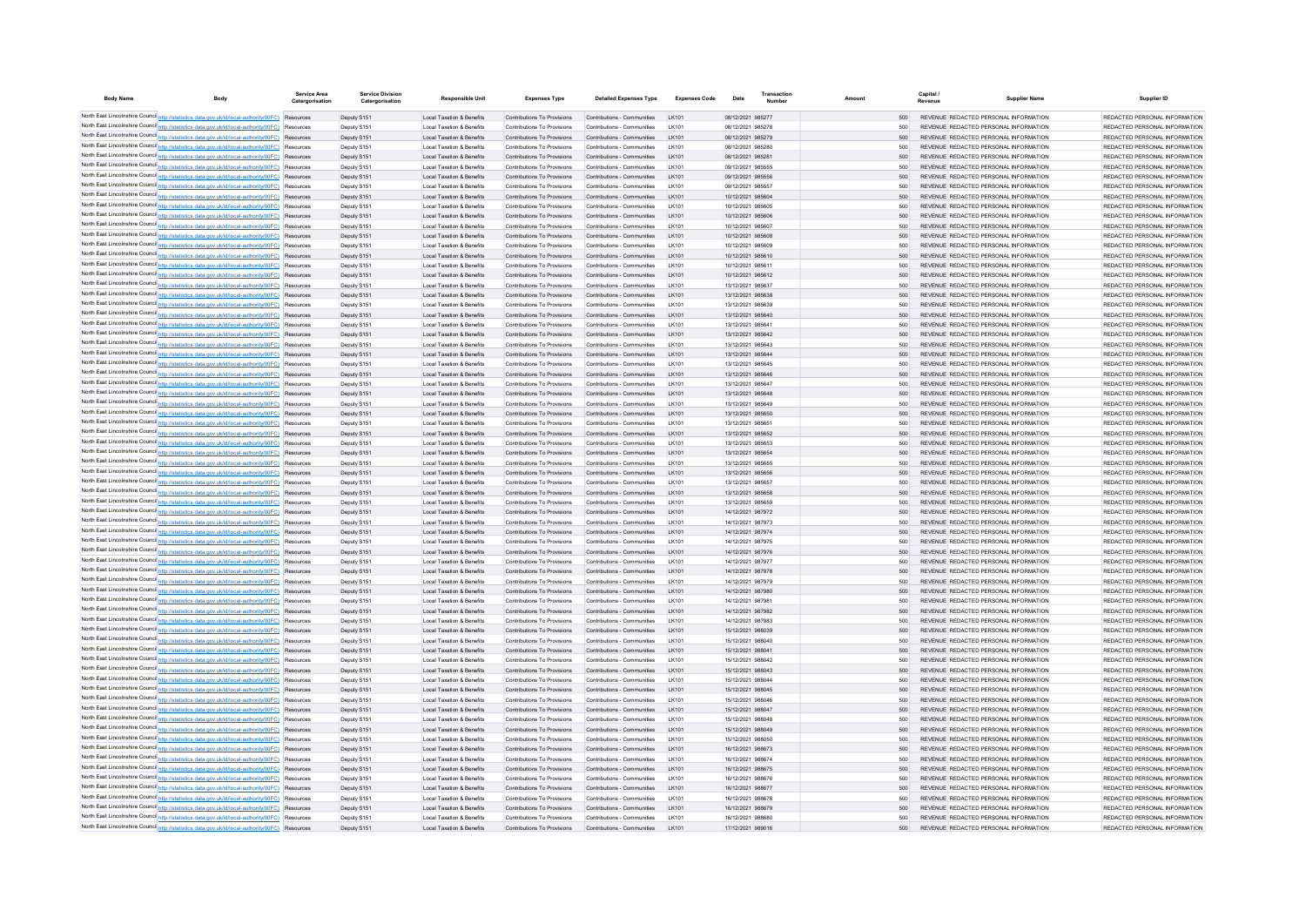| Body Name | Body | Service Area Catergorisation | Service Division Catergorisation | Responsible Unit | Expenses Type | Detailed Expenses Type | Expenses Code | Date | Transaction Number | Amount | Capital / Revenue | Supplier Name | Supplier ID |
|---|---|---|---|---|---|---|---|---|---|---|---|---|---|
| North East Lincolnshire Council | http://statistics.data.gov.uk/id/local-authority/00FC) | Resources | Deputy S151 | Local Taxation & Benefits | Contributions To Provisions | Contributions - Communities | LK101 | 08/12/2021 | 985277 | 500 | REVENUE | REDACTED PERSONAL INFORMATION | REDACTED PERSONAL INFORMATION |
| North East Lincolnshire Council | http://statistics.data.gov.uk/id/local-authority/00FC) | Resources | Deputy S151 | Local Taxation & Benefits | Contributions To Provisions | Contributions - Communities | LK101 | 08/12/2021 | 985278 | 500 | REVENUE | REDACTED PERSONAL INFORMATION | REDACTED PERSONAL INFORMATION |
| North East Lincolnshire Council | http://statistics.data.gov.uk/id/local-authority/00FC) | Resources | Deputy S151 | Local Taxation & Benefits | Contributions To Provisions | Contributions - Communities | LK101 | 08/12/2021 | 985279 | 500 | REVENUE | REDACTED PERSONAL INFORMATION | REDACTED PERSONAL INFORMATION |
| North East Lincolnshire Council | http://statistics.data.gov.uk/id/local-authority/00FC) | Resources | Deputy S151 | Local Taxation & Benefits | Contributions To Provisions | Contributions - Communities | LK101 | 08/12/2021 | 985280 | 500 | REVENUE | REDACTED PERSONAL INFORMATION | REDACTED PERSONAL INFORMATION |
| North East Lincolnshire Council | http://statistics.data.gov.uk/id/local-authority/00FC) | Resources | Deputy S151 | Local Taxation & Benefits | Contributions To Provisions | Contributions - Communities | LK101 | 08/12/2021 | 985281 | 500 | REVENUE | REDACTED PERSONAL INFORMATION | REDACTED PERSONAL INFORMATION |
| North East Lincolnshire Council | http://statistics.data.gov.uk/id/local-authority/00FC) | Resources | Deputy S151 | Local Taxation & Benefits | Contributions To Provisions | Contributions - Communities | LK101 | 09/12/2021 | 985555 | 500 | REVENUE | REDACTED PERSONAL INFORMATION | REDACTED PERSONAL INFORMATION |
| North East Lincolnshire Council | http://statistics.data.gov.uk/id/local-authority/00FC) | Resources | Deputy S151 | Local Taxation & Benefits | Contributions To Provisions | Contributions - Communities | LK101 | 09/12/2021 | 985556 | 500 | REVENUE | REDACTED PERSONAL INFORMATION | REDACTED PERSONAL INFORMATION |
| North East Lincolnshire Council | http://statistics.data.gov.uk/id/local-authority/00FC) | Resources | Deputy S151 | Local Taxation & Benefits | Contributions To Provisions | Contributions - Communities | LK101 | 09/12/2021 | 985557 | 500 | REVENUE | REDACTED PERSONAL INFORMATION | REDACTED PERSONAL INFORMATION |
| North East Lincolnshire Council | http://statistics.data.gov.uk/id/local-authority/00FC) | Resources | Deputy S151 | Local Taxation & Benefits | Contributions To Provisions | Contributions - Communities | LK101 | 10/12/2021 | 985604 | 500 | REVENUE | REDACTED PERSONAL INFORMATION | REDACTED PERSONAL INFORMATION |
| North East Lincolnshire Council | http://statistics.data.gov.uk/id/local-authority/00FC) | Resources | Deputy S151 | Local Taxation & Benefits | Contributions To Provisions | Contributions - Communities | LK101 | 10/12/2021 | 985605 | 500 | REVENUE | REDACTED PERSONAL INFORMATION | REDACTED PERSONAL INFORMATION |
| North East Lincolnshire Council | http://statistics.data.gov.uk/id/local-authority/00FC) | Resources | Deputy S151 | Local Taxation & Benefits | Contributions To Provisions | Contributions - Communities | LK101 | 10/12/2021 | 985606 | 500 | REVENUE | REDACTED PERSONAL INFORMATION | REDACTED PERSONAL INFORMATION |
| North East Lincolnshire Council | http://statistics.data.gov.uk/id/local-authority/00FC) | Resources | Deputy S151 | Local Taxation & Benefits | Contributions To Provisions | Contributions - Communities | LK101 | 10/12/2021 | 985607 | 500 | REVENUE | REDACTED PERSONAL INFORMATION | REDACTED PERSONAL INFORMATION |
| North East Lincolnshire Council | http://statistics.data.gov.uk/id/local-authority/00FC) | Resources | Deputy S151 | Local Taxation & Benefits | Contributions To Provisions | Contributions - Communities | LK101 | 10/12/2021 | 985608 | 500 | REVENUE | REDACTED PERSONAL INFORMATION | REDACTED PERSONAL INFORMATION |
| North East Lincolnshire Council | http://statistics.data.gov.uk/id/local-authority/00FC) | Resources | Deputy S151 | Local Taxation & Benefits | Contributions To Provisions | Contributions - Communities | LK101 | 10/12/2021 | 985609 | 500 | REVENUE | REDACTED PERSONAL INFORMATION | REDACTED PERSONAL INFORMATION |
| North East Lincolnshire Council | http://statistics.data.gov.uk/id/local-authority/00FC) | Resources | Deputy S151 | Local Taxation & Benefits | Contributions To Provisions | Contributions - Communities | LK101 | 10/12/2021 | 985610 | 500 | REVENUE | REDACTED PERSONAL INFORMATION | REDACTED PERSONAL INFORMATION |
| North East Lincolnshire Council | http://statistics.data.gov.uk/id/local-authority/00FC) | Resources | Deputy S151 | Local Taxation & Benefits | Contributions To Provisions | Contributions - Communities | LK101 | 10/12/2021 | 985611 | 500 | REVENUE | REDACTED PERSONAL INFORMATION | REDACTED PERSONAL INFORMATION |
| North East Lincolnshire Council | http://statistics.data.gov.uk/id/local-authority/00FC) | Resources | Deputy S151 | Local Taxation & Benefits | Contributions To Provisions | Contributions - Communities | LK101 | 10/12/2021 | 985612 | 500 | REVENUE | REDACTED PERSONAL INFORMATION | REDACTED PERSONAL INFORMATION |
| North East Lincolnshire Council | http://statistics.data.gov.uk/id/local-authority/00FC) | Resources | Deputy S151 | Local Taxation & Benefits | Contributions To Provisions | Contributions - Communities | LK101 | 13/12/2021 | 985637 | 500 | REVENUE | REDACTED PERSONAL INFORMATION | REDACTED PERSONAL INFORMATION |
| North East Lincolnshire Council | http://statistics.data.gov.uk/id/local-authority/00FC) | Resources | Deputy S151 | Local Taxation & Benefits | Contributions To Provisions | Contributions - Communities | LK101 | 13/12/2021 | 985638 | 500 | REVENUE | REDACTED PERSONAL INFORMATION | REDACTED PERSONAL INFORMATION |
| North East Lincolnshire Council | http://statistics.data.gov.uk/id/local-authority/00FC) | Resources | Deputy S151 | Local Taxation & Benefits | Contributions To Provisions | Contributions - Communities | LK101 | 13/12/2021 | 985639 | 500 | REVENUE | REDACTED PERSONAL INFORMATION | REDACTED PERSONAL INFORMATION |
| North East Lincolnshire Council | http://statistics.data.gov.uk/id/local-authority/00FC) | Resources | Deputy S151 | Local Taxation & Benefits | Contributions To Provisions | Contributions - Communities | LK101 | 13/12/2021 | 985640 | 500 | REVENUE | REDACTED PERSONAL INFORMATION | REDACTED PERSONAL INFORMATION |
| North East Lincolnshire Council | http://statistics.data.gov.uk/id/local-authority/00FC) | Resources | Deputy S151 | Local Taxation & Benefits | Contributions To Provisions | Contributions - Communities | LK101 | 13/12/2021 | 985641 | 500 | REVENUE | REDACTED PERSONAL INFORMATION | REDACTED PERSONAL INFORMATION |
| North East Lincolnshire Council | http://statistics.data.gov.uk/id/local-authority/00FC) | Resources | Deputy S151 | Local Taxation & Benefits | Contributions To Provisions | Contributions - Communities | LK101 | 13/12/2021 | 985642 | 500 | REVENUE | REDACTED PERSONAL INFORMATION | REDACTED PERSONAL INFORMATION |
| North East Lincolnshire Council | http://statistics.data.gov.uk/id/local-authority/00FC) | Resources | Deputy S151 | Local Taxation & Benefits | Contributions To Provisions | Contributions - Communities | LK101 | 13/12/2021 | 985643 | 500 | REVENUE | REDACTED PERSONAL INFORMATION | REDACTED PERSONAL INFORMATION |
| North East Lincolnshire Council | http://statistics.data.gov.uk/id/local-authority/00FC) | Resources | Deputy S151 | Local Taxation & Benefits | Contributions To Provisions | Contributions - Communities | LK101 | 13/12/2021 | 985644 | 500 | REVENUE | REDACTED PERSONAL INFORMATION | REDACTED PERSONAL INFORMATION |
| North East Lincolnshire Council | http://statistics.data.gov.uk/id/local-authority/00FC) | Resources | Deputy S151 | Local Taxation & Benefits | Contributions To Provisions | Contributions - Communities | LK101 | 13/12/2021 | 985645 | 500 | REVENUE | REDACTED PERSONAL INFORMATION | REDACTED PERSONAL INFORMATION |
| North East Lincolnshire Council | http://statistics.data.gov.uk/id/local-authority/00FC) | Resources | Deputy S151 | Local Taxation & Benefits | Contributions To Provisions | Contributions - Communities | LK101 | 13/12/2021 | 985646 | 500 | REVENUE | REDACTED PERSONAL INFORMATION | REDACTED PERSONAL INFORMATION |
| North East Lincolnshire Council | http://statistics.data.gov.uk/id/local-authority/00FC) | Resources | Deputy S151 | Local Taxation & Benefits | Contributions To Provisions | Contributions - Communities | LK101 | 13/12/2021 | 985647 | 500 | REVENUE | REDACTED PERSONAL INFORMATION | REDACTED PERSONAL INFORMATION |
| North East Lincolnshire Council | http://statistics.data.gov.uk/id/local-authority/00FC) | Resources | Deputy S151 | Local Taxation & Benefits | Contributions To Provisions | Contributions - Communities | LK101 | 13/12/2021 | 985648 | 500 | REVENUE | REDACTED PERSONAL INFORMATION | REDACTED PERSONAL INFORMATION |
| North East Lincolnshire Council | http://statistics.data.gov.uk/id/local-authority/00FC) | Resources | Deputy S151 | Local Taxation & Benefits | Contributions To Provisions | Contributions - Communities | LK101 | 13/12/2021 | 985649 | 500 | REVENUE | REDACTED PERSONAL INFORMATION | REDACTED PERSONAL INFORMATION |
| North East Lincolnshire Council | http://statistics.data.gov.uk/id/local-authority/00FC) | Resources | Deputy S151 | Local Taxation & Benefits | Contributions To Provisions | Contributions - Communities | LK101 | 13/12/2021 | 985650 | 500 | REVENUE | REDACTED PERSONAL INFORMATION | REDACTED PERSONAL INFORMATION |
| North East Lincolnshire Council | http://statistics.data.gov.uk/id/local-authority/00FC) | Resources | Deputy S151 | Local Taxation & Benefits | Contributions To Provisions | Contributions - Communities | LK101 | 13/12/2021 | 985651 | 500 | REVENUE | REDACTED PERSONAL INFORMATION | REDACTED PERSONAL INFORMATION |
| North East Lincolnshire Council | http://statistics.data.gov.uk/id/local-authority/00FC) | Resources | Deputy S151 | Local Taxation & Benefits | Contributions To Provisions | Contributions - Communities | LK101 | 13/12/2021 | 985652 | 500 | REVENUE | REDACTED PERSONAL INFORMATION | REDACTED PERSONAL INFORMATION |
| North East Lincolnshire Council | http://statistics.data.gov.uk/id/local-authority/00FC) | Resources | Deputy S151 | Local Taxation & Benefits | Contributions To Provisions | Contributions - Communities | LK101 | 13/12/2021 | 985653 | 500 | REVENUE | REDACTED PERSONAL INFORMATION | REDACTED PERSONAL INFORMATION |
| North East Lincolnshire Council | http://statistics.data.gov.uk/id/local-authority/00FC) | Resources | Deputy S151 | Local Taxation & Benefits | Contributions To Provisions | Contributions - Communities | LK101 | 13/12/2021 | 985654 | 500 | REVENUE | REDACTED PERSONAL INFORMATION | REDACTED PERSONAL INFORMATION |
| North East Lincolnshire Council | http://statistics.data.gov.uk/id/local-authority/00FC) | Resources | Deputy S151 | Local Taxation & Benefits | Contributions To Provisions | Contributions - Communities | LK101 | 13/12/2021 | 985655 | 500 | REVENUE | REDACTED PERSONAL INFORMATION | REDACTED PERSONAL INFORMATION |
| North East Lincolnshire Council | http://statistics.data.gov.uk/id/local-authority/00FC) | Resources | Deputy S151 | Local Taxation & Benefits | Contributions To Provisions | Contributions - Communities | LK101 | 13/12/2021 | 985656 | 500 | REVENUE | REDACTED PERSONAL INFORMATION | REDACTED PERSONAL INFORMATION |
| North East Lincolnshire Council | http://statistics.data.gov.uk/id/local-authority/00FC) | Resources | Deputy S151 | Local Taxation & Benefits | Contributions To Provisions | Contributions - Communities | LK101 | 13/12/2021 | 985657 | 500 | REVENUE | REDACTED PERSONAL INFORMATION | REDACTED PERSONAL INFORMATION |
| North East Lincolnshire Council | http://statistics.data.gov.uk/id/local-authority/00FC) | Resources | Deputy S151 | Local Taxation & Benefits | Contributions To Provisions | Contributions - Communities | LK101 | 13/12/2021 | 985658 | 500 | REVENUE | REDACTED PERSONAL INFORMATION | REDACTED PERSONAL INFORMATION |
| North East Lincolnshire Council | http://statistics.data.gov.uk/id/local-authority/00FC) | Resources | Deputy S151 | Local Taxation & Benefits | Contributions To Provisions | Contributions - Communities | LK101 | 13/12/2021 | 985659 | 500 | REVENUE | REDACTED PERSONAL INFORMATION | REDACTED PERSONAL INFORMATION |
| North East Lincolnshire Council | http://statistics.data.gov.uk/id/local-authority/00FC) | Resources | Deputy S151 | Local Taxation & Benefits | Contributions To Provisions | Contributions - Communities | LK101 | 14/12/2021 | 987972 | 500 | REVENUE | REDACTED PERSONAL INFORMATION | REDACTED PERSONAL INFORMATION |
| North East Lincolnshire Council | http://statistics.data.gov.uk/id/local-authority/00FC) | Resources | Deputy S151 | Local Taxation & Benefits | Contributions To Provisions | Contributions - Communities | LK101 | 14/12/2021 | 987973 | 500 | REVENUE | REDACTED PERSONAL INFORMATION | REDACTED PERSONAL INFORMATION |
| North East Lincolnshire Council | http://statistics.data.gov.uk/id/local-authority/00FC) | Resources | Deputy S151 | Local Taxation & Benefits | Contributions To Provisions | Contributions - Communities | LK101 | 14/12/2021 | 987974 | 500 | REVENUE | REDACTED PERSONAL INFORMATION | REDACTED PERSONAL INFORMATION |
| North East Lincolnshire Council | http://statistics.data.gov.uk/id/local-authority/00FC) | Resources | Deputy S151 | Local Taxation & Benefits | Contributions To Provisions | Contributions - Communities | LK101 | 14/12/2021 | 987975 | 500 | REVENUE | REDACTED PERSONAL INFORMATION | REDACTED PERSONAL INFORMATION |
| North East Lincolnshire Council | http://statistics.data.gov.uk/id/local-authority/00FC) | Resources | Deputy S151 | Local Taxation & Benefits | Contributions To Provisions | Contributions - Communities | LK101 | 14/12/2021 | 987976 | 500 | REVENUE | REDACTED PERSONAL INFORMATION | REDACTED PERSONAL INFORMATION |
| North East Lincolnshire Council | http://statistics.data.gov.uk/id/local-authority/00FC) | Resources | Deputy S151 | Local Taxation & Benefits | Contributions To Provisions | Contributions - Communities | LK101 | 14/12/2021 | 987977 | 500 | REVENUE | REDACTED PERSONAL INFORMATION | REDACTED PERSONAL INFORMATION |
| North East Lincolnshire Council | http://statistics.data.gov.uk/id/local-authority/00FC) | Resources | Deputy S151 | Local Taxation & Benefits | Contributions To Provisions | Contributions - Communities | LK101 | 14/12/2021 | 987978 | 500 | REVENUE | REDACTED PERSONAL INFORMATION | REDACTED PERSONAL INFORMATION |
| North East Lincolnshire Council | http://statistics.data.gov.uk/id/local-authority/00FC) | Resources | Deputy S151 | Local Taxation & Benefits | Contributions To Provisions | Contributions - Communities | LK101 | 14/12/2021 | 987979 | 500 | REVENUE | REDACTED PERSONAL INFORMATION | REDACTED PERSONAL INFORMATION |
| North East Lincolnshire Council | http://statistics.data.gov.uk/id/local-authority/00FC) | Resources | Deputy S151 | Local Taxation & Benefits | Contributions To Provisions | Contributions - Communities | LK101 | 14/12/2021 | 987980 | 500 | REVENUE | REDACTED PERSONAL INFORMATION | REDACTED PERSONAL INFORMATION |
| North East Lincolnshire Council | http://statistics.data.gov.uk/id/local-authority/00FC) | Resources | Deputy S151 | Local Taxation & Benefits | Contributions To Provisions | Contributions - Communities | LK101 | 14/12/2021 | 987981 | 500 | REVENUE | REDACTED PERSONAL INFORMATION | REDACTED PERSONAL INFORMATION |
| North East Lincolnshire Council | http://statistics.data.gov.uk/id/local-authority/00FC) | Resources | Deputy S151 | Local Taxation & Benefits | Contributions To Provisions | Contributions - Communities | LK101 | 14/12/2021 | 987982 | 500 | REVENUE | REDACTED PERSONAL INFORMATION | REDACTED PERSONAL INFORMATION |
| North East Lincolnshire Council | http://statistics.data.gov.uk/id/local-authority/00FC) | Resources | Deputy S151 | Local Taxation & Benefits | Contributions To Provisions | Contributions - Communities | LK101 | 14/12/2021 | 987983 | 500 | REVENUE | REDACTED PERSONAL INFORMATION | REDACTED PERSONAL INFORMATION |
| North East Lincolnshire Council | http://statistics.data.gov.uk/id/local-authority/00FC) | Resources | Deputy S151 | Local Taxation & Benefits | Contributions To Provisions | Contributions - Communities | LK101 | 15/12/2021 | 988039 | 500 | REVENUE | REDACTED PERSONAL INFORMATION | REDACTED PERSONAL INFORMATION |
| North East Lincolnshire Council | http://statistics.data.gov.uk/id/local-authority/00FC) | Resources | Deputy S151 | Local Taxation & Benefits | Contributions To Provisions | Contributions - Communities | LK101 | 15/12/2021 | 988040 | 500 | REVENUE | REDACTED PERSONAL INFORMATION | REDACTED PERSONAL INFORMATION |
| North East Lincolnshire Council | http://statistics.data.gov.uk/id/local-authority/00FC) | Resources | Deputy S151 | Local Taxation & Benefits | Contributions To Provisions | Contributions - Communities | LK101 | 15/12/2021 | 988041 | 500 | REVENUE | REDACTED PERSONAL INFORMATION | REDACTED PERSONAL INFORMATION |
| North East Lincolnshire Council | http://statistics.data.gov.uk/id/local-authority/00FC) | Resources | Deputy S151 | Local Taxation & Benefits | Contributions To Provisions | Contributions - Communities | LK101 | 15/12/2021 | 988042 | 500 | REVENUE | REDACTED PERSONAL INFORMATION | REDACTED PERSONAL INFORMATION |
| North East Lincolnshire Council | http://statistics.data.gov.uk/id/local-authority/00FC) | Resources | Deputy S151 | Local Taxation & Benefits | Contributions To Provisions | Contributions - Communities | LK101 | 15/12/2021 | 988043 | 500 | REVENUE | REDACTED PERSONAL INFORMATION | REDACTED PERSONAL INFORMATION |
| North East Lincolnshire Council | http://statistics.data.gov.uk/id/local-authority/00FC) | Resources | Deputy S151 | Local Taxation & Benefits | Contributions To Provisions | Contributions - Communities | LK101 | 15/12/2021 | 988044 | 500 | REVENUE | REDACTED PERSONAL INFORMATION | REDACTED PERSONAL INFORMATION |
| North East Lincolnshire Council | http://statistics.data.gov.uk/id/local-authority/00FC) | Resources | Deputy S151 | Local Taxation & Benefits | Contributions To Provisions | Contributions - Communities | LK101 | 15/12/2021 | 988045 | 500 | REVENUE | REDACTED PERSONAL INFORMATION | REDACTED PERSONAL INFORMATION |
| North East Lincolnshire Council | http://statistics.data.gov.uk/id/local-authority/00FC) | Resources | Deputy S151 | Local Taxation & Benefits | Contributions To Provisions | Contributions - Communities | LK101 | 15/12/2021 | 988046 | 500 | REVENUE | REDACTED PERSONAL INFORMATION | REDACTED PERSONAL INFORMATION |
| North East Lincolnshire Council | http://statistics.data.gov.uk/id/local-authority/00FC) | Resources | Deputy S151 | Local Taxation & Benefits | Contributions To Provisions | Contributions - Communities | LK101 | 15/12/2021 | 988047 | 500 | REVENUE | REDACTED PERSONAL INFORMATION | REDACTED PERSONAL INFORMATION |
| North East Lincolnshire Council | http://statistics.data.gov.uk/id/local-authority/00FC) | Resources | Deputy S151 | Local Taxation & Benefits | Contributions To Provisions | Contributions - Communities | LK101 | 15/12/2021 | 988048 | 500 | REVENUE | REDACTED PERSONAL INFORMATION | REDACTED PERSONAL INFORMATION |
| North East Lincolnshire Council | http://statistics.data.gov.uk/id/local-authority/00FC) | Resources | Deputy S151 | Local Taxation & Benefits | Contributions To Provisions | Contributions - Communities | LK101 | 15/12/2021 | 988049 | 500 | REVENUE | REDACTED PERSONAL INFORMATION | REDACTED PERSONAL INFORMATION |
| North East Lincolnshire Council | http://statistics.data.gov.uk/id/local-authority/00FC) | Resources | Deputy S151 | Local Taxation & Benefits | Contributions To Provisions | Contributions - Communities | LK101 | 15/12/2021 | 988050 | 500 | REVENUE | REDACTED PERSONAL INFORMATION | REDACTED PERSONAL INFORMATION |
| North East Lincolnshire Council | http://statistics.data.gov.uk/id/local-authority/00FC) | Resources | Deputy S151 | Local Taxation & Benefits | Contributions To Provisions | Contributions - Communities | LK101 | 16/12/2021 | 988673 | 500 | REVENUE | REDACTED PERSONAL INFORMATION | REDACTED PERSONAL INFORMATION |
| North East Lincolnshire Council | http://statistics.data.gov.uk/id/local-authority/00FC) | Resources | Deputy S151 | Local Taxation & Benefits | Contributions To Provisions | Contributions - Communities | LK101 | 16/12/2021 | 988674 | 500 | REVENUE | REDACTED PERSONAL INFORMATION | REDACTED PERSONAL INFORMATION |
| North East Lincolnshire Council | http://statistics.data.gov.uk/id/local-authority/00FC) | Resources | Deputy S151 | Local Taxation & Benefits | Contributions To Provisions | Contributions - Communities | LK101 | 16/12/2021 | 988675 | 500 | REVENUE | REDACTED PERSONAL INFORMATION | REDACTED PERSONAL INFORMATION |
| North East Lincolnshire Council | http://statistics.data.gov.uk/id/local-authority/00FC) | Resources | Deputy S151 | Local Taxation & Benefits | Contributions To Provisions | Contributions - Communities | LK101 | 16/12/2021 | 988676 | 500 | REVENUE | REDACTED PERSONAL INFORMATION | REDACTED PERSONAL INFORMATION |
| North East Lincolnshire Council | http://statistics.data.gov.uk/id/local-authority/00FC) | Resources | Deputy S151 | Local Taxation & Benefits | Contributions To Provisions | Contributions - Communities | LK101 | 16/12/2021 | 988677 | 500 | REVENUE | REDACTED PERSONAL INFORMATION | REDACTED PERSONAL INFORMATION |
| North East Lincolnshire Council | http://statistics.data.gov.uk/id/local-authority/00FC) | Resources | Deputy S151 | Local Taxation & Benefits | Contributions To Provisions | Contributions - Communities | LK101 | 16/12/2021 | 988678 | 500 | REVENUE | REDACTED PERSONAL INFORMATION | REDACTED PERSONAL INFORMATION |
| North East Lincolnshire Council | http://statistics.data.gov.uk/id/local-authority/00FC) | Resources | Deputy S151 | Local Taxation & Benefits | Contributions To Provisions | Contributions - Communities | LK101 | 16/12/2021 | 988679 | 500 | REVENUE | REDACTED PERSONAL INFORMATION | REDACTED PERSONAL INFORMATION |
| North East Lincolnshire Council | http://statistics.data.gov.uk/id/local-authority/00FC) | Resources | Deputy S151 | Local Taxation & Benefits | Contributions To Provisions | Contributions - Communities | LK101 | 16/12/2021 | 988680 | 500 | REVENUE | REDACTED PERSONAL INFORMATION | REDACTED PERSONAL INFORMATION |
| North East Lincolnshire Council | http://statistics.data.gov.uk/id/local-authority/00FC) | Resources | Deputy S151 | Local Taxation & Benefits | Contributions To Provisions | Contributions - Communities | LK101 | 17/12/2021 | 989016 | 500 | REVENUE | REDACTED PERSONAL INFORMATION | REDACTED PERSONAL INFORMATION |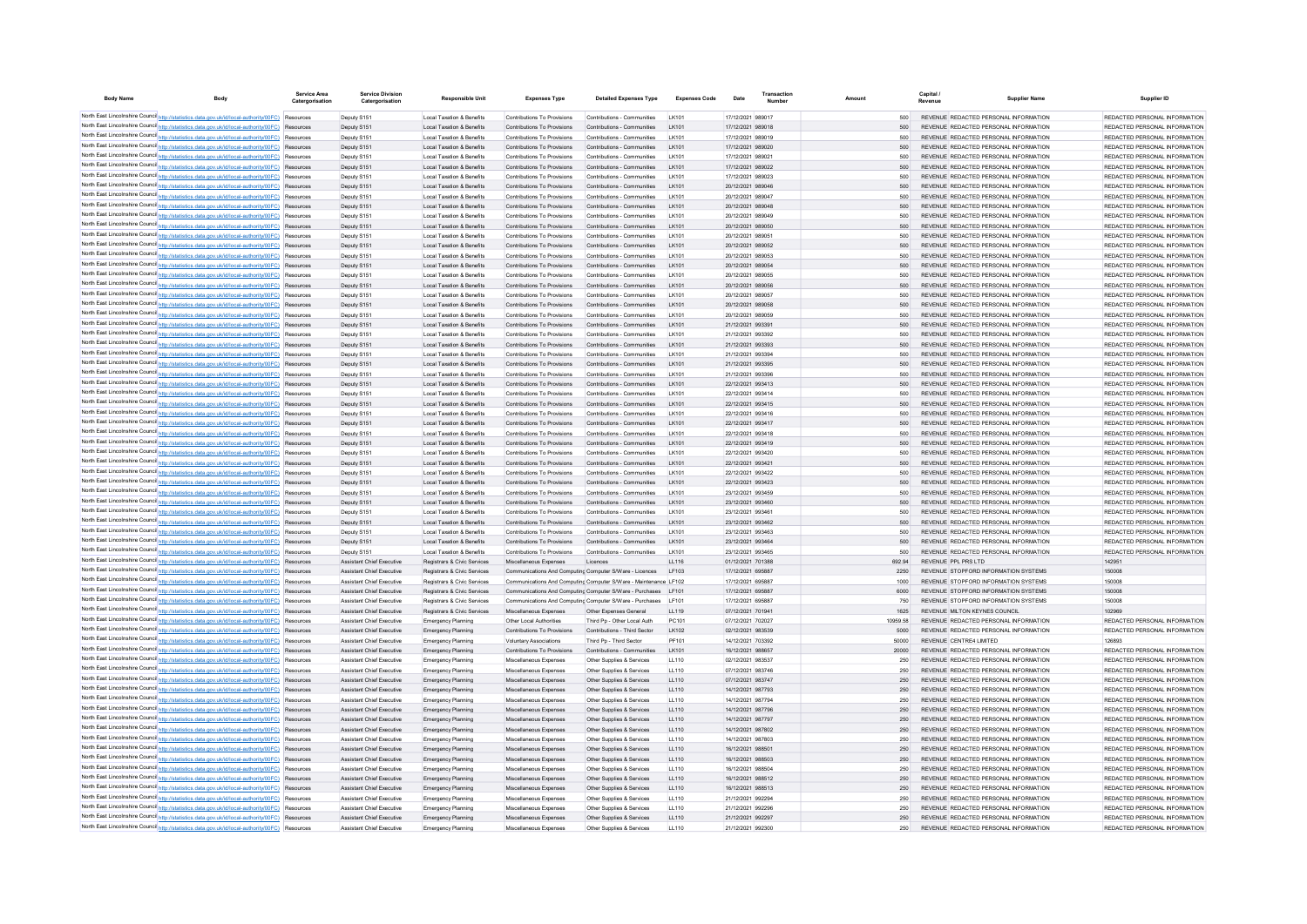| Body Name | Body | Service Area Catergorisation | Service Division Catergorisation | Responsible Unit | Expenses Type | Detailed Expenses Type | Expenses Code | Date | Transaction Number | Amount | Capital / Revenue | Supplier Name | Supplier ID |
|---|---|---|---|---|---|---|---|---|---|---|---|---|---|
| North East Lincolnshire Council | http://statistics.data.gov.uk/id/local-authority/00FC) | Resources | Deputy S151 | Local Taxation & Benefits | Contributions To Provisions | Contributions - Communities | LK101 | 17/12/2021 | 989017 | 500 | REVENUE | REDACTED PERSONAL INFORMATION | REDACTED PERSONAL INFORMATION |
| North East Lincolnshire Council | http://statistics.data.gov.uk/id/local-authority/00FC) | Resources | Deputy S151 | Local Taxation & Benefits | Contributions To Provisions | Contributions - Communities | LK101 | 17/12/2021 | 989018 | 500 | REVENUE | REDACTED PERSONAL INFORMATION | REDACTED PERSONAL INFORMATION |
| North East Lincolnshire Council | http://statistics.data.gov.uk/id/local-authority/00FC) | Resources | Deputy S151 | Local Taxation & Benefits | Contributions To Provisions | Contributions - Communities | LK101 | 17/12/2021 | 989019 | 500 | REVENUE | REDACTED PERSONAL INFORMATION | REDACTED PERSONAL INFORMATION |
| North East Lincolnshire Council | http://statistics.data.gov.uk/id/local-authority/00FC) | Resources | Deputy S151 | Local Taxation & Benefits | Contributions To Provisions | Contributions - Communities | LK101 | 17/12/2021 | 989020 | 500 | REVENUE | REDACTED PERSONAL INFORMATION | REDACTED PERSONAL INFORMATION |
| North East Lincolnshire Council | http://statistics.data.gov.uk/id/local-authority/00FC) | Resources | Deputy S151 | Local Taxation & Benefits | Contributions To Provisions | Contributions - Communities | LK101 | 17/12/2021 | 989021 | 500 | REVENUE | REDACTED PERSONAL INFORMATION | REDACTED PERSONAL INFORMATION |
| North East Lincolnshire Council | http://statistics.data.gov.uk/id/local-authority/00FC) | Resources | Deputy S151 | Local Taxation & Benefits | Contributions To Provisions | Contributions - Communities | LK101 | 17/12/2021 | 989022 | 500 | REVENUE | REDACTED PERSONAL INFORMATION | REDACTED PERSONAL INFORMATION |
| North East Lincolnshire Council | http://statistics.data.gov.uk/id/local-authority/00FC) | Resources | Deputy S151 | Local Taxation & Benefits | Contributions To Provisions | Contributions - Communities | LK101 | 17/12/2021 | 989023 | 500 | REVENUE | REDACTED PERSONAL INFORMATION | REDACTED PERSONAL INFORMATION |
| North East Lincolnshire Council | http://statistics.data.gov.uk/id/local-authority/00FC) | Resources | Deputy S151 | Local Taxation & Benefits | Contributions To Provisions | Contributions - Communities | LK101 | 20/12/2021 | 989046 | 500 | REVENUE | REDACTED PERSONAL INFORMATION | REDACTED PERSONAL INFORMATION |
| North East Lincolnshire Council | http://statistics.data.gov.uk/id/local-authority/00FC) | Resources | Deputy S151 | Local Taxation & Benefits | Contributions To Provisions | Contributions - Communities | LK101 | 20/12/2021 | 989047 | 500 | REVENUE | REDACTED PERSONAL INFORMATION | REDACTED PERSONAL INFORMATION |
| North East Lincolnshire Council | http://statistics.data.gov.uk/id/local-authority/00FC) | Resources | Deputy S151 | Local Taxation & Benefits | Contributions To Provisions | Contributions - Communities | LK101 | 20/12/2021 | 989048 | 500 | REVENUE | REDACTED PERSONAL INFORMATION | REDACTED PERSONAL INFORMATION |
| North East Lincolnshire Council | http://statistics.data.gov.uk/id/local-authority/00FC) | Resources | Deputy S151 | Local Taxation & Benefits | Contributions To Provisions | Contributions - Communities | LK101 | 20/12/2021 | 989049 | 500 | REVENUE | REDACTED PERSONAL INFORMATION | REDACTED PERSONAL INFORMATION |
| North East Lincolnshire Council | http://statistics.data.gov.uk/id/local-authority/00FC) | Resources | Deputy S151 | Local Taxation & Benefits | Contributions To Provisions | Contributions - Communities | LK101 | 20/12/2021 | 989050 | 500 | REVENUE | REDACTED PERSONAL INFORMATION | REDACTED PERSONAL INFORMATION |
| North East Lincolnshire Council | http://statistics.data.gov.uk/id/local-authority/00FC) | Resources | Deputy S151 | Local Taxation & Benefits | Contributions To Provisions | Contributions - Communities | LK101 | 20/12/2021 | 989051 | 500 | REVENUE | REDACTED PERSONAL INFORMATION | REDACTED PERSONAL INFORMATION |
| North East Lincolnshire Council | http://statistics.data.gov.uk/id/local-authority/00FC) | Resources | Deputy S151 | Local Taxation & Benefits | Contributions To Provisions | Contributions - Communities | LK101 | 20/12/2021 | 989052 | 500 | REVENUE | REDACTED PERSONAL INFORMATION | REDACTED PERSONAL INFORMATION |
| North East Lincolnshire Council | http://statistics.data.gov.uk/id/local-authority/00FC) | Resources | Deputy S151 | Local Taxation & Benefits | Contributions To Provisions | Contributions - Communities | LK101 | 20/12/2021 | 989053 | 500 | REVENUE | REDACTED PERSONAL INFORMATION | REDACTED PERSONAL INFORMATION |
| North East Lincolnshire Council | http://statistics.data.gov.uk/id/local-authority/00FC) | Resources | Deputy S151 | Local Taxation & Benefits | Contributions To Provisions | Contributions - Communities | LK101 | 20/12/2021 | 989054 | 500 | REVENUE | REDACTED PERSONAL INFORMATION | REDACTED PERSONAL INFORMATION |
| North East Lincolnshire Council | http://statistics.data.gov.uk/id/local-authority/00FC) | Resources | Deputy S151 | Local Taxation & Benefits | Contributions To Provisions | Contributions - Communities | LK101 | 20/12/2021 | 989055 | 500 | REVENUE | REDACTED PERSONAL INFORMATION | REDACTED PERSONAL INFORMATION |
| North East Lincolnshire Council | http://statistics.data.gov.uk/id/local-authority/00FC) | Resources | Deputy S151 | Local Taxation & Benefits | Contributions To Provisions | Contributions - Communities | LK101 | 20/12/2021 | 989056 | 500 | REVENUE | REDACTED PERSONAL INFORMATION | REDACTED PERSONAL INFORMATION |
| North East Lincolnshire Council | http://statistics.data.gov.uk/id/local-authority/00FC) | Resources | Deputy S151 | Local Taxation & Benefits | Contributions To Provisions | Contributions - Communities | LK101 | 20/12/2021 | 989057 | 500 | REVENUE | REDACTED PERSONAL INFORMATION | REDACTED PERSONAL INFORMATION |
| North East Lincolnshire Council | http://statistics.data.gov.uk/id/local-authority/00FC) | Resources | Deputy S151 | Local Taxation & Benefits | Contributions To Provisions | Contributions - Communities | LK101 | 20/12/2021 | 989058 | 500 | REVENUE | REDACTED PERSONAL INFORMATION | REDACTED PERSONAL INFORMATION |
| North East Lincolnshire Council | http://statistics.data.gov.uk/id/local-authority/00FC) | Resources | Deputy S151 | Local Taxation & Benefits | Contributions To Provisions | Contributions - Communities | LK101 | 20/12/2021 | 989059 | 500 | REVENUE | REDACTED PERSONAL INFORMATION | REDACTED PERSONAL INFORMATION |
| North East Lincolnshire Council | http://statistics.data.gov.uk/id/local-authority/00FC) | Resources | Deputy S151 | Local Taxation & Benefits | Contributions To Provisions | Contributions - Communities | LK101 | 21/12/2021 | 993391 | 500 | REVENUE | REDACTED PERSONAL INFORMATION | REDACTED PERSONAL INFORMATION |
| North East Lincolnshire Council | http://statistics.data.gov.uk/id/local-authority/00FC) | Resources | Deputy S151 | Local Taxation & Benefits | Contributions To Provisions | Contributions - Communities | LK101 | 21/12/2021 | 993392 | 500 | REVENUE | REDACTED PERSONAL INFORMATION | REDACTED PERSONAL INFORMATION |
| North East Lincolnshire Council | http://statistics.data.gov.uk/id/local-authority/00FC) | Resources | Deputy S151 | Local Taxation & Benefits | Contributions To Provisions | Contributions - Communities | LK101 | 21/12/2021 | 993393 | 500 | REVENUE | REDACTED PERSONAL INFORMATION | REDACTED PERSONAL INFORMATION |
| North East Lincolnshire Council | http://statistics.data.gov.uk/id/local-authority/00FC) | Resources | Deputy S151 | Local Taxation & Benefits | Contributions To Provisions | Contributions - Communities | LK101 | 21/12/2021 | 993394 | 500 | REVENUE | REDACTED PERSONAL INFORMATION | REDACTED PERSONAL INFORMATION |
| North East Lincolnshire Council | http://statistics.data.gov.uk/id/local-authority/00FC) | Resources | Deputy S151 | Local Taxation & Benefits | Contributions To Provisions | Contributions - Communities | LK101 | 21/12/2021 | 993395 | 500 | REVENUE | REDACTED PERSONAL INFORMATION | REDACTED PERSONAL INFORMATION |
| North East Lincolnshire Council | http://statistics.data.gov.uk/id/local-authority/00FC) | Resources | Deputy S151 | Local Taxation & Benefits | Contributions To Provisions | Contributions - Communities | LK101 | 21/12/2021 | 993396 | 500 | REVENUE | REDACTED PERSONAL INFORMATION | REDACTED PERSONAL INFORMATION |
| North East Lincolnshire Council | http://statistics.data.gov.uk/id/local-authority/00FC) | Resources | Deputy S151 | Local Taxation & Benefits | Contributions To Provisions | Contributions - Communities | LK101 | 22/12/2021 | 993413 | 500 | REVENUE | REDACTED PERSONAL INFORMATION | REDACTED PERSONAL INFORMATION |
| North East Lincolnshire Council | http://statistics.data.gov.uk/id/local-authority/00FC) | Resources | Deputy S151 | Local Taxation & Benefits | Contributions To Provisions | Contributions - Communities | LK101 | 22/12/2021 | 993414 | 500 | REVENUE | REDACTED PERSONAL INFORMATION | REDACTED PERSONAL INFORMATION |
| North East Lincolnshire Council | http://statistics.data.gov.uk/id/local-authority/00FC) | Resources | Deputy S151 | Local Taxation & Benefits | Contributions To Provisions | Contributions - Communities | LK101 | 22/12/2021 | 993415 | 500 | REVENUE | REDACTED PERSONAL INFORMATION | REDACTED PERSONAL INFORMATION |
| North East Lincolnshire Council | http://statistics.data.gov.uk/id/local-authority/00FC) | Resources | Deputy S151 | Local Taxation & Benefits | Contributions To Provisions | Contributions - Communities | LK101 | 22/12/2021 | 993416 | 500 | REVENUE | REDACTED PERSONAL INFORMATION | REDACTED PERSONAL INFORMATION |
| North East Lincolnshire Council | http://statistics.data.gov.uk/id/local-authority/00FC) | Resources | Deputy S151 | Local Taxation & Benefits | Contributions To Provisions | Contributions - Communities | LK101 | 22/12/2021 | 993417 | 500 | REVENUE | REDACTED PERSONAL INFORMATION | REDACTED PERSONAL INFORMATION |
| North East Lincolnshire Council | http://statistics.data.gov.uk/id/local-authority/00FC) | Resources | Deputy S151 | Local Taxation & Benefits | Contributions To Provisions | Contributions - Communities | LK101 | 22/12/2021 | 993418 | 500 | REVENUE | REDACTED PERSONAL INFORMATION | REDACTED PERSONAL INFORMATION |
| North East Lincolnshire Council | http://statistics.data.gov.uk/id/local-authority/00FC) | Resources | Deputy S151 | Local Taxation & Benefits | Contributions To Provisions | Contributions - Communities | LK101 | 22/12/2021 | 993419 | 500 | REVENUE | REDACTED PERSONAL INFORMATION | REDACTED PERSONAL INFORMATION |
| North East Lincolnshire Council | http://statistics.data.gov.uk/id/local-authority/00FC) | Resources | Deputy S151 | Local Taxation & Benefits | Contributions To Provisions | Contributions - Communities | LK101 | 22/12/2021 | 993420 | 500 | REVENUE | REDACTED PERSONAL INFORMATION | REDACTED PERSONAL INFORMATION |
| North East Lincolnshire Council | http://statistics.data.gov.uk/id/local-authority/00FC) | Resources | Deputy S151 | Local Taxation & Benefits | Contributions To Provisions | Contributions - Communities | LK101 | 22/12/2021 | 993421 | 500 | REVENUE | REDACTED PERSONAL INFORMATION | REDACTED PERSONAL INFORMATION |
| North East Lincolnshire Council | http://statistics.data.gov.uk/id/local-authority/00FC) | Resources | Deputy S151 | Local Taxation & Benefits | Contributions To Provisions | Contributions - Communities | LK101 | 22/12/2021 | 993422 | 500 | REVENUE | REDACTED PERSONAL INFORMATION | REDACTED PERSONAL INFORMATION |
| North East Lincolnshire Council | http://statistics.data.gov.uk/id/local-authority/00FC) | Resources | Deputy S151 | Local Taxation & Benefits | Contributions To Provisions | Contributions - Communities | LK101 | 22/12/2021 | 993423 | 500 | REVENUE | REDACTED PERSONAL INFORMATION | REDACTED PERSONAL INFORMATION |
| North East Lincolnshire Council | http://statistics.data.gov.uk/id/local-authority/00FC) | Resources | Deputy S151 | Local Taxation & Benefits | Contributions To Provisions | Contributions - Communities | LK101 | 23/12/2021 | 993459 | 500 | REVENUE | REDACTED PERSONAL INFORMATION | REDACTED PERSONAL INFORMATION |
| North East Lincolnshire Council | http://statistics.data.gov.uk/id/local-authority/00FC) | Resources | Deputy S151 | Local Taxation & Benefits | Contributions To Provisions | Contributions - Communities | LK101 | 23/12/2021 | 993460 | 500 | REVENUE | REDACTED PERSONAL INFORMATION | REDACTED PERSONAL INFORMATION |
| North East Lincolnshire Council | http://statistics.data.gov.uk/id/local-authority/00FC) | Resources | Deputy S151 | Local Taxation & Benefits | Contributions To Provisions | Contributions - Communities | LK101 | 23/12/2021 | 993461 | 500 | REVENUE | REDACTED PERSONAL INFORMATION | REDACTED PERSONAL INFORMATION |
| North East Lincolnshire Council | http://statistics.data.gov.uk/id/local-authority/00FC) | Resources | Deputy S151 | Local Taxation & Benefits | Contributions To Provisions | Contributions - Communities | LK101 | 23/12/2021 | 993462 | 500 | REVENUE | REDACTED PERSONAL INFORMATION | REDACTED PERSONAL INFORMATION |
| North East Lincolnshire Council | http://statistics.data.gov.uk/id/local-authority/00FC) | Resources | Deputy S151 | Local Taxation & Benefits | Contributions To Provisions | Contributions - Communities | LK101 | 23/12/2021 | 993463 | 500 | REVENUE | REDACTED PERSONAL INFORMATION | REDACTED PERSONAL INFORMATION |
| North East Lincolnshire Council | http://statistics.data.gov.uk/id/local-authority/00FC) | Resources | Deputy S151 | Local Taxation & Benefits | Contributions To Provisions | Contributions - Communities | LK101 | 23/12/2021 | 993464 | 500 | REVENUE | REDACTED PERSONAL INFORMATION | REDACTED PERSONAL INFORMATION |
| North East Lincolnshire Council | http://statistics.data.gov.uk/id/local-authority/00FC) | Resources | Deputy S151 | Local Taxation & Benefits | Contributions To Provisions | Contributions - Communities | LK101 | 23/12/2021 | 993465 | 500 | REVENUE | REDACTED PERSONAL INFORMATION | REDACTED PERSONAL INFORMATION |
| North East Lincolnshire Council | http://statistics.data.gov.uk/id/local-authority/00FC) | Resources | Assistant Chief Executive | Registrars & Civic Services | Miscellaneous Expenses | Licences | LL116 | 01/12/2021 | 701388 | 692.94 | REVENUE | PPL PRS LTD | 142951 |
| North East Lincolnshire Council | http://statistics.data.gov.uk/id/local-authority/00FC) | Resources | Assistant Chief Executive | Registrars & Civic Services | Communications And Computing | Computer S/Ware - Licences | LF103 | 17/12/2021 | 695887 | 2250 | REVENUE | STOPFORD INFORMATION SYSTEMS | 150008 |
| North East Lincolnshire Council | http://statistics.data.gov.uk/id/local-authority/00FC) | Resources | Assistant Chief Executive | Registrars & Civic Services | Communications And Computing | Computer S/Ware - Maintenance | LF102 | 17/12/2021 | 695887 | 1000 | REVENUE | STOPFORD INFORMATION SYSTEMS | 150008 |
| North East Lincolnshire Council | http://statistics.data.gov.uk/id/local-authority/00FC) | Resources | Assistant Chief Executive | Registrars & Civic Services | Communications And Computing | Computer S/Ware - Purchases | LF101 | 17/12/2021 | 695887 | 6000 | REVENUE | STOPFORD INFORMATION SYSTEMS | 150008 |
| North East Lincolnshire Council | http://statistics.data.gov.uk/id/local-authority/00FC) | Resources | Assistant Chief Executive | Registrars & Civic Services | Communications And Computing | Computer S/Ware - Purchases | LF101 | 17/12/2021 | 695887 | 750 | REVENUE | STOPFORD INFORMATION SYSTEMS | 150008 |
| North East Lincolnshire Council | http://statistics.data.gov.uk/id/local-authority/00FC) | Resources | Assistant Chief Executive | Registrars & Civic Services | Miscellaneous Expenses | Other Expenses General | LL119 | 07/12/2021 | 701941 | 1625 | REVENUE | MILTON KEYNES COUNCIL | 102969 |
| North East Lincolnshire Council | http://statistics.data.gov.uk/id/local-authority/00FC) | Resources | Assistant Chief Executive | Emergency Planning | Other Local Authorities | Third Pp - Other Local Auth | PC101 | 07/12/2021 | 702027 | 10959.58 | REVENUE | REDACTED PERSONAL INFORMATION | REDACTED PERSONAL INFORMATION |
| North East Lincolnshire Council | http://statistics.data.gov.uk/id/local-authority/00FC) | Resources | Assistant Chief Executive | Emergency Planning | Contributions To Provisions | Contributions - Third Sector | LK102 | 02/12/2021 | 983539 | 5000 | REVENUE | REDACTED PERSONAL INFORMATION | REDACTED PERSONAL INFORMATION |
| North East Lincolnshire Council | http://statistics.data.gov.uk/id/local-authority/00FC) | Resources | Assistant Chief Executive | Emergency Planning | Voluntary Associations | Third Pp - Third Sector | PF101 | 14/12/2021 | 703392 | 50000 | REVENUE | CENTRE4 LIMITED | 126893 |
| North East Lincolnshire Council | http://statistics.data.gov.uk/id/local-authority/00FC) | Resources | Assistant Chief Executive | Emergency Planning | Contributions To Provisions | Contributions - Communities | LK101 | 16/12/2021 | 988657 | 20000 | REVENUE | REDACTED PERSONAL INFORMATION | REDACTED PERSONAL INFORMATION |
| North East Lincolnshire Council | http://statistics.data.gov.uk/id/local-authority/00FC) | Resources | Assistant Chief Executive | Emergency Planning | Miscellaneous Expenses | Other Supplies & Services | LL110 | 02/12/2021 | 983537 | 250 | REVENUE | REDACTED PERSONAL INFORMATION | REDACTED PERSONAL INFORMATION |
| North East Lincolnshire Council | http://statistics.data.gov.uk/id/local-authority/00FC) | Resources | Assistant Chief Executive | Emergency Planning | Miscellaneous Expenses | Other Supplies & Services | LL110 | 07/12/2021 | 983746 | 250 | REVENUE | REDACTED PERSONAL INFORMATION | REDACTED PERSONAL INFORMATION |
| North East Lincolnshire Council | http://statistics.data.gov.uk/id/local-authority/00FC) | Resources | Assistant Chief Executive | Emergency Planning | Miscellaneous Expenses | Other Supplies & Services | LL110 | 07/12/2021 | 983747 | 250 | REVENUE | REDACTED PERSONAL INFORMATION | REDACTED PERSONAL INFORMATION |
| North East Lincolnshire Council | http://statistics.data.gov.uk/id/local-authority/00FC) | Resources | Assistant Chief Executive | Emergency Planning | Miscellaneous Expenses | Other Supplies & Services | LL110 | 14/12/2021 | 987793 | 250 | REVENUE | REDACTED PERSONAL INFORMATION | REDACTED PERSONAL INFORMATION |
| North East Lincolnshire Council | http://statistics.data.gov.uk/id/local-authority/00FC) | Resources | Assistant Chief Executive | Emergency Planning | Miscellaneous Expenses | Other Supplies & Services | LL110 | 14/12/2021 | 987794 | 250 | REVENUE | REDACTED PERSONAL INFORMATION | REDACTED PERSONAL INFORMATION |
| North East Lincolnshire Council | http://statistics.data.gov.uk/id/local-authority/00FC) | Resources | Assistant Chief Executive | Emergency Planning | Miscellaneous Expenses | Other Supplies & Services | LL110 | 14/12/2021 | 987796 | 250 | REVENUE | REDACTED PERSONAL INFORMATION | REDACTED PERSONAL INFORMATION |
| North East Lincolnshire Council | http://statistics.data.gov.uk/id/local-authority/00FC) | Resources | Assistant Chief Executive | Emergency Planning | Miscellaneous Expenses | Other Supplies & Services | LL110 | 14/12/2021 | 987797 | 250 | REVENUE | REDACTED PERSONAL INFORMATION | REDACTED PERSONAL INFORMATION |
| North East Lincolnshire Council | http://statistics.data.gov.uk/id/local-authority/00FC) | Resources | Assistant Chief Executive | Emergency Planning | Miscellaneous Expenses | Other Supplies & Services | LL110 | 14/12/2021 | 987802 | 250 | REVENUE | REDACTED PERSONAL INFORMATION | REDACTED PERSONAL INFORMATION |
| North East Lincolnshire Council | http://statistics.data.gov.uk/id/local-authority/00FC) | Resources | Assistant Chief Executive | Emergency Planning | Miscellaneous Expenses | Other Supplies & Services | LL110 | 14/12/2021 | 987803 | 250 | REVENUE | REDACTED PERSONAL INFORMATION | REDACTED PERSONAL INFORMATION |
| North East Lincolnshire Council | http://statistics.data.gov.uk/id/local-authority/00FC) | Resources | Assistant Chief Executive | Emergency Planning | Miscellaneous Expenses | Other Supplies & Services | LL110 | 16/12/2021 | 988501 | 250 | REVENUE | REDACTED PERSONAL INFORMATION | REDACTED PERSONAL INFORMATION |
| North East Lincolnshire Council | http://statistics.data.gov.uk/id/local-authority/00FC) | Resources | Assistant Chief Executive | Emergency Planning | Miscellaneous Expenses | Other Supplies & Services | LL110 | 16/12/2021 | 988503 | 250 | REVENUE | REDACTED PERSONAL INFORMATION | REDACTED PERSONAL INFORMATION |
| North East Lincolnshire Council | http://statistics.data.gov.uk/id/local-authority/00FC) | Resources | Assistant Chief Executive | Emergency Planning | Miscellaneous Expenses | Other Supplies & Services | LL110 | 16/12/2021 | 988504 | 250 | REVENUE | REDACTED PERSONAL INFORMATION | REDACTED PERSONAL INFORMATION |
| North East Lincolnshire Council | http://statistics.data.gov.uk/id/local-authority/00FC) | Resources | Assistant Chief Executive | Emergency Planning | Miscellaneous Expenses | Other Supplies & Services | LL110 | 16/12/2021 | 988512 | 250 | REVENUE | REDACTED PERSONAL INFORMATION | REDACTED PERSONAL INFORMATION |
| North East Lincolnshire Council | http://statistics.data.gov.uk/id/local-authority/00FC) | Resources | Assistant Chief Executive | Emergency Planning | Miscellaneous Expenses | Other Supplies & Services | LL110 | 16/12/2021 | 988513 | 250 | REVENUE | REDACTED PERSONAL INFORMATION | REDACTED PERSONAL INFORMATION |
| North East Lincolnshire Council | http://statistics.data.gov.uk/id/local-authority/00FC) | Resources | Assistant Chief Executive | Emergency Planning | Miscellaneous Expenses | Other Supplies & Services | LL110 | 21/12/2021 | 992294 | 250 | REVENUE | REDACTED PERSONAL INFORMATION | REDACTED PERSONAL INFORMATION |
| North East Lincolnshire Council | http://statistics.data.gov.uk/id/local-authority/00FC) | Resources | Assistant Chief Executive | Emergency Planning | Miscellaneous Expenses | Other Supplies & Services | LL110 | 21/12/2021 | 992296 | 250 | REVENUE | REDACTED PERSONAL INFORMATION | REDACTED PERSONAL INFORMATION |
| North East Lincolnshire Council | http://statistics.data.gov.uk/id/local-authority/00FC) | Resources | Assistant Chief Executive | Emergency Planning | Miscellaneous Expenses | Other Supplies & Services | LL110 | 21/12/2021 | 992297 | 250 | REVENUE | REDACTED PERSONAL INFORMATION | REDACTED PERSONAL INFORMATION |
| North East Lincolnshire Council | http://statistics.data.gov.uk/id/local-authority/00FC) | Resources | Assistant Chief Executive | Emergency Planning | Miscellaneous Expenses | Other Supplies & Services | LL110 | 21/12/2021 | 992300 | 250 | REVENUE | REDACTED PERSONAL INFORMATION | REDACTED PERSONAL INFORMATION |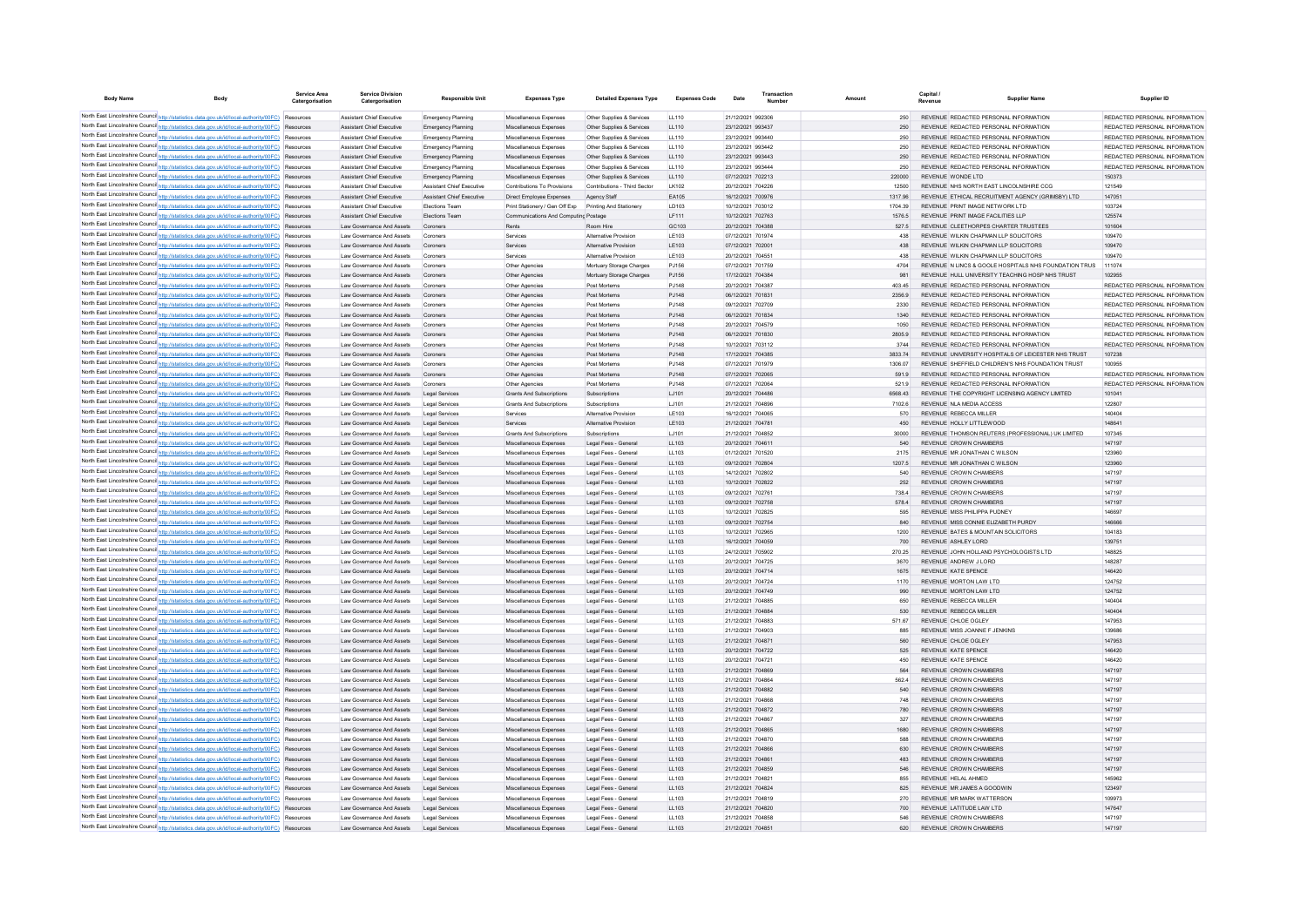| Body Name | Body | Service Area Catergorisation | Service Division Catergorisation | Responsible Unit | Expenses Type | Detailed Expenses Type | Expenses Code | Date | Transaction Number | Amount | Capital / Revenue | Supplier Name | Supplier ID |
|---|---|---|---|---|---|---|---|---|---|---|---|---|---|
| North East Lincolnshire Council | http://statistics.data.gov.uk/id/local-authority/00FC) | Resources | Assistant Chief Executive | Emergency Planning | Miscellaneous Expenses | Other Supplies & Services | LL110 | 21/12/2021 | 992306 | 250 | REVENUE | REDACTED PERSONAL INFORMATION | REDACTED PERSONAL INFORMATION |
| North East Lincolnshire Council | http://statistics.data.gov.uk/id/local-authority/00FC) | Resources | Assistant Chief Executive | Emergency Planning | Miscellaneous Expenses | Other Supplies & Services | LL110 | 23/12/2021 | 993437 | 250 | REVENUE | REDACTED PERSONAL INFORMATION | REDACTED PERSONAL INFORMATION |
| North East Lincolnshire Council | http://statistics.data.gov.uk/id/local-authority/00FC) | Resources | Assistant Chief Executive | Emergency Planning | Miscellaneous Expenses | Other Supplies & Services | LL110 | 23/12/2021 | 993440 | 250 | REVENUE | REDACTED PERSONAL INFORMATION | REDACTED PERSONAL INFORMATION |
| North East Lincolnshire Council | http://statistics.data.gov.uk/id/local-authority/00FC) | Resources | Assistant Chief Executive | Emergency Planning | Miscellaneous Expenses | Other Supplies & Services | LL110 | 23/12/2021 | 993442 | 250 | REVENUE | REDACTED PERSONAL INFORMATION | REDACTED PERSONAL INFORMATION |
| North East Lincolnshire Council | http://statistics.data.gov.uk/id/local-authority/00FC) | Resources | Assistant Chief Executive | Emergency Planning | Miscellaneous Expenses | Other Supplies & Services | LL110 | 23/12/2021 | 993443 | 250 | REVENUE | REDACTED PERSONAL INFORMATION | REDACTED PERSONAL INFORMATION |
| North East Lincolnshire Council | http://statistics.data.gov.uk/id/local-authority/00FC) | Resources | Assistant Chief Executive | Emergency Planning | Miscellaneous Expenses | Other Supplies & Services | LL110 | 23/12/2021 | 993444 | 250 | REVENUE | REDACTED PERSONAL INFORMATION | REDACTED PERSONAL INFORMATION |
| North East Lincolnshire Council | http://statistics.data.gov.uk/id/local-authority/00FC) | Resources | Assistant Chief Executive | Emergency Planning | Miscellaneous Expenses | Other Supplies & Services | LL110 | 07/12/2021 | 702213 | 220000 | REVENUE | WONDE LTD | 150373 |
| North East Lincolnshire Council | http://statistics.data.gov.uk/id/local-authority/00FC) | Resources | Assistant Chief Executive | Assistant Chief Executive | Contributions To Provisions | Contributions - Third Sector | LK102 | 20/12/2021 | 704226 | 12500 | REVENUE | NHS NORTH EAST LINCOLNSHIRE CCG | 121549 |
| North East Lincolnshire Council | http://statistics.data.gov.uk/id/local-authority/00FC) | Resources | Assistant Chief Executive | Assistant Chief Executive | Direct Employee Expenses | Agency Staff | EA105 | 16/12/2021 | 700976 | 1317.96 | REVENUE | ETHICAL RECRUITMENT AGENCY (GRIMSBY) LTD | 147051 |
| North East Lincolnshire Council | http://statistics.data.gov.uk/id/local-authority/00FC) | Resources | Assistant Chief Executive | Elections Team | Print Stationery / Gen Off Exp | Printing And Stationery | LD103 | 10/12/2021 | 703012 | 1704.39 | REVENUE | PRINT IMAGE NETWORK LTD | 103724 |
| North East Lincolnshire Council | http://statistics.data.gov.uk/id/local-authority/00FC) | Resources | Assistant Chief Executive | Elections Team | Communications And Computing | Postage | LF111 | 10/12/2021 | 702763 | 1576.5 | REVENUE | PRINT IMAGE FACILITIES LLP | 125574 |
| North East Lincolnshire Council | http://statistics.data.gov.uk/id/local-authority/00FC) | Resources | Law Governance And Assets | Coroners | Rents | Room Hire | GC103 | 20/12/2021 | 704388 | 527.5 | REVENUE | CLEETHORPES CHARTER TRUSTEES | 101604 |
| North East Lincolnshire Council | http://statistics.data.gov.uk/id/local-authority/00FC) | Resources | Law Governance And Assets | Coroners | Services | Alternative Provision | LE103 | 07/12/2021 | 701974 | 438 | REVENUE | WILKIN CHAPMAN LLP SOLICITORS | 109470 |
| North East Lincolnshire Council | http://statistics.data.gov.uk/id/local-authority/00FC) | Resources | Law Governance And Assets | Coroners | Services | Alternative Provision | LE103 | 07/12/2021 | 702001 | 438 | REVENUE | WILKIN CHAPMAN LLP SOLICITORS | 109470 |
| North East Lincolnshire Council | http://statistics.data.gov.uk/id/local-authority/00FC) | Resources | Law Governance And Assets | Coroners | Services | Alternative Provision | LE103 | 20/12/2021 | 704551 | 438 | REVENUE | WILKIN CHAPMAN LLP SOLICITORS | 109470 |
| North East Lincolnshire Council | http://statistics.data.gov.uk/id/local-authority/00FC) | Resources | Law Governance And Assets | Coroners | Other Agencies | Mortuary Storage Charges | PJ156 | 07/12/2021 | 701759 | 4704 | REVENUE | N LINCS & GOOLE HOSPITALS NHS FOUNDATION TRUS | 111074 |
| North East Lincolnshire Council | http://statistics.data.gov.uk/id/local-authority/00FC) | Resources | Law Governance And Assets | Coroners | Other Agencies | Mortuary Storage Charges | PJ156 | 17/12/2021 | 704384 | 981 | REVENUE | HULL UNIVERSITY TEACHING HOSP NHS TRUST | 102955 |
| North East Lincolnshire Council | http://statistics.data.gov.uk/id/local-authority/00FC) | Resources | Law Governance And Assets | Coroners | Other Agencies | Post Mortems | PJ148 | 20/12/2021 | 704387 | 403.45 | REVENUE | REDACTED PERSONAL INFORMATION | REDACTED PERSONAL INFORMATION |
| North East Lincolnshire Council | http://statistics.data.gov.uk/id/local-authority/00FC) | Resources | Law Governance And Assets | Coroners | Other Agencies | Post Mortems | PJ148 | 06/12/2021 | 701831 | 2356.9 | REVENUE | REDACTED PERSONAL INFORMATION | REDACTED PERSONAL INFORMATION |
| North East Lincolnshire Council | http://statistics.data.gov.uk/id/local-authority/00FC) | Resources | Law Governance And Assets | Coroners | Other Agencies | Post Mortems | PJ148 | 09/12/2021 | 702709 | 2330 | REVENUE | REDACTED PERSONAL INFORMATION | REDACTED PERSONAL INFORMATION |
| North East Lincolnshire Council | http://statistics.data.gov.uk/id/local-authority/00FC) | Resources | Law Governance And Assets | Coroners | Other Agencies | Post Mortems | PJ148 | 06/12/2021 | 701834 | 1340 | REVENUE | REDACTED PERSONAL INFORMATION | REDACTED PERSONAL INFORMATION |
| North East Lincolnshire Council | http://statistics.data.gov.uk/id/local-authority/00FC) | Resources | Law Governance And Assets | Coroners | Other Agencies | Post Mortems | PJ148 | 20/12/2021 | 704579 | 1050 | REVENUE | REDACTED PERSONAL INFORMATION | REDACTED PERSONAL INFORMATION |
| North East Lincolnshire Council | http://statistics.data.gov.uk/id/local-authority/00FC) | Resources | Law Governance And Assets | Coroners | Other Agencies | Post Mortems | PJ148 | 06/12/2021 | 701830 | 2805.9 | REVENUE | REDACTED PERSONAL INFORMATION | REDACTED PERSONAL INFORMATION |
| North East Lincolnshire Council | http://statistics.data.gov.uk/id/local-authority/00FC) | Resources | Law Governance And Assets | Coroners | Other Agencies | Post Mortems | PJ148 | 10/12/2021 | 703112 | 3744 | REVENUE | REDACTED PERSONAL INFORMATION | REDACTED PERSONAL INFORMATION |
| North East Lincolnshire Council | http://statistics.data.gov.uk/id/local-authority/00FC) | Resources | Law Governance And Assets | Coroners | Other Agencies | Post Mortems | PJ148 | 17/12/2021 | 704385 | 3833.74 | REVENUE | UNIVERSITY HOSPITALS OF LEICESTER NHS TRUST | 107238 |
| North East Lincolnshire Council | http://statistics.data.gov.uk/id/local-authority/00FC) | Resources | Law Governance And Assets | Coroners | Other Agencies | Post Mortems | PJ148 | 07/12/2021 | 701979 | 1306.07 | REVENUE | SHEFFIELD CHILDREN'S NHS FOUNDATION TRUST | 100955 |
| North East Lincolnshire Council | http://statistics.data.gov.uk/id/local-authority/00FC) | Resources | Law Governance And Assets | Coroners | Other Agencies | Post Mortems | PJ148 | 07/12/2021 | 702065 | 591.9 | REVENUE | REDACTED PERSONAL INFORMATION | REDACTED PERSONAL INFORMATION |
| North East Lincolnshire Council | http://statistics.data.gov.uk/id/local-authority/00FC) | Resources | Law Governance And Assets | Coroners | Other Agencies | Post Mortems | PJ148 | 07/12/2021 | 702064 | 521.9 | REVENUE | REDACTED PERSONAL INFORMATION | REDACTED PERSONAL INFORMATION |
| North East Lincolnshire Council | http://statistics.data.gov.uk/id/local-authority/00FC) | Resources | Law Governance And Assets | Legal Services | Grants And Subscriptions | Subscriptions | LJ101 | 20/12/2021 | 704486 | 6568.43 | REVENUE | THE COPYRIGHT LICENSING AGENCY LIMITED | 101041 |
| North East Lincolnshire Council | http://statistics.data.gov.uk/id/local-authority/00FC) | Resources | Law Governance And Assets | Legal Services | Grants And Subscriptions | Subscriptions | LJ101 | 21/12/2021 | 704896 | 7102.6 | REVENUE | NLA MEDIA ACCESS | 122807 |
| North East Lincolnshire Council | http://statistics.data.gov.uk/id/local-authority/00FC) | Resources | Law Governance And Assets | Legal Services | Services | Alternative Provision | LE103 | 16/12/2021 | 704065 | 570 | REVENUE | REBECCA MILLER | 140404 |
| North East Lincolnshire Council | http://statistics.data.gov.uk/id/local-authority/00FC) | Resources | Law Governance And Assets | Legal Services | Services | Alternative Provision | LE103 | 21/12/2021 | 704781 | 450 | REVENUE | HOLLY LITTLEWOOD | 148641 |
| North East Lincolnshire Council | http://statistics.data.gov.uk/id/local-authority/00FC) | Resources | Law Governance And Assets | Legal Services | Grants And Subscriptions | Subscriptions | LJ101 | 21/12/2021 | 704852 | 30000 | REVENUE | THOMSON REUTERS (PROFESSIONAL) UK LIMITED | 107345 |
| North East Lincolnshire Council | http://statistics.data.gov.uk/id/local-authority/00FC) | Resources | Law Governance And Assets | Legal Services | Miscellaneous Expenses | Legal Fees - General | LL103 | 20/12/2021 | 704611 | 540 | REVENUE | CROWN CHAMBERS | 147197 |
| North East Lincolnshire Council | http://statistics.data.gov.uk/id/local-authority/00FC) | Resources | Law Governance And Assets | Legal Services | Miscellaneous Expenses | Legal Fees - General | LL103 | 01/12/2021 | 701520 | 2175 | REVENUE | MR JONATHAN C WILSON | 123960 |
| North East Lincolnshire Council | http://statistics.data.gov.uk/id/local-authority/00FC) | Resources | Law Governance And Assets | Legal Services | Miscellaneous Expenses | Legal Fees - General | LL103 | 09/12/2021 | 702804 | 1207.5 | REVENUE | MR JONATHAN C WILSON | 123960 |
| North East Lincolnshire Council | http://statistics.data.gov.uk/id/local-authority/00FC) | Resources | Law Governance And Assets | Legal Services | Miscellaneous Expenses | Legal Fees - General | LL103 | 14/12/2021 | 702802 | 540 | REVENUE | CROWN CHAMBERS | 147197 |
| North East Lincolnshire Council | http://statistics.data.gov.uk/id/local-authority/00FC) | Resources | Law Governance And Assets | Legal Services | Miscellaneous Expenses | Legal Fees - General | LL103 | 10/12/2021 | 702822 | 252 | REVENUE | CROWN CHAMBERS | 147197 |
| North East Lincolnshire Council | http://statistics.data.gov.uk/id/local-authority/00FC) | Resources | Law Governance And Assets | Legal Services | Miscellaneous Expenses | Legal Fees - General | LL103 | 09/12/2021 | 702761 | 738.4 | REVENUE | CROWN CHAMBERS | 147197 |
| North East Lincolnshire Council | http://statistics.data.gov.uk/id/local-authority/00FC) | Resources | Law Governance And Assets | Legal Services | Miscellaneous Expenses | Legal Fees - General | LL103 | 09/12/2021 | 702758 | 578.4 | REVENUE | CROWN CHAMBERS | 147197 |
| North East Lincolnshire Council | http://statistics.data.gov.uk/id/local-authority/00FC) | Resources | Law Governance And Assets | Legal Services | Miscellaneous Expenses | Legal Fees - General | LL103 | 10/12/2021 | 702825 | 595 | REVENUE | MISS PHILIPPA PUDNEY | 146697 |
| North East Lincolnshire Council | http://statistics.data.gov.uk/id/local-authority/00FC) | Resources | Law Governance And Assets | Legal Services | Miscellaneous Expenses | Legal Fees - General | LL103 | 09/12/2021 | 702754 | 840 | REVENUE | MISS CONNIE ELIZABETH PURDY | 146666 |
| North East Lincolnshire Council | http://statistics.data.gov.uk/id/local-authority/00FC) | Resources | Law Governance And Assets | Legal Services | Miscellaneous Expenses | Legal Fees - General | LL103 | 10/12/2021 | 702965 | 1200 | REVENUE | BATES & MOUNTAIN SOLICITORS | 104183 |
| North East Lincolnshire Council | http://statistics.data.gov.uk/id/local-authority/00FC) | Resources | Law Governance And Assets | Legal Services | Miscellaneous Expenses | Legal Fees - General | LL103 | 16/12/2021 | 704059 | 700 | REVENUE | ASHLEY LORD | 139751 |
| North East Lincolnshire Council | http://statistics.data.gov.uk/id/local-authority/00FC) | Resources | Law Governance And Assets | Legal Services | Miscellaneous Expenses | Legal Fees - General | LL103 | 24/12/2021 | 705902 | 270.25 | REVENUE | JOHN HOLLAND PSYCHOLOGISTS LTD | 148825 |
| North East Lincolnshire Council | http://statistics.data.gov.uk/id/local-authority/00FC) | Resources | Law Governance And Assets | Legal Services | Miscellaneous Expenses | Legal Fees - General | LL103 | 20/12/2021 | 704725 | 3670 | REVENUE | ANDREW J LORD | 148287 |
| North East Lincolnshire Council | http://statistics.data.gov.uk/id/local-authority/00FC) | Resources | Law Governance And Assets | Legal Services | Miscellaneous Expenses | Legal Fees - General | LL103 | 20/12/2021 | 704714 | 1675 | REVENUE | KATE SPENCE | 146420 |
| North East Lincolnshire Council | http://statistics.data.gov.uk/id/local-authority/00FC) | Resources | Law Governance And Assets | Legal Services | Miscellaneous Expenses | Legal Fees - General | LL103 | 20/12/2021 | 704724 | 1170 | REVENUE | MORTON LAW LTD | 124752 |
| North East Lincolnshire Council | http://statistics.data.gov.uk/id/local-authority/00FC) | Resources | Law Governance And Assets | Legal Services | Miscellaneous Expenses | Legal Fees - General | LL103 | 20/12/2021 | 704749 | 990 | REVENUE | MORTON LAW LTD | 124752 |
| North East Lincolnshire Council | http://statistics.data.gov.uk/id/local-authority/00FC) | Resources | Law Governance And Assets | Legal Services | Miscellaneous Expenses | Legal Fees - General | LL103 | 21/12/2021 | 704885 | 650 | REVENUE | REBECCA MILLER | 140404 |
| North East Lincolnshire Council | http://statistics.data.gov.uk/id/local-authority/00FC) | Resources | Law Governance And Assets | Legal Services | Miscellaneous Expenses | Legal Fees - General | LL103 | 21/12/2021 | 704884 | 530 | REVENUE | REBECCA MILLER | 140404 |
| North East Lincolnshire Council | http://statistics.data.gov.uk/id/local-authority/00FC) | Resources | Law Governance And Assets | Legal Services | Miscellaneous Expenses | Legal Fees - General | LL103 | 21/12/2021 | 704883 | 571.67 | REVENUE | CHLOE OGLEY | 147953 |
| North East Lincolnshire Council | http://statistics.data.gov.uk/id/local-authority/00FC) | Resources | Law Governance And Assets | Legal Services | Miscellaneous Expenses | Legal Fees - General | LL103 | 21/12/2021 | 704903 | 885 | REVENUE | MISS JOANNE F JENKINS | 139686 |
| North East Lincolnshire Council | http://statistics.data.gov.uk/id/local-authority/00FC) | Resources | Law Governance And Assets | Legal Services | Miscellaneous Expenses | Legal Fees - General | LL103 | 21/12/2021 | 704871 | 560 | REVENUE | CHLOE OGLEY | 147953 |
| North East Lincolnshire Council | http://statistics.data.gov.uk/id/local-authority/00FC) | Resources | Law Governance And Assets | Legal Services | Miscellaneous Expenses | Legal Fees - General | LL103 | 20/12/2021 | 704722 | 525 | REVENUE | KATE SPENCE | 146420 |
| North East Lincolnshire Council | http://statistics.data.gov.uk/id/local-authority/00FC) | Resources | Law Governance And Assets | Legal Services | Miscellaneous Expenses | Legal Fees - General | LL103 | 20/12/2021 | 704721 | 450 | REVENUE | KATE SPENCE | 146420 |
| North East Lincolnshire Council | http://statistics.data.gov.uk/id/local-authority/00FC) | Resources | Law Governance And Assets | Legal Services | Miscellaneous Expenses | Legal Fees - General | LL103 | 21/12/2021 | 704869 | 564 | REVENUE | CROWN CHAMBERS | 147197 |
| North East Lincolnshire Council | http://statistics.data.gov.uk/id/local-authority/00FC) | Resources | Law Governance And Assets | Legal Services | Miscellaneous Expenses | Legal Fees - General | LL103 | 21/12/2021 | 704864 | 562.4 | REVENUE | CROWN CHAMBERS | 147197 |
| North East Lincolnshire Council | http://statistics.data.gov.uk/id/local-authority/00FC) | Resources | Law Governance And Assets | Legal Services | Miscellaneous Expenses | Legal Fees - General | LL103 | 21/12/2021 | 704882 | 540 | REVENUE | CROWN CHAMBERS | 147197 |
| North East Lincolnshire Council | http://statistics.data.gov.uk/id/local-authority/00FC) | Resources | Law Governance And Assets | Legal Services | Miscellaneous Expenses | Legal Fees - General | LL103 | 21/12/2021 | 704868 | 748 | REVENUE | CROWN CHAMBERS | 147197 |
| North East Lincolnshire Council | http://statistics.data.gov.uk/id/local-authority/00FC) | Resources | Law Governance And Assets | Legal Services | Miscellaneous Expenses | Legal Fees - General | LL103 | 21/12/2021 | 704872 | 780 | REVENUE | CROWN CHAMBERS | 147197 |
| North East Lincolnshire Council | http://statistics.data.gov.uk/id/local-authority/00FC) | Resources | Law Governance And Assets | Legal Services | Miscellaneous Expenses | Legal Fees - General | LL103 | 21/12/2021 | 704867 | 327 | REVENUE | CROWN CHAMBERS | 147197 |
| North East Lincolnshire Council | http://statistics.data.gov.uk/id/local-authority/00FC) | Resources | Law Governance And Assets | Legal Services | Miscellaneous Expenses | Legal Fees - General | LL103 | 21/12/2021 | 704865 | 1680 | REVENUE | CROWN CHAMBERS | 147197 |
| North East Lincolnshire Council | http://statistics.data.gov.uk/id/local-authority/00FC) | Resources | Law Governance And Assets | Legal Services | Miscellaneous Expenses | Legal Fees - General | LL103 | 21/12/2021 | 704870 | 588 | REVENUE | CROWN CHAMBERS | 147197 |
| North East Lincolnshire Council | http://statistics.data.gov.uk/id/local-authority/00FC) | Resources | Law Governance And Assets | Legal Services | Miscellaneous Expenses | Legal Fees - General | LL103 | 21/12/2021 | 704866 | 630 | REVENUE | CROWN CHAMBERS | 147197 |
| North East Lincolnshire Council | http://statistics.data.gov.uk/id/local-authority/00FC) | Resources | Law Governance And Assets | Legal Services | Miscellaneous Expenses | Legal Fees - General | LL103 | 21/12/2021 | 704861 | 483 | REVENUE | CROWN CHAMBERS | 147197 |
| North East Lincolnshire Council | http://statistics.data.gov.uk/id/local-authority/00FC) | Resources | Law Governance And Assets | Legal Services | Miscellaneous Expenses | Legal Fees - General | LL103 | 21/12/2021 | 704859 | 546 | REVENUE | CROWN CHAMBERS | 147197 |
| North East Lincolnshire Council | http://statistics.data.gov.uk/id/local-authority/00FC) | Resources | Law Governance And Assets | Legal Services | Miscellaneous Expenses | Legal Fees - General | LL103 | 21/12/2021 | 704821 | 855 | REVENUE | HELAL AHMED | 145962 |
| North East Lincolnshire Council | http://statistics.data.gov.uk/id/local-authority/00FC) | Resources | Law Governance And Assets | Legal Services | Miscellaneous Expenses | Legal Fees - General | LL103 | 21/12/2021 | 704824 | 825 | REVENUE | MR JAMES A GOODWIN | 123497 |
| North East Lincolnshire Council | http://statistics.data.gov.uk/id/local-authority/00FC) | Resources | Law Governance And Assets | Legal Services | Miscellaneous Expenses | Legal Fees - General | LL103 | 21/12/2021 | 704819 | 270 | REVENUE | MR MARK WATTERSON | 109973 |
| North East Lincolnshire Council | http://statistics.data.gov.uk/id/local-authority/00FC) | Resources | Law Governance And Assets | Legal Services | Miscellaneous Expenses | Legal Fees - General | LL103 | 21/12/2021 | 704820 | 700 | REVENUE | LATITUDE LAW LTD | 147647 |
| North East Lincolnshire Council | http://statistics.data.gov.uk/id/local-authority/00FC) | Resources | Law Governance And Assets | Legal Services | Miscellaneous Expenses | Legal Fees - General | LL103 | 21/12/2021 | 704858 | 546 | REVENUE | CROWN CHAMBERS | 147197 |
| North East Lincolnshire Council | http://statistics.data.gov.uk/id/local-authority/00FC) | Resources | Law Governance And Assets | Legal Services | Miscellaneous Expenses | Legal Fees - General | LL103 | 21/12/2021 | 704851 | 620 | REVENUE | CROWN CHAMBERS | 147197 |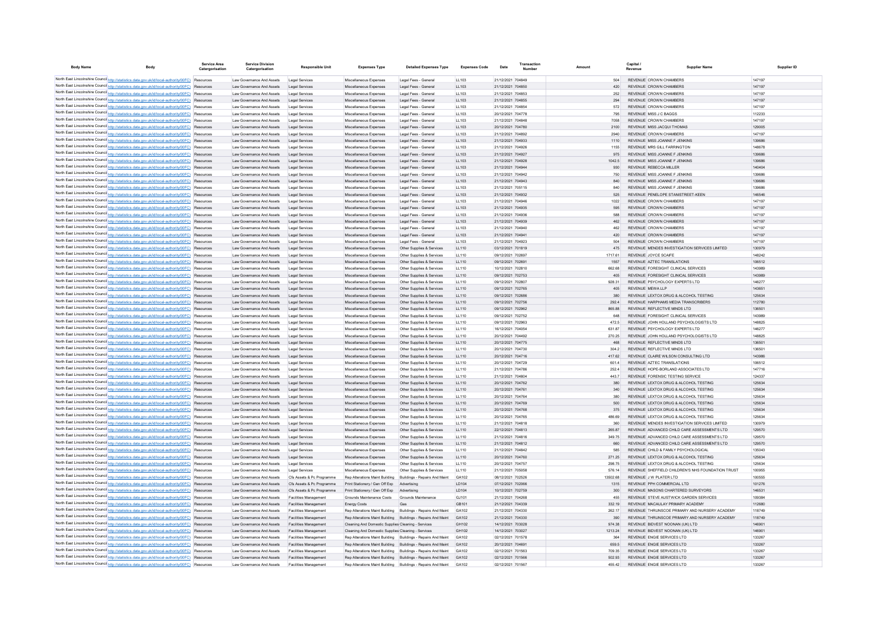| Body Name | Body | Service Area Catergorisation | Service Division Catergorisation | Responsible Unit | Expenses Type | Detailed Expenses Type | Expenses Code | Date | Transaction Number | Amount | Capital / Revenue | Supplier Name | Supplier ID |
|---|---|---|---|---|---|---|---|---|---|---|---|---|---|
| North East Lincolnshire Council | http://statistics.data.gov.uk/id/local-authority/00FC) | Resources | Law Governance And Assets | Legal Services | Miscellaneous Expenses | Legal Fees - General | LL103 | 21/12/2021 | 704849 | 504 | REVENUE | CROWN CHAMBERS | 147197 |
| North East Lincolnshire Council | http://statistics.data.gov.uk/id/local-authority/00FC) | Resources | Law Governance And Assets | Legal Services | Miscellaneous Expenses | Legal Fees - General | LL103 | 21/12/2021 | 704850 | 420 | REVENUE | CROWN CHAMBERS | 147197 |
| North East Lincolnshire Council | http://statistics.data.gov.uk/id/local-authority/00FC) | Resources | Law Governance And Assets | Legal Services | Miscellaneous Expenses | Legal Fees - General | LL103 | 21/12/2021 | 704853 | 252 | REVENUE | CROWN CHAMBERS | 147197 |
| North East Lincolnshire Council | http://statistics.data.gov.uk/id/local-authority/00FC) | Resources | Law Governance And Assets | Legal Services | Miscellaneous Expenses | Legal Fees - General | LL103 | 21/12/2021 | 704855 | 294 | REVENUE | CROWN CHAMBERS | 147197 |
| North East Lincolnshire Council | http://statistics.data.gov.uk/id/local-authority/00FC) | Resources | Law Governance And Assets | Legal Services | Miscellaneous Expenses | Legal Fees - General | LL103 | 21/12/2021 | 704854 | 572 | REVENUE | CROWN CHAMBERS | 147197 |
| North East Lincolnshire Council | http://statistics.data.gov.uk/id/local-authority/00FC) | Resources | Law Governance And Assets | Legal Services | Miscellaneous Expenses | Legal Fees - General | LL103 | 20/12/2021 | 704778 | 795 | REVENUE | MISS J C BAGGS | 112233 |
| North East Lincolnshire Council | http://statistics.data.gov.uk/id/local-authority/00FC) | Resources | Law Governance And Assets | Legal Services | Miscellaneous Expenses | Legal Fees - General | LL103 | 21/12/2021 | 704848 | 7058 | REVENUE | CROWN CHAMBERS | 147197 |
| North East Lincolnshire Council | http://statistics.data.gov.uk/id/local-authority/00FC) | Resources | Law Governance And Assets | Legal Services | Miscellaneous Expenses | Legal Fees - General | LL103 | 20/12/2021 | 704780 | 2100 | REVENUE | MISS JACQUI THOMAS | 129005 |
| North East Lincolnshire Council | http://statistics.data.gov.uk/id/local-authority/00FC) | Resources | Law Governance And Assets | Legal Services | Miscellaneous Expenses | Legal Fees - General | LL103 | 21/12/2021 | 704892 | 2940 | REVENUE | CROWN CHAMBERS | 147197 |
| North East Lincolnshire Council | http://statistics.data.gov.uk/id/local-authority/00FC) | Resources | Law Governance And Assets | Legal Services | Miscellaneous Expenses | Legal Fees - General | LL103 | 21/12/2021 | 704933 | 1110 | REVENUE | MISS JOANNE F JENKINS | 139686 |
| North East Lincolnshire Council | http://statistics.data.gov.uk/id/local-authority/00FC) | Resources | Law Governance And Assets | Legal Services | Miscellaneous Expenses | Legal Fees - General | LL103 | 21/12/2021 | 704926 | 1155 | REVENUE | MRS GILL FARRINGTON | 148678 |
| North East Lincolnshire Council | http://statistics.data.gov.uk/id/local-authority/00FC) | Resources | Law Governance And Assets | Legal Services | Miscellaneous Expenses | Legal Fees - General | LL103 | 21/12/2021 | 704927 | 975 | REVENUE | MISS JOANNE F JENKINS | 139686 |
| North East Lincolnshire Council | http://statistics.data.gov.uk/id/local-authority/00FC) | Resources | Law Governance And Assets | Legal Services | Miscellaneous Expenses | Legal Fees - General | LL103 | 21/12/2021 | 704928 | 1042.5 | REVENUE | MISS JOANNE F JENKINS | 139686 |
| North East Lincolnshire Council | http://statistics.data.gov.uk/id/local-authority/00FC) | Resources | Law Governance And Assets | Legal Services | Miscellaneous Expenses | Legal Fees - General | LL103 | 21/12/2021 | 704944 | 930 | REVENUE | REBECCA MILLER | 140404 |
| North East Lincolnshire Council | http://statistics.data.gov.uk/id/local-authority/00FC) | Resources | Law Governance And Assets | Legal Services | Miscellaneous Expenses | Legal Fees - General | LL103 | 21/12/2021 | 704942 | 750 | REVENUE | MISS JOANNE F JENKINS | 139686 |
| North East Lincolnshire Council | http://statistics.data.gov.uk/id/local-authority/00FC) | Resources | Law Governance And Assets | Legal Services | Miscellaneous Expenses | Legal Fees - General | LL103 | 21/12/2021 | 704943 | 840 | REVENUE | MISS JOANNE F JENKINS | 139686 |
| North East Lincolnshire Council | http://statistics.data.gov.uk/id/local-authority/00FC) | Resources | Law Governance And Assets | Legal Services | Miscellaneous Expenses | Legal Fees - General | LL103 | 21/12/2021 | 705115 | 840 | REVENUE | MISS JOANNE F JENKINS | 139686 |
| North East Lincolnshire Council | http://statistics.data.gov.uk/id/local-authority/00FC) | Resources | Law Governance And Assets | Legal Services | Miscellaneous Expenses | Legal Fees - General | LL103 | 21/12/2021 | 704932 | 525 | REVENUE | PENELOPE STANISTREET-KEEN | 146546 |
| North East Lincolnshire Council | http://statistics.data.gov.uk/id/local-authority/00FC) | Resources | Law Governance And Assets | Legal Services | Miscellaneous Expenses | Legal Fees - General | LL103 | 21/12/2021 | 704946 | 1022 | REVENUE | CROWN CHAMBERS | 147197 |
| North East Lincolnshire Council | http://statistics.data.gov.uk/id/local-authority/00FC) | Resources | Law Governance And Assets | Legal Services | Miscellaneous Expenses | Legal Fees - General | LL103 | 21/12/2021 | 704935 | 595 | REVENUE | CROWN CHAMBERS | 147197 |
| North East Lincolnshire Council | http://statistics.data.gov.uk/id/local-authority/00FC) | Resources | Law Governance And Assets | Legal Services | Miscellaneous Expenses | Legal Fees - General | LL103 | 21/12/2021 | 704936 | 588 | REVENUE | CROWN CHAMBERS | 147197 |
| North East Lincolnshire Council | http://statistics.data.gov.uk/id/local-authority/00FC) | Resources | Law Governance And Assets | Legal Services | Miscellaneous Expenses | Legal Fees - General | LL103 | 21/12/2021 | 704939 | 462 | REVENUE | CROWN CHAMBERS | 147197 |
| North East Lincolnshire Council | http://statistics.data.gov.uk/id/local-authority/00FC) | Resources | Law Governance And Assets | Legal Services | Miscellaneous Expenses | Legal Fees - General | LL103 | 21/12/2021 | 704940 | 462 | REVENUE | CROWN CHAMBERS | 147197 |
| North East Lincolnshire Council | http://statistics.data.gov.uk/id/local-authority/00FC) | Resources | Law Governance And Assets | Legal Services | Miscellaneous Expenses | Legal Fees - General | LL103 | 21/12/2021 | 704941 | 420 | REVENUE | CROWN CHAMBERS | 147197 |
| North East Lincolnshire Council | http://statistics.data.gov.uk/id/local-authority/00FC) | Resources | Law Governance And Assets | Legal Services | Miscellaneous Expenses | Legal Fees - General | LL103 | 21/12/2021 | 704923 | 504 | REVENUE | CROWN CHAMBERS | 147197 |
| North East Lincolnshire Council | http://statistics.data.gov.uk/id/local-authority/00FC) | Resources | Law Governance And Assets | Legal Services | Miscellaneous Expenses | Other Supplies & Services | LL110 | 03/12/2021 | 701819 | 475 | REVENUE | MENDES INVESTIGATION SERVICES LIMITED | 130979 |
| North East Lincolnshire Council | http://statistics.data.gov.uk/id/local-authority/00FC) | Resources | Law Governance And Assets | Legal Services | Miscellaneous Expenses | Other Supplies & Services | LL110 | 09/12/2021 | 702697 | 1717.61 | REVENUE | JOYCE SCAIFE | 148242 |
| North East Lincolnshire Council | http://statistics.data.gov.uk/id/local-authority/00FC) | Resources | Law Governance And Assets | Legal Services | Miscellaneous Expenses | Other Supplies & Services | LL110 | 09/12/2021 | 702691 | 1557 | REVENUE | AZTEC TRANSLATIONS | 106512 |
| North East Lincolnshire Council | http://statistics.data.gov.uk/id/local-authority/00FC) | Resources | Law Governance And Assets | Legal Services | Miscellaneous Expenses | Other Supplies & Services | LL110 | 10/12/2021 | 702810 | 662.68 | REVENUE | FORESIGHT CLINICAL SERVICES | 143989 |
| North East Lincolnshire Council | http://statistics.data.gov.uk/id/local-authority/00FC) | Resources | Law Governance And Assets | Legal Services | Miscellaneous Expenses | Other Supplies & Services | LL110 | 09/12/2021 | 702753 | 405 | REVENUE | FORESIGHT CLINICAL SERVICES | 143989 |
| North East Lincolnshire Council | http://statistics.data.gov.uk/id/local-authority/00FC) | Resources | Law Governance And Assets | Legal Services | Miscellaneous Expenses | Other Supplies & Services | LL110 | 09/12/2021 | 702807 | 928.31 | REVENUE | PSYCHOLOGY EXPERTS LTD | 146277 |
| North East Lincolnshire Council | http://statistics.data.gov.uk/id/local-authority/00FC) | Resources | Law Governance And Assets | Legal Services | Miscellaneous Expenses | Other Supplies & Services | LL110 | 09/12/2021 | 702765 | 405 | REVENUE | MEWA LLP | 143651 |
| North East Lincolnshire Council | http://statistics.data.gov.uk/id/local-authority/00FC) | Resources | Law Governance And Assets | Legal Services | Miscellaneous Expenses | Other Supplies & Services | LL110 | 09/12/2021 | 702688 | 380 | REVENUE | LEXTOX DRUG & ALCOHOL TESTING | 125634 |
| North East Lincolnshire Council | http://statistics.data.gov.uk/id/local-authority/00FC) | Resources | Law Governance And Assets | Legal Services | Miscellaneous Expenses | Other Supplies & Services | LL110 | 09/12/2021 | 702756 | 292.4 | REVENUE | HARPHAMS MEDIA TRANSCRIBERS | 112780 |
| North East Lincolnshire Council | http://statistics.data.gov.uk/id/local-authority/00FC) | Resources | Law Governance And Assets | Legal Services | Miscellaneous Expenses | Other Supplies & Services | LL110 | 09/12/2021 | 702962 | 865.88 | REVENUE | REFLECTIVE MINDS LTD | 136501 |
| North East Lincolnshire Council | http://statistics.data.gov.uk/id/local-authority/00FC) | Resources | Law Governance And Assets | Legal Services | Miscellaneous Expenses | Other Supplies & Services | LL110 | 09/12/2021 | 702752 | 648 | REVENUE | FORESIGHT CLINICAL SERVICES | 143989 |
| North East Lincolnshire Council | http://statistics.data.gov.uk/id/local-authority/00FC) | Resources | Law Governance And Assets | Legal Services | Miscellaneous Expenses | Other Supplies & Services | LL110 | 09/12/2021 | 702963 | 472.5 | REVENUE | JOHN HOLLAND PSYCHOLOGISTS LTD | 148825 |
| North East Lincolnshire Council | http://statistics.data.gov.uk/id/local-authority/00FC) | Resources | Law Governance And Assets | Legal Services | Miscellaneous Expenses | Other Supplies & Services | LL110 | 16/12/2021 | 704054 | 631.87 | REVENUE | PSYCHOLOGY EXPERTS LTD | 146277 |
| North East Lincolnshire Council | http://statistics.data.gov.uk/id/local-authority/00FC) | Resources | Law Governance And Assets | Legal Services | Miscellaneous Expenses | Other Supplies & Services | LL110 | 20/12/2021 | 704492 | 270.25 | REVENUE | JOHN HOLLAND PSYCHOLOGISTS LTD | 148825 |
| North East Lincolnshire Council | http://statistics.data.gov.uk/id/local-authority/00FC) | Resources | Law Governance And Assets | Legal Services | Miscellaneous Expenses | Other Supplies & Services | LL110 | 20/12/2021 | 704775 | 468 | REVENUE | REFLECTIVE MINDS LTD | 136501 |
| North East Lincolnshire Council | http://statistics.data.gov.uk/id/local-authority/00FC) | Resources | Law Governance And Assets | Legal Services | Miscellaneous Expenses | Other Supplies & Services | LL110 | 20/12/2021 | 704730 | 304.2 | REVENUE | REFLECTIVE MINDS LTD | 136501 |
| North East Lincolnshire Council | http://statistics.data.gov.uk/id/local-authority/00FC) | Resources | Law Governance And Assets | Legal Services | Miscellaneous Expenses | Other Supplies & Services | LL110 | 20/12/2021 | 704716 | 417.62 | REVENUE | CLAIRE WILSON CONSULTING LTD | 143986 |
| North East Lincolnshire Council | http://statistics.data.gov.uk/id/local-authority/00FC) | Resources | Law Governance And Assets | Legal Services | Miscellaneous Expenses | Other Supplies & Services | LL110 | 20/12/2021 | 704729 | 601.4 | REVENUE | AZTEC TRANSLATIONS | 106512 |
| North East Lincolnshire Council | http://statistics.data.gov.uk/id/local-authority/00FC) | Resources | Law Governance And Assets | Legal Services | Miscellaneous Expenses | Other Supplies & Services | LL110 | 21/12/2021 | 704786 | 252.4 | REVENUE | HOPE-BORLAND ASSOCIATES LTD | 147716 |
| North East Lincolnshire Council | http://statistics.data.gov.uk/id/local-authority/00FC) | Resources | Law Governance And Assets | Legal Services | Miscellaneous Expenses | Other Supplies & Services | LL110 | 21/12/2021 | 704804 | 443.7 | REVENUE | FORENSIC TESTING SERVICE | 124337 |
| North East Lincolnshire Council | http://statistics.data.gov.uk/id/local-authority/00FC) | Resources | Law Governance And Assets | Legal Services | Miscellaneous Expenses | Other Supplies & Services | LL110 | 20/12/2021 | 704762 | 380 | REVENUE | LEXTOX DRUG & ALCOHOL TESTING | 125634 |
| North East Lincolnshire Council | http://statistics.data.gov.uk/id/local-authority/00FC) | Resources | Law Governance And Assets | Legal Services | Miscellaneous Expenses | Other Supplies & Services | LL110 | 20/12/2021 | 704761 | 340 | REVENUE | LEXTOX DRUG & ALCOHOL TESTING | 125634 |
| North East Lincolnshire Council | http://statistics.data.gov.uk/id/local-authority/00FC) | Resources | Law Governance And Assets | Legal Services | Miscellaneous Expenses | Other Supplies & Services | LL110 | 20/12/2021 | 704764 | 380 | REVENUE | LEXTOX DRUG & ALCOHOL TESTING | 125634 |
| North East Lincolnshire Council | http://statistics.data.gov.uk/id/local-authority/00FC) | Resources | Law Governance And Assets | Legal Services | Miscellaneous Expenses | Other Supplies & Services | LL110 | 20/12/2021 | 704769 | 500 | REVENUE | LEXTOX DRUG & ALCOHOL TESTING | 125634 |
| North East Lincolnshire Council | http://statistics.data.gov.uk/id/local-authority/00FC) | Resources | Law Governance And Assets | Legal Services | Miscellaneous Expenses | Other Supplies & Services | LL110 | 20/12/2021 | 704768 | 375 | REVENUE | LEXTOX DRUG & ALCOHOL TESTING | 125634 |
| North East Lincolnshire Council | http://statistics.data.gov.uk/id/local-authority/00FC) | Resources | Law Governance And Assets | Legal Services | Miscellaneous Expenses | Other Supplies & Services | LL110 | 20/12/2021 | 704765 | 486.69 | REVENUE | LEXTOX DRUG & ALCOHOL TESTING | 125634 |
| North East Lincolnshire Council | http://statistics.data.gov.uk/id/local-authority/00FC) | Resources | Law Governance And Assets | Legal Services | Miscellaneous Expenses | Other Supplies & Services | LL110 | 21/12/2021 | 704818 | 360 | REVENUE | MENDES INVESTIGATION SERVICES LIMITED | 130979 |
| North East Lincolnshire Council | http://statistics.data.gov.uk/id/local-authority/00FC) | Resources | Law Governance And Assets | Legal Services | Miscellaneous Expenses | Other Supplies & Services | LL110 | 22/12/2021 | 704813 | 265.87 | REVENUE | ADVANCED CHILD CARE ASSESSMENTS LTD | 129570 |
| North East Lincolnshire Council | http://statistics.data.gov.uk/id/local-authority/00FC) | Resources | Law Governance And Assets | Legal Services | Miscellaneous Expenses | Other Supplies & Services | LL110 | 21/12/2021 | 704816 | 349.75 | REVENUE | ADVANCED CHILD CARE ASSESSMENTS LTD | 129570 |
| North East Lincolnshire Council | http://statistics.data.gov.uk/id/local-authority/00FC) | Resources | Law Governance And Assets | Legal Services | Miscellaneous Expenses | Other Supplies & Services | LL110 | 21/12/2021 | 704812 | 660 | REVENUE | ADVANCED CHILD CARE ASSESSMENTS LTD | 129570 |
| North East Lincolnshire Council | http://statistics.data.gov.uk/id/local-authority/00FC) | Resources | Law Governance And Assets | Legal Services | Miscellaneous Expenses | Other Supplies & Services | LL110 | 21/12/2021 | 704842 | 585 | REVENUE | CHILD & FAMILY PSYCHOLOGICAL | 135043 |
| North East Lincolnshire Council | http://statistics.data.gov.uk/id/local-authority/00FC) | Resources | Law Governance And Assets | Legal Services | Miscellaneous Expenses | Other Supplies & Services | LL110 | 20/12/2021 | 704760 | 271.25 | REVENUE | LEXTOX DRUG & ALCOHOL TESTING | 125634 |
| North East Lincolnshire Council | http://statistics.data.gov.uk/id/local-authority/00FC) | Resources | Law Governance And Assets | Legal Services | Miscellaneous Expenses | Other Supplies & Services | LL110 | 20/12/2021 | 704757 | 298.75 | REVENUE | LEXTOX DRUG & ALCOHOL TESTING | 125634 |
| North East Lincolnshire Council | http://statistics.data.gov.uk/id/local-authority/00FC) | Resources | Law Governance And Assets | Legal Services | Miscellaneous Expenses | Other Supplies & Services | LL110 | 21/12/2021 | 705058 | 576.14 | REVENUE | SHEFFIELD CHILDREN'S NHS FOUNDATION TRUST | 100955 |
| North East Lincolnshire Council | http://statistics.data.gov.uk/id/local-authority/00FC) | Resources | Law Governance And Assets | Cfs Assets & Pc Programme | Rep Alterations Maint Building | Buildings - Repairs And Maint | GA102 | 08/12/2021 | 702526 | 13502.68 | REVENUE | J W PLATER LTD | 100555 |
| North East Lincolnshire Council | http://statistics.data.gov.uk/id/local-authority/00FC) | Resources | Law Governance And Assets | Cfs Assets & Pc Programme | Print Stationery / Gen Off Exp | Advertising | LD104 | 07/12/2021 | 702066 | 1315 | REVENUE | PPH COMMERCIAL LTD | 101276 |
| North East Lincolnshire Council | http://statistics.data.gov.uk/id/local-authority/00FC) | Resources | Law Governance And Assets | Cfs Assets & Pc Programme | Print Stationery / Gen Off Exp | Advertising | LD104 | 10/12/2021 | 702759 | 300 | REVENUE | MASONS CHARTERED SURVEYORS | 146531 |
| North East Lincolnshire Council | http://statistics.data.gov.uk/id/local-authority/00FC) | Resources | Law Governance And Assets | Facilities Management | Grounds Maintenance Costs | Grounds Maintenance | GJ101 | 21/12/2021 | 704268 | 455 | REVENUE | STEVE AUSTWICK GARDEN SERVICES | 109384 |
| North East Lincolnshire Council | http://statistics.data.gov.uk/id/local-authority/00FC) | Resources | Law Governance And Assets | Facilities Management | Energy Costs | Gas | GB101 | 21/12/2021 | 704339 | 332.19 | REVENUE | MACAULAY PRIMARY ACADEMY | 112680 |
| North East Lincolnshire Council | http://statistics.data.gov.uk/id/local-authority/00FC) | Resources | Law Governance And Assets | Facilities Management | Rep Alterations Maint Building | Buildings - Repairs And Maint | GA102 | 21/12/2021 | 704330 | 262.17 | REVENUE | THRUNSCOE PRIMARY AND NURSERY ACADEMY | 118749 |
| North East Lincolnshire Council | http://statistics.data.gov.uk/id/local-authority/00FC) | Resources | Law Governance And Assets | Facilities Management | Rep Alterations Maint Building | Buildings - Repairs And Maint | GA102 | 21/12/2021 | 704330 | 390 | REVENUE | THRUNSCOE PRIMARY AND NURSERY ACADEMY | 118749 |
| North East Lincolnshire Council | http://statistics.data.gov.uk/id/local-authority/00FC) | Resources | Law Governance And Assets | Facilities Management | Cleaning And Domestic Supplies | Cleaning - Services | GH102 | 14/12/2021 | 703028 | 974.38 | REVENUE | BIDVEST NOONAN (UK) LTD | 146901 |
| North East Lincolnshire Council | http://statistics.data.gov.uk/id/local-authority/00FC) | Resources | Law Governance And Assets | Facilities Management | Cleaning And Domestic Supplies | Cleaning - Services | GH102 | 14/12/2021 | 703027 | 1213.24 | REVENUE | BIDVEST NOONAN (UK) LTD | 146901 |
| North East Lincolnshire Council | http://statistics.data.gov.uk/id/local-authority/00FC) | Resources | Law Governance And Assets | Facilities Management | Rep Alterations Maint Building | Buildings - Repairs And Maint | GA102 | 02/12/2021 | 701578 | 364 | REVENUE | ENGIE SERVICES LTD | 133267 |
| North East Lincolnshire Council | http://statistics.data.gov.uk/id/local-authority/00FC) | Resources | Law Governance And Assets | Facilities Management | Rep Alterations Maint Building | Buildings - Repairs And Maint | GA102 | 20/12/2021 | 704691 | 659.5 | REVENUE | ENGIE SERVICES LTD | 133267 |
| North East Lincolnshire Council | http://statistics.data.gov.uk/id/local-authority/00FC) | Resources | Law Governance And Assets | Facilities Management | Rep Alterations Maint Building | Buildings - Repairs And Maint | GA102 | 02/12/2021 | 701563 | 709.35 | REVENUE | ENGIE SERVICES LTD | 133267 |
| North East Lincolnshire Council | http://statistics.data.gov.uk/id/local-authority/00FC) | Resources | Law Governance And Assets | Facilities Management | Rep Alterations Maint Building | Buildings - Repairs And Maint | GA102 | 02/12/2021 | 701566 | 502.93 | REVENUE | ENGIE SERVICES LTD | 133267 |
| North East Lincolnshire Council | http://statistics.data.gov.uk/id/local-authority/00FC) | Resources | Law Governance And Assets | Facilities Management | Rep Alterations Maint Building | Buildings - Repairs And Maint | GA102 | 02/12/2021 | 701567 | 455.42 | REVENUE | ENGIE SERVICES LTD | 133267 |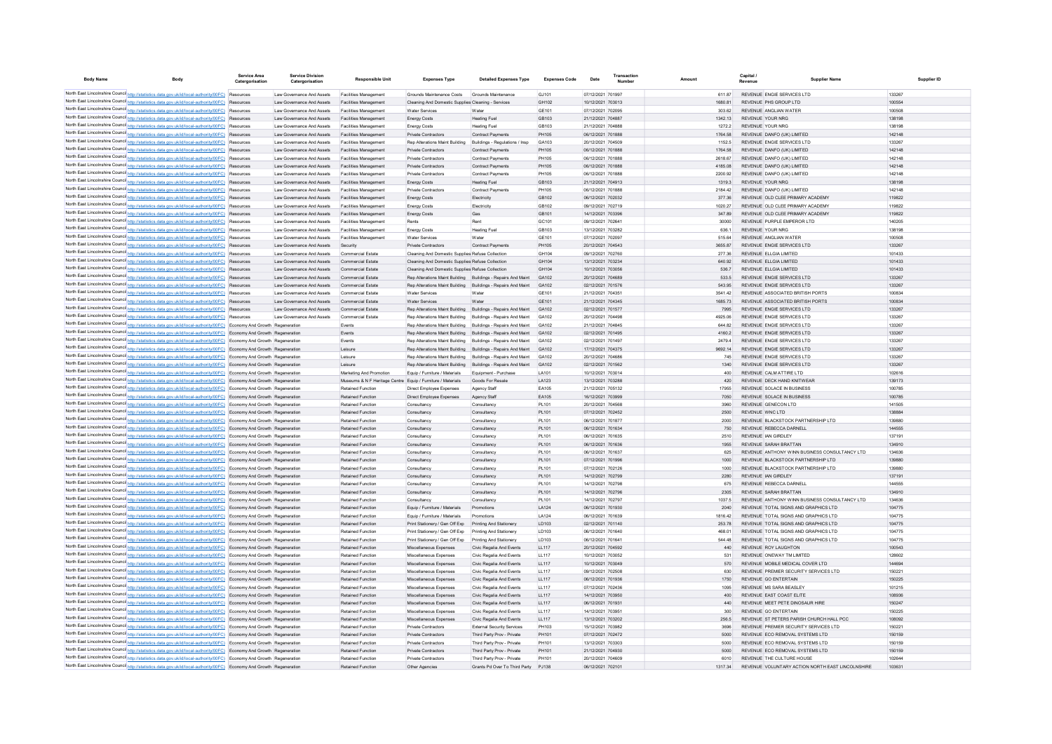| Body Name | Body | Service Area Catergorisation | Service Division Catergorisation | Responsible Unit | Expenses Type | Detailed Expenses Type | Expenses Code | Date | Transaction Number | Amount | Capital / Revenue | Supplier Name | Supplier ID |
|---|---|---|---|---|---|---|---|---|---|---|---|---|---|
| North East Lincolnshire Council | http://statistics.data.gov.uk/id/local-authority/00FC) | Resources | Law Governance And Assets | Facilities Management | Grounds Maintenance Costs | Grounds Maintenance | GJ101 | 07/12/2021 | 701997 | 611.87 | REVENUE | ENGIE SERVICES LTD | 133267 |
| North East Lincolnshire Council | http://statistics.data.gov.uk/id/local-authority/00FC) | Resources | Law Governance And Assets | Facilities Management | Cleaning And Domestic Supplies | Cleaning - Services | GH102 | 10/12/2021 | 703013 | 1680.81 | REVENUE | PHS GROUP LTD | 100554 |
| North East Lincolnshire Council | http://statistics.data.gov.uk/id/local-authority/00FC) | Resources | Law Governance And Assets | Facilities Management | Water Services | Water | GE101 | 07/12/2021 | 702095 | 303.62 | REVENUE | ANGLIAN WATER | 100508 |
| North East Lincolnshire Council | http://statistics.data.gov.uk/id/local-authority/00FC) | Resources | Law Governance And Assets | Facilities Management | Energy Costs | Heating Fuel | GB103 | 21/12/2021 | 704887 | 1342.13 | REVENUE | YOUR NRG | 138198 |
| North East Lincolnshire Council | http://statistics.data.gov.uk/id/local-authority/00FC) | Resources | Law Governance And Assets | Facilities Management | Energy Costs | Heating Fuel | GB103 | 21/12/2021 | 704888 | 1272.2 | REVENUE | YOUR NRG | 138198 |
| North East Lincolnshire Council | http://statistics.data.gov.uk/id/local-authority/00FC) | Resources | Law Governance And Assets | Facilities Management | Private Contractors | Contract Payments | PH105 | 06/12/2021 | 701888 | 1764.58 | REVENUE | DANFO (UK) LIMITED | 142148 |
| North East Lincolnshire Council | http://statistics.data.gov.uk/id/local-authority/00FC) | Resources | Law Governance And Assets | Facilities Management | Rep Alterations Maint Building | Buildings - Regulations / Insp | GA103 | 20/12/2021 | 704509 | 1152.5 | REVENUE | ENGIE SERVICES LTD | 133267 |
| North East Lincolnshire Council | http://statistics.data.gov.uk/id/local-authority/00FC) | Resources | Law Governance And Assets | Facilities Management | Private Contractors | Contract Payments | PH105 | 06/12/2021 | 701888 | 1764.58 | REVENUE | DANFO (UK) LIMITED | 142148 |
| North East Lincolnshire Council | http://statistics.data.gov.uk/id/local-authority/00FC) | Resources | Law Governance And Assets | Facilities Management | Private Contractors | Contract Payments | PH105 | 06/12/2021 | 701888 | 2618.67 | REVENUE | DANFO (UK) LIMITED | 142148 |
| North East Lincolnshire Council | http://statistics.data.gov.uk/id/local-authority/00FC) | Resources | Law Governance And Assets | Facilities Management | Private Contractors | Contract Payments | PH105 | 06/12/2021 | 701888 | 4185.08 | REVENUE | DANFO (UK) LIMITED | 142148 |
| North East Lincolnshire Council | http://statistics.data.gov.uk/id/local-authority/00FC) | Resources | Law Governance And Assets | Facilities Management | Private Contractors | Contract Payments | PH105 | 06/12/2021 | 701888 | 2200.92 | REVENUE | DANFO (UK) LIMITED | 142148 |
| North East Lincolnshire Council | http://statistics.data.gov.uk/id/local-authority/00FC) | Resources | Law Governance And Assets | Facilities Management | Energy Costs | Heating Fuel | GB103 | 21/12/2021 | 704913 | 1319.3 | REVENUE | YOUR NRG | 138198 |
| North East Lincolnshire Council | http://statistics.data.gov.uk/id/local-authority/00FC) | Resources | Law Governance And Assets | Facilities Management | Private Contractors | Contract Payments | PH105 | 06/12/2021 | 701888 | 2184.42 | REVENUE | DANFO (UK) LIMITED | 142148 |
| North East Lincolnshire Council | http://statistics.data.gov.uk/id/local-authority/00FC) | Resources | Law Governance And Assets | Facilities Management | Energy Costs | Electricity | GB102 | 06/12/2021 | 702032 | 377.36 | REVENUE | OLD CLEE PRIMARY ACADEMY | 119822 |
| North East Lincolnshire Council | http://statistics.data.gov.uk/id/local-authority/00FC) | Resources | Law Governance And Assets | Facilities Management | Energy Costs | Electricity | GB102 | 09/12/2021 | 702719 | 1020.27 | REVENUE | OLD CLEE PRIMARY ACADEMY | 119822 |
| North East Lincolnshire Council | http://statistics.data.gov.uk/id/local-authority/00FC) | Resources | Law Governance And Assets | Facilities Management | Energy Costs | Gas | GB101 | 14/12/2021 | 703396 | 347.89 | REVENUE | OLD CLEE PRIMARY ACADEMY | 119822 |
| North East Lincolnshire Council | http://statistics.data.gov.uk/id/local-authority/00FC) | Resources | Law Governance And Assets | Facilities Management | Rents | Rent | GC101 | 09/12/2021 | 702641 | 30000 | REVENUE | PURPLE EMPEROR LTD | 140205 |
| North East Lincolnshire Council | http://statistics.data.gov.uk/id/local-authority/00FC) | Resources | Law Governance And Assets | Facilities Management | Energy Costs | Heating Fuel | GB103 | 13/12/2021 | 703282 | 636.1 | REVENUE | YOUR NRG | 138198 |
| North East Lincolnshire Council | http://statistics.data.gov.uk/id/local-authority/00FC) | Resources | Law Governance And Assets | Facilities Management | Water Services | Water | GE101 | 07/12/2021 | 702097 | 515.64 | REVENUE | ANGLIAN WATER | 100508 |
| North East Lincolnshire Council | http://statistics.data.gov.uk/id/local-authority/00FC) | Resources | Law Governance And Assets | Security | Private Contractors | Contract Payments | PH105 | 20/12/2021 | 704543 | 3855.87 | REVENUE | ENGIE SERVICES LTD | 133267 |
| North East Lincolnshire Council | http://statistics.data.gov.uk/id/local-authority/00FC) | Resources | Law Governance And Assets | Commercial Estate | Cleaning And Domestic Supplies | Refuse Collection | GH104 | 09/12/2021 | 702760 | 277.36 | REVENUE | ELLGIA LIMITED | 101433 |
| North East Lincolnshire Council | http://statistics.data.gov.uk/id/local-authority/00FC) | Resources | Law Governance And Assets | Commercial Estate | Cleaning And Domestic Supplies | Refuse Collection | GH104 | 13/12/2021 | 703234 | 640.92 | REVENUE | ELLGIA LIMITED | 101433 |
| North East Lincolnshire Council | http://statistics.data.gov.uk/id/local-authority/00FC) | Resources | Law Governance And Assets | Commercial Estate | Cleaning And Domestic Supplies | Refuse Collection | GH104 | 10/12/2021 | 703056 | 536.7 | REVENUE | ELLGIA LIMITED | 101433 |
| North East Lincolnshire Council | http://statistics.data.gov.uk/id/local-authority/00FC) | Resources | Law Governance And Assets | Commercial Estate | Rep Alterations Maint Building | Buildings - Repairs And Maint | GA102 | 20/12/2021 | 704689 | 533.5 | REVENUE | ENGIE SERVICES LTD | 133267 |
| North East Lincolnshire Council | http://statistics.data.gov.uk/id/local-authority/00FC) | Resources | Law Governance And Assets | Commercial Estate | Rep Alterations Maint Building | Buildings - Repairs And Maint | GA102 | 02/12/2021 | 701576 | 543.95 | REVENUE | ENGIE SERVICES LTD | 133267 |
| North East Lincolnshire Council | http://statistics.data.gov.uk/id/local-authority/00FC) | Resources | Law Governance And Assets | Commercial Estate | Water Services | Water | GE101 | 21/12/2021 | 704351 | 3541.42 | REVENUE | ASSOCIATED BRITISH PORTS | 100834 |
| North East Lincolnshire Council | http://statistics.data.gov.uk/id/local-authority/00FC) | Resources | Law Governance And Assets | Commercial Estate | Water Services | Water | GE101 | 21/12/2021 | 704345 | 1685.73 | REVENUE | ASSOCIATED BRITISH PORTS | 100834 |
| North East Lincolnshire Council | http://statistics.data.gov.uk/id/local-authority/00FC) | Resources | Law Governance And Assets | Commercial Estate | Rep Alterations Maint Building | Buildings - Repairs And Maint | GA102 | 02/12/2021 | 701577 | 7995 | REVENUE | ENGIE SERVICES LTD | 133267 |
| North East Lincolnshire Council | http://statistics.data.gov.uk/id/local-authority/00FC) | Resources | Law Governance And Assets | Commercial Estate | Rep Alterations Maint Building | Buildings - Repairs And Maint | GA102 | 20/12/2021 | 704498 | 4925.06 | REVENUE | ENGIE SERVICES LTD | 133267 |
| North East Lincolnshire Council | http://statistics.data.gov.uk/id/local-authority/00FC) | Economy And Growth | Regeneration | Events | Rep Alterations Maint Building | Buildings - Repairs And Maint | GA102 | 21/12/2021 | 704845 | 644.82 | REVENUE | ENGIE SERVICES LTD | 133267 |
| North East Lincolnshire Council | http://statistics.data.gov.uk/id/local-authority/00FC) | Economy And Growth | Regeneration | Events | Rep Alterations Maint Building | Buildings - Repairs And Maint | GA102 | 02/12/2021 | 701495 | 4160.2 | REVENUE | ENGIE SERVICES LTD | 133267 |
| North East Lincolnshire Council | http://statistics.data.gov.uk/id/local-authority/00FC) | Economy And Growth | Regeneration | Events | Rep Alterations Maint Building | Buildings - Repairs And Maint | GA102 | 02/12/2021 | 701497 | 2479.4 | REVENUE | ENGIE SERVICES LTD | 133267 |
| North East Lincolnshire Council | http://statistics.data.gov.uk/id/local-authority/00FC) | Economy And Growth | Regeneration | Leisure | Rep Alterations Maint Building | Buildings - Repairs And Maint | GA102 | 17/12/2021 | 704375 | 9692.14 | REVENUE | ENGIE SERVICES LTD | 133267 |
| North East Lincolnshire Council | http://statistics.data.gov.uk/id/local-authority/00FC) | Economy And Growth | Regeneration | Leisure | Rep Alterations Maint Building | Buildings - Repairs And Maint | GA102 | 20/12/2021 | 704686 | 745 | REVENUE | ENGIE SERVICES LTD | 133267 |
| North East Lincolnshire Council | http://statistics.data.gov.uk/id/local-authority/00FC) | Economy And Growth | Regeneration | Leisure | Rep Alterations Maint Building | Buildings - Repairs And Maint | GA102 | 02/12/2021 | 701562 | 1340 | REVENUE | ENGIE SERVICES LTD | 133267 |
| North East Lincolnshire Council | http://statistics.data.gov.uk/id/local-authority/00FC) | Economy And Growth | Regeneration | Marketing And Promotion | Equip / Furniture / Materials | Equipment - Purchase | LA101 | 10/12/2021 | 703014 | 400 | REVENUE | CALM ATTIRE LTD | 102616 |
| North East Lincolnshire Council | http://statistics.data.gov.uk/id/local-authority/00FC) | Economy And Growth | Regeneration | Museums & N F Heritage Centre | Equip / Furniture / Materials | Goods For Resale | LA123 | 13/12/2021 | 703288 | 420 | REVENUE | DECK HAND KNITWEAR | 139173 |
| North East Lincolnshire Council | http://statistics.data.gov.uk/id/local-authority/00FC) | Economy And Growth | Regeneration | Retained Function | Direct Employee Expenses | Agency Staff | EA105 | 21/12/2021 | 705132 | 17955 | REVENUE | SOLACE IN BUSINESS | 100785 |
| North East Lincolnshire Council | http://statistics.data.gov.uk/id/local-authority/00FC) | Economy And Growth | Regeneration | Retained Function | Direct Employee Expenses | Agency Staff | EA105 | 16/12/2021 | 703999 | 7050 | REVENUE | SOLACE IN BUSINESS | 100785 |
| North East Lincolnshire Council | http://statistics.data.gov.uk/id/local-authority/00FC) | Economy And Growth | Regeneration | Retained Function | Consultancy | Consultancy | PL101 | 20/12/2021 | 704568 | 3960 | REVENUE | GENECON LTD | 141505 |
| North East Lincolnshire Council | http://statistics.data.gov.uk/id/local-authority/00FC) | Economy And Growth | Regeneration | Retained Function | Consultancy | Consultancy | PL101 | 07/12/2021 | 702452 | 2500 | REVENUE | WNC LTD | 138684 |
| North East Lincolnshire Council | http://statistics.data.gov.uk/id/local-authority/00FC) | Economy And Growth | Regeneration | Retained Function | Consultancy | Consultancy | PL101 | 06/12/2021 | 701877 | 2000 | REVENUE | BLACKSTOCK PARTNERSHIP LTD | 139880 |
| North East Lincolnshire Council | http://statistics.data.gov.uk/id/local-authority/00FC) | Economy And Growth | Regeneration | Retained Function | Consultancy | Consultancy | PL101 | 06/12/2021 | 701634 | 750 | REVENUE | REBECCA DARNELL | 144555 |
| North East Lincolnshire Council | http://statistics.data.gov.uk/id/local-authority/00FC) | Economy And Growth | Regeneration | Retained Function | Consultancy | Consultancy | PL101 | 06/12/2021 | 701635 | 2510 | REVENUE | IAN GIRDLEY | 137191 |
| North East Lincolnshire Council | http://statistics.data.gov.uk/id/local-authority/00FC) | Economy And Growth | Regeneration | Retained Function | Consultancy | Consultancy | PL101 | 06/12/2021 | 701636 | 1955 | REVENUE | SARAH BRATTAN | 134910 |
| North East Lincolnshire Council | http://statistics.data.gov.uk/id/local-authority/00FC) | Economy And Growth | Regeneration | Retained Function | Consultancy | Consultancy | PL101 | 06/12/2021 | 701637 | 625 | REVENUE | ANTHONY WINN BUSINESS CONSULTANCY LTD | 134636 |
| North East Lincolnshire Council | http://statistics.data.gov.uk/id/local-authority/00FC) | Economy And Growth | Regeneration | Retained Function | Consultancy | Consultancy | PL101 | 07/12/2021 | 701996 | 1000 | REVENUE | BLACKSTOCK PARTNERSHIP LTD | 139880 |
| North East Lincolnshire Council | http://statistics.data.gov.uk/id/local-authority/00FC) | Economy And Growth | Regeneration | Retained Function | Consultancy | Consultancy | PL101 | 07/12/2021 | 702126 | 1000 | REVENUE | BLACKSTOCK PARTNERSHIP LTD | 139880 |
| North East Lincolnshire Council | http://statistics.data.gov.uk/id/local-authority/00FC) | Economy And Growth | Regeneration | Retained Function | Consultancy | Consultancy | PL101 | 14/12/2021 | 702799 | 2280 | REVENUE | IAN GIRDLEY | 137191 |
| North East Lincolnshire Council | http://statistics.data.gov.uk/id/local-authority/00FC) | Economy And Growth | Regeneration | Retained Function | Consultancy | Consultancy | PL101 | 14/12/2021 | 702798 | 675 | REVENUE | REBECCA DARNELL | 144555 |
| North East Lincolnshire Council | http://statistics.data.gov.uk/id/local-authority/00FC) | Economy And Growth | Regeneration | Retained Function | Consultancy | Consultancy | PL101 | 14/12/2021 | 702796 | 2305 | REVENUE | SARAH BRATTAN | 134910 |
| North East Lincolnshire Council | http://statistics.data.gov.uk/id/local-authority/00FC) | Economy And Growth | Regeneration | Retained Function | Consultancy | Consultancy | PL101 | 14/12/2021 | 702797 | 1037.5 | REVENUE | ANTHONY WINN BUSINESS CONSULTANCY LTD | 134636 |
| North East Lincolnshire Council | http://statistics.data.gov.uk/id/local-authority/00FC) | Economy And Growth | Regeneration | Retained Function | Equip / Furniture / Materials | Promotions | LA124 | 06/12/2021 | 701930 | 2040 | REVENUE | TOTAL SIGNS AND GRAPHICS LTD | 104775 |
| North East Lincolnshire Council | http://statistics.data.gov.uk/id/local-authority/00FC) | Economy And Growth | Regeneration | Retained Function | Equip / Furniture / Materials | Promotions | LA124 | 06/12/2021 | 701639 | 1816.42 | REVENUE | TOTAL SIGNS AND GRAPHICS LTD | 104775 |
| North East Lincolnshire Council | http://statistics.data.gov.uk/id/local-authority/00FC) | Economy And Growth | Regeneration | Retained Function | Print Stationery / Gen Off Exp | Printing And Stationery | LD103 | 02/12/2021 | 701140 | 253.78 | REVENUE | TOTAL SIGNS AND GRAPHICS LTD | 104775 |
| North East Lincolnshire Council | http://statistics.data.gov.uk/id/local-authority/00FC) | Economy And Growth | Regeneration | Retained Function | Print Stationery / Gen Off Exp | Printing And Stationery | LD103 | 06/12/2021 | 701640 | 468.01 | REVENUE | TOTAL SIGNS AND GRAPHICS LTD | 104775 |
| North East Lincolnshire Council | http://statistics.data.gov.uk/id/local-authority/00FC) | Economy And Growth | Regeneration | Retained Function | Print Stationery / Gen Off Exp | Printing And Stationery | LD103 | 06/12/2021 | 701641 | 544.48 | REVENUE | TOTAL SIGNS AND GRAPHICS LTD | 104775 |
| North East Lincolnshire Council | http://statistics.data.gov.uk/id/local-authority/00FC) | Economy And Growth | Regeneration | Retained Function | Miscellaneous Expenses | Civic Regalia And Events | LL117 | 20/12/2021 | 704592 | 440 | REVENUE | ROY LAUGHTON | 100543 |
| North East Lincolnshire Council | http://statistics.data.gov.uk/id/local-authority/00FC) | Economy And Growth | Regeneration | Retained Function | Miscellaneous Expenses | Civic Regalia And Events | LL117 | 10/12/2021 | 703052 | 531 | REVENUE | ONEWAY TM LIMITED | 128602 |
| North East Lincolnshire Council | http://statistics.data.gov.uk/id/local-authority/00FC) | Economy And Growth | Regeneration | Retained Function | Miscellaneous Expenses | Civic Regalia And Events | LL117 | 10/12/2021 | 703049 | 570 | REVENUE | MOBILE MEDICAL COVER LTD | 144694 |
| North East Lincolnshire Council | http://statistics.data.gov.uk/id/local-authority/00FC) | Economy And Growth | Regeneration | Retained Function | Miscellaneous Expenses | Civic Regalia And Events | LL117 | 09/12/2021 | 702508 | 630 | REVENUE | PREMIER SECURITY SERVICES LTD | 150221 |
| North East Lincolnshire Council | http://statistics.data.gov.uk/id/local-authority/00FC) | Economy And Growth | Regeneration | Retained Function | Miscellaneous Expenses | Civic Regalia And Events | LL117 | 06/12/2021 | 701936 | 1750 | REVENUE | GO ENTERTAIN | 150225 |
| North East Lincolnshire Council | http://statistics.data.gov.uk/id/local-authority/00FC) | Economy And Growth | Regeneration | Retained Function | Miscellaneous Expenses | Civic Regalia And Events | LL117 | 07/12/2021 | 702436 | 1095 | REVENUE | MS SARA BEASLEY | 101215 |
| North East Lincolnshire Council | http://statistics.data.gov.uk/id/local-authority/00FC) | Economy And Growth | Regeneration | Retained Function | Miscellaneous Expenses | Civic Regalia And Events | LL117 | 14/12/2021 | 703950 | 400 | REVENUE | EAST COAST ELITE | 108936 |
| North East Lincolnshire Council | http://statistics.data.gov.uk/id/local-authority/00FC) | Economy And Growth | Regeneration | Retained Function | Miscellaneous Expenses | Civic Regalia And Events | LL117 | 06/12/2021 | 701931 | 440 | REVENUE | MEET PETE DINOSAUR HIRE | 150247 |
| North East Lincolnshire Council | http://statistics.data.gov.uk/id/local-authority/00FC) | Economy And Growth | Regeneration | Retained Function | Miscellaneous Expenses | Civic Regalia And Events | LL117 | 14/12/2021 | 703951 | 300 | REVENUE | GO ENTERTAIN | 150225 |
| North East Lincolnshire Council | http://statistics.data.gov.uk/id/local-authority/00FC) | Economy And Growth | Regeneration | Retained Function | Miscellaneous Expenses | Civic Regalia And Events | LL117 | 13/12/2021 | 703202 | 256.5 | REVENUE | ST PETERS PARISH CHURCH HALL PCC | 108092 |
| North East Lincolnshire Council | http://statistics.data.gov.uk/id/local-authority/00FC) | Economy And Growth | Regeneration | Retained Function | Private Contractors | External Security Services | PH103 | 15/12/2021 | 703982 | 3696 | REVENUE | PREMIER SECURITY SERVICES LTD | 150221 |
| North East Lincolnshire Council | http://statistics.data.gov.uk/id/local-authority/00FC) | Economy And Growth | Regeneration | Retained Function | Private Contractors | Third Party Prov - Private | PH101 | 07/12/2021 | 702472 | 5000 | REVENUE | ECO REMOVAL SYSTEMS LTD | 150159 |
| North East Lincolnshire Council | http://statistics.data.gov.uk/id/local-authority/00FC) | Economy And Growth | Regeneration | Retained Function | Private Contractors | Third Party Prov - Private | PH101 | 13/12/2021 | 703303 | 5000 | REVENUE | ECO REMOVAL SYSTEMS LTD | 150159 |
| North East Lincolnshire Council | http://statistics.data.gov.uk/id/local-authority/00FC) | Economy And Growth | Regeneration | Retained Function | Private Contractors | Third Party Prov - Private | PH101 | 21/12/2021 | 704930 | 5000 | REVENUE | ECO REMOVAL SYSTEMS LTD | 150159 |
| North East Lincolnshire Council | http://statistics.data.gov.uk/id/local-authority/00FC) | Economy And Growth | Regeneration | Retained Function | Private Contractors | Third Party Prov - Private | PH101 | 20/12/2021 | 704809 | 6010 | REVENUE | THE CULTURE HOUSE | 102644 |
| North East Lincolnshire Council | http://statistics.data.gov.uk/id/local-authority/00FC) | Economy And Growth | Regeneration | Retained Function | Other Agencies | Grants Pd Over To Third Party | PJ138 | 06/12/2021 | 702101 | 1317.34 | REVENUE | VOLUNTARY ACTION NORTH EAST LINCOLNSHIRE | 103631 |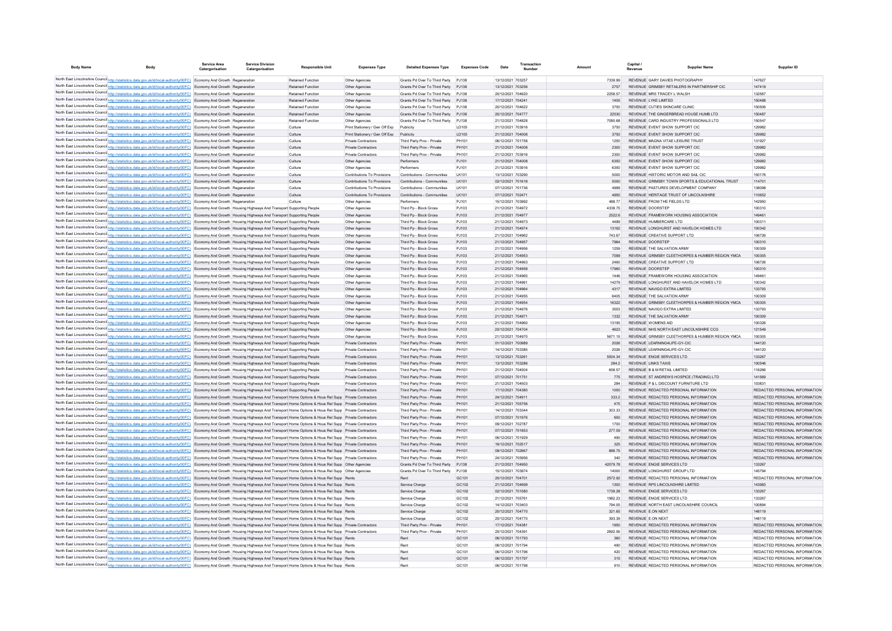| Body Name | Body | Service Area Catergorisation | Service Division Catergorisation | Responsible Unit | Expenses Type | Detailed Expenses Type | Expenses Code | Date | Transaction Number | Amount | Capital / Revenue | Supplier Name | Supplier ID |
|---|---|---|---|---|---|---|---|---|---|---|---|---|---|
| North East Lincolnshire Council | http://statistics.data.gov.uk/id/local-authority/00FC) | Economy And Growth | Regeneration | Retained Function | Other Agencies | Grants Pd Over To Third Party | PJ138 | 13/12/2021 | 703257 | 7339.99 | REVENUE | GARY DAVIES PHOTOGRAPHY | 147627 |
| North East Lincolnshire Council | http://statistics.data.gov.uk/id/local-authority/00FC) | Economy And Growth | Regeneration | Retained Function | Other Agencies | Grants Pd Over To Third Party | PJ138 | 13/12/2021 | 703256 | 2757 | REVENUE | GRIMSBY RETAILERS IN PARTNERSHIP CIC | 147419 |
| North East Lincolnshire Council | http://statistics.data.gov.uk/id/local-authority/00FC) | Economy And Growth | Regeneration | Retained Function | Other Agencies | Grants Pd Over To Third Party | PJ138 | 20/12/2021 | 704620 | 2258.57 | REVENUE | MRS TRACEY L WALSH | 132567 |
| North East Lincolnshire Council | http://statistics.data.gov.uk/id/local-authority/00FC) | Economy And Growth | Regeneration | Retained Function | Other Agencies | Grants Pd Over To Third Party | PJ138 | 17/12/2021 | 704241 | 1455 | REVENUE | LYKE LIMITED | 150488 |
| North East Lincolnshire Council | http://statistics.data.gov.uk/id/local-authority/00FC) | Economy And Growth | Regeneration | Retained Function | Other Agencies | Grants Pd Over To Third Party | PJ138 | 20/12/2021 | 704622 | 3750 | REVENUE | CUTIES SKINCARE CLINIC | 150506 |
| North East Lincolnshire Council | http://statistics.data.gov.uk/id/local-authority/00FC) | Economy And Growth | Regeneration | Retained Function | Other Agencies | Grants Pd Over To Third Party | PJ138 | 20/12/2021 | 704777 | 22530 | REVENUE | THE GINGERBREAD HOUSE HUMB LTD | 150487 |
| North East Lincolnshire Council | http://statistics.data.gov.uk/id/local-authority/00FC) | Economy And Growth | Regeneration | Retained Function | Other Agencies | Grants Pd Over To Third Party | PJ138 | 21/12/2021 | 704828 | 7080.68 | REVENUE | CARD INDUSTRY PROFESSIONALS LTD | 150547 |
| North East Lincolnshire Council | http://statistics.data.gov.uk/id/local-authority/00FC) | Economy And Growth | Regeneration | Culture | Print Stationery / Gen Off Exp | Publicity | LD105 | 21/12/2021 | 703916 | 3750 | REVENUE | EVENT SHOW SUPPORT CIC | 129982 |
| North East Lincolnshire Council | http://statistics.data.gov.uk/id/local-authority/00FC) | Economy And Growth | Regeneration | Culture | Print Stationery / Gen Off Exp | Publicity | LD105 | 21/12/2021 | 704008 | 3750 | REVENUE | EVENT SHOW SUPPORT CIC | 129982 |
| North East Lincolnshire Council | http://statistics.data.gov.uk/id/local-authority/00FC) | Economy And Growth | Regeneration | Culture | Private Contractors | Third Party Prov - Private | PH101 | 06/12/2021 | 701758 | 1250 | REVENUE | MAGNA VITAE LEISURE TRUST | 131927 |
| North East Lincolnshire Council | http://statistics.data.gov.uk/id/local-authority/00FC) | Economy And Growth | Regeneration | Culture | Private Contractors | Third Party Prov - Private | PH101 | 21/12/2021 | 704008 | 2300 | REVENUE | EVENT SHOW SUPPORT CIC | 129982 |
| North East Lincolnshire Council | http://statistics.data.gov.uk/id/local-authority/00FC) | Economy And Growth | Regeneration | Culture | Private Contractors | Third Party Prov - Private | PH101 | 21/12/2021 | 703916 | 2300 | REVENUE | EVENT SHOW SUPPORT CIC | 129982 |
| North East Lincolnshire Council | http://statistics.data.gov.uk/id/local-authority/00FC) | Economy And Growth | Regeneration | Culture | Other Agencies | Performers | PJ101 | 21/12/2021 | 704008 | 6350 | REVENUE | EVENT SHOW SUPPORT CIC | 129982 |
| North East Lincolnshire Council | http://statistics.data.gov.uk/id/local-authority/00FC) | Economy And Growth | Regeneration | Culture | Other Agencies | Performers | PJ101 | 21/12/2021 | 703916 | 6350 | REVENUE | EVENT SHOW SUPPORT CIC | 129982 |
| North East Lincolnshire Council | http://statistics.data.gov.uk/id/local-authority/00FC) | Economy And Growth | Regeneration | Culture | Contributions To Provisions | Contributions - Communities | LK101 | 13/12/2021 | 703290 | 5000 | REVENUE | HISTORIC MOTOR AND SAIL CIC | 150176 |
| North East Lincolnshire Council | http://statistics.data.gov.uk/id/local-authority/00FC) | Economy And Growth | Regeneration | Culture | Contributions To Provisions | Contributions - Communities | LK101 | 02/12/2021 | 701618 | 5000 | REVENUE | GRIMSBY TOWN SPORTS & EDUCATIONAL TRUST | 114701 |
| North East Lincolnshire Council | http://statistics.data.gov.uk/id/local-authority/00FC) | Economy And Growth | Regeneration | Culture | Contributions To Provisions | Contributions - Communities | LK101 | 07/12/2021 | 701736 | 4999 | REVENUE | PASTURES DEVELOPMENT COMPANY | 138098 |
| North East Lincolnshire Council | http://statistics.data.gov.uk/id/local-authority/00FC) | Economy And Growth | Regeneration | Culture | Contributions To Provisions | Contributions - Communities | LK101 | 07/12/2021 | 702471 | 4950 | REVENUE | HERITAGE TRUST OF LINCOLNSHIRE | 110652 |
| North East Lincolnshire Council | http://statistics.data.gov.uk/id/local-authority/00FC) | Economy And Growth | Regeneration | Culture | Other Agencies | Performers | PJ101 | 15/12/2021 | 703992 | 488.77 | REVENUE | FROM THE FIELDS LTD | 142950 |
| North East Lincolnshire Council | http://statistics.data.gov.uk/id/local-authority/00FC) | Economy And Growth | Housing Highways And Transport | Supporting People | Other Agencies | Third Pp - Block Gross | PJ103 | 21/12/2021 | 704972 | 4338.75 | REVENUE | DOORSTEP | 100310 |
| North East Lincolnshire Council | http://statistics.data.gov.uk/id/local-authority/00FC) | Economy And Growth | Housing Highways And Transport | Supporting People | Other Agencies | Third Pp - Block Gross | PJ103 | 21/12/2021 | 704977 | 2522.6 | REVENUE | FRAMEWORK HOUSING ASSOCIATION | 149461 |
| North East Lincolnshire Council | http://statistics.data.gov.uk/id/local-authority/00FC) | Economy And Growth | Housing Highways And Transport | Supporting People | Other Agencies | Third Pp - Block Gross | PJ103 | 21/12/2021 | 704973 | 4489 | REVENUE | HUMBERCARE LTD | 100311 |
| North East Lincolnshire Council | http://statistics.data.gov.uk/id/local-authority/00FC) | Economy And Growth | Housing Highways And Transport | Supporting People | Other Agencies | Third Pp - Block Gross | PJ103 | 21/12/2021 | 704974 | 13162 | REVENUE | LONGHURST AND HAVELOK HOMES LTD | 100342 |
| North East Lincolnshire Council | http://statistics.data.gov.uk/id/local-authority/00FC) | Economy And Growth | Housing Highways And Transport | Supporting People | Other Agencies | Third Pp - Block Gross | PJ103 | 21/12/2021 | 704962 | 743.67 | REVENUE | CREATIVE SUPPORT LTD | 106726 |
| North East Lincolnshire Council | http://statistics.data.gov.uk/id/local-authority/00FC) | Economy And Growth | Housing Highways And Transport | Supporting People | Other Agencies | Third Pp - Block Gross | PJ103 | 21/12/2021 | 704957 | 7964 | REVENUE | DOORSTEP | 100310 |
| North East Lincolnshire Council | http://statistics.data.gov.uk/id/local-authority/00FC) | Economy And Growth | Housing Highways And Transport | Supporting People | Other Agencies | Third Pp - Block Gross | PJ103 | 21/12/2021 | 704956 | 1259 | REVENUE | THE SALVATION ARMY | 100309 |
| North East Lincolnshire Council | http://statistics.data.gov.uk/id/local-authority/00FC) | Economy And Growth | Housing Highways And Transport | Supporting People | Other Agencies | Third Pp - Block Gross | PJ103 | 21/12/2021 | 704953 | 7099 | REVENUE | GRIMSBY CLEETHORPES & HUMBER REGION YMCA | 100305 |
| North East Lincolnshire Council | http://statistics.data.gov.uk/id/local-authority/00FC) | Economy And Growth | Housing Highways And Transport | Supporting People | Other Agencies | Third Pp - Block Gross | PJ103 | 21/12/2021 | 704963 | 2460 | REVENUE | CREATIVE SUPPORT LTD | 106726 |
| North East Lincolnshire Council | http://statistics.data.gov.uk/id/local-authority/00FC) | Economy And Growth | Housing Highways And Transport | Supporting People | Other Agencies | Third Pp - Block Gross | PJ103 | 21/12/2021 | 704958 | 17960 | REVENUE | DOORSTEP | 100310 |
| North East Lincolnshire Council | http://statistics.data.gov.uk/id/local-authority/00FC) | Economy And Growth | Housing Highways And Transport | Supporting People | Other Agencies | Third Pp - Block Gross | PJ103 | 21/12/2021 | 704965 | 1446 | REVENUE | FRAMEWORK HOUSING ASSOCIATION | 149461 |
| North East Lincolnshire Council | http://statistics.data.gov.uk/id/local-authority/00FC) | Economy And Growth | Housing Highways And Transport | Supporting People | Other Agencies | Third Pp - Block Gross | PJ103 | 21/12/2021 | 704961 | 14279 | REVENUE | LONGHURST AND HAVELOK HOMES LTD | 100342 |
| North East Lincolnshire Council | http://statistics.data.gov.uk/id/local-authority/00FC) | Economy And Growth | Housing Highways And Transport | Supporting People | Other Agencies | Third Pp - Block Gross | PJ103 | 21/12/2021 | 704964 | 4317 | REVENUE | NAVIGO EXTRA LIMITED | 133793 |
| North East Lincolnshire Council | http://statistics.data.gov.uk/id/local-authority/00FC) | Economy And Growth | Housing Highways And Transport | Supporting People | Other Agencies | Third Pp - Block Gross | PJ103 | 21/12/2021 | 704955 | 6405 | REVENUE | THE SALVATION ARMY | 100309 |
| North East Lincolnshire Council | http://statistics.data.gov.uk/id/local-authority/00FC) | Economy And Growth | Housing Highways And Transport | Supporting People | Other Agencies | Third Pp - Block Gross | PJ103 | 21/12/2021 | 704954 | 16322 | REVENUE | GRIMSBY CLEETHORPES & HUMBER REGION YMCA | 100305 |
| North East Lincolnshire Council | http://statistics.data.gov.uk/id/local-authority/00FC) | Economy And Growth | Housing Highways And Transport | Supporting People | Other Agencies | Third Pp - Block Gross | PJ103 | 21/12/2021 | 704976 | 3553 | REVENUE | NAVIGO EXTRA LIMITED | 133793 |
| North East Lincolnshire Council | http://statistics.data.gov.uk/id/local-authority/00FC) | Economy And Growth | Housing Highways And Transport | Supporting People | Other Agencies | Third Pp - Block Gross | PJ103 | 21/12/2021 | 704971 | 1332 | REVENUE | THE SALVATION ARMY | 100309 |
| North East Lincolnshire Council | http://statistics.data.gov.uk/id/local-authority/00FC) | Economy And Growth | Housing Highways And Transport | Supporting People | Other Agencies | Third Pp - Block Gross | PJ103 | 21/12/2021 | 704960 | 13195 | REVENUE | WOMENS AID | 100326 |
| North East Lincolnshire Council | http://statistics.data.gov.uk/id/local-authority/00FC) | Economy And Growth | Housing Highways And Transport | Supporting People | Other Agencies | Third Pp - Block Gross | PJ103 | 20/12/2021 | 704704 | 4623 | REVENUE | NHS NORTH EAST LINCOLNSHIRE CCG | 121549 |
| North East Lincolnshire Council | http://statistics.data.gov.uk/id/local-authority/00FC) | Economy And Growth | Housing Highways And Transport | Supporting People | Other Agencies | Third Pp - Block Gross | PJ103 | 21/12/2021 | 704970 | 5671.15 | REVENUE | GRIMSBY CLEETHORPES & HUMBER REGION YMCA | 100305 |
| North East Lincolnshire Council | http://statistics.data.gov.uk/id/local-authority/00FC) | Economy And Growth | Housing Highways And Transport | Supporting People | Private Contractors | Third Party Prov - Private | PH101 | 01/12/2021 | 700989 | 2026 | REVENUE | LEARNING4LIFE-GY-CIC | 144120 |
| North East Lincolnshire Council | http://statistics.data.gov.uk/id/local-authority/00FC) | Economy And Growth | Housing Highways And Transport | Supporting People | Private Contractors | Third Party Prov - Private | PH101 | 14/12/2021 | 703385 | 2026 | REVENUE | LEARNING4LIFE-GY-CIC | 144120 |
| North East Lincolnshire Council | http://statistics.data.gov.uk/id/local-authority/00FC) | Economy And Growth | Housing Highways And Transport | Supporting People | Private Contractors | Third Party Prov - Private | PH101 | 13/12/2021 | 703261 | 5504.34 | REVENUE | ENGIE SERVICES LTD | 133267 |
| North East Lincolnshire Council | http://statistics.data.gov.uk/id/local-authority/00FC) | Economy And Growth | Housing Highways And Transport | Supporting People | Private Contractors | Third Party Prov - Private | PH101 | 13/12/2021 | 703286 | 284.2 | REVENUE | LINKS TAXIS | 100546 |
| North East Lincolnshire Council | http://statistics.data.gov.uk/id/local-authority/00FC) | Economy And Growth | Housing Highways And Transport | Supporting People | Private Contractors | Third Party Prov - Private | PH101 | 21/12/2021 | 704504 | 658.57 | REVENUE | B & M RETAIL LIMITED | 116266 |
| North East Lincolnshire Council | http://statistics.data.gov.uk/id/local-authority/00FC) | Economy And Growth | Housing Highways And Transport | Supporting People | Private Contractors | Third Party Prov - Private | PH101 | 07/12/2021 | 701751 | 775 | REVENUE | ST ANDREWS HOSPICE (TRADING) LTD | 141569 |
| North East Lincolnshire Council | http://statistics.data.gov.uk/id/local-authority/00FC) | Economy And Growth | Housing Highways And Transport | Supporting People | Private Contractors | Third Party Prov - Private | PH101 | 21/12/2021 | 704503 | 284 | REVENUE | P & L DISCOUNT FURNITURE LTD | 103831 |
| North East Lincolnshire Council | http://statistics.data.gov.uk/id/local-authority/00FC) | Economy And Growth | Housing Highways And Transport | Supporting People | Private Contractors | Third Party Prov - Private | PH101 | 17/12/2021 | 704380 | 1000 | REVENUE | REDACTED PERSONAL INFORMATION | REDACTED PERSONAL INFORMATION |
| North East Lincolnshire Council | http://statistics.data.gov.uk/id/local-authority/00FC) | Economy And Growth | Housing Highways And Transport | Home Options & Hous Rel Supp | Private Contractors | Third Party Prov - Private | PH101 | 24/12/2021 | 704911 | 333.2 | REVENUE | REDACTED PERSONAL INFORMATION | REDACTED PERSONAL INFORMATION |
| North East Lincolnshire Council | http://statistics.data.gov.uk/id/local-authority/00FC) | Economy And Growth | Housing Highways And Transport | Home Options & Hous Rel Supp | Private Contractors | Third Party Prov - Private | PH101 | 21/12/2021 | 705756 | 475 | REVENUE | REDACTED PERSONAL INFORMATION | REDACTED PERSONAL INFORMATION |
| North East Lincolnshire Council | http://statistics.data.gov.uk/id/local-authority/00FC) | Economy And Growth | Housing Highways And Transport | Home Options & Hous Rel Supp | Private Contractors | Third Party Prov - Private | PH101 | 14/12/2021 | 703344 | 303.33 | REVENUE | REDACTED PERSONAL INFORMATION | REDACTED PERSONAL INFORMATION |
| North East Lincolnshire Council | http://statistics.data.gov.uk/id/local-authority/00FC) | Economy And Growth | Housing Highways And Transport | Home Options & Hous Rel Supp | Private Contractors | Third Party Prov - Private | PH101 | 07/12/2021 | 701976 | 650 | REVENUE | REDACTED PERSONAL INFORMATION | REDACTED PERSONAL INFORMATION |
| North East Lincolnshire Council | http://statistics.data.gov.uk/id/local-authority/00FC) | Economy And Growth | Housing Highways And Transport | Home Options & Hous Rel Supp | Private Contractors | Third Party Prov - Private | PH101 | 09/12/2021 | 702787 | 1700 | REVENUE | REDACTED PERSONAL INFORMATION | REDACTED PERSONAL INFORMATION |
| North East Lincolnshire Council | http://statistics.data.gov.uk/id/local-authority/00FC) | Economy And Growth | Housing Highways And Transport | Home Options & Hous Rel Supp | Private Contractors | Third Party Prov - Private | PH101 | 07/12/2021 | 701853 | 277.09 | REVENUE | REDACTED PERSONAL INFORMATION | REDACTED PERSONAL INFORMATION |
| North East Lincolnshire Council | http://statistics.data.gov.uk/id/local-authority/00FC) | Economy And Growth | Housing Highways And Transport | Home Options & Hous Rel Supp | Private Contractors | Third Party Prov - Private | PH101 | 06/12/2021 | 701929 | 490 | REVENUE | REDACTED PERSONAL INFORMATION | REDACTED PERSONAL INFORMATION |
| North East Lincolnshire Council | http://statistics.data.gov.uk/id/local-authority/00FC) | Economy And Growth | Housing Highways And Transport | Home Options & Hous Rel Supp | Private Contractors | Third Party Prov - Private | PH101 | 16/12/2021 | 702517 | 325 | REVENUE | REDACTED PERSONAL INFORMATION | REDACTED PERSONAL INFORMATION |
| North East Lincolnshire Council | http://statistics.data.gov.uk/id/local-authority/00FC) | Economy And Growth | Housing Highways And Transport | Home Options & Hous Rel Supp | Private Contractors | Third Party Prov - Private | PH101 | 09/12/2021 | 702667 | 888.75 | REVENUE | REDACTED PERSONAL INFORMATION | REDACTED PERSONAL INFORMATION |
| North East Lincolnshire Council | http://statistics.data.gov.uk/id/local-authority/00FC) | Economy And Growth | Housing Highways And Transport | Home Options & Hous Rel Supp | Private Contractors | Third Party Prov - Private | PH101 | 24/12/2021 | 705958 | 340 | REVENUE | REDACTED PERSONAL INFORMATION | REDACTED PERSONAL INFORMATION |
| North East Lincolnshire Council | http://statistics.data.gov.uk/id/local-authority/00FC) | Economy And Growth | Housing Highways And Transport | Home Options & Hous Rel Supp | Other Agencies | Grants Pd Over To Third Party | PJ138 | 21/12/2021 | 704950 | 42079.78 | REVENUE | ENGIE SERVICES LTD | 133267 |
| North East Lincolnshire Council | http://statistics.data.gov.uk/id/local-authority/00FC) | Economy And Growth | Housing Highways And Transport | Home Options & Hous Rel Supp | Other Agencies | Grants Pd Over To Third Party | PJ138 | 15/12/2021 | 703974 | 14000 | REVENUE | LONGHURST GROUP LTD | 145794 |
| North East Lincolnshire Council | http://statistics.data.gov.uk/id/local-authority/00FC) | Economy And Growth | Housing Highways And Transport | Home Options & Hous Rel Supp | Rents | Rent | GC101 | 20/12/2021 | 704701 | 2572.92 | REVENUE | REDACTED PERSONAL INFORMATION | REDACTED PERSONAL INFORMATION |
| North East Lincolnshire Council | http://statistics.data.gov.uk/id/local-authority/00FC) | Economy And Growth | Housing Highways And Transport | Home Options & Hous Rel Supp | Rents | Service Charge | GC102 | 21/12/2021 | 704699 | 1300 | REVENUE | RPS LINCOLNSHIRE LIMITED | 143983 |
| North East Lincolnshire Council | http://statistics.data.gov.uk/id/local-authority/00FC) | Economy And Growth | Housing Highways And Transport | Home Options & Hous Rel Supp | Rents | Service Charge | GC102 | 02/12/2021 | 701580 | 1739.28 | REVENUE | ENGIE SERVICES LTD | 133267 |
| North East Lincolnshire Council | http://statistics.data.gov.uk/id/local-authority/00FC) | Economy And Growth | Housing Highways And Transport | Home Options & Hous Rel Supp | Rents | Service Charge | GC102 | 21/12/2021 | 705761 | 1982.23 | REVENUE | ENGIE SERVICES LTD | 133267 |
| North East Lincolnshire Council | http://statistics.data.gov.uk/id/local-authority/00FC) | Economy And Growth | Housing Highways And Transport | Home Options & Hous Rel Supp | Rents | Service Charge | GC102 | 14/12/2021 | 703403 | 794.05 | REVENUE | NORTH EAST LINCOLNSHIRE COUNCIL | 100894 |
| North East Lincolnshire Council | http://statistics.data.gov.uk/id/local-authority/00FC) | Economy And Growth | Housing Highways And Transport | Home Options & Hous Rel Supp | Rents | Service Charge | GC102 | 20/12/2021 | 704770 | 321.65 | REVENUE | E.ON NEXT | 148119 |
| North East Lincolnshire Council | http://statistics.data.gov.uk/id/local-authority/00FC) | Economy And Growth | Housing Highways And Transport | Home Options & Hous Rel Supp | Rents | Service Charge | GC102 | 20/12/2021 | 704770 | 393.39 | REVENUE | E.ON NEXT | 148119 |
| North East Lincolnshire Council | http://statistics.data.gov.uk/id/local-authority/00FC) | Economy And Growth | Housing Highways And Transport | Home Options & Hous Rel Supp | Private Contractors | Third Party Prov - Private | PH101 | 17/12/2021 | 704381 | 1950 | REVENUE | REDACTED PERSONAL INFORMATION | REDACTED PERSONAL INFORMATION |
| North East Lincolnshire Council | http://statistics.data.gov.uk/id/local-authority/00FC) | Economy And Growth | Housing Highways And Transport | Home Options & Hous Rel Supp | Private Contractors | Third Party Prov - Private | PH101 | 20/12/2021 | 704391 | 2692.56 | REVENUE | REDACTED PERSONAL INFORMATION | REDACTED PERSONAL INFORMATION |
| North East Lincolnshire Council | http://statistics.data.gov.uk/id/local-authority/00FC) | Economy And Growth | Housing Highways And Transport | Home Options & Hous Rel Supp | Rents | Rent | GC101 | 06/12/2021 | 701793 | 360 | REVENUE | REDACTED PERSONAL INFORMATION | REDACTED PERSONAL INFORMATION |
| North East Lincolnshire Council | http://statistics.data.gov.uk/id/local-authority/00FC) | Economy And Growth | Housing Highways And Transport | Home Options & Hous Rel Supp | Rents | Rent | GC101 | 06/12/2021 | 701794 | 490 | REVENUE | REDACTED PERSONAL INFORMATION | REDACTED PERSONAL INFORMATION |
| North East Lincolnshire Council | http://statistics.data.gov.uk/id/local-authority/00FC) | Economy And Growth | Housing Highways And Transport | Home Options & Hous Rel Supp | Rents | Rent | GC101 | 06/12/2021 | 701796 | 420 | REVENUE | REDACTED PERSONAL INFORMATION | REDACTED PERSONAL INFORMATION |
| North East Lincolnshire Council | http://statistics.data.gov.uk/id/local-authority/00FC) | Economy And Growth | Housing Highways And Transport | Home Options & Hous Rel Supp | Rents | Rent | GC101 | 06/12/2021 | 701797 | 315 | REVENUE | REDACTED PERSONAL INFORMATION | REDACTED PERSONAL INFORMATION |
| North East Lincolnshire Council | http://statistics.data.gov.uk/id/local-authority/00FC) | Economy And Growth | Housing Highways And Transport | Home Options & Hous Rel Supp | Rents | Rent | GC101 | 06/12/2021 | 701798 | 910 | REVENUE | REDACTED PERSONAL INFORMATION | REDACTED PERSONAL INFORMATION |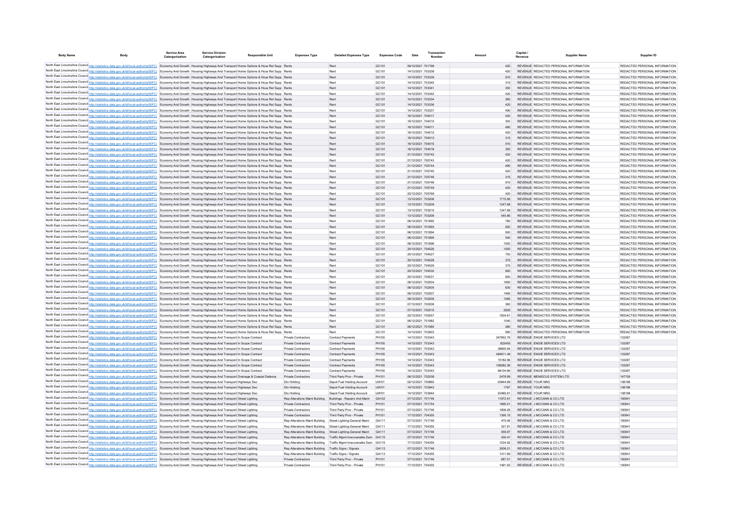| Body Name | Body | Service Area Catergorisation | Service Division Catergorisation | Responsible Unit | Expenses Type | Detailed Expenses Type | Expenses Code | Date | Transaction Number | Amount | Capital / Revenue | Supplier Name | Supplier ID |
|---|---|---|---|---|---|---|---|---|---|---|---|---|---|
| North East Lincolnshire Council | http://statistics.data.gov.uk/id/local-authority/00FC) | Economy And Growth | Housing Highways And Transport | Home Options & Hous Rel Supp | Rents | Rent | GC101 | 06/12/2021 | 701799 | 420 | REVENUE | REDACTED PERSONAL INFORMATION | REDACTED PERSONAL INFORMATION |
| North East Lincolnshire Council | http://statistics.data.gov.uk/id/local-authority/00FC) | Economy And Growth | Housing Highways And Transport | Home Options & Hous Rel Supp | Rents | Rent | GC101 | 14/12/2021 | 703338 | 420 | REVENUE | REDACTED PERSONAL INFORMATION | REDACTED PERSONAL INFORMATION |
| North East Lincolnshire Council | http://statistics.data.gov.uk/id/local-authority/00FC) | Economy And Growth | Housing Highways And Transport | Home Options & Hous Rel Supp | Rents | Rent | GC101 | 14/12/2021 | 703339 | 910 | REVENUE | REDACTED PERSONAL INFORMATION | REDACTED PERSONAL INFORMATION |
| North East Lincolnshire Council | http://statistics.data.gov.uk/id/local-authority/00FC) | Economy And Growth | Housing Highways And Transport | Home Options & Hous Rel Supp | Rents | Rent | GC101 | 14/12/2021 | 703340 | 315 | REVENUE | REDACTED PERSONAL INFORMATION | REDACTED PERSONAL INFORMATION |
| North East Lincolnshire Council | http://statistics.data.gov.uk/id/local-authority/00FC) | Economy And Growth | Housing Highways And Transport | Home Options & Hous Rel Supp | Rents | Rent | GC101 | 14/12/2021 | 703341 | 350 | REVENUE | REDACTED PERSONAL INFORMATION | REDACTED PERSONAL INFORMATION |
| North East Lincolnshire Council | http://statistics.data.gov.uk/id/local-authority/00FC) | Economy And Growth | Housing Highways And Transport | Home Options & Hous Rel Supp | Rents | Rent | GC101 | 14/12/2021 | 703342 | 420 | REVENUE | REDACTED PERSONAL INFORMATION | REDACTED PERSONAL INFORMATION |
| North East Lincolnshire Council | http://statistics.data.gov.uk/id/local-authority/00FC) | Economy And Growth | Housing Highways And Transport | Home Options & Hous Rel Supp | Rents | Rent | GC101 | 14/12/2021 | 703334 | 360 | REVENUE | REDACTED PERSONAL INFORMATION | REDACTED PERSONAL INFORMATION |
| North East Lincolnshire Council | http://statistics.data.gov.uk/id/local-authority/00FC) | Economy And Growth | Housing Highways And Transport | Home Options & Hous Rel Supp | Rents | Rent | GC101 | 14/12/2021 | 703336 | 420 | REVENUE | REDACTED PERSONAL INFORMATION | REDACTED PERSONAL INFORMATION |
| North East Lincolnshire Council | http://statistics.data.gov.uk/id/local-authority/00FC) | Economy And Growth | Housing Highways And Transport | Home Options & Hous Rel Supp | Rents | Rent | GC101 | 14/12/2021 | 703337 | 490 | REVENUE | REDACTED PERSONAL INFORMATION | REDACTED PERSONAL INFORMATION |
| North East Lincolnshire Council | http://statistics.data.gov.uk/id/local-authority/00FC) | Economy And Growth | Housing Highways And Transport | Home Options & Hous Rel Supp | Rents | Rent | GC101 | 16/12/2021 | 704017 | 420 | REVENUE | REDACTED PERSONAL INFORMATION | REDACTED PERSONAL INFORMATION |
| North East Lincolnshire Council | http://statistics.data.gov.uk/id/local-authority/00FC) | Economy And Growth | Housing Highways And Transport | Home Options & Hous Rel Supp | Rents | Rent | GC101 | 16/12/2021 | 704010 | 300 | REVENUE | REDACTED PERSONAL INFORMATION | REDACTED PERSONAL INFORMATION |
| North East Lincolnshire Council | http://statistics.data.gov.uk/id/local-authority/00FC) | Economy And Growth | Housing Highways And Transport | Home Options & Hous Rel Supp | Rents | Rent | GC101 | 16/12/2021 | 704011 | 490 | REVENUE | REDACTED PERSONAL INFORMATION | REDACTED PERSONAL INFORMATION |
| North East Lincolnshire Council | http://statistics.data.gov.uk/id/local-authority/00FC) | Economy And Growth | Housing Highways And Transport | Home Options & Hous Rel Supp | Rents | Rent | GC101 | 16/12/2021 | 704012 | 420 | REVENUE | REDACTED PERSONAL INFORMATION | REDACTED PERSONAL INFORMATION |
| North East Lincolnshire Council | http://statistics.data.gov.uk/id/local-authority/00FC) | Economy And Growth | Housing Highways And Transport | Home Options & Hous Rel Supp | Rents | Rent | GC101 | 16/12/2021 | 704013 | 315 | REVENUE | REDACTED PERSONAL INFORMATION | REDACTED PERSONAL INFORMATION |
| North East Lincolnshire Council | http://statistics.data.gov.uk/id/local-authority/00FC) | Economy And Growth | Housing Highways And Transport | Home Options & Hous Rel Supp | Rents | Rent | GC101 | 16/12/2021 | 704015 | 910 | REVENUE | REDACTED PERSONAL INFORMATION | REDACTED PERSONAL INFORMATION |
| North East Lincolnshire Council | http://statistics.data.gov.uk/id/local-authority/00FC) | Economy And Growth | Housing Highways And Transport | Home Options & Hous Rel Supp | Rents | Rent | GC101 | 16/12/2021 | 704018 | 350 | REVENUE | REDACTED PERSONAL INFORMATION | REDACTED PERSONAL INFORMATION |
| North East Lincolnshire Council | http://statistics.data.gov.uk/id/local-authority/00FC) | Economy And Growth | Housing Highways And Transport | Home Options & Hous Rel Supp | Rents | Rent | GC101 | 21/12/2021 | 705742 | 420 | REVENUE | REDACTED PERSONAL INFORMATION | REDACTED PERSONAL INFORMATION |
| North East Lincolnshire Council | http://statistics.data.gov.uk/id/local-authority/00FC) | Economy And Growth | Housing Highways And Transport | Home Options & Hous Rel Supp | Rents | Rent | GC101 | 21/12/2021 | 705743 | 420 | REVENUE | REDACTED PERSONAL INFORMATION | REDACTED PERSONAL INFORMATION |
| North East Lincolnshire Council | http://statistics.data.gov.uk/id/local-authority/00FC) | Economy And Growth | Housing Highways And Transport | Home Options & Hous Rel Supp | Rents | Rent | GC101 | 21/12/2021 | 705744 | 490 | REVENUE | REDACTED PERSONAL INFORMATION | REDACTED PERSONAL INFORMATION |
| North East Lincolnshire Council | http://statistics.data.gov.uk/id/local-authority/00FC) | Economy And Growth | Housing Highways And Transport | Home Options & Hous Rel Supp | Rents | Rent | GC101 | 21/12/2021 | 705745 | 420 | REVENUE | REDACTED PERSONAL INFORMATION | REDACTED PERSONAL INFORMATION |
| North East Lincolnshire Council | http://statistics.data.gov.uk/id/local-authority/00FC) | Economy And Growth | Housing Highways And Transport | Home Options & Hous Rel Supp | Rents | Rent | GC101 | 21/12/2021 | 705746 | 315 | REVENUE | REDACTED PERSONAL INFORMATION | REDACTED PERSONAL INFORMATION |
| North East Lincolnshire Council | http://statistics.data.gov.uk/id/local-authority/00FC) | Economy And Growth | Housing Highways And Transport | Home Options & Hous Rel Supp | Rents | Rent | GC101 | 21/12/2021 | 705748 | 910 | REVENUE | REDACTED PERSONAL INFORMATION | REDACTED PERSONAL INFORMATION |
| North East Lincolnshire Council | http://statistics.data.gov.uk/id/local-authority/00FC) | Economy And Growth | Housing Highways And Transport | Home Options & Hous Rel Supp | Rents | Rent | GC101 | 21/12/2021 | 705749 | 420 | REVENUE | REDACTED PERSONAL INFORMATION | REDACTED PERSONAL INFORMATION |
| North East Lincolnshire Council | http://statistics.data.gov.uk/id/local-authority/00FC) | Economy And Growth | Housing Highways And Transport | Home Options & Hous Rel Supp | Rents | Rent | GC101 | 22/12/2021 | 705769 | 420 | REVENUE | REDACTED PERSONAL INFORMATION | REDACTED PERSONAL INFORMATION |
| North East Lincolnshire Council | http://statistics.data.gov.uk/id/local-authority/00FC) | Economy And Growth | Housing Highways And Transport | Home Options & Hous Rel Supp | Rents | Rent | GC101 | 13/12/2021 | 703206 | 1715.56 | REVENUE | REDACTED PERSONAL INFORMATION | REDACTED PERSONAL INFORMATION |
| North East Lincolnshire Council | http://statistics.data.gov.uk/id/local-authority/00FC) | Economy And Growth | Housing Highways And Transport | Home Options & Hous Rel Supp | Rents | Rent | GC101 | 13/12/2021 | 703209 | 1247.68 | REVENUE | REDACTED PERSONAL INFORMATION | REDACTED PERSONAL INFORMATION |
| North East Lincolnshire Council | http://statistics.data.gov.uk/id/local-authority/00FC) | Economy And Growth | Housing Highways And Transport | Home Options & Hous Rel Supp | Rents | Rent | GC101 | 13/12/2021 | 703210 | 1247.68 | REVENUE | REDACTED PERSONAL INFORMATION | REDACTED PERSONAL INFORMATION |
| North East Lincolnshire Council | http://statistics.data.gov.uk/id/local-authority/00FC) | Economy And Growth | Housing Highways And Transport | Home Options & Hous Rel Supp | Rents | Rent | GC101 | 13/12/2021 | 703208 | 545.86 | REVENUE | REDACTED PERSONAL INFORMATION | REDACTED PERSONAL INFORMATION |
| North East Lincolnshire Council | http://statistics.data.gov.uk/id/local-authority/00FC) | Economy And Growth | Housing Highways And Transport | Home Options & Hous Rel Supp | Rents | Rent | GC101 | 06/12/2021 | 701892 | 780 | REVENUE | REDACTED PERSONAL INFORMATION | REDACTED PERSONAL INFORMATION |
| North East Lincolnshire Council | http://statistics.data.gov.uk/id/local-authority/00FC) | Economy And Growth | Housing Highways And Transport | Home Options & Hous Rel Supp | Rents | Rent | GC101 | 06/12/2021 | 701893 | 500 | REVENUE | REDACTED PERSONAL INFORMATION | REDACTED PERSONAL INFORMATION |
| North East Lincolnshire Council | http://statistics.data.gov.uk/id/local-authority/00FC) | Economy And Growth | Housing Highways And Transport | Home Options & Hous Rel Supp | Rents | Rent | GC101 | 06/12/2021 | 701894 | 500 | REVENUE | REDACTED PERSONAL INFORMATION | REDACTED PERSONAL INFORMATION |
| North East Lincolnshire Council | http://statistics.data.gov.uk/id/local-authority/00FC) | Economy And Growth | Housing Highways And Transport | Home Options & Hous Rel Supp | Rents | Rent | GC101 | 06/12/2021 | 701895 | 540 | REVENUE | REDACTED PERSONAL INFORMATION | REDACTED PERSONAL INFORMATION |
| North East Lincolnshire Council | http://statistics.data.gov.uk/id/local-authority/00FC) | Economy And Growth | Housing Highways And Transport | Home Options & Hous Rel Supp | Rents | Rent | GC101 | 06/12/2021 | 701896 | 1000 | REVENUE | REDACTED PERSONAL INFORMATION | REDACTED PERSONAL INFORMATION |
| North East Lincolnshire Council | http://statistics.data.gov.uk/id/local-authority/00FC) | Economy And Growth | Housing Highways And Transport | Home Options & Hous Rel Supp | Rents | Rent | GC101 | 20/12/2021 | 704526 | 1000 | REVENUE | REDACTED PERSONAL INFORMATION | REDACTED PERSONAL INFORMATION |
| North East Lincolnshire Council | http://statistics.data.gov.uk/id/local-authority/00FC) | Economy And Growth | Housing Highways And Transport | Home Options & Hous Rel Supp | Rents | Rent | GC101 | 20/12/2021 | 704527 | 750 | REVENUE | REDACTED PERSONAL INFORMATION | REDACTED PERSONAL INFORMATION |
| North East Lincolnshire Council | http://statistics.data.gov.uk/id/local-authority/00FC) | Economy And Growth | Housing Highways And Transport | Home Options & Hous Rel Supp | Rents | Rent | GC101 | 20/12/2021 | 704528 | 375 | REVENUE | REDACTED PERSONAL INFORMATION | REDACTED PERSONAL INFORMATION |
| North East Lincolnshire Council | http://statistics.data.gov.uk/id/local-authority/00FC) | Economy And Growth | Housing Highways And Transport | Home Options & Hous Rel Supp | Rents | Rent | GC101 | 20/12/2021 | 704529 | 375 | REVENUE | REDACTED PERSONAL INFORMATION | REDACTED PERSONAL INFORMATION |
| North East Lincolnshire Council | http://statistics.data.gov.uk/id/local-authority/00FC) | Economy And Growth | Housing Highways And Transport | Home Options & Hous Rel Supp | Rents | Rent | GC101 | 20/12/2021 | 704530 | 900 | REVENUE | REDACTED PERSONAL INFORMATION | REDACTED PERSONAL INFORMATION |
| North East Lincolnshire Council | http://statistics.data.gov.uk/id/local-authority/00FC) | Economy And Growth | Housing Highways And Transport | Home Options & Hous Rel Supp | Rents | Rent | GC101 | 20/12/2021 | 704531 | 600 | REVENUE | REDACTED PERSONAL INFORMATION | REDACTED PERSONAL INFORMATION |
| North East Lincolnshire Council | http://statistics.data.gov.uk/id/local-authority/00FC) | Economy And Growth | Housing Highways And Transport | Home Options & Hous Rel Supp | Rents | Rent | GC101 | 06/12/2021 | 702004 | 1690 | REVENUE | REDACTED PERSONAL INFORMATION | REDACTED PERSONAL INFORMATION |
| North East Lincolnshire Council | http://statistics.data.gov.uk/id/local-authority/00FC) | Economy And Growth | Housing Highways And Transport | Home Options & Hous Rel Supp | Rents | Rent | GC101 | 06/12/2021 | 702005 | 630 | REVENUE | REDACTED PERSONAL INFORMATION | REDACTED PERSONAL INFORMATION |
| North East Lincolnshire Council | http://statistics.data.gov.uk/id/local-authority/00FC) | Economy And Growth | Housing Highways And Transport | Home Options & Hous Rel Supp | Rents | Rent | GC101 | 06/12/2021 | 702007 | 1485 | REVENUE | REDACTED PERSONAL INFORMATION | REDACTED PERSONAL INFORMATION |
| North East Lincolnshire Council | http://statistics.data.gov.uk/id/local-authority/00FC) | Economy And Growth | Housing Highways And Transport | Home Options & Hous Rel Supp | Rents | Rent | GC101 | 06/12/2021 | 702009 | 1085 | REVENUE | REDACTED PERSONAL INFORMATION | REDACTED PERSONAL INFORMATION |
| North East Lincolnshire Council | http://statistics.data.gov.uk/id/local-authority/00FC) | Economy And Growth | Housing Highways And Transport | Home Options & Hous Rel Supp | Rents | Rent | GC101 | 07/12/2021 | 702006 | 360 | REVENUE | REDACTED PERSONAL INFORMATION | REDACTED PERSONAL INFORMATION |
| North East Lincolnshire Council | http://statistics.data.gov.uk/id/local-authority/00FC) | Economy And Growth | Housing Highways And Transport | Home Options & Hous Rel Supp | Rents | Rent | GC101 | 07/12/2021 | 702015 | 2835 | REVENUE | REDACTED PERSONAL INFORMATION | REDACTED PERSONAL INFORMATION |
| North East Lincolnshire Council | http://statistics.data.gov.uk/id/local-authority/00FC) | Economy And Growth | Housing Highways And Transport | Home Options & Hous Rel Supp | Rents | Rent | GC101 | 22/12/2021 | 705057 | 1834.61 | REVENUE | REDACTED PERSONAL INFORMATION | REDACTED PERSONAL INFORMATION |
| North East Lincolnshire Council | http://statistics.data.gov.uk/id/local-authority/00FC) | Economy And Growth | Housing Highways And Transport | Home Options & Hous Rel Supp | Rents | Rent | GC101 | 06/12/2021 | 701982 | 1040 | REVENUE | REDACTED PERSONAL INFORMATION | REDACTED PERSONAL INFORMATION |
| North East Lincolnshire Council | http://statistics.data.gov.uk/id/local-authority/00FC) | Economy And Growth | Housing Highways And Transport | Home Options & Hous Rel Supp | Rents | Rent | GC101 | 06/12/2021 | 701985 | 280 | REVENUE | REDACTED PERSONAL INFORMATION | REDACTED PERSONAL INFORMATION |
| North East Lincolnshire Council | http://statistics.data.gov.uk/id/local-authority/00FC) | Economy And Growth | Housing Highways And Transport | Home Options & Hous Rel Supp | Rents | Rent | GC101 | 14/12/2021 | 703922 | 560 | REVENUE | REDACTED PERSONAL INFORMATION | REDACTED PERSONAL INFORMATION |
| North East Lincolnshire Council | http://statistics.data.gov.uk/id/local-authority/00FC) | Economy And Growth | Housing Highways And Transport | In Scope Contract | Private Contractors | Contract Payments | PH105 | 14/12/2021 | 703343 | 247852.79 | REVENUE | ENGIE SERVICES LTD | 133267 |
| North East Lincolnshire Council | http://statistics.data.gov.uk/id/local-authority/00FC) | Economy And Growth | Housing Highways And Transport | In Scope Contract | Private Contractors | Contract Payments | PH105 | 14/12/2021 | 703343 | 822455 | REVENUE | ENGIE SERVICES LTD | 133267 |
| North East Lincolnshire Council | http://statistics.data.gov.uk/id/local-authority/00FC) | Economy And Growth | Housing Highways And Transport | In Scope Contract | Private Contractors | Contract Payments | PH105 | 14/12/2021 | 703343 | 38855.94 | REVENUE | ENGIE SERVICES LTD | 133267 |
| North East Lincolnshire Council | http://statistics.data.gov.uk/id/local-authority/00FC) | Economy And Growth | Housing Highways And Transport | In Scope Contract | Private Contractors | Contract Payments | PH105 | 14/12/2021 | 703343 | 484611.49 | REVENUE | ENGIE SERVICES LTD | 133267 |
| North East Lincolnshire Council | http://statistics.data.gov.uk/id/local-authority/00FC) | Economy And Growth | Housing Highways And Transport | In Scope Contract | Private Contractors | Contract Payments | PH105 | 14/12/2021 | 703343 | 15182.96 | REVENUE | ENGIE SERVICES LTD | 133267 |
| North East Lincolnshire Council | http://statistics.data.gov.uk/id/local-authority/00FC) | Economy And Growth | Housing Highways And Transport | In Scope Contract | Private Contractors | Contract Payments | PH105 | 14/12/2021 | 703343 | 199282.36 | REVENUE | ENGIE SERVICES LTD | 133267 |
| North East Lincolnshire Council | http://statistics.data.gov.uk/id/local-authority/00FC) | Economy And Growth | Housing Highways And Transport | In Scope Contract | Private Contractors | Contract Payments | PH105 | 14/12/2021 | 703343 | 98104.66 | REVENUE | ENGIE SERVICES LTD | 133267 |
| North East Lincolnshire Council | http://statistics.data.gov.uk/id/local-authority/00FC) | Economy And Growth | Housing Highways And Transport | Drainage & Coastal Defence | Private Contractors | Third Party Prov - Private | PH101 | 06/12/2021 | 702038 | 2478.99 | REVENUE | MENISCUS SYSTEM LTD | 147709 |
| North East Lincolnshire Council | http://statistics.data.gov.uk/id/local-authority/00FC) | Economy And Growth | Housing Highways And Transport | Highways Dso | Dlo Holding | Depot Fuel Holding Account | LM101 | 02/12/2021 | 700860 | 20844.69 | REVENUE | YOUR NRG | 138198 |
| North East Lincolnshire Council | http://statistics.data.gov.uk/id/local-authority/00FC) | Economy And Growth | Housing Highways And Transport | Highways Dso | Dlo Holding | Depot Fuel Holding Account | LM101 | 14/12/2021 | 703943 | 1767 | REVENUE | YOUR NRG | 138198 |
| North East Lincolnshire Council | http://statistics.data.gov.uk/id/local-authority/00FC) | Economy And Growth | Housing Highways And Transport | Highways Dso | Dlo Holding | Depot Fuel Holding Account | LM101 | 14/12/2021 | 703944 | 20485.61 | REVENUE | YOUR NRG | 138198 |
| North East Lincolnshire Council | http://statistics.data.gov.uk/id/local-authority/00FC) | Economy And Growth | Housing Highways And Transport | Street Lighting | Rep Alterations Maint Building | Buildings - Repairs And Maint | GA102 | 07/12/2021 | 701746 | 11972.91 | REVENUE | J MCCANN & CO LTD | 100841 |
| North East Lincolnshire Council | http://statistics.data.gov.uk/id/local-authority/00FC) | Economy And Growth | Housing Highways And Transport | Street Lighting | Private Contractors | Third Party Prov - Private | PH101 | 07/12/2021 | 701754 | 1895.01 | REVENUE | J MCCANN & CO LTD | 100841 |
| North East Lincolnshire Council | http://statistics.data.gov.uk/id/local-authority/00FC) | Economy And Growth | Housing Highways And Transport | Street Lighting | Private Contractors | Third Party Prov - Private | PH101 | 07/12/2021 | 701746 | 1808.26 | REVENUE | J MCCANN & CO LTD | 100841 |
| North East Lincolnshire Council | http://statistics.data.gov.uk/id/local-authority/00FC) | Economy And Growth | Housing Highways And Transport | Street Lighting | Private Contractors | Third Party Prov - Private | PH101 | 17/12/2021 | 704355 | 1390.15 | REVENUE | J MCCANN & CO LTD | 100841 |
| North East Lincolnshire Council | http://statistics.data.gov.uk/id/local-authority/00FC) | Economy And Growth | Housing Highways And Transport | Street Lighting | Rep Alterations Maint Building | Street Lighting-General Maint | GA111 | 07/12/2021 | 701746 | 475.06 | REVENUE | J MCCANN & CO LTD | 100841 |
| North East Lincolnshire Council | http://statistics.data.gov.uk/id/local-authority/00FC) | Economy And Growth | Housing Highways And Transport | Street Lighting | Rep Alterations Maint Building | Street Lighting-General Maint | GA111 | 17/12/2021 | 704355 | 327.91 | REVENUE | J MCCANN & CO LTD | 100841 |
| North East Lincolnshire Council | http://statistics.data.gov.uk/id/local-authority/00FC) | Economy And Growth | Housing Highways And Transport | Street Lighting | Rep Alterations Maint Building | Street Lighting-General Maint | GA111 | 07/12/2021 | 701746 | 559.97 | REVENUE | J MCCANN & CO LTD | 100841 |
| North East Lincolnshire Council | http://statistics.data.gov.uk/id/local-authority/00FC) | Economy And Growth | Housing Highways And Transport | Street Lighting | Rep Alterations Maint Building | Traffic Mgmt-Irrecoverable Dam | GA115 | 07/12/2021 | 701746 | 430.41 | REVENUE | J MCCANN & CO LTD | 100841 |
| North East Lincolnshire Council | http://statistics.data.gov.uk/id/local-authority/00FC) | Economy And Growth | Housing Highways And Transport | Street Lighting | Rep Alterations Maint Building | Traffic Mgmt-Irrecoverable Dam | GA115 | 17/12/2021 | 704355 | 1034.92 | REVENUE | J MCCANN & CO LTD | 100841 |
| North East Lincolnshire Council | http://statistics.data.gov.uk/id/local-authority/00FC) | Economy And Growth | Housing Highways And Transport | Street Lighting | Rep Alterations Maint Building | Traffic Signs / Signals | GA113 | 07/12/2021 | 701746 | 3006.01 | REVENUE | J MCCANN & CO LTD | 100841 |
| North East Lincolnshire Council | http://statistics.data.gov.uk/id/local-authority/00FC) | Economy And Growth | Housing Highways And Transport | Street Lighting | Rep Alterations Maint Building | Traffic Signs / Signals | GA113 | 17/12/2021 | 704355 | 1411.69 | REVENUE | J MCCANN & CO LTD | 100841 |
| North East Lincolnshire Council | http://statistics.data.gov.uk/id/local-authority/00FC) | Economy And Growth | Housing Highways And Transport | Street Lighting | Private Contractors | Third Party Prov - Private | PH101 | 07/12/2021 | 701746 | 687.51 | REVENUE | J MCCANN & CO LTD | 100841 |
| North East Lincolnshire Council | http://statistics.data.gov.uk/id/local-authority/00FC) | Economy And Growth | Housing Highways And Transport | Street Lighting | Private Contractors | Third Party Prov - Private | PH101 | 17/12/2021 | 704355 | 1491.93 | REVENUE | J MCCANN & CO LTD | 100841 |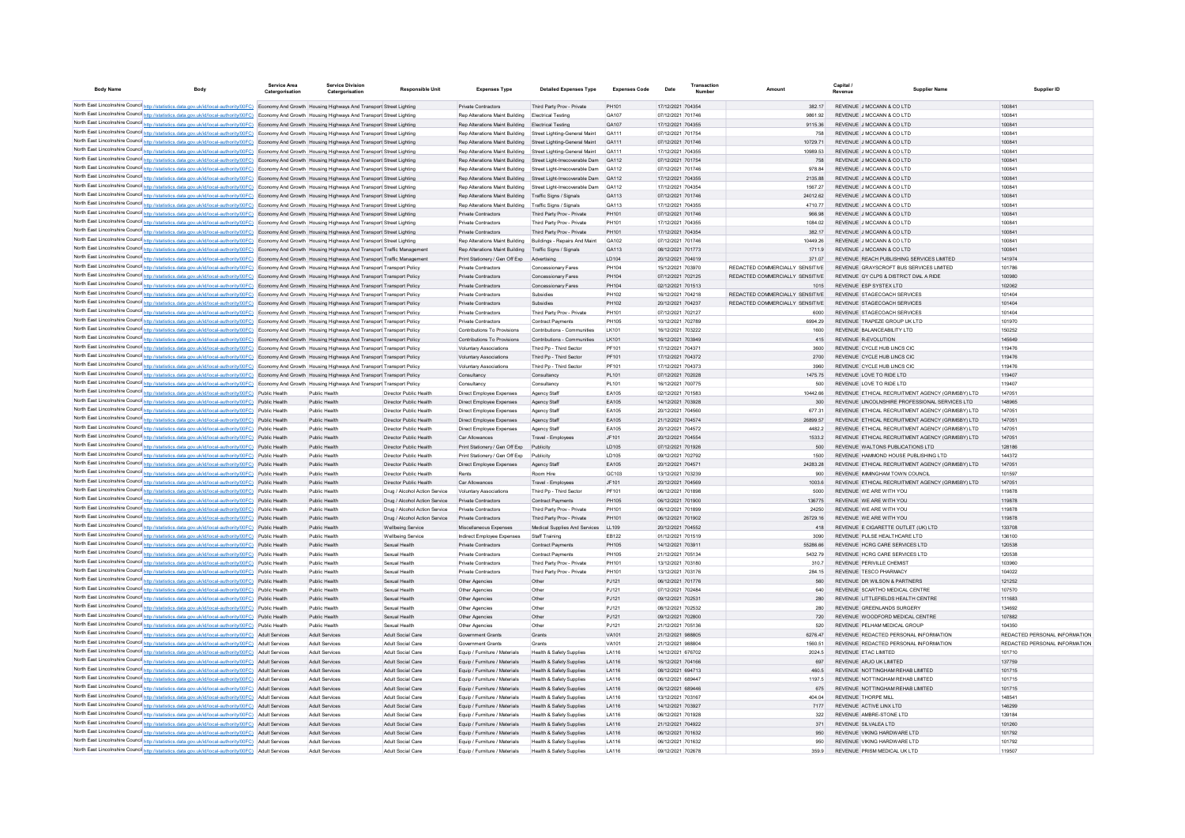| Body Name | Body | Service Area Catergorisation | Service Division Catergorisation | Responsible Unit | Expenses Type | Detailed Expenses Type | Expenses Code | Date | Transaction Number | Amount | Capital / Revenue | Supplier Name | Supplier ID |
|---|---|---|---|---|---|---|---|---|---|---|---|---|---|
| North East Lincolnshire Council | http://statistics.data.gov.uk/id/local-authority/00FC) | Economy And Growth | Housing Highways And Transport | Street Lighting | Private Contractors | Third Party Prov - Private | PH101 | 17/12/2021 | 704354 | 382.17 | REVENUE | J MCCANN & CO LTD | 100841 |
| North East Lincolnshire Council | http://statistics.data.gov.uk/id/local-authority/00FC) | Economy And Growth | Housing Highways And Transport | Street Lighting | Rep Alterations Maint Building | Electrical Testing | GA107 | 07/12/2021 | 701746 | 9861.92 | REVENUE | J MCCANN & CO LTD | 100841 |
| North East Lincolnshire Council | http://statistics.data.gov.uk/id/local-authority/00FC) | Economy And Growth | Housing Highways And Transport | Street Lighting | Rep Alterations Maint Building | Electrical Testing | GA107 | 17/12/2021 | 704355 | 9115.36 | REVENUE | J MCCANN & CO LTD | 100841 |
| North East Lincolnshire Council | http://statistics.data.gov.uk/id/local-authority/00FC) | Economy And Growth | Housing Highways And Transport | Street Lighting | Rep Alterations Maint Building | Street Lighting-General Maint | GA111 | 07/12/2021 | 701754 | 758 | REVENUE | J MCCANN & CO LTD | 100841 |
| North East Lincolnshire Council | http://statistics.data.gov.uk/id/local-authority/00FC) | Economy And Growth | Housing Highways And Transport | Street Lighting | Rep Alterations Maint Building | Street Lighting-General Maint | GA111 | 07/12/2021 | 701746 | 10729.71 | REVENUE | J MCCANN & CO LTD | 100841 |
| North East Lincolnshire Council | http://statistics.data.gov.uk/id/local-authority/00FC) | Economy And Growth | Housing Highways And Transport | Street Lighting | Rep Alterations Maint Building | Street Lighting-General Maint | GA111 | 17/12/2021 | 704355 | 10989.53 | REVENUE | J MCCANN & CO LTD | 100841 |
| North East Lincolnshire Council | http://statistics.data.gov.uk/id/local-authority/00FC) | Economy And Growth | Housing Highways And Transport | Street Lighting | Rep Alterations Maint Building | Street Light-Irrecoverable Dam | GA112 | 07/12/2021 | 701754 | 758 | REVENUE | J MCCANN & CO LTD | 100841 |
| North East Lincolnshire Council | http://statistics.data.gov.uk/id/local-authority/00FC) | Economy And Growth | Housing Highways And Transport | Street Lighting | Rep Alterations Maint Building | Street Light-Irrecoverable Dam | GA112 | 07/12/2021 | 701746 | 978.84 | REVENUE | J MCCANN & CO LTD | 100841 |
| North East Lincolnshire Council | http://statistics.data.gov.uk/id/local-authority/00FC) | Economy And Growth | Housing Highways And Transport | Street Lighting | Rep Alterations Maint Building | Street Light-Irrecoverable Dam | GA112 | 17/12/2021 | 704355 | 2135.88 | REVENUE | J MCCANN & CO LTD | 100841 |
| North East Lincolnshire Council | http://statistics.data.gov.uk/id/local-authority/00FC) | Economy And Growth | Housing Highways And Transport | Street Lighting | Rep Alterations Maint Building | Street Light-Irrecoverable Dam | GA112 | 17/12/2021 | 704354 | 1567.27 | REVENUE | J MCCANN & CO LTD | 100841 |
| North East Lincolnshire Council | http://statistics.data.gov.uk/id/local-authority/00FC) | Economy And Growth | Housing Highways And Transport | Street Lighting | Rep Alterations Maint Building | Traffic Signs / Signals | GA113 | 07/12/2021 | 701746 | 24012.62 | REVENUE | J MCCANN & CO LTD | 100841 |
| North East Lincolnshire Council | http://statistics.data.gov.uk/id/local-authority/00FC) | Economy And Growth | Housing Highways And Transport | Street Lighting | Rep Alterations Maint Building | Traffic Signs / Signals | GA113 | 17/12/2021 | 704355 | 4710.77 | REVENUE | J MCCANN & CO LTD | 100841 |
| North East Lincolnshire Council | http://statistics.data.gov.uk/id/local-authority/00FC) | Economy And Growth | Housing Highways And Transport | Street Lighting | Private Contractors | Third Party Prov - Private | PH101 | 07/12/2021 | 701746 | 966.98 | REVENUE | J MCCANN & CO LTD | 100841 |
| North East Lincolnshire Council | http://statistics.data.gov.uk/id/local-authority/00FC) | Economy And Growth | Housing Highways And Transport | Street Lighting | Private Contractors | Third Party Prov - Private | PH101 | 17/12/2021 | 704355 | 1084.02 | REVENUE | J MCCANN & CO LTD | 100841 |
| North East Lincolnshire Council | http://statistics.data.gov.uk/id/local-authority/00FC) | Economy And Growth | Housing Highways And Transport | Street Lighting | Private Contractors | Third Party Prov - Private | PH101 | 17/12/2021 | 704354 | 382.17 | REVENUE | J MCCANN & CO LTD | 100841 |
| North East Lincolnshire Council | http://statistics.data.gov.uk/id/local-authority/00FC) | Economy And Growth | Housing Highways And Transport | Street Lighting | Rep Alterations Maint Building | Buildings - Repairs And Maint | GA102 | 07/12/2021 | 701746 | 10449.26 | REVENUE | J MCCANN & CO LTD | 100841 |
| North East Lincolnshire Council | http://statistics.data.gov.uk/id/local-authority/00FC) | Economy And Growth | Housing Highways And Transport | Traffic Management | Rep Alterations Maint Building | Traffic Signs / Signals | GA113 | 08/12/2021 | 701773 | 1711.9 | REVENUE | J MCCANN & CO LTD | 100841 |
| North East Lincolnshire Council | http://statistics.data.gov.uk/id/local-authority/00FC) | Economy And Growth | Housing Highways And Transport | Traffic Management | Print Stationery / Gen Off Exp | Advertising | LD104 | 20/12/2021 | 704019 | 371.07 | REVENUE | REACH PUBLISHING SERVICES LIMITED | 141974 |
| North East Lincolnshire Council | http://statistics.data.gov.uk/id/local-authority/00FC) | Economy And Growth | Housing Highways And Transport | Transport Policy | Private Contractors | Concessionary Fares | PH104 | 15/12/2021 | 703970 | REDACTED COMMERCIALLY SENSITIVE | REVENUE | GRAYSCROFT BUS SERVICES LIMITED | 101786 |
| North East Lincolnshire Council | http://statistics.data.gov.uk/id/local-authority/00FC) | Economy And Growth | Housing Highways And Transport | Transport Policy | Private Contractors | Concessionary Fares | PH104 | 07/12/2021 | 702125 | REDACTED COMMERCIALLY SENSITIVE | REVENUE | GY CLPS & DISTRICT DIAL A RIDE | 100980 |
| North East Lincolnshire Council | http://statistics.data.gov.uk/id/local-authority/00FC) | Economy And Growth | Housing Highways And Transport | Transport Policy | Private Contractors | Concessionary Fares | PH104 | 02/12/2021 | 701513 | 1015 | REVENUE | ESP SYSTEX LTD | 102062 |
| North East Lincolnshire Council | http://statistics.data.gov.uk/id/local-authority/00FC) | Economy And Growth | Housing Highways And Transport | Transport Policy | Private Contractors | Subsidies | PH102 | 16/12/2021 | 704218 | REDACTED COMMERCIALLY SENSITIVE | REVENUE | STAGECOACH SERVICES | 101404 |
| North East Lincolnshire Council | http://statistics.data.gov.uk/id/local-authority/00FC) | Economy And Growth | Housing Highways And Transport | Transport Policy | Private Contractors | Subsidies | PH102 | 20/12/2021 | 704237 | REDACTED COMMERCIALLY SENSITIVE | REVENUE | STAGECOACH SERVICES | 101404 |
| North East Lincolnshire Council | http://statistics.data.gov.uk/id/local-authority/00FC) | Economy And Growth | Housing Highways And Transport | Transport Policy | Private Contractors | Third Party Prov - Private | PH101 | 07/12/2021 | 702127 | 6000 | REVENUE | STAGECOACH SERVICES | 101404 |
| North East Lincolnshire Council | http://statistics.data.gov.uk/id/local-authority/00FC) | Economy And Growth | Housing Highways And Transport | Transport Policy | Private Contractors | Contract Payments | PH105 | 10/12/2021 | 702789 | 6994.29 | REVENUE | TRAPEZE GROUP UK LTD | 101970 |
| North East Lincolnshire Council | http://statistics.data.gov.uk/id/local-authority/00FC) | Economy And Growth | Housing Highways And Transport | Transport Policy | Contributions To Provisions | Contributions - Communities | LK101 | 16/12/2021 | 703222 | 1600 | REVENUE | BALANCEABILITY LTD | 150252 |
| North East Lincolnshire Council | http://statistics.data.gov.uk/id/local-authority/00FC) | Economy And Growth | Housing Highways And Transport | Transport Policy | Contributions To Provisions | Contributions - Communities | LK101 | 16/12/2021 | 703949 | 415 | REVENUE | R-EVOLUTION | 145649 |
| North East Lincolnshire Council | http://statistics.data.gov.uk/id/local-authority/00FC) | Economy And Growth | Housing Highways And Transport | Transport Policy | Voluntary Associations | Third Pp - Third Sector | PF101 | 17/12/2021 | 704371 | 3600 | REVENUE | CYCLE HUB LINCS CIC | 119476 |
| North East Lincolnshire Council | http://statistics.data.gov.uk/id/local-authority/00FC) | Economy And Growth | Housing Highways And Transport | Transport Policy | Voluntary Associations | Third Pp - Third Sector | PF101 | 17/12/2021 | 704372 | 2700 | REVENUE | CYCLE HUB LINCS CIC | 119476 |
| North East Lincolnshire Council | http://statistics.data.gov.uk/id/local-authority/00FC) | Economy And Growth | Housing Highways And Transport | Transport Policy | Voluntary Associations | Third Pp - Third Sector | PF101 | 17/12/2021 | 704373 | 3960 | REVENUE | CYCLE HUB LINCS CIC | 119476 |
| North East Lincolnshire Council | http://statistics.data.gov.uk/id/local-authority/00FC) | Economy And Growth | Housing Highways And Transport | Transport Policy | Consultancy | Consultancy | PL101 | 07/12/2021 | 702028 | 1475.75 | REVENUE | LOVE TO RIDE LTD | 119407 |
| North East Lincolnshire Council | http://statistics.data.gov.uk/id/local-authority/00FC) | Economy And Growth | Housing Highways And Transport | Transport Policy | Consultancy | Consultancy | PL101 | 16/12/2021 | 700775 | 500 | REVENUE | LOVE TO RIDE LTD | 119407 |
| North East Lincolnshire Council | http://statistics.data.gov.uk/id/local-authority/00FC) | Public Health | Public Health | Director Public Health | Direct Employee Expenses | Agency Staff | EA105 | 02/12/2021 | 701583 | 10442.66 | REVENUE | ETHICAL RECRUITMENT AGENCY (GRIMSBY) LTD | 147051 |
| North East Lincolnshire Council | http://statistics.data.gov.uk/id/local-authority/00FC) | Public Health | Public Health | Director Public Health | Direct Employee Expenses | Agency Staff | EA105 | 14/12/2021 | 703928 | 300 | REVENUE | LINCOLNSHIRE PROFESSIONAL SERVICES LTD | 148965 |
| North East Lincolnshire Council | http://statistics.data.gov.uk/id/local-authority/00FC) | Public Health | Public Health | Director Public Health | Direct Employee Expenses | Agency Staff | EA105 | 20/12/2021 | 704560 | 677.31 | REVENUE | ETHICAL RECRUITMENT AGENCY (GRIMSBY) LTD | 147051 |
| North East Lincolnshire Council | http://statistics.data.gov.uk/id/local-authority/00FC) | Public Health | Public Health | Director Public Health | Direct Employee Expenses | Agency Staff | EA105 | 21/12/2021 | 704574 | 26899.57 | REVENUE | ETHICAL RECRUITMENT AGENCY (GRIMSBY) LTD | 147051 |
| North East Lincolnshire Council | http://statistics.data.gov.uk/id/local-authority/00FC) | Public Health | Public Health | Director Public Health | Direct Employee Expenses | Agency Staff | EA105 | 20/12/2021 | 704572 | 4482.2 | REVENUE | ETHICAL RECRUITMENT AGENCY (GRIMSBY) LTD | 147051 |
| North East Lincolnshire Council | http://statistics.data.gov.uk/id/local-authority/00FC) | Public Health | Public Health | Director Public Health | Car Allowances | Travel - Employees | JF101 | 20/12/2021 | 704554 | 1533.2 | REVENUE | ETHICAL RECRUITMENT AGENCY (GRIMSBY) LTD | 147051 |
| North East Lincolnshire Council | http://statistics.data.gov.uk/id/local-authority/00FC) | Public Health | Public Health | Director Public Health | Print Stationery / Gen Off Exp | Publicity | LD105 | 07/12/2021 | 701926 | 500 | REVENUE | WALTONS PUBLICATIONS LTD | 128186 |
| North East Lincolnshire Council | http://statistics.data.gov.uk/id/local-authority/00FC) | Public Health | Public Health | Director Public Health | Print Stationery / Gen Off Exp | Publicity | LD105 | 09/12/2021 | 702792 | 1500 | REVENUE | HAMMOND HOUSE PUBLISHING LTD | 144372 |
| North East Lincolnshire Council | http://statistics.data.gov.uk/id/local-authority/00FC) | Public Health | Public Health | Director Public Health | Direct Employee Expenses | Agency Staff | EA105 | 20/12/2021 | 704571 | 24283.28 | REVENUE | ETHICAL RECRUITMENT AGENCY (GRIMSBY) LTD | 147051 |
| North East Lincolnshire Council | http://statistics.data.gov.uk/id/local-authority/00FC) | Public Health | Public Health | Director Public Health | Rents | Room Hire | GC103 | 13/12/2021 | 703239 | 900 | REVENUE | IMMINGHAM TOWN COUNCIL | 101597 |
| North East Lincolnshire Council | http://statistics.data.gov.uk/id/local-authority/00FC) | Public Health | Public Health | Director Public Health | Car Allowances | Travel - Employees | JF101 | 20/12/2021 | 704569 | 1003.6 | REVENUE | ETHICAL RECRUITMENT AGENCY (GRIMSBY) LTD | 147051 |
| North East Lincolnshire Council | http://statistics.data.gov.uk/id/local-authority/00FC) | Public Health | Public Health | Drug / Alcohol Action Service | Voluntary Associations | Third Pp - Third Sector | PF101 | 06/12/2021 | 701898 | 5000 | REVENUE | WE ARE WITH YOU | 119878 |
| North East Lincolnshire Council | http://statistics.data.gov.uk/id/local-authority/00FC) | Public Health | Public Health | Drug / Alcohol Action Service | Private Contractors | Contract Payments | PH105 | 06/12/2021 | 701900 | 136775 | REVENUE | WE ARE WITH YOU | 119878 |
| North East Lincolnshire Council | http://statistics.data.gov.uk/id/local-authority/00FC) | Public Health | Public Health | Drug / Alcohol Action Service | Private Contractors | Third Party Prov - Private | PH101 | 06/12/2021 | 701899 | 24250 | REVENUE | WE ARE WITH YOU | 119878 |
| North East Lincolnshire Council | http://statistics.data.gov.uk/id/local-authority/00FC) | Public Health | Public Health | Drug / Alcohol Action Service | Private Contractors | Third Party Prov - Private | PH101 | 06/12/2021 | 701902 | 26729.16 | REVENUE | WE ARE WITH YOU | 119878 |
| North East Lincolnshire Council | http://statistics.data.gov.uk/id/local-authority/00FC) | Public Health | Public Health | Wellbeing Service | Miscellaneous Expenses | Medical Supplies And Services | LL109 | 20/12/2021 | 704552 | 418 | REVENUE | E CIGARETTE OUTLET (UK) LTD | 133708 |
| North East Lincolnshire Council | http://statistics.data.gov.uk/id/local-authority/00FC) | Public Health | Public Health | Wellbeing Service | Indirect Employee Expenses | Staff Training | EB122 | 01/12/2021 | 701519 | 3090 | REVENUE | PULSE HEALTHCARE LTD | 136100 |
| North East Lincolnshire Council | http://statistics.data.gov.uk/id/local-authority/00FC) | Public Health | Public Health | Sexual Health | Private Contractors | Contract Payments | PH105 | 14/12/2021 | 703911 | 55286.66 | REVENUE | HCRG CARE SERVICES LTD | 120538 |
| North East Lincolnshire Council | http://statistics.data.gov.uk/id/local-authority/00FC) | Public Health | Public Health | Sexual Health | Private Contractors | Contract Payments | PH105 | 21/12/2021 | 705134 | 5432.79 | REVENUE | HCRG CARE SERVICES LTD | 120538 |
| North East Lincolnshire Council | http://statistics.data.gov.uk/id/local-authority/00FC) | Public Health | Public Health | Sexual Health | Private Contractors | Third Party Prov - Private | PH101 | 13/12/2021 | 703180 | 310.7 | REVENUE | PERIVILLE CHEMIST | 103960 |
| North East Lincolnshire Council | http://statistics.data.gov.uk/id/local-authority/00FC) | Public Health | Public Health | Sexual Health | Private Contractors | Third Party Prov - Private | PH101 | 13/12/2021 | 703176 | 284.15 | REVENUE | TESCO PHARMACY | 104022 |
| North East Lincolnshire Council | http://statistics.data.gov.uk/id/local-authority/00FC) | Public Health | Public Health | Sexual Health | Other Agencies | Other | PJ121 | 06/12/2021 | 701776 | 560 | REVENUE | DR WILSON & PARTNERS | 121252 |
| North East Lincolnshire Council | http://statistics.data.gov.uk/id/local-authority/00FC) | Public Health | Public Health | Sexual Health | Other Agencies | Other | PJ121 | 07/12/2021 | 702484 | 640 | REVENUE | SCARTHO MEDICAL CENTRE | 107570 |
| North East Lincolnshire Council | http://statistics.data.gov.uk/id/local-authority/00FC) | Public Health | Public Health | Sexual Health | Other Agencies | Other | PJ121 | 09/12/2021 | 702531 | 280 | REVENUE | LITTLEFIELDS HEALTH CENTRE | 111683 |
| North East Lincolnshire Council | http://statistics.data.gov.uk/id/local-authority/00FC) | Public Health | Public Health | Sexual Health | Other Agencies | Other | PJ121 | 08/12/2021 | 702532 | 280 | REVENUE | GREENLANDS SURGERY | 134692 |
| North East Lincolnshire Council | http://statistics.data.gov.uk/id/local-authority/00FC) | Public Health | Public Health | Sexual Health | Other Agencies | Other | PJ121 | 09/12/2021 | 702800 | 720 | REVENUE | WOODFORD MEDICAL CENTRE | 107882 |
| North East Lincolnshire Council | http://statistics.data.gov.uk/id/local-authority/00FC) | Public Health | Public Health | Sexual Health | Other Agencies | Other | PJ121 | 21/12/2021 | 705136 | 520 | REVENUE | PELHAM MEDICAL GROUP | 104350 |
| North East Lincolnshire Council | http://statistics.data.gov.uk/id/local-authority/00FC) | Adult Services | Adult Services | Adult Social Care | Government Grants | Grants | VA101 | 21/12/2021 | 988805 | 6276.47 | REVENUE | REDACTED PERSONAL INFORMATION | REDACTED PERSONAL INFORMATION |
| North East Lincolnshire Council | http://statistics.data.gov.uk/id/local-authority/00FC) | Adult Services | Adult Services | Adult Social Care | Government Grants | Grants | VA101 | 21/12/2021 | 988804 | 1560.51 | REVENUE | REDACTED PERSONAL INFORMATION | REDACTED PERSONAL INFORMATION |
| North East Lincolnshire Council | http://statistics.data.gov.uk/id/local-authority/00FC) | Adult Services | Adult Services | Adult Social Care | Equip / Furniture / Materials | Health & Safety Supplies | LA116 | 14/12/2021 | 676702 | 2024.5 | REVENUE | ETAC LIMITED | 101710 |
| North East Lincolnshire Council | http://statistics.data.gov.uk/id/local-authority/00FC) | Adult Services | Adult Services | Adult Social Care | Equip / Furniture / Materials | Health & Safety Supplies | LA116 | 16/12/2021 | 704166 | 697 | REVENUE | ARJO UK LIMITED | 137759 |
| North East Lincolnshire Council | http://statistics.data.gov.uk/id/local-authority/00FC) | Adult Services | Adult Services | Adult Social Care | Equip / Furniture / Materials | Health & Safety Supplies | LA116 | 08/12/2021 | 694713 | 460.5 | REVENUE | NOTTINGHAM REHAB LIMITED | 101715 |
| North East Lincolnshire Council | http://statistics.data.gov.uk/id/local-authority/00FC) | Adult Services | Adult Services | Adult Social Care | Equip / Furniture / Materials | Health & Safety Supplies | LA116 | 06/12/2021 | 689447 | 1197.5 | REVENUE | NOTTINGHAM REHAB LIMITED | 101715 |
| North East Lincolnshire Council | http://statistics.data.gov.uk/id/local-authority/00FC) | Adult Services | Adult Services | Adult Social Care | Equip / Furniture / Materials | Health & Safety Supplies | LA116 | 06/12/2021 | 689446 | 675 | REVENUE | NOTTINGHAM REHAB LIMITED | 101715 |
| North East Lincolnshire Council | http://statistics.data.gov.uk/id/local-authority/00FC) | Adult Services | Adult Services | Adult Social Care | Equip / Furniture / Materials | Health & Safety Supplies | LA116 | 13/12/2021 | 703167 | 404.04 | REVENUE | THORPE MILL | 148541 |
| North East Lincolnshire Council | http://statistics.data.gov.uk/id/local-authority/00FC) | Adult Services | Adult Services | Adult Social Care | Equip / Furniture / Materials | Health & Safety Supplies | LA116 | 14/12/2021 | 703927 | 7177 | REVENUE | ACTIVE LINX LTD | 146299 |
| North East Lincolnshire Council | http://statistics.data.gov.uk/id/local-authority/00FC) | Adult Services | Adult Services | Adult Social Care | Equip / Furniture / Materials | Health & Safety Supplies | LA116 | 06/12/2021 | 701928 | 322 | REVENUE | AMBRE-STONE LTD | 139184 |
| North East Lincolnshire Council | http://statistics.data.gov.uk/id/local-authority/00FC) | Adult Services | Adult Services | Adult Social Care | Equip / Furniture / Materials | Health & Safety Supplies | LA116 | 21/12/2021 | 704922 | 371 | REVENUE | SILVALEA LTD | 101260 |
| North East Lincolnshire Council | http://statistics.data.gov.uk/id/local-authority/00FC) | Adult Services | Adult Services | Adult Social Care | Equip / Furniture / Materials | Health & Safety Supplies | LA116 | 06/12/2021 | 701632 | 950 | REVENUE | VIKING HARDWARE LTD | 101792 |
| North East Lincolnshire Council | http://statistics.data.gov.uk/id/local-authority/00FC) | Adult Services | Adult Services | Adult Social Care | Equip / Furniture / Materials | Health & Safety Supplies | LA116 | 06/12/2021 | 701632 | 950 | REVENUE | VIKING HARDWARE LTD | 101792 |
| North East Lincolnshire Council | http://statistics.data.gov.uk/id/local-authority/00FC) | Adult Services | Adult Services | Adult Social Care | Equip / Furniture / Materials | Health & Safety Supplies | LA116 | 09/12/2021 | 702678 | 359.9 | REVENUE | PRISM MEDICAL UK LTD | 119507 |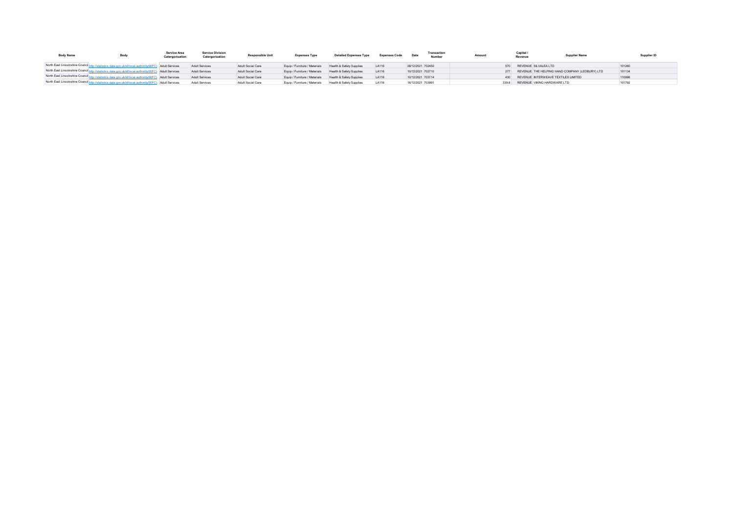| Body Name | Body | Service Area Catergorisation | Service Division Catergorisation | Responsible Unit | Expenses Type | Detailed Expenses Type | Expenses Code | Date | Transaction Number | Amount | Capital / Revenue | Supplier Name | Supplier ID |
|---|---|---|---|---|---|---|---|---|---|---|---|---|---|
| North East Lincolnshire Council | http://statistics.data.gov.uk/id/local-authority/00FC) | Adult Services | Adult Services | Adult Social Care | Equip / Furniture / Materials | Health & Safety Supplies | LA116 | 09/12/2021 | 702450 | 570 | REVENUE | SILVALEA LTD | 101260 |
| North East Lincolnshire Council | http://statistics.data.gov.uk/id/local-authority/00FC) | Adult Services | Adult Services | Adult Social Care | Equip / Furniture / Materials | Health & Safety Supplies | LA116 | 10/12/2021 | 702710 | 277 | REVENUE | THE HELPING HAND COMPANY (LEDBURY) LTD | 101134 |
| North East Lincolnshire Council | http://statistics.data.gov.uk/id/local-authority/00FC) | Adult Services | Adult Services | Adult Social Care | Equip / Furniture / Materials | Health & Safety Supplies | LA116 | 10/12/2021 | 703114 | 430 | REVENUE | INTERWEAVE TEXTILES LIMITED | 110996 |
| North East Lincolnshire Council | http://statistics.data.gov.uk/id/local-authority/00FC) | Adult Services | Adult Services | Adult Social Care | Equip / Furniture / Materials | Health & Safety Supplies | LA116 | 16/12/2021 | 703991 | 339.8 | REVENUE | VIKING HARDWARE LTD | 101792 |